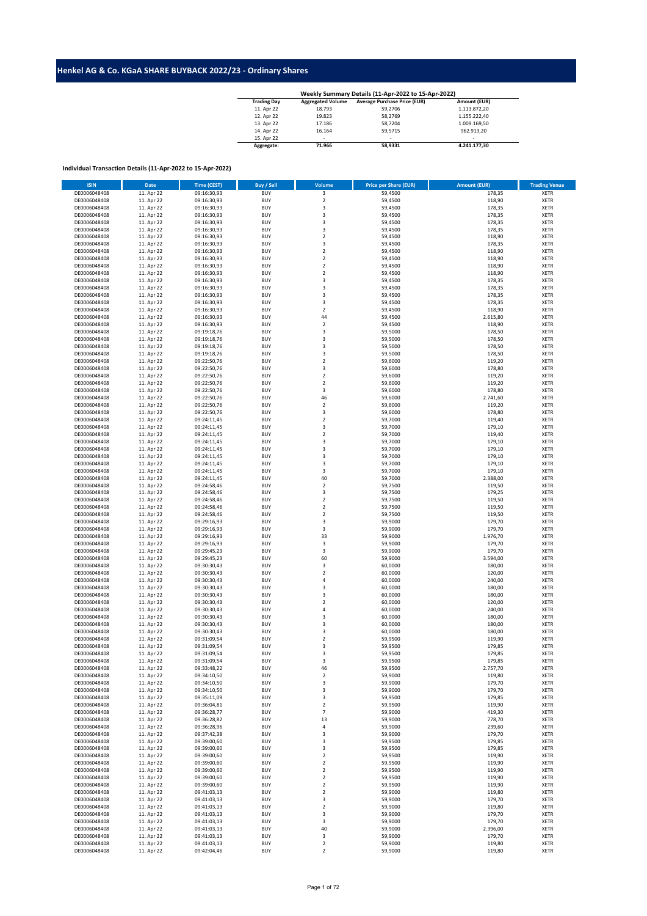# Henkel AG & Co. KGaA SHARE BUYBACK 2022/23 - Ordinary Shares

**Weekly Summary Details (11-Apr-2022 to 15-Apr-2022)**

| Trading Day | Aggregated Volume | Average Purchase Price (EUR) | Amount (EUR) |
|---|---|---|---|
| 11. Apr 22 | 18.793 | 59,2706 | 1.113.872,20 |
| 12. Apr 22 | 19.823 | 58,2769 | 1.155.222,40 |
| 13. Apr 22 | 17.186 | 58,7204 | 1.009.169,50 |
| 14. Apr 22 | 16.164 | 59,5715 | 962.913,20 |
| 15. Apr 22 | - | - | - |
| **Aggregate:** | **71.966** | **58,9331** | **4.241.177,30** |

**Individual Transaction Details (11-Apr-2022 to 15-Apr-2022)**

| ISIN | Date | Time (CEST) | Buy / Sell | Volume | Price per Share (EUR) | Amount (EUR) | Trading Venue |
|---|---|---|---|---|---|---|---|
| DE0006048408 | 11. Apr 22 | 09:16:30,93 | BUY | 3 | 59,4500 | 178,35 | XETR |
| DE0006048408 | 11. Apr 22 | 09:16:30,93 | BUY | 2 | 59,4500 | 118,90 | XETR |
| DE0006048408 | 11. Apr 22 | 09:16:30,93 | BUY | 3 | 59,4500 | 178,35 | XETR |
| DE0006048408 | 11. Apr 22 | 09:16:30,93 | BUY | 3 | 59,4500 | 178,35 | XETR |
| DE0006048408 | 11. Apr 22 | 09:16:30,93 | BUY | 3 | 59,4500 | 178,35 | XETR |
| DE0006048408 | 11. Apr 22 | 09:16:30,93 | BUY | 3 | 59,4500 | 178,35 | XETR |
| DE0006048408 | 11. Apr 22 | 09:16:30,93 | BUY | 2 | 59,4500 | 118,90 | XETR |
| DE0006048408 | 11. Apr 22 | 09:16:30,93 | BUY | 3 | 59,4500 | 178,35 | XETR |
| DE0006048408 | 11. Apr 22 | 09:16:30,93 | BUY | 2 | 59,4500 | 118,90 | XETR |
| DE0006048408 | 11. Apr 22 | 09:16:30,93 | BUY | 2 | 59,4500 | 118,90 | XETR |
| DE0006048408 | 11. Apr 22 | 09:16:30,93 | BUY | 2 | 59,4500 | 118,90 | XETR |
| DE0006048408 | 11. Apr 22 | 09:16:30,93 | BUY | 2 | 59,4500 | 118,90 | XETR |
| DE0006048408 | 11. Apr 22 | 09:16:30,93 | BUY | 3 | 59,4500 | 178,35 | XETR |
| DE0006048408 | 11. Apr 22 | 09:16:30,93 | BUY | 3 | 59,4500 | 178,35 | XETR |
| DE0006048408 | 11. Apr 22 | 09:16:30,93 | BUY | 3 | 59,4500 | 178,35 | XETR |
| DE0006048408 | 11. Apr 22 | 09:16:30,93 | BUY | 3 | 59,4500 | 178,35 | XETR |
| DE0006048408 | 11. Apr 22 | 09:16:30,93 | BUY | 2 | 59,4500 | 118,90 | XETR |
| DE0006048408 | 11. Apr 22 | 09:16:30,93 | BUY | 44 | 59,4500 | 2.615,80 | XETR |
| DE0006048408 | 11. Apr 22 | 09:16:30,93 | BUY | 2 | 59,4500 | 118,90 | XETR |
| DE0006048408 | 11. Apr 22 | 09:19:18,76 | BUY | 3 | 59,5000 | 178,50 | XETR |
| DE0006048408 | 11. Apr 22 | 09:19:18,76 | BUY | 3 | 59,5000 | 178,50 | XETR |
| DE0006048408 | 11. Apr 22 | 09:19:18,76 | BUY | 3 | 59,5000 | 178,50 | XETR |
| DE0006048408 | 11. Apr 22 | 09:19:18,76 | BUY | 3 | 59,5000 | 178,50 | XETR |
| DE0006048408 | 11. Apr 22 | 09:22:50,76 | BUY | 2 | 59,6000 | 119,20 | XETR |
| DE0006048408 | 11. Apr 22 | 09:22:50,76 | BUY | 3 | 59,6000 | 178,80 | XETR |
| DE0006048408 | 11. Apr 22 | 09:22:50,76 | BUY | 2 | 59,6000 | 119,20 | XETR |
| DE0006048408 | 11. Apr 22 | 09:22:50,76 | BUY | 2 | 59,6000 | 119,20 | XETR |
| DE0006048408 | 11. Apr 22 | 09:22:50,76 | BUY | 3 | 59,6000 | 178,80 | XETR |
| DE0006048408 | 11. Apr 22 | 09:22:50,76 | BUY | 46 | 59,6000 | 2.741,60 | XETR |
| DE0006048408 | 11. Apr 22 | 09:22:50,76 | BUY | 2 | 59,6000 | 119,20 | XETR |
| DE0006048408 | 11. Apr 22 | 09:22:50,76 | BUY | 3 | 59,6000 | 178,80 | XETR |
| DE0006048408 | 11. Apr 22 | 09:24:11,45 | BUY | 2 | 59,7000 | 119,40 | XETR |
| DE0006048408 | 11. Apr 22 | 09:24:11,45 | BUY | 3 | 59,7000 | 179,10 | XETR |
| DE0006048408 | 11. Apr 22 | 09:24:11,45 | BUY | 2 | 59,7000 | 119,40 | XETR |
| DE0006048408 | 11. Apr 22 | 09:24:11,45 | BUY | 3 | 59,7000 | 179,10 | XETR |
| DE0006048408 | 11. Apr 22 | 09:24:11,45 | BUY | 3 | 59,7000 | 179,10 | XETR |
| DE0006048408 | 11. Apr 22 | 09:24:11,45 | BUY | 3 | 59,7000 | 179,10 | XETR |
| DE0006048408 | 11. Apr 22 | 09:24:11,45 | BUY | 3 | 59,7000 | 179,10 | XETR |
| DE0006048408 | 11. Apr 22 | 09:24:11,45 | BUY | 3 | 59,7000 | 179,10 | XETR |
| DE0006048408 | 11. Apr 22 | 09:24:11,45 | BUY | 40 | 59,7000 | 2.388,00 | XETR |
| DE0006048408 | 11. Apr 22 | 09:24:58,46 | BUY | 2 | 59,7500 | 119,50 | XETR |
| DE0006048408 | 11. Apr 22 | 09:24:58,46 | BUY | 3 | 59,7500 | 179,25 | XETR |
| DE0006048408 | 11. Apr 22 | 09:24:58,46 | BUY | 2 | 59,7500 | 119,50 | XETR |
| DE0006048408 | 11. Apr 22 | 09:24:58,46 | BUY | 2 | 59,7500 | 119,50 | XETR |
| DE0006048408 | 11. Apr 22 | 09:24:58,46 | BUY | 2 | 59,7500 | 119,50 | XETR |
| DE0006048408 | 11. Apr 22 | 09:29:16,93 | BUY | 3 | 59,9000 | 179,70 | XETR |
| DE0006048408 | 11. Apr 22 | 09:29:16,93 | BUY | 3 | 59,9000 | 179,70 | XETR |
| DE0006048408 | 11. Apr 22 | 09:29:16,93 | BUY | 33 | 59,9000 | 1.976,70 | XETR |
| DE0006048408 | 11. Apr 22 | 09:29:16,93 | BUY | 3 | 59,9000 | 179,70 | XETR |
| DE0006048408 | 11. Apr 22 | 09:29:45,23 | BUY | 3 | 59,9000 | 179,70 | XETR |
| DE0006048408 | 11. Apr 22 | 09:29:45,23 | BUY | 60 | 59,9000 | 3.594,00 | XETR |
| DE0006048408 | 11. Apr 22 | 09:30:30,43 | BUY | 3 | 60,0000 | 180,00 | XETR |
| DE0006048408 | 11. Apr 22 | 09:30:30,43 | BUY | 2 | 60,0000 | 120,00 | XETR |
| DE0006048408 | 11. Apr 22 | 09:30:30,43 | BUY | 4 | 60,0000 | 240,00 | XETR |
| DE0006048408 | 11. Apr 22 | 09:30:30,43 | BUY | 3 | 60,0000 | 180,00 | XETR |
| DE0006048408 | 11. Apr 22 | 09:30:30,43 | BUY | 3 | 60,0000 | 180,00 | XETR |
| DE0006048408 | 11. Apr 22 | 09:30:30,43 | BUY | 2 | 60,0000 | 120,00 | XETR |
| DE0006048408 | 11. Apr 22 | 09:30:30,43 | BUY | 4 | 60,0000 | 240,00 | XETR |
| DE0006048408 | 11. Apr 22 | 09:30:30,43 | BUY | 3 | 60,0000 | 180,00 | XETR |
| DE0006048408 | 11. Apr 22 | 09:30:30,43 | BUY | 3 | 60,0000 | 180,00 | XETR |
| DE0006048408 | 11. Apr 22 | 09:30:30,43 | BUY | 3 | 60,0000 | 180,00 | XETR |
| DE0006048408 | 11. Apr 22 | 09:31:09,54 | BUY | 2 | 59,9500 | 119,90 | XETR |
| DE0006048408 | 11. Apr 22 | 09:31:09,54 | BUY | 3 | 59,9500 | 179,85 | XETR |
| DE0006048408 | 11. Apr 22 | 09:31:09,54 | BUY | 3 | 59,9500 | 179,85 | XETR |
| DE0006048408 | 11. Apr 22 | 09:31:09,54 | BUY | 3 | 59,9500 | 179,85 | XETR |
| DE0006048408 | 11. Apr 22 | 09:33:48,22 | BUY | 46 | 59,9500 | 2.757,70 | XETR |
| DE0006048408 | 11. Apr 22 | 09:34:10,50 | BUY | 2 | 59,9000 | 119,80 | XETR |
| DE0006048408 | 11. Apr 22 | 09:34:10,50 | BUY | 3 | 59,9000 | 179,70 | XETR |
| DE0006048408 | 11. Apr 22 | 09:34:10,50 | BUY | 3 | 59,9000 | 179,70 | XETR |
| DE0006048408 | 11. Apr 22 | 09:35:11,09 | BUY | 3 | 59,9500 | 179,85 | XETR |
| DE0006048408 | 11. Apr 22 | 09:36:04,81 | BUY | 2 | 59,9500 | 119,90 | XETR |
| DE0006048408 | 11. Apr 22 | 09:36:28,77 | BUY | 7 | 59,9000 | 419,30 | XETR |
| DE0006048408 | 11. Apr 22 | 09:36:28,82 | BUY | 13 | 59,9000 | 778,70 | XETR |
| DE0006048408 | 11. Apr 22 | 09:36:28,96 | BUY | 4 | 59,9000 | 239,60 | XETR |
| DE0006048408 | 11. Apr 22 | 09:37:42,38 | BUY | 3 | 59,9000 | 179,70 | XETR |
| DE0006048408 | 11. Apr 22 | 09:39:00,60 | BUY | 3 | 59,9500 | 179,85 | XETR |
| DE0006048408 | 11. Apr 22 | 09:39:00,60 | BUY | 3 | 59,9500 | 179,85 | XETR |
| DE0006048408 | 11. Apr 22 | 09:39:00,60 | BUY | 2 | 59,9500 | 119,90 | XETR |
| DE0006048408 | 11. Apr 22 | 09:39:00,60 | BUY | 2 | 59,9500 | 119,90 | XETR |
| DE0006048408 | 11. Apr 22 | 09:39:00,60 | BUY | 2 | 59,9500 | 119,90 | XETR |
| DE0006048408 | 11. Apr 22 | 09:39:00,60 | BUY | 2 | 59,9500 | 119,90 | XETR |
| DE0006048408 | 11. Apr 22 | 09:39:00,60 | BUY | 2 | 59,9500 | 119,90 | XETR |
| DE0006048408 | 11. Apr 22 | 09:41:03,13 | BUY | 2 | 59,9000 | 119,80 | XETR |
| DE0006048408 | 11. Apr 22 | 09:41:03,13 | BUY | 3 | 59,9000 | 179,70 | XETR |
| DE0006048408 | 11. Apr 22 | 09:41:03,13 | BUY | 2 | 59,9000 | 119,80 | XETR |
| DE0006048408 | 11. Apr 22 | 09:41:03,13 | BUY | 3 | 59,9000 | 179,70 | XETR |
| DE0006048408 | 11. Apr 22 | 09:41:03,13 | BUY | 3 | 59,9000 | 179,70 | XETR |
| DE0006048408 | 11. Apr 22 | 09:41:03,13 | BUY | 40 | 59,9000 | 2.396,00 | XETR |
| DE0006048408 | 11. Apr 22 | 09:41:03,13 | BUY | 3 | 59,9000 | 179,70 | XETR |
| DE0006048408 | 11. Apr 22 | 09:41:03,13 | BUY | 2 | 59,9000 | 119,80 | XETR |
| DE0006048408 | 11. Apr 22 | 09:42:04,46 | BUY | 2 | 59,9000 | 119,80 | XETR |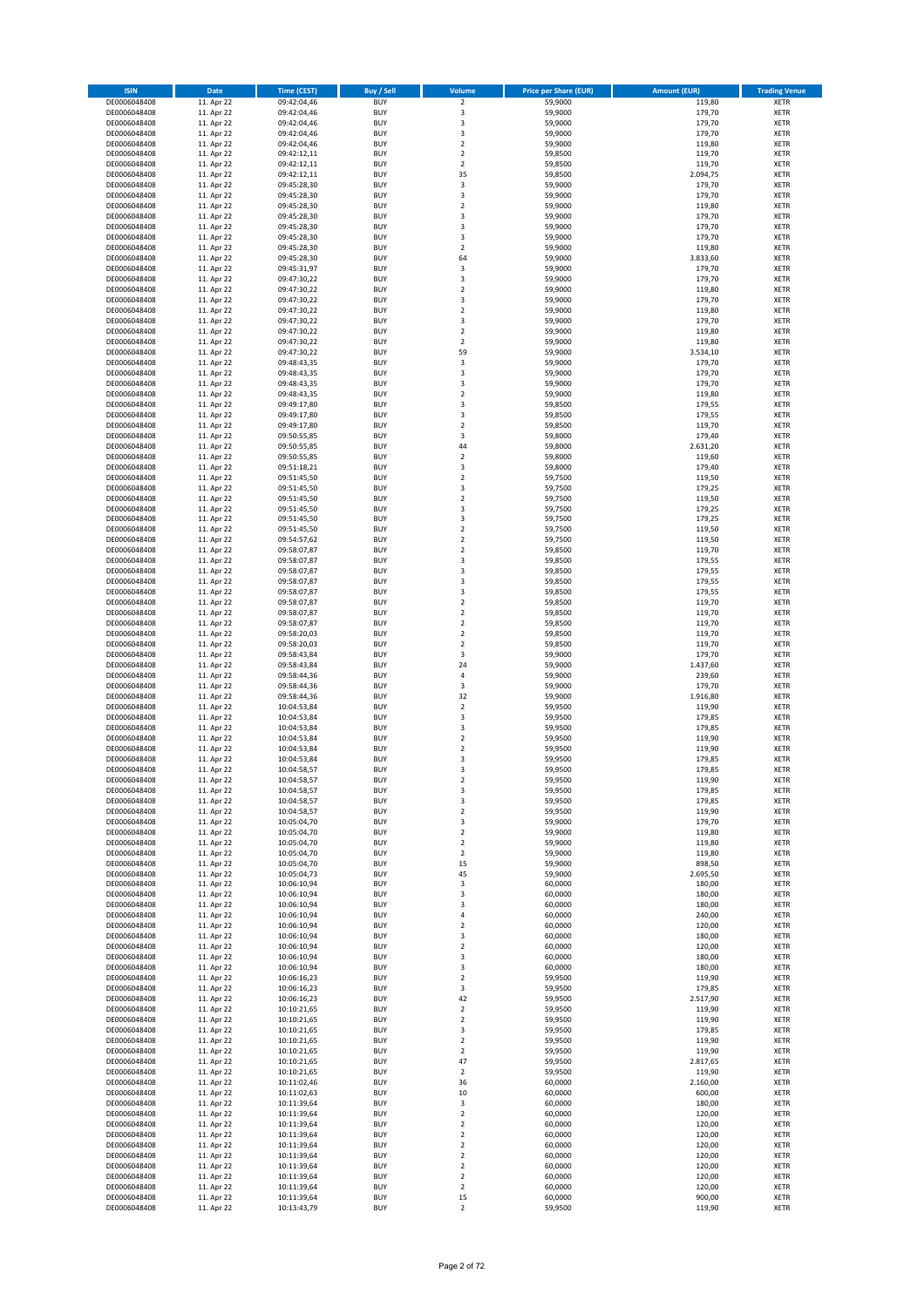| ISIN | Date | Time (CEST) | Buy / Sell | Volume | Price per Share (EUR) | Amount (EUR) | Trading Venue |
|---|---|---|---|---|---|---|---|
| DE0006048408 | 11. Apr 22 | 09:42:04,46 | BUY | 2 | 59,9000 | 119,80 | XETR |
| DE0006048408 | 11. Apr 22 | 09:42:04,46 | BUY | 3 | 59,9000 | 179,70 | XETR |
| DE0006048408 | 11. Apr 22 | 09:42:04,46 | BUY | 3 | 59,9000 | 179,70 | XETR |
| DE0006048408 | 11. Apr 22 | 09:42:04,46 | BUY | 3 | 59,9000 | 179,70 | XETR |
| DE0006048408 | 11. Apr 22 | 09:42:04,46 | BUY | 2 | 59,9000 | 119,80 | XETR |
| DE0006048408 | 11. Apr 22 | 09:42:12,11 | BUY | 2 | 59,8500 | 119,70 | XETR |
| DE0006048408 | 11. Apr 22 | 09:42:12,11 | BUY | 2 | 59,8500 | 119,70 | XETR |
| DE0006048408 | 11. Apr 22 | 09:42:12,11 | BUY | 35 | 59,8500 | 2.094,75 | XETR |
| DE0006048408 | 11. Apr 22 | 09:45:28,30 | BUY | 3 | 59,9000 | 179,70 | XETR |
| DE0006048408 | 11. Apr 22 | 09:45:28,30 | BUY | 3 | 59,9000 | 179,70 | XETR |
| DE0006048408 | 11. Apr 22 | 09:45:28,30 | BUY | 2 | 59,9000 | 119,80 | XETR |
| DE0006048408 | 11. Apr 22 | 09:45:28,30 | BUY | 3 | 59,9000 | 179,70 | XETR |
| DE0006048408 | 11. Apr 22 | 09:45:28,30 | BUY | 3 | 59,9000 | 179,70 | XETR |
| DE0006048408 | 11. Apr 22 | 09:45:28,30 | BUY | 3 | 59,9000 | 179,70 | XETR |
| DE0006048408 | 11. Apr 22 | 09:45:28,30 | BUY | 2 | 59,9000 | 119,80 | XETR |
| DE0006048408 | 11. Apr 22 | 09:45:28,30 | BUY | 64 | 59,9000 | 3.833,60 | XETR |
| DE0006048408 | 11. Apr 22 | 09:45:31,97 | BUY | 3 | 59,9000 | 179,70 | XETR |
| DE0006048408 | 11. Apr 22 | 09:47:30,22 | BUY | 3 | 59,9000 | 179,70 | XETR |
| DE0006048408 | 11. Apr 22 | 09:47:30,22 | BUY | 2 | 59,9000 | 119,80 | XETR |
| DE0006048408 | 11. Apr 22 | 09:47:30,22 | BUY | 3 | 59,9000 | 179,70 | XETR |
| DE0006048408 | 11. Apr 22 | 09:47:30,22 | BUY | 2 | 59,9000 | 119,80 | XETR |
| DE0006048408 | 11. Apr 22 | 09:47:30,22 | BUY | 3 | 59,9000 | 179,70 | XETR |
| DE0006048408 | 11. Apr 22 | 09:47:30,22 | BUY | 2 | 59,9000 | 119,80 | XETR |
| DE0006048408 | 11. Apr 22 | 09:47:30,22 | BUY | 2 | 59,9000 | 119,80 | XETR |
| DE0006048408 | 11. Apr 22 | 09:47:30,22 | BUY | 59 | 59,9000 | 3.534,10 | XETR |
| DE0006048408 | 11. Apr 22 | 09:48:43,35 | BUY | 3 | 59,9000 | 179,70 | XETR |
| DE0006048408 | 11. Apr 22 | 09:48:43,35 | BUY | 3 | 59,9000 | 179,70 | XETR |
| DE0006048408 | 11. Apr 22 | 09:48:43,35 | BUY | 3 | 59,9000 | 179,70 | XETR |
| DE0006048408 | 11. Apr 22 | 09:48:43,35 | BUY | 2 | 59,9000 | 119,80 | XETR |
| DE0006048408 | 11. Apr 22 | 09:49:17,80 | BUY | 3 | 59,8500 | 179,55 | XETR |
| DE0006048408 | 11. Apr 22 | 09:49:17,80 | BUY | 3 | 59,8500 | 179,55 | XETR |
| DE0006048408 | 11. Apr 22 | 09:49:17,80 | BUY | 2 | 59,8500 | 119,70 | XETR |
| DE0006048408 | 11. Apr 22 | 09:50:55,85 | BUY | 3 | 59,8000 | 179,40 | XETR |
| DE0006048408 | 11. Apr 22 | 09:50:55,85 | BUY | 44 | 59,8000 | 2.631,20 | XETR |
| DE0006048408 | 11. Apr 22 | 09:50:55,85 | BUY | 2 | 59,8000 | 119,60 | XETR |
| DE0006048408 | 11. Apr 22 | 09:51:18,21 | BUY | 3 | 59,8000 | 179,40 | XETR |
| DE0006048408 | 11. Apr 22 | 09:51:45,50 | BUY | 2 | 59,7500 | 119,50 | XETR |
| DE0006048408 | 11. Apr 22 | 09:51:45,50 | BUY | 3 | 59,7500 | 179,25 | XETR |
| DE0006048408 | 11. Apr 22 | 09:51:45,50 | BUY | 2 | 59,7500 | 119,50 | XETR |
| DE0006048408 | 11. Apr 22 | 09:51:45,50 | BUY | 3 | 59,7500 | 179,25 | XETR |
| DE0006048408 | 11. Apr 22 | 09:51:45,50 | BUY | 3 | 59,7500 | 179,25 | XETR |
| DE0006048408 | 11. Apr 22 | 09:51:45,50 | BUY | 2 | 59,7500 | 119,50 | XETR |
| DE0006048408 | 11. Apr 22 | 09:54:57,62 | BUY | 2 | 59,7500 | 119,50 | XETR |
| DE0006048408 | 11. Apr 22 | 09:58:07,87 | BUY | 2 | 59,8500 | 119,70 | XETR |
| DE0006048408 | 11. Apr 22 | 09:58:07,87 | BUY | 3 | 59,8500 | 179,55 | XETR |
| DE0006048408 | 11. Apr 22 | 09:58:07,87 | BUY | 3 | 59,8500 | 179,55 | XETR |
| DE0006048408 | 11. Apr 22 | 09:58:07,87 | BUY | 3 | 59,8500 | 179,55 | XETR |
| DE0006048408 | 11. Apr 22 | 09:58:07,87 | BUY | 3 | 59,8500 | 179,55 | XETR |
| DE0006048408 | 11. Apr 22 | 09:58:07,87 | BUY | 2 | 59,8500 | 119,70 | XETR |
| DE0006048408 | 11. Apr 22 | 09:58:07,87 | BUY | 2 | 59,8500 | 119,70 | XETR |
| DE0006048408 | 11. Apr 22 | 09:58:07,87 | BUY | 2 | 59,8500 | 119,70 | XETR |
| DE0006048408 | 11. Apr 22 | 09:58:20,03 | BUY | 2 | 59,8500 | 119,70 | XETR |
| DE0006048408 | 11. Apr 22 | 09:58:20,03 | BUY | 2 | 59,8500 | 119,70 | XETR |
| DE0006048408 | 11. Apr 22 | 09:58:43,84 | BUY | 3 | 59,9000 | 179,70 | XETR |
| DE0006048408 | 11. Apr 22 | 09:58:43,84 | BUY | 24 | 59,9000 | 1.437,60 | XETR |
| DE0006048408 | 11. Apr 22 | 09:58:44,36 | BUY | 4 | 59,9000 | 239,60 | XETR |
| DE0006048408 | 11. Apr 22 | 09:58:44,36 | BUY | 3 | 59,9000 | 179,70 | XETR |
| DE0006048408 | 11. Apr 22 | 09:58:44,36 | BUY | 32 | 59,9000 | 1.916,80 | XETR |
| DE0006048408 | 11. Apr 22 | 10:04:53,84 | BUY | 2 | 59,9500 | 119,90 | XETR |
| DE0006048408 | 11. Apr 22 | 10:04:53,84 | BUY | 3 | 59,9500 | 179,85 | XETR |
| DE0006048408 | 11. Apr 22 | 10:04:53,84 | BUY | 3 | 59,9500 | 179,85 | XETR |
| DE0006048408 | 11. Apr 22 | 10:04:53,84 | BUY | 2 | 59,9500 | 119,90 | XETR |
| DE0006048408 | 11. Apr 22 | 10:04:53,84 | BUY | 2 | 59,9500 | 119,90 | XETR |
| DE0006048408 | 11. Apr 22 | 10:04:53,84 | BUY | 3 | 59,9500 | 179,85 | XETR |
| DE0006048408 | 11. Apr 22 | 10:04:58,57 | BUY | 3 | 59,9500 | 179,85 | XETR |
| DE0006048408 | 11. Apr 22 | 10:04:58,57 | BUY | 2 | 59,9500 | 119,90 | XETR |
| DE0006048408 | 11. Apr 22 | 10:04:58,57 | BUY | 3 | 59,9500 | 179,85 | XETR |
| DE0006048408 | 11. Apr 22 | 10:04:58,57 | BUY | 3 | 59,9500 | 179,85 | XETR |
| DE0006048408 | 11. Apr 22 | 10:04:58,57 | BUY | 2 | 59,9500 | 119,90 | XETR |
| DE0006048408 | 11. Apr 22 | 10:05:04,70 | BUY | 3 | 59,9000 | 179,70 | XETR |
| DE0006048408 | 11. Apr 22 | 10:05:04,70 | BUY | 2 | 59,9000 | 119,80 | XETR |
| DE0006048408 | 11. Apr 22 | 10:05:04,70 | BUY | 2 | 59,9000 | 119,80 | XETR |
| DE0006048408 | 11. Apr 22 | 10:05:04,70 | BUY | 2 | 59,9000 | 119,80 | XETR |
| DE0006048408 | 11. Apr 22 | 10:05:04,70 | BUY | 15 | 59,9000 | 898,50 | XETR |
| DE0006048408 | 11. Apr 22 | 10:05:04,73 | BUY | 45 | 59,9000 | 2.695,50 | XETR |
| DE0006048408 | 11. Apr 22 | 10:06:10,94 | BUY | 3 | 60,0000 | 180,00 | XETR |
| DE0006048408 | 11. Apr 22 | 10:06:10,94 | BUY | 3 | 60,0000 | 180,00 | XETR |
| DE0006048408 | 11. Apr 22 | 10:06:10,94 | BUY | 3 | 60,0000 | 180,00 | XETR |
| DE0006048408 | 11. Apr 22 | 10:06:10,94 | BUY | 4 | 60,0000 | 240,00 | XETR |
| DE0006048408 | 11. Apr 22 | 10:06:10,94 | BUY | 2 | 60,0000 | 120,00 | XETR |
| DE0006048408 | 11. Apr 22 | 10:06:10,94 | BUY | 3 | 60,0000 | 180,00 | XETR |
| DE0006048408 | 11. Apr 22 | 10:06:10,94 | BUY | 2 | 60,0000 | 120,00 | XETR |
| DE0006048408 | 11. Apr 22 | 10:06:10,94 | BUY | 3 | 60,0000 | 180,00 | XETR |
| DE0006048408 | 11. Apr 22 | 10:06:10,94 | BUY | 3 | 60,0000 | 180,00 | XETR |
| DE0006048408 | 11. Apr 22 | 10:06:16,23 | BUY | 2 | 59,9500 | 119,90 | XETR |
| DE0006048408 | 11. Apr 22 | 10:06:16,23 | BUY | 3 | 59,9500 | 179,85 | XETR |
| DE0006048408 | 11. Apr 22 | 10:06:16,23 | BUY | 42 | 59,9500 | 2.517,90 | XETR |
| DE0006048408 | 11. Apr 22 | 10:10:21,65 | BUY | 2 | 59,9500 | 119,90 | XETR |
| DE0006048408 | 11. Apr 22 | 10:10:21,65 | BUY | 2 | 59,9500 | 119,90 | XETR |
| DE0006048408 | 11. Apr 22 | 10:10:21,65 | BUY | 3 | 59,9500 | 179,85 | XETR |
| DE0006048408 | 11. Apr 22 | 10:10:21,65 | BUY | 2 | 59,9500 | 119,90 | XETR |
| DE0006048408 | 11. Apr 22 | 10:10:21,65 | BUY | 2 | 59,9500 | 119,90 | XETR |
| DE0006048408 | 11. Apr 22 | 10:10:21,65 | BUY | 47 | 59,9500 | 2.817,65 | XETR |
| DE0006048408 | 11. Apr 22 | 10:10:21,65 | BUY | 2 | 59,9500 | 119,90 | XETR |
| DE0006048408 | 11. Apr 22 | 10:11:02,46 | BUY | 36 | 60,0000 | 2.160,00 | XETR |
| DE0006048408 | 11. Apr 22 | 10:11:02,63 | BUY | 10 | 60,0000 | 600,00 | XETR |
| DE0006048408 | 11. Apr 22 | 10:11:39,64 | BUY | 3 | 60,0000 | 180,00 | XETR |
| DE0006048408 | 11. Apr 22 | 10:11:39,64 | BUY | 2 | 60,0000 | 120,00 | XETR |
| DE0006048408 | 11. Apr 22 | 10:11:39,64 | BUY | 2 | 60,0000 | 120,00 | XETR |
| DE0006048408 | 11. Apr 22 | 10:11:39,64 | BUY | 2 | 60,0000 | 120,00 | XETR |
| DE0006048408 | 11. Apr 22 | 10:11:39,64 | BUY | 2 | 60,0000 | 120,00 | XETR |
| DE0006048408 | 11. Apr 22 | 10:11:39,64 | BUY | 2 | 60,0000 | 120,00 | XETR |
| DE0006048408 | 11. Apr 22 | 10:11:39,64 | BUY | 2 | 60,0000 | 120,00 | XETR |
| DE0006048408 | 11. Apr 22 | 10:11:39,64 | BUY | 2 | 60,0000 | 120,00 | XETR |
| DE0006048408 | 11. Apr 22 | 10:11:39,64 | BUY | 2 | 60,0000 | 120,00 | XETR |
| DE0006048408 | 11. Apr 22 | 10:11:39,64 | BUY | 15 | 60,0000 | 900,00 | XETR |
| DE0006048408 | 11. Apr 22 | 10:13:43,79 | BUY | 2 | 59,9500 | 119,90 | XETR |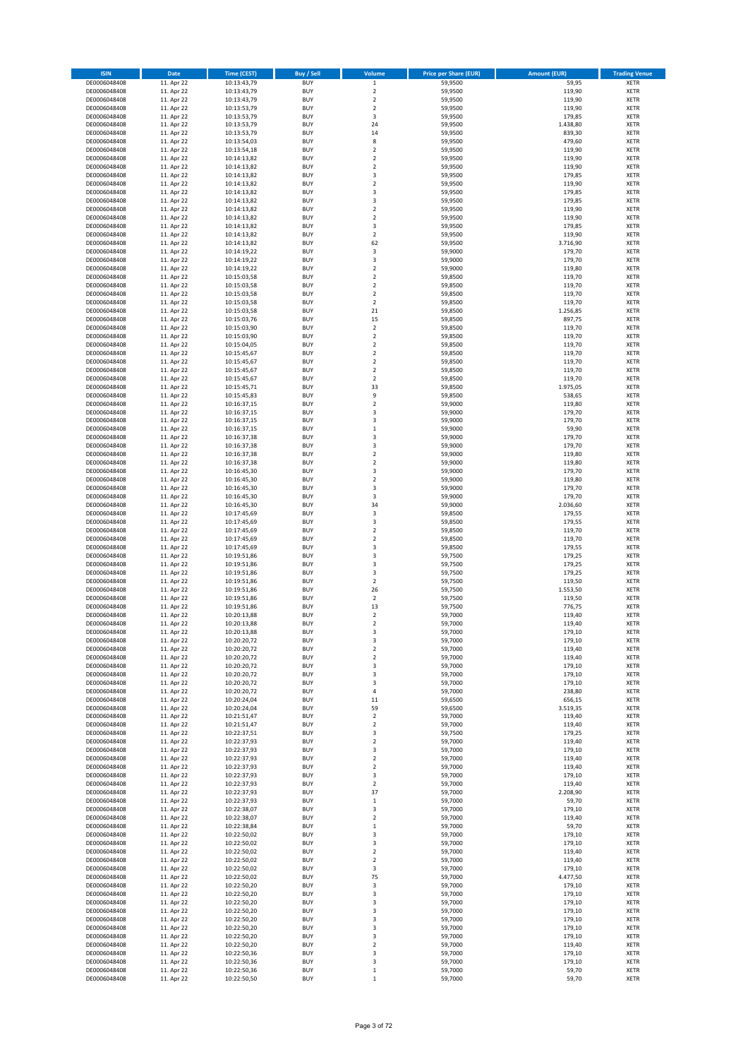| ISIN | Date | Time (CEST) | Buy / Sell | Volume | Price per Share (EUR) | Amount (EUR) | Trading Venue |
|---|---|---|---|---|---|---|---|
| DE0006048408 | 11. Apr 22 | 10:13:43,79 | BUY | 1 | 59,9500 | 59,95 | XETR |
| DE0006048408 | 11. Apr 22 | 10:13:43,79 | BUY | 2 | 59,9500 | 119,90 | XETR |
| DE0006048408 | 11. Apr 22 | 10:13:43,79 | BUY | 2 | 59,9500 | 119,90 | XETR |
| DE0006048408 | 11. Apr 22 | 10:13:53,79 | BUY | 2 | 59,9500 | 119,90 | XETR |
| DE0006048408 | 11. Apr 22 | 10:13:53,79 | BUY | 3 | 59,9500 | 179,85 | XETR |
| DE0006048408 | 11. Apr 22 | 10:13:53,79 | BUY | 24 | 59,9500 | 1.438,80 | XETR |
| DE0006048408 | 11. Apr 22 | 10:13:53,79 | BUY | 14 | 59,9500 | 839,30 | XETR |
| DE0006048408 | 11. Apr 22 | 10:13:54,03 | BUY | 8 | 59,9500 | 479,60 | XETR |
| DE0006048408 | 11. Apr 22 | 10:13:54,18 | BUY | 2 | 59,9500 | 119,90 | XETR |
| DE0006048408 | 11. Apr 22 | 10:14:13,82 | BUY | 2 | 59,9500 | 119,90 | XETR |
| DE0006048408 | 11. Apr 22 | 10:14:13,82 | BUY | 2 | 59,9500 | 119,90 | XETR |
| DE0006048408 | 11. Apr 22 | 10:14:13,82 | BUY | 3 | 59,9500 | 179,85 | XETR |
| DE0006048408 | 11. Apr 22 | 10:14:13,82 | BUY | 2 | 59,9500 | 119,90 | XETR |
| DE0006048408 | 11. Apr 22 | 10:14:13,82 | BUY | 3 | 59,9500 | 179,85 | XETR |
| DE0006048408 | 11. Apr 22 | 10:14:13,82 | BUY | 3 | 59,9500 | 179,85 | XETR |
| DE0006048408 | 11. Apr 22 | 10:14:13,82 | BUY | 2 | 59,9500 | 119,90 | XETR |
| DE0006048408 | 11. Apr 22 | 10:14:13,82 | BUY | 2 | 59,9500 | 119,90 | XETR |
| DE0006048408 | 11. Apr 22 | 10:14:13,82 | BUY | 3 | 59,9500 | 179,85 | XETR |
| DE0006048408 | 11. Apr 22 | 10:14:13,82 | BUY | 2 | 59,9500 | 119,90 | XETR |
| DE0006048408 | 11. Apr 22 | 10:14:13,82 | BUY | 62 | 59,9500 | 3.716,90 | XETR |
| DE0006048408 | 11. Apr 22 | 10:14:19,22 | BUY | 3 | 59,9000 | 179,70 | XETR |
| DE0006048408 | 11. Apr 22 | 10:14:19,22 | BUY | 3 | 59,9000 | 179,70 | XETR |
| DE0006048408 | 11. Apr 22 | 10:14:19,22 | BUY | 2 | 59,9000 | 119,80 | XETR |
| DE0006048408 | 11. Apr 22 | 10:15:03,58 | BUY | 2 | 59,8500 | 119,70 | XETR |
| DE0006048408 | 11. Apr 22 | 10:15:03,58 | BUY | 2 | 59,8500 | 119,70 | XETR |
| DE0006048408 | 11. Apr 22 | 10:15:03,58 | BUY | 2 | 59,8500 | 119,70 | XETR |
| DE0006048408 | 11. Apr 22 | 10:15:03,58 | BUY | 2 | 59,8500 | 119,70 | XETR |
| DE0006048408 | 11. Apr 22 | 10:15:03,58 | BUY | 21 | 59,8500 | 1.256,85 | XETR |
| DE0006048408 | 11. Apr 22 | 10:15:03,76 | BUY | 15 | 59,8500 | 897,75 | XETR |
| DE0006048408 | 11. Apr 22 | 10:15:03,90 | BUY | 2 | 59,8500 | 119,70 | XETR |
| DE0006048408 | 11. Apr 22 | 10:15:03,90 | BUY | 2 | 59,8500 | 119,70 | XETR |
| DE0006048408 | 11. Apr 22 | 10:15:04,05 | BUY | 2 | 59,8500 | 119,70 | XETR |
| DE0006048408 | 11. Apr 22 | 10:15:45,67 | BUY | 2 | 59,8500 | 119,70 | XETR |
| DE0006048408 | 11. Apr 22 | 10:15:45,67 | BUY | 2 | 59,8500 | 119,70 | XETR |
| DE0006048408 | 11. Apr 22 | 10:15:45,67 | BUY | 2 | 59,8500 | 119,70 | XETR |
| DE0006048408 | 11. Apr 22 | 10:15:45,67 | BUY | 2 | 59,8500 | 119,70 | XETR |
| DE0006048408 | 11. Apr 22 | 10:15:45,71 | BUY | 33 | 59,8500 | 1.975,05 | XETR |
| DE0006048408 | 11. Apr 22 | 10:15:45,83 | BUY | 9 | 59,8500 | 538,65 | XETR |
| DE0006048408 | 11. Apr 22 | 10:16:37,15 | BUY | 2 | 59,9000 | 119,80 | XETR |
| DE0006048408 | 11. Apr 22 | 10:16:37,15 | BUY | 3 | 59,9000 | 179,70 | XETR |
| DE0006048408 | 11. Apr 22 | 10:16:37,15 | BUY | 3 | 59,9000 | 179,70 | XETR |
| DE0006048408 | 11. Apr 22 | 10:16:37,15 | BUY | 1 | 59,9000 | 59,90 | XETR |
| DE0006048408 | 11. Apr 22 | 10:16:37,38 | BUY | 3 | 59,9000 | 179,70 | XETR |
| DE0006048408 | 11. Apr 22 | 10:16:37,38 | BUY | 3 | 59,9000 | 179,70 | XETR |
| DE0006048408 | 11. Apr 22 | 10:16:37,38 | BUY | 2 | 59,9000 | 119,80 | XETR |
| DE0006048408 | 11. Apr 22 | 10:16:37,38 | BUY | 2 | 59,9000 | 119,80 | XETR |
| DE0006048408 | 11. Apr 22 | 10:16:45,30 | BUY | 3 | 59,9000 | 179,70 | XETR |
| DE0006048408 | 11. Apr 22 | 10:16:45,30 | BUY | 2 | 59,9000 | 119,80 | XETR |
| DE0006048408 | 11. Apr 22 | 10:16:45,30 | BUY | 3 | 59,9000 | 179,70 | XETR |
| DE0006048408 | 11. Apr 22 | 10:16:45,30 | BUY | 3 | 59,9000 | 179,70 | XETR |
| DE0006048408 | 11. Apr 22 | 10:16:45,30 | BUY | 34 | 59,9000 | 2.036,60 | XETR |
| DE0006048408 | 11. Apr 22 | 10:17:45,69 | BUY | 3 | 59,8500 | 179,55 | XETR |
| DE0006048408 | 11. Apr 22 | 10:17:45,69 | BUY | 3 | 59,8500 | 179,55 | XETR |
| DE0006048408 | 11. Apr 22 | 10:17:45,69 | BUY | 2 | 59,8500 | 119,70 | XETR |
| DE0006048408 | 11. Apr 22 | 10:17:45,69 | BUY | 2 | 59,8500 | 119,70 | XETR |
| DE0006048408 | 11. Apr 22 | 10:17:45,69 | BUY | 3 | 59,8500 | 179,55 | XETR |
| DE0006048408 | 11. Apr 22 | 10:19:51,86 | BUY | 3 | 59,7500 | 179,25 | XETR |
| DE0006048408 | 11. Apr 22 | 10:19:51,86 | BUY | 3 | 59,7500 | 179,25 | XETR |
| DE0006048408 | 11. Apr 22 | 10:19:51,86 | BUY | 3 | 59,7500 | 179,25 | XETR |
| DE0006048408 | 11. Apr 22 | 10:19:51,86 | BUY | 2 | 59,7500 | 119,50 | XETR |
| DE0006048408 | 11. Apr 22 | 10:19:51,86 | BUY | 26 | 59,7500 | 1.553,50 | XETR |
| DE0006048408 | 11. Apr 22 | 10:19:51,86 | BUY | 2 | 59,7500 | 119,50 | XETR |
| DE0006048408 | 11. Apr 22 | 10:19:51,86 | BUY | 13 | 59,7500 | 776,75 | XETR |
| DE0006048408 | 11. Apr 22 | 10:20:13,88 | BUY | 2 | 59,7000 | 119,40 | XETR |
| DE0006048408 | 11. Apr 22 | 10:20:13,88 | BUY | 2 | 59,7000 | 119,40 | XETR |
| DE0006048408 | 11. Apr 22 | 10:20:13,88 | BUY | 3 | 59,7000 | 179,10 | XETR |
| DE0006048408 | 11. Apr 22 | 10:20:20,72 | BUY | 3 | 59,7000 | 179,10 | XETR |
| DE0006048408 | 11. Apr 22 | 10:20:20,72 | BUY | 2 | 59,7000 | 119,40 | XETR |
| DE0006048408 | 11. Apr 22 | 10:20:20,72 | BUY | 2 | 59,7000 | 119,40 | XETR |
| DE0006048408 | 11. Apr 22 | 10:20:20,72 | BUY | 3 | 59,7000 | 179,10 | XETR |
| DE0006048408 | 11. Apr 22 | 10:20:20,72 | BUY | 3 | 59,7000 | 179,10 | XETR |
| DE0006048408 | 11. Apr 22 | 10:20:20,72 | BUY | 3 | 59,7000 | 179,10 | XETR |
| DE0006048408 | 11. Apr 22 | 10:20:20,72 | BUY | 4 | 59,7000 | 238,80 | XETR |
| DE0006048408 | 11. Apr 22 | 10:20:24,04 | BUY | 11 | 59,6500 | 656,15 | XETR |
| DE0006048408 | 11. Apr 22 | 10:20:24,04 | BUY | 59 | 59,6500 | 3.519,35 | XETR |
| DE0006048408 | 11. Apr 22 | 10:21:51,47 | BUY | 2 | 59,7000 | 119,40 | XETR |
| DE0006048408 | 11. Apr 22 | 10:21:51,47 | BUY | 2 | 59,7000 | 119,40 | XETR |
| DE0006048408 | 11. Apr 22 | 10:22:37,51 | BUY | 3 | 59,7500 | 179,25 | XETR |
| DE0006048408 | 11. Apr 22 | 10:22:37,93 | BUY | 2 | 59,7000 | 119,40 | XETR |
| DE0006048408 | 11. Apr 22 | 10:22:37,93 | BUY | 3 | 59,7000 | 179,10 | XETR |
| DE0006048408 | 11. Apr 22 | 10:22:37,93 | BUY | 2 | 59,7000 | 119,40 | XETR |
| DE0006048408 | 11. Apr 22 | 10:22:37,93 | BUY | 2 | 59,7000 | 119,40 | XETR |
| DE0006048408 | 11. Apr 22 | 10:22:37,93 | BUY | 3 | 59,7000 | 179,10 | XETR |
| DE0006048408 | 11. Apr 22 | 10:22:37,93 | BUY | 2 | 59,7000 | 119,40 | XETR |
| DE0006048408 | 11. Apr 22 | 10:22:37,93 | BUY | 37 | 59,7000 | 2.208,90 | XETR |
| DE0006048408 | 11. Apr 22 | 10:22:37,93 | BUY | 1 | 59,7000 | 59,70 | XETR |
| DE0006048408 | 11. Apr 22 | 10:22:38,07 | BUY | 3 | 59,7000 | 179,10 | XETR |
| DE0006048408 | 11. Apr 22 | 10:22:38,07 | BUY | 2 | 59,7000 | 119,40 | XETR |
| DE0006048408 | 11. Apr 22 | 10:22:38,84 | BUY | 1 | 59,7000 | 59,70 | XETR |
| DE0006048408 | 11. Apr 22 | 10:22:50,02 | BUY | 3 | 59,7000 | 179,10 | XETR |
| DE0006048408 | 11. Apr 22 | 10:22:50,02 | BUY | 3 | 59,7000 | 179,10 | XETR |
| DE0006048408 | 11. Apr 22 | 10:22:50,02 | BUY | 2 | 59,7000 | 119,40 | XETR |
| DE0006048408 | 11. Apr 22 | 10:22:50,02 | BUY | 2 | 59,7000 | 119,40 | XETR |
| DE0006048408 | 11. Apr 22 | 10:22:50,02 | BUY | 3 | 59,7000 | 179,10 | XETR |
| DE0006048408 | 11. Apr 22 | 10:22:50,02 | BUY | 75 | 59,7000 | 4.477,50 | XETR |
| DE0006048408 | 11. Apr 22 | 10:22:50,20 | BUY | 3 | 59,7000 | 179,10 | XETR |
| DE0006048408 | 11. Apr 22 | 10:22:50,20 | BUY | 3 | 59,7000 | 179,10 | XETR |
| DE0006048408 | 11. Apr 22 | 10:22:50,20 | BUY | 3 | 59,7000 | 179,10 | XETR |
| DE0006048408 | 11. Apr 22 | 10:22:50,20 | BUY | 3 | 59,7000 | 179,10 | XETR |
| DE0006048408 | 11. Apr 22 | 10:22:50,20 | BUY | 3 | 59,7000 | 179,10 | XETR |
| DE0006048408 | 11. Apr 22 | 10:22:50,20 | BUY | 3 | 59,7000 | 179,10 | XETR |
| DE0006048408 | 11. Apr 22 | 10:22:50,20 | BUY | 3 | 59,7000 | 179,10 | XETR |
| DE0006048408 | 11. Apr 22 | 10:22:50,20 | BUY | 2 | 59,7000 | 119,40 | XETR |
| DE0006048408 | 11. Apr 22 | 10:22:50,36 | BUY | 3 | 59,7000 | 179,10 | XETR |
| DE0006048408 | 11. Apr 22 | 10:22:50,36 | BUY | 3 | 59,7000 | 179,10 | XETR |
| DE0006048408 | 11. Apr 22 | 10:22:50,36 | BUY | 1 | 59,7000 | 59,70 | XETR |
| DE0006048408 | 11. Apr 22 | 10:22:50,50 | BUY | 1 | 59,7000 | 59,70 | XETR |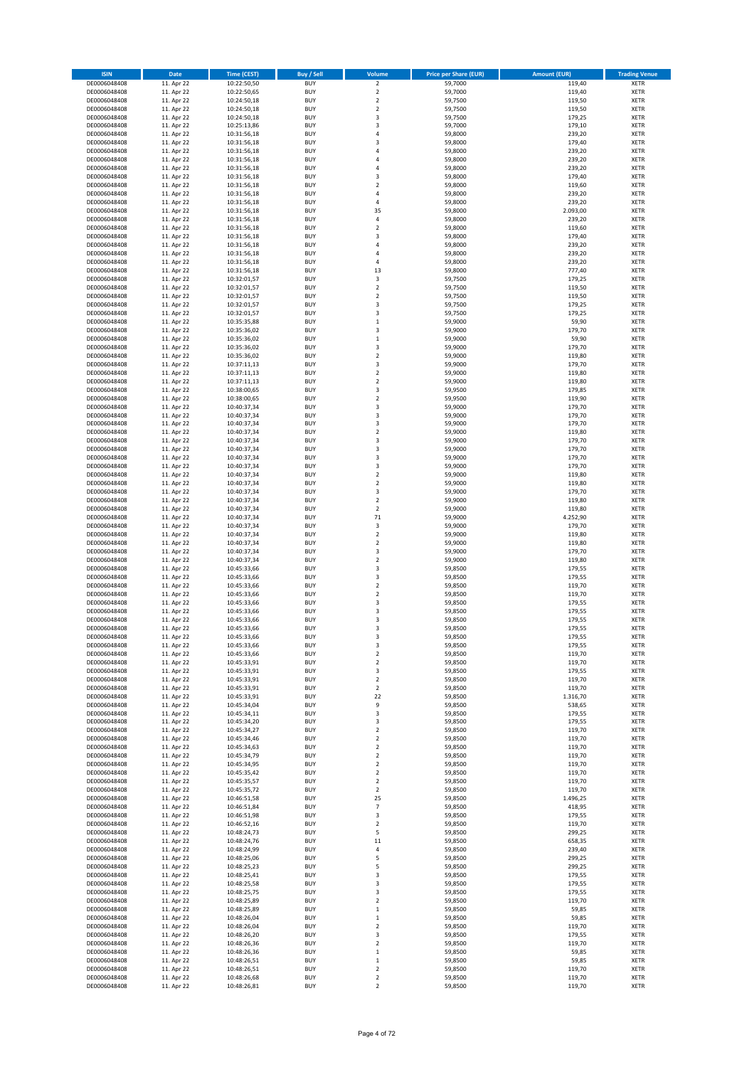| ISIN | Date | Time (CEST) | Buy / Sell | Volume | Price per Share (EUR) | Amount (EUR) | Trading Venue |
|---|---|---|---|---|---|---|---|
| DE0006048408 | 11. Apr 22 | 10:22:50,50 | BUY | 2 | 59,7000 | 119,40 | XETR |
| DE0006048408 | 11. Apr 22 | 10:22:50,65 | BUY | 2 | 59,7000 | 119,40 | XETR |
| DE0006048408 | 11. Apr 22 | 10:24:50,18 | BUY | 2 | 59,7500 | 119,50 | XETR |
| DE0006048408 | 11. Apr 22 | 10:24:50,18 | BUY | 2 | 59,7500 | 119,50 | XETR |
| DE0006048408 | 11. Apr 22 | 10:24:50,18 | BUY | 3 | 59,7500 | 179,25 | XETR |
| DE0006048408 | 11. Apr 22 | 10:25:13,86 | BUY | 3 | 59,7000 | 179,10 | XETR |
| DE0006048408 | 11. Apr 22 | 10:31:56,18 | BUY | 4 | 59,8000 | 239,20 | XETR |
| DE0006048408 | 11. Apr 22 | 10:31:56,18 | BUY | 3 | 59,8000 | 179,40 | XETR |
| DE0006048408 | 11. Apr 22 | 10:31:56,18 | BUY | 4 | 59,8000 | 239,20 | XETR |
| DE0006048408 | 11. Apr 22 | 10:31:56,18 | BUY | 4 | 59,8000 | 239,20 | XETR |
| DE0006048408 | 11. Apr 22 | 10:31:56,18 | BUY | 4 | 59,8000 | 239,20 | XETR |
| DE0006048408 | 11. Apr 22 | 10:31:56,18 | BUY | 3 | 59,8000 | 179,40 | XETR |
| DE0006048408 | 11. Apr 22 | 10:31:56,18 | BUY | 2 | 59,8000 | 119,60 | XETR |
| DE0006048408 | 11. Apr 22 | 10:31:56,18 | BUY | 4 | 59,8000 | 239,20 | XETR |
| DE0006048408 | 11. Apr 22 | 10:31:56,18 | BUY | 4 | 59,8000 | 239,20 | XETR |
| DE0006048408 | 11. Apr 22 | 10:31:56,18 | BUY | 35 | 59,8000 | 2.093,00 | XETR |
| DE0006048408 | 11. Apr 22 | 10:31:56,18 | BUY | 4 | 59,8000 | 239,20 | XETR |
| DE0006048408 | 11. Apr 22 | 10:31:56,18 | BUY | 2 | 59,8000 | 119,60 | XETR |
| DE0006048408 | 11. Apr 22 | 10:31:56,18 | BUY | 3 | 59,8000 | 179,40 | XETR |
| DE0006048408 | 11. Apr 22 | 10:31:56,18 | BUY | 4 | 59,8000 | 239,20 | XETR |
| DE0006048408 | 11. Apr 22 | 10:31:56,18 | BUY | 4 | 59,8000 | 239,20 | XETR |
| DE0006048408 | 11. Apr 22 | 10:31:56,18 | BUY | 4 | 59,8000 | 239,20 | XETR |
| DE0006048408 | 11. Apr 22 | 10:31:56,18 | BUY | 13 | 59,8000 | 777,40 | XETR |
| DE0006048408 | 11. Apr 22 | 10:32:01,57 | BUY | 3 | 59,7500 | 179,25 | XETR |
| DE0006048408 | 11. Apr 22 | 10:32:01,57 | BUY | 2 | 59,7500 | 119,50 | XETR |
| DE0006048408 | 11. Apr 22 | 10:32:01,57 | BUY | 2 | 59,7500 | 119,50 | XETR |
| DE0006048408 | 11. Apr 22 | 10:32:01,57 | BUY | 3 | 59,7500 | 179,25 | XETR |
| DE0006048408 | 11. Apr 22 | 10:32:01,57 | BUY | 3 | 59,7500 | 179,25 | XETR |
| DE0006048408 | 11. Apr 22 | 10:35:35,88 | BUY | 1 | 59,9000 | 59,90 | XETR |
| DE0006048408 | 11. Apr 22 | 10:35:36,02 | BUY | 3 | 59,9000 | 179,70 | XETR |
| DE0006048408 | 11. Apr 22 | 10:35:36,02 | BUY | 1 | 59,9000 | 59,90 | XETR |
| DE0006048408 | 11. Apr 22 | 10:35:36,02 | BUY | 3 | 59,9000 | 179,70 | XETR |
| DE0006048408 | 11. Apr 22 | 10:35:36,02 | BUY | 2 | 59,9000 | 119,80 | XETR |
| DE0006048408 | 11. Apr 22 | 10:37:11,13 | BUY | 3 | 59,9000 | 179,70 | XETR |
| DE0006048408 | 11. Apr 22 | 10:37:11,13 | BUY | 2 | 59,9000 | 119,80 | XETR |
| DE0006048408 | 11. Apr 22 | 10:37:11,13 | BUY | 2 | 59,9000 | 119,80 | XETR |
| DE0006048408 | 11. Apr 22 | 10:38:00,65 | BUY | 3 | 59,9500 | 179,85 | XETR |
| DE0006048408 | 11. Apr 22 | 10:38:00,65 | BUY | 2 | 59,9500 | 119,90 | XETR |
| DE0006048408 | 11. Apr 22 | 10:40:37,34 | BUY | 3 | 59,9000 | 179,70 | XETR |
| DE0006048408 | 11. Apr 22 | 10:40:37,34 | BUY | 3 | 59,9000 | 179,70 | XETR |
| DE0006048408 | 11. Apr 22 | 10:40:37,34 | BUY | 3 | 59,9000 | 179,70 | XETR |
| DE0006048408 | 11. Apr 22 | 10:40:37,34 | BUY | 2 | 59,9000 | 119,80 | XETR |
| DE0006048408 | 11. Apr 22 | 10:40:37,34 | BUY | 3 | 59,9000 | 179,70 | XETR |
| DE0006048408 | 11. Apr 22 | 10:40:37,34 | BUY | 3 | 59,9000 | 179,70 | XETR |
| DE0006048408 | 11. Apr 22 | 10:40:37,34 | BUY | 3 | 59,9000 | 179,70 | XETR |
| DE0006048408 | 11. Apr 22 | 10:40:37,34 | BUY | 3 | 59,9000 | 179,70 | XETR |
| DE0006048408 | 11. Apr 22 | 10:40:37,34 | BUY | 2 | 59,9000 | 119,80 | XETR |
| DE0006048408 | 11. Apr 22 | 10:40:37,34 | BUY | 2 | 59,9000 | 119,80 | XETR |
| DE0006048408 | 11. Apr 22 | 10:40:37,34 | BUY | 3 | 59,9000 | 179,70 | XETR |
| DE0006048408 | 11. Apr 22 | 10:40:37,34 | BUY | 2 | 59,9000 | 119,80 | XETR |
| DE0006048408 | 11. Apr 22 | 10:40:37,34 | BUY | 2 | 59,9000 | 119,80 | XETR |
| DE0006048408 | 11. Apr 22 | 10:40:37,34 | BUY | 71 | 59,9000 | 4.252,90 | XETR |
| DE0006048408 | 11. Apr 22 | 10:40:37,34 | BUY | 3 | 59,9000 | 179,70 | XETR |
| DE0006048408 | 11. Apr 22 | 10:40:37,34 | BUY | 2 | 59,9000 | 119,80 | XETR |
| DE0006048408 | 11. Apr 22 | 10:40:37,34 | BUY | 2 | 59,9000 | 119,80 | XETR |
| DE0006048408 | 11. Apr 22 | 10:40:37,34 | BUY | 3 | 59,9000 | 179,70 | XETR |
| DE0006048408 | 11. Apr 22 | 10:40:37,34 | BUY | 2 | 59,9000 | 119,80 | XETR |
| DE0006048408 | 11. Apr 22 | 10:45:33,66 | BUY | 3 | 59,8500 | 179,55 | XETR |
| DE0006048408 | 11. Apr 22 | 10:45:33,66 | BUY | 3 | 59,8500 | 179,55 | XETR |
| DE0006048408 | 11. Apr 22 | 10:45:33,66 | BUY | 2 | 59,8500 | 119,70 | XETR |
| DE0006048408 | 11. Apr 22 | 10:45:33,66 | BUY | 2 | 59,8500 | 119,70 | XETR |
| DE0006048408 | 11. Apr 22 | 10:45:33,66 | BUY | 3 | 59,8500 | 179,55 | XETR |
| DE0006048408 | 11. Apr 22 | 10:45:33,66 | BUY | 3 | 59,8500 | 179,55 | XETR |
| DE0006048408 | 11. Apr 22 | 10:45:33,66 | BUY | 3 | 59,8500 | 179,55 | XETR |
| DE0006048408 | 11. Apr 22 | 10:45:33,66 | BUY | 3 | 59,8500 | 179,55 | XETR |
| DE0006048408 | 11. Apr 22 | 10:45:33,66 | BUY | 3 | 59,8500 | 179,55 | XETR |
| DE0006048408 | 11. Apr 22 | 10:45:33,66 | BUY | 3 | 59,8500 | 179,55 | XETR |
| DE0006048408 | 11. Apr 22 | 10:45:33,66 | BUY | 2 | 59,8500 | 119,70 | XETR |
| DE0006048408 | 11. Apr 22 | 10:45:33,91 | BUY | 2 | 59,8500 | 119,70 | XETR |
| DE0006048408 | 11. Apr 22 | 10:45:33,91 | BUY | 3 | 59,8500 | 179,55 | XETR |
| DE0006048408 | 11. Apr 22 | 10:45:33,91 | BUY | 2 | 59,8500 | 119,70 | XETR |
| DE0006048408 | 11. Apr 22 | 10:45:33,91 | BUY | 2 | 59,8500 | 119,70 | XETR |
| DE0006048408 | 11. Apr 22 | 10:45:33,91 | BUY | 22 | 59,8500 | 1.316,70 | XETR |
| DE0006048408 | 11. Apr 22 | 10:45:34,04 | BUY | 9 | 59,8500 | 538,65 | XETR |
| DE0006048408 | 11. Apr 22 | 10:45:34,11 | BUY | 3 | 59,8500 | 179,55 | XETR |
| DE0006048408 | 11. Apr 22 | 10:45:34,20 | BUY | 3 | 59,8500 | 179,55 | XETR |
| DE0006048408 | 11. Apr 22 | 10:45:34,27 | BUY | 2 | 59,8500 | 119,70 | XETR |
| DE0006048408 | 11. Apr 22 | 10:45:34,46 | BUY | 2 | 59,8500 | 119,70 | XETR |
| DE0006048408 | 11. Apr 22 | 10:45:34,63 | BUY | 2 | 59,8500 | 119,70 | XETR |
| DE0006048408 | 11. Apr 22 | 10:45:34,79 | BUY | 2 | 59,8500 | 119,70 | XETR |
| DE0006048408 | 11. Apr 22 | 10:45:34,95 | BUY | 2 | 59,8500 | 119,70 | XETR |
| DE0006048408 | 11. Apr 22 | 10:45:35,42 | BUY | 2 | 59,8500 | 119,70 | XETR |
| DE0006048408 | 11. Apr 22 | 10:45:35,57 | BUY | 2 | 59,8500 | 119,70 | XETR |
| DE0006048408 | 11. Apr 22 | 10:45:35,72 | BUY | 2 | 59,8500 | 119,70 | XETR |
| DE0006048408 | 11. Apr 22 | 10:46:51,58 | BUY | 25 | 59,8500 | 1.496,25 | XETR |
| DE0006048408 | 11. Apr 22 | 10:46:51,84 | BUY | 7 | 59,8500 | 418,95 | XETR |
| DE0006048408 | 11. Apr 22 | 10:46:51,98 | BUY | 3 | 59,8500 | 179,55 | XETR |
| DE0006048408 | 11. Apr 22 | 10:46:52,16 | BUY | 2 | 59,8500 | 119,70 | XETR |
| DE0006048408 | 11. Apr 22 | 10:48:24,73 | BUY | 5 | 59,8500 | 299,25 | XETR |
| DE0006048408 | 11. Apr 22 | 10:48:24,76 | BUY | 11 | 59,8500 | 658,35 | XETR |
| DE0006048408 | 11. Apr 22 | 10:48:24,99 | BUY | 4 | 59,8500 | 239,40 | XETR |
| DE0006048408 | 11. Apr 22 | 10:48:25,06 | BUY | 5 | 59,8500 | 299,25 | XETR |
| DE0006048408 | 11. Apr 22 | 10:48:25,23 | BUY | 5 | 59,8500 | 299,25 | XETR |
| DE0006048408 | 11. Apr 22 | 10:48:25,41 | BUY | 3 | 59,8500 | 179,55 | XETR |
| DE0006048408 | 11. Apr 22 | 10:48:25,58 | BUY | 3 | 59,8500 | 179,55 | XETR |
| DE0006048408 | 11. Apr 22 | 10:48:25,75 | BUY | 3 | 59,8500 | 179,55 | XETR |
| DE0006048408 | 11. Apr 22 | 10:48:25,89 | BUY | 2 | 59,8500 | 119,70 | XETR |
| DE0006048408 | 11. Apr 22 | 10:48:25,89 | BUY | 1 | 59,8500 | 59,85 | XETR |
| DE0006048408 | 11. Apr 22 | 10:48:26,04 | BUY | 1 | 59,8500 | 59,85 | XETR |
| DE0006048408 | 11. Apr 22 | 10:48:26,04 | BUY | 2 | 59,8500 | 119,70 | XETR |
| DE0006048408 | 11. Apr 22 | 10:48:26,20 | BUY | 3 | 59,8500 | 179,55 | XETR |
| DE0006048408 | 11. Apr 22 | 10:48:26,36 | BUY | 2 | 59,8500 | 119,70 | XETR |
| DE0006048408 | 11. Apr 22 | 10:48:26,36 | BUY | 1 | 59,8500 | 59,85 | XETR |
| DE0006048408 | 11. Apr 22 | 10:48:26,51 | BUY | 1 | 59,8500 | 59,85 | XETR |
| DE0006048408 | 11. Apr 22 | 10:48:26,51 | BUY | 2 | 59,8500 | 119,70 | XETR |
| DE0006048408 | 11. Apr 22 | 10:48:26,68 | BUY | 2 | 59,8500 | 119,70 | XETR |
| DE0006048408 | 11. Apr 22 | 10:48:26,81 | BUY | 2 | 59,8500 | 119,70 | XETR |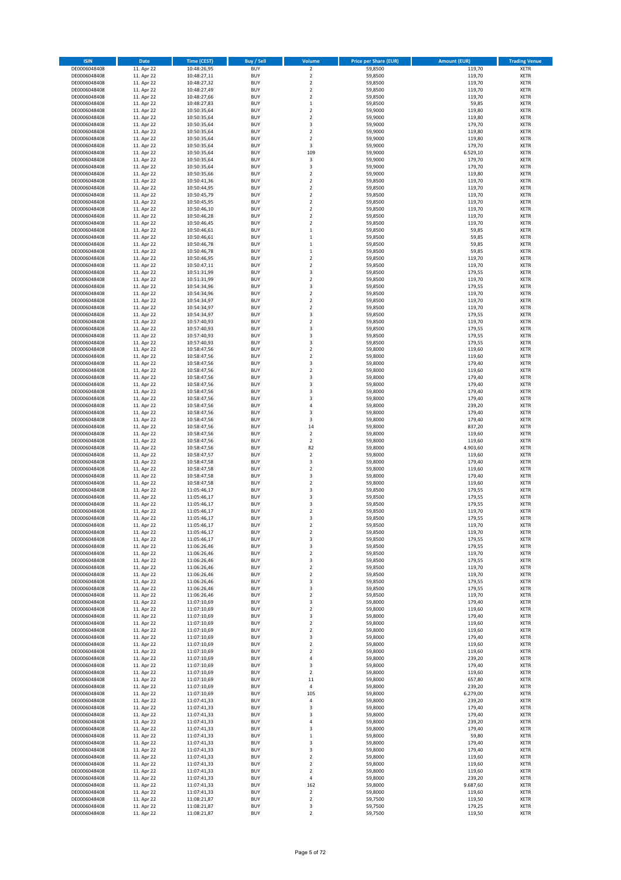| ISIN | Date | Time (CEST) | Buy / Sell | Volume | Price per Share (EUR) | Amount (EUR) | Trading Venue |
|---|---|---|---|---|---|---|---|
| DE0006048408 | 11. Apr 22 | 10:48:26,95 | BUY | 2 | 59,8500 | 119,70 | XETR |
| DE0006048408 | 11. Apr 22 | 10:48:27,11 | BUY | 2 | 59,8500 | 119,70 | XETR |
| DE0006048408 | 11. Apr 22 | 10:48:27,32 | BUY | 2 | 59,8500 | 119,70 | XETR |
| DE0006048408 | 11. Apr 22 | 10:48:27,49 | BUY | 2 | 59,8500 | 119,70 | XETR |
| DE0006048408 | 11. Apr 22 | 10:48:27,66 | BUY | 2 | 59,8500 | 119,70 | XETR |
| DE0006048408 | 11. Apr 22 | 10:48:27,83 | BUY | 1 | 59,8500 | 59,85 | XETR |
| DE0006048408 | 11. Apr 22 | 10:50:35,64 | BUY | 2 | 59,9000 | 119,80 | XETR |
| DE0006048408 | 11. Apr 22 | 10:50:35,64 | BUY | 2 | 59,9000 | 119,80 | XETR |
| DE0006048408 | 11. Apr 22 | 10:50:35,64 | BUY | 3 | 59,9000 | 179,70 | XETR |
| DE0006048408 | 11. Apr 22 | 10:50:35,64 | BUY | 2 | 59,9000 | 119,80 | XETR |
| DE0006048408 | 11. Apr 22 | 10:50:35,64 | BUY | 2 | 59,9000 | 119,80 | XETR |
| DE0006048408 | 11. Apr 22 | 10:50:35,64 | BUY | 3 | 59,9000 | 179,70 | XETR |
| DE0006048408 | 11. Apr 22 | 10:50:35,64 | BUY | 109 | 59,9000 | 6.529,10 | XETR |
| DE0006048408 | 11. Apr 22 | 10:50:35,64 | BUY | 3 | 59,9000 | 179,70 | XETR |
| DE0006048408 | 11. Apr 22 | 10:50:35,64 | BUY | 3 | 59,9000 | 179,70 | XETR |
| DE0006048408 | 11. Apr 22 | 10:50:35,66 | BUY | 2 | 59,9000 | 119,80 | XETR |
| DE0006048408 | 11. Apr 22 | 10:50:41,36 | BUY | 2 | 59,8500 | 119,70 | XETR |
| DE0006048408 | 11. Apr 22 | 10:50:44,95 | BUY | 2 | 59,8500 | 119,70 | XETR |
| DE0006048408 | 11. Apr 22 | 10:50:45,79 | BUY | 2 | 59,8500 | 119,70 | XETR |
| DE0006048408 | 11. Apr 22 | 10:50:45,95 | BUY | 2 | 59,8500 | 119,70 | XETR |
| DE0006048408 | 11. Apr 22 | 10:50:46,10 | BUY | 2 | 59,8500 | 119,70 | XETR |
| DE0006048408 | 11. Apr 22 | 10:50:46,28 | BUY | 2 | 59,8500 | 119,70 | XETR |
| DE0006048408 | 11. Apr 22 | 10:50:46,45 | BUY | 2 | 59,8500 | 119,70 | XETR |
| DE0006048408 | 11. Apr 22 | 10:50:46,61 | BUY | 1 | 59,8500 | 59,85 | XETR |
| DE0006048408 | 11. Apr 22 | 10:50:46,61 | BUY | 1 | 59,8500 | 59,85 | XETR |
| DE0006048408 | 11. Apr 22 | 10:50:46,78 | BUY | 1 | 59,8500 | 59,85 | XETR |
| DE0006048408 | 11. Apr 22 | 10:50:46,78 | BUY | 1 | 59,8500 | 59,85 | XETR |
| DE0006048408 | 11. Apr 22 | 10:50:46,95 | BUY | 2 | 59,8500 | 119,70 | XETR |
| DE0006048408 | 11. Apr 22 | 10:50:47,11 | BUY | 2 | 59,8500 | 119,70 | XETR |
| DE0006048408 | 11. Apr 22 | 10:51:31,99 | BUY | 3 | 59,8500 | 179,55 | XETR |
| DE0006048408 | 11. Apr 22 | 10:51:31,99 | BUY | 2 | 59,8500 | 119,70 | XETR |
| DE0006048408 | 11. Apr 22 | 10:54:34,96 | BUY | 3 | 59,8500 | 179,55 | XETR |
| DE0006048408 | 11. Apr 22 | 10:54:34,96 | BUY | 2 | 59,8500 | 119,70 | XETR |
| DE0006048408 | 11. Apr 22 | 10:54:34,97 | BUY | 2 | 59,8500 | 119,70 | XETR |
| DE0006048408 | 11. Apr 22 | 10:54:34,97 | BUY | 2 | 59,8500 | 119,70 | XETR |
| DE0006048408 | 11. Apr 22 | 10:54:34,97 | BUY | 3 | 59,8500 | 179,55 | XETR |
| DE0006048408 | 11. Apr 22 | 10:57:40,93 | BUY | 2 | 59,8500 | 119,70 | XETR |
| DE0006048408 | 11. Apr 22 | 10:57:40,93 | BUY | 3 | 59,8500 | 179,55 | XETR |
| DE0006048408 | 11. Apr 22 | 10:57:40,93 | BUY | 3 | 59,8500 | 179,55 | XETR |
| DE0006048408 | 11. Apr 22 | 10:57:40,93 | BUY | 3 | 59,8500 | 179,55 | XETR |
| DE0006048408 | 11. Apr 22 | 10:58:47,56 | BUY | 2 | 59,8000 | 119,60 | XETR |
| DE0006048408 | 11. Apr 22 | 10:58:47,56 | BUY | 2 | 59,8000 | 119,60 | XETR |
| DE0006048408 | 11. Apr 22 | 10:58:47,56 | BUY | 3 | 59,8000 | 179,40 | XETR |
| DE0006048408 | 11. Apr 22 | 10:58:47,56 | BUY | 2 | 59,8000 | 119,60 | XETR |
| DE0006048408 | 11. Apr 22 | 10:58:47,56 | BUY | 3 | 59,8000 | 179,40 | XETR |
| DE0006048408 | 11. Apr 22 | 10:58:47,56 | BUY | 3 | 59,8000 | 179,40 | XETR |
| DE0006048408 | 11. Apr 22 | 10:58:47,56 | BUY | 3 | 59,8000 | 179,40 | XETR |
| DE0006048408 | 11. Apr 22 | 10:58:47,56 | BUY | 3 | 59,8000 | 179,40 | XETR |
| DE0006048408 | 11. Apr 22 | 10:58:47,56 | BUY | 4 | 59,8000 | 239,20 | XETR |
| DE0006048408 | 11. Apr 22 | 10:58:47,56 | BUY | 3 | 59,8000 | 179,40 | XETR |
| DE0006048408 | 11. Apr 22 | 10:58:47,56 | BUY | 3 | 59,8000 | 179,40 | XETR |
| DE0006048408 | 11. Apr 22 | 10:58:47,56 | BUY | 14 | 59,8000 | 837,20 | XETR |
| DE0006048408 | 11. Apr 22 | 10:58:47,56 | BUY | 2 | 59,8000 | 119,60 | XETR |
| DE0006048408 | 11. Apr 22 | 10:58:47,56 | BUY | 2 | 59,8000 | 119,60 | XETR |
| DE0006048408 | 11. Apr 22 | 10:58:47,56 | BUY | 82 | 59,8000 | 4.903,60 | XETR |
| DE0006048408 | 11. Apr 22 | 10:58:47,57 | BUY | 2 | 59,8000 | 119,60 | XETR |
| DE0006048408 | 11. Apr 22 | 10:58:47,58 | BUY | 3 | 59,8000 | 179,40 | XETR |
| DE0006048408 | 11. Apr 22 | 10:58:47,58 | BUY | 2 | 59,8000 | 119,60 | XETR |
| DE0006048408 | 11. Apr 22 | 10:58:47,58 | BUY | 3 | 59,8000 | 179,40 | XETR |
| DE0006048408 | 11. Apr 22 | 10:58:47,58 | BUY | 2 | 59,8000 | 119,60 | XETR |
| DE0006048408 | 11. Apr 22 | 11:05:46,17 | BUY | 3 | 59,8500 | 179,55 | XETR |
| DE0006048408 | 11. Apr 22 | 11:05:46,17 | BUY | 3 | 59,8500 | 179,55 | XETR |
| DE0006048408 | 11. Apr 22 | 11:05:46,17 | BUY | 3 | 59,8500 | 179,55 | XETR |
| DE0006048408 | 11. Apr 22 | 11:05:46,17 | BUY | 2 | 59,8500 | 119,70 | XETR |
| DE0006048408 | 11. Apr 22 | 11:05:46,17 | BUY | 3 | 59,8500 | 179,55 | XETR |
| DE0006048408 | 11. Apr 22 | 11:05:46,17 | BUY | 2 | 59,8500 | 119,70 | XETR |
| DE0006048408 | 11. Apr 22 | 11:05:46,17 | BUY | 2 | 59,8500 | 119,70 | XETR |
| DE0006048408 | 11. Apr 22 | 11:05:46,17 | BUY | 3 | 59,8500 | 179,55 | XETR |
| DE0006048408 | 11. Apr 22 | 11:06:26,46 | BUY | 3 | 59,8500 | 179,55 | XETR |
| DE0006048408 | 11. Apr 22 | 11:06:26,46 | BUY | 2 | 59,8500 | 119,70 | XETR |
| DE0006048408 | 11. Apr 22 | 11:06:26,46 | BUY | 3 | 59,8500 | 179,55 | XETR |
| DE0006048408 | 11. Apr 22 | 11:06:26,46 | BUY | 2 | 59,8500 | 119,70 | XETR |
| DE0006048408 | 11. Apr 22 | 11:06:26,46 | BUY | 2 | 59,8500 | 119,70 | XETR |
| DE0006048408 | 11. Apr 22 | 11:06:26,46 | BUY | 3 | 59,8500 | 179,55 | XETR |
| DE0006048408 | 11. Apr 22 | 11:06:26,46 | BUY | 3 | 59,8500 | 179,55 | XETR |
| DE0006048408 | 11. Apr 22 | 11:06:26,46 | BUY | 2 | 59,8500 | 119,70 | XETR |
| DE0006048408 | 11. Apr 22 | 11:07:10,69 | BUY | 3 | 59,8000 | 179,40 | XETR |
| DE0006048408 | 11. Apr 22 | 11:07:10,69 | BUY | 2 | 59,8000 | 119,60 | XETR |
| DE0006048408 | 11. Apr 22 | 11:07:10,69 | BUY | 3 | 59,8000 | 179,40 | XETR |
| DE0006048408 | 11. Apr 22 | 11:07:10,69 | BUY | 2 | 59,8000 | 119,60 | XETR |
| DE0006048408 | 11. Apr 22 | 11:07:10,69 | BUY | 2 | 59,8000 | 119,60 | XETR |
| DE0006048408 | 11. Apr 22 | 11:07:10,69 | BUY | 3 | 59,8000 | 179,40 | XETR |
| DE0006048408 | 11. Apr 22 | 11:07:10,69 | BUY | 2 | 59,8000 | 119,60 | XETR |
| DE0006048408 | 11. Apr 22 | 11:07:10,69 | BUY | 2 | 59,8000 | 119,60 | XETR |
| DE0006048408 | 11. Apr 22 | 11:07:10,69 | BUY | 4 | 59,8000 | 239,20 | XETR |
| DE0006048408 | 11. Apr 22 | 11:07:10,69 | BUY | 3 | 59,8000 | 179,40 | XETR |
| DE0006048408 | 11. Apr 22 | 11:07:10,69 | BUY | 2 | 59,8000 | 119,60 | XETR |
| DE0006048408 | 11. Apr 22 | 11:07:10,69 | BUY | 11 | 59,8000 | 657,80 | XETR |
| DE0006048408 | 11. Apr 22 | 11:07:10,69 | BUY | 4 | 59,8000 | 239,20 | XETR |
| DE0006048408 | 11. Apr 22 | 11:07:10,69 | BUY | 105 | 59,8000 | 6.279,00 | XETR |
| DE0006048408 | 11. Apr 22 | 11:07:41,33 | BUY | 4 | 59,8000 | 239,20 | XETR |
| DE0006048408 | 11. Apr 22 | 11:07:41,33 | BUY | 3 | 59,8000 | 179,40 | XETR |
| DE0006048408 | 11. Apr 22 | 11:07:41,33 | BUY | 3 | 59,8000 | 179,40 | XETR |
| DE0006048408 | 11. Apr 22 | 11:07:41,33 | BUY | 4 | 59,8000 | 239,20 | XETR |
| DE0006048408 | 11. Apr 22 | 11:07:41,33 | BUY | 3 | 59,8000 | 179,40 | XETR |
| DE0006048408 | 11. Apr 22 | 11:07:41,33 | BUY | 1 | 59,8000 | 59,80 | XETR |
| DE0006048408 | 11. Apr 22 | 11:07:41,33 | BUY | 3 | 59,8000 | 179,40 | XETR |
| DE0006048408 | 11. Apr 22 | 11:07:41,33 | BUY | 3 | 59,8000 | 179,40 | XETR |
| DE0006048408 | 11. Apr 22 | 11:07:41,33 | BUY | 2 | 59,8000 | 119,60 | XETR |
| DE0006048408 | 11. Apr 22 | 11:07:41,33 | BUY | 2 | 59,8000 | 119,60 | XETR |
| DE0006048408 | 11. Apr 22 | 11:07:41,33 | BUY | 2 | 59,8000 | 119,60 | XETR |
| DE0006048408 | 11. Apr 22 | 11:07:41,33 | BUY | 4 | 59,8000 | 239,20 | XETR |
| DE0006048408 | 11. Apr 22 | 11:07:41,33 | BUY | 162 | 59,8000 | 9.687,60 | XETR |
| DE0006048408 | 11. Apr 22 | 11:07:41,33 | BUY | 2 | 59,8000 | 119,60 | XETR |
| DE0006048408 | 11. Apr 22 | 11:08:21,87 | BUY | 2 | 59,7500 | 119,50 | XETR |
| DE0006048408 | 11. Apr 22 | 11:08:21,87 | BUY | 3 | 59,7500 | 179,25 | XETR |
| DE0006048408 | 11. Apr 22 | 11:08:21,87 | BUY | 2 | 59,7500 | 119,50 | XETR |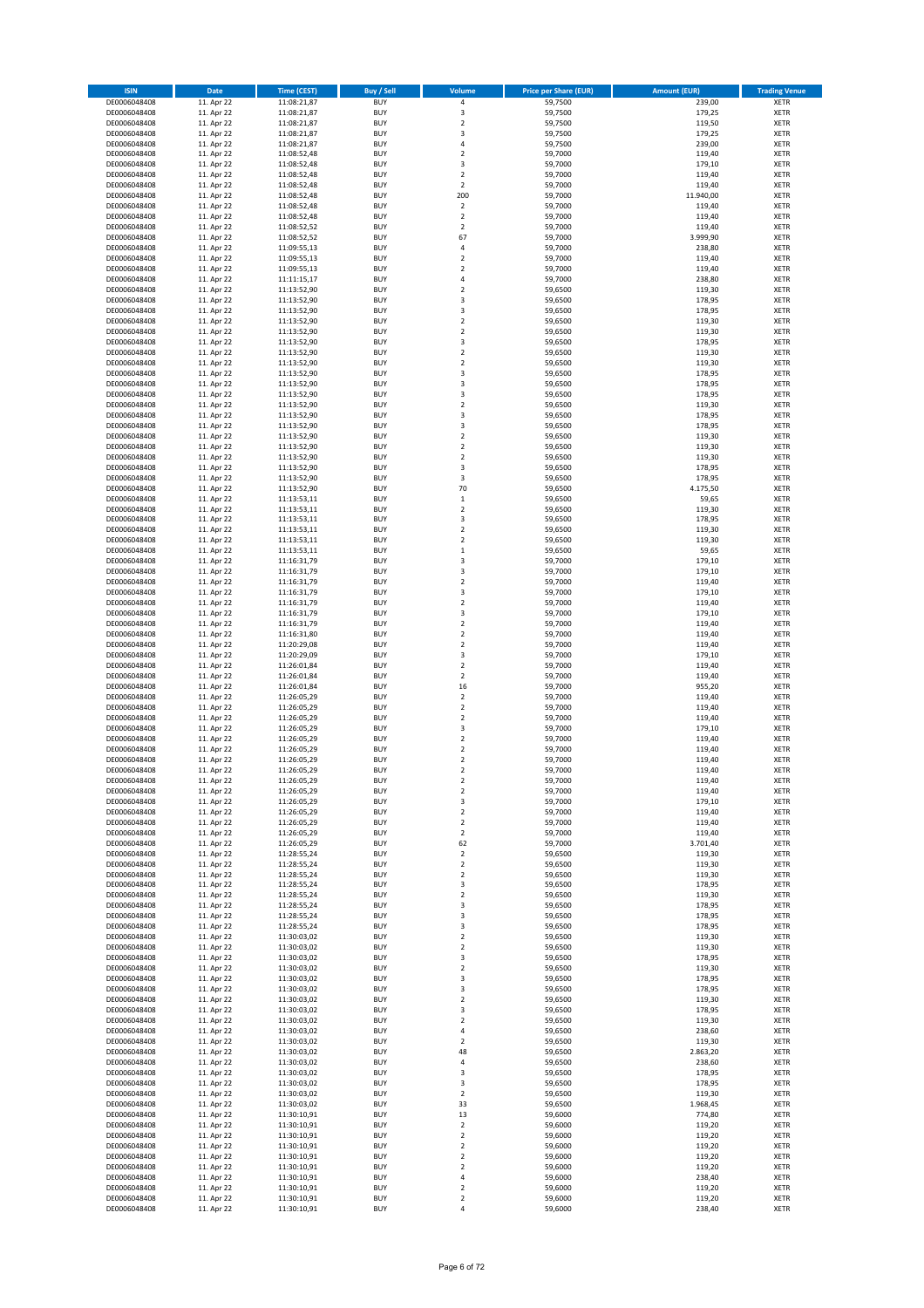| ISIN | Date | Time (CEST) | Buy / Sell | Volume | Price per Share (EUR) | Amount (EUR) | Trading Venue |
|---|---|---|---|---|---|---|---|
| DE0006048408 | 11. Apr 22 | 11:08:21,87 | BUY | 4 | 59,7500 | 239,00 | XETR |
| DE0006048408 | 11. Apr 22 | 11:08:21,87 | BUY | 3 | 59,7500 | 179,25 | XETR |
| DE0006048408 | 11. Apr 22 | 11:08:21,87 | BUY | 2 | 59,7500 | 119,50 | XETR |
| DE0006048408 | 11. Apr 22 | 11:08:21,87 | BUY | 3 | 59,7500 | 179,25 | XETR |
| DE0006048408 | 11. Apr 22 | 11:08:21,87 | BUY | 4 | 59,7500 | 239,00 | XETR |
| DE0006048408 | 11. Apr 22 | 11:08:52,48 | BUY | 2 | 59,7000 | 119,40 | XETR |
| DE0006048408 | 11. Apr 22 | 11:08:52,48 | BUY | 3 | 59,7000 | 179,10 | XETR |
| DE0006048408 | 11. Apr 22 | 11:08:52,48 | BUY | 2 | 59,7000 | 119,40 | XETR |
| DE0006048408 | 11. Apr 22 | 11:08:52,48 | BUY | 2 | 59,7000 | 119,40 | XETR |
| DE0006048408 | 11. Apr 22 | 11:08:52,48 | BUY | 200 | 59,7000 | 11.940,00 | XETR |
| DE0006048408 | 11. Apr 22 | 11:08:52,48 | BUY | 2 | 59,7000 | 119,40 | XETR |
| DE0006048408 | 11. Apr 22 | 11:08:52,48 | BUY | 2 | 59,7000 | 119,40 | XETR |
| DE0006048408 | 11. Apr 22 | 11:08:52,52 | BUY | 2 | 59,7000 | 119,40 | XETR |
| DE0006048408 | 11. Apr 22 | 11:08:52,52 | BUY | 67 | 59,7000 | 3.999,90 | XETR |
| DE0006048408 | 11. Apr 22 | 11:09:55,13 | BUY | 4 | 59,7000 | 238,80 | XETR |
| DE0006048408 | 11. Apr 22 | 11:09:55,13 | BUY | 2 | 59,7000 | 119,40 | XETR |
| DE0006048408 | 11. Apr 22 | 11:09:55,13 | BUY | 2 | 59,7000 | 119,40 | XETR |
| DE0006048408 | 11. Apr 22 | 11:11:15,17 | BUY | 4 | 59,7000 | 238,80 | XETR |
| DE0006048408 | 11. Apr 22 | 11:13:52,90 | BUY | 2 | 59,6500 | 119,30 | XETR |
| DE0006048408 | 11. Apr 22 | 11:13:52,90 | BUY | 3 | 59,6500 | 178,95 | XETR |
| DE0006048408 | 11. Apr 22 | 11:13:52,90 | BUY | 3 | 59,6500 | 178,95 | XETR |
| DE0006048408 | 11. Apr 22 | 11:13:52,90 | BUY | 2 | 59,6500 | 119,30 | XETR |
| DE0006048408 | 11. Apr 22 | 11:13:52,90 | BUY | 2 | 59,6500 | 119,30 | XETR |
| DE0006048408 | 11. Apr 22 | 11:13:52,90 | BUY | 3 | 59,6500 | 178,95 | XETR |
| DE0006048408 | 11. Apr 22 | 11:13:52,90 | BUY | 2 | 59,6500 | 119,30 | XETR |
| DE0006048408 | 11. Apr 22 | 11:13:52,90 | BUY | 2 | 59,6500 | 119,30 | XETR |
| DE0006048408 | 11. Apr 22 | 11:13:52,90 | BUY | 3 | 59,6500 | 178,95 | XETR |
| DE0006048408 | 11. Apr 22 | 11:13:52,90 | BUY | 3 | 59,6500 | 178,95 | XETR |
| DE0006048408 | 11. Apr 22 | 11:13:52,90 | BUY | 3 | 59,6500 | 178,95 | XETR |
| DE0006048408 | 11. Apr 22 | 11:13:52,90 | BUY | 2 | 59,6500 | 119,30 | XETR |
| DE0006048408 | 11. Apr 22 | 11:13:52,90 | BUY | 3 | 59,6500 | 178,95 | XETR |
| DE0006048408 | 11. Apr 22 | 11:13:52,90 | BUY | 3 | 59,6500 | 178,95 | XETR |
| DE0006048408 | 11. Apr 22 | 11:13:52,90 | BUY | 2 | 59,6500 | 119,30 | XETR |
| DE0006048408 | 11. Apr 22 | 11:13:52,90 | BUY | 2 | 59,6500 | 119,30 | XETR |
| DE0006048408 | 11. Apr 22 | 11:13:52,90 | BUY | 2 | 59,6500 | 119,30 | XETR |
| DE0006048408 | 11. Apr 22 | 11:13:52,90 | BUY | 3 | 59,6500 | 178,95 | XETR |
| DE0006048408 | 11. Apr 22 | 11:13:52,90 | BUY | 3 | 59,6500 | 178,95 | XETR |
| DE0006048408 | 11. Apr 22 | 11:13:52,90 | BUY | 70 | 59,6500 | 4.175,50 | XETR |
| DE0006048408 | 11. Apr 22 | 11:13:53,11 | BUY | 1 | 59,6500 | 59,65 | XETR |
| DE0006048408 | 11. Apr 22 | 11:13:53,11 | BUY | 2 | 59,6500 | 119,30 | XETR |
| DE0006048408 | 11. Apr 22 | 11:13:53,11 | BUY | 3 | 59,6500 | 178,95 | XETR |
| DE0006048408 | 11. Apr 22 | 11:13:53,11 | BUY | 2 | 59,6500 | 119,30 | XETR |
| DE0006048408 | 11. Apr 22 | 11:13:53,11 | BUY | 2 | 59,6500 | 119,30 | XETR |
| DE0006048408 | 11. Apr 22 | 11:13:53,11 | BUY | 1 | 59,6500 | 59,65 | XETR |
| DE0006048408 | 11. Apr 22 | 11:16:31,79 | BUY | 3 | 59,7000 | 179,10 | XETR |
| DE0006048408 | 11. Apr 22 | 11:16:31,79 | BUY | 3 | 59,7000 | 179,10 | XETR |
| DE0006048408 | 11. Apr 22 | 11:16:31,79 | BUY | 2 | 59,7000 | 119,40 | XETR |
| DE0006048408 | 11. Apr 22 | 11:16:31,79 | BUY | 3 | 59,7000 | 179,10 | XETR |
| DE0006048408 | 11. Apr 22 | 11:16:31,79 | BUY | 2 | 59,7000 | 119,40 | XETR |
| DE0006048408 | 11. Apr 22 | 11:16:31,79 | BUY | 3 | 59,7000 | 179,10 | XETR |
| DE0006048408 | 11. Apr 22 | 11:16:31,79 | BUY | 2 | 59,7000 | 119,40 | XETR |
| DE0006048408 | 11. Apr 22 | 11:16:31,80 | BUY | 2 | 59,7000 | 119,40 | XETR |
| DE0006048408 | 11. Apr 22 | 11:20:29,08 | BUY | 2 | 59,7000 | 119,40 | XETR |
| DE0006048408 | 11. Apr 22 | 11:20:29,09 | BUY | 3 | 59,7000 | 179,10 | XETR |
| DE0006048408 | 11. Apr 22 | 11:26:01,84 | BUY | 2 | 59,7000 | 119,40 | XETR |
| DE0006048408 | 11. Apr 22 | 11:26:01,84 | BUY | 2 | 59,7000 | 119,40 | XETR |
| DE0006048408 | 11. Apr 22 | 11:26:01,84 | BUY | 16 | 59,7000 | 955,20 | XETR |
| DE0006048408 | 11. Apr 22 | 11:26:05,29 | BUY | 2 | 59,7000 | 119,40 | XETR |
| DE0006048408 | 11. Apr 22 | 11:26:05,29 | BUY | 2 | 59,7000 | 119,40 | XETR |
| DE0006048408 | 11. Apr 22 | 11:26:05,29 | BUY | 2 | 59,7000 | 119,40 | XETR |
| DE0006048408 | 11. Apr 22 | 11:26:05,29 | BUY | 3 | 59,7000 | 179,10 | XETR |
| DE0006048408 | 11. Apr 22 | 11:26:05,29 | BUY | 2 | 59,7000 | 119,40 | XETR |
| DE0006048408 | 11. Apr 22 | 11:26:05,29 | BUY | 2 | 59,7000 | 119,40 | XETR |
| DE0006048408 | 11. Apr 22 | 11:26:05,29 | BUY | 2 | 59,7000 | 119,40 | XETR |
| DE0006048408 | 11. Apr 22 | 11:26:05,29 | BUY | 2 | 59,7000 | 119,40 | XETR |
| DE0006048408 | 11. Apr 22 | 11:26:05,29 | BUY | 2 | 59,7000 | 119,40 | XETR |
| DE0006048408 | 11. Apr 22 | 11:26:05,29 | BUY | 2 | 59,7000 | 119,40 | XETR |
| DE0006048408 | 11. Apr 22 | 11:26:05,29 | BUY | 3 | 59,7000 | 179,10 | XETR |
| DE0006048408 | 11. Apr 22 | 11:26:05,29 | BUY | 2 | 59,7000 | 119,40 | XETR |
| DE0006048408 | 11. Apr 22 | 11:26:05,29 | BUY | 2 | 59,7000 | 119,40 | XETR |
| DE0006048408 | 11. Apr 22 | 11:26:05,29 | BUY | 2 | 59,7000 | 119,40 | XETR |
| DE0006048408 | 11. Apr 22 | 11:26:05,29 | BUY | 62 | 59,7000 | 3.701,40 | XETR |
| DE0006048408 | 11. Apr 22 | 11:28:55,24 | BUY | 2 | 59,6500 | 119,30 | XETR |
| DE0006048408 | 11. Apr 22 | 11:28:55,24 | BUY | 2 | 59,6500 | 119,30 | XETR |
| DE0006048408 | 11. Apr 22 | 11:28:55,24 | BUY | 2 | 59,6500 | 119,30 | XETR |
| DE0006048408 | 11. Apr 22 | 11:28:55,24 | BUY | 3 | 59,6500 | 178,95 | XETR |
| DE0006048408 | 11. Apr 22 | 11:28:55,24 | BUY | 2 | 59,6500 | 119,30 | XETR |
| DE0006048408 | 11. Apr 22 | 11:28:55,24 | BUY | 3 | 59,6500 | 178,95 | XETR |
| DE0006048408 | 11. Apr 22 | 11:28:55,24 | BUY | 3 | 59,6500 | 178,95 | XETR |
| DE0006048408 | 11. Apr 22 | 11:28:55,24 | BUY | 3 | 59,6500 | 178,95 | XETR |
| DE0006048408 | 11. Apr 22 | 11:30:03,02 | BUY | 2 | 59,6500 | 119,30 | XETR |
| DE0006048408 | 11. Apr 22 | 11:30:03,02 | BUY | 2 | 59,6500 | 119,30 | XETR |
| DE0006048408 | 11. Apr 22 | 11:30:03,02 | BUY | 3 | 59,6500 | 178,95 | XETR |
| DE0006048408 | 11. Apr 22 | 11:30:03,02 | BUY | 2 | 59,6500 | 119,30 | XETR |
| DE0006048408 | 11. Apr 22 | 11:30:03,02 | BUY | 3 | 59,6500 | 178,95 | XETR |
| DE0006048408 | 11. Apr 22 | 11:30:03,02 | BUY | 3 | 59,6500 | 178,95 | XETR |
| DE0006048408 | 11. Apr 22 | 11:30:03,02 | BUY | 2 | 59,6500 | 119,30 | XETR |
| DE0006048408 | 11. Apr 22 | 11:30:03,02 | BUY | 3 | 59,6500 | 178,95 | XETR |
| DE0006048408 | 11. Apr 22 | 11:30:03,02 | BUY | 2 | 59,6500 | 119,30 | XETR |
| DE0006048408 | 11. Apr 22 | 11:30:03,02 | BUY | 4 | 59,6500 | 238,60 | XETR |
| DE0006048408 | 11. Apr 22 | 11:30:03,02 | BUY | 2 | 59,6500 | 119,30 | XETR |
| DE0006048408 | 11. Apr 22 | 11:30:03,02 | BUY | 48 | 59,6500 | 2.863,20 | XETR |
| DE0006048408 | 11. Apr 22 | 11:30:03,02 | BUY | 4 | 59,6500 | 238,60 | XETR |
| DE0006048408 | 11. Apr 22 | 11:30:03,02 | BUY | 3 | 59,6500 | 178,95 | XETR |
| DE0006048408 | 11. Apr 22 | 11:30:03,02 | BUY | 3 | 59,6500 | 178,95 | XETR |
| DE0006048408 | 11. Apr 22 | 11:30:03,02 | BUY | 2 | 59,6500 | 119,30 | XETR |
| DE0006048408 | 11. Apr 22 | 11:30:03,02 | BUY | 33 | 59,6500 | 1.968,45 | XETR |
| DE0006048408 | 11. Apr 22 | 11:30:10,91 | BUY | 13 | 59,6000 | 774,80 | XETR |
| DE0006048408 | 11. Apr 22 | 11:30:10,91 | BUY | 2 | 59,6000 | 119,20 | XETR |
| DE0006048408 | 11. Apr 22 | 11:30:10,91 | BUY | 2 | 59,6000 | 119,20 | XETR |
| DE0006048408 | 11. Apr 22 | 11:30:10,91 | BUY | 2 | 59,6000 | 119,20 | XETR |
| DE0006048408 | 11. Apr 22 | 11:30:10,91 | BUY | 2 | 59,6000 | 119,20 | XETR |
| DE0006048408 | 11. Apr 22 | 11:30:10,91 | BUY | 2 | 59,6000 | 119,20 | XETR |
| DE0006048408 | 11. Apr 22 | 11:30:10,91 | BUY | 4 | 59,6000 | 238,40 | XETR |
| DE0006048408 | 11. Apr 22 | 11:30:10,91 | BUY | 2 | 59,6000 | 119,20 | XETR |
| DE0006048408 | 11. Apr 22 | 11:30:10,91 | BUY | 2 | 59,6000 | 119,20 | XETR |
| DE0006048408 | 11. Apr 22 | 11:30:10,91 | BUY | 4 | 59,6000 | 238,40 | XETR |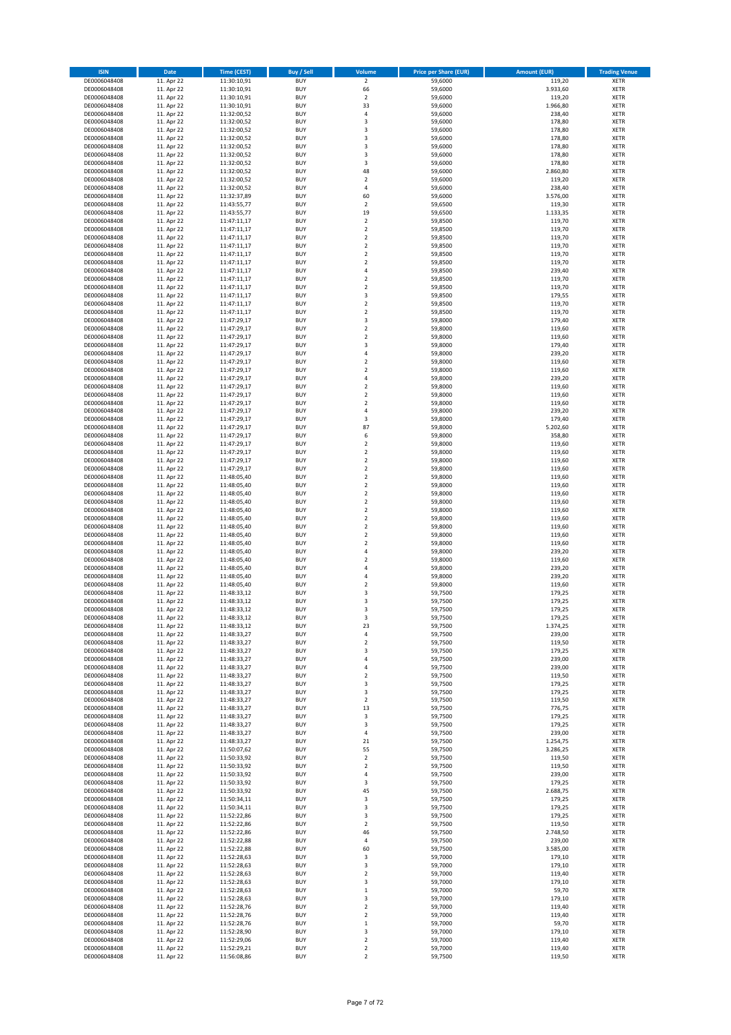| ISIN | Date | Time (CEST) | Buy / Sell | Volume | Price per Share (EUR) | Amount (EUR) | Trading Venue |
|---|---|---|---|---|---|---|---|
| DE0006048408 | 11. Apr 22 | 11:30:10,91 | BUY | 2 | 59,6000 | 119,20 | XETR |
| DE0006048408 | 11. Apr 22 | 11:30:10,91 | BUY | 66 | 59,6000 | 3.933,60 | XETR |
| DE0006048408 | 11. Apr 22 | 11:30:10,91 | BUY | 2 | 59,6000 | 119,20 | XETR |
| DE0006048408 | 11. Apr 22 | 11:30:10,91 | BUY | 33 | 59,6000 | 1.966,80 | XETR |
| DE0006048408 | 11. Apr 22 | 11:32:00,52 | BUY | 4 | 59,6000 | 238,40 | XETR |
| DE0006048408 | 11. Apr 22 | 11:32:00,52 | BUY | 3 | 59,6000 | 178,80 | XETR |
| DE0006048408 | 11. Apr 22 | 11:32:00,52 | BUY | 3 | 59,6000 | 178,80 | XETR |
| DE0006048408 | 11. Apr 22 | 11:32:00,52 | BUY | 3 | 59,6000 | 178,80 | XETR |
| DE0006048408 | 11. Apr 22 | 11:32:00,52 | BUY | 3 | 59,6000 | 178,80 | XETR |
| DE0006048408 | 11. Apr 22 | 11:32:00,52 | BUY | 3 | 59,6000 | 178,80 | XETR |
| DE0006048408 | 11. Apr 22 | 11:32:00,52 | BUY | 3 | 59,6000 | 178,80 | XETR |
| DE0006048408 | 11. Apr 22 | 11:32:00,52 | BUY | 48 | 59,6000 | 2.860,80 | XETR |
| DE0006048408 | 11. Apr 22 | 11:32:00,52 | BUY | 2 | 59,6000 | 119,20 | XETR |
| DE0006048408 | 11. Apr 22 | 11:32:00,52 | BUY | 4 | 59,6000 | 238,40 | XETR |
| DE0006048408 | 11. Apr 22 | 11:32:37,89 | BUY | 60 | 59,6000 | 3.576,00 | XETR |
| DE0006048408 | 11. Apr 22 | 11:43:55,77 | BUY | 2 | 59,6500 | 119,30 | XETR |
| DE0006048408 | 11. Apr 22 | 11:43:55,77 | BUY | 19 | 59,6500 | 1.133,35 | XETR |
| DE0006048408 | 11. Apr 22 | 11:47:11,17 | BUY | 2 | 59,8500 | 119,70 | XETR |
| DE0006048408 | 11. Apr 22 | 11:47:11,17 | BUY | 2 | 59,8500 | 119,70 | XETR |
| DE0006048408 | 11. Apr 22 | 11:47:11,17 | BUY | 2 | 59,8500 | 119,70 | XETR |
| DE0006048408 | 11. Apr 22 | 11:47:11,17 | BUY | 2 | 59,8500 | 119,70 | XETR |
| DE0006048408 | 11. Apr 22 | 11:47:11,17 | BUY | 2 | 59,8500 | 119,70 | XETR |
| DE0006048408 | 11. Apr 22 | 11:47:11,17 | BUY | 2 | 59,8500 | 119,70 | XETR |
| DE0006048408 | 11. Apr 22 | 11:47:11,17 | BUY | 4 | 59,8500 | 239,40 | XETR |
| DE0006048408 | 11. Apr 22 | 11:47:11,17 | BUY | 2 | 59,8500 | 119,70 | XETR |
| DE0006048408 | 11. Apr 22 | 11:47:11,17 | BUY | 2 | 59,8500 | 119,70 | XETR |
| DE0006048408 | 11. Apr 22 | 11:47:11,17 | BUY | 3 | 59,8500 | 179,55 | XETR |
| DE0006048408 | 11. Apr 22 | 11:47:11,17 | BUY | 2 | 59,8500 | 119,70 | XETR |
| DE0006048408 | 11. Apr 22 | 11:47:11,17 | BUY | 2 | 59,8500 | 119,70 | XETR |
| DE0006048408 | 11. Apr 22 | 11:47:29,17 | BUY | 3 | 59,8000 | 179,40 | XETR |
| DE0006048408 | 11. Apr 22 | 11:47:29,17 | BUY | 2 | 59,8000 | 119,60 | XETR |
| DE0006048408 | 11. Apr 22 | 11:47:29,17 | BUY | 2 | 59,8000 | 119,60 | XETR |
| DE0006048408 | 11. Apr 22 | 11:47:29,17 | BUY | 3 | 59,8000 | 179,40 | XETR |
| DE0006048408 | 11. Apr 22 | 11:47:29,17 | BUY | 4 | 59,8000 | 239,20 | XETR |
| DE0006048408 | 11. Apr 22 | 11:47:29,17 | BUY | 2 | 59,8000 | 119,60 | XETR |
| DE0006048408 | 11. Apr 22 | 11:47:29,17 | BUY | 2 | 59,8000 | 119,60 | XETR |
| DE0006048408 | 11. Apr 22 | 11:47:29,17 | BUY | 4 | 59,8000 | 239,20 | XETR |
| DE0006048408 | 11. Apr 22 | 11:47:29,17 | BUY | 2 | 59,8000 | 119,60 | XETR |
| DE0006048408 | 11. Apr 22 | 11:47:29,17 | BUY | 2 | 59,8000 | 119,60 | XETR |
| DE0006048408 | 11. Apr 22 | 11:47:29,17 | BUY | 2 | 59,8000 | 119,60 | XETR |
| DE0006048408 | 11. Apr 22 | 11:47:29,17 | BUY | 4 | 59,8000 | 239,20 | XETR |
| DE0006048408 | 11. Apr 22 | 11:47:29,17 | BUY | 3 | 59,8000 | 179,40 | XETR |
| DE0006048408 | 11. Apr 22 | 11:47:29,17 | BUY | 87 | 59,8000 | 5.202,60 | XETR |
| DE0006048408 | 11. Apr 22 | 11:47:29,17 | BUY | 6 | 59,8000 | 358,80 | XETR |
| DE0006048408 | 11. Apr 22 | 11:47:29,17 | BUY | 2 | 59,8000 | 119,60 | XETR |
| DE0006048408 | 11. Apr 22 | 11:47:29,17 | BUY | 2 | 59,8000 | 119,60 | XETR |
| DE0006048408 | 11. Apr 22 | 11:47:29,17 | BUY | 2 | 59,8000 | 119,60 | XETR |
| DE0006048408 | 11. Apr 22 | 11:47:29,17 | BUY | 2 | 59,8000 | 119,60 | XETR |
| DE0006048408 | 11. Apr 22 | 11:48:05,40 | BUY | 2 | 59,8000 | 119,60 | XETR |
| DE0006048408 | 11. Apr 22 | 11:48:05,40 | BUY | 2 | 59,8000 | 119,60 | XETR |
| DE0006048408 | 11. Apr 22 | 11:48:05,40 | BUY | 2 | 59,8000 | 119,60 | XETR |
| DE0006048408 | 11. Apr 22 | 11:48:05,40 | BUY | 2 | 59,8000 | 119,60 | XETR |
| DE0006048408 | 11. Apr 22 | 11:48:05,40 | BUY | 2 | 59,8000 | 119,60 | XETR |
| DE0006048408 | 11. Apr 22 | 11:48:05,40 | BUY | 2 | 59,8000 | 119,60 | XETR |
| DE0006048408 | 11. Apr 22 | 11:48:05,40 | BUY | 2 | 59,8000 | 119,60 | XETR |
| DE0006048408 | 11. Apr 22 | 11:48:05,40 | BUY | 2 | 59,8000 | 119,60 | XETR |
| DE0006048408 | 11. Apr 22 | 11:48:05,40 | BUY | 2 | 59,8000 | 119,60 | XETR |
| DE0006048408 | 11. Apr 22 | 11:48:05,40 | BUY | 4 | 59,8000 | 239,20 | XETR |
| DE0006048408 | 11. Apr 22 | 11:48:05,40 | BUY | 2 | 59,8000 | 119,60 | XETR |
| DE0006048408 | 11. Apr 22 | 11:48:05,40 | BUY | 4 | 59,8000 | 239,20 | XETR |
| DE0006048408 | 11. Apr 22 | 11:48:05,40 | BUY | 4 | 59,8000 | 239,20 | XETR |
| DE0006048408 | 11. Apr 22 | 11:48:05,40 | BUY | 2 | 59,8000 | 119,60 | XETR |
| DE0006048408 | 11. Apr 22 | 11:48:33,12 | BUY | 3 | 59,7500 | 179,25 | XETR |
| DE0006048408 | 11. Apr 22 | 11:48:33,12 | BUY | 3 | 59,7500 | 179,25 | XETR |
| DE0006048408 | 11. Apr 22 | 11:48:33,12 | BUY | 3 | 59,7500 | 179,25 | XETR |
| DE0006048408 | 11. Apr 22 | 11:48:33,12 | BUY | 3 | 59,7500 | 179,25 | XETR |
| DE0006048408 | 11. Apr 22 | 11:48:33,12 | BUY | 23 | 59,7500 | 1.374,25 | XETR |
| DE0006048408 | 11. Apr 22 | 11:48:33,27 | BUY | 4 | 59,7500 | 239,00 | XETR |
| DE0006048408 | 11. Apr 22 | 11:48:33,27 | BUY | 2 | 59,7500 | 119,50 | XETR |
| DE0006048408 | 11. Apr 22 | 11:48:33,27 | BUY | 3 | 59,7500 | 179,25 | XETR |
| DE0006048408 | 11. Apr 22 | 11:48:33,27 | BUY | 4 | 59,7500 | 239,00 | XETR |
| DE0006048408 | 11. Apr 22 | 11:48:33,27 | BUY | 4 | 59,7500 | 239,00 | XETR |
| DE0006048408 | 11. Apr 22 | 11:48:33,27 | BUY | 2 | 59,7500 | 119,50 | XETR |
| DE0006048408 | 11. Apr 22 | 11:48:33,27 | BUY | 3 | 59,7500 | 179,25 | XETR |
| DE0006048408 | 11. Apr 22 | 11:48:33,27 | BUY | 3 | 59,7500 | 179,25 | XETR |
| DE0006048408 | 11. Apr 22 | 11:48:33,27 | BUY | 2 | 59,7500 | 119,50 | XETR |
| DE0006048408 | 11. Apr 22 | 11:48:33,27 | BUY | 13 | 59,7500 | 776,75 | XETR |
| DE0006048408 | 11. Apr 22 | 11:48:33,27 | BUY | 3 | 59,7500 | 179,25 | XETR |
| DE0006048408 | 11. Apr 22 | 11:48:33,27 | BUY | 3 | 59,7500 | 179,25 | XETR |
| DE0006048408 | 11. Apr 22 | 11:48:33,27 | BUY | 4 | 59,7500 | 239,00 | XETR |
| DE0006048408 | 11. Apr 22 | 11:48:33,27 | BUY | 21 | 59,7500 | 1.254,75 | XETR |
| DE0006048408 | 11. Apr 22 | 11:50:07,62 | BUY | 55 | 59,7500 | 3.286,25 | XETR |
| DE0006048408 | 11. Apr 22 | 11:50:33,92 | BUY | 2 | 59,7500 | 119,50 | XETR |
| DE0006048408 | 11. Apr 22 | 11:50:33,92 | BUY | 2 | 59,7500 | 119,50 | XETR |
| DE0006048408 | 11. Apr 22 | 11:50:33,92 | BUY | 4 | 59,7500 | 239,00 | XETR |
| DE0006048408 | 11. Apr 22 | 11:50:33,92 | BUY | 3 | 59,7500 | 179,25 | XETR |
| DE0006048408 | 11. Apr 22 | 11:50:33,92 | BUY | 45 | 59,7500 | 2.688,75 | XETR |
| DE0006048408 | 11. Apr 22 | 11:50:34,11 | BUY | 3 | 59,7500 | 179,25 | XETR |
| DE0006048408 | 11. Apr 22 | 11:50:34,11 | BUY | 3 | 59,7500 | 179,25 | XETR |
| DE0006048408 | 11. Apr 22 | 11:52:22,86 | BUY | 3 | 59,7500 | 179,25 | XETR |
| DE0006048408 | 11. Apr 22 | 11:52:22,86 | BUY | 2 | 59,7500 | 119,50 | XETR |
| DE0006048408 | 11. Apr 22 | 11:52:22,86 | BUY | 46 | 59,7500 | 2.748,50 | XETR |
| DE0006048408 | 11. Apr 22 | 11:52:22,88 | BUY | 4 | 59,7500 | 239,00 | XETR |
| DE0006048408 | 11. Apr 22 | 11:52:22,88 | BUY | 60 | 59,7500 | 3.585,00 | XETR |
| DE0006048408 | 11. Apr 22 | 11:52:28,63 | BUY | 3 | 59,7000 | 179,10 | XETR |
| DE0006048408 | 11. Apr 22 | 11:52:28,63 | BUY | 3 | 59,7000 | 179,10 | XETR |
| DE0006048408 | 11. Apr 22 | 11:52:28,63 | BUY | 2 | 59,7000 | 119,40 | XETR |
| DE0006048408 | 11. Apr 22 | 11:52:28,63 | BUY | 3 | 59,7000 | 179,10 | XETR |
| DE0006048408 | 11. Apr 22 | 11:52:28,63 | BUY | 1 | 59,7000 | 59,70 | XETR |
| DE0006048408 | 11. Apr 22 | 11:52:28,63 | BUY | 3 | 59,7000 | 179,10 | XETR |
| DE0006048408 | 11. Apr 22 | 11:52:28,76 | BUY | 2 | 59,7000 | 119,40 | XETR |
| DE0006048408 | 11. Apr 22 | 11:52:28,76 | BUY | 2 | 59,7000 | 119,40 | XETR |
| DE0006048408 | 11. Apr 22 | 11:52:28,76 | BUY | 1 | 59,7000 | 59,70 | XETR |
| DE0006048408 | 11. Apr 22 | 11:52:28,90 | BUY | 3 | 59,7000 | 179,10 | XETR |
| DE0006048408 | 11. Apr 22 | 11:52:29,06 | BUY | 2 | 59,7000 | 119,40 | XETR |
| DE0006048408 | 11. Apr 22 | 11:52:29,21 | BUY | 2 | 59,7000 | 119,40 | XETR |
| DE0006048408 | 11. Apr 22 | 11:56:08,86 | BUY | 2 | 59,7500 | 119,50 | XETR |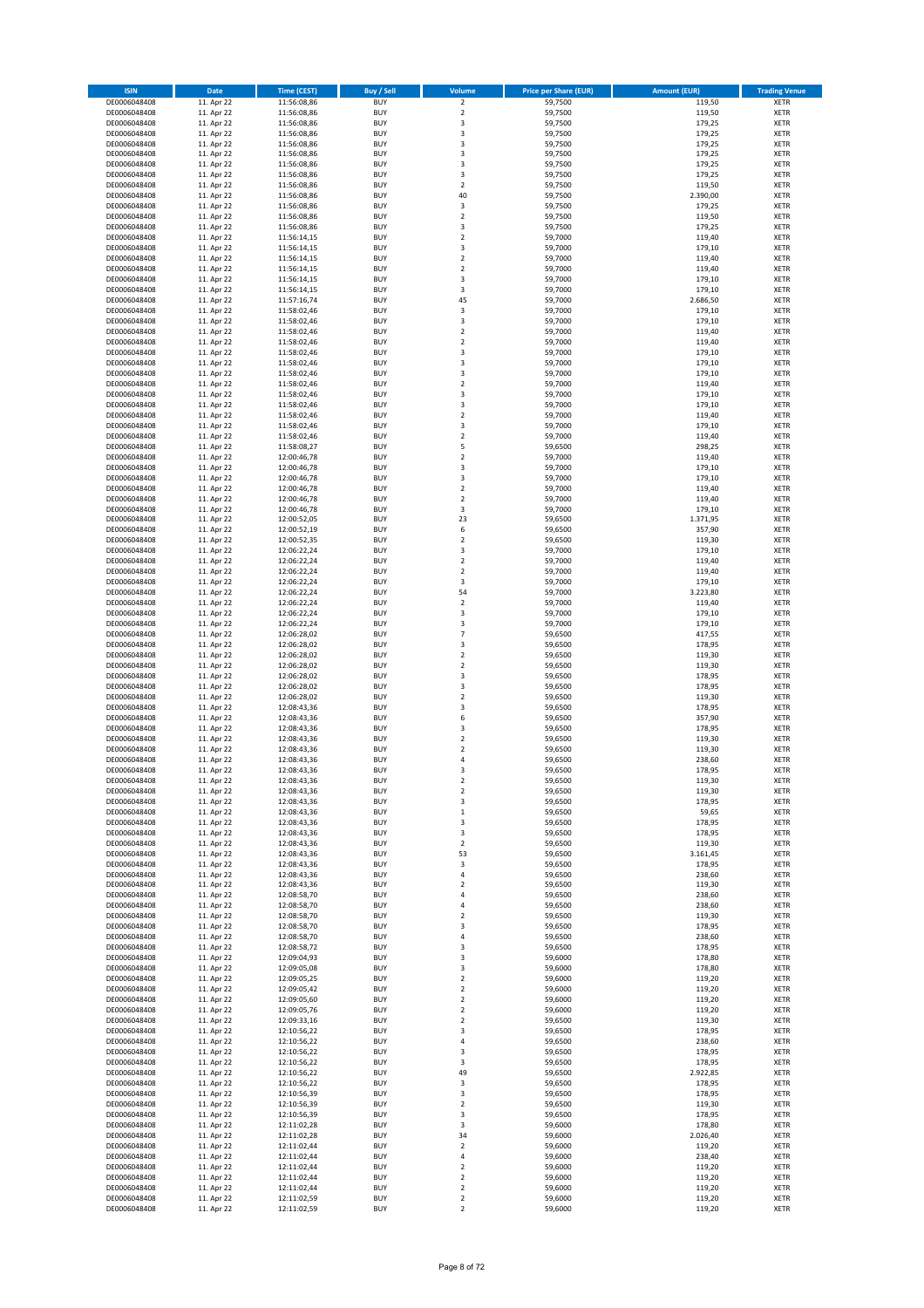| ISIN | Date | Time (CEST) | Buy / Sell | Volume | Price per Share (EUR) | Amount (EUR) | Trading Venue |
|---|---|---|---|---|---|---|---|
| DE0006048408 | 11. Apr 22 | 11:56:08,86 | BUY | 2 | 59,7500 | 119,50 | XETR |
| DE0006048408 | 11. Apr 22 | 11:56:08,86 | BUY | 2 | 59,7500 | 119,50 | XETR |
| DE0006048408 | 11. Apr 22 | 11:56:08,86 | BUY | 3 | 59,7500 | 179,25 | XETR |
| DE0006048408 | 11. Apr 22 | 11:56:08,86 | BUY | 3 | 59,7500 | 179,25 | XETR |
| DE0006048408 | 11. Apr 22 | 11:56:08,86 | BUY | 3 | 59,7500 | 179,25 | XETR |
| DE0006048408 | 11. Apr 22 | 11:56:08,86 | BUY | 3 | 59,7500 | 179,25 | XETR |
| DE0006048408 | 11. Apr 22 | 11:56:08,86 | BUY | 3 | 59,7500 | 179,25 | XETR |
| DE0006048408 | 11. Apr 22 | 11:56:08,86 | BUY | 3 | 59,7500 | 179,25 | XETR |
| DE0006048408 | 11. Apr 22 | 11:56:08,86 | BUY | 2 | 59,7500 | 119,50 | XETR |
| DE0006048408 | 11. Apr 22 | 11:56:08,86 | BUY | 40 | 59,7500 | 2.390,00 | XETR |
| DE0006048408 | 11. Apr 22 | 11:56:08,86 | BUY | 3 | 59,7500 | 179,25 | XETR |
| DE0006048408 | 11. Apr 22 | 11:56:08,86 | BUY | 2 | 59,7500 | 119,50 | XETR |
| DE0006048408 | 11. Apr 22 | 11:56:08,86 | BUY | 3 | 59,7500 | 179,25 | XETR |
| DE0006048408 | 11. Apr 22 | 11:56:14,15 | BUY | 2 | 59,7000 | 119,40 | XETR |
| DE0006048408 | 11. Apr 22 | 11:56:14,15 | BUY | 3 | 59,7000 | 179,10 | XETR |
| DE0006048408 | 11. Apr 22 | 11:56:14,15 | BUY | 2 | 59,7000 | 119,40 | XETR |
| DE0006048408 | 11. Apr 22 | 11:56:14,15 | BUY | 2 | 59,7000 | 119,40 | XETR |
| DE0006048408 | 11. Apr 22 | 11:56:14,15 | BUY | 3 | 59,7000 | 179,10 | XETR |
| DE0006048408 | 11. Apr 22 | 11:56:14,15 | BUY | 3 | 59,7000 | 179,10 | XETR |
| DE0006048408 | 11. Apr 22 | 11:57:16,74 | BUY | 45 | 59,7000 | 2.686,50 | XETR |
| DE0006048408 | 11. Apr 22 | 11:58:02,46 | BUY | 3 | 59,7000 | 179,10 | XETR |
| DE0006048408 | 11. Apr 22 | 11:58:02,46 | BUY | 3 | 59,7000 | 179,10 | XETR |
| DE0006048408 | 11. Apr 22 | 11:58:02,46 | BUY | 2 | 59,7000 | 119,40 | XETR |
| DE0006048408 | 11. Apr 22 | 11:58:02,46 | BUY | 2 | 59,7000 | 119,40 | XETR |
| DE0006048408 | 11. Apr 22 | 11:58:02,46 | BUY | 3 | 59,7000 | 179,10 | XETR |
| DE0006048408 | 11. Apr 22 | 11:58:02,46 | BUY | 3 | 59,7000 | 179,10 | XETR |
| DE0006048408 | 11. Apr 22 | 11:58:02,46 | BUY | 3 | 59,7000 | 179,10 | XETR |
| DE0006048408 | 11. Apr 22 | 11:58:02,46 | BUY | 2 | 59,7000 | 119,40 | XETR |
| DE0006048408 | 11. Apr 22 | 11:58:02,46 | BUY | 3 | 59,7000 | 179,10 | XETR |
| DE0006048408 | 11. Apr 22 | 11:58:02,46 | BUY | 3 | 59,7000 | 179,10 | XETR |
| DE0006048408 | 11. Apr 22 | 11:58:02,46 | BUY | 2 | 59,7000 | 119,40 | XETR |
| DE0006048408 | 11. Apr 22 | 11:58:02,46 | BUY | 3 | 59,7000 | 179,10 | XETR |
| DE0006048408 | 11. Apr 22 | 11:58:02,46 | BUY | 2 | 59,7000 | 119,40 | XETR |
| DE0006048408 | 11. Apr 22 | 11:58:08,27 | BUY | 5 | 59,6500 | 298,25 | XETR |
| DE0006048408 | 11. Apr 22 | 12:00:46,78 | BUY | 2 | 59,7000 | 119,40 | XETR |
| DE0006048408 | 11. Apr 22 | 12:00:46,78 | BUY | 3 | 59,7000 | 179,10 | XETR |
| DE0006048408 | 11. Apr 22 | 12:00:46,78 | BUY | 3 | 59,7000 | 179,10 | XETR |
| DE0006048408 | 11. Apr 22 | 12:00:46,78 | BUY | 2 | 59,7000 | 119,40 | XETR |
| DE0006048408 | 11. Apr 22 | 12:00:46,78 | BUY | 2 | 59,7000 | 119,40 | XETR |
| DE0006048408 | 11. Apr 22 | 12:00:46,78 | BUY | 3 | 59,7000 | 179,10 | XETR |
| DE0006048408 | 11. Apr 22 | 12:00:52,05 | BUY | 23 | 59,6500 | 1.371,95 | XETR |
| DE0006048408 | 11. Apr 22 | 12:00:52,19 | BUY | 6 | 59,6500 | 357,90 | XETR |
| DE0006048408 | 11. Apr 22 | 12:00:52,35 | BUY | 2 | 59,6500 | 119,30 | XETR |
| DE0006048408 | 11. Apr 22 | 12:06:22,24 | BUY | 3 | 59,7000 | 179,10 | XETR |
| DE0006048408 | 11. Apr 22 | 12:06:22,24 | BUY | 2 | 59,7000 | 119,40 | XETR |
| DE0006048408 | 11. Apr 22 | 12:06:22,24 | BUY | 2 | 59,7000 | 119,40 | XETR |
| DE0006048408 | 11. Apr 22 | 12:06:22,24 | BUY | 3 | 59,7000 | 179,10 | XETR |
| DE0006048408 | 11. Apr 22 | 12:06:22,24 | BUY | 54 | 59,7000 | 3.223,80 | XETR |
| DE0006048408 | 11. Apr 22 | 12:06:22,24 | BUY | 2 | 59,7000 | 119,40 | XETR |
| DE0006048408 | 11. Apr 22 | 12:06:22,24 | BUY | 3 | 59,7000 | 179,10 | XETR |
| DE0006048408 | 11. Apr 22 | 12:06:22,24 | BUY | 3 | 59,7000 | 179,10 | XETR |
| DE0006048408 | 11. Apr 22 | 12:06:28,02 | BUY | 7 | 59,6500 | 417,55 | XETR |
| DE0006048408 | 11. Apr 22 | 12:06:28,02 | BUY | 3 | 59,6500 | 178,95 | XETR |
| DE0006048408 | 11. Apr 22 | 12:06:28,02 | BUY | 2 | 59,6500 | 119,30 | XETR |
| DE0006048408 | 11. Apr 22 | 12:06:28,02 | BUY | 2 | 59,6500 | 119,30 | XETR |
| DE0006048408 | 11. Apr 22 | 12:06:28,02 | BUY | 3 | 59,6500 | 178,95 | XETR |
| DE0006048408 | 11. Apr 22 | 12:06:28,02 | BUY | 3 | 59,6500 | 178,95 | XETR |
| DE0006048408 | 11. Apr 22 | 12:06:28,02 | BUY | 2 | 59,6500 | 119,30 | XETR |
| DE0006048408 | 11. Apr 22 | 12:08:43,36 | BUY | 3 | 59,6500 | 178,95 | XETR |
| DE0006048408 | 11. Apr 22 | 12:08:43,36 | BUY | 6 | 59,6500 | 357,90 | XETR |
| DE0006048408 | 11. Apr 22 | 12:08:43,36 | BUY | 3 | 59,6500 | 178,95 | XETR |
| DE0006048408 | 11. Apr 22 | 12:08:43,36 | BUY | 2 | 59,6500 | 119,30 | XETR |
| DE0006048408 | 11. Apr 22 | 12:08:43,36 | BUY | 2 | 59,6500 | 119,30 | XETR |
| DE0006048408 | 11. Apr 22 | 12:08:43,36 | BUY | 4 | 59,6500 | 238,60 | XETR |
| DE0006048408 | 11. Apr 22 | 12:08:43,36 | BUY | 3 | 59,6500 | 178,95 | XETR |
| DE0006048408 | 11. Apr 22 | 12:08:43,36 | BUY | 2 | 59,6500 | 119,30 | XETR |
| DE0006048408 | 11. Apr 22 | 12:08:43,36 | BUY | 2 | 59,6500 | 119,30 | XETR |
| DE0006048408 | 11. Apr 22 | 12:08:43,36 | BUY | 3 | 59,6500 | 178,95 | XETR |
| DE0006048408 | 11. Apr 22 | 12:08:43,36 | BUY | 1 | 59,6500 | 59,65 | XETR |
| DE0006048408 | 11. Apr 22 | 12:08:43,36 | BUY | 3 | 59,6500 | 178,95 | XETR |
| DE0006048408 | 11. Apr 22 | 12:08:43,36 | BUY | 3 | 59,6500 | 178,95 | XETR |
| DE0006048408 | 11. Apr 22 | 12:08:43,36 | BUY | 2 | 59,6500 | 119,30 | XETR |
| DE0006048408 | 11. Apr 22 | 12:08:43,36 | BUY | 53 | 59,6500 | 3.161,45 | XETR |
| DE0006048408 | 11. Apr 22 | 12:08:43,36 | BUY | 3 | 59,6500 | 178,95 | XETR |
| DE0006048408 | 11. Apr 22 | 12:08:43,36 | BUY | 4 | 59,6500 | 238,60 | XETR |
| DE0006048408 | 11. Apr 22 | 12:08:43,36 | BUY | 2 | 59,6500 | 119,30 | XETR |
| DE0006048408 | 11. Apr 22 | 12:08:58,70 | BUY | 4 | 59,6500 | 238,60 | XETR |
| DE0006048408 | 11. Apr 22 | 12:08:58,70 | BUY | 4 | 59,6500 | 238,60 | XETR |
| DE0006048408 | 11. Apr 22 | 12:08:58,70 | BUY | 2 | 59,6500 | 119,30 | XETR |
| DE0006048408 | 11. Apr 22 | 12:08:58,70 | BUY | 3 | 59,6500 | 178,95 | XETR |
| DE0006048408 | 11. Apr 22 | 12:08:58,70 | BUY | 4 | 59,6500 | 238,60 | XETR |
| DE0006048408 | 11. Apr 22 | 12:08:58,72 | BUY | 3 | 59,6500 | 178,95 | XETR |
| DE0006048408 | 11. Apr 22 | 12:09:04,93 | BUY | 3 | 59,6000 | 178,80 | XETR |
| DE0006048408 | 11. Apr 22 | 12:09:05,08 | BUY | 3 | 59,6000 | 178,80 | XETR |
| DE0006048408 | 11. Apr 22 | 12:09:05,25 | BUY | 2 | 59,6000 | 119,20 | XETR |
| DE0006048408 | 11. Apr 22 | 12:09:05,42 | BUY | 2 | 59,6000 | 119,20 | XETR |
| DE0006048408 | 11. Apr 22 | 12:09:05,60 | BUY | 2 | 59,6000 | 119,20 | XETR |
| DE0006048408 | 11. Apr 22 | 12:09:05,76 | BUY | 2 | 59,6000 | 119,20 | XETR |
| DE0006048408 | 11. Apr 22 | 12:09:33,16 | BUY | 2 | 59,6500 | 119,30 | XETR |
| DE0006048408 | 11. Apr 22 | 12:10:56,22 | BUY | 3 | 59,6500 | 178,95 | XETR |
| DE0006048408 | 11. Apr 22 | 12:10:56,22 | BUY | 4 | 59,6500 | 238,60 | XETR |
| DE0006048408 | 11. Apr 22 | 12:10:56,22 | BUY | 3 | 59,6500 | 178,95 | XETR |
| DE0006048408 | 11. Apr 22 | 12:10:56,22 | BUY | 3 | 59,6500 | 178,95 | XETR |
| DE0006048408 | 11. Apr 22 | 12:10:56,22 | BUY | 49 | 59,6500 | 2.922,85 | XETR |
| DE0006048408 | 11. Apr 22 | 12:10:56,22 | BUY | 3 | 59,6500 | 178,95 | XETR |
| DE0006048408 | 11. Apr 22 | 12:10:56,39 | BUY | 3 | 59,6500 | 178,95 | XETR |
| DE0006048408 | 11. Apr 22 | 12:10:56,39 | BUY | 2 | 59,6500 | 119,30 | XETR |
| DE0006048408 | 11. Apr 22 | 12:10:56,39 | BUY | 3 | 59,6500 | 178,95 | XETR |
| DE0006048408 | 11. Apr 22 | 12:11:02,28 | BUY | 3 | 59,6000 | 178,80 | XETR |
| DE0006048408 | 11. Apr 22 | 12:11:02,28 | BUY | 34 | 59,6000 | 2.026,40 | XETR |
| DE0006048408 | 11. Apr 22 | 12:11:02,44 | BUY | 2 | 59,6000 | 119,20 | XETR |
| DE0006048408 | 11. Apr 22 | 12:11:02,44 | BUY | 4 | 59,6000 | 238,40 | XETR |
| DE0006048408 | 11. Apr 22 | 12:11:02,44 | BUY | 2 | 59,6000 | 119,20 | XETR |
| DE0006048408 | 11. Apr 22 | 12:11:02,44 | BUY | 2 | 59,6000 | 119,20 | XETR |
| DE0006048408 | 11. Apr 22 | 12:11:02,44 | BUY | 2 | 59,6000 | 119,20 | XETR |
| DE0006048408 | 11. Apr 22 | 12:11:02,59 | BUY | 2 | 59,6000 | 119,20 | XETR |
| DE0006048408 | 11. Apr 22 | 12:11:02,59 | BUY | 2 | 59,6000 | 119,20 | XETR |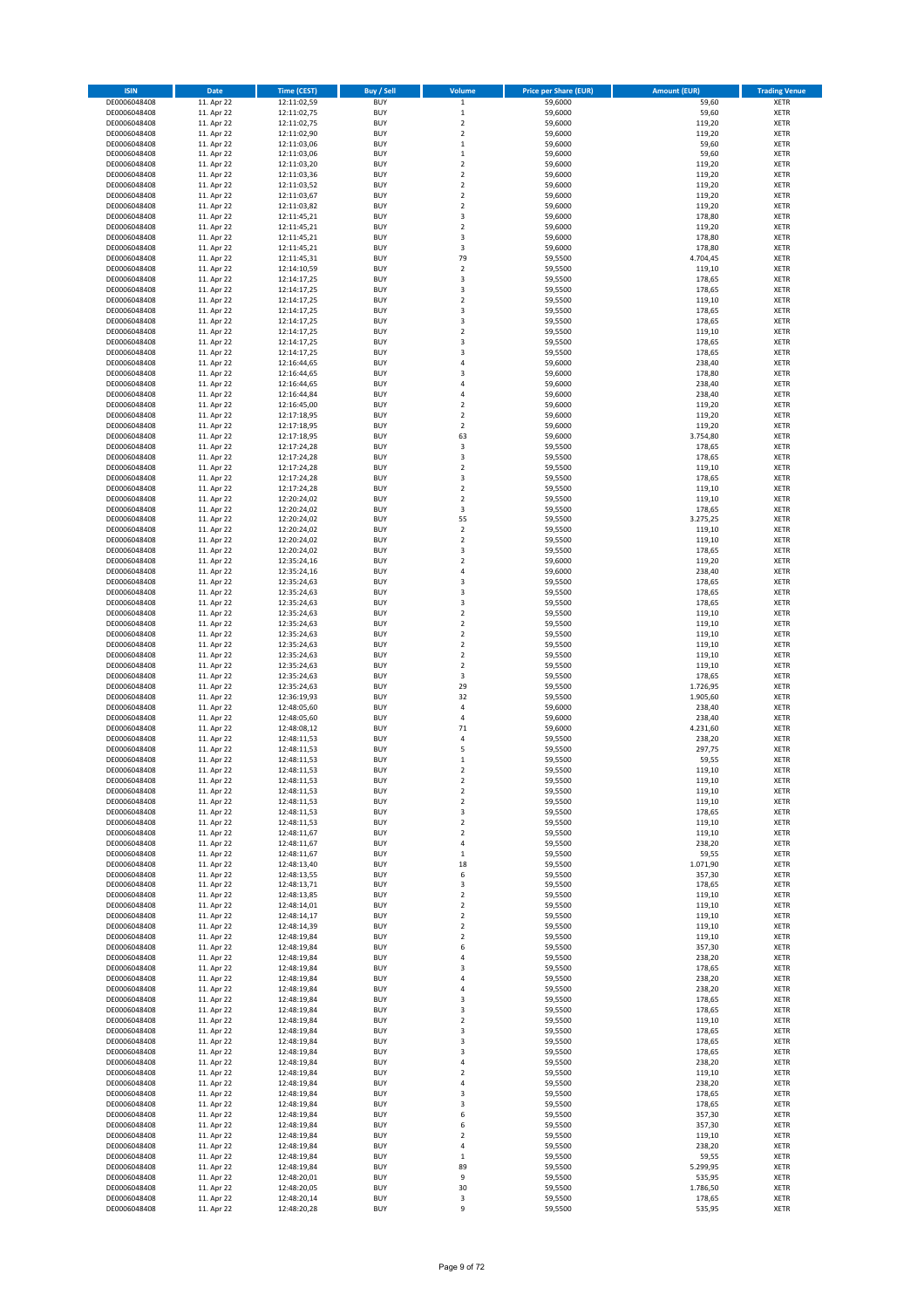| ISIN | Date | Time (CEST) | Buy / Sell | Volume | Price per Share (EUR) | Amount (EUR) | Trading Venue |
|---|---|---|---|---|---|---|---|
| DE0006048408 | 11. Apr 22 | 12:11:02,59 | BUY | 1 | 59,6000 | 59,60 | XETR |
| DE0006048408 | 11. Apr 22 | 12:11:02,75 | BUY | 1 | 59,6000 | 59,60 | XETR |
| DE0006048408 | 11. Apr 22 | 12:11:02,75 | BUY | 2 | 59,6000 | 119,20 | XETR |
| DE0006048408 | 11. Apr 22 | 12:11:02,90 | BUY | 2 | 59,6000 | 119,20 | XETR |
| DE0006048408 | 11. Apr 22 | 12:11:03,06 | BUY | 1 | 59,6000 | 59,60 | XETR |
| DE0006048408 | 11. Apr 22 | 12:11:03,06 | BUY | 1 | 59,6000 | 59,60 | XETR |
| DE0006048408 | 11. Apr 22 | 12:11:03,20 | BUY | 2 | 59,6000 | 119,20 | XETR |
| DE0006048408 | 11. Apr 22 | 12:11:03,36 | BUY | 2 | 59,6000 | 119,20 | XETR |
| DE0006048408 | 11. Apr 22 | 12:11:03,52 | BUY | 2 | 59,6000 | 119,20 | XETR |
| DE0006048408 | 11. Apr 22 | 12:11:03,67 | BUY | 2 | 59,6000 | 119,20 | XETR |
| DE0006048408 | 11. Apr 22 | 12:11:03,82 | BUY | 2 | 59,6000 | 119,20 | XETR |
| DE0006048408 | 11. Apr 22 | 12:11:45,21 | BUY | 3 | 59,6000 | 178,80 | XETR |
| DE0006048408 | 11. Apr 22 | 12:11:45,21 | BUY | 2 | 59,6000 | 119,20 | XETR |
| DE0006048408 | 11. Apr 22 | 12:11:45,21 | BUY | 3 | 59,6000 | 178,80 | XETR |
| DE0006048408 | 11. Apr 22 | 12:11:45,21 | BUY | 3 | 59,6000 | 178,80 | XETR |
| DE0006048408 | 11. Apr 22 | 12:11:45,31 | BUY | 79 | 59,5500 | 4.704,45 | XETR |
| DE0006048408 | 11. Apr 22 | 12:14:10,59 | BUY | 2 | 59,5500 | 119,10 | XETR |
| DE0006048408 | 11. Apr 22 | 12:14:17,25 | BUY | 3 | 59,5500 | 178,65 | XETR |
| DE0006048408 | 11. Apr 22 | 12:14:17,25 | BUY | 3 | 59,5500 | 178,65 | XETR |
| DE0006048408 | 11. Apr 22 | 12:14:17,25 | BUY | 2 | 59,5500 | 119,10 | XETR |
| DE0006048408 | 11. Apr 22 | 12:14:17,25 | BUY | 3 | 59,5500 | 178,65 | XETR |
| DE0006048408 | 11. Apr 22 | 12:14:17,25 | BUY | 3 | 59,5500 | 178,65 | XETR |
| DE0006048408 | 11. Apr 22 | 12:14:17,25 | BUY | 2 | 59,5500 | 119,10 | XETR |
| DE0006048408 | 11. Apr 22 | 12:14:17,25 | BUY | 3 | 59,5500 | 178,65 | XETR |
| DE0006048408 | 11. Apr 22 | 12:14:17,25 | BUY | 3 | 59,5500 | 178,65 | XETR |
| DE0006048408 | 11. Apr 22 | 12:16:44,65 | BUY | 4 | 59,6000 | 238,40 | XETR |
| DE0006048408 | 11. Apr 22 | 12:16:44,65 | BUY | 3 | 59,6000 | 178,80 | XETR |
| DE0006048408 | 11. Apr 22 | 12:16:44,65 | BUY | 4 | 59,6000 | 238,40 | XETR |
| DE0006048408 | 11. Apr 22 | 12:16:44,84 | BUY | 4 | 59,6000 | 238,40 | XETR |
| DE0006048408 | 11. Apr 22 | 12:16:45,00 | BUY | 2 | 59,6000 | 119,20 | XETR |
| DE0006048408 | 11. Apr 22 | 12:17:18,95 | BUY | 2 | 59,6000 | 119,20 | XETR |
| DE0006048408 | 11. Apr 22 | 12:17:18,95 | BUY | 2 | 59,6000 | 119,20 | XETR |
| DE0006048408 | 11. Apr 22 | 12:17:18,95 | BUY | 63 | 59,6000 | 3.754,80 | XETR |
| DE0006048408 | 11. Apr 22 | 12:17:24,28 | BUY | 3 | 59,5500 | 178,65 | XETR |
| DE0006048408 | 11. Apr 22 | 12:17:24,28 | BUY | 3 | 59,5500 | 178,65 | XETR |
| DE0006048408 | 11. Apr 22 | 12:17:24,28 | BUY | 2 | 59,5500 | 119,10 | XETR |
| DE0006048408 | 11. Apr 22 | 12:17:24,28 | BUY | 3 | 59,5500 | 178,65 | XETR |
| DE0006048408 | 11. Apr 22 | 12:17:24,28 | BUY | 2 | 59,5500 | 119,10 | XETR |
| DE0006048408 | 11. Apr 22 | 12:20:24,02 | BUY | 2 | 59,5500 | 119,10 | XETR |
| DE0006048408 | 11. Apr 22 | 12:20:24,02 | BUY | 3 | 59,5500 | 178,65 | XETR |
| DE0006048408 | 11. Apr 22 | 12:20:24,02 | BUY | 55 | 59,5500 | 3.275,25 | XETR |
| DE0006048408 | 11. Apr 22 | 12:20:24,02 | BUY | 2 | 59,5500 | 119,10 | XETR |
| DE0006048408 | 11. Apr 22 | 12:20:24,02 | BUY | 2 | 59,5500 | 119,10 | XETR |
| DE0006048408 | 11. Apr 22 | 12:20:24,02 | BUY | 3 | 59,5500 | 178,65 | XETR |
| DE0006048408 | 11. Apr 22 | 12:35:24,16 | BUY | 2 | 59,6000 | 119,20 | XETR |
| DE0006048408 | 11. Apr 22 | 12:35:24,16 | BUY | 4 | 59,6000 | 238,40 | XETR |
| DE0006048408 | 11. Apr 22 | 12:35:24,63 | BUY | 3 | 59,5500 | 178,65 | XETR |
| DE0006048408 | 11. Apr 22 | 12:35:24,63 | BUY | 3 | 59,5500 | 178,65 | XETR |
| DE0006048408 | 11. Apr 22 | 12:35:24,63 | BUY | 3 | 59,5500 | 178,65 | XETR |
| DE0006048408 | 11. Apr 22 | 12:35:24,63 | BUY | 2 | 59,5500 | 119,10 | XETR |
| DE0006048408 | 11. Apr 22 | 12:35:24,63 | BUY | 2 | 59,5500 | 119,10 | XETR |
| DE0006048408 | 11. Apr 22 | 12:35:24,63 | BUY | 2 | 59,5500 | 119,10 | XETR |
| DE0006048408 | 11. Apr 22 | 12:35:24,63 | BUY | 2 | 59,5500 | 119,10 | XETR |
| DE0006048408 | 11. Apr 22 | 12:35:24,63 | BUY | 2 | 59,5500 | 119,10 | XETR |
| DE0006048408 | 11. Apr 22 | 12:35:24,63 | BUY | 2 | 59,5500 | 119,10 | XETR |
| DE0006048408 | 11. Apr 22 | 12:35:24,63 | BUY | 3 | 59,5500 | 178,65 | XETR |
| DE0006048408 | 11. Apr 22 | 12:35:24,63 | BUY | 29 | 59,5500 | 1.726,95 | XETR |
| DE0006048408 | 11. Apr 22 | 12:36:19,93 | BUY | 32 | 59,5500 | 1.905,60 | XETR |
| DE0006048408 | 11. Apr 22 | 12:48:05,60 | BUY | 4 | 59,6000 | 238,40 | XETR |
| DE0006048408 | 11. Apr 22 | 12:48:05,60 | BUY | 4 | 59,6000 | 238,40 | XETR |
| DE0006048408 | 11. Apr 22 | 12:48:08,12 | BUY | 71 | 59,6000 | 4.231,60 | XETR |
| DE0006048408 | 11. Apr 22 | 12:48:11,53 | BUY | 4 | 59,5500 | 238,20 | XETR |
| DE0006048408 | 11. Apr 22 | 12:48:11,53 | BUY | 5 | 59,5500 | 297,75 | XETR |
| DE0006048408 | 11. Apr 22 | 12:48:11,53 | BUY | 1 | 59,5500 | 59,55 | XETR |
| DE0006048408 | 11. Apr 22 | 12:48:11,53 | BUY | 2 | 59,5500 | 119,10 | XETR |
| DE0006048408 | 11. Apr 22 | 12:48:11,53 | BUY | 2 | 59,5500 | 119,10 | XETR |
| DE0006048408 | 11. Apr 22 | 12:48:11,53 | BUY | 2 | 59,5500 | 119,10 | XETR |
| DE0006048408 | 11. Apr 22 | 12:48:11,53 | BUY | 2 | 59,5500 | 119,10 | XETR |
| DE0006048408 | 11. Apr 22 | 12:48:11,53 | BUY | 3 | 59,5500 | 178,65 | XETR |
| DE0006048408 | 11. Apr 22 | 12:48:11,53 | BUY | 2 | 59,5500 | 119,10 | XETR |
| DE0006048408 | 11. Apr 22 | 12:48:11,67 | BUY | 2 | 59,5500 | 119,10 | XETR |
| DE0006048408 | 11. Apr 22 | 12:48:11,67 | BUY | 4 | 59,5500 | 238,20 | XETR |
| DE0006048408 | 11. Apr 22 | 12:48:11,67 | BUY | 1 | 59,5500 | 59,55 | XETR |
| DE0006048408 | 11. Apr 22 | 12:48:13,40 | BUY | 18 | 59,5500 | 1.071,90 | XETR |
| DE0006048408 | 11. Apr 22 | 12:48:13,55 | BUY | 6 | 59,5500 | 357,30 | XETR |
| DE0006048408 | 11. Apr 22 | 12:48:13,71 | BUY | 3 | 59,5500 | 178,65 | XETR |
| DE0006048408 | 11. Apr 22 | 12:48:13,85 | BUY | 2 | 59,5500 | 119,10 | XETR |
| DE0006048408 | 11. Apr 22 | 12:48:14,01 | BUY | 2 | 59,5500 | 119,10 | XETR |
| DE0006048408 | 11. Apr 22 | 12:48:14,17 | BUY | 2 | 59,5500 | 119,10 | XETR |
| DE0006048408 | 11. Apr 22 | 12:48:14,39 | BUY | 2 | 59,5500 | 119,10 | XETR |
| DE0006048408 | 11. Apr 22 | 12:48:19,84 | BUY | 2 | 59,5500 | 119,10 | XETR |
| DE0006048408 | 11. Apr 22 | 12:48:19,84 | BUY | 6 | 59,5500 | 357,30 | XETR |
| DE0006048408 | 11. Apr 22 | 12:48:19,84 | BUY | 4 | 59,5500 | 238,20 | XETR |
| DE0006048408 | 11. Apr 22 | 12:48:19,84 | BUY | 3 | 59,5500 | 178,65 | XETR |
| DE0006048408 | 11. Apr 22 | 12:48:19,84 | BUY | 4 | 59,5500 | 238,20 | XETR |
| DE0006048408 | 11. Apr 22 | 12:48:19,84 | BUY | 4 | 59,5500 | 238,20 | XETR |
| DE0006048408 | 11. Apr 22 | 12:48:19,84 | BUY | 3 | 59,5500 | 178,65 | XETR |
| DE0006048408 | 11. Apr 22 | 12:48:19,84 | BUY | 3 | 59,5500 | 178,65 | XETR |
| DE0006048408 | 11. Apr 22 | 12:48:19,84 | BUY | 2 | 59,5500 | 119,10 | XETR |
| DE0006048408 | 11. Apr 22 | 12:48:19,84 | BUY | 3 | 59,5500 | 178,65 | XETR |
| DE0006048408 | 11. Apr 22 | 12:48:19,84 | BUY | 3 | 59,5500 | 178,65 | XETR |
| DE0006048408 | 11. Apr 22 | 12:48:19,84 | BUY | 3 | 59,5500 | 178,65 | XETR |
| DE0006048408 | 11. Apr 22 | 12:48:19,84 | BUY | 4 | 59,5500 | 238,20 | XETR |
| DE0006048408 | 11. Apr 22 | 12:48:19,84 | BUY | 2 | 59,5500 | 119,10 | XETR |
| DE0006048408 | 11. Apr 22 | 12:48:19,84 | BUY | 4 | 59,5500 | 238,20 | XETR |
| DE0006048408 | 11. Apr 22 | 12:48:19,84 | BUY | 3 | 59,5500 | 178,65 | XETR |
| DE0006048408 | 11. Apr 22 | 12:48:19,84 | BUY | 3 | 59,5500 | 178,65 | XETR |
| DE0006048408 | 11. Apr 22 | 12:48:19,84 | BUY | 6 | 59,5500 | 357,30 | XETR |
| DE0006048408 | 11. Apr 22 | 12:48:19,84 | BUY | 6 | 59,5500 | 357,30 | XETR |
| DE0006048408 | 11. Apr 22 | 12:48:19,84 | BUY | 2 | 59,5500 | 119,10 | XETR |
| DE0006048408 | 11. Apr 22 | 12:48:19,84 | BUY | 4 | 59,5500 | 238,20 | XETR |
| DE0006048408 | 11. Apr 22 | 12:48:19,84 | BUY | 1 | 59,5500 | 59,55 | XETR |
| DE0006048408 | 11. Apr 22 | 12:48:19,84 | BUY | 89 | 59,5500 | 5.299,95 | XETR |
| DE0006048408 | 11. Apr 22 | 12:48:20,01 | BUY | 9 | 59,5500 | 535,95 | XETR |
| DE0006048408 | 11. Apr 22 | 12:48:20,05 | BUY | 30 | 59,5500 | 1.786,50 | XETR |
| DE0006048408 | 11. Apr 22 | 12:48:20,14 | BUY | 3 | 59,5500 | 178,65 | XETR |
| DE0006048408 | 11. Apr 22 | 12:48:20,28 | BUY | 9 | 59,5500 | 535,95 | XETR |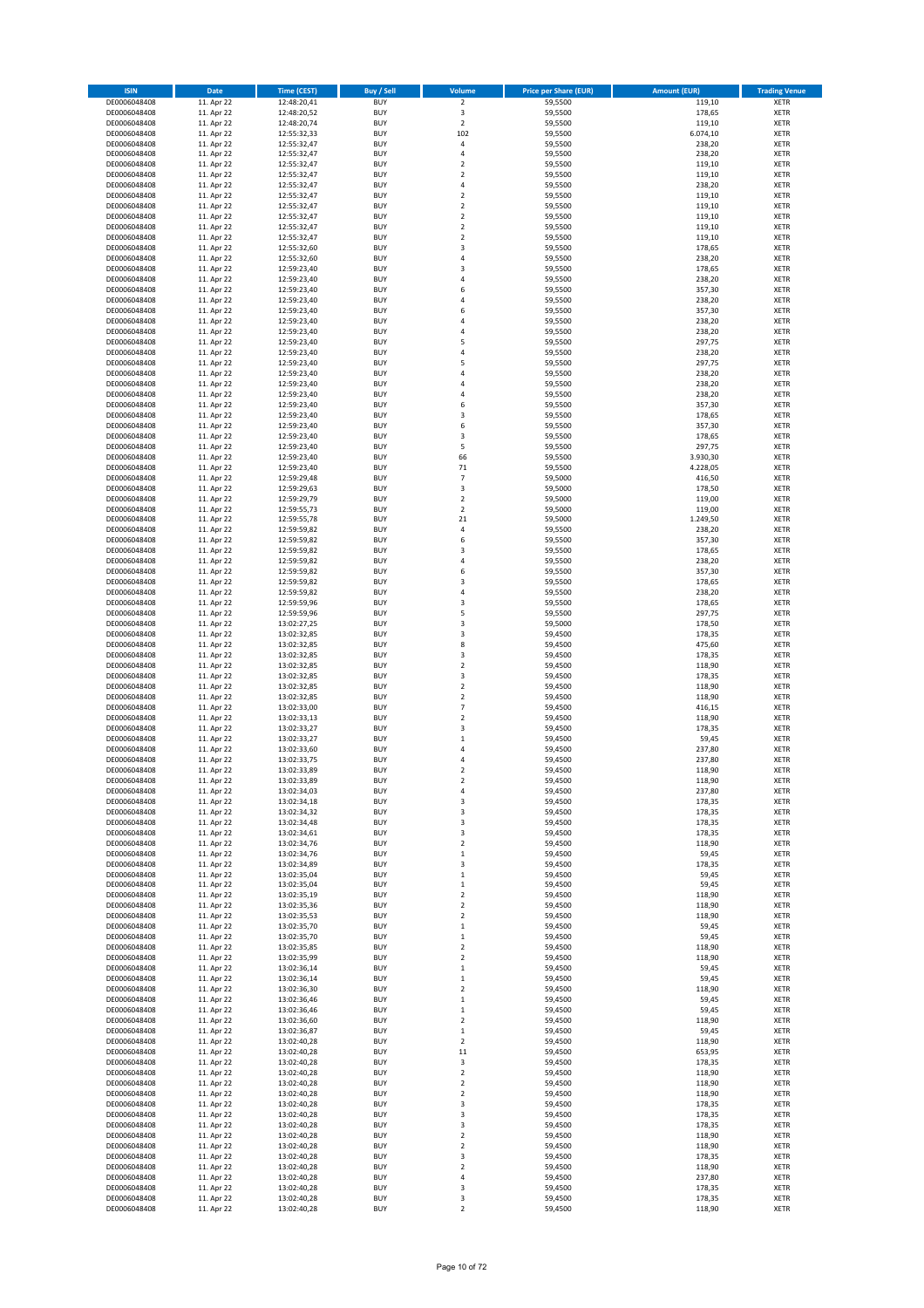| ISIN | Date | Time (CEST) | Buy / Sell | Volume | Price per Share (EUR) | Amount (EUR) | Trading Venue |
|---|---|---|---|---|---|---|---|
| DE0006048408 | 11. Apr 22 | 12:48:20,41 | BUY | 2 | 59,5500 | 119,10 | XETR |
| DE0006048408 | 11. Apr 22 | 12:48:20,52 | BUY | 3 | 59,5500 | 178,65 | XETR |
| DE0006048408 | 11. Apr 22 | 12:48:20,74 | BUY | 2 | 59,5500 | 119,10 | XETR |
| DE0006048408 | 11. Apr 22 | 12:55:32,33 | BUY | 102 | 59,5500 | 6.074,10 | XETR |
| DE0006048408 | 11. Apr 22 | 12:55:32,47 | BUY | 4 | 59,5500 | 238,20 | XETR |
| DE0006048408 | 11. Apr 22 | 12:55:32,47 | BUY | 4 | 59,5500 | 238,20 | XETR |
| DE0006048408 | 11. Apr 22 | 12:55:32,47 | BUY | 2 | 59,5500 | 119,10 | XETR |
| DE0006048408 | 11. Apr 22 | 12:55:32,47 | BUY | 2 | 59,5500 | 119,10 | XETR |
| DE0006048408 | 11. Apr 22 | 12:55:32,47 | BUY | 4 | 59,5500 | 238,20 | XETR |
| DE0006048408 | 11. Apr 22 | 12:55:32,47 | BUY | 2 | 59,5500 | 119,10 | XETR |
| DE0006048408 | 11. Apr 22 | 12:55:32,47 | BUY | 2 | 59,5500 | 119,10 | XETR |
| DE0006048408 | 11. Apr 22 | 12:55:32,47 | BUY | 2 | 59,5500 | 119,10 | XETR |
| DE0006048408 | 11. Apr 22 | 12:55:32,47 | BUY | 2 | 59,5500 | 119,10 | XETR |
| DE0006048408 | 11. Apr 22 | 12:55:32,47 | BUY | 2 | 59,5500 | 119,10 | XETR |
| DE0006048408 | 11. Apr 22 | 12:55:32,60 | BUY | 3 | 59,5500 | 178,65 | XETR |
| DE0006048408 | 11. Apr 22 | 12:55:32,60 | BUY | 4 | 59,5500 | 238,20 | XETR |
| DE0006048408 | 11. Apr 22 | 12:59:23,40 | BUY | 3 | 59,5500 | 178,65 | XETR |
| DE0006048408 | 11. Apr 22 | 12:59:23,40 | BUY | 4 | 59,5500 | 238,20 | XETR |
| DE0006048408 | 11. Apr 22 | 12:59:23,40 | BUY | 6 | 59,5500 | 357,30 | XETR |
| DE0006048408 | 11. Apr 22 | 12:59:23,40 | BUY | 4 | 59,5500 | 238,20 | XETR |
| DE0006048408 | 11. Apr 22 | 12:59:23,40 | BUY | 6 | 59,5500 | 357,30 | XETR |
| DE0006048408 | 11. Apr 22 | 12:59:23,40 | BUY | 4 | 59,5500 | 238,20 | XETR |
| DE0006048408 | 11. Apr 22 | 12:59:23,40 | BUY | 4 | 59,5500 | 238,20 | XETR |
| DE0006048408 | 11. Apr 22 | 12:59:23,40 | BUY | 5 | 59,5500 | 297,75 | XETR |
| DE0006048408 | 11. Apr 22 | 12:59:23,40 | BUY | 4 | 59,5500 | 238,20 | XETR |
| DE0006048408 | 11. Apr 22 | 12:59:23,40 | BUY | 5 | 59,5500 | 297,75 | XETR |
| DE0006048408 | 11. Apr 22 | 12:59:23,40 | BUY | 4 | 59,5500 | 238,20 | XETR |
| DE0006048408 | 11. Apr 22 | 12:59:23,40 | BUY | 4 | 59,5500 | 238,20 | XETR |
| DE0006048408 | 11. Apr 22 | 12:59:23,40 | BUY | 4 | 59,5500 | 238,20 | XETR |
| DE0006048408 | 11. Apr 22 | 12:59:23,40 | BUY | 6 | 59,5500 | 357,30 | XETR |
| DE0006048408 | 11. Apr 22 | 12:59:23,40 | BUY | 3 | 59,5500 | 178,65 | XETR |
| DE0006048408 | 11. Apr 22 | 12:59:23,40 | BUY | 6 | 59,5500 | 357,30 | XETR |
| DE0006048408 | 11. Apr 22 | 12:59:23,40 | BUY | 3 | 59,5500 | 178,65 | XETR |
| DE0006048408 | 11. Apr 22 | 12:59:23,40 | BUY | 5 | 59,5500 | 297,75 | XETR |
| DE0006048408 | 11. Apr 22 | 12:59:23,40 | BUY | 66 | 59,5500 | 3.930,30 | XETR |
| DE0006048408 | 11. Apr 22 | 12:59:23,40 | BUY | 71 | 59,5500 | 4.228,05 | XETR |
| DE0006048408 | 11. Apr 22 | 12:59:29,48 | BUY | 7 | 59,5000 | 416,50 | XETR |
| DE0006048408 | 11. Apr 22 | 12:59:29,63 | BUY | 3 | 59,5000 | 178,50 | XETR |
| DE0006048408 | 11. Apr 22 | 12:59:29,79 | BUY | 2 | 59,5000 | 119,00 | XETR |
| DE0006048408 | 11. Apr 22 | 12:59:55,73 | BUY | 2 | 59,5000 | 119,00 | XETR |
| DE0006048408 | 11. Apr 22 | 12:59:55,78 | BUY | 21 | 59,5000 | 1.249,50 | XETR |
| DE0006048408 | 11. Apr 22 | 12:59:59,82 | BUY | 4 | 59,5500 | 238,20 | XETR |
| DE0006048408 | 11. Apr 22 | 12:59:59,82 | BUY | 6 | 59,5500 | 357,30 | XETR |
| DE0006048408 | 11. Apr 22 | 12:59:59,82 | BUY | 3 | 59,5500 | 178,65 | XETR |
| DE0006048408 | 11. Apr 22 | 12:59:59,82 | BUY | 4 | 59,5500 | 238,20 | XETR |
| DE0006048408 | 11. Apr 22 | 12:59:59,82 | BUY | 6 | 59,5500 | 357,30 | XETR |
| DE0006048408 | 11. Apr 22 | 12:59:59,82 | BUY | 3 | 59,5500 | 178,65 | XETR |
| DE0006048408 | 11. Apr 22 | 12:59:59,82 | BUY | 4 | 59,5500 | 238,20 | XETR |
| DE0006048408 | 11. Apr 22 | 12:59:59,96 | BUY | 3 | 59,5500 | 178,65 | XETR |
| DE0006048408 | 11. Apr 22 | 12:59:59,96 | BUY | 5 | 59,5500 | 297,75 | XETR |
| DE0006048408 | 11. Apr 22 | 13:02:27,25 | BUY | 3 | 59,5000 | 178,50 | XETR |
| DE0006048408 | 11. Apr 22 | 13:02:32,85 | BUY | 3 | 59,4500 | 178,35 | XETR |
| DE0006048408 | 11. Apr 22 | 13:02:32,85 | BUY | 8 | 59,4500 | 475,60 | XETR |
| DE0006048408 | 11. Apr 22 | 13:02:32,85 | BUY | 3 | 59,4500 | 178,35 | XETR |
| DE0006048408 | 11. Apr 22 | 13:02:32,85 | BUY | 2 | 59,4500 | 118,90 | XETR |
| DE0006048408 | 11. Apr 22 | 13:02:32,85 | BUY | 3 | 59,4500 | 178,35 | XETR |
| DE0006048408 | 11. Apr 22 | 13:02:32,85 | BUY | 2 | 59,4500 | 118,90 | XETR |
| DE0006048408 | 11. Apr 22 | 13:02:32,85 | BUY | 2 | 59,4500 | 118,90 | XETR |
| DE0006048408 | 11. Apr 22 | 13:02:33,00 | BUY | 7 | 59,4500 | 416,15 | XETR |
| DE0006048408 | 11. Apr 22 | 13:02:33,13 | BUY | 2 | 59,4500 | 118,90 | XETR |
| DE0006048408 | 11. Apr 22 | 13:02:33,27 | BUY | 3 | 59,4500 | 178,35 | XETR |
| DE0006048408 | 11. Apr 22 | 13:02:33,27 | BUY | 1 | 59,4500 | 59,45 | XETR |
| DE0006048408 | 11. Apr 22 | 13:02:33,60 | BUY | 4 | 59,4500 | 237,80 | XETR |
| DE0006048408 | 11. Apr 22 | 13:02:33,75 | BUY | 4 | 59,4500 | 237,80 | XETR |
| DE0006048408 | 11. Apr 22 | 13:02:33,89 | BUY | 2 | 59,4500 | 118,90 | XETR |
| DE0006048408 | 11. Apr 22 | 13:02:33,89 | BUY | 2 | 59,4500 | 118,90 | XETR |
| DE0006048408 | 11. Apr 22 | 13:02:34,03 | BUY | 4 | 59,4500 | 237,80 | XETR |
| DE0006048408 | 11. Apr 22 | 13:02:34,18 | BUY | 3 | 59,4500 | 178,35 | XETR |
| DE0006048408 | 11. Apr 22 | 13:02:34,32 | BUY | 3 | 59,4500 | 178,35 | XETR |
| DE0006048408 | 11. Apr 22 | 13:02:34,48 | BUY | 3 | 59,4500 | 178,35 | XETR |
| DE0006048408 | 11. Apr 22 | 13:02:34,61 | BUY | 3 | 59,4500 | 178,35 | XETR |
| DE0006048408 | 11. Apr 22 | 13:02:34,76 | BUY | 2 | 59,4500 | 118,90 | XETR |
| DE0006048408 | 11. Apr 22 | 13:02:34,76 | BUY | 1 | 59,4500 | 59,45 | XETR |
| DE0006048408 | 11. Apr 22 | 13:02:34,89 | BUY | 3 | 59,4500 | 178,35 | XETR |
| DE0006048408 | 11. Apr 22 | 13:02:35,04 | BUY | 1 | 59,4500 | 59,45 | XETR |
| DE0006048408 | 11. Apr 22 | 13:02:35,04 | BUY | 1 | 59,4500 | 59,45 | XETR |
| DE0006048408 | 11. Apr 22 | 13:02:35,19 | BUY | 2 | 59,4500 | 118,90 | XETR |
| DE0006048408 | 11. Apr 22 | 13:02:35,36 | BUY | 2 | 59,4500 | 118,90 | XETR |
| DE0006048408 | 11. Apr 22 | 13:02:35,53 | BUY | 2 | 59,4500 | 118,90 | XETR |
| DE0006048408 | 11. Apr 22 | 13:02:35,70 | BUY | 1 | 59,4500 | 59,45 | XETR |
| DE0006048408 | 11. Apr 22 | 13:02:35,70 | BUY | 1 | 59,4500 | 59,45 | XETR |
| DE0006048408 | 11. Apr 22 | 13:02:35,85 | BUY | 2 | 59,4500 | 118,90 | XETR |
| DE0006048408 | 11. Apr 22 | 13:02:35,99 | BUY | 2 | 59,4500 | 118,90 | XETR |
| DE0006048408 | 11. Apr 22 | 13:02:36,14 | BUY | 1 | 59,4500 | 59,45 | XETR |
| DE0006048408 | 11. Apr 22 | 13:02:36,14 | BUY | 1 | 59,4500 | 59,45 | XETR |
| DE0006048408 | 11. Apr 22 | 13:02:36,30 | BUY | 2 | 59,4500 | 118,90 | XETR |
| DE0006048408 | 11. Apr 22 | 13:02:36,46 | BUY | 1 | 59,4500 | 59,45 | XETR |
| DE0006048408 | 11. Apr 22 | 13:02:36,46 | BUY | 1 | 59,4500 | 59,45 | XETR |
| DE0006048408 | 11. Apr 22 | 13:02:36,60 | BUY | 2 | 59,4500 | 118,90 | XETR |
| DE0006048408 | 11. Apr 22 | 13:02:36,87 | BUY | 1 | 59,4500 | 59,45 | XETR |
| DE0006048408 | 11. Apr 22 | 13:02:40,28 | BUY | 2 | 59,4500 | 118,90 | XETR |
| DE0006048408 | 11. Apr 22 | 13:02:40,28 | BUY | 11 | 59,4500 | 653,95 | XETR |
| DE0006048408 | 11. Apr 22 | 13:02:40,28 | BUY | 3 | 59,4500 | 178,35 | XETR |
| DE0006048408 | 11. Apr 22 | 13:02:40,28 | BUY | 2 | 59,4500 | 118,90 | XETR |
| DE0006048408 | 11. Apr 22 | 13:02:40,28 | BUY | 2 | 59,4500 | 118,90 | XETR |
| DE0006048408 | 11. Apr 22 | 13:02:40,28 | BUY | 2 | 59,4500 | 118,90 | XETR |
| DE0006048408 | 11. Apr 22 | 13:02:40,28 | BUY | 3 | 59,4500 | 178,35 | XETR |
| DE0006048408 | 11. Apr 22 | 13:02:40,28 | BUY | 3 | 59,4500 | 178,35 | XETR |
| DE0006048408 | 11. Apr 22 | 13:02:40,28 | BUY | 3 | 59,4500 | 178,35 | XETR |
| DE0006048408 | 11. Apr 22 | 13:02:40,28 | BUY | 2 | 59,4500 | 118,90 | XETR |
| DE0006048408 | 11. Apr 22 | 13:02:40,28 | BUY | 2 | 59,4500 | 118,90 | XETR |
| DE0006048408 | 11. Apr 22 | 13:02:40,28 | BUY | 3 | 59,4500 | 178,35 | XETR |
| DE0006048408 | 11. Apr 22 | 13:02:40,28 | BUY | 2 | 59,4500 | 118,90 | XETR |
| DE0006048408 | 11. Apr 22 | 13:02:40,28 | BUY | 4 | 59,4500 | 237,80 | XETR |
| DE0006048408 | 11. Apr 22 | 13:02:40,28 | BUY | 3 | 59,4500 | 178,35 | XETR |
| DE0006048408 | 11. Apr 22 | 13:02:40,28 | BUY | 3 | 59,4500 | 178,35 | XETR |
| DE0006048408 | 11. Apr 22 | 13:02:40,28 | BUY | 2 | 59,4500 | 118,90 | XETR |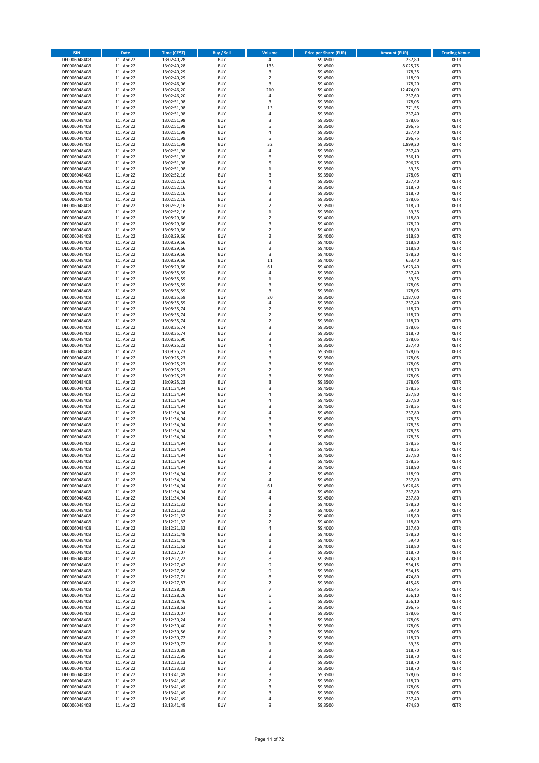| ISIN | Date | Time (CEST) | Buy / Sell | Volume | Price per Share (EUR) | Amount (EUR) | Trading Venue |
|---|---|---|---|---|---|---|---|
| DE0006048408 | 11. Apr 22 | 13:02:40,28 | BUY | 4 | 59,4500 | 237,80 | XETR |
| DE0006048408 | 11. Apr 22 | 13:02:40,28 | BUY | 135 | 59,4500 | 8.025,75 | XETR |
| DE0006048408 | 11. Apr 22 | 13:02:40,29 | BUY | 3 | 59,4500 | 178,35 | XETR |
| DE0006048408 | 11. Apr 22 | 13:02:40,29 | BUY | 2 | 59,4500 | 118,90 | XETR |
| DE0006048408 | 11. Apr 22 | 13:02:46,06 | BUY | 3 | 59,4000 | 178,20 | XETR |
| DE0006048408 | 11. Apr 22 | 13:02:46,20 | BUY | 210 | 59,4000 | 12.474,00 | XETR |
| DE0006048408 | 11. Apr 22 | 13:02:46,20 | BUY | 4 | 59,4000 | 237,60 | XETR |
| DE0006048408 | 11. Apr 22 | 13:02:51,98 | BUY | 3 | 59,3500 | 178,05 | XETR |
| DE0006048408 | 11. Apr 22 | 13:02:51,98 | BUY | 13 | 59,3500 | 771,55 | XETR |
| DE0006048408 | 11. Apr 22 | 13:02:51,98 | BUY | 4 | 59,3500 | 237,40 | XETR |
| DE0006048408 | 11. Apr 22 | 13:02:51,98 | BUY | 3 | 59,3500 | 178,05 | XETR |
| DE0006048408 | 11. Apr 22 | 13:02:51,98 | BUY | 5 | 59,3500 | 296,75 | XETR |
| DE0006048408 | 11. Apr 22 | 13:02:51,98 | BUY | 4 | 59,3500 | 237,40 | XETR |
| DE0006048408 | 11. Apr 22 | 13:02:51,98 | BUY | 5 | 59,3500 | 296,75 | XETR |
| DE0006048408 | 11. Apr 22 | 13:02:51,98 | BUY | 32 | 59,3500 | 1.899,20 | XETR |
| DE0006048408 | 11. Apr 22 | 13:02:51,98 | BUY | 4 | 59,3500 | 237,40 | XETR |
| DE0006048408 | 11. Apr 22 | 13:02:51,98 | BUY | 6 | 59,3500 | 356,10 | XETR |
| DE0006048408 | 11. Apr 22 | 13:02:51,98 | BUY | 5 | 59,3500 | 296,75 | XETR |
| DE0006048408 | 11. Apr 22 | 13:02:51,98 | BUY | 1 | 59,3500 | 59,35 | XETR |
| DE0006048408 | 11. Apr 22 | 13:02:52,16 | BUY | 3 | 59,3500 | 178,05 | XETR |
| DE0006048408 | 11. Apr 22 | 13:02:52,16 | BUY | 4 | 59,3500 | 237,40 | XETR |
| DE0006048408 | 11. Apr 22 | 13:02:52,16 | BUY | 2 | 59,3500 | 118,70 | XETR |
| DE0006048408 | 11. Apr 22 | 13:02:52,16 | BUY | 2 | 59,3500 | 118,70 | XETR |
| DE0006048408 | 11. Apr 22 | 13:02:52,16 | BUY | 3 | 59,3500 | 178,05 | XETR |
| DE0006048408 | 11. Apr 22 | 13:02:52,16 | BUY | 2 | 59,3500 | 118,70 | XETR |
| DE0006048408 | 11. Apr 22 | 13:02:52,16 | BUY | 1 | 59,3500 | 59,35 | XETR |
| DE0006048408 | 11. Apr 22 | 13:08:29,66 | BUY | 2 | 59,4000 | 118,80 | XETR |
| DE0006048408 | 11. Apr 22 | 13:08:29,66 | BUY | 3 | 59,4000 | 178,20 | XETR |
| DE0006048408 | 11. Apr 22 | 13:08:29,66 | BUY | 2 | 59,4000 | 118,80 | XETR |
| DE0006048408 | 11. Apr 22 | 13:08:29,66 | BUY | 2 | 59,4000 | 118,80 | XETR |
| DE0006048408 | 11. Apr 22 | 13:08:29,66 | BUY | 2 | 59,4000 | 118,80 | XETR |
| DE0006048408 | 11. Apr 22 | 13:08:29,66 | BUY | 2 | 59,4000 | 118,80 | XETR |
| DE0006048408 | 11. Apr 22 | 13:08:29,66 | BUY | 3 | 59,4000 | 178,20 | XETR |
| DE0006048408 | 11. Apr 22 | 13:08:29,66 | BUY | 11 | 59,4000 | 653,40 | XETR |
| DE0006048408 | 11. Apr 22 | 13:08:29,66 | BUY | 61 | 59,4000 | 3.623,40 | XETR |
| DE0006048408 | 11. Apr 22 | 13:08:35,59 | BUY | 4 | 59,3500 | 237,40 | XETR |
| DE0006048408 | 11. Apr 22 | 13:08:35,59 | BUY | 1 | 59,3500 | 59,35 | XETR |
| DE0006048408 | 11. Apr 22 | 13:08:35,59 | BUY | 3 | 59,3500 | 178,05 | XETR |
| DE0006048408 | 11. Apr 22 | 13:08:35,59 | BUY | 3 | 59,3500 | 178,05 | XETR |
| DE0006048408 | 11. Apr 22 | 13:08:35,59 | BUY | 20 | 59,3500 | 1.187,00 | XETR |
| DE0006048408 | 11. Apr 22 | 13:08:35,59 | BUY | 4 | 59,3500 | 237,40 | XETR |
| DE0006048408 | 11. Apr 22 | 13:08:35,74 | BUY | 2 | 59,3500 | 118,70 | XETR |
| DE0006048408 | 11. Apr 22 | 13:08:35,74 | BUY | 2 | 59,3500 | 118,70 | XETR |
| DE0006048408 | 11. Apr 22 | 13:08:35,74 | BUY | 2 | 59,3500 | 118,70 | XETR |
| DE0006048408 | 11. Apr 22 | 13:08:35,74 | BUY | 3 | 59,3500 | 178,05 | XETR |
| DE0006048408 | 11. Apr 22 | 13:08:35,74 | BUY | 2 | 59,3500 | 118,70 | XETR |
| DE0006048408 | 11. Apr 22 | 13:08:35,90 | BUY | 3 | 59,3500 | 178,05 | XETR |
| DE0006048408 | 11. Apr 22 | 13:09:25,23 | BUY | 4 | 59,3500 | 237,40 | XETR |
| DE0006048408 | 11. Apr 22 | 13:09:25,23 | BUY | 3 | 59,3500 | 178,05 | XETR |
| DE0006048408 | 11. Apr 22 | 13:09:25,23 | BUY | 3 | 59,3500 | 178,05 | XETR |
| DE0006048408 | 11. Apr 22 | 13:09:25,23 | BUY | 3 | 59,3500 | 178,05 | XETR |
| DE0006048408 | 11. Apr 22 | 13:09:25,23 | BUY | 2 | 59,3500 | 118,70 | XETR |
| DE0006048408 | 11. Apr 22 | 13:09:25,23 | BUY | 3 | 59,3500 | 178,05 | XETR |
| DE0006048408 | 11. Apr 22 | 13:09:25,23 | BUY | 3 | 59,3500 | 178,05 | XETR |
| DE0006048408 | 11. Apr 22 | 13:11:34,94 | BUY | 3 | 59,4500 | 178,35 | XETR |
| DE0006048408 | 11. Apr 22 | 13:11:34,94 | BUY | 4 | 59,4500 | 237,80 | XETR |
| DE0006048408 | 11. Apr 22 | 13:11:34,94 | BUY | 4 | 59,4500 | 237,80 | XETR |
| DE0006048408 | 11. Apr 22 | 13:11:34,94 | BUY | 3 | 59,4500 | 178,35 | XETR |
| DE0006048408 | 11. Apr 22 | 13:11:34,94 | BUY | 4 | 59,4500 | 237,80 | XETR |
| DE0006048408 | 11. Apr 22 | 13:11:34,94 | BUY | 3 | 59,4500 | 178,35 | XETR |
| DE0006048408 | 11. Apr 22 | 13:11:34,94 | BUY | 3 | 59,4500 | 178,35 | XETR |
| DE0006048408 | 11. Apr 22 | 13:11:34,94 | BUY | 3 | 59,4500 | 178,35 | XETR |
| DE0006048408 | 11. Apr 22 | 13:11:34,94 | BUY | 3 | 59,4500 | 178,35 | XETR |
| DE0006048408 | 11. Apr 22 | 13:11:34,94 | BUY | 3 | 59,4500 | 178,35 | XETR |
| DE0006048408 | 11. Apr 22 | 13:11:34,94 | BUY | 3 | 59,4500 | 178,35 | XETR |
| DE0006048408 | 11. Apr 22 | 13:11:34,94 | BUY | 4 | 59,4500 | 237,80 | XETR |
| DE0006048408 | 11. Apr 22 | 13:11:34,94 | BUY | 3 | 59,4500 | 178,35 | XETR |
| DE0006048408 | 11. Apr 22 | 13:11:34,94 | BUY | 2 | 59,4500 | 118,90 | XETR |
| DE0006048408 | 11. Apr 22 | 13:11:34,94 | BUY | 2 | 59,4500 | 118,90 | XETR |
| DE0006048408 | 11. Apr 22 | 13:11:34,94 | BUY | 4 | 59,4500 | 237,80 | XETR |
| DE0006048408 | 11. Apr 22 | 13:11:34,94 | BUY | 61 | 59,4500 | 3.626,45 | XETR |
| DE0006048408 | 11. Apr 22 | 13:11:34,94 | BUY | 4 | 59,4500 | 237,80 | XETR |
| DE0006048408 | 11. Apr 22 | 13:11:34,94 | BUY | 4 | 59,4500 | 237,80 | XETR |
| DE0006048408 | 11. Apr 22 | 13:12:21,32 | BUY | 3 | 59,4000 | 178,20 | XETR |
| DE0006048408 | 11. Apr 22 | 13:12:21,32 | BUY | 1 | 59,4000 | 59,40 | XETR |
| DE0006048408 | 11. Apr 22 | 13:12:21,32 | BUY | 2 | 59,4000 | 118,80 | XETR |
| DE0006048408 | 11. Apr 22 | 13:12:21,32 | BUY | 2 | 59,4000 | 118,80 | XETR |
| DE0006048408 | 11. Apr 22 | 13:12:21,32 | BUY | 4 | 59,4000 | 237,60 | XETR |
| DE0006048408 | 11. Apr 22 | 13:12:21,48 | BUY | 3 | 59,4000 | 178,20 | XETR |
| DE0006048408 | 11. Apr 22 | 13:12:21,48 | BUY | 1 | 59,4000 | 59,40 | XETR |
| DE0006048408 | 11. Apr 22 | 13:12:21,62 | BUY | 2 | 59,4000 | 118,80 | XETR |
| DE0006048408 | 11. Apr 22 | 13:12:27,07 | BUY | 2 | 59,3500 | 118,70 | XETR |
| DE0006048408 | 11. Apr 22 | 13:12:27,22 | BUY | 8 | 59,3500 | 474,80 | XETR |
| DE0006048408 | 11. Apr 22 | 13:12:27,42 | BUY | 9 | 59,3500 | 534,15 | XETR |
| DE0006048408 | 11. Apr 22 | 13:12:27,56 | BUY | 9 | 59,3500 | 534,15 | XETR |
| DE0006048408 | 11. Apr 22 | 13:12:27,71 | BUY | 8 | 59,3500 | 474,80 | XETR |
| DE0006048408 | 11. Apr 22 | 13:12:27,87 | BUY | 7 | 59,3500 | 415,45 | XETR |
| DE0006048408 | 11. Apr 22 | 13:12:28,09 | BUY | 7 | 59,3500 | 415,45 | XETR |
| DE0006048408 | 11. Apr 22 | 13:12:28,26 | BUY | 6 | 59,3500 | 356,10 | XETR |
| DE0006048408 | 11. Apr 22 | 13:12:28,46 | BUY | 6 | 59,3500 | 356,10 | XETR |
| DE0006048408 | 11. Apr 22 | 13:12:28,63 | BUY | 5 | 59,3500 | 296,75 | XETR |
| DE0006048408 | 11. Apr 22 | 13:12:30,07 | BUY | 3 | 59,3500 | 178,05 | XETR |
| DE0006048408 | 11. Apr 22 | 13:12:30,24 | BUY | 3 | 59,3500 | 178,05 | XETR |
| DE0006048408 | 11. Apr 22 | 13:12:30,40 | BUY | 3 | 59,3500 | 178,05 | XETR |
| DE0006048408 | 11. Apr 22 | 13:12:30,56 | BUY | 3 | 59,3500 | 178,05 | XETR |
| DE0006048408 | 11. Apr 22 | 13:12:30,72 | BUY | 2 | 59,3500 | 118,70 | XETR |
| DE0006048408 | 11. Apr 22 | 13:12:30,72 | BUY | 1 | 59,3500 | 59,35 | XETR |
| DE0006048408 | 11. Apr 22 | 13:12:30,89 | BUY | 2 | 59,3500 | 118,70 | XETR |
| DE0006048408 | 11. Apr 22 | 13:12:32,95 | BUY | 2 | 59,3500 | 118,70 | XETR |
| DE0006048408 | 11. Apr 22 | 13:12:33,13 | BUY | 2 | 59,3500 | 118,70 | XETR |
| DE0006048408 | 11. Apr 22 | 13:12:33,32 | BUY | 2 | 59,3500 | 118,70 | XETR |
| DE0006048408 | 11. Apr 22 | 13:13:41,49 | BUY | 3 | 59,3500 | 178,05 | XETR |
| DE0006048408 | 11. Apr 22 | 13:13:41,49 | BUY | 2 | 59,3500 | 118,70 | XETR |
| DE0006048408 | 11. Apr 22 | 13:13:41,49 | BUY | 3 | 59,3500 | 178,05 | XETR |
| DE0006048408 | 11. Apr 22 | 13:13:41,49 | BUY | 3 | 59,3500 | 178,05 | XETR |
| DE0006048408 | 11. Apr 22 | 13:13:41,49 | BUY | 4 | 59,3500 | 237,40 | XETR |
| DE0006048408 | 11. Apr 22 | 13:13:41,49 | BUY | 8 | 59,3500 | 474,80 | XETR |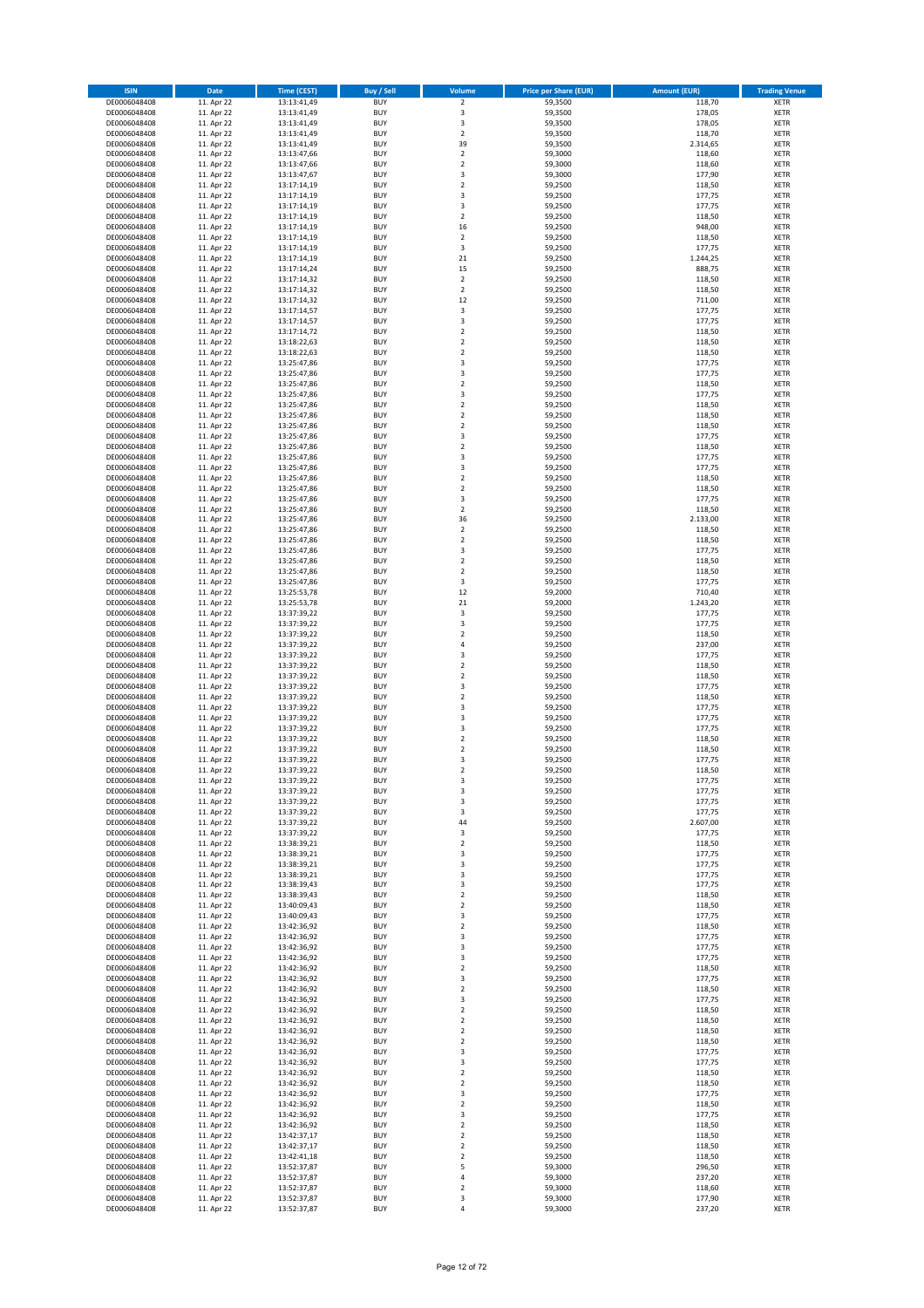| ISIN | Date | Time (CEST) | Buy / Sell | Volume | Price per Share (EUR) | Amount (EUR) | Trading Venue |
|---|---|---|---|---|---|---|---|
| DE0006048408 | 11. Apr 22 | 13:13:41,49 | BUY | 2 | 59,3500 | 118,70 | XETR |
| DE0006048408 | 11. Apr 22 | 13:13:41,49 | BUY | 3 | 59,3500 | 178,05 | XETR |
| DE0006048408 | 11. Apr 22 | 13:13:41,49 | BUY | 3 | 59,3500 | 178,05 | XETR |
| DE0006048408 | 11. Apr 22 | 13:13:41,49 | BUY | 2 | 59,3500 | 118,70 | XETR |
| DE0006048408 | 11. Apr 22 | 13:13:41,49 | BUY | 39 | 59,3500 | 2.314,65 | XETR |
| DE0006048408 | 11. Apr 22 | 13:13:47,66 | BUY | 2 | 59,3000 | 118,60 | XETR |
| DE0006048408 | 11. Apr 22 | 13:13:47,66 | BUY | 2 | 59,3000 | 118,60 | XETR |
| DE0006048408 | 11. Apr 22 | 13:13:47,67 | BUY | 3 | 59,3000 | 177,90 | XETR |
| DE0006048408 | 11. Apr 22 | 13:17:14,19 | BUY | 2 | 59,2500 | 118,50 | XETR |
| DE0006048408 | 11. Apr 22 | 13:17:14,19 | BUY | 3 | 59,2500 | 177,75 | XETR |
| DE0006048408 | 11. Apr 22 | 13:17:14,19 | BUY | 3 | 59,2500 | 177,75 | XETR |
| DE0006048408 | 11. Apr 22 | 13:17:14,19 | BUY | 2 | 59,2500 | 118,50 | XETR |
| DE0006048408 | 11. Apr 22 | 13:17:14,19 | BUY | 16 | 59,2500 | 948,00 | XETR |
| DE0006048408 | 11. Apr 22 | 13:17:14,19 | BUY | 2 | 59,2500 | 118,50 | XETR |
| DE0006048408 | 11. Apr 22 | 13:17:14,19 | BUY | 3 | 59,2500 | 177,75 | XETR |
| DE0006048408 | 11. Apr 22 | 13:17:14,19 | BUY | 21 | 59,2500 | 1.244,25 | XETR |
| DE0006048408 | 11. Apr 22 | 13:17:14,24 | BUY | 15 | 59,2500 | 888,75 | XETR |
| DE0006048408 | 11. Apr 22 | 13:17:14,32 | BUY | 2 | 59,2500 | 118,50 | XETR |
| DE0006048408 | 11. Apr 22 | 13:17:14,32 | BUY | 2 | 59,2500 | 118,50 | XETR |
| DE0006048408 | 11. Apr 22 | 13:17:14,32 | BUY | 12 | 59,2500 | 711,00 | XETR |
| DE0006048408 | 11. Apr 22 | 13:17:14,57 | BUY | 3 | 59,2500 | 177,75 | XETR |
| DE0006048408 | 11. Apr 22 | 13:17:14,57 | BUY | 3 | 59,2500 | 177,75 | XETR |
| DE0006048408 | 11. Apr 22 | 13:17:14,72 | BUY | 2 | 59,2500 | 118,50 | XETR |
| DE0006048408 | 11. Apr 22 | 13:18:22,63 | BUY | 2 | 59,2500 | 118,50 | XETR |
| DE0006048408 | 11. Apr 22 | 13:18:22,63 | BUY | 2 | 59,2500 | 118,50 | XETR |
| DE0006048408 | 11. Apr 22 | 13:25:47,86 | BUY | 3 | 59,2500 | 177,75 | XETR |
| DE0006048408 | 11. Apr 22 | 13:25:47,86 | BUY | 3 | 59,2500 | 177,75 | XETR |
| DE0006048408 | 11. Apr 22 | 13:25:47,86 | BUY | 2 | 59,2500 | 118,50 | XETR |
| DE0006048408 | 11. Apr 22 | 13:25:47,86 | BUY | 3 | 59,2500 | 177,75 | XETR |
| DE0006048408 | 11. Apr 22 | 13:25:47,86 | BUY | 2 | 59,2500 | 118,50 | XETR |
| DE0006048408 | 11. Apr 22 | 13:25:47,86 | BUY | 2 | 59,2500 | 118,50 | XETR |
| DE0006048408 | 11. Apr 22 | 13:25:47,86 | BUY | 2 | 59,2500 | 118,50 | XETR |
| DE0006048408 | 11. Apr 22 | 13:25:47,86 | BUY | 3 | 59,2500 | 177,75 | XETR |
| DE0006048408 | 11. Apr 22 | 13:25:47,86 | BUY | 2 | 59,2500 | 118,50 | XETR |
| DE0006048408 | 11. Apr 22 | 13:25:47,86 | BUY | 3 | 59,2500 | 177,75 | XETR |
| DE0006048408 | 11. Apr 22 | 13:25:47,86 | BUY | 3 | 59,2500 | 177,75 | XETR |
| DE0006048408 | 11. Apr 22 | 13:25:47,86 | BUY | 2 | 59,2500 | 118,50 | XETR |
| DE0006048408 | 11. Apr 22 | 13:25:47,86 | BUY | 2 | 59,2500 | 118,50 | XETR |
| DE0006048408 | 11. Apr 22 | 13:25:47,86 | BUY | 3 | 59,2500 | 177,75 | XETR |
| DE0006048408 | 11. Apr 22 | 13:25:47,86 | BUY | 2 | 59,2500 | 118,50 | XETR |
| DE0006048408 | 11. Apr 22 | 13:25:47,86 | BUY | 36 | 59,2500 | 2.133,00 | XETR |
| DE0006048408 | 11. Apr 22 | 13:25:47,86 | BUY | 2 | 59,2500 | 118,50 | XETR |
| DE0006048408 | 11. Apr 22 | 13:25:47,86 | BUY | 2 | 59,2500 | 118,50 | XETR |
| DE0006048408 | 11. Apr 22 | 13:25:47,86 | BUY | 3 | 59,2500 | 177,75 | XETR |
| DE0006048408 | 11. Apr 22 | 13:25:47,86 | BUY | 2 | 59,2500 | 118,50 | XETR |
| DE0006048408 | 11. Apr 22 | 13:25:47,86 | BUY | 2 | 59,2500 | 118,50 | XETR |
| DE0006048408 | 11. Apr 22 | 13:25:47,86 | BUY | 3 | 59,2500 | 177,75 | XETR |
| DE0006048408 | 11. Apr 22 | 13:25:53,78 | BUY | 12 | 59,2000 | 710,40 | XETR |
| DE0006048408 | 11. Apr 22 | 13:25:53,78 | BUY | 21 | 59,2000 | 1.243,20 | XETR |
| DE0006048408 | 11. Apr 22 | 13:37:39,22 | BUY | 3 | 59,2500 | 177,75 | XETR |
| DE0006048408 | 11. Apr 22 | 13:37:39,22 | BUY | 3 | 59,2500 | 177,75 | XETR |
| DE0006048408 | 11. Apr 22 | 13:37:39,22 | BUY | 2 | 59,2500 | 118,50 | XETR |
| DE0006048408 | 11. Apr 22 | 13:37:39,22 | BUY | 4 | 59,2500 | 237,00 | XETR |
| DE0006048408 | 11. Apr 22 | 13:37:39,22 | BUY | 3 | 59,2500 | 177,75 | XETR |
| DE0006048408 | 11. Apr 22 | 13:37:39,22 | BUY | 2 | 59,2500 | 118,50 | XETR |
| DE0006048408 | 11. Apr 22 | 13:37:39,22 | BUY | 2 | 59,2500 | 118,50 | XETR |
| DE0006048408 | 11. Apr 22 | 13:37:39,22 | BUY | 3 | 59,2500 | 177,75 | XETR |
| DE0006048408 | 11. Apr 22 | 13:37:39,22 | BUY | 2 | 59,2500 | 118,50 | XETR |
| DE0006048408 | 11. Apr 22 | 13:37:39,22 | BUY | 3 | 59,2500 | 177,75 | XETR |
| DE0006048408 | 11. Apr 22 | 13:37:39,22 | BUY | 3 | 59,2500 | 177,75 | XETR |
| DE0006048408 | 11. Apr 22 | 13:37:39,22 | BUY | 3 | 59,2500 | 177,75 | XETR |
| DE0006048408 | 11. Apr 22 | 13:37:39,22 | BUY | 2 | 59,2500 | 118,50 | XETR |
| DE0006048408 | 11. Apr 22 | 13:37:39,22 | BUY | 2 | 59,2500 | 118,50 | XETR |
| DE0006048408 | 11. Apr 22 | 13:37:39,22 | BUY | 3 | 59,2500 | 177,75 | XETR |
| DE0006048408 | 11. Apr 22 | 13:37:39,22 | BUY | 2 | 59,2500 | 118,50 | XETR |
| DE0006048408 | 11. Apr 22 | 13:37:39,22 | BUY | 3 | 59,2500 | 177,75 | XETR |
| DE0006048408 | 11. Apr 22 | 13:37:39,22 | BUY | 3 | 59,2500 | 177,75 | XETR |
| DE0006048408 | 11. Apr 22 | 13:37:39,22 | BUY | 3 | 59,2500 | 177,75 | XETR |
| DE0006048408 | 11. Apr 22 | 13:37:39,22 | BUY | 3 | 59,2500 | 177,75 | XETR |
| DE0006048408 | 11. Apr 22 | 13:37:39,22 | BUY | 44 | 59,2500 | 2.607,00 | XETR |
| DE0006048408 | 11. Apr 22 | 13:37:39,22 | BUY | 3 | 59,2500 | 177,75 | XETR |
| DE0006048408 | 11. Apr 22 | 13:38:39,21 | BUY | 2 | 59,2500 | 118,50 | XETR |
| DE0006048408 | 11. Apr 22 | 13:38:39,21 | BUY | 3 | 59,2500 | 177,75 | XETR |
| DE0006048408 | 11. Apr 22 | 13:38:39,21 | BUY | 3 | 59,2500 | 177,75 | XETR |
| DE0006048408 | 11. Apr 22 | 13:38:39,21 | BUY | 3 | 59,2500 | 177,75 | XETR |
| DE0006048408 | 11. Apr 22 | 13:38:39,43 | BUY | 3 | 59,2500 | 177,75 | XETR |
| DE0006048408 | 11. Apr 22 | 13:38:39,43 | BUY | 2 | 59,2500 | 118,50 | XETR |
| DE0006048408 | 11. Apr 22 | 13:40:09,43 | BUY | 2 | 59,2500 | 118,50 | XETR |
| DE0006048408 | 11. Apr 22 | 13:40:09,43 | BUY | 3 | 59,2500 | 177,75 | XETR |
| DE0006048408 | 11. Apr 22 | 13:42:36,92 | BUY | 2 | 59,2500 | 118,50 | XETR |
| DE0006048408 | 11. Apr 22 | 13:42:36,92 | BUY | 3 | 59,2500 | 177,75 | XETR |
| DE0006048408 | 11. Apr 22 | 13:42:36,92 | BUY | 3 | 59,2500 | 177,75 | XETR |
| DE0006048408 | 11. Apr 22 | 13:42:36,92 | BUY | 3 | 59,2500 | 177,75 | XETR |
| DE0006048408 | 11. Apr 22 | 13:42:36,92 | BUY | 2 | 59,2500 | 118,50 | XETR |
| DE0006048408 | 11. Apr 22 | 13:42:36,92 | BUY | 3 | 59,2500 | 177,75 | XETR |
| DE0006048408 | 11. Apr 22 | 13:42:36,92 | BUY | 2 | 59,2500 | 118,50 | XETR |
| DE0006048408 | 11. Apr 22 | 13:42:36,92 | BUY | 3 | 59,2500 | 177,75 | XETR |
| DE0006048408 | 11. Apr 22 | 13:42:36,92 | BUY | 2 | 59,2500 | 118,50 | XETR |
| DE0006048408 | 11. Apr 22 | 13:42:36,92 | BUY | 2 | 59,2500 | 118,50 | XETR |
| DE0006048408 | 11. Apr 22 | 13:42:36,92 | BUY | 2 | 59,2500 | 118,50 | XETR |
| DE0006048408 | 11. Apr 22 | 13:42:36,92 | BUY | 2 | 59,2500 | 118,50 | XETR |
| DE0006048408 | 11. Apr 22 | 13:42:36,92 | BUY | 3 | 59,2500 | 177,75 | XETR |
| DE0006048408 | 11. Apr 22 | 13:42:36,92 | BUY | 3 | 59,2500 | 177,75 | XETR |
| DE0006048408 | 11. Apr 22 | 13:42:36,92 | BUY | 2 | 59,2500 | 118,50 | XETR |
| DE0006048408 | 11. Apr 22 | 13:42:36,92 | BUY | 2 | 59,2500 | 118,50 | XETR |
| DE0006048408 | 11. Apr 22 | 13:42:36,92 | BUY | 3 | 59,2500 | 177,75 | XETR |
| DE0006048408 | 11. Apr 22 | 13:42:36,92 | BUY | 2 | 59,2500 | 118,50 | XETR |
| DE0006048408 | 11. Apr 22 | 13:42:36,92 | BUY | 3 | 59,2500 | 177,75 | XETR |
| DE0006048408 | 11. Apr 22 | 13:42:36,92 | BUY | 2 | 59,2500 | 118,50 | XETR |
| DE0006048408 | 11. Apr 22 | 13:42:37,17 | BUY | 2 | 59,2500 | 118,50 | XETR |
| DE0006048408 | 11. Apr 22 | 13:42:37,17 | BUY | 2 | 59,2500 | 118,50 | XETR |
| DE0006048408 | 11. Apr 22 | 13:42:41,18 | BUY | 2 | 59,2500 | 118,50 | XETR |
| DE0006048408 | 11. Apr 22 | 13:52:37,87 | BUY | 5 | 59,3000 | 296,50 | XETR |
| DE0006048408 | 11. Apr 22 | 13:52:37,87 | BUY | 4 | 59,3000 | 237,20 | XETR |
| DE0006048408 | 11. Apr 22 | 13:52:37,87 | BUY | 2 | 59,3000 | 118,60 | XETR |
| DE0006048408 | 11. Apr 22 | 13:52:37,87 | BUY | 3 | 59,3000 | 177,90 | XETR |
| DE0006048408 | 11. Apr 22 | 13:52:37,87 | BUY | 4 | 59,3000 | 237,20 | XETR |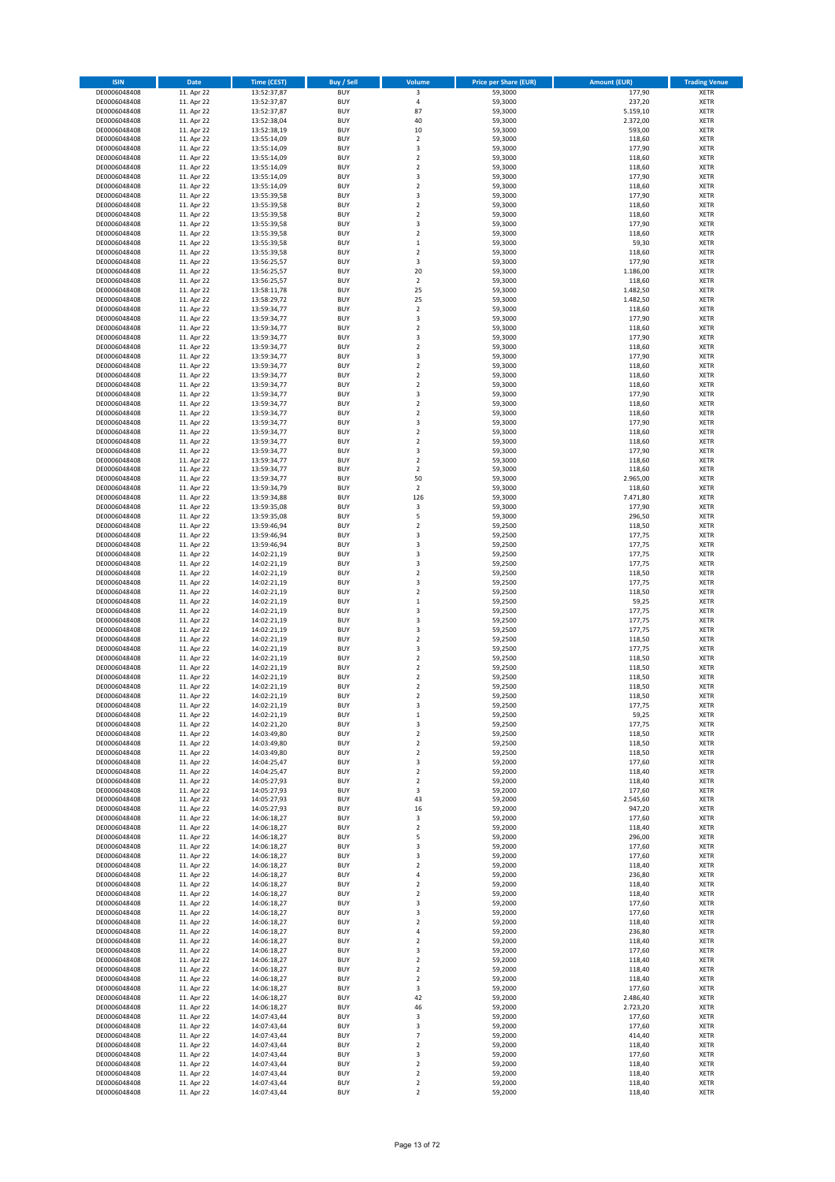| ISIN | Date | Time (CEST) | Buy / Sell | Volume | Price per Share (EUR) | Amount (EUR) | Trading Venue |
|---|---|---|---|---|---|---|---|
| DE0006048408 | 11. Apr 22 | 13:52:37,87 | BUY | 3 | 59,3000 | 177,90 | XETR |
| DE0006048408 | 11. Apr 22 | 13:52:37,87 | BUY | 4 | 59,3000 | 237,20 | XETR |
| DE0006048408 | 11. Apr 22 | 13:52:37,87 | BUY | 87 | 59,3000 | 5.159,10 | XETR |
| DE0006048408 | 11. Apr 22 | 13:52:38,04 | BUY | 40 | 59,3000 | 2.372,00 | XETR |
| DE0006048408 | 11. Apr 22 | 13:52:38,19 | BUY | 10 | 59,3000 | 593,00 | XETR |
| DE0006048408 | 11. Apr 22 | 13:55:14,09 | BUY | 2 | 59,3000 | 118,60 | XETR |
| DE0006048408 | 11. Apr 22 | 13:55:14,09 | BUY | 3 | 59,3000 | 177,90 | XETR |
| DE0006048408 | 11. Apr 22 | 13:55:14,09 | BUY | 2 | 59,3000 | 118,60 | XETR |
| DE0006048408 | 11. Apr 22 | 13:55:14,09 | BUY | 2 | 59,3000 | 118,60 | XETR |
| DE0006048408 | 11. Apr 22 | 13:55:14,09 | BUY | 3 | 59,3000 | 177,90 | XETR |
| DE0006048408 | 11. Apr 22 | 13:55:14,09 | BUY | 2 | 59,3000 | 118,60 | XETR |
| DE0006048408 | 11. Apr 22 | 13:55:39,58 | BUY | 3 | 59,3000 | 177,90 | XETR |
| DE0006048408 | 11. Apr 22 | 13:55:39,58 | BUY | 2 | 59,3000 | 118,60 | XETR |
| DE0006048408 | 11. Apr 22 | 13:55:39,58 | BUY | 2 | 59,3000 | 118,60 | XETR |
| DE0006048408 | 11. Apr 22 | 13:55:39,58 | BUY | 3 | 59,3000 | 177,90 | XETR |
| DE0006048408 | 11. Apr 22 | 13:55:39,58 | BUY | 2 | 59,3000 | 118,60 | XETR |
| DE0006048408 | 11. Apr 22 | 13:55:39,58 | BUY | 1 | 59,3000 | 59,30 | XETR |
| DE0006048408 | 11. Apr 22 | 13:55:39,58 | BUY | 2 | 59,3000 | 118,60 | XETR |
| DE0006048408 | 11. Apr 22 | 13:56:25,57 | BUY | 3 | 59,3000 | 177,90 | XETR |
| DE0006048408 | 11. Apr 22 | 13:56:25,57 | BUY | 20 | 59,3000 | 1.186,00 | XETR |
| DE0006048408 | 11. Apr 22 | 13:56:25,57 | BUY | 2 | 59,3000 | 118,60 | XETR |
| DE0006048408 | 11. Apr 22 | 13:58:11,78 | BUY | 25 | 59,3000 | 1.482,50 | XETR |
| DE0006048408 | 11. Apr 22 | 13:58:29,72 | BUY | 25 | 59,3000 | 1.482,50 | XETR |
| DE0006048408 | 11. Apr 22 | 13:59:34,77 | BUY | 2 | 59,3000 | 118,60 | XETR |
| DE0006048408 | 11. Apr 22 | 13:59:34,77 | BUY | 3 | 59,3000 | 177,90 | XETR |
| DE0006048408 | 11. Apr 22 | 13:59:34,77 | BUY | 2 | 59,3000 | 118,60 | XETR |
| DE0006048408 | 11. Apr 22 | 13:59:34,77 | BUY | 3 | 59,3000 | 177,90 | XETR |
| DE0006048408 | 11. Apr 22 | 13:59:34,77 | BUY | 2 | 59,3000 | 118,60 | XETR |
| DE0006048408 | 11. Apr 22 | 13:59:34,77 | BUY | 3 | 59,3000 | 177,90 | XETR |
| DE0006048408 | 11. Apr 22 | 13:59:34,77 | BUY | 2 | 59,3000 | 118,60 | XETR |
| DE0006048408 | 11. Apr 22 | 13:59:34,77 | BUY | 2 | 59,3000 | 118,60 | XETR |
| DE0006048408 | 11. Apr 22 | 13:59:34,77 | BUY | 2 | 59,3000 | 118,60 | XETR |
| DE0006048408 | 11. Apr 22 | 13:59:34,77 | BUY | 3 | 59,3000 | 177,90 | XETR |
| DE0006048408 | 11. Apr 22 | 13:59:34,77 | BUY | 2 | 59,3000 | 118,60 | XETR |
| DE0006048408 | 11. Apr 22 | 13:59:34,77 | BUY | 2 | 59,3000 | 118,60 | XETR |
| DE0006048408 | 11. Apr 22 | 13:59:34,77 | BUY | 3 | 59,3000 | 177,90 | XETR |
| DE0006048408 | 11. Apr 22 | 13:59:34,77 | BUY | 2 | 59,3000 | 118,60 | XETR |
| DE0006048408 | 11. Apr 22 | 13:59:34,77 | BUY | 2 | 59,3000 | 118,60 | XETR |
| DE0006048408 | 11. Apr 22 | 13:59:34,77 | BUY | 3 | 59,3000 | 177,90 | XETR |
| DE0006048408 | 11. Apr 22 | 13:59:34,77 | BUY | 2 | 59,3000 | 118,60 | XETR |
| DE0006048408 | 11. Apr 22 | 13:59:34,77 | BUY | 2 | 59,3000 | 118,60 | XETR |
| DE0006048408 | 11. Apr 22 | 13:59:34,77 | BUY | 50 | 59,3000 | 2.965,00 | XETR |
| DE0006048408 | 11. Apr 22 | 13:59:34,79 | BUY | 2 | 59,3000 | 118,60 | XETR |
| DE0006048408 | 11. Apr 22 | 13:59:34,88 | BUY | 126 | 59,3000 | 7.471,80 | XETR |
| DE0006048408 | 11. Apr 22 | 13:59:35,08 | BUY | 3 | 59,3000 | 177,90 | XETR |
| DE0006048408 | 11. Apr 22 | 13:59:35,08 | BUY | 5 | 59,3000 | 296,50 | XETR |
| DE0006048408 | 11. Apr 22 | 13:59:46,94 | BUY | 2 | 59,2500 | 118,50 | XETR |
| DE0006048408 | 11. Apr 22 | 13:59:46,94 | BUY | 3 | 59,2500 | 177,75 | XETR |
| DE0006048408 | 11. Apr 22 | 13:59:46,94 | BUY | 3 | 59,2500 | 177,75 | XETR |
| DE0006048408 | 11. Apr 22 | 14:02:21,19 | BUY | 3 | 59,2500 | 177,75 | XETR |
| DE0006048408 | 11. Apr 22 | 14:02:21,19 | BUY | 3 | 59,2500 | 177,75 | XETR |
| DE0006048408 | 11. Apr 22 | 14:02:21,19 | BUY | 2 | 59,2500 | 118,50 | XETR |
| DE0006048408 | 11. Apr 22 | 14:02:21,19 | BUY | 3 | 59,2500 | 177,75 | XETR |
| DE0006048408 | 11. Apr 22 | 14:02:21,19 | BUY | 2 | 59,2500 | 118,50 | XETR |
| DE0006048408 | 11. Apr 22 | 14:02:21,19 | BUY | 1 | 59,2500 | 59,25 | XETR |
| DE0006048408 | 11. Apr 22 | 14:02:21,19 | BUY | 3 | 59,2500 | 177,75 | XETR |
| DE0006048408 | 11. Apr 22 | 14:02:21,19 | BUY | 3 | 59,2500 | 177,75 | XETR |
| DE0006048408 | 11. Apr 22 | 14:02:21,19 | BUY | 3 | 59,2500 | 177,75 | XETR |
| DE0006048408 | 11. Apr 22 | 14:02:21,19 | BUY | 2 | 59,2500 | 118,50 | XETR |
| DE0006048408 | 11. Apr 22 | 14:02:21,19 | BUY | 3 | 59,2500 | 177,75 | XETR |
| DE0006048408 | 11. Apr 22 | 14:02:21,19 | BUY | 2 | 59,2500 | 118,50 | XETR |
| DE0006048408 | 11. Apr 22 | 14:02:21,19 | BUY | 2 | 59,2500 | 118,50 | XETR |
| DE0006048408 | 11. Apr 22 | 14:02:21,19 | BUY | 2 | 59,2500 | 118,50 | XETR |
| DE0006048408 | 11. Apr 22 | 14:02:21,19 | BUY | 2 | 59,2500 | 118,50 | XETR |
| DE0006048408 | 11. Apr 22 | 14:02:21,19 | BUY | 2 | 59,2500 | 118,50 | XETR |
| DE0006048408 | 11. Apr 22 | 14:02:21,19 | BUY | 3 | 59,2500 | 177,75 | XETR |
| DE0006048408 | 11. Apr 22 | 14:02:21,19 | BUY | 1 | 59,2500 | 59,25 | XETR |
| DE0006048408 | 11. Apr 22 | 14:02:21,20 | BUY | 3 | 59,2500 | 177,75 | XETR |
| DE0006048408 | 11. Apr 22 | 14:03:49,80 | BUY | 2 | 59,2500 | 118,50 | XETR |
| DE0006048408 | 11. Apr 22 | 14:03:49,80 | BUY | 2 | 59,2500 | 118,50 | XETR |
| DE0006048408 | 11. Apr 22 | 14:03:49,80 | BUY | 2 | 59,2500 | 118,50 | XETR |
| DE0006048408 | 11. Apr 22 | 14:04:25,47 | BUY | 3 | 59,2000 | 177,60 | XETR |
| DE0006048408 | 11. Apr 22 | 14:04:25,47 | BUY | 2 | 59,2000 | 118,40 | XETR |
| DE0006048408 | 11. Apr 22 | 14:05:27,93 | BUY | 2 | 59,2000 | 118,40 | XETR |
| DE0006048408 | 11. Apr 22 | 14:05:27,93 | BUY | 3 | 59,2000 | 177,60 | XETR |
| DE0006048408 | 11. Apr 22 | 14:05:27,93 | BUY | 43 | 59,2000 | 2.545,60 | XETR |
| DE0006048408 | 11. Apr 22 | 14:05:27,93 | BUY | 16 | 59,2000 | 947,20 | XETR |
| DE0006048408 | 11. Apr 22 | 14:06:18,27 | BUY | 3 | 59,2000 | 177,60 | XETR |
| DE0006048408 | 11. Apr 22 | 14:06:18,27 | BUY | 2 | 59,2000 | 118,40 | XETR |
| DE0006048408 | 11. Apr 22 | 14:06:18,27 | BUY | 5 | 59,2000 | 296,00 | XETR |
| DE0006048408 | 11. Apr 22 | 14:06:18,27 | BUY | 3 | 59,2000 | 177,60 | XETR |
| DE0006048408 | 11. Apr 22 | 14:06:18,27 | BUY | 3 | 59,2000 | 177,60 | XETR |
| DE0006048408 | 11. Apr 22 | 14:06:18,27 | BUY | 2 | 59,2000 | 118,40 | XETR |
| DE0006048408 | 11. Apr 22 | 14:06:18,27 | BUY | 4 | 59,2000 | 236,80 | XETR |
| DE0006048408 | 11. Apr 22 | 14:06:18,27 | BUY | 2 | 59,2000 | 118,40 | XETR |
| DE0006048408 | 11. Apr 22 | 14:06:18,27 | BUY | 2 | 59,2000 | 118,40 | XETR |
| DE0006048408 | 11. Apr 22 | 14:06:18,27 | BUY | 3 | 59,2000 | 177,60 | XETR |
| DE0006048408 | 11. Apr 22 | 14:06:18,27 | BUY | 3 | 59,2000 | 177,60 | XETR |
| DE0006048408 | 11. Apr 22 | 14:06:18,27 | BUY | 2 | 59,2000 | 118,40 | XETR |
| DE0006048408 | 11. Apr 22 | 14:06:18,27 | BUY | 4 | 59,2000 | 236,80 | XETR |
| DE0006048408 | 11. Apr 22 | 14:06:18,27 | BUY | 2 | 59,2000 | 118,40 | XETR |
| DE0006048408 | 11. Apr 22 | 14:06:18,27 | BUY | 3 | 59,2000 | 177,60 | XETR |
| DE0006048408 | 11. Apr 22 | 14:06:18,27 | BUY | 2 | 59,2000 | 118,40 | XETR |
| DE0006048408 | 11. Apr 22 | 14:06:18,27 | BUY | 2 | 59,2000 | 118,40 | XETR |
| DE0006048408 | 11. Apr 22 | 14:06:18,27 | BUY | 2 | 59,2000 | 118,40 | XETR |
| DE0006048408 | 11. Apr 22 | 14:06:18,27 | BUY | 3 | 59,2000 | 177,60 | XETR |
| DE0006048408 | 11. Apr 22 | 14:06:18,27 | BUY | 42 | 59,2000 | 2.486,40 | XETR |
| DE0006048408 | 11. Apr 22 | 14:06:18,27 | BUY | 46 | 59,2000 | 2.723,20 | XETR |
| DE0006048408 | 11. Apr 22 | 14:07:43,44 | BUY | 3 | 59,2000 | 177,60 | XETR |
| DE0006048408 | 11. Apr 22 | 14:07:43,44 | BUY | 3 | 59,2000 | 177,60 | XETR |
| DE0006048408 | 11. Apr 22 | 14:07:43,44 | BUY | 7 | 59,2000 | 414,40 | XETR |
| DE0006048408 | 11. Apr 22 | 14:07:43,44 | BUY | 2 | 59,2000 | 118,40 | XETR |
| DE0006048408 | 11. Apr 22 | 14:07:43,44 | BUY | 3 | 59,2000 | 177,60 | XETR |
| DE0006048408 | 11. Apr 22 | 14:07:43,44 | BUY | 2 | 59,2000 | 118,40 | XETR |
| DE0006048408 | 11. Apr 22 | 14:07:43,44 | BUY | 2 | 59,2000 | 118,40 | XETR |
| DE0006048408 | 11. Apr 22 | 14:07:43,44 | BUY | 2 | 59,2000 | 118,40 | XETR |
| DE0006048408 | 11. Apr 22 | 14:07:43,44 | BUY | 2 | 59,2000 | 118,40 | XETR |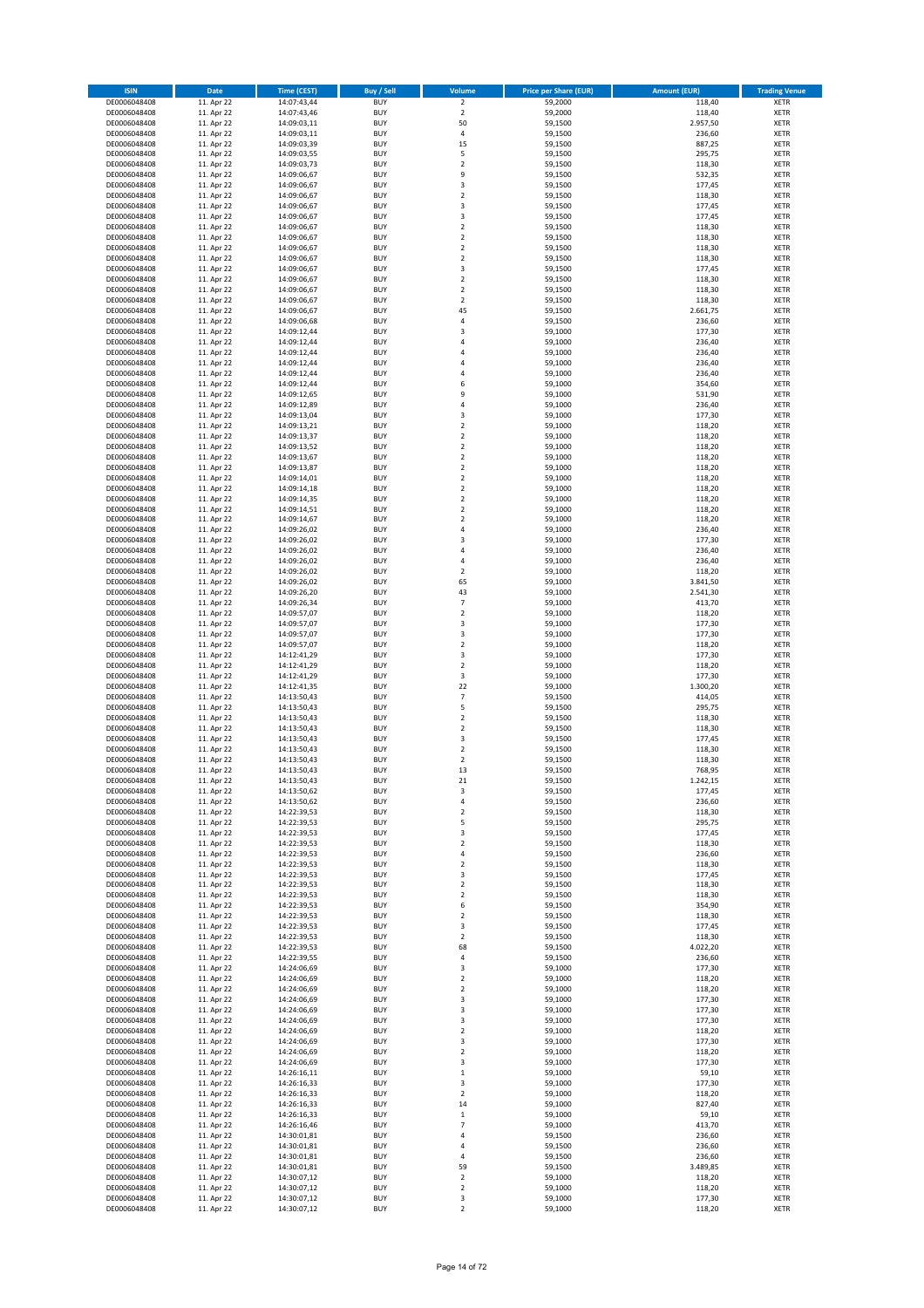| ISIN | Date | Time (CEST) | Buy / Sell | Volume | Price per Share (EUR) | Amount (EUR) | Trading Venue |
|---|---|---|---|---|---|---|---|
| DE0006048408 | 11. Apr 22 | 14:07:43,44 | BUY | 2 | 59,2000 | 118,40 | XETR |
| DE0006048408 | 11. Apr 22 | 14:07:43,46 | BUY | 2 | 59,2000 | 118,40 | XETR |
| DE0006048408 | 11. Apr 22 | 14:09:03,11 | BUY | 50 | 59,1500 | 2.957,50 | XETR |
| DE0006048408 | 11. Apr 22 | 14:09:03,11 | BUY | 4 | 59,1500 | 236,60 | XETR |
| DE0006048408 | 11. Apr 22 | 14:09:03,39 | BUY | 15 | 59,1500 | 887,25 | XETR |
| DE0006048408 | 11. Apr 22 | 14:09:03,55 | BUY | 5 | 59,1500 | 295,75 | XETR |
| DE0006048408 | 11. Apr 22 | 14:09:03,73 | BUY | 2 | 59,1500 | 118,30 | XETR |
| DE0006048408 | 11. Apr 22 | 14:09:06,67 | BUY | 9 | 59,1500 | 532,35 | XETR |
| DE0006048408 | 11. Apr 22 | 14:09:06,67 | BUY | 3 | 59,1500 | 177,45 | XETR |
| DE0006048408 | 11. Apr 22 | 14:09:06,67 | BUY | 2 | 59,1500 | 118,30 | XETR |
| DE0006048408 | 11. Apr 22 | 14:09:06,67 | BUY | 3 | 59,1500 | 177,45 | XETR |
| DE0006048408 | 11. Apr 22 | 14:09:06,67 | BUY | 3 | 59,1500 | 177,45 | XETR |
| DE0006048408 | 11. Apr 22 | 14:09:06,67 | BUY | 2 | 59,1500 | 118,30 | XETR |
| DE0006048408 | 11. Apr 22 | 14:09:06,67 | BUY | 2 | 59,1500 | 118,30 | XETR |
| DE0006048408 | 11. Apr 22 | 14:09:06,67 | BUY | 2 | 59,1500 | 118,30 | XETR |
| DE0006048408 | 11. Apr 22 | 14:09:06,67 | BUY | 2 | 59,1500 | 118,30 | XETR |
| DE0006048408 | 11. Apr 22 | 14:09:06,67 | BUY | 3 | 59,1500 | 177,45 | XETR |
| DE0006048408 | 11. Apr 22 | 14:09:06,67 | BUY | 2 | 59,1500 | 118,30 | XETR |
| DE0006048408 | 11. Apr 22 | 14:09:06,67 | BUY | 2 | 59,1500 | 118,30 | XETR |
| DE0006048408 | 11. Apr 22 | 14:09:06,67 | BUY | 2 | 59,1500 | 118,30 | XETR |
| DE0006048408 | 11. Apr 22 | 14:09:06,67 | BUY | 45 | 59,1500 | 2.661,75 | XETR |
| DE0006048408 | 11. Apr 22 | 14:09:06,68 | BUY | 4 | 59,1500 | 236,60 | XETR |
| DE0006048408 | 11. Apr 22 | 14:09:12,44 | BUY | 3 | 59,1000 | 177,30 | XETR |
| DE0006048408 | 11. Apr 22 | 14:09:12,44 | BUY | 4 | 59,1000 | 236,40 | XETR |
| DE0006048408 | 11. Apr 22 | 14:09:12,44 | BUY | 4 | 59,1000 | 236,40 | XETR |
| DE0006048408 | 11. Apr 22 | 14:09:12,44 | BUY | 4 | 59,1000 | 236,40 | XETR |
| DE0006048408 | 11. Apr 22 | 14:09:12,44 | BUY | 4 | 59,1000 | 236,40 | XETR |
| DE0006048408 | 11. Apr 22 | 14:09:12,44 | BUY | 6 | 59,1000 | 354,60 | XETR |
| DE0006048408 | 11. Apr 22 | 14:09:12,65 | BUY | 9 | 59,1000 | 531,90 | XETR |
| DE0006048408 | 11. Apr 22 | 14:09:12,89 | BUY | 4 | 59,1000 | 236,40 | XETR |
| DE0006048408 | 11. Apr 22 | 14:09:13,04 | BUY | 3 | 59,1000 | 177,30 | XETR |
| DE0006048408 | 11. Apr 22 | 14:09:13,21 | BUY | 2 | 59,1000 | 118,20 | XETR |
| DE0006048408 | 11. Apr 22 | 14:09:13,37 | BUY | 2 | 59,1000 | 118,20 | XETR |
| DE0006048408 | 11. Apr 22 | 14:09:13,52 | BUY | 2 | 59,1000 | 118,20 | XETR |
| DE0006048408 | 11. Apr 22 | 14:09:13,67 | BUY | 2 | 59,1000 | 118,20 | XETR |
| DE0006048408 | 11. Apr 22 | 14:09:13,87 | BUY | 2 | 59,1000 | 118,20 | XETR |
| DE0006048408 | 11. Apr 22 | 14:09:14,01 | BUY | 2 | 59,1000 | 118,20 | XETR |
| DE0006048408 | 11. Apr 22 | 14:09:14,18 | BUY | 2 | 59,1000 | 118,20 | XETR |
| DE0006048408 | 11. Apr 22 | 14:09:14,35 | BUY | 2 | 59,1000 | 118,20 | XETR |
| DE0006048408 | 11. Apr 22 | 14:09:14,51 | BUY | 2 | 59,1000 | 118,20 | XETR |
| DE0006048408 | 11. Apr 22 | 14:09:14,67 | BUY | 2 | 59,1000 | 118,20 | XETR |
| DE0006048408 | 11. Apr 22 | 14:09:26,02 | BUY | 4 | 59,1000 | 236,40 | XETR |
| DE0006048408 | 11. Apr 22 | 14:09:26,02 | BUY | 3 | 59,1000 | 177,30 | XETR |
| DE0006048408 | 11. Apr 22 | 14:09:26,02 | BUY | 4 | 59,1000 | 236,40 | XETR |
| DE0006048408 | 11. Apr 22 | 14:09:26,02 | BUY | 4 | 59,1000 | 236,40 | XETR |
| DE0006048408 | 11. Apr 22 | 14:09:26,02 | BUY | 2 | 59,1000 | 118,20 | XETR |
| DE0006048408 | 11. Apr 22 | 14:09:26,02 | BUY | 65 | 59,1000 | 3.841,50 | XETR |
| DE0006048408 | 11. Apr 22 | 14:09:26,20 | BUY | 43 | 59,1000 | 2.541,30 | XETR |
| DE0006048408 | 11. Apr 22 | 14:09:26,34 | BUY | 7 | 59,1000 | 413,70 | XETR |
| DE0006048408 | 11. Apr 22 | 14:09:57,07 | BUY | 2 | 59,1000 | 118,20 | XETR |
| DE0006048408 | 11. Apr 22 | 14:09:57,07 | BUY | 3 | 59,1000 | 177,30 | XETR |
| DE0006048408 | 11. Apr 22 | 14:09:57,07 | BUY | 3 | 59,1000 | 177,30 | XETR |
| DE0006048408 | 11. Apr 22 | 14:09:57,07 | BUY | 2 | 59,1000 | 118,20 | XETR |
| DE0006048408 | 11. Apr 22 | 14:12:41,29 | BUY | 3 | 59,1000 | 177,30 | XETR |
| DE0006048408 | 11. Apr 22 | 14:12:41,29 | BUY | 2 | 59,1000 | 118,20 | XETR |
| DE0006048408 | 11. Apr 22 | 14:12:41,29 | BUY | 3 | 59,1000 | 177,30 | XETR |
| DE0006048408 | 11. Apr 22 | 14:12:41,35 | BUY | 22 | 59,1000 | 1.300,20 | XETR |
| DE0006048408 | 11. Apr 22 | 14:13:50,43 | BUY | 7 | 59,1500 | 414,05 | XETR |
| DE0006048408 | 11. Apr 22 | 14:13:50,43 | BUY | 5 | 59,1500 | 295,75 | XETR |
| DE0006048408 | 11. Apr 22 | 14:13:50,43 | BUY | 2 | 59,1500 | 118,30 | XETR |
| DE0006048408 | 11. Apr 22 | 14:13:50,43 | BUY | 2 | 59,1500 | 118,30 | XETR |
| DE0006048408 | 11. Apr 22 | 14:13:50,43 | BUY | 3 | 59,1500 | 177,45 | XETR |
| DE0006048408 | 11. Apr 22 | 14:13:50,43 | BUY | 2 | 59,1500 | 118,30 | XETR |
| DE0006048408 | 11. Apr 22 | 14:13:50,43 | BUY | 2 | 59,1500 | 118,30 | XETR |
| DE0006048408 | 11. Apr 22 | 14:13:50,43 | BUY | 13 | 59,1500 | 768,95 | XETR |
| DE0006048408 | 11. Apr 22 | 14:13:50,43 | BUY | 21 | 59,1500 | 1.242,15 | XETR |
| DE0006048408 | 11. Apr 22 | 14:13:50,62 | BUY | 3 | 59,1500 | 177,45 | XETR |
| DE0006048408 | 11. Apr 22 | 14:13:50,62 | BUY | 4 | 59,1500 | 236,60 | XETR |
| DE0006048408 | 11. Apr 22 | 14:22:39,53 | BUY | 2 | 59,1500 | 118,30 | XETR |
| DE0006048408 | 11. Apr 22 | 14:22:39,53 | BUY | 5 | 59,1500 | 295,75 | XETR |
| DE0006048408 | 11. Apr 22 | 14:22:39,53 | BUY | 3 | 59,1500 | 177,45 | XETR |
| DE0006048408 | 11. Apr 22 | 14:22:39,53 | BUY | 2 | 59,1500 | 118,30 | XETR |
| DE0006048408 | 11. Apr 22 | 14:22:39,53 | BUY | 4 | 59,1500 | 236,60 | XETR |
| DE0006048408 | 11. Apr 22 | 14:22:39,53 | BUY | 2 | 59,1500 | 118,30 | XETR |
| DE0006048408 | 11. Apr 22 | 14:22:39,53 | BUY | 3 | 59,1500 | 177,45 | XETR |
| DE0006048408 | 11. Apr 22 | 14:22:39,53 | BUY | 2 | 59,1500 | 118,30 | XETR |
| DE0006048408 | 11. Apr 22 | 14:22:39,53 | BUY | 2 | 59,1500 | 118,30 | XETR |
| DE0006048408 | 11. Apr 22 | 14:22:39,53 | BUY | 6 | 59,1500 | 354,90 | XETR |
| DE0006048408 | 11. Apr 22 | 14:22:39,53 | BUY | 2 | 59,1500 | 118,30 | XETR |
| DE0006048408 | 11. Apr 22 | 14:22:39,53 | BUY | 3 | 59,1500 | 177,45 | XETR |
| DE0006048408 | 11. Apr 22 | 14:22:39,53 | BUY | 2 | 59,1500 | 118,30 | XETR |
| DE0006048408 | 11. Apr 22 | 14:22:39,53 | BUY | 68 | 59,1500 | 4.022,20 | XETR |
| DE0006048408 | 11. Apr 22 | 14:22:39,55 | BUY | 4 | 59,1500 | 236,60 | XETR |
| DE0006048408 | 11. Apr 22 | 14:24:06,69 | BUY | 3 | 59,1000 | 177,30 | XETR |
| DE0006048408 | 11. Apr 22 | 14:24:06,69 | BUY | 2 | 59,1000 | 118,20 | XETR |
| DE0006048408 | 11. Apr 22 | 14:24:06,69 | BUY | 2 | 59,1000 | 118,20 | XETR |
| DE0006048408 | 11. Apr 22 | 14:24:06,69 | BUY | 3 | 59,1000 | 177,30 | XETR |
| DE0006048408 | 11. Apr 22 | 14:24:06,69 | BUY | 3 | 59,1000 | 177,30 | XETR |
| DE0006048408 | 11. Apr 22 | 14:24:06,69 | BUY | 3 | 59,1000 | 177,30 | XETR |
| DE0006048408 | 11. Apr 22 | 14:24:06,69 | BUY | 2 | 59,1000 | 118,20 | XETR |
| DE0006048408 | 11. Apr 22 | 14:24:06,69 | BUY | 3 | 59,1000 | 177,30 | XETR |
| DE0006048408 | 11. Apr 22 | 14:24:06,69 | BUY | 2 | 59,1000 | 118,20 | XETR |
| DE0006048408 | 11. Apr 22 | 14:24:06,69 | BUY | 3 | 59,1000 | 177,30 | XETR |
| DE0006048408 | 11. Apr 22 | 14:26:16,11 | BUY | 1 | 59,1000 | 59,10 | XETR |
| DE0006048408 | 11. Apr 22 | 14:26:16,33 | BUY | 3 | 59,1000 | 177,30 | XETR |
| DE0006048408 | 11. Apr 22 | 14:26:16,33 | BUY | 2 | 59,1000 | 118,20 | XETR |
| DE0006048408 | 11. Apr 22 | 14:26:16,33 | BUY | 14 | 59,1000 | 827,40 | XETR |
| DE0006048408 | 11. Apr 22 | 14:26:16,33 | BUY | 1 | 59,1000 | 59,10 | XETR |
| DE0006048408 | 11. Apr 22 | 14:26:16,46 | BUY | 7 | 59,1000 | 413,70 | XETR |
| DE0006048408 | 11. Apr 22 | 14:30:01,81 | BUY | 4 | 59,1500 | 236,60 | XETR |
| DE0006048408 | 11. Apr 22 | 14:30:01,81 | BUY | 4 | 59,1500 | 236,60 | XETR |
| DE0006048408 | 11. Apr 22 | 14:30:01,81 | BUY | 4 | 59,1500 | 236,60 | XETR |
| DE0006048408 | 11. Apr 22 | 14:30:01,81 | BUY | 59 | 59,1500 | 3.489,85 | XETR |
| DE0006048408 | 11. Apr 22 | 14:30:07,12 | BUY | 2 | 59,1000 | 118,20 | XETR |
| DE0006048408 | 11. Apr 22 | 14:30:07,12 | BUY | 2 | 59,1000 | 118,20 | XETR |
| DE0006048408 | 11. Apr 22 | 14:30:07,12 | BUY | 3 | 59,1000 | 177,30 | XETR |
| DE0006048408 | 11. Apr 22 | 14:30:07,12 | BUY | 2 | 59,1000 | 118,20 | XETR |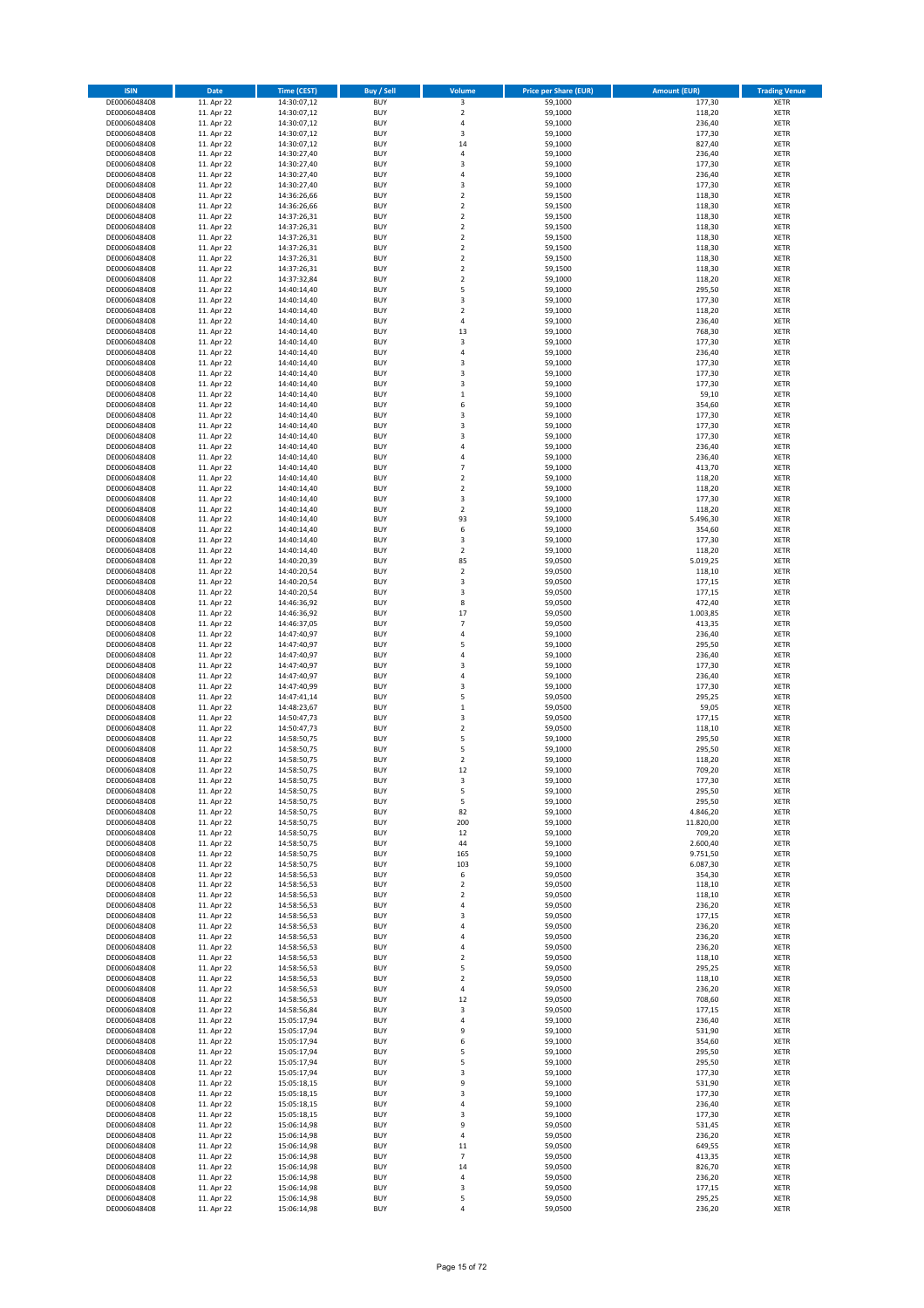| ISIN | Date | Time (CEST) | Buy / Sell | Volume | Price per Share (EUR) | Amount (EUR) | Trading Venue |
|---|---|---|---|---|---|---|---|
| DE0006048408 | 11. Apr 22 | 14:30:07,12 | BUY | 3 | 59,1000 | 177,30 | XETR |
| DE0006048408 | 11. Apr 22 | 14:30:07,12 | BUY | 2 | 59,1000 | 118,20 | XETR |
| DE0006048408 | 11. Apr 22 | 14:30:07,12 | BUY | 4 | 59,1000 | 236,40 | XETR |
| DE0006048408 | 11. Apr 22 | 14:30:07,12 | BUY | 3 | 59,1000 | 177,30 | XETR |
| DE0006048408 | 11. Apr 22 | 14:30:07,12 | BUY | 14 | 59,1000 | 827,40 | XETR |
| DE0006048408 | 11. Apr 22 | 14:30:27,40 | BUY | 4 | 59,1000 | 236,40 | XETR |
| DE0006048408 | 11. Apr 22 | 14:30:27,40 | BUY | 3 | 59,1000 | 177,30 | XETR |
| DE0006048408 | 11. Apr 22 | 14:30:27,40 | BUY | 4 | 59,1000 | 236,40 | XETR |
| DE0006048408 | 11. Apr 22 | 14:30:27,40 | BUY | 3 | 59,1000 | 177,30 | XETR |
| DE0006048408 | 11. Apr 22 | 14:36:26,66 | BUY | 2 | 59,1500 | 118,30 | XETR |
| DE0006048408 | 11. Apr 22 | 14:36:26,66 | BUY | 2 | 59,1500 | 118,30 | XETR |
| DE0006048408 | 11. Apr 22 | 14:37:26,31 | BUY | 2 | 59,1500 | 118,30 | XETR |
| DE0006048408 | 11. Apr 22 | 14:37:26,31 | BUY | 2 | 59,1500 | 118,30 | XETR |
| DE0006048408 | 11. Apr 22 | 14:37:26,31 | BUY | 2 | 59,1500 | 118,30 | XETR |
| DE0006048408 | 11. Apr 22 | 14:37:26,31 | BUY | 2 | 59,1500 | 118,30 | XETR |
| DE0006048408 | 11. Apr 22 | 14:37:26,31 | BUY | 2 | 59,1500 | 118,30 | XETR |
| DE0006048408 | 11. Apr 22 | 14:37:26,31 | BUY | 2 | 59,1500 | 118,30 | XETR |
| DE0006048408 | 11. Apr 22 | 14:37:32,84 | BUY | 2 | 59,1000 | 118,20 | XETR |
| DE0006048408 | 11. Apr 22 | 14:40:14,40 | BUY | 5 | 59,1000 | 295,50 | XETR |
| DE0006048408 | 11. Apr 22 | 14:40:14,40 | BUY | 3 | 59,1000 | 177,30 | XETR |
| DE0006048408 | 11. Apr 22 | 14:40:14,40 | BUY | 2 | 59,1000 | 118,20 | XETR |
| DE0006048408 | 11. Apr 22 | 14:40:14,40 | BUY | 4 | 59,1000 | 236,40 | XETR |
| DE0006048408 | 11. Apr 22 | 14:40:14,40 | BUY | 13 | 59,1000 | 768,30 | XETR |
| DE0006048408 | 11. Apr 22 | 14:40:14,40 | BUY | 3 | 59,1000 | 177,30 | XETR |
| DE0006048408 | 11. Apr 22 | 14:40:14,40 | BUY | 4 | 59,1000 | 236,40 | XETR |
| DE0006048408 | 11. Apr 22 | 14:40:14,40 | BUY | 3 | 59,1000 | 177,30 | XETR |
| DE0006048408 | 11. Apr 22 | 14:40:14,40 | BUY | 3 | 59,1000 | 177,30 | XETR |
| DE0006048408 | 11. Apr 22 | 14:40:14,40 | BUY | 3 | 59,1000 | 177,30 | XETR |
| DE0006048408 | 11. Apr 22 | 14:40:14,40 | BUY | 1 | 59,1000 | 59,10 | XETR |
| DE0006048408 | 11. Apr 22 | 14:40:14,40 | BUY | 6 | 59,1000 | 354,60 | XETR |
| DE0006048408 | 11. Apr 22 | 14:40:14,40 | BUY | 3 | 59,1000 | 177,30 | XETR |
| DE0006048408 | 11. Apr 22 | 14:40:14,40 | BUY | 3 | 59,1000 | 177,30 | XETR |
| DE0006048408 | 11. Apr 22 | 14:40:14,40 | BUY | 3 | 59,1000 | 177,30 | XETR |
| DE0006048408 | 11. Apr 22 | 14:40:14,40 | BUY | 4 | 59,1000 | 236,40 | XETR |
| DE0006048408 | 11. Apr 22 | 14:40:14,40 | BUY | 4 | 59,1000 | 236,40 | XETR |
| DE0006048408 | 11. Apr 22 | 14:40:14,40 | BUY | 7 | 59,1000 | 413,70 | XETR |
| DE0006048408 | 11. Apr 22 | 14:40:14,40 | BUY | 2 | 59,1000 | 118,20 | XETR |
| DE0006048408 | 11. Apr 22 | 14:40:14,40 | BUY | 2 | 59,1000 | 118,20 | XETR |
| DE0006048408 | 11. Apr 22 | 14:40:14,40 | BUY | 3 | 59,1000 | 177,30 | XETR |
| DE0006048408 | 11. Apr 22 | 14:40:14,40 | BUY | 2 | 59,1000 | 118,20 | XETR |
| DE0006048408 | 11. Apr 22 | 14:40:14,40 | BUY | 93 | 59,1000 | 5.496,30 | XETR |
| DE0006048408 | 11. Apr 22 | 14:40:14,40 | BUY | 6 | 59,1000 | 354,60 | XETR |
| DE0006048408 | 11. Apr 22 | 14:40:14,40 | BUY | 3 | 59,1000 | 177,30 | XETR |
| DE0006048408 | 11. Apr 22 | 14:40:14,40 | BUY | 2 | 59,1000 | 118,20 | XETR |
| DE0006048408 | 11. Apr 22 | 14:40:20,39 | BUY | 85 | 59,0500 | 5.019,25 | XETR |
| DE0006048408 | 11. Apr 22 | 14:40:20,54 | BUY | 2 | 59,0500 | 118,10 | XETR |
| DE0006048408 | 11. Apr 22 | 14:40:20,54 | BUY | 3 | 59,0500 | 177,15 | XETR |
| DE0006048408 | 11. Apr 22 | 14:40:20,54 | BUY | 3 | 59,0500 | 177,15 | XETR |
| DE0006048408 | 11. Apr 22 | 14:46:36,92 | BUY | 8 | 59,0500 | 472,40 | XETR |
| DE0006048408 | 11. Apr 22 | 14:46:36,92 | BUY | 17 | 59,0500 | 1.003,85 | XETR |
| DE0006048408 | 11. Apr 22 | 14:46:37,05 | BUY | 7 | 59,0500 | 413,35 | XETR |
| DE0006048408 | 11. Apr 22 | 14:47:40,97 | BUY | 4 | 59,1000 | 236,40 | XETR |
| DE0006048408 | 11. Apr 22 | 14:47:40,97 | BUY | 5 | 59,1000 | 295,50 | XETR |
| DE0006048408 | 11. Apr 22 | 14:47:40,97 | BUY | 4 | 59,1000 | 236,40 | XETR |
| DE0006048408 | 11. Apr 22 | 14:47:40,97 | BUY | 3 | 59,1000 | 177,30 | XETR |
| DE0006048408 | 11. Apr 22 | 14:47:40,97 | BUY | 4 | 59,1000 | 236,40 | XETR |
| DE0006048408 | 11. Apr 22 | 14:47:40,99 | BUY | 3 | 59,1000 | 177,30 | XETR |
| DE0006048408 | 11. Apr 22 | 14:47:41,14 | BUY | 5 | 59,0500 | 295,25 | XETR |
| DE0006048408 | 11. Apr 22 | 14:48:23,67 | BUY | 1 | 59,0500 | 59,05 | XETR |
| DE0006048408 | 11. Apr 22 | 14:50:47,73 | BUY | 3 | 59,0500 | 177,15 | XETR |
| DE0006048408 | 11. Apr 22 | 14:50:47,73 | BUY | 2 | 59,0500 | 118,10 | XETR |
| DE0006048408 | 11. Apr 22 | 14:58:50,75 | BUY | 5 | 59,1000 | 295,50 | XETR |
| DE0006048408 | 11. Apr 22 | 14:58:50,75 | BUY | 5 | 59,1000 | 295,50 | XETR |
| DE0006048408 | 11. Apr 22 | 14:58:50,75 | BUY | 2 | 59,1000 | 118,20 | XETR |
| DE0006048408 | 11. Apr 22 | 14:58:50,75 | BUY | 12 | 59,1000 | 709,20 | XETR |
| DE0006048408 | 11. Apr 22 | 14:58:50,75 | BUY | 3 | 59,1000 | 177,30 | XETR |
| DE0006048408 | 11. Apr 22 | 14:58:50,75 | BUY | 5 | 59,1000 | 295,50 | XETR |
| DE0006048408 | 11. Apr 22 | 14:58:50,75 | BUY | 5 | 59,1000 | 295,50 | XETR |
| DE0006048408 | 11. Apr 22 | 14:58:50,75 | BUY | 82 | 59,1000 | 4.846,20 | XETR |
| DE0006048408 | 11. Apr 22 | 14:58:50,75 | BUY | 200 | 59,1000 | 11.820,00 | XETR |
| DE0006048408 | 11. Apr 22 | 14:58:50,75 | BUY | 12 | 59,1000 | 709,20 | XETR |
| DE0006048408 | 11. Apr 22 | 14:58:50,75 | BUY | 44 | 59,1000 | 2.600,40 | XETR |
| DE0006048408 | 11. Apr 22 | 14:58:50,75 | BUY | 165 | 59,1000 | 9.751,50 | XETR |
| DE0006048408 | 11. Apr 22 | 14:58:50,75 | BUY | 103 | 59,1000 | 6.087,30 | XETR |
| DE0006048408 | 11. Apr 22 | 14:58:56,53 | BUY | 6 | 59,0500 | 354,30 | XETR |
| DE0006048408 | 11. Apr 22 | 14:58:56,53 | BUY | 2 | 59,0500 | 118,10 | XETR |
| DE0006048408 | 11. Apr 22 | 14:58:56,53 | BUY | 2 | 59,0500 | 118,10 | XETR |
| DE0006048408 | 11. Apr 22 | 14:58:56,53 | BUY | 4 | 59,0500 | 236,20 | XETR |
| DE0006048408 | 11. Apr 22 | 14:58:56,53 | BUY | 3 | 59,0500 | 177,15 | XETR |
| DE0006048408 | 11. Apr 22 | 14:58:56,53 | BUY | 4 | 59,0500 | 236,20 | XETR |
| DE0006048408 | 11. Apr 22 | 14:58:56,53 | BUY | 4 | 59,0500 | 236,20 | XETR |
| DE0006048408 | 11. Apr 22 | 14:58:56,53 | BUY | 4 | 59,0500 | 236,20 | XETR |
| DE0006048408 | 11. Apr 22 | 14:58:56,53 | BUY | 2 | 59,0500 | 118,10 | XETR |
| DE0006048408 | 11. Apr 22 | 14:58:56,53 | BUY | 5 | 59,0500 | 295,25 | XETR |
| DE0006048408 | 11. Apr 22 | 14:58:56,53 | BUY | 2 | 59,0500 | 118,10 | XETR |
| DE0006048408 | 11. Apr 22 | 14:58:56,53 | BUY | 4 | 59,0500 | 236,20 | XETR |
| DE0006048408 | 11. Apr 22 | 14:58:56,53 | BUY | 12 | 59,0500 | 708,60 | XETR |
| DE0006048408 | 11. Apr 22 | 14:58:56,84 | BUY | 3 | 59,0500 | 177,15 | XETR |
| DE0006048408 | 11. Apr 22 | 15:05:17,94 | BUY | 4 | 59,1000 | 236,40 | XETR |
| DE0006048408 | 11. Apr 22 | 15:05:17,94 | BUY | 9 | 59,1000 | 531,90 | XETR |
| DE0006048408 | 11. Apr 22 | 15:05:17,94 | BUY | 6 | 59,1000 | 354,60 | XETR |
| DE0006048408 | 11. Apr 22 | 15:05:17,94 | BUY | 5 | 59,1000 | 295,50 | XETR |
| DE0006048408 | 11. Apr 22 | 15:05:17,94 | BUY | 5 | 59,1000 | 295,50 | XETR |
| DE0006048408 | 11. Apr 22 | 15:05:17,94 | BUY | 3 | 59,1000 | 177,30 | XETR |
| DE0006048408 | 11. Apr 22 | 15:05:18,15 | BUY | 9 | 59,1000 | 531,90 | XETR |
| DE0006048408 | 11. Apr 22 | 15:05:18,15 | BUY | 3 | 59,1000 | 177,30 | XETR |
| DE0006048408 | 11. Apr 22 | 15:05:18,15 | BUY | 4 | 59,1000 | 236,40 | XETR |
| DE0006048408 | 11. Apr 22 | 15:05:18,15 | BUY | 3 | 59,1000 | 177,30 | XETR |
| DE0006048408 | 11. Apr 22 | 15:06:14,98 | BUY | 9 | 59,0500 | 531,45 | XETR |
| DE0006048408 | 11. Apr 22 | 15:06:14,98 | BUY | 4 | 59,0500 | 236,20 | XETR |
| DE0006048408 | 11. Apr 22 | 15:06:14,98 | BUY | 11 | 59,0500 | 649,55 | XETR |
| DE0006048408 | 11. Apr 22 | 15:06:14,98 | BUY | 7 | 59,0500 | 413,35 | XETR |
| DE0006048408 | 11. Apr 22 | 15:06:14,98 | BUY | 14 | 59,0500 | 826,70 | XETR |
| DE0006048408 | 11. Apr 22 | 15:06:14,98 | BUY | 4 | 59,0500 | 236,20 | XETR |
| DE0006048408 | 11. Apr 22 | 15:06:14,98 | BUY | 3 | 59,0500 | 177,15 | XETR |
| DE0006048408 | 11. Apr 22 | 15:06:14,98 | BUY | 5 | 59,0500 | 295,25 | XETR |
| DE0006048408 | 11. Apr 22 | 15:06:14,98 | BUY | 4 | 59,0500 | 236,20 | XETR |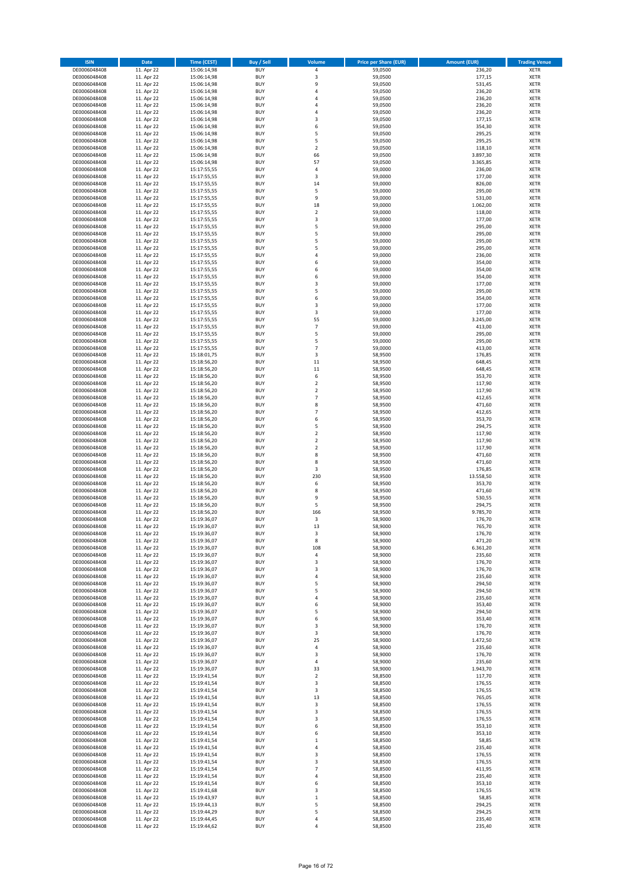| ISIN | Date | Time (CEST) | Buy / Sell | Volume | Price per Share (EUR) | Amount (EUR) | Trading Venue |
|---|---|---|---|---|---|---|---|
| DE0006048408 | 11. Apr 22 | 15:06:14,98 | BUY | 4 | 59,0500 | 236,20 | XETR |
| DE0006048408 | 11. Apr 22 | 15:06:14,98 | BUY | 3 | 59,0500 | 177,15 | XETR |
| DE0006048408 | 11. Apr 22 | 15:06:14,98 | BUY | 9 | 59,0500 | 531,45 | XETR |
| DE0006048408 | 11. Apr 22 | 15:06:14,98 | BUY | 4 | 59,0500 | 236,20 | XETR |
| DE0006048408 | 11. Apr 22 | 15:06:14,98 | BUY | 4 | 59,0500 | 236,20 | XETR |
| DE0006048408 | 11. Apr 22 | 15:06:14,98 | BUY | 4 | 59,0500 | 236,20 | XETR |
| DE0006048408 | 11. Apr 22 | 15:06:14,98 | BUY | 4 | 59,0500 | 236,20 | XETR |
| DE0006048408 | 11. Apr 22 | 15:06:14,98 | BUY | 3 | 59,0500 | 177,15 | XETR |
| DE0006048408 | 11. Apr 22 | 15:06:14,98 | BUY | 6 | 59,0500 | 354,30 | XETR |
| DE0006048408 | 11. Apr 22 | 15:06:14,98 | BUY | 5 | 59,0500 | 295,25 | XETR |
| DE0006048408 | 11. Apr 22 | 15:06:14,98 | BUY | 5 | 59,0500 | 295,25 | XETR |
| DE0006048408 | 11. Apr 22 | 15:06:14,98 | BUY | 2 | 59,0500 | 118,10 | XETR |
| DE0006048408 | 11. Apr 22 | 15:06:14,98 | BUY | 66 | 59,0500 | 3.897,30 | XETR |
| DE0006048408 | 11. Apr 22 | 15:06:14,98 | BUY | 57 | 59,0500 | 3.365,85 | XETR |
| DE0006048408 | 11. Apr 22 | 15:17:55,55 | BUY | 4 | 59,0000 | 236,00 | XETR |
| DE0006048408 | 11. Apr 22 | 15:17:55,55 | BUY | 3 | 59,0000 | 177,00 | XETR |
| DE0006048408 | 11. Apr 22 | 15:17:55,55 | BUY | 14 | 59,0000 | 826,00 | XETR |
| DE0006048408 | 11. Apr 22 | 15:17:55,55 | BUY | 5 | 59,0000 | 295,00 | XETR |
| DE0006048408 | 11. Apr 22 | 15:17:55,55 | BUY | 9 | 59,0000 | 531,00 | XETR |
| DE0006048408 | 11. Apr 22 | 15:17:55,55 | BUY | 18 | 59,0000 | 1.062,00 | XETR |
| DE0006048408 | 11. Apr 22 | 15:17:55,55 | BUY | 2 | 59,0000 | 118,00 | XETR |
| DE0006048408 | 11. Apr 22 | 15:17:55,55 | BUY | 3 | 59,0000 | 177,00 | XETR |
| DE0006048408 | 11. Apr 22 | 15:17:55,55 | BUY | 5 | 59,0000 | 295,00 | XETR |
| DE0006048408 | 11. Apr 22 | 15:17:55,55 | BUY | 5 | 59,0000 | 295,00 | XETR |
| DE0006048408 | 11. Apr 22 | 15:17:55,55 | BUY | 5 | 59,0000 | 295,00 | XETR |
| DE0006048408 | 11. Apr 22 | 15:17:55,55 | BUY | 5 | 59,0000 | 295,00 | XETR |
| DE0006048408 | 11. Apr 22 | 15:17:55,55 | BUY | 4 | 59,0000 | 236,00 | XETR |
| DE0006048408 | 11. Apr 22 | 15:17:55,55 | BUY | 6 | 59,0000 | 354,00 | XETR |
| DE0006048408 | 11. Apr 22 | 15:17:55,55 | BUY | 6 | 59,0000 | 354,00 | XETR |
| DE0006048408 | 11. Apr 22 | 15:17:55,55 | BUY | 6 | 59,0000 | 354,00 | XETR |
| DE0006048408 | 11. Apr 22 | 15:17:55,55 | BUY | 3 | 59,0000 | 177,00 | XETR |
| DE0006048408 | 11. Apr 22 | 15:17:55,55 | BUY | 5 | 59,0000 | 295,00 | XETR |
| DE0006048408 | 11. Apr 22 | 15:17:55,55 | BUY | 6 | 59,0000 | 354,00 | XETR |
| DE0006048408 | 11. Apr 22 | 15:17:55,55 | BUY | 3 | 59,0000 | 177,00 | XETR |
| DE0006048408 | 11. Apr 22 | 15:17:55,55 | BUY | 3 | 59,0000 | 177,00 | XETR |
| DE0006048408 | 11. Apr 22 | 15:17:55,55 | BUY | 55 | 59,0000 | 3.245,00 | XETR |
| DE0006048408 | 11. Apr 22 | 15:17:55,55 | BUY | 7 | 59,0000 | 413,00 | XETR |
| DE0006048408 | 11. Apr 22 | 15:17:55,55 | BUY | 5 | 59,0000 | 295,00 | XETR |
| DE0006048408 | 11. Apr 22 | 15:17:55,55 | BUY | 5 | 59,0000 | 295,00 | XETR |
| DE0006048408 | 11. Apr 22 | 15:17:55,55 | BUY | 7 | 59,0000 | 413,00 | XETR |
| DE0006048408 | 11. Apr 22 | 15:18:01,75 | BUY | 3 | 58,9500 | 176,85 | XETR |
| DE0006048408 | 11. Apr 22 | 15:18:56,20 | BUY | 11 | 58,9500 | 648,45 | XETR |
| DE0006048408 | 11. Apr 22 | 15:18:56,20 | BUY | 11 | 58,9500 | 648,45 | XETR |
| DE0006048408 | 11. Apr 22 | 15:18:56,20 | BUY | 6 | 58,9500 | 353,70 | XETR |
| DE0006048408 | 11. Apr 22 | 15:18:56,20 | BUY | 2 | 58,9500 | 117,90 | XETR |
| DE0006048408 | 11. Apr 22 | 15:18:56,20 | BUY | 2 | 58,9500 | 117,90 | XETR |
| DE0006048408 | 11. Apr 22 | 15:18:56,20 | BUY | 7 | 58,9500 | 412,65 | XETR |
| DE0006048408 | 11. Apr 22 | 15:18:56,20 | BUY | 8 | 58,9500 | 471,60 | XETR |
| DE0006048408 | 11. Apr 22 | 15:18:56,20 | BUY | 7 | 58,9500 | 412,65 | XETR |
| DE0006048408 | 11. Apr 22 | 15:18:56,20 | BUY | 6 | 58,9500 | 353,70 | XETR |
| DE0006048408 | 11. Apr 22 | 15:18:56,20 | BUY | 5 | 58,9500 | 294,75 | XETR |
| DE0006048408 | 11. Apr 22 | 15:18:56,20 | BUY | 2 | 58,9500 | 117,90 | XETR |
| DE0006048408 | 11. Apr 22 | 15:18:56,20 | BUY | 2 | 58,9500 | 117,90 | XETR |
| DE0006048408 | 11. Apr 22 | 15:18:56,20 | BUY | 2 | 58,9500 | 117,90 | XETR |
| DE0006048408 | 11. Apr 22 | 15:18:56,20 | BUY | 8 | 58,9500 | 471,60 | XETR |
| DE0006048408 | 11. Apr 22 | 15:18:56,20 | BUY | 8 | 58,9500 | 471,60 | XETR |
| DE0006048408 | 11. Apr 22 | 15:18:56,20 | BUY | 3 | 58,9500 | 176,85 | XETR |
| DE0006048408 | 11. Apr 22 | 15:18:56,20 | BUY | 230 | 58,9500 | 13.558,50 | XETR |
| DE0006048408 | 11. Apr 22 | 15:18:56,20 | BUY | 6 | 58,9500 | 353,70 | XETR |
| DE0006048408 | 11. Apr 22 | 15:18:56,20 | BUY | 8 | 58,9500 | 471,60 | XETR |
| DE0006048408 | 11. Apr 22 | 15:18:56,20 | BUY | 9 | 58,9500 | 530,55 | XETR |
| DE0006048408 | 11. Apr 22 | 15:18:56,20 | BUY | 5 | 58,9500 | 294,75 | XETR |
| DE0006048408 | 11. Apr 22 | 15:18:56,20 | BUY | 166 | 58,9500 | 9.785,70 | XETR |
| DE0006048408 | 11. Apr 22 | 15:19:36,07 | BUY | 3 | 58,9000 | 176,70 | XETR |
| DE0006048408 | 11. Apr 22 | 15:19:36,07 | BUY | 13 | 58,9000 | 765,70 | XETR |
| DE0006048408 | 11. Apr 22 | 15:19:36,07 | BUY | 3 | 58,9000 | 176,70 | XETR |
| DE0006048408 | 11. Apr 22 | 15:19:36,07 | BUY | 8 | 58,9000 | 471,20 | XETR |
| DE0006048408 | 11. Apr 22 | 15:19:36,07 | BUY | 108 | 58,9000 | 6.361,20 | XETR |
| DE0006048408 | 11. Apr 22 | 15:19:36,07 | BUY | 4 | 58,9000 | 235,60 | XETR |
| DE0006048408 | 11. Apr 22 | 15:19:36,07 | BUY | 3 | 58,9000 | 176,70 | XETR |
| DE0006048408 | 11. Apr 22 | 15:19:36,07 | BUY | 3 | 58,9000 | 176,70 | XETR |
| DE0006048408 | 11. Apr 22 | 15:19:36,07 | BUY | 4 | 58,9000 | 235,60 | XETR |
| DE0006048408 | 11. Apr 22 | 15:19:36,07 | BUY | 5 | 58,9000 | 294,50 | XETR |
| DE0006048408 | 11. Apr 22 | 15:19:36,07 | BUY | 5 | 58,9000 | 294,50 | XETR |
| DE0006048408 | 11. Apr 22 | 15:19:36,07 | BUY | 4 | 58,9000 | 235,60 | XETR |
| DE0006048408 | 11. Apr 22 | 15:19:36,07 | BUY | 6 | 58,9000 | 353,40 | XETR |
| DE0006048408 | 11. Apr 22 | 15:19:36,07 | BUY | 5 | 58,9000 | 294,50 | XETR |
| DE0006048408 | 11. Apr 22 | 15:19:36,07 | BUY | 6 | 58,9000 | 353,40 | XETR |
| DE0006048408 | 11. Apr 22 | 15:19:36,07 | BUY | 3 | 58,9000 | 176,70 | XETR |
| DE0006048408 | 11. Apr 22 | 15:19:36,07 | BUY | 3 | 58,9000 | 176,70 | XETR |
| DE0006048408 | 11. Apr 22 | 15:19:36,07 | BUY | 25 | 58,9000 | 1.472,50 | XETR |
| DE0006048408 | 11. Apr 22 | 15:19:36,07 | BUY | 4 | 58,9000 | 235,60 | XETR |
| DE0006048408 | 11. Apr 22 | 15:19:36,07 | BUY | 3 | 58,9000 | 176,70 | XETR |
| DE0006048408 | 11. Apr 22 | 15:19:36,07 | BUY | 4 | 58,9000 | 235,60 | XETR |
| DE0006048408 | 11. Apr 22 | 15:19:36,07 | BUY | 33 | 58,9000 | 1.943,70 | XETR |
| DE0006048408 | 11. Apr 22 | 15:19:41,54 | BUY | 2 | 58,8500 | 117,70 | XETR |
| DE0006048408 | 11. Apr 22 | 15:19:41,54 | BUY | 3 | 58,8500 | 176,55 | XETR |
| DE0006048408 | 11. Apr 22 | 15:19:41,54 | BUY | 3 | 58,8500 | 176,55 | XETR |
| DE0006048408 | 11. Apr 22 | 15:19:41,54 | BUY | 13 | 58,8500 | 765,05 | XETR |
| DE0006048408 | 11. Apr 22 | 15:19:41,54 | BUY | 3 | 58,8500 | 176,55 | XETR |
| DE0006048408 | 11. Apr 22 | 15:19:41,54 | BUY | 3 | 58,8500 | 176,55 | XETR |
| DE0006048408 | 11. Apr 22 | 15:19:41,54 | BUY | 3 | 58,8500 | 176,55 | XETR |
| DE0006048408 | 11. Apr 22 | 15:19:41,54 | BUY | 6 | 58,8500 | 353,10 | XETR |
| DE0006048408 | 11. Apr 22 | 15:19:41,54 | BUY | 6 | 58,8500 | 353,10 | XETR |
| DE0006048408 | 11. Apr 22 | 15:19:41,54 | BUY | 1 | 58,8500 | 58,85 | XETR |
| DE0006048408 | 11. Apr 22 | 15:19:41,54 | BUY | 4 | 58,8500 | 235,40 | XETR |
| DE0006048408 | 11. Apr 22 | 15:19:41,54 | BUY | 3 | 58,8500 | 176,55 | XETR |
| DE0006048408 | 11. Apr 22 | 15:19:41,54 | BUY | 3 | 58,8500 | 176,55 | XETR |
| DE0006048408 | 11. Apr 22 | 15:19:41,54 | BUY | 7 | 58,8500 | 411,95 | XETR |
| DE0006048408 | 11. Apr 22 | 15:19:41,54 | BUY | 4 | 58,8500 | 235,40 | XETR |
| DE0006048408 | 11. Apr 22 | 15:19:41,54 | BUY | 6 | 58,8500 | 353,10 | XETR |
| DE0006048408 | 11. Apr 22 | 15:19:41,68 | BUY | 3 | 58,8500 | 176,55 | XETR |
| DE0006048408 | 11. Apr 22 | 15:19:43,97 | BUY | 1 | 58,8500 | 58,85 | XETR |
| DE0006048408 | 11. Apr 22 | 15:19:44,13 | BUY | 5 | 58,8500 | 294,25 | XETR |
| DE0006048408 | 11. Apr 22 | 15:19:44,29 | BUY | 5 | 58,8500 | 294,25 | XETR |
| DE0006048408 | 11. Apr 22 | 15:19:44,45 | BUY | 4 | 58,8500 | 235,40 | XETR |
| DE0006048408 | 11. Apr 22 | 15:19:44,62 | BUY | 4 | 58,8500 | 235,40 | XETR |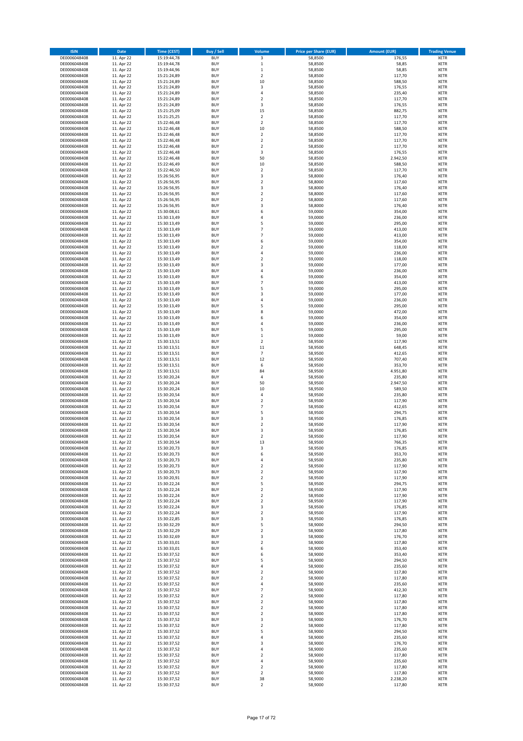| ISIN | Date | Time (CEST) | Buy / Sell | Volume | Price per Share (EUR) | Amount (EUR) | Trading Venue |
|---|---|---|---|---|---|---|---|
| DE0006048408 | 11. Apr 22 | 15:19:44,78 | BUY | 3 | 58,8500 | 176,55 | XETR |
| DE0006048408 | 11. Apr 22 | 15:19:44,78 | BUY | 1 | 58,8500 | 58,85 | XETR |
| DE0006048408 | 11. Apr 22 | 15:19:44,96 | BUY | 1 | 58,8500 | 58,85 | XETR |
| DE0006048408 | 11. Apr 22 | 15:21:24,89 | BUY | 2 | 58,8500 | 117,70 | XETR |
| DE0006048408 | 11. Apr 22 | 15:21:24,89 | BUY | 10 | 58,8500 | 588,50 | XETR |
| DE0006048408 | 11. Apr 22 | 15:21:24,89 | BUY | 3 | 58,8500 | 176,55 | XETR |
| DE0006048408 | 11. Apr 22 | 15:21:24,89 | BUY | 4 | 58,8500 | 235,40 | XETR |
| DE0006048408 | 11. Apr 22 | 15:21:24,89 | BUY | 2 | 58,8500 | 117,70 | XETR |
| DE0006048408 | 11. Apr 22 | 15:21:24,89 | BUY | 3 | 58,8500 | 176,55 | XETR |
| DE0006048408 | 11. Apr 22 | 15:21:25,09 | BUY | 15 | 58,8500 | 882,75 | XETR |
| DE0006048408 | 11. Apr 22 | 15:21:25,25 | BUY | 2 | 58,8500 | 117,70 | XETR |
| DE0006048408 | 11. Apr 22 | 15:22:46,48 | BUY | 2 | 58,8500 | 117,70 | XETR |
| DE0006048408 | 11. Apr 22 | 15:22:46,48 | BUY | 10 | 58,8500 | 588,50 | XETR |
| DE0006048408 | 11. Apr 22 | 15:22:46,48 | BUY | 2 | 58,8500 | 117,70 | XETR |
| DE0006048408 | 11. Apr 22 | 15:22:46,48 | BUY | 2 | 58,8500 | 117,70 | XETR |
| DE0006048408 | 11. Apr 22 | 15:22:46,48 | BUY | 2 | 58,8500 | 117,70 | XETR |
| DE0006048408 | 11. Apr 22 | 15:22:46,48 | BUY | 3 | 58,8500 | 176,55 | XETR |
| DE0006048408 | 11. Apr 22 | 15:22:46,48 | BUY | 50 | 58,8500 | 2.942,50 | XETR |
| DE0006048408 | 11. Apr 22 | 15:22:46,49 | BUY | 10 | 58,8500 | 588,50 | XETR |
| DE0006048408 | 11. Apr 22 | 15:22:46,50 | BUY | 2 | 58,8500 | 117,70 | XETR |
| DE0006048408 | 11. Apr 22 | 15:26:56,95 | BUY | 3 | 58,8000 | 176,40 | XETR |
| DE0006048408 | 11. Apr 22 | 15:26:56,95 | BUY | 2 | 58,8000 | 117,60 | XETR |
| DE0006048408 | 11. Apr 22 | 15:26:56,95 | BUY | 3 | 58,8000 | 176,40 | XETR |
| DE0006048408 | 11. Apr 22 | 15:26:56,95 | BUY | 2 | 58,8000 | 117,60 | XETR |
| DE0006048408 | 11. Apr 22 | 15:26:56,95 | BUY | 2 | 58,8000 | 117,60 | XETR |
| DE0006048408 | 11. Apr 22 | 15:26:56,95 | BUY | 3 | 58,8000 | 176,40 | XETR |
| DE0006048408 | 11. Apr 22 | 15:30:08,61 | BUY | 6 | 59,0000 | 354,00 | XETR |
| DE0006048408 | 11. Apr 22 | 15:30:13,49 | BUY | 4 | 59,0000 | 236,00 | XETR |
| DE0006048408 | 11. Apr 22 | 15:30:13,49 | BUY | 5 | 59,0000 | 295,00 | XETR |
| DE0006048408 | 11. Apr 22 | 15:30:13,49 | BUY | 7 | 59,0000 | 413,00 | XETR |
| DE0006048408 | 11. Apr 22 | 15:30:13,49 | BUY | 7 | 59,0000 | 413,00 | XETR |
| DE0006048408 | 11. Apr 22 | 15:30:13,49 | BUY | 6 | 59,0000 | 354,00 | XETR |
| DE0006048408 | 11. Apr 22 | 15:30:13,49 | BUY | 2 | 59,0000 | 118,00 | XETR |
| DE0006048408 | 11. Apr 22 | 15:30:13,49 | BUY | 4 | 59,0000 | 236,00 | XETR |
| DE0006048408 | 11. Apr 22 | 15:30:13,49 | BUY | 2 | 59,0000 | 118,00 | XETR |
| DE0006048408 | 11. Apr 22 | 15:30:13,49 | BUY | 3 | 59,0000 | 177,00 | XETR |
| DE0006048408 | 11. Apr 22 | 15:30:13,49 | BUY | 4 | 59,0000 | 236,00 | XETR |
| DE0006048408 | 11. Apr 22 | 15:30:13,49 | BUY | 6 | 59,0000 | 354,00 | XETR |
| DE0006048408 | 11. Apr 22 | 15:30:13,49 | BUY | 7 | 59,0000 | 413,00 | XETR |
| DE0006048408 | 11. Apr 22 | 15:30:13,49 | BUY | 5 | 59,0000 | 295,00 | XETR |
| DE0006048408 | 11. Apr 22 | 15:30:13,49 | BUY | 3 | 59,0000 | 177,00 | XETR |
| DE0006048408 | 11. Apr 22 | 15:30:13,49 | BUY | 4 | 59,0000 | 236,00 | XETR |
| DE0006048408 | 11. Apr 22 | 15:30:13,49 | BUY | 5 | 59,0000 | 295,00 | XETR |
| DE0006048408 | 11. Apr 22 | 15:30:13,49 | BUY | 8 | 59,0000 | 472,00 | XETR |
| DE0006048408 | 11. Apr 22 | 15:30:13,49 | BUY | 6 | 59,0000 | 354,00 | XETR |
| DE0006048408 | 11. Apr 22 | 15:30:13,49 | BUY | 4 | 59,0000 | 236,00 | XETR |
| DE0006048408 | 11. Apr 22 | 15:30:13,49 | BUY | 5 | 59,0000 | 295,00 | XETR |
| DE0006048408 | 11. Apr 22 | 15:30:13,49 | BUY | 1 | 59,0000 | 59,00 | XETR |
| DE0006048408 | 11. Apr 22 | 15:30:13,51 | BUY | 2 | 58,9500 | 117,90 | XETR |
| DE0006048408 | 11. Apr 22 | 15:30:13,51 | BUY | 11 | 58,9500 | 648,45 | XETR |
| DE0006048408 | 11. Apr 22 | 15:30:13,51 | BUY | 7 | 58,9500 | 412,65 | XETR |
| DE0006048408 | 11. Apr 22 | 15:30:13,51 | BUY | 12 | 58,9500 | 707,40 | XETR |
| DE0006048408 | 11. Apr 22 | 15:30:13,51 | BUY | 6 | 58,9500 | 353,70 | XETR |
| DE0006048408 | 11. Apr 22 | 15:30:13,51 | BUY | 84 | 58,9500 | 4.951,80 | XETR |
| DE0006048408 | 11. Apr 22 | 15:30:20,24 | BUY | 4 | 58,9500 | 235,80 | XETR |
| DE0006048408 | 11. Apr 22 | 15:30:20,24 | BUY | 50 | 58,9500 | 2.947,50 | XETR |
| DE0006048408 | 11. Apr 22 | 15:30:20,24 | BUY | 10 | 58,9500 | 589,50 | XETR |
| DE0006048408 | 11. Apr 22 | 15:30:20,54 | BUY | 4 | 58,9500 | 235,80 | XETR |
| DE0006048408 | 11. Apr 22 | 15:30:20,54 | BUY | 2 | 58,9500 | 117,90 | XETR |
| DE0006048408 | 11. Apr 22 | 15:30:20,54 | BUY | 7 | 58,9500 | 412,65 | XETR |
| DE0006048408 | 11. Apr 22 | 15:30:20,54 | BUY | 5 | 58,9500 | 294,75 | XETR |
| DE0006048408 | 11. Apr 22 | 15:30:20,54 | BUY | 3 | 58,9500 | 176,85 | XETR |
| DE0006048408 | 11. Apr 22 | 15:30:20,54 | BUY | 2 | 58,9500 | 117,90 | XETR |
| DE0006048408 | 11. Apr 22 | 15:30:20,54 | BUY | 3 | 58,9500 | 176,85 | XETR |
| DE0006048408 | 11. Apr 22 | 15:30:20,54 | BUY | 2 | 58,9500 | 117,90 | XETR |
| DE0006048408 | 11. Apr 22 | 15:30:20,54 | BUY | 13 | 58,9500 | 766,35 | XETR |
| DE0006048408 | 11. Apr 22 | 15:30:20,73 | BUY | 3 | 58,9500 | 176,85 | XETR |
| DE0006048408 | 11. Apr 22 | 15:30:20,73 | BUY | 6 | 58,9500 | 353,70 | XETR |
| DE0006048408 | 11. Apr 22 | 15:30:20,73 | BUY | 4 | 58,9500 | 235,80 | XETR |
| DE0006048408 | 11. Apr 22 | 15:30:20,73 | BUY | 2 | 58,9500 | 117,90 | XETR |
| DE0006048408 | 11. Apr 22 | 15:30:20,73 | BUY | 2 | 58,9500 | 117,90 | XETR |
| DE0006048408 | 11. Apr 22 | 15:30:20,91 | BUY | 2 | 58,9500 | 117,90 | XETR |
| DE0006048408 | 11. Apr 22 | 15:30:22,24 | BUY | 5 | 58,9500 | 294,75 | XETR |
| DE0006048408 | 11. Apr 22 | 15:30:22,24 | BUY | 2 | 58,9500 | 117,90 | XETR |
| DE0006048408 | 11. Apr 22 | 15:30:22,24 | BUY | 2 | 58,9500 | 117,90 | XETR |
| DE0006048408 | 11. Apr 22 | 15:30:22,24 | BUY | 2 | 58,9500 | 117,90 | XETR |
| DE0006048408 | 11. Apr 22 | 15:30:22,24 | BUY | 3 | 58,9500 | 176,85 | XETR |
| DE0006048408 | 11. Apr 22 | 15:30:22,24 | BUY | 2 | 58,9500 | 117,90 | XETR |
| DE0006048408 | 11. Apr 22 | 15:30:22,85 | BUY | 3 | 58,9500 | 176,85 | XETR |
| DE0006048408 | 11. Apr 22 | 15:30:32,29 | BUY | 5 | 58,9000 | 294,50 | XETR |
| DE0006048408 | 11. Apr 22 | 15:30:32,29 | BUY | 2 | 58,9000 | 117,80 | XETR |
| DE0006048408 | 11. Apr 22 | 15:30:32,69 | BUY | 3 | 58,9000 | 176,70 | XETR |
| DE0006048408 | 11. Apr 22 | 15:30:33,01 | BUY | 2 | 58,9000 | 117,80 | XETR |
| DE0006048408 | 11. Apr 22 | 15:30:33,01 | BUY | 6 | 58,9000 | 353,40 | XETR |
| DE0006048408 | 11. Apr 22 | 15:30:37,52 | BUY | 6 | 58,9000 | 353,40 | XETR |
| DE0006048408 | 11. Apr 22 | 15:30:37,52 | BUY | 5 | 58,9000 | 294,50 | XETR |
| DE0006048408 | 11. Apr 22 | 15:30:37,52 | BUY | 4 | 58,9000 | 235,60 | XETR |
| DE0006048408 | 11. Apr 22 | 15:30:37,52 | BUY | 2 | 58,9000 | 117,80 | XETR |
| DE0006048408 | 11. Apr 22 | 15:30:37,52 | BUY | 2 | 58,9000 | 117,80 | XETR |
| DE0006048408 | 11. Apr 22 | 15:30:37,52 | BUY | 4 | 58,9000 | 235,60 | XETR |
| DE0006048408 | 11. Apr 22 | 15:30:37,52 | BUY | 7 | 58,9000 | 412,30 | XETR |
| DE0006048408 | 11. Apr 22 | 15:30:37,52 | BUY | 2 | 58,9000 | 117,80 | XETR |
| DE0006048408 | 11. Apr 22 | 15:30:37,52 | BUY | 2 | 58,9000 | 117,80 | XETR |
| DE0006048408 | 11. Apr 22 | 15:30:37,52 | BUY | 2 | 58,9000 | 117,80 | XETR |
| DE0006048408 | 11. Apr 22 | 15:30:37,52 | BUY | 2 | 58,9000 | 117,80 | XETR |
| DE0006048408 | 11. Apr 22 | 15:30:37,52 | BUY | 3 | 58,9000 | 176,70 | XETR |
| DE0006048408 | 11. Apr 22 | 15:30:37,52 | BUY | 2 | 58,9000 | 117,80 | XETR |
| DE0006048408 | 11. Apr 22 | 15:30:37,52 | BUY | 5 | 58,9000 | 294,50 | XETR |
| DE0006048408 | 11. Apr 22 | 15:30:37,52 | BUY | 4 | 58,9000 | 235,60 | XETR |
| DE0006048408 | 11. Apr 22 | 15:30:37,52 | BUY | 3 | 58,9000 | 176,70 | XETR |
| DE0006048408 | 11. Apr 22 | 15:30:37,52 | BUY | 4 | 58,9000 | 235,60 | XETR |
| DE0006048408 | 11. Apr 22 | 15:30:37,52 | BUY | 2 | 58,9000 | 117,80 | XETR |
| DE0006048408 | 11. Apr 22 | 15:30:37,52 | BUY | 4 | 58,9000 | 235,60 | XETR |
| DE0006048408 | 11. Apr 22 | 15:30:37,52 | BUY | 2 | 58,9000 | 117,80 | XETR |
| DE0006048408 | 11. Apr 22 | 15:30:37,52 | BUY | 2 | 58,9000 | 117,80 | XETR |
| DE0006048408 | 11. Apr 22 | 15:30:37,52 | BUY | 38 | 58,9000 | 2.238,20 | XETR |
| DE0006048408 | 11. Apr 22 | 15:30:37,52 | BUY | 2 | 58,9000 | 117,80 | XETR |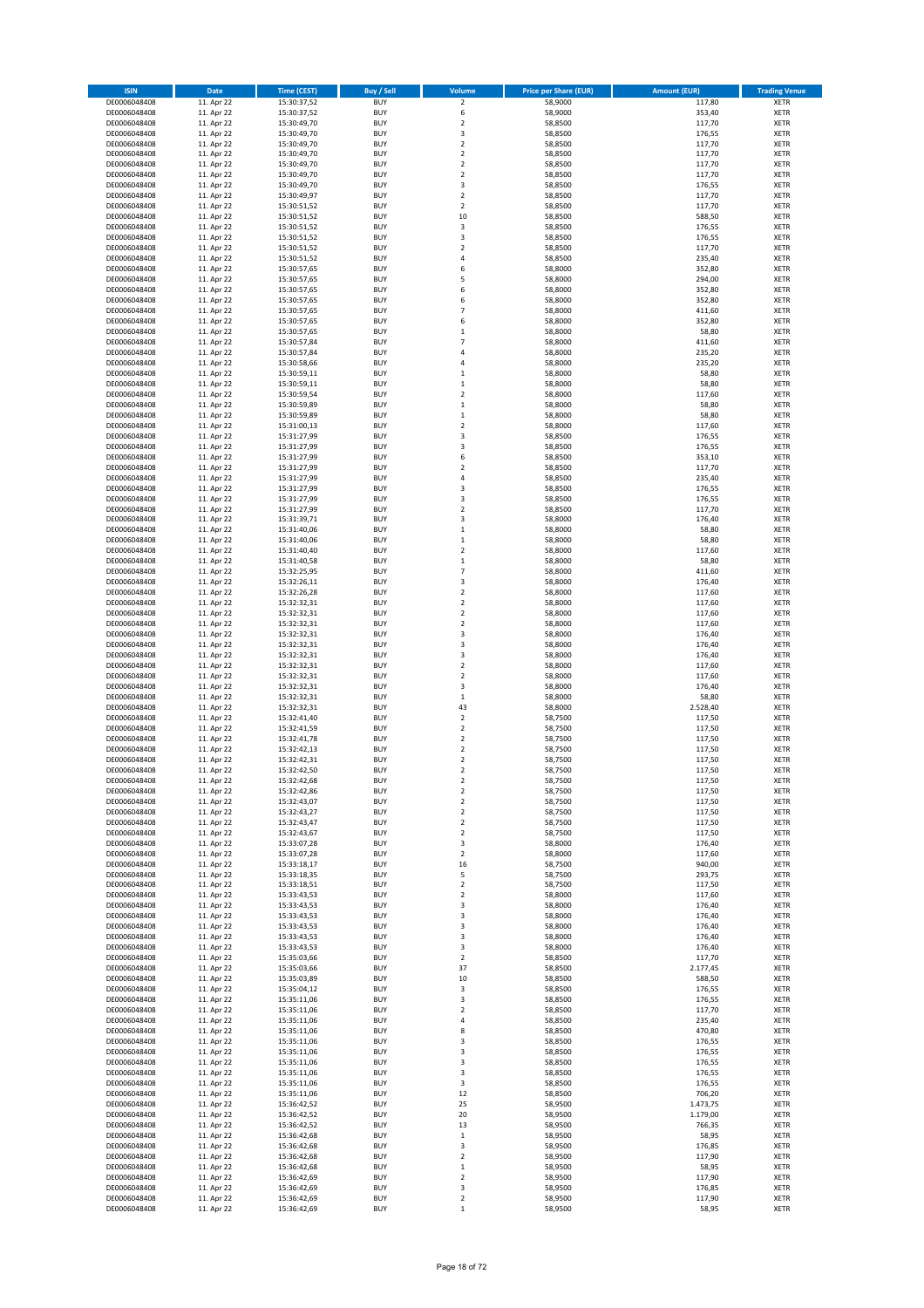| ISIN | Date | Time (CEST) | Buy / Sell | Volume | Price per Share (EUR) | Amount (EUR) | Trading Venue |
|---|---|---|---|---|---|---|---|
| DE0006048408 | 11. Apr 22 | 15:30:37,52 | BUY | 2 | 58,9000 | 117,80 | XETR |
| DE0006048408 | 11. Apr 22 | 15:30:37,52 | BUY | 6 | 58,9000 | 353,40 | XETR |
| DE0006048408 | 11. Apr 22 | 15:30:49,70 | BUY | 2 | 58,8500 | 117,70 | XETR |
| DE0006048408 | 11. Apr 22 | 15:30:49,70 | BUY | 3 | 58,8500 | 176,55 | XETR |
| DE0006048408 | 11. Apr 22 | 15:30:49,70 | BUY | 2 | 58,8500 | 117,70 | XETR |
| DE0006048408 | 11. Apr 22 | 15:30:49,70 | BUY | 2 | 58,8500 | 117,70 | XETR |
| DE0006048408 | 11. Apr 22 | 15:30:49,70 | BUY | 2 | 58,8500 | 117,70 | XETR |
| DE0006048408 | 11. Apr 22 | 15:30:49,70 | BUY | 2 | 58,8500 | 117,70 | XETR |
| DE0006048408 | 11. Apr 22 | 15:30:49,70 | BUY | 3 | 58,8500 | 176,55 | XETR |
| DE0006048408 | 11. Apr 22 | 15:30:49,97 | BUY | 2 | 58,8500 | 117,70 | XETR |
| DE0006048408 | 11. Apr 22 | 15:30:51,52 | BUY | 2 | 58,8500 | 117,70 | XETR |
| DE0006048408 | 11. Apr 22 | 15:30:51,52 | BUY | 10 | 58,8500 | 588,50 | XETR |
| DE0006048408 | 11. Apr 22 | 15:30:51,52 | BUY | 3 | 58,8500 | 176,55 | XETR |
| DE0006048408 | 11. Apr 22 | 15:30:51,52 | BUY | 3 | 58,8500 | 176,55 | XETR |
| DE0006048408 | 11. Apr 22 | 15:30:51,52 | BUY | 2 | 58,8500 | 117,70 | XETR |
| DE0006048408 | 11. Apr 22 | 15:30:51,52 | BUY | 4 | 58,8500 | 235,40 | XETR |
| DE0006048408 | 11. Apr 22 | 15:30:57,65 | BUY | 6 | 58,8000 | 352,80 | XETR |
| DE0006048408 | 11. Apr 22 | 15:30:57,65 | BUY | 5 | 58,8000 | 294,00 | XETR |
| DE0006048408 | 11. Apr 22 | 15:30:57,65 | BUY | 6 | 58,8000 | 352,80 | XETR |
| DE0006048408 | 11. Apr 22 | 15:30:57,65 | BUY | 6 | 58,8000 | 352,80 | XETR |
| DE0006048408 | 11. Apr 22 | 15:30:57,65 | BUY | 7 | 58,8000 | 411,60 | XETR |
| DE0006048408 | 11. Apr 22 | 15:30:57,65 | BUY | 6 | 58,8000 | 352,80 | XETR |
| DE0006048408 | 11. Apr 22 | 15:30:57,65 | BUY | 1 | 58,8000 | 58,80 | XETR |
| DE0006048408 | 11. Apr 22 | 15:30:57,84 | BUY | 7 | 58,8000 | 411,60 | XETR |
| DE0006048408 | 11. Apr 22 | 15:30:57,84 | BUY | 4 | 58,8000 | 235,20 | XETR |
| DE0006048408 | 11. Apr 22 | 15:30:58,66 | BUY | 4 | 58,8000 | 235,20 | XETR |
| DE0006048408 | 11. Apr 22 | 15:30:59,11 | BUY | 1 | 58,8000 | 58,80 | XETR |
| DE0006048408 | 11. Apr 22 | 15:30:59,11 | BUY | 1 | 58,8000 | 58,80 | XETR |
| DE0006048408 | 11. Apr 22 | 15:30:59,54 | BUY | 2 | 58,8000 | 117,60 | XETR |
| DE0006048408 | 11. Apr 22 | 15:30:59,89 | BUY | 1 | 58,8000 | 58,80 | XETR |
| DE0006048408 | 11. Apr 22 | 15:30:59,89 | BUY | 1 | 58,8000 | 58,80 | XETR |
| DE0006048408 | 11. Apr 22 | 15:31:00,13 | BUY | 2 | 58,8000 | 117,60 | XETR |
| DE0006048408 | 11. Apr 22 | 15:31:27,99 | BUY | 3 | 58,8500 | 176,55 | XETR |
| DE0006048408 | 11. Apr 22 | 15:31:27,99 | BUY | 3 | 58,8500 | 176,55 | XETR |
| DE0006048408 | 11. Apr 22 | 15:31:27,99 | BUY | 6 | 58,8500 | 353,10 | XETR |
| DE0006048408 | 11. Apr 22 | 15:31:27,99 | BUY | 2 | 58,8500 | 117,70 | XETR |
| DE0006048408 | 11. Apr 22 | 15:31:27,99 | BUY | 4 | 58,8500 | 235,40 | XETR |
| DE0006048408 | 11. Apr 22 | 15:31:27,99 | BUY | 3 | 58,8500 | 176,55 | XETR |
| DE0006048408 | 11. Apr 22 | 15:31:27,99 | BUY | 3 | 58,8500 | 176,55 | XETR |
| DE0006048408 | 11. Apr 22 | 15:31:27,99 | BUY | 2 | 58,8500 | 117,70 | XETR |
| DE0006048408 | 11. Apr 22 | 15:31:39,71 | BUY | 3 | 58,8000 | 176,40 | XETR |
| DE0006048408 | 11. Apr 22 | 15:31:40,06 | BUY | 1 | 58,8000 | 58,80 | XETR |
| DE0006048408 | 11. Apr 22 | 15:31:40,06 | BUY | 1 | 58,8000 | 58,80 | XETR |
| DE0006048408 | 11. Apr 22 | 15:31:40,40 | BUY | 2 | 58,8000 | 117,60 | XETR |
| DE0006048408 | 11. Apr 22 | 15:31:40,58 | BUY | 1 | 58,8000 | 58,80 | XETR |
| DE0006048408 | 11. Apr 22 | 15:32:25,95 | BUY | 7 | 58,8000 | 411,60 | XETR |
| DE0006048408 | 11. Apr 22 | 15:32:26,11 | BUY | 3 | 58,8000 | 176,40 | XETR |
| DE0006048408 | 11. Apr 22 | 15:32:26,28 | BUY | 2 | 58,8000 | 117,60 | XETR |
| DE0006048408 | 11. Apr 22 | 15:32:32,31 | BUY | 2 | 58,8000 | 117,60 | XETR |
| DE0006048408 | 11. Apr 22 | 15:32:32,31 | BUY | 2 | 58,8000 | 117,60 | XETR |
| DE0006048408 | 11. Apr 22 | 15:32:32,31 | BUY | 2 | 58,8000 | 117,60 | XETR |
| DE0006048408 | 11. Apr 22 | 15:32:32,31 | BUY | 3 | 58,8000 | 176,40 | XETR |
| DE0006048408 | 11. Apr 22 | 15:32:32,31 | BUY | 3 | 58,8000 | 176,40 | XETR |
| DE0006048408 | 11. Apr 22 | 15:32:32,31 | BUY | 3 | 58,8000 | 176,40 | XETR |
| DE0006048408 | 11. Apr 22 | 15:32:32,31 | BUY | 2 | 58,8000 | 117,60 | XETR |
| DE0006048408 | 11. Apr 22 | 15:32:32,31 | BUY | 2 | 58,8000 | 117,60 | XETR |
| DE0006048408 | 11. Apr 22 | 15:32:32,31 | BUY | 3 | 58,8000 | 176,40 | XETR |
| DE0006048408 | 11. Apr 22 | 15:32:32,31 | BUY | 1 | 58,8000 | 58,80 | XETR |
| DE0006048408 | 11. Apr 22 | 15:32:32,31 | BUY | 43 | 58,8000 | 2.528,40 | XETR |
| DE0006048408 | 11. Apr 22 | 15:32:41,40 | BUY | 2 | 58,7500 | 117,50 | XETR |
| DE0006048408 | 11. Apr 22 | 15:32:41,59 | BUY | 2 | 58,7500 | 117,50 | XETR |
| DE0006048408 | 11. Apr 22 | 15:32:41,78 | BUY | 2 | 58,7500 | 117,50 | XETR |
| DE0006048408 | 11. Apr 22 | 15:32:42,13 | BUY | 2 | 58,7500 | 117,50 | XETR |
| DE0006048408 | 11. Apr 22 | 15:32:42,31 | BUY | 2 | 58,7500 | 117,50 | XETR |
| DE0006048408 | 11. Apr 22 | 15:32:42,50 | BUY | 2 | 58,7500 | 117,50 | XETR |
| DE0006048408 | 11. Apr 22 | 15:32:42,68 | BUY | 2 | 58,7500 | 117,50 | XETR |
| DE0006048408 | 11. Apr 22 | 15:32:42,86 | BUY | 2 | 58,7500 | 117,50 | XETR |
| DE0006048408 | 11. Apr 22 | 15:32:43,07 | BUY | 2 | 58,7500 | 117,50 | XETR |
| DE0006048408 | 11. Apr 22 | 15:32:43,27 | BUY | 2 | 58,7500 | 117,50 | XETR |
| DE0006048408 | 11. Apr 22 | 15:32:43,47 | BUY | 2 | 58,7500 | 117,50 | XETR |
| DE0006048408 | 11. Apr 22 | 15:32:43,67 | BUY | 2 | 58,7500 | 117,50 | XETR |
| DE0006048408 | 11. Apr 22 | 15:33:07,28 | BUY | 3 | 58,8000 | 176,40 | XETR |
| DE0006048408 | 11. Apr 22 | 15:33:07,28 | BUY | 2 | 58,8000 | 117,60 | XETR |
| DE0006048408 | 11. Apr 22 | 15:33:18,17 | BUY | 16 | 58,7500 | 940,00 | XETR |
| DE0006048408 | 11. Apr 22 | 15:33:18,35 | BUY | 5 | 58,7500 | 293,75 | XETR |
| DE0006048408 | 11. Apr 22 | 15:33:18,51 | BUY | 2 | 58,7500 | 117,50 | XETR |
| DE0006048408 | 11. Apr 22 | 15:33:43,53 | BUY | 2 | 58,8000 | 117,60 | XETR |
| DE0006048408 | 11. Apr 22 | 15:33:43,53 | BUY | 3 | 58,8000 | 176,40 | XETR |
| DE0006048408 | 11. Apr 22 | 15:33:43,53 | BUY | 3 | 58,8000 | 176,40 | XETR |
| DE0006048408 | 11. Apr 22 | 15:33:43,53 | BUY | 3 | 58,8000 | 176,40 | XETR |
| DE0006048408 | 11. Apr 22 | 15:33:43,53 | BUY | 3 | 58,8000 | 176,40 | XETR |
| DE0006048408 | 11. Apr 22 | 15:33:43,53 | BUY | 3 | 58,8000 | 176,40 | XETR |
| DE0006048408 | 11. Apr 22 | 15:35:03,66 | BUY | 2 | 58,8500 | 117,70 | XETR |
| DE0006048408 | 11. Apr 22 | 15:35:03,66 | BUY | 37 | 58,8500 | 2.177,45 | XETR |
| DE0006048408 | 11. Apr 22 | 15:35:03,89 | BUY | 10 | 58,8500 | 588,50 | XETR |
| DE0006048408 | 11. Apr 22 | 15:35:04,12 | BUY | 3 | 58,8500 | 176,55 | XETR |
| DE0006048408 | 11. Apr 22 | 15:35:11,06 | BUY | 3 | 58,8500 | 176,55 | XETR |
| DE0006048408 | 11. Apr 22 | 15:35:11,06 | BUY | 2 | 58,8500 | 117,70 | XETR |
| DE0006048408 | 11. Apr 22 | 15:35:11,06 | BUY | 4 | 58,8500 | 235,40 | XETR |
| DE0006048408 | 11. Apr 22 | 15:35:11,06 | BUY | 8 | 58,8500 | 470,80 | XETR |
| DE0006048408 | 11. Apr 22 | 15:35:11,06 | BUY | 3 | 58,8500 | 176,55 | XETR |
| DE0006048408 | 11. Apr 22 | 15:35:11,06 | BUY | 3 | 58,8500 | 176,55 | XETR |
| DE0006048408 | 11. Apr 22 | 15:35:11,06 | BUY | 3 | 58,8500 | 176,55 | XETR |
| DE0006048408 | 11. Apr 22 | 15:35:11,06 | BUY | 3 | 58,8500 | 176,55 | XETR |
| DE0006048408 | 11. Apr 22 | 15:35:11,06 | BUY | 3 | 58,8500 | 176,55 | XETR |
| DE0006048408 | 11. Apr 22 | 15:35:11,06 | BUY | 12 | 58,8500 | 706,20 | XETR |
| DE0006048408 | 11. Apr 22 | 15:36:42,52 | BUY | 25 | 58,9500 | 1.473,75 | XETR |
| DE0006048408 | 11. Apr 22 | 15:36:42,52 | BUY | 20 | 58,9500 | 1.179,00 | XETR |
| DE0006048408 | 11. Apr 22 | 15:36:42,52 | BUY | 13 | 58,9500 | 766,35 | XETR |
| DE0006048408 | 11. Apr 22 | 15:36:42,68 | BUY | 1 | 58,9500 | 58,95 | XETR |
| DE0006048408 | 11. Apr 22 | 15:36:42,68 | BUY | 3 | 58,9500 | 176,85 | XETR |
| DE0006048408 | 11. Apr 22 | 15:36:42,68 | BUY | 2 | 58,9500 | 117,90 | XETR |
| DE0006048408 | 11. Apr 22 | 15:36:42,68 | BUY | 1 | 58,9500 | 58,95 | XETR |
| DE0006048408 | 11. Apr 22 | 15:36:42,69 | BUY | 2 | 58,9500 | 117,90 | XETR |
| DE0006048408 | 11. Apr 22 | 15:36:42,69 | BUY | 3 | 58,9500 | 176,85 | XETR |
| DE0006048408 | 11. Apr 22 | 15:36:42,69 | BUY | 2 | 58,9500 | 117,90 | XETR |
| DE0006048408 | 11. Apr 22 | 15:36:42,69 | BUY | 1 | 58,9500 | 58,95 | XETR |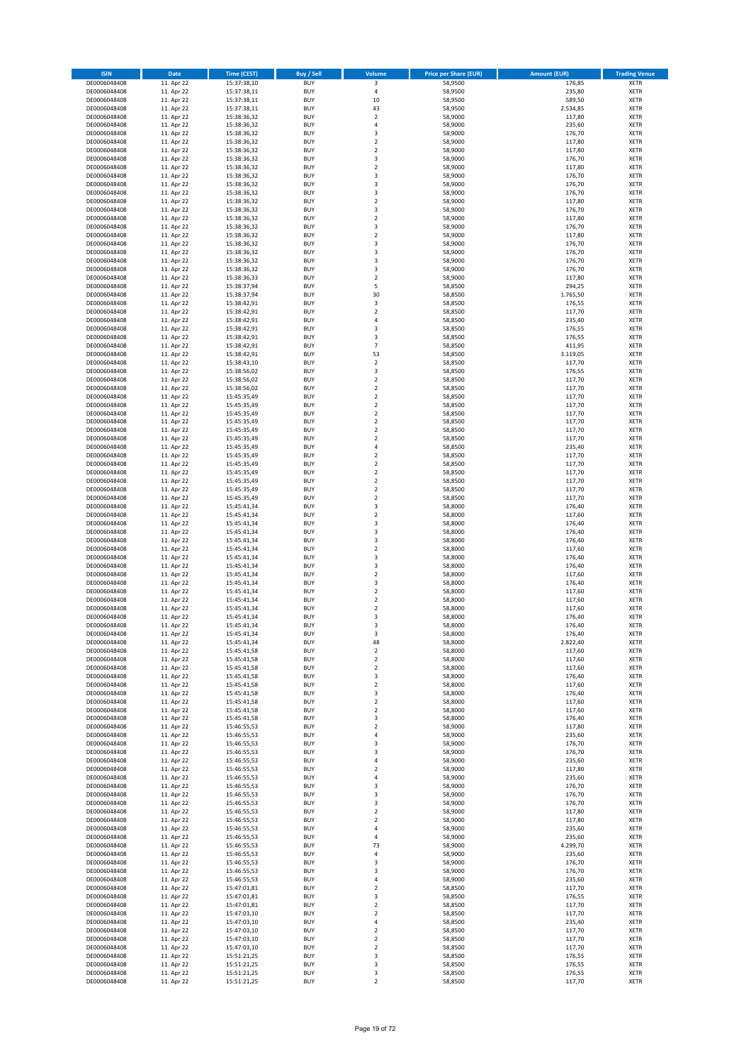| ISIN | Date | Time (CEST) | Buy / Sell | Volume | Price per Share (EUR) | Amount (EUR) | Trading Venue |
|---|---|---|---|---|---|---|---|
| DE0006048408 | 11. Apr 22 | 15:37:38,10 | BUY | 3 | 58,9500 | 176,85 | XETR |
| DE0006048408 | 11. Apr 22 | 15:37:38,11 | BUY | 4 | 58,9500 | 235,80 | XETR |
| DE0006048408 | 11. Apr 22 | 15:37:38,11 | BUY | 10 | 58,9500 | 589,50 | XETR |
| DE0006048408 | 11. Apr 22 | 15:37:38,11 | BUY | 43 | 58,9500 | 2.534,85 | XETR |
| DE0006048408 | 11. Apr 22 | 15:38:36,32 | BUY | 2 | 58,9000 | 117,80 | XETR |
| DE0006048408 | 11. Apr 22 | 15:38:36,32 | BUY | 4 | 58,9000 | 235,60 | XETR |
| DE0006048408 | 11. Apr 22 | 15:38:36,32 | BUY | 3 | 58,9000 | 176,70 | XETR |
| DE0006048408 | 11. Apr 22 | 15:38:36,32 | BUY | 2 | 58,9000 | 117,80 | XETR |
| DE0006048408 | 11. Apr 22 | 15:38:36,32 | BUY | 2 | 58,9000 | 117,80 | XETR |
| DE0006048408 | 11. Apr 22 | 15:38:36,32 | BUY | 3 | 58,9000 | 176,70 | XETR |
| DE0006048408 | 11. Apr 22 | 15:38:36,32 | BUY | 2 | 58,9000 | 117,80 | XETR |
| DE0006048408 | 11. Apr 22 | 15:38:36,32 | BUY | 3 | 58,9000 | 176,70 | XETR |
| DE0006048408 | 11. Apr 22 | 15:38:36,32 | BUY | 3 | 58,9000 | 176,70 | XETR |
| DE0006048408 | 11. Apr 22 | 15:38:36,32 | BUY | 3 | 58,9000 | 176,70 | XETR |
| DE0006048408 | 11. Apr 22 | 15:38:36,32 | BUY | 2 | 58,9000 | 117,80 | XETR |
| DE0006048408 | 11. Apr 22 | 15:38:36,32 | BUY | 3 | 58,9000 | 176,70 | XETR |
| DE0006048408 | 11. Apr 22 | 15:38:36,32 | BUY | 2 | 58,9000 | 117,80 | XETR |
| DE0006048408 | 11. Apr 22 | 15:38:36,32 | BUY | 3 | 58,9000 | 176,70 | XETR |
| DE0006048408 | 11. Apr 22 | 15:38:36,32 | BUY | 2 | 58,9000 | 117,80 | XETR |
| DE0006048408 | 11. Apr 22 | 15:38:36,32 | BUY | 3 | 58,9000 | 176,70 | XETR |
| DE0006048408 | 11. Apr 22 | 15:38:36,32 | BUY | 3 | 58,9000 | 176,70 | XETR |
| DE0006048408 | 11. Apr 22 | 15:38:36,32 | BUY | 3 | 58,9000 | 176,70 | XETR |
| DE0006048408 | 11. Apr 22 | 15:38:36,32 | BUY | 3 | 58,9000 | 176,70 | XETR |
| DE0006048408 | 11. Apr 22 | 15:38:36,33 | BUY | 2 | 58,9000 | 117,80 | XETR |
| DE0006048408 | 11. Apr 22 | 15:38:37,94 | BUY | 5 | 58,8500 | 294,25 | XETR |
| DE0006048408 | 11. Apr 22 | 15:38:37,94 | BUY | 30 | 58,8500 | 1.765,50 | XETR |
| DE0006048408 | 11. Apr 22 | 15:38:42,91 | BUY | 3 | 58,8500 | 176,55 | XETR |
| DE0006048408 | 11. Apr 22 | 15:38:42,91 | BUY | 2 | 58,8500 | 117,70 | XETR |
| DE0006048408 | 11. Apr 22 | 15:38:42,91 | BUY | 4 | 58,8500 | 235,40 | XETR |
| DE0006048408 | 11. Apr 22 | 15:38:42,91 | BUY | 3 | 58,8500 | 176,55 | XETR |
| DE0006048408 | 11. Apr 22 | 15:38:42,91 | BUY | 3 | 58,8500 | 176,55 | XETR |
| DE0006048408 | 11. Apr 22 | 15:38:42,91 | BUY | 7 | 58,8500 | 411,95 | XETR |
| DE0006048408 | 11. Apr 22 | 15:38:42,91 | BUY | 53 | 58,8500 | 3.119,05 | XETR |
| DE0006048408 | 11. Apr 22 | 15:38:43,10 | BUY | 2 | 58,8500 | 117,70 | XETR |
| DE0006048408 | 11. Apr 22 | 15:38:56,02 | BUY | 3 | 58,8500 | 176,55 | XETR |
| DE0006048408 | 11. Apr 22 | 15:38:56,02 | BUY | 2 | 58,8500 | 117,70 | XETR |
| DE0006048408 | 11. Apr 22 | 15:38:56,02 | BUY | 2 | 58,8500 | 117,70 | XETR |
| DE0006048408 | 11. Apr 22 | 15:45:35,49 | BUY | 2 | 58,8500 | 117,70 | XETR |
| DE0006048408 | 11. Apr 22 | 15:45:35,49 | BUY | 2 | 58,8500 | 117,70 | XETR |
| DE0006048408 | 11. Apr 22 | 15:45:35,49 | BUY | 2 | 58,8500 | 117,70 | XETR |
| DE0006048408 | 11. Apr 22 | 15:45:35,49 | BUY | 2 | 58,8500 | 117,70 | XETR |
| DE0006048408 | 11. Apr 22 | 15:45:35,49 | BUY | 2 | 58,8500 | 117,70 | XETR |
| DE0006048408 | 11. Apr 22 | 15:45:35,49 | BUY | 2 | 58,8500 | 117,70 | XETR |
| DE0006048408 | 11. Apr 22 | 15:45:35,49 | BUY | 4 | 58,8500 | 235,40 | XETR |
| DE0006048408 | 11. Apr 22 | 15:45:35,49 | BUY | 2 | 58,8500 | 117,70 | XETR |
| DE0006048408 | 11. Apr 22 | 15:45:35,49 | BUY | 2 | 58,8500 | 117,70 | XETR |
| DE0006048408 | 11. Apr 22 | 15:45:35,49 | BUY | 2 | 58,8500 | 117,70 | XETR |
| DE0006048408 | 11. Apr 22 | 15:45:35,49 | BUY | 2 | 58,8500 | 117,70 | XETR |
| DE0006048408 | 11. Apr 22 | 15:45:35,49 | BUY | 2 | 58,8500 | 117,70 | XETR |
| DE0006048408 | 11. Apr 22 | 15:45:35,49 | BUY | 2 | 58,8500 | 117,70 | XETR |
| DE0006048408 | 11. Apr 22 | 15:45:41,34 | BUY | 3 | 58,8000 | 176,40 | XETR |
| DE0006048408 | 11. Apr 22 | 15:45:41,34 | BUY | 2 | 58,8000 | 117,60 | XETR |
| DE0006048408 | 11. Apr 22 | 15:45:41,34 | BUY | 3 | 58,8000 | 176,40 | XETR |
| DE0006048408 | 11. Apr 22 | 15:45:41,34 | BUY | 3 | 58,8000 | 176,40 | XETR |
| DE0006048408 | 11. Apr 22 | 15:45:41,34 | BUY | 3 | 58,8000 | 176,40 | XETR |
| DE0006048408 | 11. Apr 22 | 15:45:41,34 | BUY | 2 | 58,8000 | 117,60 | XETR |
| DE0006048408 | 11. Apr 22 | 15:45:41,34 | BUY | 3 | 58,8000 | 176,40 | XETR |
| DE0006048408 | 11. Apr 22 | 15:45:41,34 | BUY | 3 | 58,8000 | 176,40 | XETR |
| DE0006048408 | 11. Apr 22 | 15:45:41,34 | BUY | 2 | 58,8000 | 117,60 | XETR |
| DE0006048408 | 11. Apr 22 | 15:45:41,34 | BUY | 3 | 58,8000 | 176,40 | XETR |
| DE0006048408 | 11. Apr 22 | 15:45:41,34 | BUY | 2 | 58,8000 | 117,60 | XETR |
| DE0006048408 | 11. Apr 22 | 15:45:41,34 | BUY | 2 | 58,8000 | 117,60 | XETR |
| DE0006048408 | 11. Apr 22 | 15:45:41,34 | BUY | 2 | 58,8000 | 117,60 | XETR |
| DE0006048408 | 11. Apr 22 | 15:45:41,34 | BUY | 3 | 58,8000 | 176,40 | XETR |
| DE0006048408 | 11. Apr 22 | 15:45:41,34 | BUY | 3 | 58,8000 | 176,40 | XETR |
| DE0006048408 | 11. Apr 22 | 15:45:41,34 | BUY | 3 | 58,8000 | 176,40 | XETR |
| DE0006048408 | 11. Apr 22 | 15:45:41,34 | BUY | 48 | 58,8000 | 2.822,40 | XETR |
| DE0006048408 | 11. Apr 22 | 15:45:41,58 | BUY | 2 | 58,8000 | 117,60 | XETR |
| DE0006048408 | 11. Apr 22 | 15:45:41,58 | BUY | 2 | 58,8000 | 117,60 | XETR |
| DE0006048408 | 11. Apr 22 | 15:45:41,58 | BUY | 2 | 58,8000 | 117,60 | XETR |
| DE0006048408 | 11. Apr 22 | 15:45:41,58 | BUY | 3 | 58,8000 | 176,40 | XETR |
| DE0006048408 | 11. Apr 22 | 15:45:41,58 | BUY | 2 | 58,8000 | 117,60 | XETR |
| DE0006048408 | 11. Apr 22 | 15:45:41,58 | BUY | 3 | 58,8000 | 176,40 | XETR |
| DE0006048408 | 11. Apr 22 | 15:45:41,58 | BUY | 2 | 58,8000 | 117,60 | XETR |
| DE0006048408 | 11. Apr 22 | 15:45:41,58 | BUY | 2 | 58,8000 | 117,60 | XETR |
| DE0006048408 | 11. Apr 22 | 15:45:41,58 | BUY | 3 | 58,8000 | 176,40 | XETR |
| DE0006048408 | 11. Apr 22 | 15:46:55,53 | BUY | 2 | 58,9000 | 117,80 | XETR |
| DE0006048408 | 11. Apr 22 | 15:46:55,53 | BUY | 4 | 58,9000 | 235,60 | XETR |
| DE0006048408 | 11. Apr 22 | 15:46:55,53 | BUY | 3 | 58,9000 | 176,70 | XETR |
| DE0006048408 | 11. Apr 22 | 15:46:55,53 | BUY | 3 | 58,9000 | 176,70 | XETR |
| DE0006048408 | 11. Apr 22 | 15:46:55,53 | BUY | 4 | 58,9000 | 235,60 | XETR |
| DE0006048408 | 11. Apr 22 | 15:46:55,53 | BUY | 2 | 58,9000 | 117,80 | XETR |
| DE0006048408 | 11. Apr 22 | 15:46:55,53 | BUY | 4 | 58,9000 | 235,60 | XETR |
| DE0006048408 | 11. Apr 22 | 15:46:55,53 | BUY | 3 | 58,9000 | 176,70 | XETR |
| DE0006048408 | 11. Apr 22 | 15:46:55,53 | BUY | 3 | 58,9000 | 176,70 | XETR |
| DE0006048408 | 11. Apr 22 | 15:46:55,53 | BUY | 3 | 58,9000 | 176,70 | XETR |
| DE0006048408 | 11. Apr 22 | 15:46:55,53 | BUY | 2 | 58,9000 | 117,80 | XETR |
| DE0006048408 | 11. Apr 22 | 15:46:55,53 | BUY | 2 | 58,9000 | 117,80 | XETR |
| DE0006048408 | 11. Apr 22 | 15:46:55,53 | BUY | 4 | 58,9000 | 235,60 | XETR |
| DE0006048408 | 11. Apr 22 | 15:46:55,53 | BUY | 4 | 58,9000 | 235,60 | XETR |
| DE0006048408 | 11. Apr 22 | 15:46:55,53 | BUY | 73 | 58,9000 | 4.299,70 | XETR |
| DE0006048408 | 11. Apr 22 | 15:46:55,53 | BUY | 4 | 58,9000 | 235,60 | XETR |
| DE0006048408 | 11. Apr 22 | 15:46:55,53 | BUY | 3 | 58,9000 | 176,70 | XETR |
| DE0006048408 | 11. Apr 22 | 15:46:55,53 | BUY | 3 | 58,9000 | 176,70 | XETR |
| DE0006048408 | 11. Apr 22 | 15:46:55,53 | BUY | 4 | 58,9000 | 235,60 | XETR |
| DE0006048408 | 11. Apr 22 | 15:47:01,81 | BUY | 2 | 58,8500 | 117,70 | XETR |
| DE0006048408 | 11. Apr 22 | 15:47:01,81 | BUY | 3 | 58,8500 | 176,55 | XETR |
| DE0006048408 | 11. Apr 22 | 15:47:01,81 | BUY | 2 | 58,8500 | 117,70 | XETR |
| DE0006048408 | 11. Apr 22 | 15:47:03,10 | BUY | 2 | 58,8500 | 117,70 | XETR |
| DE0006048408 | 11. Apr 22 | 15:47:03,10 | BUY | 4 | 58,8500 | 235,40 | XETR |
| DE0006048408 | 11. Apr 22 | 15:47:03,10 | BUY | 2 | 58,8500 | 117,70 | XETR |
| DE0006048408 | 11. Apr 22 | 15:47:03,10 | BUY | 2 | 58,8500 | 117,70 | XETR |
| DE0006048408 | 11. Apr 22 | 15:47:03,10 | BUY | 2 | 58,8500 | 117,70 | XETR |
| DE0006048408 | 11. Apr 22 | 15:51:21,25 | BUY | 3 | 58,8500 | 176,55 | XETR |
| DE0006048408 | 11. Apr 22 | 15:51:21,25 | BUY | 3 | 58,8500 | 176,55 | XETR |
| DE0006048408 | 11. Apr 22 | 15:51:21,25 | BUY | 3 | 58,8500 | 176,55 | XETR |
| DE0006048408 | 11. Apr 22 | 15:51:21,25 | BUY | 2 | 58,8500 | 117,70 | XETR |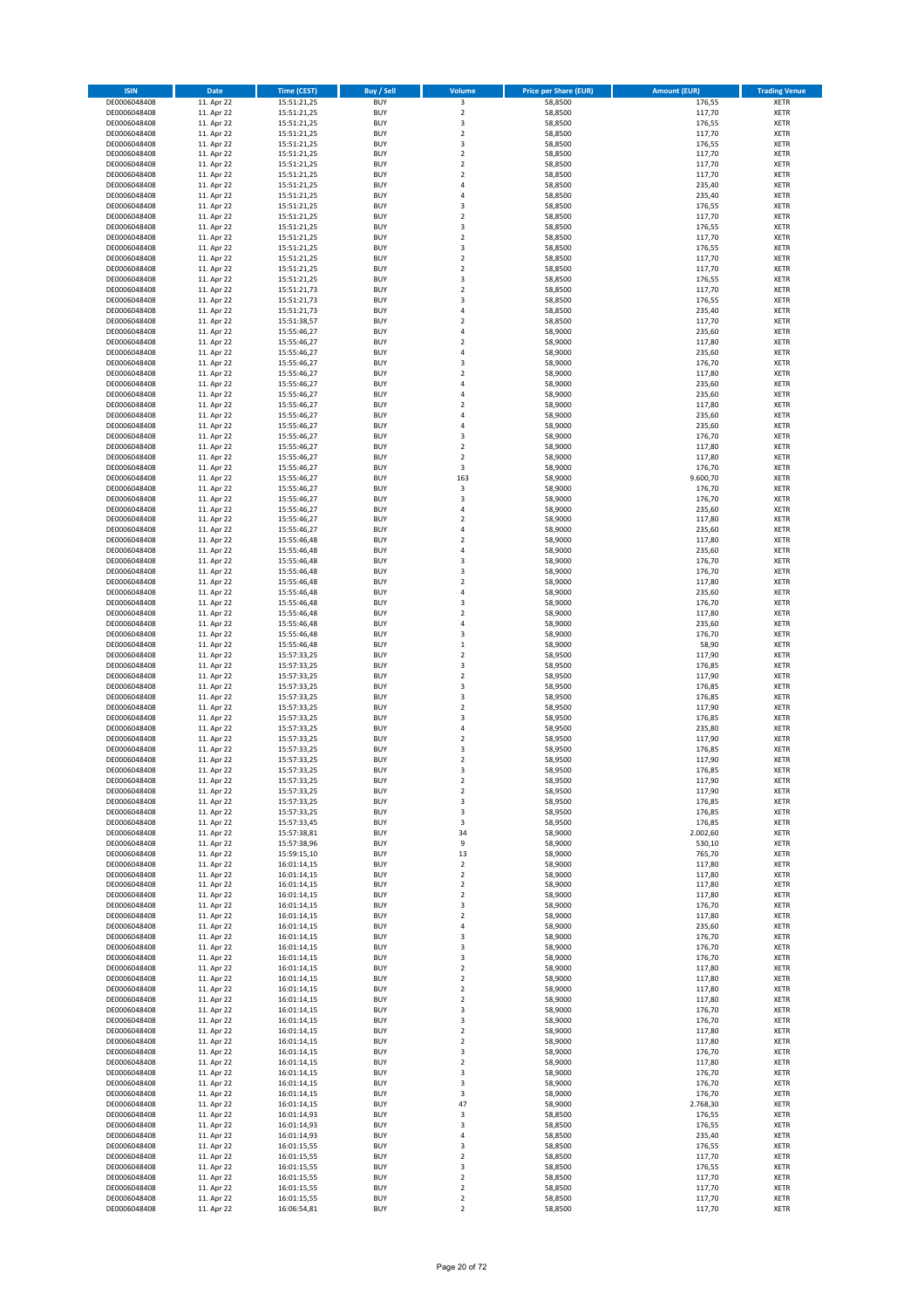| ISIN | Date | Time (CEST) | Buy / Sell | Volume | Price per Share (EUR) | Amount (EUR) | Trading Venue |
|---|---|---|---|---|---|---|---|
| DE0006048408 | 11. Apr 22 | 15:51:21,25 | BUY | 3 | 58,8500 | 176,55 | XETR |
| DE0006048408 | 11. Apr 22 | 15:51:21,25 | BUY | 2 | 58,8500 | 117,70 | XETR |
| DE0006048408 | 11. Apr 22 | 15:51:21,25 | BUY | 3 | 58,8500 | 176,55 | XETR |
| DE0006048408 | 11. Apr 22 | 15:51:21,25 | BUY | 2 | 58,8500 | 117,70 | XETR |
| DE0006048408 | 11. Apr 22 | 15:51:21,25 | BUY | 3 | 58,8500 | 176,55 | XETR |
| DE0006048408 | 11. Apr 22 | 15:51:21,25 | BUY | 2 | 58,8500 | 117,70 | XETR |
| DE0006048408 | 11. Apr 22 | 15:51:21,25 | BUY | 2 | 58,8500 | 117,70 | XETR |
| DE0006048408 | 11. Apr 22 | 15:51:21,25 | BUY | 2 | 58,8500 | 117,70 | XETR |
| DE0006048408 | 11. Apr 22 | 15:51:21,25 | BUY | 4 | 58,8500 | 235,40 | XETR |
| DE0006048408 | 11. Apr 22 | 15:51:21,25 | BUY | 4 | 58,8500 | 235,40 | XETR |
| DE0006048408 | 11. Apr 22 | 15:51:21,25 | BUY | 3 | 58,8500 | 176,55 | XETR |
| DE0006048408 | 11. Apr 22 | 15:51:21,25 | BUY | 2 | 58,8500 | 117,70 | XETR |
| DE0006048408 | 11. Apr 22 | 15:51:21,25 | BUY | 3 | 58,8500 | 176,55 | XETR |
| DE0006048408 | 11. Apr 22 | 15:51:21,25 | BUY | 2 | 58,8500 | 117,70 | XETR |
| DE0006048408 | 11. Apr 22 | 15:51:21,25 | BUY | 3 | 58,8500 | 176,55 | XETR |
| DE0006048408 | 11. Apr 22 | 15:51:21,25 | BUY | 2 | 58,8500 | 117,70 | XETR |
| DE0006048408 | 11. Apr 22 | 15:51:21,25 | BUY | 2 | 58,8500 | 117,70 | XETR |
| DE0006048408 | 11. Apr 22 | 15:51:21,25 | BUY | 3 | 58,8500 | 176,55 | XETR |
| DE0006048408 | 11. Apr 22 | 15:51:21,73 | BUY | 2 | 58,8500 | 117,70 | XETR |
| DE0006048408 | 11. Apr 22 | 15:51:21,73 | BUY | 3 | 58,8500 | 176,55 | XETR |
| DE0006048408 | 11. Apr 22 | 15:51:21,73 | BUY | 4 | 58,8500 | 235,40 | XETR |
| DE0006048408 | 11. Apr 22 | 15:51:38,57 | BUY | 2 | 58,8500 | 117,70 | XETR |
| DE0006048408 | 11. Apr 22 | 15:55:46,27 | BUY | 4 | 58,9000 | 235,60 | XETR |
| DE0006048408 | 11. Apr 22 | 15:55:46,27 | BUY | 2 | 58,9000 | 117,80 | XETR |
| DE0006048408 | 11. Apr 22 | 15:55:46,27 | BUY | 4 | 58,9000 | 235,60 | XETR |
| DE0006048408 | 11. Apr 22 | 15:55:46,27 | BUY | 3 | 58,9000 | 176,70 | XETR |
| DE0006048408 | 11. Apr 22 | 15:55:46,27 | BUY | 2 | 58,9000 | 117,80 | XETR |
| DE0006048408 | 11. Apr 22 | 15:55:46,27 | BUY | 4 | 58,9000 | 235,60 | XETR |
| DE0006048408 | 11. Apr 22 | 15:55:46,27 | BUY | 4 | 58,9000 | 235,60 | XETR |
| DE0006048408 | 11. Apr 22 | 15:55:46,27 | BUY | 2 | 58,9000 | 117,80 | XETR |
| DE0006048408 | 11. Apr 22 | 15:55:46,27 | BUY | 4 | 58,9000 | 235,60 | XETR |
| DE0006048408 | 11. Apr 22 | 15:55:46,27 | BUY | 4 | 58,9000 | 235,60 | XETR |
| DE0006048408 | 11. Apr 22 | 15:55:46,27 | BUY | 3 | 58,9000 | 176,70 | XETR |
| DE0006048408 | 11. Apr 22 | 15:55:46,27 | BUY | 2 | 58,9000 | 117,80 | XETR |
| DE0006048408 | 11. Apr 22 | 15:55:46,27 | BUY | 2 | 58,9000 | 117,80 | XETR |
| DE0006048408 | 11. Apr 22 | 15:55:46,27 | BUY | 3 | 58,9000 | 176,70 | XETR |
| DE0006048408 | 11. Apr 22 | 15:55:46,27 | BUY | 163 | 58,9000 | 9.600,70 | XETR |
| DE0006048408 | 11. Apr 22 | 15:55:46,27 | BUY | 3 | 58,9000 | 176,70 | XETR |
| DE0006048408 | 11. Apr 22 | 15:55:46,27 | BUY | 3 | 58,9000 | 176,70 | XETR |
| DE0006048408 | 11. Apr 22 | 15:55:46,27 | BUY | 4 | 58,9000 | 235,60 | XETR |
| DE0006048408 | 11. Apr 22 | 15:55:46,27 | BUY | 2 | 58,9000 | 117,80 | XETR |
| DE0006048408 | 11. Apr 22 | 15:55:46,27 | BUY | 4 | 58,9000 | 235,60 | XETR |
| DE0006048408 | 11. Apr 22 | 15:55:46,48 | BUY | 2 | 58,9000 | 117,80 | XETR |
| DE0006048408 | 11. Apr 22 | 15:55:46,48 | BUY | 4 | 58,9000 | 235,60 | XETR |
| DE0006048408 | 11. Apr 22 | 15:55:46,48 | BUY | 3 | 58,9000 | 176,70 | XETR |
| DE0006048408 | 11. Apr 22 | 15:55:46,48 | BUY | 3 | 58,9000 | 176,70 | XETR |
| DE0006048408 | 11. Apr 22 | 15:55:46,48 | BUY | 2 | 58,9000 | 117,80 | XETR |
| DE0006048408 | 11. Apr 22 | 15:55:46,48 | BUY | 4 | 58,9000 | 235,60 | XETR |
| DE0006048408 | 11. Apr 22 | 15:55:46,48 | BUY | 3 | 58,9000 | 176,70 | XETR |
| DE0006048408 | 11. Apr 22 | 15:55:46,48 | BUY | 2 | 58,9000 | 117,80 | XETR |
| DE0006048408 | 11. Apr 22 | 15:55:46,48 | BUY | 4 | 58,9000 | 235,60 | XETR |
| DE0006048408 | 11. Apr 22 | 15:55:46,48 | BUY | 3 | 58,9000 | 176,70 | XETR |
| DE0006048408 | 11. Apr 22 | 15:55:46,48 | BUY | 1 | 58,9000 | 58,90 | XETR |
| DE0006048408 | 11. Apr 22 | 15:57:33,25 | BUY | 2 | 58,9500 | 117,90 | XETR |
| DE0006048408 | 11. Apr 22 | 15:57:33,25 | BUY | 3 | 58,9500 | 176,85 | XETR |
| DE0006048408 | 11. Apr 22 | 15:57:33,25 | BUY | 2 | 58,9500 | 117,90 | XETR |
| DE0006048408 | 11. Apr 22 | 15:57:33,25 | BUY | 3 | 58,9500 | 176,85 | XETR |
| DE0006048408 | 11. Apr 22 | 15:57:33,25 | BUY | 3 | 58,9500 | 176,85 | XETR |
| DE0006048408 | 11. Apr 22 | 15:57:33,25 | BUY | 2 | 58,9500 | 117,90 | XETR |
| DE0006048408 | 11. Apr 22 | 15:57:33,25 | BUY | 3 | 58,9500 | 176,85 | XETR |
| DE0006048408 | 11. Apr 22 | 15:57:33,25 | BUY | 4 | 58,9500 | 235,80 | XETR |
| DE0006048408 | 11. Apr 22 | 15:57:33,25 | BUY | 2 | 58,9500 | 117,90 | XETR |
| DE0006048408 | 11. Apr 22 | 15:57:33,25 | BUY | 3 | 58,9500 | 176,85 | XETR |
| DE0006048408 | 11. Apr 22 | 15:57:33,25 | BUY | 2 | 58,9500 | 117,90 | XETR |
| DE0006048408 | 11. Apr 22 | 15:57:33,25 | BUY | 3 | 58,9500 | 176,85 | XETR |
| DE0006048408 | 11. Apr 22 | 15:57:33,25 | BUY | 2 | 58,9500 | 117,90 | XETR |
| DE0006048408 | 11. Apr 22 | 15:57:33,25 | BUY | 2 | 58,9500 | 117,90 | XETR |
| DE0006048408 | 11. Apr 22 | 15:57:33,25 | BUY | 3 | 58,9500 | 176,85 | XETR |
| DE0006048408 | 11. Apr 22 | 15:57:33,25 | BUY | 3 | 58,9500 | 176,85 | XETR |
| DE0006048408 | 11. Apr 22 | 15:57:33,45 | BUY | 3 | 58,9500 | 176,85 | XETR |
| DE0006048408 | 11. Apr 22 | 15:57:38,81 | BUY | 34 | 58,9000 | 2.002,60 | XETR |
| DE0006048408 | 11. Apr 22 | 15:57:38,96 | BUY | 9 | 58,9000 | 530,10 | XETR |
| DE0006048408 | 11. Apr 22 | 15:59:15,10 | BUY | 13 | 58,9000 | 765,70 | XETR |
| DE0006048408 | 11. Apr 22 | 16:01:14,15 | BUY | 2 | 58,9000 | 117,80 | XETR |
| DE0006048408 | 11. Apr 22 | 16:01:14,15 | BUY | 2 | 58,9000 | 117,80 | XETR |
| DE0006048408 | 11. Apr 22 | 16:01:14,15 | BUY | 2 | 58,9000 | 117,80 | XETR |
| DE0006048408 | 11. Apr 22 | 16:01:14,15 | BUY | 2 | 58,9000 | 117,80 | XETR |
| DE0006048408 | 11. Apr 22 | 16:01:14,15 | BUY | 3 | 58,9000 | 176,70 | XETR |
| DE0006048408 | 11. Apr 22 | 16:01:14,15 | BUY | 2 | 58,9000 | 117,80 | XETR |
| DE0006048408 | 11. Apr 22 | 16:01:14,15 | BUY | 4 | 58,9000 | 235,60 | XETR |
| DE0006048408 | 11. Apr 22 | 16:01:14,15 | BUY | 3 | 58,9000 | 176,70 | XETR |
| DE0006048408 | 11. Apr 22 | 16:01:14,15 | BUY | 3 | 58,9000 | 176,70 | XETR |
| DE0006048408 | 11. Apr 22 | 16:01:14,15 | BUY | 3 | 58,9000 | 176,70 | XETR |
| DE0006048408 | 11. Apr 22 | 16:01:14,15 | BUY | 2 | 58,9000 | 117,80 | XETR |
| DE0006048408 | 11. Apr 22 | 16:01:14,15 | BUY | 2 | 58,9000 | 117,80 | XETR |
| DE0006048408 | 11. Apr 22 | 16:01:14,15 | BUY | 2 | 58,9000 | 117,80 | XETR |
| DE0006048408 | 11. Apr 22 | 16:01:14,15 | BUY | 2 | 58,9000 | 117,80 | XETR |
| DE0006048408 | 11. Apr 22 | 16:01:14,15 | BUY | 3 | 58,9000 | 176,70 | XETR |
| DE0006048408 | 11. Apr 22 | 16:01:14,15 | BUY | 3 | 58,9000 | 176,70 | XETR |
| DE0006048408 | 11. Apr 22 | 16:01:14,15 | BUY | 2 | 58,9000 | 117,80 | XETR |
| DE0006048408 | 11. Apr 22 | 16:01:14,15 | BUY | 2 | 58,9000 | 117,80 | XETR |
| DE0006048408 | 11. Apr 22 | 16:01:14,15 | BUY | 3 | 58,9000 | 176,70 | XETR |
| DE0006048408 | 11. Apr 22 | 16:01:14,15 | BUY | 2 | 58,9000 | 117,80 | XETR |
| DE0006048408 | 11. Apr 22 | 16:01:14,15 | BUY | 3 | 58,9000 | 176,70 | XETR |
| DE0006048408 | 11. Apr 22 | 16:01:14,15 | BUY | 3 | 58,9000 | 176,70 | XETR |
| DE0006048408 | 11. Apr 22 | 16:01:14,15 | BUY | 3 | 58,9000 | 176,70 | XETR |
| DE0006048408 | 11. Apr 22 | 16:01:14,15 | BUY | 47 | 58,9000 | 2.768,30 | XETR |
| DE0006048408 | 11. Apr 22 | 16:01:14,93 | BUY | 3 | 58,8500 | 176,55 | XETR |
| DE0006048408 | 11. Apr 22 | 16:01:14,93 | BUY | 3 | 58,8500 | 176,55 | XETR |
| DE0006048408 | 11. Apr 22 | 16:01:14,93 | BUY | 4 | 58,8500 | 235,40 | XETR |
| DE0006048408 | 11. Apr 22 | 16:01:15,55 | BUY | 3 | 58,8500 | 176,55 | XETR |
| DE0006048408 | 11. Apr 22 | 16:01:15,55 | BUY | 2 | 58,8500 | 117,70 | XETR |
| DE0006048408 | 11. Apr 22 | 16:01:15,55 | BUY | 3 | 58,8500 | 176,55 | XETR |
| DE0006048408 | 11. Apr 22 | 16:01:15,55 | BUY | 2 | 58,8500 | 117,70 | XETR |
| DE0006048408 | 11. Apr 22 | 16:01:15,55 | BUY | 2 | 58,8500 | 117,70 | XETR |
| DE0006048408 | 11. Apr 22 | 16:01:15,55 | BUY | 2 | 58,8500 | 117,70 | XETR |
| DE0006048408 | 11. Apr 22 | 16:06:54,81 | BUY | 2 | 58,8500 | 117,70 | XETR |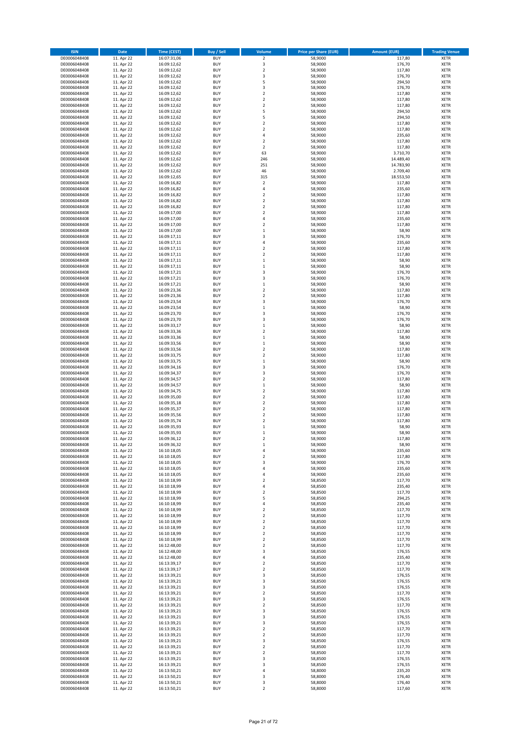| ISIN | Date | Time (CEST) | Buy / Sell | Volume | Price per Share (EUR) | Amount (EUR) | Trading Venue |
|---|---|---|---|---|---|---|---|
| DE0006048408 | 11. Apr 22 | 16:07:31,06 | BUY | 2 | 58,9000 | 117,80 | XETR |
| DE0006048408 | 11. Apr 22 | 16:09:12,62 | BUY | 3 | 58,9000 | 176,70 | XETR |
| DE0006048408 | 11. Apr 22 | 16:09:12,62 | BUY | 2 | 58,9000 | 117,80 | XETR |
| DE0006048408 | 11. Apr 22 | 16:09:12,62 | BUY | 3 | 58,9000 | 176,70 | XETR |
| DE0006048408 | 11. Apr 22 | 16:09:12,62 | BUY | 5 | 58,9000 | 294,50 | XETR |
| DE0006048408 | 11. Apr 22 | 16:09:12,62 | BUY | 3 | 58,9000 | 176,70 | XETR |
| DE0006048408 | 11. Apr 22 | 16:09:12,62 | BUY | 2 | 58,9000 | 117,80 | XETR |
| DE0006048408 | 11. Apr 22 | 16:09:12,62 | BUY | 2 | 58,9000 | 117,80 | XETR |
| DE0006048408 | 11. Apr 22 | 16:09:12,62 | BUY | 2 | 58,9000 | 117,80 | XETR |
| DE0006048408 | 11. Apr 22 | 16:09:12,62 | BUY | 5 | 58,9000 | 294,50 | XETR |
| DE0006048408 | 11. Apr 22 | 16:09:12,62 | BUY | 5 | 58,9000 | 294,50 | XETR |
| DE0006048408 | 11. Apr 22 | 16:09:12,62 | BUY | 2 | 58,9000 | 117,80 | XETR |
| DE0006048408 | 11. Apr 22 | 16:09:12,62 | BUY | 2 | 58,9000 | 117,80 | XETR |
| DE0006048408 | 11. Apr 22 | 16:09:12,62 | BUY | 4 | 58,9000 | 235,60 | XETR |
| DE0006048408 | 11. Apr 22 | 16:09:12,62 | BUY | 2 | 58,9000 | 117,80 | XETR |
| DE0006048408 | 11. Apr 22 | 16:09:12,62 | BUY | 2 | 58,9000 | 117,80 | XETR |
| DE0006048408 | 11. Apr 22 | 16:09:12,62 | BUY | 63 | 58,9000 | 3.710,70 | XETR |
| DE0006048408 | 11. Apr 22 | 16:09:12,62 | BUY | 246 | 58,9000 | 14.489,40 | XETR |
| DE0006048408 | 11. Apr 22 | 16:09:12,62 | BUY | 251 | 58,9000 | 14.783,90 | XETR |
| DE0006048408 | 11. Apr 22 | 16:09:12,62 | BUY | 46 | 58,9000 | 2.709,40 | XETR |
| DE0006048408 | 11. Apr 22 | 16:09:12,65 | BUY | 315 | 58,9000 | 18.553,50 | XETR |
| DE0006048408 | 11. Apr 22 | 16:09:16,82 | BUY | 2 | 58,9000 | 117,80 | XETR |
| DE0006048408 | 11. Apr 22 | 16:09:16,82 | BUY | 4 | 58,9000 | 235,60 | XETR |
| DE0006048408 | 11. Apr 22 | 16:09:16,82 | BUY | 2 | 58,9000 | 117,80 | XETR |
| DE0006048408 | 11. Apr 22 | 16:09:16,82 | BUY | 2 | 58,9000 | 117,80 | XETR |
| DE0006048408 | 11. Apr 22 | 16:09:16,82 | BUY | 2 | 58,9000 | 117,80 | XETR |
| DE0006048408 | 11. Apr 22 | 16:09:17,00 | BUY | 2 | 58,9000 | 117,80 | XETR |
| DE0006048408 | 11. Apr 22 | 16:09:17,00 | BUY | 4 | 58,9000 | 235,60 | XETR |
| DE0006048408 | 11. Apr 22 | 16:09:17,00 | BUY | 2 | 58,9000 | 117,80 | XETR |
| DE0006048408 | 11. Apr 22 | 16:09:17,00 | BUY | 1 | 58,9000 | 58,90 | XETR |
| DE0006048408 | 11. Apr 22 | 16:09:17,11 | BUY | 3 | 58,9000 | 176,70 | XETR |
| DE0006048408 | 11. Apr 22 | 16:09:17,11 | BUY | 4 | 58,9000 | 235,60 | XETR |
| DE0006048408 | 11. Apr 22 | 16:09:17,11 | BUY | 2 | 58,9000 | 117,80 | XETR |
| DE0006048408 | 11. Apr 22 | 16:09:17,11 | BUY | 2 | 58,9000 | 117,80 | XETR |
| DE0006048408 | 11. Apr 22 | 16:09:17,11 | BUY | 1 | 58,9000 | 58,90 | XETR |
| DE0006048408 | 11. Apr 22 | 16:09:17,11 | BUY | 1 | 58,9000 | 58,90 | XETR |
| DE0006048408 | 11. Apr 22 | 16:09:17,21 | BUY | 3 | 58,9000 | 176,70 | XETR |
| DE0006048408 | 11. Apr 22 | 16:09:17,21 | BUY | 3 | 58,9000 | 176,70 | XETR |
| DE0006048408 | 11. Apr 22 | 16:09:17,21 | BUY | 1 | 58,9000 | 58,90 | XETR |
| DE0006048408 | 11. Apr 22 | 16:09:23,36 | BUY | 2 | 58,9000 | 117,80 | XETR |
| DE0006048408 | 11. Apr 22 | 16:09:23,36 | BUY | 2 | 58,9000 | 117,80 | XETR |
| DE0006048408 | 11. Apr 22 | 16:09:23,54 | BUY | 3 | 58,9000 | 176,70 | XETR |
| DE0006048408 | 11. Apr 22 | 16:09:23,54 | BUY | 1 | 58,9000 | 58,90 | XETR |
| DE0006048408 | 11. Apr 22 | 16:09:23,70 | BUY | 3 | 58,9000 | 176,70 | XETR |
| DE0006048408 | 11. Apr 22 | 16:09:23,70 | BUY | 3 | 58,9000 | 176,70 | XETR |
| DE0006048408 | 11. Apr 22 | 16:09:33,17 | BUY | 1 | 58,9000 | 58,90 | XETR |
| DE0006048408 | 11. Apr 22 | 16:09:33,36 | BUY | 2 | 58,9000 | 117,80 | XETR |
| DE0006048408 | 11. Apr 22 | 16:09:33,36 | BUY | 1 | 58,9000 | 58,90 | XETR |
| DE0006048408 | 11. Apr 22 | 16:09:33,56 | BUY | 1 | 58,9000 | 58,90 | XETR |
| DE0006048408 | 11. Apr 22 | 16:09:33,56 | BUY | 2 | 58,9000 | 117,80 | XETR |
| DE0006048408 | 11. Apr 22 | 16:09:33,75 | BUY | 2 | 58,9000 | 117,80 | XETR |
| DE0006048408 | 11. Apr 22 | 16:09:33,75 | BUY | 1 | 58,9000 | 58,90 | XETR |
| DE0006048408 | 11. Apr 22 | 16:09:34,16 | BUY | 3 | 58,9000 | 176,70 | XETR |
| DE0006048408 | 11. Apr 22 | 16:09:34,37 | BUY | 3 | 58,9000 | 176,70 | XETR |
| DE0006048408 | 11. Apr 22 | 16:09:34,57 | BUY | 2 | 58,9000 | 117,80 | XETR |
| DE0006048408 | 11. Apr 22 | 16:09:34,57 | BUY | 1 | 58,9000 | 58,90 | XETR |
| DE0006048408 | 11. Apr 22 | 16:09:34,75 | BUY | 2 | 58,9000 | 117,80 | XETR |
| DE0006048408 | 11. Apr 22 | 16:09:35,00 | BUY | 2 | 58,9000 | 117,80 | XETR |
| DE0006048408 | 11. Apr 22 | 16:09:35,18 | BUY | 2 | 58,9000 | 117,80 | XETR |
| DE0006048408 | 11. Apr 22 | 16:09:35,37 | BUY | 2 | 58,9000 | 117,80 | XETR |
| DE0006048408 | 11. Apr 22 | 16:09:35,56 | BUY | 2 | 58,9000 | 117,80 | XETR |
| DE0006048408 | 11. Apr 22 | 16:09:35,74 | BUY | 2 | 58,9000 | 117,80 | XETR |
| DE0006048408 | 11. Apr 22 | 16:09:35,93 | BUY | 1 | 58,9000 | 58,90 | XETR |
| DE0006048408 | 11. Apr 22 | 16:09:35,93 | BUY | 1 | 58,9000 | 58,90 | XETR |
| DE0006048408 | 11. Apr 22 | 16:09:36,12 | BUY | 2 | 58,9000 | 117,80 | XETR |
| DE0006048408 | 11. Apr 22 | 16:09:36,32 | BUY | 1 | 58,9000 | 58,90 | XETR |
| DE0006048408 | 11. Apr 22 | 16:10:18,05 | BUY | 4 | 58,9000 | 235,60 | XETR |
| DE0006048408 | 11. Apr 22 | 16:10:18,05 | BUY | 2 | 58,9000 | 117,80 | XETR |
| DE0006048408 | 11. Apr 22 | 16:10:18,05 | BUY | 3 | 58,9000 | 176,70 | XETR |
| DE0006048408 | 11. Apr 22 | 16:10:18,05 | BUY | 4 | 58,9000 | 235,60 | XETR |
| DE0006048408 | 11. Apr 22 | 16:10:18,05 | BUY | 4 | 58,9000 | 235,60 | XETR |
| DE0006048408 | 11. Apr 22 | 16:10:18,99 | BUY | 2 | 58,8500 | 117,70 | XETR |
| DE0006048408 | 11. Apr 22 | 16:10:18,99 | BUY | 4 | 58,8500 | 235,40 | XETR |
| DE0006048408 | 11. Apr 22 | 16:10:18,99 | BUY | 2 | 58,8500 | 117,70 | XETR |
| DE0006048408 | 11. Apr 22 | 16:10:18,99 | BUY | 5 | 58,8500 | 294,25 | XETR |
| DE0006048408 | 11. Apr 22 | 16:10:18,99 | BUY | 4 | 58,8500 | 235,40 | XETR |
| DE0006048408 | 11. Apr 22 | 16:10:18,99 | BUY | 2 | 58,8500 | 117,70 | XETR |
| DE0006048408 | 11. Apr 22 | 16:10:18,99 | BUY | 2 | 58,8500 | 117,70 | XETR |
| DE0006048408 | 11. Apr 22 | 16:10:18,99 | BUY | 2 | 58,8500 | 117,70 | XETR |
| DE0006048408 | 11. Apr 22 | 16:10:18,99 | BUY | 2 | 58,8500 | 117,70 | XETR |
| DE0006048408 | 11. Apr 22 | 16:10:18,99 | BUY | 2 | 58,8500 | 117,70 | XETR |
| DE0006048408 | 11. Apr 22 | 16:10:18,99 | BUY | 2 | 58,8500 | 117,70 | XETR |
| DE0006048408 | 11. Apr 22 | 16:12:48,00 | BUY | 2 | 58,8500 | 117,70 | XETR |
| DE0006048408 | 11. Apr 22 | 16:12:48,00 | BUY | 3 | 58,8500 | 176,55 | XETR |
| DE0006048408 | 11. Apr 22 | 16:12:48,00 | BUY | 4 | 58,8500 | 235,40 | XETR |
| DE0006048408 | 11. Apr 22 | 16:13:39,17 | BUY | 2 | 58,8500 | 117,70 | XETR |
| DE0006048408 | 11. Apr 22 | 16:13:39,17 | BUY | 2 | 58,8500 | 117,70 | XETR |
| DE0006048408 | 11. Apr 22 | 16:13:39,21 | BUY | 3 | 58,8500 | 176,55 | XETR |
| DE0006048408 | 11. Apr 22 | 16:13:39,21 | BUY | 3 | 58,8500 | 176,55 | XETR |
| DE0006048408 | 11. Apr 22 | 16:13:39,21 | BUY | 3 | 58,8500 | 176,55 | XETR |
| DE0006048408 | 11. Apr 22 | 16:13:39,21 | BUY | 2 | 58,8500 | 117,70 | XETR |
| DE0006048408 | 11. Apr 22 | 16:13:39,21 | BUY | 3 | 58,8500 | 176,55 | XETR |
| DE0006048408 | 11. Apr 22 | 16:13:39,21 | BUY | 2 | 58,8500 | 117,70 | XETR |
| DE0006048408 | 11. Apr 22 | 16:13:39,21 | BUY | 3 | 58,8500 | 176,55 | XETR |
| DE0006048408 | 11. Apr 22 | 16:13:39,21 | BUY | 3 | 58,8500 | 176,55 | XETR |
| DE0006048408 | 11. Apr 22 | 16:13:39,21 | BUY | 3 | 58,8500 | 176,55 | XETR |
| DE0006048408 | 11. Apr 22 | 16:13:39,21 | BUY | 2 | 58,8500 | 117,70 | XETR |
| DE0006048408 | 11. Apr 22 | 16:13:39,21 | BUY | 2 | 58,8500 | 117,70 | XETR |
| DE0006048408 | 11. Apr 22 | 16:13:39,21 | BUY | 3 | 58,8500 | 176,55 | XETR |
| DE0006048408 | 11. Apr 22 | 16:13:39,21 | BUY | 2 | 58,8500 | 117,70 | XETR |
| DE0006048408 | 11. Apr 22 | 16:13:39,21 | BUY | 2 | 58,8500 | 117,70 | XETR |
| DE0006048408 | 11. Apr 22 | 16:13:39,21 | BUY | 3 | 58,8500 | 176,55 | XETR |
| DE0006048408 | 11. Apr 22 | 16:13:39,21 | BUY | 3 | 58,8500 | 176,55 | XETR |
| DE0006048408 | 11. Apr 22 | 16:13:50,21 | BUY | 4 | 58,8000 | 235,20 | XETR |
| DE0006048408 | 11. Apr 22 | 16:13:50,21 | BUY | 3 | 58,8000 | 176,40 | XETR |
| DE0006048408 | 11. Apr 22 | 16:13:50,21 | BUY | 3 | 58,8000 | 176,40 | XETR |
| DE0006048408 | 11. Apr 22 | 16:13:50,21 | BUY | 2 | 58,8000 | 117,60 | XETR |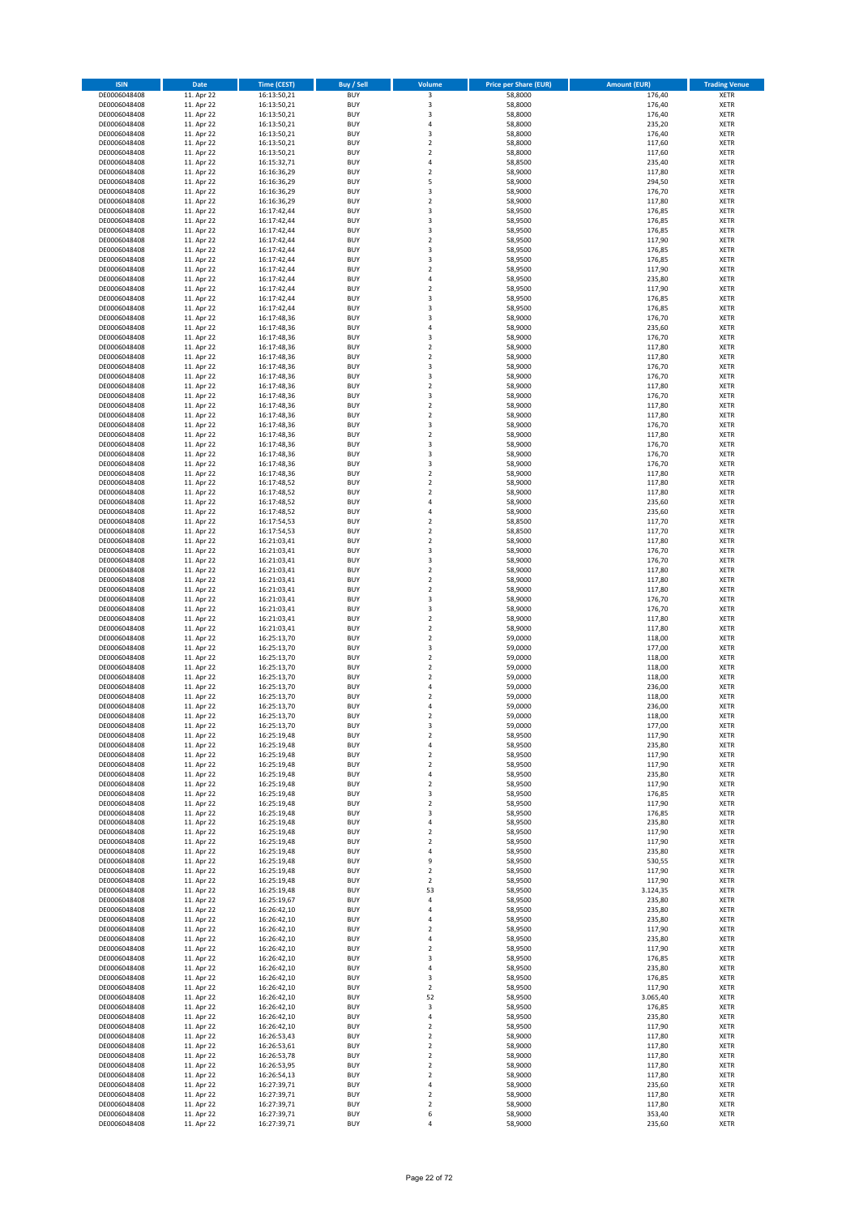| ISIN | Date | Time (CEST) | Buy / Sell | Volume | Price per Share (EUR) | Amount (EUR) | Trading Venue |
|---|---|---|---|---|---|---|---|
| DE0006048408 | 11. Apr 22 | 16:13:50,21 | BUY | 3 | 58,8000 | 176,40 | XETR |
| DE0006048408 | 11. Apr 22 | 16:13:50,21 | BUY | 3 | 58,8000 | 176,40 | XETR |
| DE0006048408 | 11. Apr 22 | 16:13:50,21 | BUY | 3 | 58,8000 | 176,40 | XETR |
| DE0006048408 | 11. Apr 22 | 16:13:50,21 | BUY | 4 | 58,8000 | 235,20 | XETR |
| DE0006048408 | 11. Apr 22 | 16:13:50,21 | BUY | 3 | 58,8000 | 176,40 | XETR |
| DE0006048408 | 11. Apr 22 | 16:13:50,21 | BUY | 2 | 58,8000 | 117,60 | XETR |
| DE0006048408 | 11. Apr 22 | 16:13:50,21 | BUY | 2 | 58,8000 | 117,60 | XETR |
| DE0006048408 | 11. Apr 22 | 16:15:32,71 | BUY | 4 | 58,8500 | 235,40 | XETR |
| DE0006048408 | 11. Apr 22 | 16:16:36,29 | BUY | 2 | 58,9000 | 117,80 | XETR |
| DE0006048408 | 11. Apr 22 | 16:16:36,29 | BUY | 5 | 58,9000 | 294,50 | XETR |
| DE0006048408 | 11. Apr 22 | 16:16:36,29 | BUY | 3 | 58,9000 | 176,70 | XETR |
| DE0006048408 | 11. Apr 22 | 16:16:36,29 | BUY | 2 | 58,9000 | 117,80 | XETR |
| DE0006048408 | 11. Apr 22 | 16:17:42,44 | BUY | 3 | 58,9500 | 176,85 | XETR |
| DE0006048408 | 11. Apr 22 | 16:17:42,44 | BUY | 3 | 58,9500 | 176,85 | XETR |
| DE0006048408 | 11. Apr 22 | 16:17:42,44 | BUY | 3 | 58,9500 | 176,85 | XETR |
| DE0006048408 | 11. Apr 22 | 16:17:42,44 | BUY | 2 | 58,9500 | 117,90 | XETR |
| DE0006048408 | 11. Apr 22 | 16:17:42,44 | BUY | 3 | 58,9500 | 176,85 | XETR |
| DE0006048408 | 11. Apr 22 | 16:17:42,44 | BUY | 3 | 58,9500 | 176,85 | XETR |
| DE0006048408 | 11. Apr 22 | 16:17:42,44 | BUY | 2 | 58,9500 | 117,90 | XETR |
| DE0006048408 | 11. Apr 22 | 16:17:42,44 | BUY | 4 | 58,9500 | 235,80 | XETR |
| DE0006048408 | 11. Apr 22 | 16:17:42,44 | BUY | 2 | 58,9500 | 117,90 | XETR |
| DE0006048408 | 11. Apr 22 | 16:17:42,44 | BUY | 3 | 58,9500 | 176,85 | XETR |
| DE0006048408 | 11. Apr 22 | 16:17:42,44 | BUY | 3 | 58,9500 | 176,85 | XETR |
| DE0006048408 | 11. Apr 22 | 16:17:48,36 | BUY | 3 | 58,9000 | 176,70 | XETR |
| DE0006048408 | 11. Apr 22 | 16:17:48,36 | BUY | 4 | 58,9000 | 235,60 | XETR |
| DE0006048408 | 11. Apr 22 | 16:17:48,36 | BUY | 3 | 58,9000 | 176,70 | XETR |
| DE0006048408 | 11. Apr 22 | 16:17:48,36 | BUY | 2 | 58,9000 | 117,80 | XETR |
| DE0006048408 | 11. Apr 22 | 16:17:48,36 | BUY | 2 | 58,9000 | 117,80 | XETR |
| DE0006048408 | 11. Apr 22 | 16:17:48,36 | BUY | 3 | 58,9000 | 176,70 | XETR |
| DE0006048408 | 11. Apr 22 | 16:17:48,36 | BUY | 3 | 58,9000 | 176,70 | XETR |
| DE0006048408 | 11. Apr 22 | 16:17:48,36 | BUY | 2 | 58,9000 | 117,80 | XETR |
| DE0006048408 | 11. Apr 22 | 16:17:48,36 | BUY | 3 | 58,9000 | 176,70 | XETR |
| DE0006048408 | 11. Apr 22 | 16:17:48,36 | BUY | 2 | 58,9000 | 117,80 | XETR |
| DE0006048408 | 11. Apr 22 | 16:17:48,36 | BUY | 2 | 58,9000 | 117,80 | XETR |
| DE0006048408 | 11. Apr 22 | 16:17:48,36 | BUY | 3 | 58,9000 | 176,70 | XETR |
| DE0006048408 | 11. Apr 22 | 16:17:48,36 | BUY | 2 | 58,9000 | 117,80 | XETR |
| DE0006048408 | 11. Apr 22 | 16:17:48,36 | BUY | 3 | 58,9000 | 176,70 | XETR |
| DE0006048408 | 11. Apr 22 | 16:17:48,36 | BUY | 3 | 58,9000 | 176,70 | XETR |
| DE0006048408 | 11. Apr 22 | 16:17:48,36 | BUY | 3 | 58,9000 | 176,70 | XETR |
| DE0006048408 | 11. Apr 22 | 16:17:48,36 | BUY | 2 | 58,9000 | 117,80 | XETR |
| DE0006048408 | 11. Apr 22 | 16:17:48,52 | BUY | 2 | 58,9000 | 117,80 | XETR |
| DE0006048408 | 11. Apr 22 | 16:17:48,52 | BUY | 2 | 58,9000 | 117,80 | XETR |
| DE0006048408 | 11. Apr 22 | 16:17:48,52 | BUY | 4 | 58,9000 | 235,60 | XETR |
| DE0006048408 | 11. Apr 22 | 16:17:48,52 | BUY | 4 | 58,9000 | 235,60 | XETR |
| DE0006048408 | 11. Apr 22 | 16:17:54,53 | BUY | 2 | 58,8500 | 117,70 | XETR |
| DE0006048408 | 11. Apr 22 | 16:17:54,53 | BUY | 2 | 58,8500 | 117,70 | XETR |
| DE0006048408 | 11. Apr 22 | 16:21:03,41 | BUY | 2 | 58,9000 | 117,80 | XETR |
| DE0006048408 | 11. Apr 22 | 16:21:03,41 | BUY | 3 | 58,9000 | 176,70 | XETR |
| DE0006048408 | 11. Apr 22 | 16:21:03,41 | BUY | 3 | 58,9000 | 176,70 | XETR |
| DE0006048408 | 11. Apr 22 | 16:21:03,41 | BUY | 2 | 58,9000 | 117,80 | XETR |
| DE0006048408 | 11. Apr 22 | 16:21:03,41 | BUY | 2 | 58,9000 | 117,80 | XETR |
| DE0006048408 | 11. Apr 22 | 16:21:03,41 | BUY | 2 | 58,9000 | 117,80 | XETR |
| DE0006048408 | 11. Apr 22 | 16:21:03,41 | BUY | 3 | 58,9000 | 176,70 | XETR |
| DE0006048408 | 11. Apr 22 | 16:21:03,41 | BUY | 3 | 58,9000 | 176,70 | XETR |
| DE0006048408 | 11. Apr 22 | 16:21:03,41 | BUY | 2 | 58,9000 | 117,80 | XETR |
| DE0006048408 | 11. Apr 22 | 16:21:03,41 | BUY | 2 | 58,9000 | 117,80 | XETR |
| DE0006048408 | 11. Apr 22 | 16:25:13,70 | BUY | 2 | 59,0000 | 118,00 | XETR |
| DE0006048408 | 11. Apr 22 | 16:25:13,70 | BUY | 3 | 59,0000 | 177,00 | XETR |
| DE0006048408 | 11. Apr 22 | 16:25:13,70 | BUY | 2 | 59,0000 | 118,00 | XETR |
| DE0006048408 | 11. Apr 22 | 16:25:13,70 | BUY | 2 | 59,0000 | 118,00 | XETR |
| DE0006048408 | 11. Apr 22 | 16:25:13,70 | BUY | 2 | 59,0000 | 118,00 | XETR |
| DE0006048408 | 11. Apr 22 | 16:25:13,70 | BUY | 4 | 59,0000 | 236,00 | XETR |
| DE0006048408 | 11. Apr 22 | 16:25:13,70 | BUY | 2 | 59,0000 | 118,00 | XETR |
| DE0006048408 | 11. Apr 22 | 16:25:13,70 | BUY | 4 | 59,0000 | 236,00 | XETR |
| DE0006048408 | 11. Apr 22 | 16:25:13,70 | BUY | 2 | 59,0000 | 118,00 | XETR |
| DE0006048408 | 11. Apr 22 | 16:25:13,70 | BUY | 3 | 59,0000 | 177,00 | XETR |
| DE0006048408 | 11. Apr 22 | 16:25:19,48 | BUY | 2 | 58,9500 | 117,90 | XETR |
| DE0006048408 | 11. Apr 22 | 16:25:19,48 | BUY | 4 | 58,9500 | 235,80 | XETR |
| DE0006048408 | 11. Apr 22 | 16:25:19,48 | BUY | 2 | 58,9500 | 117,90 | XETR |
| DE0006048408 | 11. Apr 22 | 16:25:19,48 | BUY | 2 | 58,9500 | 117,90 | XETR |
| DE0006048408 | 11. Apr 22 | 16:25:19,48 | BUY | 4 | 58,9500 | 235,80 | XETR |
| DE0006048408 | 11. Apr 22 | 16:25:19,48 | BUY | 2 | 58,9500 | 117,90 | XETR |
| DE0006048408 | 11. Apr 22 | 16:25:19,48 | BUY | 3 | 58,9500 | 176,85 | XETR |
| DE0006048408 | 11. Apr 22 | 16:25:19,48 | BUY | 2 | 58,9500 | 117,90 | XETR |
| DE0006048408 | 11. Apr 22 | 16:25:19,48 | BUY | 3 | 58,9500 | 176,85 | XETR |
| DE0006048408 | 11. Apr 22 | 16:25:19,48 | BUY | 4 | 58,9500 | 235,80 | XETR |
| DE0006048408 | 11. Apr 22 | 16:25:19,48 | BUY | 2 | 58,9500 | 117,90 | XETR |
| DE0006048408 | 11. Apr 22 | 16:25:19,48 | BUY | 2 | 58,9500 | 117,90 | XETR |
| DE0006048408 | 11. Apr 22 | 16:25:19,48 | BUY | 4 | 58,9500 | 235,80 | XETR |
| DE0006048408 | 11. Apr 22 | 16:25:19,48 | BUY | 9 | 58,9500 | 530,55 | XETR |
| DE0006048408 | 11. Apr 22 | 16:25:19,48 | BUY | 2 | 58,9500 | 117,90 | XETR |
| DE0006048408 | 11. Apr 22 | 16:25:19,48 | BUY | 2 | 58,9500 | 117,90 | XETR |
| DE0006048408 | 11. Apr 22 | 16:25:19,48 | BUY | 53 | 58,9500 | 3.124,35 | XETR |
| DE0006048408 | 11. Apr 22 | 16:25:19,67 | BUY | 4 | 58,9500 | 235,80 | XETR |
| DE0006048408 | 11. Apr 22 | 16:26:42,10 | BUY | 4 | 58,9500 | 235,80 | XETR |
| DE0006048408 | 11. Apr 22 | 16:26:42,10 | BUY | 4 | 58,9500 | 235,80 | XETR |
| DE0006048408 | 11. Apr 22 | 16:26:42,10 | BUY | 2 | 58,9500 | 117,90 | XETR |
| DE0006048408 | 11. Apr 22 | 16:26:42,10 | BUY | 4 | 58,9500 | 235,80 | XETR |
| DE0006048408 | 11. Apr 22 | 16:26:42,10 | BUY | 2 | 58,9500 | 117,90 | XETR |
| DE0006048408 | 11. Apr 22 | 16:26:42,10 | BUY | 3 | 58,9500 | 176,85 | XETR |
| DE0006048408 | 11. Apr 22 | 16:26:42,10 | BUY | 4 | 58,9500 | 235,80 | XETR |
| DE0006048408 | 11. Apr 22 | 16:26:42,10 | BUY | 3 | 58,9500 | 176,85 | XETR |
| DE0006048408 | 11. Apr 22 | 16:26:42,10 | BUY | 2 | 58,9500 | 117,90 | XETR |
| DE0006048408 | 11. Apr 22 | 16:26:42,10 | BUY | 52 | 58,9500 | 3.065,40 | XETR |
| DE0006048408 | 11. Apr 22 | 16:26:42,10 | BUY | 3 | 58,9500 | 176,85 | XETR |
| DE0006048408 | 11. Apr 22 | 16:26:42,10 | BUY | 4 | 58,9500 | 235,80 | XETR |
| DE0006048408 | 11. Apr 22 | 16:26:42,10 | BUY | 2 | 58,9500 | 117,90 | XETR |
| DE0006048408 | 11. Apr 22 | 16:26:53,43 | BUY | 2 | 58,9000 | 117,80 | XETR |
| DE0006048408 | 11. Apr 22 | 16:26:53,61 | BUY | 2 | 58,9000 | 117,80 | XETR |
| DE0006048408 | 11. Apr 22 | 16:26:53,78 | BUY | 2 | 58,9000 | 117,80 | XETR |
| DE0006048408 | 11. Apr 22 | 16:26:53,95 | BUY | 2 | 58,9000 | 117,80 | XETR |
| DE0006048408 | 11. Apr 22 | 16:26:54,13 | BUY | 2 | 58,9000 | 117,80 | XETR |
| DE0006048408 | 11. Apr 22 | 16:27:39,71 | BUY | 4 | 58,9000 | 235,60 | XETR |
| DE0006048408 | 11. Apr 22 | 16:27:39,71 | BUY | 2 | 58,9000 | 117,80 | XETR |
| DE0006048408 | 11. Apr 22 | 16:27:39,71 | BUY | 2 | 58,9000 | 117,80 | XETR |
| DE0006048408 | 11. Apr 22 | 16:27:39,71 | BUY | 6 | 58,9000 | 353,40 | XETR |
| DE0006048408 | 11. Apr 22 | 16:27:39,71 | BUY | 4 | 58,9000 | 235,60 | XETR |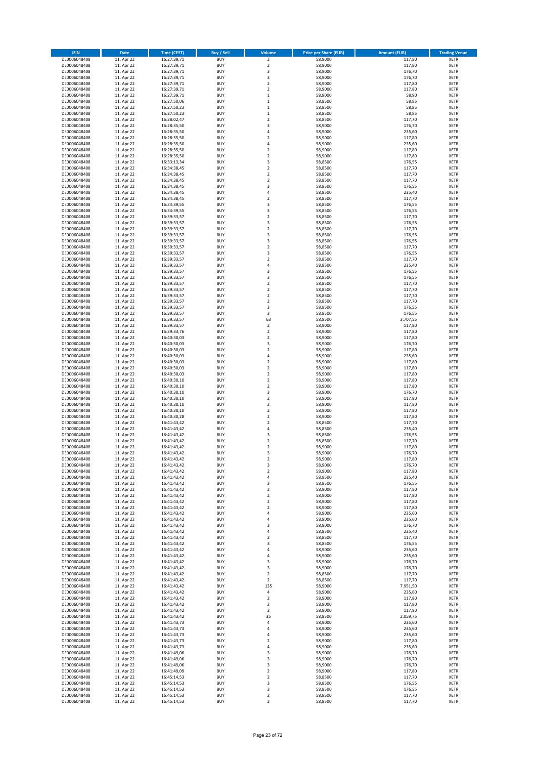| ISIN | Date | Time (CEST) | Buy / Sell | Volume | Price per Share (EUR) | Amount (EUR) | Trading Venue |
|---|---|---|---|---|---|---|---|
| DE0006048408 | 11. Apr 22 | 16:27:39,71 | BUY | 2 | 58,9000 | 117,80 | XETR |
| DE0006048408 | 11. Apr 22 | 16:27:39,71 | BUY | 2 | 58,9000 | 117,80 | XETR |
| DE0006048408 | 11. Apr 22 | 16:27:39,71 | BUY | 3 | 58,9000 | 176,70 | XETR |
| DE0006048408 | 11. Apr 22 | 16:27:39,71 | BUY | 3 | 58,9000 | 176,70 | XETR |
| DE0006048408 | 11. Apr 22 | 16:27:39,71 | BUY | 2 | 58,9000 | 117,80 | XETR |
| DE0006048408 | 11. Apr 22 | 16:27:39,71 | BUY | 2 | 58,9000 | 117,80 | XETR |
| DE0006048408 | 11. Apr 22 | 16:27:39,71 | BUY | 1 | 58,9000 | 58,90 | XETR |
| DE0006048408 | 11. Apr 22 | 16:27:50,06 | BUY | 1 | 58,8500 | 58,85 | XETR |
| DE0006048408 | 11. Apr 22 | 16:27:50,23 | BUY | 1 | 58,8500 | 58,85 | XETR |
| DE0006048408 | 11. Apr 22 | 16:27:50,23 | BUY | 1 | 58,8500 | 58,85 | XETR |
| DE0006048408 | 11. Apr 22 | 16:28:02,47 | BUY | 2 | 58,8500 | 117,70 | XETR |
| DE0006048408 | 11. Apr 22 | 16:28:35,50 | BUY | 3 | 58,9000 | 176,70 | XETR |
| DE0006048408 | 11. Apr 22 | 16:28:35,50 | BUY | 4 | 58,9000 | 235,60 | XETR |
| DE0006048408 | 11. Apr 22 | 16:28:35,50 | BUY | 2 | 58,9000 | 117,80 | XETR |
| DE0006048408 | 11. Apr 22 | 16:28:35,50 | BUY | 4 | 58,9000 | 235,60 | XETR |
| DE0006048408 | 11. Apr 22 | 16:28:35,50 | BUY | 2 | 58,9000 | 117,80 | XETR |
| DE0006048408 | 11. Apr 22 | 16:28:35,50 | BUY | 2 | 58,9000 | 117,80 | XETR |
| DE0006048408 | 11. Apr 22 | 16:33:13,34 | BUY | 3 | 58,8500 | 176,55 | XETR |
| DE0006048408 | 11. Apr 22 | 16:34:38,45 | BUY | 2 | 58,8500 | 117,70 | XETR |
| DE0006048408 | 11. Apr 22 | 16:34:38,45 | BUY | 2 | 58,8500 | 117,70 | XETR |
| DE0006048408 | 11. Apr 22 | 16:34:38,45 | BUY | 2 | 58,8500 | 117,70 | XETR |
| DE0006048408 | 11. Apr 22 | 16:34:38,45 | BUY | 3 | 58,8500 | 176,55 | XETR |
| DE0006048408 | 11. Apr 22 | 16:34:38,45 | BUY | 4 | 58,8500 | 235,40 | XETR |
| DE0006048408 | 11. Apr 22 | 16:34:38,45 | BUY | 2 | 58,8500 | 117,70 | XETR |
| DE0006048408 | 11. Apr 22 | 16:34:39,55 | BUY | 3 | 58,8500 | 176,55 | XETR |
| DE0006048408 | 11. Apr 22 | 16:34:39,55 | BUY | 3 | 58,8500 | 176,55 | XETR |
| DE0006048408 | 11. Apr 22 | 16:39:33,57 | BUY | 2 | 58,8500 | 117,70 | XETR |
| DE0006048408 | 11. Apr 22 | 16:39:33,57 | BUY | 3 | 58,8500 | 176,55 | XETR |
| DE0006048408 | 11. Apr 22 | 16:39:33,57 | BUY | 2 | 58,8500 | 117,70 | XETR |
| DE0006048408 | 11. Apr 22 | 16:39:33,57 | BUY | 3 | 58,8500 | 176,55 | XETR |
| DE0006048408 | 11. Apr 22 | 16:39:33,57 | BUY | 3 | 58,8500 | 176,55 | XETR |
| DE0006048408 | 11. Apr 22 | 16:39:33,57 | BUY | 2 | 58,8500 | 117,70 | XETR |
| DE0006048408 | 11. Apr 22 | 16:39:33,57 | BUY | 3 | 58,8500 | 176,55 | XETR |
| DE0006048408 | 11. Apr 22 | 16:39:33,57 | BUY | 2 | 58,8500 | 117,70 | XETR |
| DE0006048408 | 11. Apr 22 | 16:39:33,57 | BUY | 4 | 58,8500 | 235,40 | XETR |
| DE0006048408 | 11. Apr 22 | 16:39:33,57 | BUY | 3 | 58,8500 | 176,55 | XETR |
| DE0006048408 | 11. Apr 22 | 16:39:33,57 | BUY | 3 | 58,8500 | 176,55 | XETR |
| DE0006048408 | 11. Apr 22 | 16:39:33,57 | BUY | 2 | 58,8500 | 117,70 | XETR |
| DE0006048408 | 11. Apr 22 | 16:39:33,57 | BUY | 2 | 58,8500 | 117,70 | XETR |
| DE0006048408 | 11. Apr 22 | 16:39:33,57 | BUY | 2 | 58,8500 | 117,70 | XETR |
| DE0006048408 | 11. Apr 22 | 16:39:33,57 | BUY | 2 | 58,8500 | 117,70 | XETR |
| DE0006048408 | 11. Apr 22 | 16:39:33,57 | BUY | 3 | 58,8500 | 176,55 | XETR |
| DE0006048408 | 11. Apr 22 | 16:39:33,57 | BUY | 3 | 58,8500 | 176,55 | XETR |
| DE0006048408 | 11. Apr 22 | 16:39:33,57 | BUY | 63 | 58,8500 | 3.707,55 | XETR |
| DE0006048408 | 11. Apr 22 | 16:39:33,57 | BUY | 2 | 58,9000 | 117,80 | XETR |
| DE0006048408 | 11. Apr 22 | 16:39:33,76 | BUY | 2 | 58,9000 | 117,80 | XETR |
| DE0006048408 | 11. Apr 22 | 16:40:30,03 | BUY | 2 | 58,9000 | 117,80 | XETR |
| DE0006048408 | 11. Apr 22 | 16:40:30,03 | BUY | 3 | 58,9000 | 176,70 | XETR |
| DE0006048408 | 11. Apr 22 | 16:40:30,03 | BUY | 2 | 58,9000 | 117,80 | XETR |
| DE0006048408 | 11. Apr 22 | 16:40:30,03 | BUY | 4 | 58,9000 | 235,60 | XETR |
| DE0006048408 | 11. Apr 22 | 16:40:30,03 | BUY | 2 | 58,9000 | 117,80 | XETR |
| DE0006048408 | 11. Apr 22 | 16:40:30,03 | BUY | 2 | 58,9000 | 117,80 | XETR |
| DE0006048408 | 11. Apr 22 | 16:40:30,03 | BUY | 2 | 58,9000 | 117,80 | XETR |
| DE0006048408 | 11. Apr 22 | 16:40:30,10 | BUY | 2 | 58,9000 | 117,80 | XETR |
| DE0006048408 | 11. Apr 22 | 16:40:30,10 | BUY | 2 | 58,9000 | 117,80 | XETR |
| DE0006048408 | 11. Apr 22 | 16:40:30,10 | BUY | 3 | 58,9000 | 176,70 | XETR |
| DE0006048408 | 11. Apr 22 | 16:40:30,10 | BUY | 2 | 58,9000 | 117,80 | XETR |
| DE0006048408 | 11. Apr 22 | 16:40:30,10 | BUY | 2 | 58,9000 | 117,80 | XETR |
| DE0006048408 | 11. Apr 22 | 16:40:30,10 | BUY | 2 | 58,9000 | 117,80 | XETR |
| DE0006048408 | 11. Apr 22 | 16:40:30,28 | BUY | 2 | 58,9000 | 117,80 | XETR |
| DE0006048408 | 11. Apr 22 | 16:41:43,42 | BUY | 2 | 58,8500 | 117,70 | XETR |
| DE0006048408 | 11. Apr 22 | 16:41:43,42 | BUY | 4 | 58,8500 | 235,40 | XETR |
| DE0006048408 | 11. Apr 22 | 16:41:43,42 | BUY | 3 | 58,8500 | 176,55 | XETR |
| DE0006048408 | 11. Apr 22 | 16:41:43,42 | BUY | 2 | 58,8500 | 117,70 | XETR |
| DE0006048408 | 11. Apr 22 | 16:41:43,42 | BUY | 2 | 58,9000 | 117,80 | XETR |
| DE0006048408 | 11. Apr 22 | 16:41:43,42 | BUY | 3 | 58,9000 | 176,70 | XETR |
| DE0006048408 | 11. Apr 22 | 16:41:43,42 | BUY | 2 | 58,9000 | 117,80 | XETR |
| DE0006048408 | 11. Apr 22 | 16:41:43,42 | BUY | 3 | 58,9000 | 176,70 | XETR |
| DE0006048408 | 11. Apr 22 | 16:41:43,42 | BUY | 2 | 58,9000 | 117,80 | XETR |
| DE0006048408 | 11. Apr 22 | 16:41:43,42 | BUY | 4 | 58,8500 | 235,40 | XETR |
| DE0006048408 | 11. Apr 22 | 16:41:43,42 | BUY | 3 | 58,8500 | 176,55 | XETR |
| DE0006048408 | 11. Apr 22 | 16:41:43,42 | BUY | 2 | 58,9000 | 117,80 | XETR |
| DE0006048408 | 11. Apr 22 | 16:41:43,42 | BUY | 2 | 58,9000 | 117,80 | XETR |
| DE0006048408 | 11. Apr 22 | 16:41:43,42 | BUY | 2 | 58,9000 | 117,80 | XETR |
| DE0006048408 | 11. Apr 22 | 16:41:43,42 | BUY | 2 | 58,9000 | 117,80 | XETR |
| DE0006048408 | 11. Apr 22 | 16:41:43,42 | BUY | 4 | 58,9000 | 235,60 | XETR |
| DE0006048408 | 11. Apr 22 | 16:41:43,42 | BUY | 4 | 58,9000 | 235,60 | XETR |
| DE0006048408 | 11. Apr 22 | 16:41:43,42 | BUY | 3 | 58,9000 | 176,70 | XETR |
| DE0006048408 | 11. Apr 22 | 16:41:43,42 | BUY | 4 | 58,8500 | 235,40 | XETR |
| DE0006048408 | 11. Apr 22 | 16:41:43,42 | BUY | 2 | 58,8500 | 117,70 | XETR |
| DE0006048408 | 11. Apr 22 | 16:41:43,42 | BUY | 3 | 58,8500 | 176,55 | XETR |
| DE0006048408 | 11. Apr 22 | 16:41:43,42 | BUY | 4 | 58,9000 | 235,60 | XETR |
| DE0006048408 | 11. Apr 22 | 16:41:43,42 | BUY | 4 | 58,9000 | 235,60 | XETR |
| DE0006048408 | 11. Apr 22 | 16:41:43,42 | BUY | 3 | 58,9000 | 176,70 | XETR |
| DE0006048408 | 11. Apr 22 | 16:41:43,42 | BUY | 3 | 58,9000 | 176,70 | XETR |
| DE0006048408 | 11. Apr 22 | 16:41:43,42 | BUY | 2 | 58,8500 | 117,70 | XETR |
| DE0006048408 | 11. Apr 22 | 16:41:43,42 | BUY | 2 | 58,8500 | 117,70 | XETR |
| DE0006048408 | 11. Apr 22 | 16:41:43,42 | BUY | 135 | 58,9000 | 7.951,50 | XETR |
| DE0006048408 | 11. Apr 22 | 16:41:43,42 | BUY | 4 | 58,9000 | 235,60 | XETR |
| DE0006048408 | 11. Apr 22 | 16:41:43,42 | BUY | 2 | 58,9000 | 117,80 | XETR |
| DE0006048408 | 11. Apr 22 | 16:41:43,42 | BUY | 2 | 58,9000 | 117,80 | XETR |
| DE0006048408 | 11. Apr 22 | 16:41:43,42 | BUY | 2 | 58,9000 | 117,80 | XETR |
| DE0006048408 | 11. Apr 22 | 16:41:43,42 | BUY | 35 | 58,8500 | 2.059,75 | XETR |
| DE0006048408 | 11. Apr 22 | 16:41:43,73 | BUY | 4 | 58,9000 | 235,60 | XETR |
| DE0006048408 | 11. Apr 22 | 16:41:43,73 | BUY | 4 | 58,9000 | 235,60 | XETR |
| DE0006048408 | 11. Apr 22 | 16:41:43,73 | BUY | 4 | 58,9000 | 235,60 | XETR |
| DE0006048408 | 11. Apr 22 | 16:41:43,73 | BUY | 2 | 58,9000 | 117,80 | XETR |
| DE0006048408 | 11. Apr 22 | 16:41:43,73 | BUY | 4 | 58,9000 | 235,60 | XETR |
| DE0006048408 | 11. Apr 22 | 16:41:49,06 | BUY | 3 | 58,9000 | 176,70 | XETR |
| DE0006048408 | 11. Apr 22 | 16:41:49,06 | BUY | 3 | 58,9000 | 176,70 | XETR |
| DE0006048408 | 11. Apr 22 | 16:41:49,06 | BUY | 3 | 58,9000 | 176,70 | XETR |
| DE0006048408 | 11. Apr 22 | 16:41:49,09 | BUY | 2 | 58,9000 | 117,80 | XETR |
| DE0006048408 | 11. Apr 22 | 16:45:14,53 | BUY | 2 | 58,8500 | 117,70 | XETR |
| DE0006048408 | 11. Apr 22 | 16:45:14,53 | BUY | 3 | 58,8500 | 176,55 | XETR |
| DE0006048408 | 11. Apr 22 | 16:45:14,53 | BUY | 3 | 58,8500 | 176,55 | XETR |
| DE0006048408 | 11. Apr 22 | 16:45:14,53 | BUY | 2 | 58,8500 | 117,70 | XETR |
| DE0006048408 | 11. Apr 22 | 16:45:14,53 | BUY | 2 | 58,8500 | 117,70 | XETR |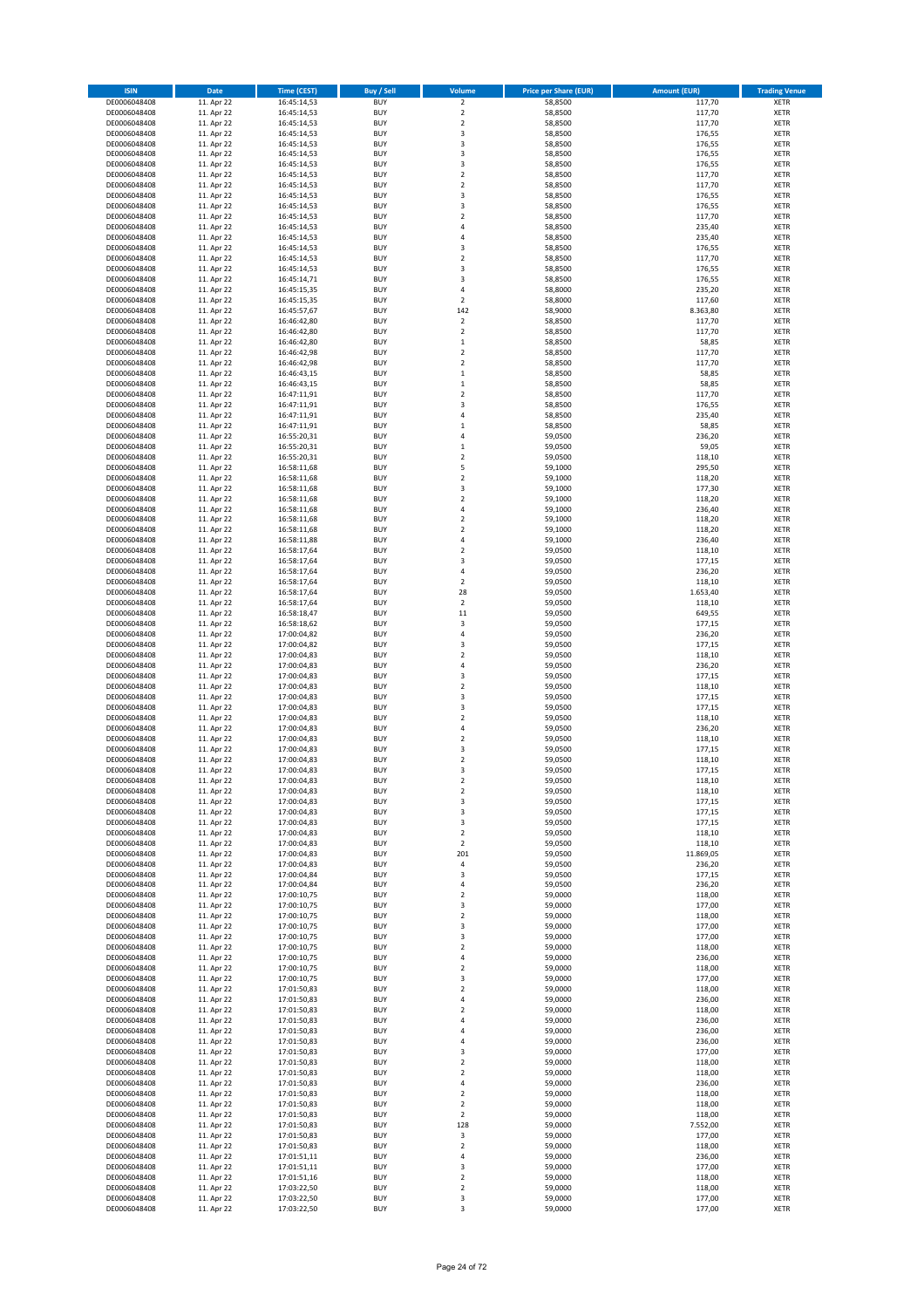| ISIN | Date | Time (CEST) | Buy / Sell | Volume | Price per Share (EUR) | Amount (EUR) | Trading Venue |
|---|---|---|---|---|---|---|---|
| DE0006048408 | 11. Apr 22 | 16:45:14,53 | BUY | 2 | 58,8500 | 117,70 | XETR |
| DE0006048408 | 11. Apr 22 | 16:45:14,53 | BUY | 2 | 58,8500 | 117,70 | XETR |
| DE0006048408 | 11. Apr 22 | 16:45:14,53 | BUY | 2 | 58,8500 | 117,70 | XETR |
| DE0006048408 | 11. Apr 22 | 16:45:14,53 | BUY | 3 | 58,8500 | 176,55 | XETR |
| DE0006048408 | 11. Apr 22 | 16:45:14,53 | BUY | 3 | 58,8500 | 176,55 | XETR |
| DE0006048408 | 11. Apr 22 | 16:45:14,53 | BUY | 3 | 58,8500 | 176,55 | XETR |
| DE0006048408 | 11. Apr 22 | 16:45:14,53 | BUY | 3 | 58,8500 | 176,55 | XETR |
| DE0006048408 | 11. Apr 22 | 16:45:14,53 | BUY | 2 | 58,8500 | 117,70 | XETR |
| DE0006048408 | 11. Apr 22 | 16:45:14,53 | BUY | 2 | 58,8500 | 117,70 | XETR |
| DE0006048408 | 11. Apr 22 | 16:45:14,53 | BUY | 3 | 58,8500 | 176,55 | XETR |
| DE0006048408 | 11. Apr 22 | 16:45:14,53 | BUY | 3 | 58,8500 | 176,55 | XETR |
| DE0006048408 | 11. Apr 22 | 16:45:14,53 | BUY | 2 | 58,8500 | 117,70 | XETR |
| DE0006048408 | 11. Apr 22 | 16:45:14,53 | BUY | 4 | 58,8500 | 235,40 | XETR |
| DE0006048408 | 11. Apr 22 | 16:45:14,53 | BUY | 4 | 58,8500 | 235,40 | XETR |
| DE0006048408 | 11. Apr 22 | 16:45:14,53 | BUY | 3 | 58,8500 | 176,55 | XETR |
| DE0006048408 | 11. Apr 22 | 16:45:14,53 | BUY | 2 | 58,8500 | 117,70 | XETR |
| DE0006048408 | 11. Apr 22 | 16:45:14,53 | BUY | 3 | 58,8500 | 176,55 | XETR |
| DE0006048408 | 11. Apr 22 | 16:45:14,71 | BUY | 3 | 58,8500 | 176,55 | XETR |
| DE0006048408 | 11. Apr 22 | 16:45:15,35 | BUY | 4 | 58,8000 | 235,20 | XETR |
| DE0006048408 | 11. Apr 22 | 16:45:15,35 | BUY | 2 | 58,8000 | 117,60 | XETR |
| DE0006048408 | 11. Apr 22 | 16:45:57,67 | BUY | 142 | 58,9000 | 8.363,80 | XETR |
| DE0006048408 | 11. Apr 22 | 16:46:42,80 | BUY | 2 | 58,8500 | 117,70 | XETR |
| DE0006048408 | 11. Apr 22 | 16:46:42,80 | BUY | 2 | 58,8500 | 117,70 | XETR |
| DE0006048408 | 11. Apr 22 | 16:46:42,80 | BUY | 1 | 58,8500 | 58,85 | XETR |
| DE0006048408 | 11. Apr 22 | 16:46:42,98 | BUY | 2 | 58,8500 | 117,70 | XETR |
| DE0006048408 | 11. Apr 22 | 16:46:42,98 | BUY | 2 | 58,8500 | 117,70 | XETR |
| DE0006048408 | 11. Apr 22 | 16:46:43,15 | BUY | 1 | 58,8500 | 58,85 | XETR |
| DE0006048408 | 11. Apr 22 | 16:46:43,15 | BUY | 1 | 58,8500 | 58,85 | XETR |
| DE0006048408 | 11. Apr 22 | 16:47:11,91 | BUY | 2 | 58,8500 | 117,70 | XETR |
| DE0006048408 | 11. Apr 22 | 16:47:11,91 | BUY | 3 | 58,8500 | 176,55 | XETR |
| DE0006048408 | 11. Apr 22 | 16:47:11,91 | BUY | 4 | 58,8500 | 235,40 | XETR |
| DE0006048408 | 11. Apr 22 | 16:47:11,91 | BUY | 1 | 58,8500 | 58,85 | XETR |
| DE0006048408 | 11. Apr 22 | 16:55:20,31 | BUY | 4 | 59,0500 | 236,20 | XETR |
| DE0006048408 | 11. Apr 22 | 16:55:20,31 | BUY | 1 | 59,0500 | 59,05 | XETR |
| DE0006048408 | 11. Apr 22 | 16:55:20,31 | BUY | 2 | 59,0500 | 118,10 | XETR |
| DE0006048408 | 11. Apr 22 | 16:58:11,68 | BUY | 5 | 59,1000 | 295,50 | XETR |
| DE0006048408 | 11. Apr 22 | 16:58:11,68 | BUY | 2 | 59,1000 | 118,20 | XETR |
| DE0006048408 | 11. Apr 22 | 16:58:11,68 | BUY | 3 | 59,1000 | 177,30 | XETR |
| DE0006048408 | 11. Apr 22 | 16:58:11,68 | BUY | 2 | 59,1000 | 118,20 | XETR |
| DE0006048408 | 11. Apr 22 | 16:58:11,68 | BUY | 4 | 59,1000 | 236,40 | XETR |
| DE0006048408 | 11. Apr 22 | 16:58:11,68 | BUY | 2 | 59,1000 | 118,20 | XETR |
| DE0006048408 | 11. Apr 22 | 16:58:11,68 | BUY | 2 | 59,1000 | 118,20 | XETR |
| DE0006048408 | 11. Apr 22 | 16:58:11,88 | BUY | 4 | 59,1000 | 236,40 | XETR |
| DE0006048408 | 11. Apr 22 | 16:58:17,64 | BUY | 2 | 59,0500 | 118,10 | XETR |
| DE0006048408 | 11. Apr 22 | 16:58:17,64 | BUY | 3 | 59,0500 | 177,15 | XETR |
| DE0006048408 | 11. Apr 22 | 16:58:17,64 | BUY | 4 | 59,0500 | 236,20 | XETR |
| DE0006048408 | 11. Apr 22 | 16:58:17,64 | BUY | 2 | 59,0500 | 118,10 | XETR |
| DE0006048408 | 11. Apr 22 | 16:58:17,64 | BUY | 28 | 59,0500 | 1.653,40 | XETR |
| DE0006048408 | 11. Apr 22 | 16:58:17,64 | BUY | 2 | 59,0500 | 118,10 | XETR |
| DE0006048408 | 11. Apr 22 | 16:58:18,47 | BUY | 11 | 59,0500 | 649,55 | XETR |
| DE0006048408 | 11. Apr 22 | 16:58:18,62 | BUY | 3 | 59,0500 | 177,15 | XETR |
| DE0006048408 | 11. Apr 22 | 17:00:04,82 | BUY | 4 | 59,0500 | 236,20 | XETR |
| DE0006048408 | 11. Apr 22 | 17:00:04,82 | BUY | 3 | 59,0500 | 177,15 | XETR |
| DE0006048408 | 11. Apr 22 | 17:00:04,83 | BUY | 2 | 59,0500 | 118,10 | XETR |
| DE0006048408 | 11. Apr 22 | 17:00:04,83 | BUY | 4 | 59,0500 | 236,20 | XETR |
| DE0006048408 | 11. Apr 22 | 17:00:04,83 | BUY | 3 | 59,0500 | 177,15 | XETR |
| DE0006048408 | 11. Apr 22 | 17:00:04,83 | BUY | 2 | 59,0500 | 118,10 | XETR |
| DE0006048408 | 11. Apr 22 | 17:00:04,83 | BUY | 3 | 59,0500 | 177,15 | XETR |
| DE0006048408 | 11. Apr 22 | 17:00:04,83 | BUY | 3 | 59,0500 | 177,15 | XETR |
| DE0006048408 | 11. Apr 22 | 17:00:04,83 | BUY | 2 | 59,0500 | 118,10 | XETR |
| DE0006048408 | 11. Apr 22 | 17:00:04,83 | BUY | 4 | 59,0500 | 236,20 | XETR |
| DE0006048408 | 11. Apr 22 | 17:00:04,83 | BUY | 2 | 59,0500 | 118,10 | XETR |
| DE0006048408 | 11. Apr 22 | 17:00:04,83 | BUY | 3 | 59,0500 | 177,15 | XETR |
| DE0006048408 | 11. Apr 22 | 17:00:04,83 | BUY | 2 | 59,0500 | 118,10 | XETR |
| DE0006048408 | 11. Apr 22 | 17:00:04,83 | BUY | 3 | 59,0500 | 177,15 | XETR |
| DE0006048408 | 11. Apr 22 | 17:00:04,83 | BUY | 2 | 59,0500 | 118,10 | XETR |
| DE0006048408 | 11. Apr 22 | 17:00:04,83 | BUY | 2 | 59,0500 | 118,10 | XETR |
| DE0006048408 | 11. Apr 22 | 17:00:04,83 | BUY | 3 | 59,0500 | 177,15 | XETR |
| DE0006048408 | 11. Apr 22 | 17:00:04,83 | BUY | 3 | 59,0500 | 177,15 | XETR |
| DE0006048408 | 11. Apr 22 | 17:00:04,83 | BUY | 3 | 59,0500 | 177,15 | XETR |
| DE0006048408 | 11. Apr 22 | 17:00:04,83 | BUY | 2 | 59,0500 | 118,10 | XETR |
| DE0006048408 | 11. Apr 22 | 17:00:04,83 | BUY | 2 | 59,0500 | 118,10 | XETR |
| DE0006048408 | 11. Apr 22 | 17:00:04,83 | BUY | 201 | 59,0500 | 11.869,05 | XETR |
| DE0006048408 | 11. Apr 22 | 17:00:04,83 | BUY | 4 | 59,0500 | 236,20 | XETR |
| DE0006048408 | 11. Apr 22 | 17:00:04,84 | BUY | 3 | 59,0500 | 177,15 | XETR |
| DE0006048408 | 11. Apr 22 | 17:00:04,84 | BUY | 4 | 59,0500 | 236,20 | XETR |
| DE0006048408 | 11. Apr 22 | 17:00:10,75 | BUY | 2 | 59,0000 | 118,00 | XETR |
| DE0006048408 | 11. Apr 22 | 17:00:10,75 | BUY | 3 | 59,0000 | 177,00 | XETR |
| DE0006048408 | 11. Apr 22 | 17:00:10,75 | BUY | 2 | 59,0000 | 118,00 | XETR |
| DE0006048408 | 11. Apr 22 | 17:00:10,75 | BUY | 3 | 59,0000 | 177,00 | XETR |
| DE0006048408 | 11. Apr 22 | 17:00:10,75 | BUY | 3 | 59,0000 | 177,00 | XETR |
| DE0006048408 | 11. Apr 22 | 17:00:10,75 | BUY | 2 | 59,0000 | 118,00 | XETR |
| DE0006048408 | 11. Apr 22 | 17:00:10,75 | BUY | 4 | 59,0000 | 236,00 | XETR |
| DE0006048408 | 11. Apr 22 | 17:00:10,75 | BUY | 2 | 59,0000 | 118,00 | XETR |
| DE0006048408 | 11. Apr 22 | 17:00:10,75 | BUY | 3 | 59,0000 | 177,00 | XETR |
| DE0006048408 | 11. Apr 22 | 17:01:50,83 | BUY | 2 | 59,0000 | 118,00 | XETR |
| DE0006048408 | 11. Apr 22 | 17:01:50,83 | BUY | 4 | 59,0000 | 236,00 | XETR |
| DE0006048408 | 11. Apr 22 | 17:01:50,83 | BUY | 2 | 59,0000 | 118,00 | XETR |
| DE0006048408 | 11. Apr 22 | 17:01:50,83 | BUY | 4 | 59,0000 | 236,00 | XETR |
| DE0006048408 | 11. Apr 22 | 17:01:50,83 | BUY | 4 | 59,0000 | 236,00 | XETR |
| DE0006048408 | 11. Apr 22 | 17:01:50,83 | BUY | 4 | 59,0000 | 236,00 | XETR |
| DE0006048408 | 11. Apr 22 | 17:01:50,83 | BUY | 3 | 59,0000 | 177,00 | XETR |
| DE0006048408 | 11. Apr 22 | 17:01:50,83 | BUY | 2 | 59,0000 | 118,00 | XETR |
| DE0006048408 | 11. Apr 22 | 17:01:50,83 | BUY | 2 | 59,0000 | 118,00 | XETR |
| DE0006048408 | 11. Apr 22 | 17:01:50,83 | BUY | 4 | 59,0000 | 236,00 | XETR |
| DE0006048408 | 11. Apr 22 | 17:01:50,83 | BUY | 2 | 59,0000 | 118,00 | XETR |
| DE0006048408 | 11. Apr 22 | 17:01:50,83 | BUY | 2 | 59,0000 | 118,00 | XETR |
| DE0006048408 | 11. Apr 22 | 17:01:50,83 | BUY | 2 | 59,0000 | 118,00 | XETR |
| DE0006048408 | 11. Apr 22 | 17:01:50,83 | BUY | 128 | 59,0000 | 7.552,00 | XETR |
| DE0006048408 | 11. Apr 22 | 17:01:50,83 | BUY | 3 | 59,0000 | 177,00 | XETR |
| DE0006048408 | 11. Apr 22 | 17:01:50,83 | BUY | 2 | 59,0000 | 118,00 | XETR |
| DE0006048408 | 11. Apr 22 | 17:01:51,11 | BUY | 4 | 59,0000 | 236,00 | XETR |
| DE0006048408 | 11. Apr 22 | 17:01:51,11 | BUY | 3 | 59,0000 | 177,00 | XETR |
| DE0006048408 | 11. Apr 22 | 17:01:51,16 | BUY | 2 | 59,0000 | 118,00 | XETR |
| DE0006048408 | 11. Apr 22 | 17:03:22,50 | BUY | 2 | 59,0000 | 118,00 | XETR |
| DE0006048408 | 11. Apr 22 | 17:03:22,50 | BUY | 3 | 59,0000 | 177,00 | XETR |
| DE0006048408 | 11. Apr 22 | 17:03:22,50 | BUY | 3 | 59,0000 | 177,00 | XETR |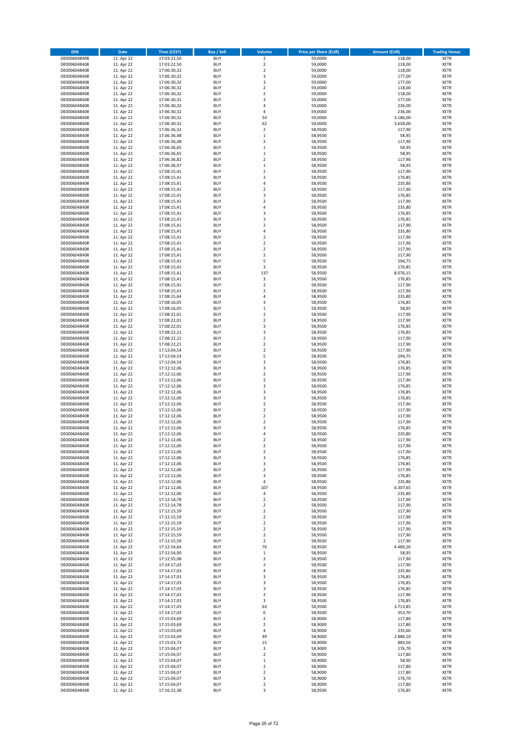| ISIN | Date | Time (CEST) | Buy / Sell | Volume | Price per Share (EUR) | Amount (EUR) | Trading Venue |
|---|---|---|---|---|---|---|---|
| DE0006048408 | 11. Apr 22 | 17:03:22,50 | BUY | 2 | 59,0000 | 118,00 | XETR |
| DE0006048408 | 11. Apr 22 | 17:03:22,50 | BUY | 2 | 59,0000 | 118,00 | XETR |
| DE0006048408 | 11. Apr 22 | 17:06:30,32 | BUY | 2 | 59,0000 | 118,00 | XETR |
| DE0006048408 | 11. Apr 22 | 17:06:30,32 | BUY | 3 | 59,0000 | 177,00 | XETR |
| DE0006048408 | 11. Apr 22 | 17:06:30,32 | BUY | 3 | 59,0000 | 177,00 | XETR |
| DE0006048408 | 11. Apr 22 | 17:06:30,32 | BUY | 2 | 59,0000 | 118,00 | XETR |
| DE0006048408 | 11. Apr 22 | 17:06:30,32 | BUY | 2 | 59,0000 | 118,00 | XETR |
| DE0006048408 | 11. Apr 22 | 17:06:30,32 | BUY | 3 | 59,0000 | 177,00 | XETR |
| DE0006048408 | 11. Apr 22 | 17:06:30,32 | BUY | 4 | 59,0000 | 236,00 | XETR |
| DE0006048408 | 11. Apr 22 | 17:06:30,32 | BUY | 4 | 59,0000 | 236,00 | XETR |
| DE0006048408 | 11. Apr 22 | 17:06:30,32 | BUY | 54 | 59,0000 | 3.186,00 | XETR |
| DE0006048408 | 11. Apr 22 | 17:06:30,32 | BUY | 62 | 59,0000 | 3.658,00 | XETR |
| DE0006048408 | 11. Apr 22 | 17:06:36,32 | BUY | 2 | 58,9500 | 117,90 | XETR |
| DE0006048408 | 11. Apr 22 | 17:06:36,48 | BUY | 1 | 58,9500 | 58,95 | XETR |
| DE0006048408 | 11. Apr 22 | 17:06:36,48 | BUY | 2 | 58,9500 | 117,90 | XETR |
| DE0006048408 | 11. Apr 22 | 17:06:36,65 | BUY | 1 | 58,9500 | 58,95 | XETR |
| DE0006048408 | 11. Apr 22 | 17:06:36,65 | BUY | 1 | 58,9500 | 58,95 | XETR |
| DE0006048408 | 11. Apr 22 | 17:06:36,82 | BUY | 2 | 58,9500 | 117,90 | XETR |
| DE0006048408 | 11. Apr 22 | 17:06:36,97 | BUY | 1 | 58,9500 | 58,95 | XETR |
| DE0006048408 | 11. Apr 22 | 17:08:15,41 | BUY | 2 | 58,9500 | 117,90 | XETR |
| DE0006048408 | 11. Apr 22 | 17:08:15,41 | BUY | 3 | 58,9500 | 176,85 | XETR |
| DE0006048408 | 11. Apr 22 | 17:08:15,41 | BUY | 4 | 58,9500 | 235,80 | XETR |
| DE0006048408 | 11. Apr 22 | 17:08:15,41 | BUY | 2 | 58,9500 | 117,90 | XETR |
| DE0006048408 | 11. Apr 22 | 17:08:15,41 | BUY | 3 | 58,9500 | 176,85 | XETR |
| DE0006048408 | 11. Apr 22 | 17:08:15,41 | BUY | 2 | 58,9500 | 117,90 | XETR |
| DE0006048408 | 11. Apr 22 | 17:08:15,41 | BUY | 4 | 58,9500 | 235,80 | XETR |
| DE0006048408 | 11. Apr 22 | 17:08:15,41 | BUY | 3 | 58,9500 | 176,85 | XETR |
| DE0006048408 | 11. Apr 22 | 17:08:15,41 | BUY | 3 | 58,9500 | 176,85 | XETR |
| DE0006048408 | 11. Apr 22 | 17:08:15,41 | BUY | 2 | 58,9500 | 117,90 | XETR |
| DE0006048408 | 11. Apr 22 | 17:08:15,41 | BUY | 4 | 58,9500 | 235,80 | XETR |
| DE0006048408 | 11. Apr 22 | 17:08:15,41 | BUY | 2 | 58,9500 | 117,90 | XETR |
| DE0006048408 | 11. Apr 22 | 17:08:15,41 | BUY | 2 | 58,9500 | 117,90 | XETR |
| DE0006048408 | 11. Apr 22 | 17:08:15,41 | BUY | 2 | 58,9500 | 117,90 | XETR |
| DE0006048408 | 11. Apr 22 | 17:08:15,41 | BUY | 2 | 58,9500 | 117,90 | XETR |
| DE0006048408 | 11. Apr 22 | 17:08:15,41 | BUY | 5 | 58,9500 | 294,75 | XETR |
| DE0006048408 | 11. Apr 22 | 17:08:15,41 | BUY | 3 | 58,9500 | 176,85 | XETR |
| DE0006048408 | 11. Apr 22 | 17:08:15,41 | BUY | 137 | 58,9500 | 8.076,15 | XETR |
| DE0006048408 | 11. Apr 22 | 17:08:15,41 | BUY | 3 | 58,9500 | 176,85 | XETR |
| DE0006048408 | 11. Apr 22 | 17:08:15,41 | BUY | 2 | 58,9500 | 117,90 | XETR |
| DE0006048408 | 11. Apr 22 | 17:08:15,41 | BUY | 2 | 58,9500 | 117,90 | XETR |
| DE0006048408 | 11. Apr 22 | 17:08:15,64 | BUY | 4 | 58,9500 | 235,80 | XETR |
| DE0006048408 | 11. Apr 22 | 17:08:16,05 | BUY | 3 | 58,9500 | 176,85 | XETR |
| DE0006048408 | 11. Apr 22 | 17:08:16,05 | BUY | 1 | 58,9500 | 58,95 | XETR |
| DE0006048408 | 11. Apr 22 | 17:08:22,01 | BUY | 2 | 58,9500 | 117,90 | XETR |
| DE0006048408 | 11. Apr 22 | 17:08:22,01 | BUY | 2 | 58,9500 | 117,90 | XETR |
| DE0006048408 | 11. Apr 22 | 17:08:22,01 | BUY | 3 | 58,9500 | 176,85 | XETR |
| DE0006048408 | 11. Apr 22 | 17:08:22,21 | BUY | 3 | 58,9500 | 176,85 | XETR |
| DE0006048408 | 11. Apr 22 | 17:08:22,21 | BUY | 2 | 58,9500 | 117,90 | XETR |
| DE0006048408 | 11. Apr 22 | 17:08:22,21 | BUY | 2 | 58,9500 | 117,90 | XETR |
| DE0006048408 | 11. Apr 22 | 17:12:04,54 | BUY | 2 | 58,9500 | 117,90 | XETR |
| DE0006048408 | 11. Apr 22 | 17:12:04,54 | BUY | 5 | 58,9500 | 294,75 | XETR |
| DE0006048408 | 11. Apr 22 | 17:12:04,54 | BUY | 3 | 58,9500 | 176,85 | XETR |
| DE0006048408 | 11. Apr 22 | 17:12:12,06 | BUY | 3 | 58,9500 | 176,85 | XETR |
| DE0006048408 | 11. Apr 22 | 17:12:12,06 | BUY | 2 | 58,9500 | 117,90 | XETR |
| DE0006048408 | 11. Apr 22 | 17:12:12,06 | BUY | 2 | 58,9500 | 117,90 | XETR |
| DE0006048408 | 11. Apr 22 | 17:12:12,06 | BUY | 3 | 58,9500 | 176,85 | XETR |
| DE0006048408 | 11. Apr 22 | 17:12:12,06 | BUY | 3 | 58,9500 | 176,85 | XETR |
| DE0006048408 | 11. Apr 22 | 17:12:12,06 | BUY | 3 | 58,9500 | 176,85 | XETR |
| DE0006048408 | 11. Apr 22 | 17:12:12,06 | BUY | 2 | 58,9500 | 117,90 | XETR |
| DE0006048408 | 11. Apr 22 | 17:12:12,06 | BUY | 2 | 58,9500 | 117,90 | XETR |
| DE0006048408 | 11. Apr 22 | 17:12:12,06 | BUY | 2 | 58,9500 | 117,90 | XETR |
| DE0006048408 | 11. Apr 22 | 17:12:12,06 | BUY | 2 | 58,9500 | 117,90 | XETR |
| DE0006048408 | 11. Apr 22 | 17:12:12,06 | BUY | 3 | 58,9500 | 176,85 | XETR |
| DE0006048408 | 11. Apr 22 | 17:12:12,06 | BUY | 4 | 58,9500 | 235,80 | XETR |
| DE0006048408 | 11. Apr 22 | 17:12:12,06 | BUY | 2 | 58,9500 | 117,90 | XETR |
| DE0006048408 | 11. Apr 22 | 17:12:12,06 | BUY | 2 | 58,9500 | 117,90 | XETR |
| DE0006048408 | 11. Apr 22 | 17:12:12,06 | BUY | 2 | 58,9500 | 117,90 | XETR |
| DE0006048408 | 11. Apr 22 | 17:12:12,06 | BUY | 3 | 58,9500 | 176,85 | XETR |
| DE0006048408 | 11. Apr 22 | 17:12:12,06 | BUY | 3 | 58,9500 | 176,85 | XETR |
| DE0006048408 | 11. Apr 22 | 17:12:12,06 | BUY | 2 | 58,9500 | 117,90 | XETR |
| DE0006048408 | 11. Apr 22 | 17:12:12,06 | BUY | 3 | 58,9500 | 176,85 | XETR |
| DE0006048408 | 11. Apr 22 | 17:12:12,06 | BUY | 4 | 58,9500 | 235,80 | XETR |
| DE0006048408 | 11. Apr 22 | 17:12:12,06 | BUY | 107 | 58,9500 | 6.307,65 | XETR |
| DE0006048408 | 11. Apr 22 | 17:12:12,06 | BUY | 4 | 58,9500 | 235,80 | XETR |
| DE0006048408 | 11. Apr 22 | 17:12:14,78 | BUY | 2 | 58,9500 | 117,90 | XETR |
| DE0006048408 | 11. Apr 22 | 17:12:14,78 | BUY | 2 | 58,9500 | 117,90 | XETR |
| DE0006048408 | 11. Apr 22 | 17:12:15,59 | BUY | 2 | 58,9500 | 117,90 | XETR |
| DE0006048408 | 11. Apr 22 | 17:12:15,59 | BUY | 2 | 58,9500 | 117,90 | XETR |
| DE0006048408 | 11. Apr 22 | 17:12:15,59 | BUY | 2 | 58,9500 | 117,90 | XETR |
| DE0006048408 | 11. Apr 22 | 17:12:15,59 | BUY | 2 | 58,9500 | 117,90 | XETR |
| DE0006048408 | 11. Apr 22 | 17:12:15,59 | BUY | 2 | 58,9500 | 117,90 | XETR |
| DE0006048408 | 11. Apr 22 | 17:12:15,59 | BUY | 2 | 58,9500 | 117,90 | XETR |
| DE0006048408 | 11. Apr 22 | 17:12:54,64 | BUY | 76 | 58,9500 | 4.480,20 | XETR |
| DE0006048408 | 11. Apr 22 | 17:12:54,90 | BUY | 1 | 58,9500 | 58,95 | XETR |
| DE0006048408 | 11. Apr 22 | 17:12:55,08 | BUY | 2 | 58,9500 | 117,90 | XETR |
| DE0006048408 | 11. Apr 22 | 17:14:17,03 | BUY | 2 | 58,9500 | 117,90 | XETR |
| DE0006048408 | 11. Apr 22 | 17:14:17,03 | BUY | 4 | 58,9500 | 235,80 | XETR |
| DE0006048408 | 11. Apr 22 | 17:14:17,03 | BUY | 3 | 58,9500 | 176,85 | XETR |
| DE0006048408 | 11. Apr 22 | 17:14:17,03 | BUY | 3 | 58,9500 | 176,85 | XETR |
| DE0006048408 | 11. Apr 22 | 17:14:17,03 | BUY | 3 | 58,9500 | 176,85 | XETR |
| DE0006048408 | 11. Apr 22 | 17:14:17,03 | BUY | 2 | 58,9500 | 117,90 | XETR |
| DE0006048408 | 11. Apr 22 | 17:14:17,03 | BUY | 3 | 58,9500 | 176,85 | XETR |
| DE0006048408 | 11. Apr 22 | 17:14:17,03 | BUY | 63 | 58,9500 | 3.713,85 | XETR |
| DE0006048408 | 11. Apr 22 | 17:14:17,03 | BUY | 6 | 58,9500 | 353,70 | XETR |
| DE0006048408 | 11. Apr 22 | 17:15:03,69 | BUY | 2 | 58,9000 | 117,80 | XETR |
| DE0006048408 | 11. Apr 22 | 17:15:03,69 | BUY | 2 | 58,9000 | 117,80 | XETR |
| DE0006048408 | 11. Apr 22 | 17:15:03,69 | BUY | 4 | 58,9000 | 235,60 | XETR |
| DE0006048408 | 11. Apr 22 | 17:15:03,69 | BUY | 49 | 58,9000 | 2.886,10 | XETR |
| DE0006048408 | 11. Apr 22 | 17:15:03,73 | BUY | 15 | 58,9000 | 883,50 | XETR |
| DE0006048408 | 11. Apr 22 | 17:15:04,07 | BUY | 3 | 58,9000 | 176,70 | XETR |
| DE0006048408 | 11. Apr 22 | 17:15:04,07 | BUY | 2 | 58,9000 | 117,80 | XETR |
| DE0006048408 | 11. Apr 22 | 17:15:04,07 | BUY | 1 | 58,9000 | 58,90 | XETR |
| DE0006048408 | 11. Apr 22 | 17:15:04,07 | BUY | 2 | 58,9000 | 117,80 | XETR |
| DE0006048408 | 11. Apr 22 | 17:15:04,07 | BUY | 2 | 58,9000 | 117,80 | XETR |
| DE0006048408 | 11. Apr 22 | 17:15:04,07 | BUY | 3 | 58,9000 | 176,70 | XETR |
| DE0006048408 | 11. Apr 22 | 17:15:04,07 | BUY | 2 | 58,9000 | 117,80 | XETR |
| DE0006048408 | 11. Apr 22 | 17:16:22,38 | BUY | 3 | 58,9500 | 176,85 | XETR |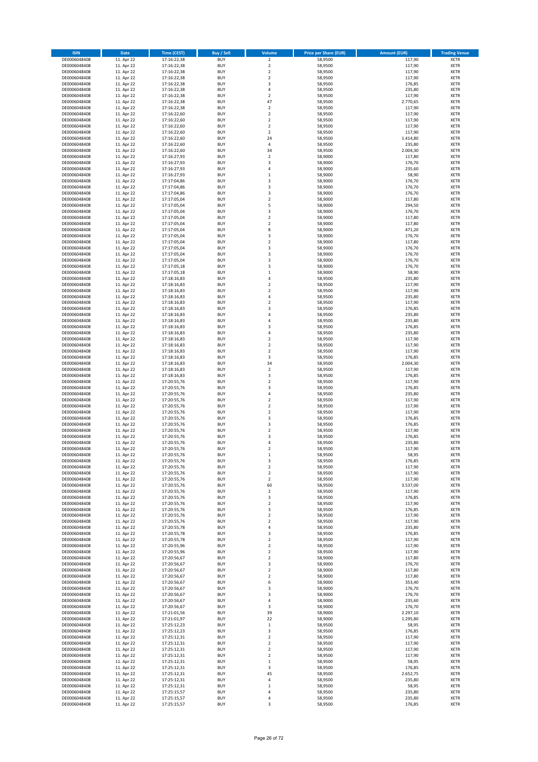| ISIN | Date | Time (CEST) | Buy / Sell | Volume | Price per Share (EUR) | Amount (EUR) | Trading Venue |
|---|---|---|---|---|---|---|---|
| DE0006048408 | 11. Apr 22 | 17:16:22,38 | BUY | 2 | 58,9500 | 117,90 | XETR |
| DE0006048408 | 11. Apr 22 | 17:16:22,38 | BUY | 2 | 58,9500 | 117,90 | XETR |
| DE0006048408 | 11. Apr 22 | 17:16:22,38 | BUY | 2 | 58,9500 | 117,90 | XETR |
| DE0006048408 | 11. Apr 22 | 17:16:22,38 | BUY | 2 | 58,9500 | 117,90 | XETR |
| DE0006048408 | 11. Apr 22 | 17:16:22,38 | BUY | 3 | 58,9500 | 176,85 | XETR |
| DE0006048408 | 11. Apr 22 | 17:16:22,38 | BUY | 4 | 58,9500 | 235,80 | XETR |
| DE0006048408 | 11. Apr 22 | 17:16:22,38 | BUY | 2 | 58,9500 | 117,90 | XETR |
| DE0006048408 | 11. Apr 22 | 17:16:22,38 | BUY | 47 | 58,9500 | 2.770,65 | XETR |
| DE0006048408 | 11. Apr 22 | 17:16:22,38 | BUY | 2 | 58,9500 | 117,90 | XETR |
| DE0006048408 | 11. Apr 22 | 17:16:22,60 | BUY | 2 | 58,9500 | 117,90 | XETR |
| DE0006048408 | 11. Apr 22 | 17:16:22,60 | BUY | 2 | 58,9500 | 117,90 | XETR |
| DE0006048408 | 11. Apr 22 | 17:16:22,60 | BUY | 2 | 58,9500 | 117,90 | XETR |
| DE0006048408 | 11. Apr 22 | 17:16:22,60 | BUY | 2 | 58,9500 | 117,90 | XETR |
| DE0006048408 | 11. Apr 22 | 17:16:22,60 | BUY | 24 | 58,9500 | 1.414,80 | XETR |
| DE0006048408 | 11. Apr 22 | 17:16:22,60 | BUY | 4 | 58,9500 | 235,80 | XETR |
| DE0006048408 | 11. Apr 22 | 17:16:22,60 | BUY | 34 | 58,9500 | 2.004,30 | XETR |
| DE0006048408 | 11. Apr 22 | 17:16:27,93 | BUY | 2 | 58,9000 | 117,80 | XETR |
| DE0006048408 | 11. Apr 22 | 17:16:27,93 | BUY | 3 | 58,9000 | 176,70 | XETR |
| DE0006048408 | 11. Apr 22 | 17:16:27,93 | BUY | 4 | 58,9000 | 235,60 | XETR |
| DE0006048408 | 11. Apr 22 | 17:16:27,93 | BUY | 1 | 58,9000 | 58,90 | XETR |
| DE0006048408 | 11. Apr 22 | 17:17:04,86 | BUY | 3 | 58,9000 | 176,70 | XETR |
| DE0006048408 | 11. Apr 22 | 17:17:04,86 | BUY | 3 | 58,9000 | 176,70 | XETR |
| DE0006048408 | 11. Apr 22 | 17:17:04,86 | BUY | 3 | 58,9000 | 176,70 | XETR |
| DE0006048408 | 11. Apr 22 | 17:17:05,04 | BUY | 2 | 58,9000 | 117,80 | XETR |
| DE0006048408 | 11. Apr 22 | 17:17:05,04 | BUY | 5 | 58,9000 | 294,50 | XETR |
| DE0006048408 | 11. Apr 22 | 17:17:05,04 | BUY | 3 | 58,9000 | 176,70 | XETR |
| DE0006048408 | 11. Apr 22 | 17:17:05,04 | BUY | 2 | 58,9000 | 117,80 | XETR |
| DE0006048408 | 11. Apr 22 | 17:17:05,04 | BUY | 2 | 58,9000 | 117,80 | XETR |
| DE0006048408 | 11. Apr 22 | 17:17:05,04 | BUY | 8 | 58,9000 | 471,20 | XETR |
| DE0006048408 | 11. Apr 22 | 17:17:05,04 | BUY | 3 | 58,9000 | 176,70 | XETR |
| DE0006048408 | 11. Apr 22 | 17:17:05,04 | BUY | 2 | 58,9000 | 117,80 | XETR |
| DE0006048408 | 11. Apr 22 | 17:17:05,04 | BUY | 3 | 58,9000 | 176,70 | XETR |
| DE0006048408 | 11. Apr 22 | 17:17:05,04 | BUY | 3 | 58,9000 | 176,70 | XETR |
| DE0006048408 | 11. Apr 22 | 17:17:05,04 | BUY | 3 | 58,9000 | 176,70 | XETR |
| DE0006048408 | 11. Apr 22 | 17:17:05,18 | BUY | 3 | 58,9000 | 176,70 | XETR |
| DE0006048408 | 11. Apr 22 | 17:17:05,18 | BUY | 1 | 58,9000 | 58,90 | XETR |
| DE0006048408 | 11. Apr 22 | 17:18:16,83 | BUY | 4 | 58,9500 | 235,80 | XETR |
| DE0006048408 | 11. Apr 22 | 17:18:16,83 | BUY | 2 | 58,9500 | 117,90 | XETR |
| DE0006048408 | 11. Apr 22 | 17:18:16,83 | BUY | 2 | 58,9500 | 117,90 | XETR |
| DE0006048408 | 11. Apr 22 | 17:18:16,83 | BUY | 4 | 58,9500 | 235,80 | XETR |
| DE0006048408 | 11. Apr 22 | 17:18:16,83 | BUY | 2 | 58,9500 | 117,90 | XETR |
| DE0006048408 | 11. Apr 22 | 17:18:16,83 | BUY | 3 | 58,9500 | 176,85 | XETR |
| DE0006048408 | 11. Apr 22 | 17:18:16,83 | BUY | 4 | 58,9500 | 235,80 | XETR |
| DE0006048408 | 11. Apr 22 | 17:18:16,83 | BUY | 4 | 58,9500 | 235,80 | XETR |
| DE0006048408 | 11. Apr 22 | 17:18:16,83 | BUY | 3 | 58,9500 | 176,85 | XETR |
| DE0006048408 | 11. Apr 22 | 17:18:16,83 | BUY | 4 | 58,9500 | 235,80 | XETR |
| DE0006048408 | 11. Apr 22 | 17:18:16,83 | BUY | 2 | 58,9500 | 117,90 | XETR |
| DE0006048408 | 11. Apr 22 | 17:18:16,83 | BUY | 2 | 58,9500 | 117,90 | XETR |
| DE0006048408 | 11. Apr 22 | 17:18:16,83 | BUY | 2 | 58,9500 | 117,90 | XETR |
| DE0006048408 | 11. Apr 22 | 17:18:16,83 | BUY | 3 | 58,9500 | 176,85 | XETR |
| DE0006048408 | 11. Apr 22 | 17:18:16,83 | BUY | 34 | 58,9500 | 2.004,30 | XETR |
| DE0006048408 | 11. Apr 22 | 17:18:16,83 | BUY | 2 | 58,9500 | 117,90 | XETR |
| DE0006048408 | 11. Apr 22 | 17:18:16,83 | BUY | 3 | 58,9500 | 176,85 | XETR |
| DE0006048408 | 11. Apr 22 | 17:20:55,76 | BUY | 2 | 58,9500 | 117,90 | XETR |
| DE0006048408 | 11. Apr 22 | 17:20:55,76 | BUY | 3 | 58,9500 | 176,85 | XETR |
| DE0006048408 | 11. Apr 22 | 17:20:55,76 | BUY | 4 | 58,9500 | 235,80 | XETR |
| DE0006048408 | 11. Apr 22 | 17:20:55,76 | BUY | 2 | 58,9500 | 117,90 | XETR |
| DE0006048408 | 11. Apr 22 | 17:20:55,76 | BUY | 2 | 58,9500 | 117,90 | XETR |
| DE0006048408 | 11. Apr 22 | 17:20:55,76 | BUY | 2 | 58,9500 | 117,90 | XETR |
| DE0006048408 | 11. Apr 22 | 17:20:55,76 | BUY | 3 | 58,9500 | 176,85 | XETR |
| DE0006048408 | 11. Apr 22 | 17:20:55,76 | BUY | 3 | 58,9500 | 176,85 | XETR |
| DE0006048408 | 11. Apr 22 | 17:20:55,76 | BUY | 2 | 58,9500 | 117,90 | XETR |
| DE0006048408 | 11. Apr 22 | 17:20:55,76 | BUY | 3 | 58,9500 | 176,85 | XETR |
| DE0006048408 | 11. Apr 22 | 17:20:55,76 | BUY | 4 | 58,9500 | 235,80 | XETR |
| DE0006048408 | 11. Apr 22 | 17:20:55,76 | BUY | 2 | 58,9500 | 117,90 | XETR |
| DE0006048408 | 11. Apr 22 | 17:20:55,76 | BUY | 1 | 58,9500 | 58,95 | XETR |
| DE0006048408 | 11. Apr 22 | 17:20:55,76 | BUY | 3 | 58,9500 | 176,85 | XETR |
| DE0006048408 | 11. Apr 22 | 17:20:55,76 | BUY | 2 | 58,9500 | 117,90 | XETR |
| DE0006048408 | 11. Apr 22 | 17:20:55,76 | BUY | 2 | 58,9500 | 117,90 | XETR |
| DE0006048408 | 11. Apr 22 | 17:20:55,76 | BUY | 2 | 58,9500 | 117,90 | XETR |
| DE0006048408 | 11. Apr 22 | 17:20:55,76 | BUY | 60 | 58,9500 | 3.537,00 | XETR |
| DE0006048408 | 11. Apr 22 | 17:20:55,76 | BUY | 2 | 58,9500 | 117,90 | XETR |
| DE0006048408 | 11. Apr 22 | 17:20:55,76 | BUY | 3 | 58,9500 | 176,85 | XETR |
| DE0006048408 | 11. Apr 22 | 17:20:55,76 | BUY | 2 | 58,9500 | 117,90 | XETR |
| DE0006048408 | 11. Apr 22 | 17:20:55,76 | BUY | 3 | 58,9500 | 176,85 | XETR |
| DE0006048408 | 11. Apr 22 | 17:20:55,76 | BUY | 2 | 58,9500 | 117,90 | XETR |
| DE0006048408 | 11. Apr 22 | 17:20:55,76 | BUY | 2 | 58,9500 | 117,90 | XETR |
| DE0006048408 | 11. Apr 22 | 17:20:55,78 | BUY | 4 | 58,9500 | 235,80 | XETR |
| DE0006048408 | 11. Apr 22 | 17:20:55,78 | BUY | 3 | 58,9500 | 176,85 | XETR |
| DE0006048408 | 11. Apr 22 | 17:20:55,78 | BUY | 2 | 58,9500 | 117,90 | XETR |
| DE0006048408 | 11. Apr 22 | 17:20:55,96 | BUY | 2 | 58,9500 | 117,90 | XETR |
| DE0006048408 | 11. Apr 22 | 17:20:55,96 | BUY | 2 | 58,9500 | 117,90 | XETR |
| DE0006048408 | 11. Apr 22 | 17:20:56,67 | BUY | 2 | 58,9000 | 117,80 | XETR |
| DE0006048408 | 11. Apr 22 | 17:20:56,67 | BUY | 3 | 58,9000 | 176,70 | XETR |
| DE0006048408 | 11. Apr 22 | 17:20:56,67 | BUY | 2 | 58,9000 | 117,80 | XETR |
| DE0006048408 | 11. Apr 22 | 17:20:56,67 | BUY | 2 | 58,9000 | 117,80 | XETR |
| DE0006048408 | 11. Apr 22 | 17:20:56,67 | BUY | 6 | 58,9000 | 353,40 | XETR |
| DE0006048408 | 11. Apr 22 | 17:20:56,67 | BUY | 3 | 58,9000 | 176,70 | XETR |
| DE0006048408 | 11. Apr 22 | 17:20:56,67 | BUY | 3 | 58,9000 | 176,70 | XETR |
| DE0006048408 | 11. Apr 22 | 17:20:56,67 | BUY | 4 | 58,9000 | 235,60 | XETR |
| DE0006048408 | 11. Apr 22 | 17:20:56,67 | BUY | 3 | 58,9000 | 176,70 | XETR |
| DE0006048408 | 11. Apr 22 | 17:21:01,56 | BUY | 39 | 58,9000 | 2.297,10 | XETR |
| DE0006048408 | 11. Apr 22 | 17:21:01,97 | BUY | 22 | 58,9000 | 1.295,80 | XETR |
| DE0006048408 | 11. Apr 22 | 17:25:12,23 | BUY | 1 | 58,9500 | 58,95 | XETR |
| DE0006048408 | 11. Apr 22 | 17:25:12,23 | BUY | 3 | 58,9500 | 176,85 | XETR |
| DE0006048408 | 11. Apr 22 | 17:25:12,31 | BUY | 2 | 58,9500 | 117,90 | XETR |
| DE0006048408 | 11. Apr 22 | 17:25:12,31 | BUY | 2 | 58,9500 | 117,90 | XETR |
| DE0006048408 | 11. Apr 22 | 17:25:12,31 | BUY | 2 | 58,9500 | 117,90 | XETR |
| DE0006048408 | 11. Apr 22 | 17:25:12,31 | BUY | 2 | 58,9500 | 117,90 | XETR |
| DE0006048408 | 11. Apr 22 | 17:25:12,31 | BUY | 1 | 58,9500 | 58,95 | XETR |
| DE0006048408 | 11. Apr 22 | 17:25:12,31 | BUY | 3 | 58,9500 | 176,85 | XETR |
| DE0006048408 | 11. Apr 22 | 17:25:12,31 | BUY | 45 | 58,9500 | 2.652,75 | XETR |
| DE0006048408 | 11. Apr 22 | 17:25:12,31 | BUY | 4 | 58,9500 | 235,80 | XETR |
| DE0006048408 | 11. Apr 22 | 17:25:12,31 | BUY | 1 | 58,9500 | 58,95 | XETR |
| DE0006048408 | 11. Apr 22 | 17:25:15,57 | BUY | 4 | 58,9500 | 235,80 | XETR |
| DE0006048408 | 11. Apr 22 | 17:25:15,57 | BUY | 4 | 58,9500 | 235,80 | XETR |
| DE0006048408 | 11. Apr 22 | 17:25:15,57 | BUY | 3 | 58,9500 | 176,85 | XETR |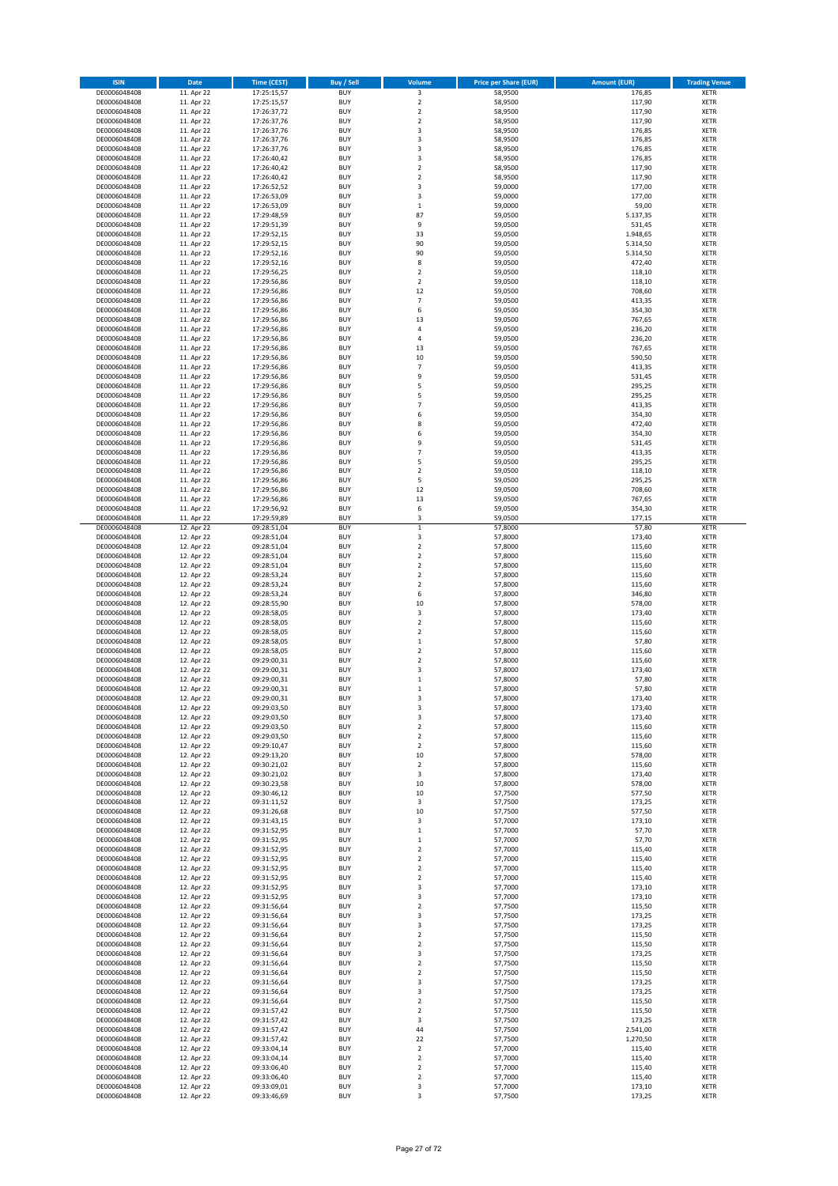| ISIN | Date | Time (CEST) | Buy / Sell | Volume | Price per Share (EUR) | Amount (EUR) | Trading Venue |
|---|---|---|---|---|---|---|---|
| DE0006048408 | 11. Apr 22 | 17:25:15,57 | BUY | 3 | 58,9500 | 176,85 | XETR |
| DE0006048408 | 11. Apr 22 | 17:25:15,57 | BUY | 2 | 58,9500 | 117,90 | XETR |
| DE0006048408 | 11. Apr 22 | 17:26:37,72 | BUY | 2 | 58,9500 | 117,90 | XETR |
| DE0006048408 | 11. Apr 22 | 17:26:37,76 | BUY | 2 | 58,9500 | 117,90 | XETR |
| DE0006048408 | 11. Apr 22 | 17:26:37,76 | BUY | 3 | 58,9500 | 176,85 | XETR |
| DE0006048408 | 11. Apr 22 | 17:26:37,76 | BUY | 3 | 58,9500 | 176,85 | XETR |
| DE0006048408 | 11. Apr 22 | 17:26:37,76 | BUY | 3 | 58,9500 | 176,85 | XETR |
| DE0006048408 | 11. Apr 22 | 17:26:40,42 | BUY | 3 | 58,9500 | 176,85 | XETR |
| DE0006048408 | 11. Apr 22 | 17:26:40,42 | BUY | 2 | 58,9500 | 117,90 | XETR |
| DE0006048408 | 11. Apr 22 | 17:26:40,42 | BUY | 2 | 58,9500 | 117,90 | XETR |
| DE0006048408 | 11. Apr 22 | 17:26:52,52 | BUY | 3 | 59,0000 | 177,00 | XETR |
| DE0006048408 | 11. Apr 22 | 17:26:53,09 | BUY | 3 | 59,0000 | 177,00 | XETR |
| DE0006048408 | 11. Apr 22 | 17:26:53,09 | BUY | 1 | 59,0000 | 59,00 | XETR |
| DE0006048408 | 11. Apr 22 | 17:29:48,59 | BUY | 87 | 59,0500 | 5.137,35 | XETR |
| DE0006048408 | 11. Apr 22 | 17:29:51,39 | BUY | 9 | 59,0500 | 531,45 | XETR |
| DE0006048408 | 11. Apr 22 | 17:29:52,15 | BUY | 33 | 59,0500 | 1.948,65 | XETR |
| DE0006048408 | 11. Apr 22 | 17:29:52,15 | BUY | 90 | 59,0500 | 5.314,50 | XETR |
| DE0006048408 | 11. Apr 22 | 17:29:52,16 | BUY | 90 | 59,0500 | 5.314,50 | XETR |
| DE0006048408 | 11. Apr 22 | 17:29:52,16 | BUY | 8 | 59,0500 | 472,40 | XETR |
| DE0006048408 | 11. Apr 22 | 17:29:56,25 | BUY | 2 | 59,0500 | 118,10 | XETR |
| DE0006048408 | 11. Apr 22 | 17:29:56,86 | BUY | 2 | 59,0500 | 118,10 | XETR |
| DE0006048408 | 11. Apr 22 | 17:29:56,86 | BUY | 12 | 59,0500 | 708,60 | XETR |
| DE0006048408 | 11. Apr 22 | 17:29:56,86 | BUY | 7 | 59,0500 | 413,35 | XETR |
| DE0006048408 | 11. Apr 22 | 17:29:56,86 | BUY | 6 | 59,0500 | 354,30 | XETR |
| DE0006048408 | 11. Apr 22 | 17:29:56,86 | BUY | 13 | 59,0500 | 767,65 | XETR |
| DE0006048408 | 11. Apr 22 | 17:29:56,86 | BUY | 4 | 59,0500 | 236,20 | XETR |
| DE0006048408 | 11. Apr 22 | 17:29:56,86 | BUY | 4 | 59,0500 | 236,20 | XETR |
| DE0006048408 | 11. Apr 22 | 17:29:56,86 | BUY | 13 | 59,0500 | 767,65 | XETR |
| DE0006048408 | 11. Apr 22 | 17:29:56,86 | BUY | 10 | 59,0500 | 590,50 | XETR |
| DE0006048408 | 11. Apr 22 | 17:29:56,86 | BUY | 7 | 59,0500 | 413,35 | XETR |
| DE0006048408 | 11. Apr 22 | 17:29:56,86 | BUY | 9 | 59,0500 | 531,45 | XETR |
| DE0006048408 | 11. Apr 22 | 17:29:56,86 | BUY | 5 | 59,0500 | 295,25 | XETR |
| DE0006048408 | 11. Apr 22 | 17:29:56,86 | BUY | 5 | 59,0500 | 295,25 | XETR |
| DE0006048408 | 11. Apr 22 | 17:29:56,86 | BUY | 7 | 59,0500 | 413,35 | XETR |
| DE0006048408 | 11. Apr 22 | 17:29:56,86 | BUY | 6 | 59,0500 | 354,30 | XETR |
| DE0006048408 | 11. Apr 22 | 17:29:56,86 | BUY | 8 | 59,0500 | 472,40 | XETR |
| DE0006048408 | 11. Apr 22 | 17:29:56,86 | BUY | 6 | 59,0500 | 354,30 | XETR |
| DE0006048408 | 11. Apr 22 | 17:29:56,86 | BUY | 9 | 59,0500 | 531,45 | XETR |
| DE0006048408 | 11. Apr 22 | 17:29:56,86 | BUY | 7 | 59,0500 | 413,35 | XETR |
| DE0006048408 | 11. Apr 22 | 17:29:56,86 | BUY | 5 | 59,0500 | 295,25 | XETR |
| DE0006048408 | 11. Apr 22 | 17:29:56,86 | BUY | 2 | 59,0500 | 118,10 | XETR |
| DE0006048408 | 11. Apr 22 | 17:29:56,86 | BUY | 5 | 59,0500 | 295,25 | XETR |
| DE0006048408 | 11. Apr 22 | 17:29:56,86 | BUY | 12 | 59,0500 | 708,60 | XETR |
| DE0006048408 | 11. Apr 22 | 17:29:56,86 | BUY | 13 | 59,0500 | 767,65 | XETR |
| DE0006048408 | 11. Apr 22 | 17:29:56,92 | BUY | 6 | 59,0500 | 354,30 | XETR |
| DE0006048408 | 11. Apr 22 | 17:29:59,89 | BUY | 3 | 59,0500 | 177,15 | XETR |
| DE0006048408 | 12. Apr 22 | 09:28:51,04 | BUY | 1 | 57,8000 | 57,80 | XETR |
| DE0006048408 | 12. Apr 22 | 09:28:51,04 | BUY | 3 | 57,8000 | 173,40 | XETR |
| DE0006048408 | 12. Apr 22 | 09:28:51,04 | BUY | 2 | 57,8000 | 115,60 | XETR |
| DE0006048408 | 12. Apr 22 | 09:28:51,04 | BUY | 2 | 57,8000 | 115,60 | XETR |
| DE0006048408 | 12. Apr 22 | 09:28:51,04 | BUY | 2 | 57,8000 | 115,60 | XETR |
| DE0006048408 | 12. Apr 22 | 09:28:53,24 | BUY | 2 | 57,8000 | 115,60 | XETR |
| DE0006048408 | 12. Apr 22 | 09:28:53,24 | BUY | 2 | 57,8000 | 115,60 | XETR |
| DE0006048408 | 12. Apr 22 | 09:28:53,24 | BUY | 6 | 57,8000 | 346,80 | XETR |
| DE0006048408 | 12. Apr 22 | 09:28:55,90 | BUY | 10 | 57,8000 | 578,00 | XETR |
| DE0006048408 | 12. Apr 22 | 09:28:58,05 | BUY | 3 | 57,8000 | 173,40 | XETR |
| DE0006048408 | 12. Apr 22 | 09:28:58,05 | BUY | 2 | 57,8000 | 115,60 | XETR |
| DE0006048408 | 12. Apr 22 | 09:28:58,05 | BUY | 2 | 57,8000 | 115,60 | XETR |
| DE0006048408 | 12. Apr 22 | 09:28:58,05 | BUY | 1 | 57,8000 | 57,80 | XETR |
| DE0006048408 | 12. Apr 22 | 09:28:58,05 | BUY | 2 | 57,8000 | 115,60 | XETR |
| DE0006048408 | 12. Apr 22 | 09:29:00,31 | BUY | 2 | 57,8000 | 115,60 | XETR |
| DE0006048408 | 12. Apr 22 | 09:29:00,31 | BUY | 3 | 57,8000 | 173,40 | XETR |
| DE0006048408 | 12. Apr 22 | 09:29:00,31 | BUY | 1 | 57,8000 | 57,80 | XETR |
| DE0006048408 | 12. Apr 22 | 09:29:00,31 | BUY | 1 | 57,8000 | 57,80 | XETR |
| DE0006048408 | 12. Apr 22 | 09:29:00,31 | BUY | 3 | 57,8000 | 173,40 | XETR |
| DE0006048408 | 12. Apr 22 | 09:29:03,50 | BUY | 3 | 57,8000 | 173,40 | XETR |
| DE0006048408 | 12. Apr 22 | 09:29:03,50 | BUY | 3 | 57,8000 | 173,40 | XETR |
| DE0006048408 | 12. Apr 22 | 09:29:03,50 | BUY | 2 | 57,8000 | 115,60 | XETR |
| DE0006048408 | 12. Apr 22 | 09:29:03,50 | BUY | 2 | 57,8000 | 115,60 | XETR |
| DE0006048408 | 12. Apr 22 | 09:29:10,47 | BUY | 2 | 57,8000 | 115,60 | XETR |
| DE0006048408 | 12. Apr 22 | 09:29:13,20 | BUY | 10 | 57,8000 | 578,00 | XETR |
| DE0006048408 | 12. Apr 22 | 09:30:21,02 | BUY | 2 | 57,8000 | 115,60 | XETR |
| DE0006048408 | 12. Apr 22 | 09:30:21,02 | BUY | 3 | 57,8000 | 173,40 | XETR |
| DE0006048408 | 12. Apr 22 | 09:30:23,58 | BUY | 10 | 57,8000 | 578,00 | XETR |
| DE0006048408 | 12. Apr 22 | 09:30:46,12 | BUY | 10 | 57,7500 | 577,50 | XETR |
| DE0006048408 | 12. Apr 22 | 09:31:11,52 | BUY | 3 | 57,7500 | 173,25 | XETR |
| DE0006048408 | 12. Apr 22 | 09:31:26,68 | BUY | 10 | 57,7500 | 577,50 | XETR |
| DE0006048408 | 12. Apr 22 | 09:31:43,15 | BUY | 3 | 57,7000 | 173,10 | XETR |
| DE0006048408 | 12. Apr 22 | 09:31:52,95 | BUY | 1 | 57,7000 | 57,70 | XETR |
| DE0006048408 | 12. Apr 22 | 09:31:52,95 | BUY | 1 | 57,7000 | 57,70 | XETR |
| DE0006048408 | 12. Apr 22 | 09:31:52,95 | BUY | 2 | 57,7000 | 115,40 | XETR |
| DE0006048408 | 12. Apr 22 | 09:31:52,95 | BUY | 2 | 57,7000 | 115,40 | XETR |
| DE0006048408 | 12. Apr 22 | 09:31:52,95 | BUY | 2 | 57,7000 | 115,40 | XETR |
| DE0006048408 | 12. Apr 22 | 09:31:52,95 | BUY | 2 | 57,7000 | 115,40 | XETR |
| DE0006048408 | 12. Apr 22 | 09:31:52,95 | BUY | 3 | 57,7000 | 173,10 | XETR |
| DE0006048408 | 12. Apr 22 | 09:31:52,95 | BUY | 3 | 57,7000 | 173,10 | XETR |
| DE0006048408 | 12. Apr 22 | 09:31:56,64 | BUY | 2 | 57,7500 | 115,50 | XETR |
| DE0006048408 | 12. Apr 22 | 09:31:56,64 | BUY | 3 | 57,7500 | 173,25 | XETR |
| DE0006048408 | 12. Apr 22 | 09:31:56,64 | BUY | 3 | 57,7500 | 173,25 | XETR |
| DE0006048408 | 12. Apr 22 | 09:31:56,64 | BUY | 2 | 57,7500 | 115,50 | XETR |
| DE0006048408 | 12. Apr 22 | 09:31:56,64 | BUY | 2 | 57,7500 | 115,50 | XETR |
| DE0006048408 | 12. Apr 22 | 09:31:56,64 | BUY | 3 | 57,7500 | 173,25 | XETR |
| DE0006048408 | 12. Apr 22 | 09:31:56,64 | BUY | 2 | 57,7500 | 115,50 | XETR |
| DE0006048408 | 12. Apr 22 | 09:31:56,64 | BUY | 2 | 57,7500 | 115,50 | XETR |
| DE0006048408 | 12. Apr 22 | 09:31:56,64 | BUY | 3 | 57,7500 | 173,25 | XETR |
| DE0006048408 | 12. Apr 22 | 09:31:56,64 | BUY | 3 | 57,7500 | 173,25 | XETR |
| DE0006048408 | 12. Apr 22 | 09:31:56,64 | BUY | 2 | 57,7500 | 115,50 | XETR |
| DE0006048408 | 12. Apr 22 | 09:31:57,42 | BUY | 2 | 57,7500 | 115,50 | XETR |
| DE0006048408 | 12. Apr 22 | 09:31:57,42 | BUY | 3 | 57,7500 | 173,25 | XETR |
| DE0006048408 | 12. Apr 22 | 09:31:57,42 | BUY | 44 | 57,7500 | 2.541,00 | XETR |
| DE0006048408 | 12. Apr 22 | 09:31:57,42 | BUY | 22 | 57,7500 | 1.270,50 | XETR |
| DE0006048408 | 12. Apr 22 | 09:33:04,14 | BUY | 2 | 57,7000 | 115,40 | XETR |
| DE0006048408 | 12. Apr 22 | 09:33:04,14 | BUY | 2 | 57,7000 | 115,40 | XETR |
| DE0006048408 | 12. Apr 22 | 09:33:06,40 | BUY | 2 | 57,7000 | 115,40 | XETR |
| DE0006048408 | 12. Apr 22 | 09:33:06,40 | BUY | 2 | 57,7000 | 115,40 | XETR |
| DE0006048408 | 12. Apr 22 | 09:33:09,01 | BUY | 3 | 57,7000 | 173,10 | XETR |
| DE0006048408 | 12. Apr 22 | 09:33:46,69 | BUY | 3 | 57,7500 | 173,25 | XETR |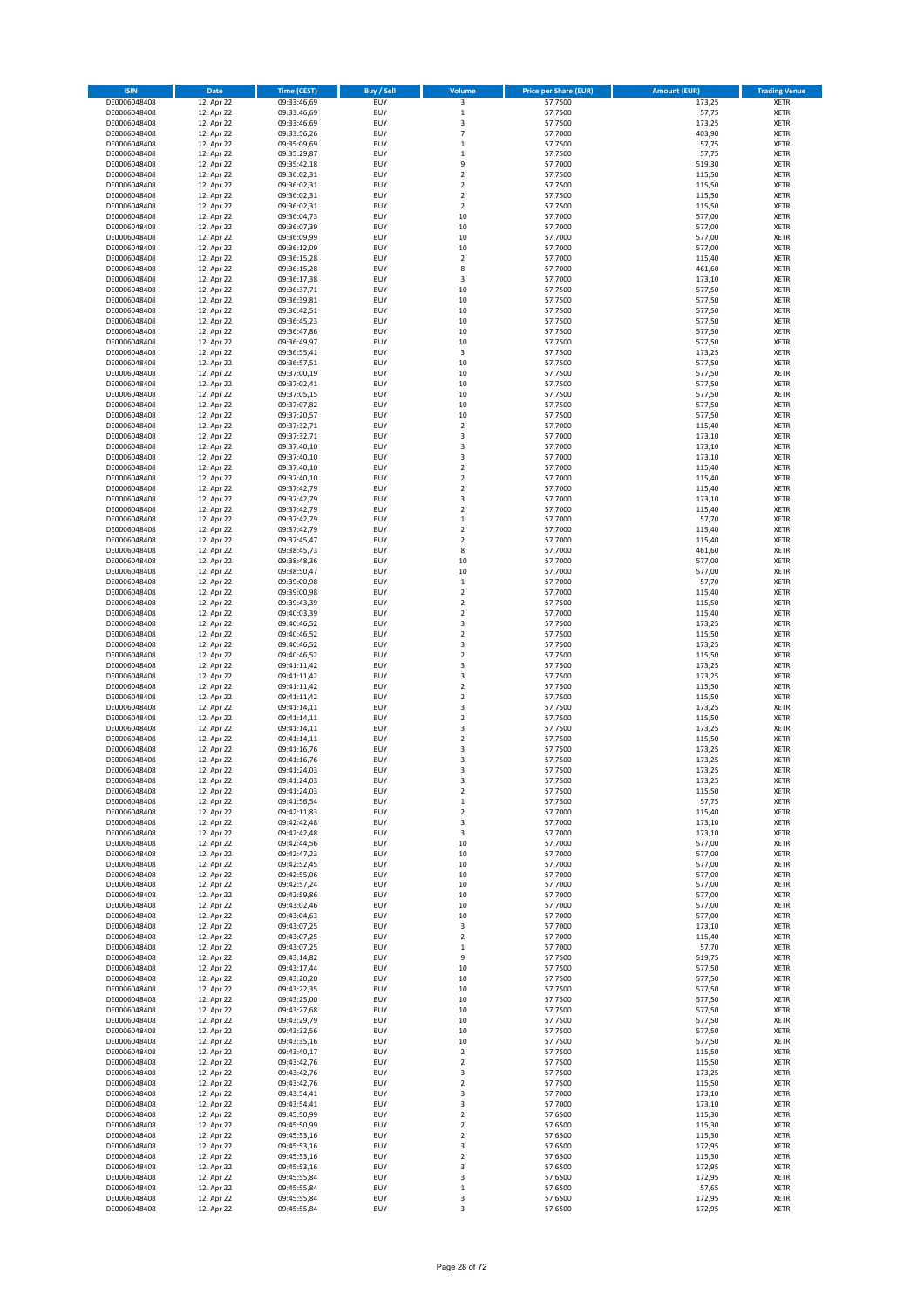| ISIN | Date | Time (CEST) | Buy / Sell | Volume | Price per Share (EUR) | Amount (EUR) | Trading Venue |
|---|---|---|---|---|---|---|---|
| DE0006048408 | 12. Apr 22 | 09:33:46,69 | BUY | 3 | 57,7500 | 173,25 | XETR |
| DE0006048408 | 12. Apr 22 | 09:33:46,69 | BUY | 1 | 57,7500 | 57,75 | XETR |
| DE0006048408 | 12. Apr 22 | 09:33:46,69 | BUY | 3 | 57,7500 | 173,25 | XETR |
| DE0006048408 | 12. Apr 22 | 09:33:56,26 | BUY | 7 | 57,7000 | 403,90 | XETR |
| DE0006048408 | 12. Apr 22 | 09:35:09,69 | BUY | 1 | 57,7500 | 57,75 | XETR |
| DE0006048408 | 12. Apr 22 | 09:35:29,87 | BUY | 1 | 57,7500 | 57,75 | XETR |
| DE0006048408 | 12. Apr 22 | 09:35:42,18 | BUY | 9 | 57,7000 | 519,30 | XETR |
| DE0006048408 | 12. Apr 22 | 09:36:02,31 | BUY | 2 | 57,7500 | 115,50 | XETR |
| DE0006048408 | 12. Apr 22 | 09:36:02,31 | BUY | 2 | 57,7500 | 115,50 | XETR |
| DE0006048408 | 12. Apr 22 | 09:36:02,31 | BUY | 2 | 57,7500 | 115,50 | XETR |
| DE0006048408 | 12. Apr 22 | 09:36:02,31 | BUY | 2 | 57,7500 | 115,50 | XETR |
| DE0006048408 | 12. Apr 22 | 09:36:04,73 | BUY | 10 | 57,7000 | 577,00 | XETR |
| DE0006048408 | 12. Apr 22 | 09:36:07,39 | BUY | 10 | 57,7000 | 577,00 | XETR |
| DE0006048408 | 12. Apr 22 | 09:36:09,99 | BUY | 10 | 57,7000 | 577,00 | XETR |
| DE0006048408 | 12. Apr 22 | 09:36:12,09 | BUY | 10 | 57,7000 | 577,00 | XETR |
| DE0006048408 | 12. Apr 22 | 09:36:15,28 | BUY | 2 | 57,7000 | 115,40 | XETR |
| DE0006048408 | 12. Apr 22 | 09:36:15,28 | BUY | 8 | 57,7000 | 461,60 | XETR |
| DE0006048408 | 12. Apr 22 | 09:36:17,38 | BUY | 3 | 57,7000 | 173,10 | XETR |
| DE0006048408 | 12. Apr 22 | 09:36:37,71 | BUY | 10 | 57,7500 | 577,50 | XETR |
| DE0006048408 | 12. Apr 22 | 09:36:39,81 | BUY | 10 | 57,7500 | 577,50 | XETR |
| DE0006048408 | 12. Apr 22 | 09:36:42,51 | BUY | 10 | 57,7500 | 577,50 | XETR |
| DE0006048408 | 12. Apr 22 | 09:36:45,23 | BUY | 10 | 57,7500 | 577,50 | XETR |
| DE0006048408 | 12. Apr 22 | 09:36:47,86 | BUY | 10 | 57,7500 | 577,50 | XETR |
| DE0006048408 | 12. Apr 22 | 09:36:49,97 | BUY | 10 | 57,7500 | 577,50 | XETR |
| DE0006048408 | 12. Apr 22 | 09:36:55,41 | BUY | 3 | 57,7500 | 173,25 | XETR |
| DE0006048408 | 12. Apr 22 | 09:36:57,51 | BUY | 10 | 57,7500 | 577,50 | XETR |
| DE0006048408 | 12. Apr 22 | 09:37:00,19 | BUY | 10 | 57,7500 | 577,50 | XETR |
| DE0006048408 | 12. Apr 22 | 09:37:02,41 | BUY | 10 | 57,7500 | 577,50 | XETR |
| DE0006048408 | 12. Apr 22 | 09:37:05,15 | BUY | 10 | 57,7500 | 577,50 | XETR |
| DE0006048408 | 12. Apr 22 | 09:37:07,82 | BUY | 10 | 57,7500 | 577,50 | XETR |
| DE0006048408 | 12. Apr 22 | 09:37:20,57 | BUY | 10 | 57,7500 | 577,50 | XETR |
| DE0006048408 | 12. Apr 22 | 09:37:32,71 | BUY | 2 | 57,7000 | 115,40 | XETR |
| DE0006048408 | 12. Apr 22 | 09:37:32,71 | BUY | 3 | 57,7000 | 173,10 | XETR |
| DE0006048408 | 12. Apr 22 | 09:37:40,10 | BUY | 3 | 57,7000 | 173,10 | XETR |
| DE0006048408 | 12. Apr 22 | 09:37:40,10 | BUY | 3 | 57,7000 | 173,10 | XETR |
| DE0006048408 | 12. Apr 22 | 09:37:40,10 | BUY | 2 | 57,7000 | 115,40 | XETR |
| DE0006048408 | 12. Apr 22 | 09:37:40,10 | BUY | 2 | 57,7000 | 115,40 | XETR |
| DE0006048408 | 12. Apr 22 | 09:37:42,79 | BUY | 2 | 57,7000 | 115,40 | XETR |
| DE0006048408 | 12. Apr 22 | 09:37:42,79 | BUY | 3 | 57,7000 | 173,10 | XETR |
| DE0006048408 | 12. Apr 22 | 09:37:42,79 | BUY | 2 | 57,7000 | 115,40 | XETR |
| DE0006048408 | 12. Apr 22 | 09:37:42,79 | BUY | 1 | 57,7000 | 57,70 | XETR |
| DE0006048408 | 12. Apr 22 | 09:37:42,79 | BUY | 2 | 57,7000 | 115,40 | XETR |
| DE0006048408 | 12. Apr 22 | 09:37:45,47 | BUY | 2 | 57,7000 | 115,40 | XETR |
| DE0006048408 | 12. Apr 22 | 09:38:45,73 | BUY | 8 | 57,7000 | 461,60 | XETR |
| DE0006048408 | 12. Apr 22 | 09:38:48,36 | BUY | 10 | 57,7000 | 577,00 | XETR |
| DE0006048408 | 12. Apr 22 | 09:38:50,47 | BUY | 10 | 57,7000 | 577,00 | XETR |
| DE0006048408 | 12. Apr 22 | 09:39:00,98 | BUY | 1 | 57,7000 | 57,70 | XETR |
| DE0006048408 | 12. Apr 22 | 09:39:00,98 | BUY | 2 | 57,7000 | 115,40 | XETR |
| DE0006048408 | 12. Apr 22 | 09:39:43,39 | BUY | 2 | 57,7500 | 115,50 | XETR |
| DE0006048408 | 12. Apr 22 | 09:40:03,39 | BUY | 2 | 57,7000 | 115,40 | XETR |
| DE0006048408 | 12. Apr 22 | 09:40:46,52 | BUY | 3 | 57,7500 | 173,25 | XETR |
| DE0006048408 | 12. Apr 22 | 09:40:46,52 | BUY | 2 | 57,7500 | 115,50 | XETR |
| DE0006048408 | 12. Apr 22 | 09:40:46,52 | BUY | 3 | 57,7500 | 173,25 | XETR |
| DE0006048408 | 12. Apr 22 | 09:40:46,52 | BUY | 2 | 57,7500 | 115,50 | XETR |
| DE0006048408 | 12. Apr 22 | 09:41:11,42 | BUY | 3 | 57,7500 | 173,25 | XETR |
| DE0006048408 | 12. Apr 22 | 09:41:11,42 | BUY | 3 | 57,7500 | 173,25 | XETR |
| DE0006048408 | 12. Apr 22 | 09:41:11,42 | BUY | 2 | 57,7500 | 115,50 | XETR |
| DE0006048408 | 12. Apr 22 | 09:41:11,42 | BUY | 2 | 57,7500 | 115,50 | XETR |
| DE0006048408 | 12. Apr 22 | 09:41:14,11 | BUY | 3 | 57,7500 | 173,25 | XETR |
| DE0006048408 | 12. Apr 22 | 09:41:14,11 | BUY | 2 | 57,7500 | 115,50 | XETR |
| DE0006048408 | 12. Apr 22 | 09:41:14,11 | BUY | 3 | 57,7500 | 173,25 | XETR |
| DE0006048408 | 12. Apr 22 | 09:41:14,11 | BUY | 2 | 57,7500 | 115,50 | XETR |
| DE0006048408 | 12. Apr 22 | 09:41:16,76 | BUY | 3 | 57,7500 | 173,25 | XETR |
| DE0006048408 | 12. Apr 22 | 09:41:16,76 | BUY | 3 | 57,7500 | 173,25 | XETR |
| DE0006048408 | 12. Apr 22 | 09:41:24,03 | BUY | 3 | 57,7500 | 173,25 | XETR |
| DE0006048408 | 12. Apr 22 | 09:41:24,03 | BUY | 3 | 57,7500 | 173,25 | XETR |
| DE0006048408 | 12. Apr 22 | 09:41:24,03 | BUY | 2 | 57,7500 | 115,50 | XETR |
| DE0006048408 | 12. Apr 22 | 09:41:56,54 | BUY | 1 | 57,7500 | 57,75 | XETR |
| DE0006048408 | 12. Apr 22 | 09:42:11,83 | BUY | 2 | 57,7000 | 115,40 | XETR |
| DE0006048408 | 12. Apr 22 | 09:42:42,48 | BUY | 3 | 57,7000 | 173,10 | XETR |
| DE0006048408 | 12. Apr 22 | 09:42:42,48 | BUY | 3 | 57,7000 | 173,10 | XETR |
| DE0006048408 | 12. Apr 22 | 09:42:44,56 | BUY | 10 | 57,7000 | 577,00 | XETR |
| DE0006048408 | 12. Apr 22 | 09:42:47,23 | BUY | 10 | 57,7000 | 577,00 | XETR |
| DE0006048408 | 12. Apr 22 | 09:42:52,45 | BUY | 10 | 57,7000 | 577,00 | XETR |
| DE0006048408 | 12. Apr 22 | 09:42:55,06 | BUY | 10 | 57,7000 | 577,00 | XETR |
| DE0006048408 | 12. Apr 22 | 09:42:57,24 | BUY | 10 | 57,7000 | 577,00 | XETR |
| DE0006048408 | 12. Apr 22 | 09:42:59,86 | BUY | 10 | 57,7000 | 577,00 | XETR |
| DE0006048408 | 12. Apr 22 | 09:43:02,46 | BUY | 10 | 57,7000 | 577,00 | XETR |
| DE0006048408 | 12. Apr 22 | 09:43:04,63 | BUY | 10 | 57,7000 | 577,00 | XETR |
| DE0006048408 | 12. Apr 22 | 09:43:07,25 | BUY | 3 | 57,7000 | 173,10 | XETR |
| DE0006048408 | 12. Apr 22 | 09:43:07,25 | BUY | 2 | 57,7000 | 115,40 | XETR |
| DE0006048408 | 12. Apr 22 | 09:43:07,25 | BUY | 1 | 57,7000 | 57,70 | XETR |
| DE0006048408 | 12. Apr 22 | 09:43:14,82 | BUY | 9 | 57,7500 | 519,75 | XETR |
| DE0006048408 | 12. Apr 22 | 09:43:17,44 | BUY | 10 | 57,7500 | 577,50 | XETR |
| DE0006048408 | 12. Apr 22 | 09:43:20,20 | BUY | 10 | 57,7500 | 577,50 | XETR |
| DE0006048408 | 12. Apr 22 | 09:43:22,35 | BUY | 10 | 57,7500 | 577,50 | XETR |
| DE0006048408 | 12. Apr 22 | 09:43:25,00 | BUY | 10 | 57,7500 | 577,50 | XETR |
| DE0006048408 | 12. Apr 22 | 09:43:27,68 | BUY | 10 | 57,7500 | 577,50 | XETR |
| DE0006048408 | 12. Apr 22 | 09:43:29,79 | BUY | 10 | 57,7500 | 577,50 | XETR |
| DE0006048408 | 12. Apr 22 | 09:43:32,56 | BUY | 10 | 57,7500 | 577,50 | XETR |
| DE0006048408 | 12. Apr 22 | 09:43:35,16 | BUY | 10 | 57,7500 | 577,50 | XETR |
| DE0006048408 | 12. Apr 22 | 09:43:40,17 | BUY | 2 | 57,7500 | 115,50 | XETR |
| DE0006048408 | 12. Apr 22 | 09:43:42,76 | BUY | 2 | 57,7500 | 115,50 | XETR |
| DE0006048408 | 12. Apr 22 | 09:43:42,76 | BUY | 3 | 57,7500 | 173,25 | XETR |
| DE0006048408 | 12. Apr 22 | 09:43:42,76 | BUY | 2 | 57,7500 | 115,50 | XETR |
| DE0006048408 | 12. Apr 22 | 09:43:54,41 | BUY | 3 | 57,7000 | 173,10 | XETR |
| DE0006048408 | 12. Apr 22 | 09:43:54,41 | BUY | 3 | 57,7000 | 173,10 | XETR |
| DE0006048408 | 12. Apr 22 | 09:45:50,99 | BUY | 2 | 57,6500 | 115,30 | XETR |
| DE0006048408 | 12. Apr 22 | 09:45:50,99 | BUY | 2 | 57,6500 | 115,30 | XETR |
| DE0006048408 | 12. Apr 22 | 09:45:53,16 | BUY | 2 | 57,6500 | 115,30 | XETR |
| DE0006048408 | 12. Apr 22 | 09:45:53,16 | BUY | 3 | 57,6500 | 172,95 | XETR |
| DE0006048408 | 12. Apr 22 | 09:45:53,16 | BUY | 2 | 57,6500 | 115,30 | XETR |
| DE0006048408 | 12. Apr 22 | 09:45:53,16 | BUY | 3 | 57,6500 | 172,95 | XETR |
| DE0006048408 | 12. Apr 22 | 09:45:55,84 | BUY | 3 | 57,6500 | 172,95 | XETR |
| DE0006048408 | 12. Apr 22 | 09:45:55,84 | BUY | 1 | 57,6500 | 57,65 | XETR |
| DE0006048408 | 12. Apr 22 | 09:45:55,84 | BUY | 3 | 57,6500 | 172,95 | XETR |
| DE0006048408 | 12. Apr 22 | 09:45:55,84 | BUY | 3 | 57,6500 | 172,95 | XETR |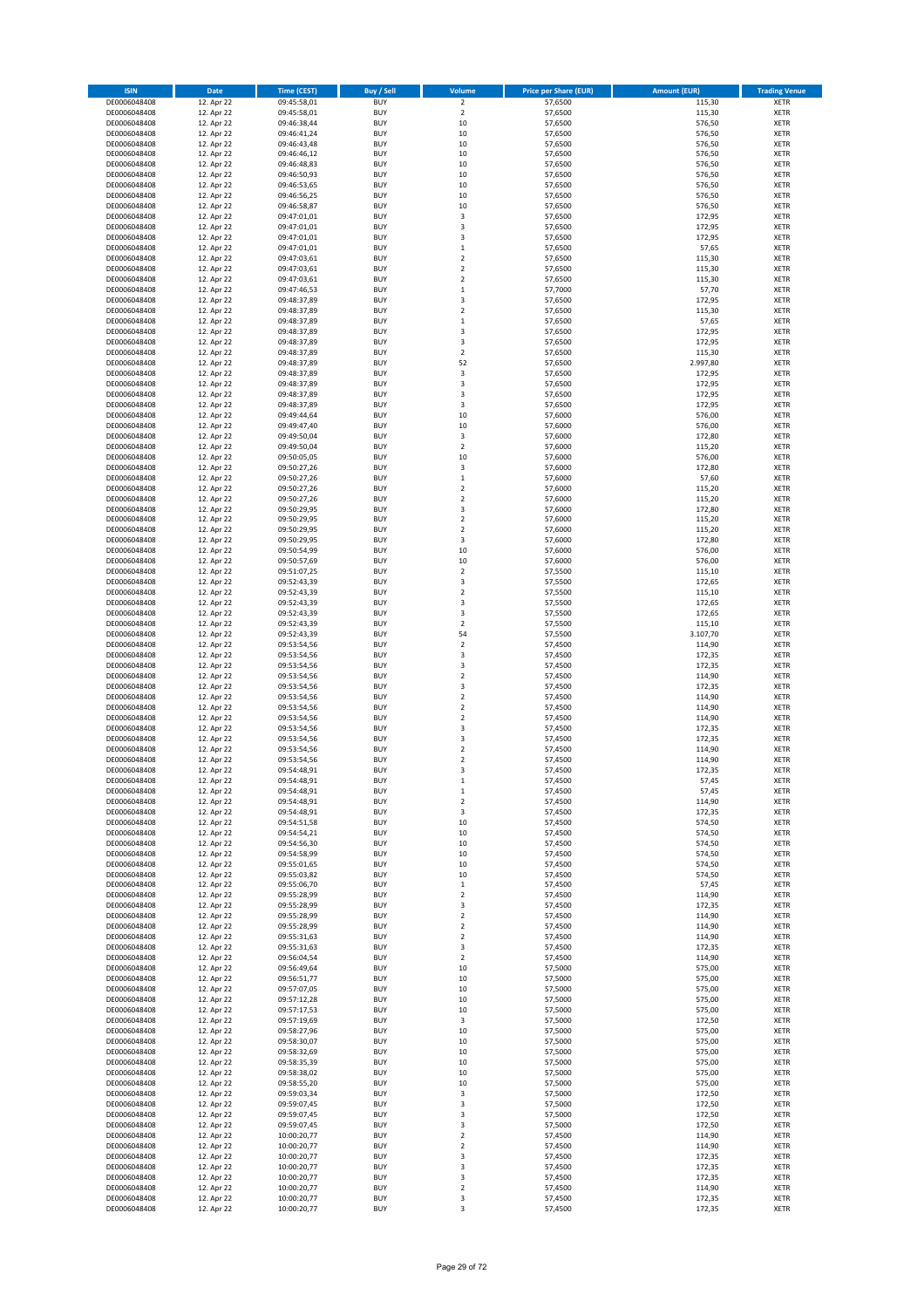| ISIN | Date | Time (CEST) | Buy / Sell | Volume | Price per Share (EUR) | Amount (EUR) | Trading Venue |
|---|---|---|---|---|---|---|---|
| DE0006048408 | 12. Apr 22 | 09:45:58,01 | BUY | 2 | 57,6500 | 115,30 | XETR |
| DE0006048408 | 12. Apr 22 | 09:45:58,01 | BUY | 2 | 57,6500 | 115,30 | XETR |
| DE0006048408 | 12. Apr 22 | 09:46:38,44 | BUY | 10 | 57,6500 | 576,50 | XETR |
| DE0006048408 | 12. Apr 22 | 09:46:41,24 | BUY | 10 | 57,6500 | 576,50 | XETR |
| DE0006048408 | 12. Apr 22 | 09:46:43,48 | BUY | 10 | 57,6500 | 576,50 | XETR |
| DE0006048408 | 12. Apr 22 | 09:46:46,12 | BUY | 10 | 57,6500 | 576,50 | XETR |
| DE0006048408 | 12. Apr 22 | 09:46:48,83 | BUY | 10 | 57,6500 | 576,50 | XETR |
| DE0006048408 | 12. Apr 22 | 09:46:50,93 | BUY | 10 | 57,6500 | 576,50 | XETR |
| DE0006048408 | 12. Apr 22 | 09:46:53,65 | BUY | 10 | 57,6500 | 576,50 | XETR |
| DE0006048408 | 12. Apr 22 | 09:46:56,25 | BUY | 10 | 57,6500 | 576,50 | XETR |
| DE0006048408 | 12. Apr 22 | 09:46:58,87 | BUY | 10 | 57,6500 | 576,50 | XETR |
| DE0006048408 | 12. Apr 22 | 09:47:01,01 | BUY | 3 | 57,6500 | 172,95 | XETR |
| DE0006048408 | 12. Apr 22 | 09:47:01,01 | BUY | 3 | 57,6500 | 172,95 | XETR |
| DE0006048408 | 12. Apr 22 | 09:47:01,01 | BUY | 3 | 57,6500 | 172,95 | XETR |
| DE0006048408 | 12. Apr 22 | 09:47:01,01 | BUY | 1 | 57,6500 | 57,65 | XETR |
| DE0006048408 | 12. Apr 22 | 09:47:03,61 | BUY | 2 | 57,6500 | 115,30 | XETR |
| DE0006048408 | 12. Apr 22 | 09:47:03,61 | BUY | 2 | 57,6500 | 115,30 | XETR |
| DE0006048408 | 12. Apr 22 | 09:47:03,61 | BUY | 2 | 57,6500 | 115,30 | XETR |
| DE0006048408 | 12. Apr 22 | 09:47:46,53 | BUY | 1 | 57,7000 | 57,70 | XETR |
| DE0006048408 | 12. Apr 22 | 09:48:37,89 | BUY | 3 | 57,6500 | 172,95 | XETR |
| DE0006048408 | 12. Apr 22 | 09:48:37,89 | BUY | 2 | 57,6500 | 115,30 | XETR |
| DE0006048408 | 12. Apr 22 | 09:48:37,89 | BUY | 1 | 57,6500 | 57,65 | XETR |
| DE0006048408 | 12. Apr 22 | 09:48:37,89 | BUY | 3 | 57,6500 | 172,95 | XETR |
| DE0006048408 | 12. Apr 22 | 09:48:37,89 | BUY | 3 | 57,6500 | 172,95 | XETR |
| DE0006048408 | 12. Apr 22 | 09:48:37,89 | BUY | 2 | 57,6500 | 115,30 | XETR |
| DE0006048408 | 12. Apr 22 | 09:48:37,89 | BUY | 52 | 57,6500 | 2.997,80 | XETR |
| DE0006048408 | 12. Apr 22 | 09:48:37,89 | BUY | 3 | 57,6500 | 172,95 | XETR |
| DE0006048408 | 12. Apr 22 | 09:48:37,89 | BUY | 3 | 57,6500 | 172,95 | XETR |
| DE0006048408 | 12. Apr 22 | 09:48:37,89 | BUY | 3 | 57,6500 | 172,95 | XETR |
| DE0006048408 | 12. Apr 22 | 09:48:37,89 | BUY | 3 | 57,6500 | 172,95 | XETR |
| DE0006048408 | 12. Apr 22 | 09:49:44,64 | BUY | 10 | 57,6000 | 576,00 | XETR |
| DE0006048408 | 12. Apr 22 | 09:49:47,40 | BUY | 10 | 57,6000 | 576,00 | XETR |
| DE0006048408 | 12. Apr 22 | 09:49:50,04 | BUY | 3 | 57,6000 | 172,80 | XETR |
| DE0006048408 | 12. Apr 22 | 09:49:50,04 | BUY | 2 | 57,6000 | 115,20 | XETR |
| DE0006048408 | 12. Apr 22 | 09:50:05,05 | BUY | 10 | 57,6000 | 576,00 | XETR |
| DE0006048408 | 12. Apr 22 | 09:50:27,26 | BUY | 3 | 57,6000 | 172,80 | XETR |
| DE0006048408 | 12. Apr 22 | 09:50:27,26 | BUY | 1 | 57,6000 | 57,60 | XETR |
| DE0006048408 | 12. Apr 22 | 09:50:27,26 | BUY | 2 | 57,6000 | 115,20 | XETR |
| DE0006048408 | 12. Apr 22 | 09:50:27,26 | BUY | 2 | 57,6000 | 115,20 | XETR |
| DE0006048408 | 12. Apr 22 | 09:50:29,95 | BUY | 3 | 57,6000 | 172,80 | XETR |
| DE0006048408 | 12. Apr 22 | 09:50:29,95 | BUY | 2 | 57,6000 | 115,20 | XETR |
| DE0006048408 | 12. Apr 22 | 09:50:29,95 | BUY | 2 | 57,6000 | 115,20 | XETR |
| DE0006048408 | 12. Apr 22 | 09:50:29,95 | BUY | 3 | 57,6000 | 172,80 | XETR |
| DE0006048408 | 12. Apr 22 | 09:50:54,99 | BUY | 10 | 57,6000 | 576,00 | XETR |
| DE0006048408 | 12. Apr 22 | 09:50:57,69 | BUY | 10 | 57,6000 | 576,00 | XETR |
| DE0006048408 | 12. Apr 22 | 09:51:07,25 | BUY | 2 | 57,5500 | 115,10 | XETR |
| DE0006048408 | 12. Apr 22 | 09:52:43,39 | BUY | 3 | 57,5500 | 172,65 | XETR |
| DE0006048408 | 12. Apr 22 | 09:52:43,39 | BUY | 2 | 57,5500 | 115,10 | XETR |
| DE0006048408 | 12. Apr 22 | 09:52:43,39 | BUY | 3 | 57,5500 | 172,65 | XETR |
| DE0006048408 | 12. Apr 22 | 09:52:43,39 | BUY | 3 | 57,5500 | 172,65 | XETR |
| DE0006048408 | 12. Apr 22 | 09:52:43,39 | BUY | 2 | 57,5500 | 115,10 | XETR |
| DE0006048408 | 12. Apr 22 | 09:52:43,39 | BUY | 54 | 57,5500 | 3.107,70 | XETR |
| DE0006048408 | 12. Apr 22 | 09:53:54,56 | BUY | 2 | 57,4500 | 114,90 | XETR |
| DE0006048408 | 12. Apr 22 | 09:53:54,56 | BUY | 3 | 57,4500 | 172,35 | XETR |
| DE0006048408 | 12. Apr 22 | 09:53:54,56 | BUY | 3 | 57,4500 | 172,35 | XETR |
| DE0006048408 | 12. Apr 22 | 09:53:54,56 | BUY | 2 | 57,4500 | 114,90 | XETR |
| DE0006048408 | 12. Apr 22 | 09:53:54,56 | BUY | 3 | 57,4500 | 172,35 | XETR |
| DE0006048408 | 12. Apr 22 | 09:53:54,56 | BUY | 2 | 57,4500 | 114,90 | XETR |
| DE0006048408 | 12. Apr 22 | 09:53:54,56 | BUY | 2 | 57,4500 | 114,90 | XETR |
| DE0006048408 | 12. Apr 22 | 09:53:54,56 | BUY | 2 | 57,4500 | 114,90 | XETR |
| DE0006048408 | 12. Apr 22 | 09:53:54,56 | BUY | 3 | 57,4500 | 172,35 | XETR |
| DE0006048408 | 12. Apr 22 | 09:53:54,56 | BUY | 3 | 57,4500 | 172,35 | XETR |
| DE0006048408 | 12. Apr 22 | 09:53:54,56 | BUY | 2 | 57,4500 | 114,90 | XETR |
| DE0006048408 | 12. Apr 22 | 09:53:54,56 | BUY | 2 | 57,4500 | 114,90 | XETR |
| DE0006048408 | 12. Apr 22 | 09:54:48,91 | BUY | 3 | 57,4500 | 172,35 | XETR |
| DE0006048408 | 12. Apr 22 | 09:54:48,91 | BUY | 1 | 57,4500 | 57,45 | XETR |
| DE0006048408 | 12. Apr 22 | 09:54:48,91 | BUY | 1 | 57,4500 | 57,45 | XETR |
| DE0006048408 | 12. Apr 22 | 09:54:48,91 | BUY | 2 | 57,4500 | 114,90 | XETR |
| DE0006048408 | 12. Apr 22 | 09:54:48,91 | BUY | 3 | 57,4500 | 172,35 | XETR |
| DE0006048408 | 12. Apr 22 | 09:54:51,58 | BUY | 10 | 57,4500 | 574,50 | XETR |
| DE0006048408 | 12. Apr 22 | 09:54:54,21 | BUY | 10 | 57,4500 | 574,50 | XETR |
| DE0006048408 | 12. Apr 22 | 09:54:56,30 | BUY | 10 | 57,4500 | 574,50 | XETR |
| DE0006048408 | 12. Apr 22 | 09:54:58,99 | BUY | 10 | 57,4500 | 574,50 | XETR |
| DE0006048408 | 12. Apr 22 | 09:55:01,65 | BUY | 10 | 57,4500 | 574,50 | XETR |
| DE0006048408 | 12. Apr 22 | 09:55:03,82 | BUY | 10 | 57,4500 | 574,50 | XETR |
| DE0006048408 | 12. Apr 22 | 09:55:06,70 | BUY | 1 | 57,4500 | 57,45 | XETR |
| DE0006048408 | 12. Apr 22 | 09:55:28,99 | BUY | 2 | 57,4500 | 114,90 | XETR |
| DE0006048408 | 12. Apr 22 | 09:55:28,99 | BUY | 3 | 57,4500 | 172,35 | XETR |
| DE0006048408 | 12. Apr 22 | 09:55:28,99 | BUY | 2 | 57,4500 | 114,90 | XETR |
| DE0006048408 | 12. Apr 22 | 09:55:28,99 | BUY | 2 | 57,4500 | 114,90 | XETR |
| DE0006048408 | 12. Apr 22 | 09:55:31,63 | BUY | 2 | 57,4500 | 114,90 | XETR |
| DE0006048408 | 12. Apr 22 | 09:55:31,63 | BUY | 3 | 57,4500 | 172,35 | XETR |
| DE0006048408 | 12. Apr 22 | 09:56:04,54 | BUY | 2 | 57,4500 | 114,90 | XETR |
| DE0006048408 | 12. Apr 22 | 09:56:49,64 | BUY | 10 | 57,5000 | 575,00 | XETR |
| DE0006048408 | 12. Apr 22 | 09:56:51,77 | BUY | 10 | 57,5000 | 575,00 | XETR |
| DE0006048408 | 12. Apr 22 | 09:57:07,05 | BUY | 10 | 57,5000 | 575,00 | XETR |
| DE0006048408 | 12. Apr 22 | 09:57:12,28 | BUY | 10 | 57,5000 | 575,00 | XETR |
| DE0006048408 | 12. Apr 22 | 09:57:17,53 | BUY | 10 | 57,5000 | 575,00 | XETR |
| DE0006048408 | 12. Apr 22 | 09:57:19,69 | BUY | 3 | 57,5000 | 172,50 | XETR |
| DE0006048408 | 12. Apr 22 | 09:58:27,96 | BUY | 10 | 57,5000 | 575,00 | XETR |
| DE0006048408 | 12. Apr 22 | 09:58:30,07 | BUY | 10 | 57,5000 | 575,00 | XETR |
| DE0006048408 | 12. Apr 22 | 09:58:32,69 | BUY | 10 | 57,5000 | 575,00 | XETR |
| DE0006048408 | 12. Apr 22 | 09:58:35,39 | BUY | 10 | 57,5000 | 575,00 | XETR |
| DE0006048408 | 12. Apr 22 | 09:58:38,02 | BUY | 10 | 57,5000 | 575,00 | XETR |
| DE0006048408 | 12. Apr 22 | 09:58:55,20 | BUY | 10 | 57,5000 | 575,00 | XETR |
| DE0006048408 | 12. Apr 22 | 09:59:03,34 | BUY | 3 | 57,5000 | 172,50 | XETR |
| DE0006048408 | 12. Apr 22 | 09:59:07,45 | BUY | 3 | 57,5000 | 172,50 | XETR |
| DE0006048408 | 12. Apr 22 | 09:59:07,45 | BUY | 3 | 57,5000 | 172,50 | XETR |
| DE0006048408 | 12. Apr 22 | 09:59:07,45 | BUY | 3 | 57,5000 | 172,50 | XETR |
| DE0006048408 | 12. Apr 22 | 10:00:20,77 | BUY | 2 | 57,4500 | 114,90 | XETR |
| DE0006048408 | 12. Apr 22 | 10:00:20,77 | BUY | 2 | 57,4500 | 114,90 | XETR |
| DE0006048408 | 12. Apr 22 | 10:00:20,77 | BUY | 3 | 57,4500 | 172,35 | XETR |
| DE0006048408 | 12. Apr 22 | 10:00:20,77 | BUY | 3 | 57,4500 | 172,35 | XETR |
| DE0006048408 | 12. Apr 22 | 10:00:20,77 | BUY | 3 | 57,4500 | 172,35 | XETR |
| DE0006048408 | 12. Apr 22 | 10:00:20,77 | BUY | 2 | 57,4500 | 114,90 | XETR |
| DE0006048408 | 12. Apr 22 | 10:00:20,77 | BUY | 3 | 57,4500 | 172,35 | XETR |
| DE0006048408 | 12. Apr 22 | 10:00:20,77 | BUY | 3 | 57,4500 | 172,35 | XETR |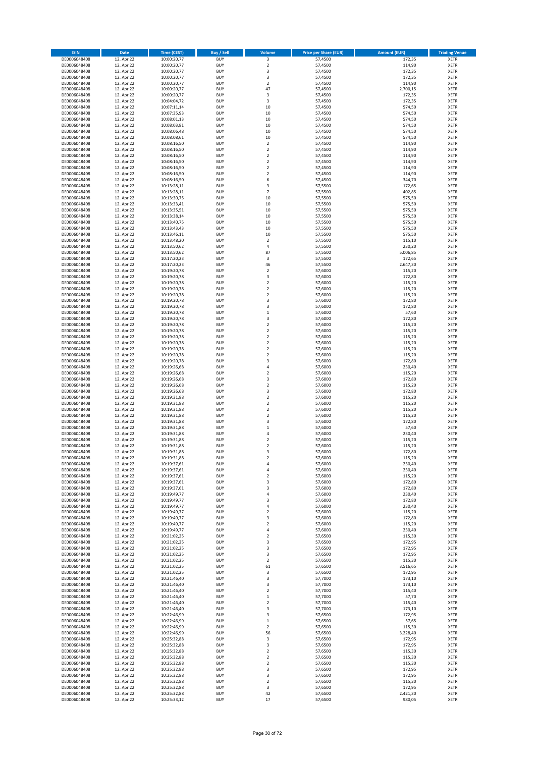| ISIN | Date | Time (CEST) | Buy / Sell | Volume | Price per Share (EUR) | Amount (EUR) | Trading Venue |
|---|---|---|---|---|---|---|---|
| DE0006048408 | 12. Apr 22 | 10:00:20,77 | BUY | 3 | 57,4500 | 172,35 | XETR |
| DE0006048408 | 12. Apr 22 | 10:00:20,77 | BUY | 2 | 57,4500 | 114,90 | XETR |
| DE0006048408 | 12. Apr 22 | 10:00:20,77 | BUY | 3 | 57,4500 | 172,35 | XETR |
| DE0006048408 | 12. Apr 22 | 10:00:20,77 | BUY | 3 | 57,4500 | 172,35 | XETR |
| DE0006048408 | 12. Apr 22 | 10:00:20,77 | BUY | 2 | 57,4500 | 114,90 | XETR |
| DE0006048408 | 12. Apr 22 | 10:00:20,77 | BUY | 47 | 57,4500 | 2.700,15 | XETR |
| DE0006048408 | 12. Apr 22 | 10:00:20,77 | BUY | 3 | 57,4500 | 172,35 | XETR |
| DE0006048408 | 12. Apr 22 | 10:04:04,72 | BUY | 3 | 57,4500 | 172,35 | XETR |
| DE0006048408 | 12. Apr 22 | 10:07:11,14 | BUY | 10 | 57,4500 | 574,50 | XETR |
| DE0006048408 | 12. Apr 22 | 10:07:35,93 | BUY | 10 | 57,4500 | 574,50 | XETR |
| DE0006048408 | 12. Apr 22 | 10:08:01,13 | BUY | 10 | 57,4500 | 574,50 | XETR |
| DE0006048408 | 12. Apr 22 | 10:08:03,81 | BUY | 10 | 57,4500 | 574,50 | XETR |
| DE0006048408 | 12. Apr 22 | 10:08:06,48 | BUY | 10 | 57,4500 | 574,50 | XETR |
| DE0006048408 | 12. Apr 22 | 10:08:08,61 | BUY | 10 | 57,4500 | 574,50 | XETR |
| DE0006048408 | 12. Apr 22 | 10:08:16,50 | BUY | 2 | 57,4500 | 114,90 | XETR |
| DE0006048408 | 12. Apr 22 | 10:08:16,50 | BUY | 2 | 57,4500 | 114,90 | XETR |
| DE0006048408 | 12. Apr 22 | 10:08:16,50 | BUY | 2 | 57,4500 | 114,90 | XETR |
| DE0006048408 | 12. Apr 22 | 10:08:16,50 | BUY | 2 | 57,4500 | 114,90 | XETR |
| DE0006048408 | 12. Apr 22 | 10:08:16,50 | BUY | 2 | 57,4500 | 114,90 | XETR |
| DE0006048408 | 12. Apr 22 | 10:08:16,50 | BUY | 2 | 57,4500 | 114,90 | XETR |
| DE0006048408 | 12. Apr 22 | 10:08:16,50 | BUY | 6 | 57,4500 | 344,70 | XETR |
| DE0006048408 | 12. Apr 22 | 10:13:28,11 | BUY | 3 | 57,5500 | 172,65 | XETR |
| DE0006048408 | 12. Apr 22 | 10:13:28,11 | BUY | 7 | 57,5500 | 402,85 | XETR |
| DE0006048408 | 12. Apr 22 | 10:13:30,75 | BUY | 10 | 57,5500 | 575,50 | XETR |
| DE0006048408 | 12. Apr 22 | 10:13:33,41 | BUY | 10 | 57,5500 | 575,50 | XETR |
| DE0006048408 | 12. Apr 22 | 10:13:35,51 | BUY | 10 | 57,5500 | 575,50 | XETR |
| DE0006048408 | 12. Apr 22 | 10:13:38,14 | BUY | 10 | 57,5500 | 575,50 | XETR |
| DE0006048408 | 12. Apr 22 | 10:13:40,75 | BUY | 10 | 57,5500 | 575,50 | XETR |
| DE0006048408 | 12. Apr 22 | 10:13:43,43 | BUY | 10 | 57,5500 | 575,50 | XETR |
| DE0006048408 | 12. Apr 22 | 10:13:46,11 | BUY | 10 | 57,5500 | 575,50 | XETR |
| DE0006048408 | 12. Apr 22 | 10:13:48,20 | BUY | 2 | 57,5500 | 115,10 | XETR |
| DE0006048408 | 12. Apr 22 | 10:13:50,62 | BUY | 4 | 57,5500 | 230,20 | XETR |
| DE0006048408 | 12. Apr 22 | 10:13:50,62 | BUY | 87 | 57,5500 | 5.006,85 | XETR |
| DE0006048408 | 12. Apr 22 | 10:17:20,23 | BUY | 3 | 57,5500 | 172,65 | XETR |
| DE0006048408 | 12. Apr 22 | 10:17:20,23 | BUY | 46 | 57,5500 | 2.647,30 | XETR |
| DE0006048408 | 12. Apr 22 | 10:19:20,78 | BUY | 2 | 57,6000 | 115,20 | XETR |
| DE0006048408 | 12. Apr 22 | 10:19:20,78 | BUY | 3 | 57,6000 | 172,80 | XETR |
| DE0006048408 | 12. Apr 22 | 10:19:20,78 | BUY | 2 | 57,6000 | 115,20 | XETR |
| DE0006048408 | 12. Apr 22 | 10:19:20,78 | BUY | 2 | 57,6000 | 115,20 | XETR |
| DE0006048408 | 12. Apr 22 | 10:19:20,78 | BUY | 2 | 57,6000 | 115,20 | XETR |
| DE0006048408 | 12. Apr 22 | 10:19:20,78 | BUY | 3 | 57,6000 | 172,80 | XETR |
| DE0006048408 | 12. Apr 22 | 10:19:20,78 | BUY | 3 | 57,6000 | 172,80 | XETR |
| DE0006048408 | 12. Apr 22 | 10:19:20,78 | BUY | 1 | 57,6000 | 57,60 | XETR |
| DE0006048408 | 12. Apr 22 | 10:19:20,78 | BUY | 3 | 57,6000 | 172,80 | XETR |
| DE0006048408 | 12. Apr 22 | 10:19:20,78 | BUY | 2 | 57,6000 | 115,20 | XETR |
| DE0006048408 | 12. Apr 22 | 10:19:20,78 | BUY | 2 | 57,6000 | 115,20 | XETR |
| DE0006048408 | 12. Apr 22 | 10:19:20,78 | BUY | 2 | 57,6000 | 115,20 | XETR |
| DE0006048408 | 12. Apr 22 | 10:19:20,78 | BUY | 2 | 57,6000 | 115,20 | XETR |
| DE0006048408 | 12. Apr 22 | 10:19:20,78 | BUY | 2 | 57,6000 | 115,20 | XETR |
| DE0006048408 | 12. Apr 22 | 10:19:20,78 | BUY | 2 | 57,6000 | 115,20 | XETR |
| DE0006048408 | 12. Apr 22 | 10:19:20,78 | BUY | 3 | 57,6000 | 172,80 | XETR |
| DE0006048408 | 12. Apr 22 | 10:19:26,68 | BUY | 4 | 57,6000 | 230,40 | XETR |
| DE0006048408 | 12. Apr 22 | 10:19:26,68 | BUY | 2 | 57,6000 | 115,20 | XETR |
| DE0006048408 | 12. Apr 22 | 10:19:26,68 | BUY | 3 | 57,6000 | 172,80 | XETR |
| DE0006048408 | 12. Apr 22 | 10:19:26,68 | BUY | 2 | 57,6000 | 115,20 | XETR |
| DE0006048408 | 12. Apr 22 | 10:19:26,68 | BUY | 3 | 57,6000 | 172,80 | XETR |
| DE0006048408 | 12. Apr 22 | 10:19:31,88 | BUY | 2 | 57,6000 | 115,20 | XETR |
| DE0006048408 | 12. Apr 22 | 10:19:31,88 | BUY | 2 | 57,6000 | 115,20 | XETR |
| DE0006048408 | 12. Apr 22 | 10:19:31,88 | BUY | 2 | 57,6000 | 115,20 | XETR |
| DE0006048408 | 12. Apr 22 | 10:19:31,88 | BUY | 2 | 57,6000 | 115,20 | XETR |
| DE0006048408 | 12. Apr 22 | 10:19:31,88 | BUY | 3 | 57,6000 | 172,80 | XETR |
| DE0006048408 | 12. Apr 22 | 10:19:31,88 | BUY | 1 | 57,6000 | 57,60 | XETR |
| DE0006048408 | 12. Apr 22 | 10:19:31,88 | BUY | 4 | 57,6000 | 230,40 | XETR |
| DE0006048408 | 12. Apr 22 | 10:19:31,88 | BUY | 2 | 57,6000 | 115,20 | XETR |
| DE0006048408 | 12. Apr 22 | 10:19:31,88 | BUY | 2 | 57,6000 | 115,20 | XETR |
| DE0006048408 | 12. Apr 22 | 10:19:31,88 | BUY | 3 | 57,6000 | 172,80 | XETR |
| DE0006048408 | 12. Apr 22 | 10:19:31,88 | BUY | 2 | 57,6000 | 115,20 | XETR |
| DE0006048408 | 12. Apr 22 | 10:19:37,61 | BUY | 4 | 57,6000 | 230,40 | XETR |
| DE0006048408 | 12. Apr 22 | 10:19:37,61 | BUY | 4 | 57,6000 | 230,40 | XETR |
| DE0006048408 | 12. Apr 22 | 10:19:37,61 | BUY | 2 | 57,6000 | 115,20 | XETR |
| DE0006048408 | 12. Apr 22 | 10:19:37,61 | BUY | 3 | 57,6000 | 172,80 | XETR |
| DE0006048408 | 12. Apr 22 | 10:19:37,61 | BUY | 3 | 57,6000 | 172,80 | XETR |
| DE0006048408 | 12. Apr 22 | 10:19:49,77 | BUY | 4 | 57,6000 | 230,40 | XETR |
| DE0006048408 | 12. Apr 22 | 10:19:49,77 | BUY | 3 | 57,6000 | 172,80 | XETR |
| DE0006048408 | 12. Apr 22 | 10:19:49,77 | BUY | 4 | 57,6000 | 230,40 | XETR |
| DE0006048408 | 12. Apr 22 | 10:19:49,77 | BUY | 2 | 57,6000 | 115,20 | XETR |
| DE0006048408 | 12. Apr 22 | 10:19:49,77 | BUY | 3 | 57,6000 | 172,80 | XETR |
| DE0006048408 | 12. Apr 22 | 10:19:49,77 | BUY | 2 | 57,6000 | 115,20 | XETR |
| DE0006048408 | 12. Apr 22 | 10:19:49,77 | BUY | 4 | 57,6000 | 230,40 | XETR |
| DE0006048408 | 12. Apr 22 | 10:21:02,25 | BUY | 2 | 57,6500 | 115,30 | XETR |
| DE0006048408 | 12. Apr 22 | 10:21:02,25 | BUY | 3 | 57,6500 | 172,95 | XETR |
| DE0006048408 | 12. Apr 22 | 10:21:02,25 | BUY | 3 | 57,6500 | 172,95 | XETR |
| DE0006048408 | 12. Apr 22 | 10:21:02,25 | BUY | 3 | 57,6500 | 172,95 | XETR |
| DE0006048408 | 12. Apr 22 | 10:21:02,25 | BUY | 2 | 57,6500 | 115,30 | XETR |
| DE0006048408 | 12. Apr 22 | 10:21:02,25 | BUY | 61 | 57,6500 | 3.516,65 | XETR |
| DE0006048408 | 12. Apr 22 | 10:21:02,25 | BUY | 3 | 57,6500 | 172,95 | XETR |
| DE0006048408 | 12. Apr 22 | 10:21:46,40 | BUY | 3 | 57,7000 | 173,10 | XETR |
| DE0006048408 | 12. Apr 22 | 10:21:46,40 | BUY | 3 | 57,7000 | 173,10 | XETR |
| DE0006048408 | 12. Apr 22 | 10:21:46,40 | BUY | 2 | 57,7000 | 115,40 | XETR |
| DE0006048408 | 12. Apr 22 | 10:21:46,40 | BUY | 1 | 57,7000 | 57,70 | XETR |
| DE0006048408 | 12. Apr 22 | 10:21:46,40 | BUY | 2 | 57,7000 | 115,40 | XETR |
| DE0006048408 | 12. Apr 22 | 10:21:46,40 | BUY | 3 | 57,7000 | 173,10 | XETR |
| DE0006048408 | 12. Apr 22 | 10:22:46,99 | BUY | 3 | 57,6500 | 172,95 | XETR |
| DE0006048408 | 12. Apr 22 | 10:22:46,99 | BUY | 1 | 57,6500 | 57,65 | XETR |
| DE0006048408 | 12. Apr 22 | 10:22:46,99 | BUY | 2 | 57,6500 | 115,30 | XETR |
| DE0006048408 | 12. Apr 22 | 10:22:46,99 | BUY | 56 | 57,6500 | 3.228,40 | XETR |
| DE0006048408 | 12. Apr 22 | 10:25:32,88 | BUY | 3 | 57,6500 | 172,95 | XETR |
| DE0006048408 | 12. Apr 22 | 10:25:32,88 | BUY | 3 | 57,6500 | 172,95 | XETR |
| DE0006048408 | 12. Apr 22 | 10:25:32,88 | BUY | 2 | 57,6500 | 115,30 | XETR |
| DE0006048408 | 12. Apr 22 | 10:25:32,88 | BUY | 2 | 57,6500 | 115,30 | XETR |
| DE0006048408 | 12. Apr 22 | 10:25:32,88 | BUY | 2 | 57,6500 | 115,30 | XETR |
| DE0006048408 | 12. Apr 22 | 10:25:32,88 | BUY | 3 | 57,6500 | 172,95 | XETR |
| DE0006048408 | 12. Apr 22 | 10:25:32,88 | BUY | 3 | 57,6500 | 172,95 | XETR |
| DE0006048408 | 12. Apr 22 | 10:25:32,88 | BUY | 2 | 57,6500 | 115,30 | XETR |
| DE0006048408 | 12. Apr 22 | 10:25:32,88 | BUY | 3 | 57,6500 | 172,95 | XETR |
| DE0006048408 | 12. Apr 22 | 10:25:32,88 | BUY | 42 | 57,6500 | 2.421,30 | XETR |
| DE0006048408 | 12. Apr 22 | 10:25:33,12 | BUY | 17 | 57,6500 | 980,05 | XETR |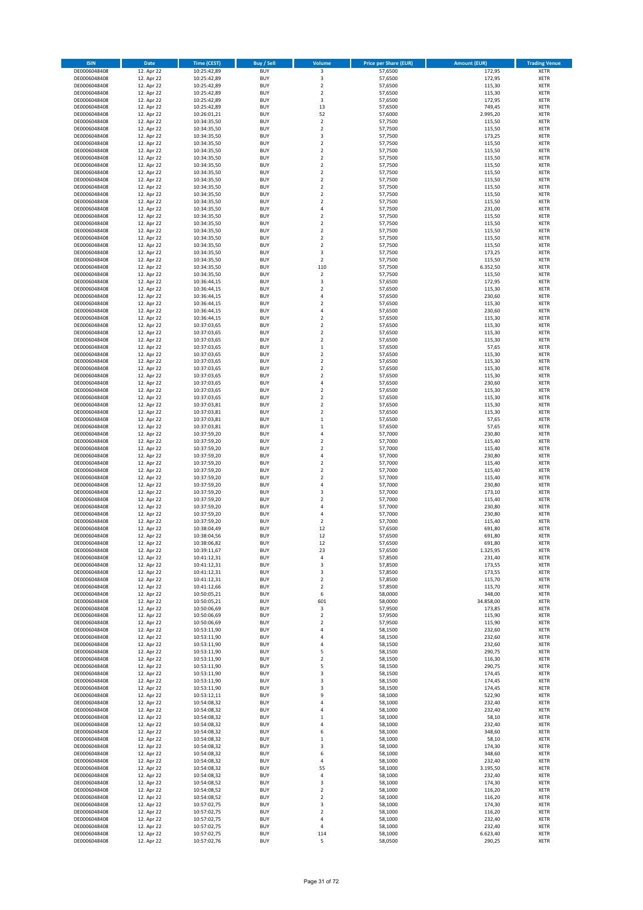| ISIN | Date | Time (CEST) | Buy / Sell | Volume | Price per Share (EUR) | Amount (EUR) | Trading Venue |
|---|---|---|---|---|---|---|---|
| DE0006048408 | 12. Apr 22 | 10:25:42,89 | BUY | 3 | 57,6500 | 172,95 | XETR |
| DE0006048408 | 12. Apr 22 | 10:25:42,89 | BUY | 3 | 57,6500 | 172,95 | XETR |
| DE0006048408 | 12. Apr 22 | 10:25:42,89 | BUY | 2 | 57,6500 | 115,30 | XETR |
| DE0006048408 | 12. Apr 22 | 10:25:42,89 | BUY | 2 | 57,6500 | 115,30 | XETR |
| DE0006048408 | 12. Apr 22 | 10:25:42,89 | BUY | 3 | 57,6500 | 172,95 | XETR |
| DE0006048408 | 12. Apr 22 | 10:25:42,89 | BUY | 13 | 57,6500 | 749,45 | XETR |
| DE0006048408 | 12. Apr 22 | 10:26:01,21 | BUY | 52 | 57,6000 | 2.995,20 | XETR |
| DE0006048408 | 12. Apr 22 | 10:34:35,50 | BUY | 2 | 57,7500 | 115,50 | XETR |
| DE0006048408 | 12. Apr 22 | 10:34:35,50 | BUY | 2 | 57,7500 | 115,50 | XETR |
| DE0006048408 | 12. Apr 22 | 10:34:35,50 | BUY | 3 | 57,7500 | 173,25 | XETR |
| DE0006048408 | 12. Apr 22 | 10:34:35,50 | BUY | 2 | 57,7500 | 115,50 | XETR |
| DE0006048408 | 12. Apr 22 | 10:34:35,50 | BUY | 2 | 57,7500 | 115,50 | XETR |
| DE0006048408 | 12. Apr 22 | 10:34:35,50 | BUY | 2 | 57,7500 | 115,50 | XETR |
| DE0006048408 | 12. Apr 22 | 10:34:35,50 | BUY | 2 | 57,7500 | 115,50 | XETR |
| DE0006048408 | 12. Apr 22 | 10:34:35,50 | BUY | 2 | 57,7500 | 115,50 | XETR |
| DE0006048408 | 12. Apr 22 | 10:34:35,50 | BUY | 2 | 57,7500 | 115,50 | XETR |
| DE0006048408 | 12. Apr 22 | 10:34:35,50 | BUY | 2 | 57,7500 | 115,50 | XETR |
| DE0006048408 | 12. Apr 22 | 10:34:35,50 | BUY | 2 | 57,7500 | 115,50 | XETR |
| DE0006048408 | 12. Apr 22 | 10:34:35,50 | BUY | 2 | 57,7500 | 115,50 | XETR |
| DE0006048408 | 12. Apr 22 | 10:34:35,50 | BUY | 4 | 57,7500 | 231,00 | XETR |
| DE0006048408 | 12. Apr 22 | 10:34:35,50 | BUY | 2 | 57,7500 | 115,50 | XETR |
| DE0006048408 | 12. Apr 22 | 10:34:35,50 | BUY | 2 | 57,7500 | 115,50 | XETR |
| DE0006048408 | 12. Apr 22 | 10:34:35,50 | BUY | 2 | 57,7500 | 115,50 | XETR |
| DE0006048408 | 12. Apr 22 | 10:34:35,50 | BUY | 2 | 57,7500 | 115,50 | XETR |
| DE0006048408 | 12. Apr 22 | 10:34:35,50 | BUY | 2 | 57,7500 | 115,50 | XETR |
| DE0006048408 | 12. Apr 22 | 10:34:35,50 | BUY | 3 | 57,7500 | 173,25 | XETR |
| DE0006048408 | 12. Apr 22 | 10:34:35,50 | BUY | 2 | 57,7500 | 115,50 | XETR |
| DE0006048408 | 12. Apr 22 | 10:34:35,50 | BUY | 110 | 57,7500 | 6.352,50 | XETR |
| DE0006048408 | 12. Apr 22 | 10:34:35,50 | BUY | 2 | 57,7500 | 115,50 | XETR |
| DE0006048408 | 12. Apr 22 | 10:36:44,15 | BUY | 3 | 57,6500 | 172,95 | XETR |
| DE0006048408 | 12. Apr 22 | 10:36:44,15 | BUY | 2 | 57,6500 | 115,30 | XETR |
| DE0006048408 | 12. Apr 22 | 10:36:44,15 | BUY | 4 | 57,6500 | 230,60 | XETR |
| DE0006048408 | 12. Apr 22 | 10:36:44,15 | BUY | 2 | 57,6500 | 115,30 | XETR |
| DE0006048408 | 12. Apr 22 | 10:36:44,15 | BUY | 4 | 57,6500 | 230,60 | XETR |
| DE0006048408 | 12. Apr 22 | 10:36:44,15 | BUY | 2 | 57,6500 | 115,30 | XETR |
| DE0006048408 | 12. Apr 22 | 10:37:03,65 | BUY | 2 | 57,6500 | 115,30 | XETR |
| DE0006048408 | 12. Apr 22 | 10:37:03,65 | BUY | 2 | 57,6500 | 115,30 | XETR |
| DE0006048408 | 12. Apr 22 | 10:37:03,65 | BUY | 2 | 57,6500 | 115,30 | XETR |
| DE0006048408 | 12. Apr 22 | 10:37:03,65 | BUY | 1 | 57,6500 | 57,65 | XETR |
| DE0006048408 | 12. Apr 22 | 10:37:03,65 | BUY | 2 | 57,6500 | 115,30 | XETR |
| DE0006048408 | 12. Apr 22 | 10:37:03,65 | BUY | 2 | 57,6500 | 115,30 | XETR |
| DE0006048408 | 12. Apr 22 | 10:37:03,65 | BUY | 2 | 57,6500 | 115,30 | XETR |
| DE0006048408 | 12. Apr 22 | 10:37:03,65 | BUY | 2 | 57,6500 | 115,30 | XETR |
| DE0006048408 | 12. Apr 22 | 10:37:03,65 | BUY | 4 | 57,6500 | 230,60 | XETR |
| DE0006048408 | 12. Apr 22 | 10:37:03,65 | BUY | 2 | 57,6500 | 115,30 | XETR |
| DE0006048408 | 12. Apr 22 | 10:37:03,65 | BUY | 2 | 57,6500 | 115,30 | XETR |
| DE0006048408 | 12. Apr 22 | 10:37:03,81 | BUY | 2 | 57,6500 | 115,30 | XETR |
| DE0006048408 | 12. Apr 22 | 10:37:03,81 | BUY | 2 | 57,6500 | 115,30 | XETR |
| DE0006048408 | 12. Apr 22 | 10:37:03,81 | BUY | 1 | 57,6500 | 57,65 | XETR |
| DE0006048408 | 12. Apr 22 | 10:37:03,81 | BUY | 1 | 57,6500 | 57,65 | XETR |
| DE0006048408 | 12. Apr 22 | 10:37:59,20 | BUY | 4 | 57,7000 | 230,80 | XETR |
| DE0006048408 | 12. Apr 22 | 10:37:59,20 | BUY | 2 | 57,7000 | 115,40 | XETR |
| DE0006048408 | 12. Apr 22 | 10:37:59,20 | BUY | 2 | 57,7000 | 115,40 | XETR |
| DE0006048408 | 12. Apr 22 | 10:37:59,20 | BUY | 4 | 57,7000 | 230,80 | XETR |
| DE0006048408 | 12. Apr 22 | 10:37:59,20 | BUY | 2 | 57,7000 | 115,40 | XETR |
| DE0006048408 | 12. Apr 22 | 10:37:59,20 | BUY | 2 | 57,7000 | 115,40 | XETR |
| DE0006048408 | 12. Apr 22 | 10:37:59,20 | BUY | 2 | 57,7000 | 115,40 | XETR |
| DE0006048408 | 12. Apr 22 | 10:37:59,20 | BUY | 4 | 57,7000 | 230,80 | XETR |
| DE0006048408 | 12. Apr 22 | 10:37:59,20 | BUY | 3 | 57,7000 | 173,10 | XETR |
| DE0006048408 | 12. Apr 22 | 10:37:59,20 | BUY | 2 | 57,7000 | 115,40 | XETR |
| DE0006048408 | 12. Apr 22 | 10:37:59,20 | BUY | 4 | 57,7000 | 230,80 | XETR |
| DE0006048408 | 12. Apr 22 | 10:37:59,20 | BUY | 4 | 57,7000 | 230,80 | XETR |
| DE0006048408 | 12. Apr 22 | 10:37:59,20 | BUY | 2 | 57,7000 | 115,40 | XETR |
| DE0006048408 | 12. Apr 22 | 10:38:04,49 | BUY | 12 | 57,6500 | 691,80 | XETR |
| DE0006048408 | 12. Apr 22 | 10:38:04,56 | BUY | 12 | 57,6500 | 691,80 | XETR |
| DE0006048408 | 12. Apr 22 | 10:38:06,82 | BUY | 12 | 57,6500 | 691,80 | XETR |
| DE0006048408 | 12. Apr 22 | 10:39:11,67 | BUY | 23 | 57,6500 | 1.325,95 | XETR |
| DE0006048408 | 12. Apr 22 | 10:41:12,31 | BUY | 4 | 57,8500 | 231,40 | XETR |
| DE0006048408 | 12. Apr 22 | 10:41:12,31 | BUY | 3 | 57,8500 | 173,55 | XETR |
| DE0006048408 | 12. Apr 22 | 10:41:12,31 | BUY | 3 | 57,8500 | 173,55 | XETR |
| DE0006048408 | 12. Apr 22 | 10:41:12,31 | BUY | 2 | 57,8500 | 115,70 | XETR |
| DE0006048408 | 12. Apr 22 | 10:41:12,66 | BUY | 2 | 57,8500 | 115,70 | XETR |
| DE0006048408 | 12. Apr 22 | 10:50:05,21 | BUY | 6 | 58,0000 | 348,00 | XETR |
| DE0006048408 | 12. Apr 22 | 10:50:05,21 | BUY | 601 | 58,0000 | 34.858,00 | XETR |
| DE0006048408 | 12. Apr 22 | 10:50:06,69 | BUY | 3 | 57,9500 | 173,85 | XETR |
| DE0006048408 | 12. Apr 22 | 10:50:06,69 | BUY | 2 | 57,9500 | 115,90 | XETR |
| DE0006048408 | 12. Apr 22 | 10:50:06,69 | BUY | 2 | 57,9500 | 115,90 | XETR |
| DE0006048408 | 12. Apr 22 | 10:53:11,90 | BUY | 4 | 58,1500 | 232,60 | XETR |
| DE0006048408 | 12. Apr 22 | 10:53:11,90 | BUY | 4 | 58,1500 | 232,60 | XETR |
| DE0006048408 | 12. Apr 22 | 10:53:11,90 | BUY | 4 | 58,1500 | 232,60 | XETR |
| DE0006048408 | 12. Apr 22 | 10:53:11,90 | BUY | 5 | 58,1500 | 290,75 | XETR |
| DE0006048408 | 12. Apr 22 | 10:53:11,90 | BUY | 2 | 58,1500 | 116,30 | XETR |
| DE0006048408 | 12. Apr 22 | 10:53:11,90 | BUY | 5 | 58,1500 | 290,75 | XETR |
| DE0006048408 | 12. Apr 22 | 10:53:11,90 | BUY | 3 | 58,1500 | 174,45 | XETR |
| DE0006048408 | 12. Apr 22 | 10:53:11,90 | BUY | 3 | 58,1500 | 174,45 | XETR |
| DE0006048408 | 12. Apr 22 | 10:53:11,90 | BUY | 3 | 58,1500 | 174,45 | XETR |
| DE0006048408 | 12. Apr 22 | 10:53:12,11 | BUY | 9 | 58,1000 | 522,90 | XETR |
| DE0006048408 | 12. Apr 22 | 10:54:08,32 | BUY | 4 | 58,1000 | 232,40 | XETR |
| DE0006048408 | 12. Apr 22 | 10:54:08,32 | BUY | 4 | 58,1000 | 232,40 | XETR |
| DE0006048408 | 12. Apr 22 | 10:54:08,32 | BUY | 1 | 58,1000 | 58,10 | XETR |
| DE0006048408 | 12. Apr 22 | 10:54:08,32 | BUY | 4 | 58,1000 | 232,40 | XETR |
| DE0006048408 | 12. Apr 22 | 10:54:08,32 | BUY | 6 | 58,1000 | 348,60 | XETR |
| DE0006048408 | 12. Apr 22 | 10:54:08,32 | BUY | 1 | 58,1000 | 58,10 | XETR |
| DE0006048408 | 12. Apr 22 | 10:54:08,32 | BUY | 3 | 58,1000 | 174,30 | XETR |
| DE0006048408 | 12. Apr 22 | 10:54:08,32 | BUY | 6 | 58,1000 | 348,60 | XETR |
| DE0006048408 | 12. Apr 22 | 10:54:08,32 | BUY | 4 | 58,1000 | 232,40 | XETR |
| DE0006048408 | 12. Apr 22 | 10:54:08,32 | BUY | 55 | 58,1000 | 3.195,50 | XETR |
| DE0006048408 | 12. Apr 22 | 10:54:08,32 | BUY | 4 | 58,1000 | 232,40 | XETR |
| DE0006048408 | 12. Apr 22 | 10:54:08,52 | BUY | 3 | 58,1000 | 174,30 | XETR |
| DE0006048408 | 12. Apr 22 | 10:54:08,52 | BUY | 2 | 58,1000 | 116,20 | XETR |
| DE0006048408 | 12. Apr 22 | 10:54:08,52 | BUY | 2 | 58,1000 | 116,20 | XETR |
| DE0006048408 | 12. Apr 22 | 10:57:02,75 | BUY | 3 | 58,1000 | 174,30 | XETR |
| DE0006048408 | 12. Apr 22 | 10:57:02,75 | BUY | 2 | 58,1000 | 116,20 | XETR |
| DE0006048408 | 12. Apr 22 | 10:57:02,75 | BUY | 4 | 58,1000 | 232,40 | XETR |
| DE0006048408 | 12. Apr 22 | 10:57:02,75 | BUY | 4 | 58,1000 | 232,40 | XETR |
| DE0006048408 | 12. Apr 22 | 10:57:02,75 | BUY | 114 | 58,1000 | 6.623,40 | XETR |
| DE0006048408 | 12. Apr 22 | 10:57:02,76 | BUY | 5 | 58,0500 | 290,25 | XETR |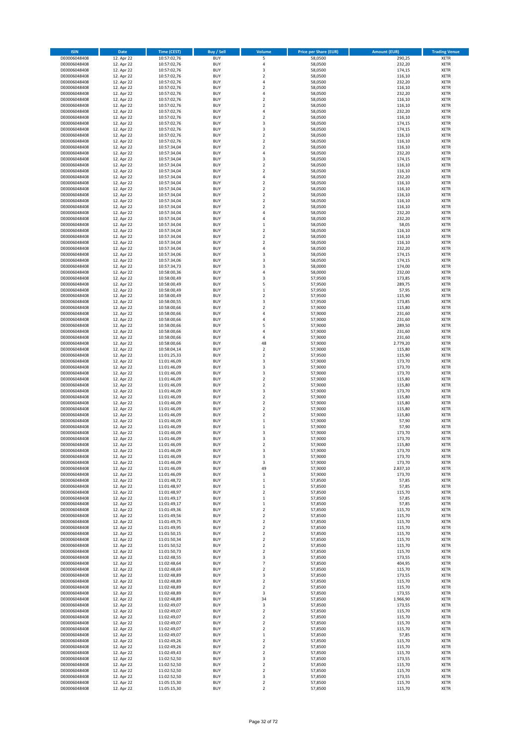| ISIN | Date | Time (CEST) | Buy / Sell | Volume | Price per Share (EUR) | Amount (EUR) | Trading Venue |
|---|---|---|---|---|---|---|---|
| DE0006048408 | 12. Apr 22 | 10:57:02,76 | BUY | 5 | 58,0500 | 290,25 | XETR |
| DE0006048408 | 12. Apr 22 | 10:57:02,76 | BUY | 4 | 58,0500 | 232,20 | XETR |
| DE0006048408 | 12. Apr 22 | 10:57:02,76 | BUY | 3 | 58,0500 | 174,15 | XETR |
| DE0006048408 | 12. Apr 22 | 10:57:02,76 | BUY | 2 | 58,0500 | 116,10 | XETR |
| DE0006048408 | 12. Apr 22 | 10:57:02,76 | BUY | 4 | 58,0500 | 232,20 | XETR |
| DE0006048408 | 12. Apr 22 | 10:57:02,76 | BUY | 2 | 58,0500 | 116,10 | XETR |
| DE0006048408 | 12. Apr 22 | 10:57:02,76 | BUY | 4 | 58,0500 | 232,20 | XETR |
| DE0006048408 | 12. Apr 22 | 10:57:02,76 | BUY | 2 | 58,0500 | 116,10 | XETR |
| DE0006048408 | 12. Apr 22 | 10:57:02,76 | BUY | 2 | 58,0500 | 116,10 | XETR |
| DE0006048408 | 12. Apr 22 | 10:57:02,76 | BUY | 4 | 58,0500 | 232,20 | XETR |
| DE0006048408 | 12. Apr 22 | 10:57:02,76 | BUY | 2 | 58,0500 | 116,10 | XETR |
| DE0006048408 | 12. Apr 22 | 10:57:02,76 | BUY | 3 | 58,0500 | 174,15 | XETR |
| DE0006048408 | 12. Apr 22 | 10:57:02,76 | BUY | 3 | 58,0500 | 174,15 | XETR |
| DE0006048408 | 12. Apr 22 | 10:57:02,76 | BUY | 2 | 58,0500 | 116,10 | XETR |
| DE0006048408 | 12. Apr 22 | 10:57:02,76 | BUY | 2 | 58,0500 | 116,10 | XETR |
| DE0006048408 | 12. Apr 22 | 10:57:34,04 | BUY | 2 | 58,0500 | 116,10 | XETR |
| DE0006048408 | 12. Apr 22 | 10:57:34,04 | BUY | 4 | 58,0500 | 232,20 | XETR |
| DE0006048408 | 12. Apr 22 | 10:57:34,04 | BUY | 3 | 58,0500 | 174,15 | XETR |
| DE0006048408 | 12. Apr 22 | 10:57:34,04 | BUY | 2 | 58,0500 | 116,10 | XETR |
| DE0006048408 | 12. Apr 22 | 10:57:34,04 | BUY | 2 | 58,0500 | 116,10 | XETR |
| DE0006048408 | 12. Apr 22 | 10:57:34,04 | BUY | 4 | 58,0500 | 232,20 | XETR |
| DE0006048408 | 12. Apr 22 | 10:57:34,04 | BUY | 2 | 58,0500 | 116,10 | XETR |
| DE0006048408 | 12. Apr 22 | 10:57:34,04 | BUY | 2 | 58,0500 | 116,10 | XETR |
| DE0006048408 | 12. Apr 22 | 10:57:34,04 | BUY | 2 | 58,0500 | 116,10 | XETR |
| DE0006048408 | 12. Apr 22 | 10:57:34,04 | BUY | 2 | 58,0500 | 116,10 | XETR |
| DE0006048408 | 12. Apr 22 | 10:57:34,04 | BUY | 2 | 58,0500 | 116,10 | XETR |
| DE0006048408 | 12. Apr 22 | 10:57:34,04 | BUY | 4 | 58,0500 | 232,20 | XETR |
| DE0006048408 | 12. Apr 22 | 10:57:34,04 | BUY | 4 | 58,0500 | 232,20 | XETR |
| DE0006048408 | 12. Apr 22 | 10:57:34,04 | BUY | 1 | 58,0500 | 58,05 | XETR |
| DE0006048408 | 12. Apr 22 | 10:57:34,04 | BUY | 2 | 58,0500 | 116,10 | XETR |
| DE0006048408 | 12. Apr 22 | 10:57:34,04 | BUY | 2 | 58,0500 | 116,10 | XETR |
| DE0006048408 | 12. Apr 22 | 10:57:34,04 | BUY | 2 | 58,0500 | 116,10 | XETR |
| DE0006048408 | 12. Apr 22 | 10:57:34,04 | BUY | 4 | 58,0500 | 232,20 | XETR |
| DE0006048408 | 12. Apr 22 | 10:57:34,06 | BUY | 3 | 58,0500 | 174,15 | XETR |
| DE0006048408 | 12. Apr 22 | 10:57:34,06 | BUY | 3 | 58,0500 | 174,15 | XETR |
| DE0006048408 | 12. Apr 22 | 10:57:34,73 | BUY | 3 | 58,0000 | 174,00 | XETR |
| DE0006048408 | 12. Apr 22 | 10:58:00,36 | BUY | 4 | 58,0000 | 232,00 | XETR |
| DE0006048408 | 12. Apr 22 | 10:58:00,49 | BUY | 3 | 57,9500 | 173,85 | XETR |
| DE0006048408 | 12. Apr 22 | 10:58:00,49 | BUY | 5 | 57,9500 | 289,75 | XETR |
| DE0006048408 | 12. Apr 22 | 10:58:00,49 | BUY | 1 | 57,9500 | 57,95 | XETR |
| DE0006048408 | 12. Apr 22 | 10:58:00,49 | BUY | 2 | 57,9500 | 115,90 | XETR |
| DE0006048408 | 12. Apr 22 | 10:58:00,55 | BUY | 3 | 57,9500 | 173,85 | XETR |
| DE0006048408 | 12. Apr 22 | 10:58:00,66 | BUY | 2 | 57,9000 | 115,80 | XETR |
| DE0006048408 | 12. Apr 22 | 10:58:00,66 | BUY | 4 | 57,9000 | 231,60 | XETR |
| DE0006048408 | 12. Apr 22 | 10:58:00,66 | BUY | 4 | 57,9000 | 231,60 | XETR |
| DE0006048408 | 12. Apr 22 | 10:58:00,66 | BUY | 5 | 57,9000 | 289,50 | XETR |
| DE0006048408 | 12. Apr 22 | 10:58:00,66 | BUY | 4 | 57,9000 | 231,60 | XETR |
| DE0006048408 | 12. Apr 22 | 10:58:00,66 | BUY | 4 | 57,9000 | 231,60 | XETR |
| DE0006048408 | 12. Apr 22 | 10:58:00,66 | BUY | 48 | 57,9000 | 2.779,20 | XETR |
| DE0006048408 | 12. Apr 22 | 10:58:04,14 | BUY | 2 | 57,9000 | 115,80 | XETR |
| DE0006048408 | 12. Apr 22 | 11:01:25,33 | BUY | 2 | 57,9500 | 115,90 | XETR |
| DE0006048408 | 12. Apr 22 | 11:01:46,09 | BUY | 3 | 57,9000 | 173,70 | XETR |
| DE0006048408 | 12. Apr 22 | 11:01:46,09 | BUY | 3 | 57,9000 | 173,70 | XETR |
| DE0006048408 | 12. Apr 22 | 11:01:46,09 | BUY | 3 | 57,9000 | 173,70 | XETR |
| DE0006048408 | 12. Apr 22 | 11:01:46,09 | BUY | 2 | 57,9000 | 115,80 | XETR |
| DE0006048408 | 12. Apr 22 | 11:01:46,09 | BUY | 2 | 57,9000 | 115,80 | XETR |
| DE0006048408 | 12. Apr 22 | 11:01:46,09 | BUY | 3 | 57,9000 | 173,70 | XETR |
| DE0006048408 | 12. Apr 22 | 11:01:46,09 | BUY | 2 | 57,9000 | 115,80 | XETR |
| DE0006048408 | 12. Apr 22 | 11:01:46,09 | BUY | 2 | 57,9000 | 115,80 | XETR |
| DE0006048408 | 12. Apr 22 | 11:01:46,09 | BUY | 2 | 57,9000 | 115,80 | XETR |
| DE0006048408 | 12. Apr 22 | 11:01:46,09 | BUY | 2 | 57,9000 | 115,80 | XETR |
| DE0006048408 | 12. Apr 22 | 11:01:46,09 | BUY | 1 | 57,9000 | 57,90 | XETR |
| DE0006048408 | 12. Apr 22 | 11:01:46,09 | BUY | 1 | 57,9000 | 57,90 | XETR |
| DE0006048408 | 12. Apr 22 | 11:01:46,09 | BUY | 3 | 57,9000 | 173,70 | XETR |
| DE0006048408 | 12. Apr 22 | 11:01:46,09 | BUY | 3 | 57,9000 | 173,70 | XETR |
| DE0006048408 | 12. Apr 22 | 11:01:46,09 | BUY | 2 | 57,9000 | 115,80 | XETR |
| DE0006048408 | 12. Apr 22 | 11:01:46,09 | BUY | 3 | 57,9000 | 173,70 | XETR |
| DE0006048408 | 12. Apr 22 | 11:01:46,09 | BUY | 3 | 57,9000 | 173,70 | XETR |
| DE0006048408 | 12. Apr 22 | 11:01:46,09 | BUY | 3 | 57,9000 | 173,70 | XETR |
| DE0006048408 | 12. Apr 22 | 11:01:46,09 | BUY | 49 | 57,9000 | 2.837,10 | XETR |
| DE0006048408 | 12. Apr 22 | 11:01:46,09 | BUY | 3 | 57,9000 | 173,70 | XETR |
| DE0006048408 | 12. Apr 22 | 11:01:48,72 | BUY | 1 | 57,8500 | 57,85 | XETR |
| DE0006048408 | 12. Apr 22 | 11:01:48,97 | BUY | 1 | 57,8500 | 57,85 | XETR |
| DE0006048408 | 12. Apr 22 | 11:01:48,97 | BUY | 2 | 57,8500 | 115,70 | XETR |
| DE0006048408 | 12. Apr 22 | 11:01:49,17 | BUY | 1 | 57,8500 | 57,85 | XETR |
| DE0006048408 | 12. Apr 22 | 11:01:49,17 | BUY | 1 | 57,8500 | 57,85 | XETR |
| DE0006048408 | 12. Apr 22 | 11:01:49,36 | BUY | 2 | 57,8500 | 115,70 | XETR |
| DE0006048408 | 12. Apr 22 | 11:01:49,56 | BUY | 2 | 57,8500 | 115,70 | XETR |
| DE0006048408 | 12. Apr 22 | 11:01:49,75 | BUY | 2 | 57,8500 | 115,70 | XETR |
| DE0006048408 | 12. Apr 22 | 11:01:49,95 | BUY | 2 | 57,8500 | 115,70 | XETR |
| DE0006048408 | 12. Apr 22 | 11:01:50,15 | BUY | 2 | 57,8500 | 115,70 | XETR |
| DE0006048408 | 12. Apr 22 | 11:01:50,34 | BUY | 2 | 57,8500 | 115,70 | XETR |
| DE0006048408 | 12. Apr 22 | 11:01:50,52 | BUY | 2 | 57,8500 | 115,70 | XETR |
| DE0006048408 | 12. Apr 22 | 11:01:50,73 | BUY | 2 | 57,8500 | 115,70 | XETR |
| DE0006048408 | 12. Apr 22 | 11:02:48,55 | BUY | 3 | 57,8500 | 173,55 | XETR |
| DE0006048408 | 12. Apr 22 | 11:02:48,64 | BUY | 7 | 57,8500 | 404,95 | XETR |
| DE0006048408 | 12. Apr 22 | 11:02:48,69 | BUY | 2 | 57,8500 | 115,70 | XETR |
| DE0006048408 | 12. Apr 22 | 11:02:48,89 | BUY | 3 | 57,8500 | 173,55 | XETR |
| DE0006048408 | 12. Apr 22 | 11:02:48,89 | BUY | 2 | 57,8500 | 115,70 | XETR |
| DE0006048408 | 12. Apr 22 | 11:02:48,89 | BUY | 2 | 57,8500 | 115,70 | XETR |
| DE0006048408 | 12. Apr 22 | 11:02:48,89 | BUY | 3 | 57,8500 | 173,55 | XETR |
| DE0006048408 | 12. Apr 22 | 11:02:48,89 | BUY | 34 | 57,8500 | 1.966,90 | XETR |
| DE0006048408 | 12. Apr 22 | 11:02:49,07 | BUY | 3 | 57,8500 | 173,55 | XETR |
| DE0006048408 | 12. Apr 22 | 11:02:49,07 | BUY | 2 | 57,8500 | 115,70 | XETR |
| DE0006048408 | 12. Apr 22 | 11:02:49,07 | BUY | 2 | 57,8500 | 115,70 | XETR |
| DE0006048408 | 12. Apr 22 | 11:02:49,07 | BUY | 2 | 57,8500 | 115,70 | XETR |
| DE0006048408 | 12. Apr 22 | 11:02:49,07 | BUY | 2 | 57,8500 | 115,70 | XETR |
| DE0006048408 | 12. Apr 22 | 11:02:49,07 | BUY | 1 | 57,8500 | 57,85 | XETR |
| DE0006048408 | 12. Apr 22 | 11:02:49,26 | BUY | 2 | 57,8500 | 115,70 | XETR |
| DE0006048408 | 12. Apr 22 | 11:02:49,26 | BUY | 2 | 57,8500 | 115,70 | XETR |
| DE0006048408 | 12. Apr 22 | 11:02:49,43 | BUY | 2 | 57,8500 | 115,70 | XETR |
| DE0006048408 | 12. Apr 22 | 11:02:52,50 | BUY | 3 | 57,8500 | 173,55 | XETR |
| DE0006048408 | 12. Apr 22 | 11:02:52,50 | BUY | 2 | 57,8500 | 115,70 | XETR |
| DE0006048408 | 12. Apr 22 | 11:02:52,50 | BUY | 2 | 57,8500 | 115,70 | XETR |
| DE0006048408 | 12. Apr 22 | 11:02:52,50 | BUY | 3 | 57,8500 | 173,55 | XETR |
| DE0006048408 | 12. Apr 22 | 11:05:15,30 | BUY | 2 | 57,8500 | 115,70 | XETR |
| DE0006048408 | 12. Apr 22 | 11:05:15,30 | BUY | 2 | 57,8500 | 115,70 | XETR |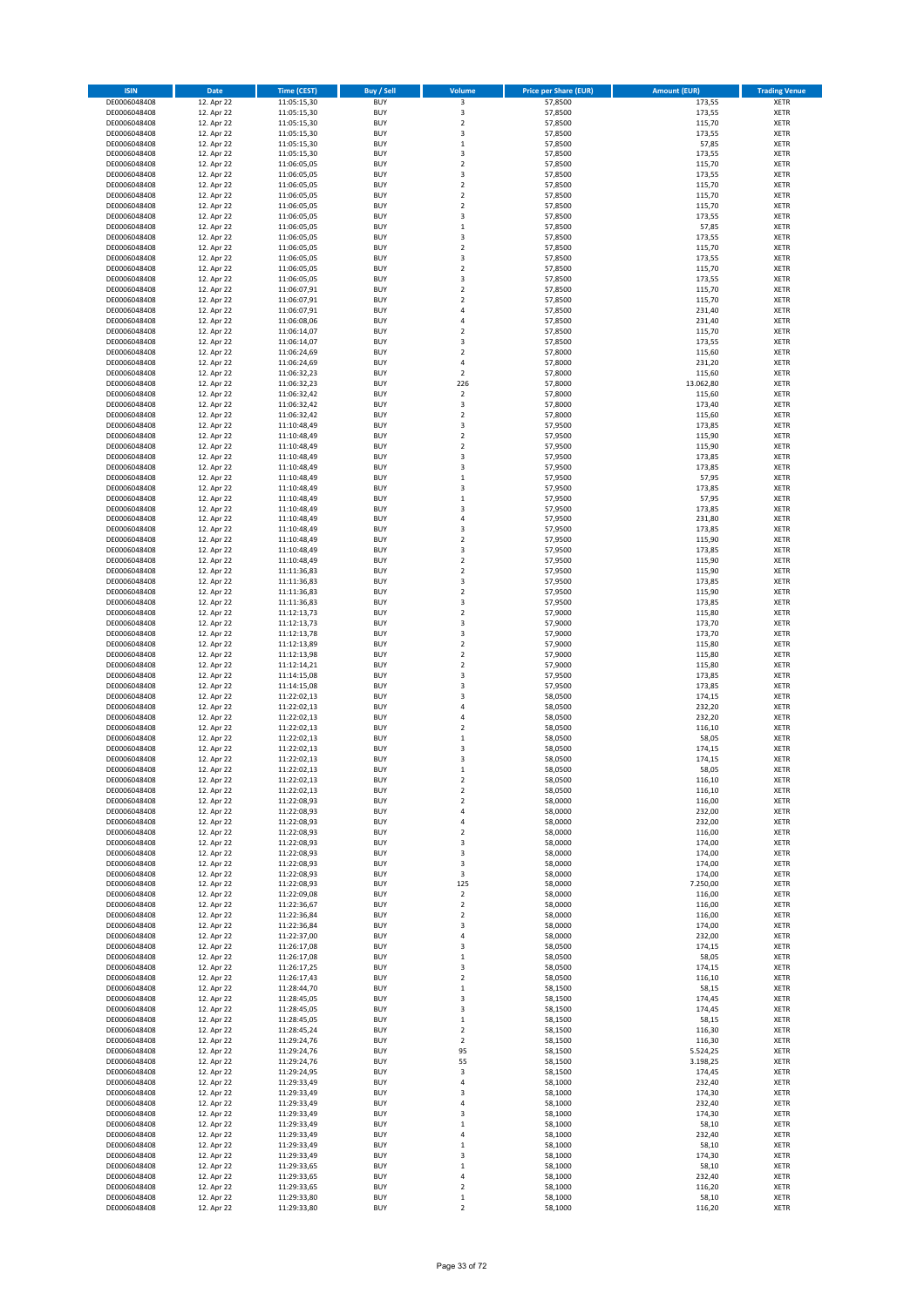| ISIN | Date | Time (CEST) | Buy / Sell | Volume | Price per Share (EUR) | Amount (EUR) | Trading Venue |
|---|---|---|---|---|---|---|---|
| DE0006048408 | 12. Apr 22 | 11:05:15,30 | BUY | 3 | 57,8500 | 173,55 | XETR |
| DE0006048408 | 12. Apr 22 | 11:05:15,30 | BUY | 3 | 57,8500 | 173,55 | XETR |
| DE0006048408 | 12. Apr 22 | 11:05:15,30 | BUY | 2 | 57,8500 | 115,70 | XETR |
| DE0006048408 | 12. Apr 22 | 11:05:15,30 | BUY | 3 | 57,8500 | 173,55 | XETR |
| DE0006048408 | 12. Apr 22 | 11:05:15,30 | BUY | 1 | 57,8500 | 57,85 | XETR |
| DE0006048408 | 12. Apr 22 | 11:05:15,30 | BUY | 3 | 57,8500 | 173,55 | XETR |
| DE0006048408 | 12. Apr 22 | 11:06:05,05 | BUY | 2 | 57,8500 | 115,70 | XETR |
| DE0006048408 | 12. Apr 22 | 11:06:05,05 | BUY | 3 | 57,8500 | 173,55 | XETR |
| DE0006048408 | 12. Apr 22 | 11:06:05,05 | BUY | 2 | 57,8500 | 115,70 | XETR |
| DE0006048408 | 12. Apr 22 | 11:06:05,05 | BUY | 2 | 57,8500 | 115,70 | XETR |
| DE0006048408 | 12. Apr 22 | 11:06:05,05 | BUY | 2 | 57,8500 | 115,70 | XETR |
| DE0006048408 | 12. Apr 22 | 11:06:05,05 | BUY | 3 | 57,8500 | 173,55 | XETR |
| DE0006048408 | 12. Apr 22 | 11:06:05,05 | BUY | 1 | 57,8500 | 57,85 | XETR |
| DE0006048408 | 12. Apr 22 | 11:06:05,05 | BUY | 3 | 57,8500 | 173,55 | XETR |
| DE0006048408 | 12. Apr 22 | 11:06:05,05 | BUY | 2 | 57,8500 | 115,70 | XETR |
| DE0006048408 | 12. Apr 22 | 11:06:05,05 | BUY | 3 | 57,8500 | 173,55 | XETR |
| DE0006048408 | 12. Apr 22 | 11:06:05,05 | BUY | 2 | 57,8500 | 115,70 | XETR |
| DE0006048408 | 12. Apr 22 | 11:06:05,05 | BUY | 3 | 57,8500 | 173,55 | XETR |
| DE0006048408 | 12. Apr 22 | 11:06:07,91 | BUY | 2 | 57,8500 | 115,70 | XETR |
| DE0006048408 | 12. Apr 22 | 11:06:07,91 | BUY | 2 | 57,8500 | 115,70 | XETR |
| DE0006048408 | 12. Apr 22 | 11:06:07,91 | BUY | 4 | 57,8500 | 231,40 | XETR |
| DE0006048408 | 12. Apr 22 | 11:06:08,06 | BUY | 4 | 57,8500 | 231,40 | XETR |
| DE0006048408 | 12. Apr 22 | 11:06:14,07 | BUY | 2 | 57,8500 | 115,70 | XETR |
| DE0006048408 | 12. Apr 22 | 11:06:14,07 | BUY | 3 | 57,8500 | 173,55 | XETR |
| DE0006048408 | 12. Apr 22 | 11:06:24,69 | BUY | 2 | 57,8000 | 115,60 | XETR |
| DE0006048408 | 12. Apr 22 | 11:06:24,69 | BUY | 4 | 57,8000 | 231,20 | XETR |
| DE0006048408 | 12. Apr 22 | 11:06:32,23 | BUY | 2 | 57,8000 | 115,60 | XETR |
| DE0006048408 | 12. Apr 22 | 11:06:32,23 | BUY | 226 | 57,8000 | 13.062,80 | XETR |
| DE0006048408 | 12. Apr 22 | 11:06:32,42 | BUY | 2 | 57,8000 | 115,60 | XETR |
| DE0006048408 | 12. Apr 22 | 11:06:32,42 | BUY | 3 | 57,8000 | 173,40 | XETR |
| DE0006048408 | 12. Apr 22 | 11:06:32,42 | BUY | 2 | 57,8000 | 115,60 | XETR |
| DE0006048408 | 12. Apr 22 | 11:10:48,49 | BUY | 3 | 57,9500 | 173,85 | XETR |
| DE0006048408 | 12. Apr 22 | 11:10:48,49 | BUY | 2 | 57,9500 | 115,90 | XETR |
| DE0006048408 | 12. Apr 22 | 11:10:48,49 | BUY | 2 | 57,9500 | 115,90 | XETR |
| DE0006048408 | 12. Apr 22 | 11:10:48,49 | BUY | 3 | 57,9500 | 173,85 | XETR |
| DE0006048408 | 12. Apr 22 | 11:10:48,49 | BUY | 3 | 57,9500 | 173,85 | XETR |
| DE0006048408 | 12. Apr 22 | 11:10:48,49 | BUY | 1 | 57,9500 | 57,95 | XETR |
| DE0006048408 | 12. Apr 22 | 11:10:48,49 | BUY | 3 | 57,9500 | 173,85 | XETR |
| DE0006048408 | 12. Apr 22 | 11:10:48,49 | BUY | 1 | 57,9500 | 57,95 | XETR |
| DE0006048408 | 12. Apr 22 | 11:10:48,49 | BUY | 3 | 57,9500 | 173,85 | XETR |
| DE0006048408 | 12. Apr 22 | 11:10:48,49 | BUY | 4 | 57,9500 | 231,80 | XETR |
| DE0006048408 | 12. Apr 22 | 11:10:48,49 | BUY | 3 | 57,9500 | 173,85 | XETR |
| DE0006048408 | 12. Apr 22 | 11:10:48,49 | BUY | 2 | 57,9500 | 115,90 | XETR |
| DE0006048408 | 12. Apr 22 | 11:10:48,49 | BUY | 3 | 57,9500 | 173,85 | XETR |
| DE0006048408 | 12. Apr 22 | 11:10:48,49 | BUY | 2 | 57,9500 | 115,90 | XETR |
| DE0006048408 | 12. Apr 22 | 11:11:36,83 | BUY | 2 | 57,9500 | 115,90 | XETR |
| DE0006048408 | 12. Apr 22 | 11:11:36,83 | BUY | 3 | 57,9500 | 173,85 | XETR |
| DE0006048408 | 12. Apr 22 | 11:11:36,83 | BUY | 2 | 57,9500 | 115,90 | XETR |
| DE0006048408 | 12. Apr 22 | 11:11:36,83 | BUY | 3 | 57,9500 | 173,85 | XETR |
| DE0006048408 | 12. Apr 22 | 11:12:13,73 | BUY | 2 | 57,9000 | 115,80 | XETR |
| DE0006048408 | 12. Apr 22 | 11:12:13,73 | BUY | 3 | 57,9000 | 173,70 | XETR |
| DE0006048408 | 12. Apr 22 | 11:12:13,78 | BUY | 3 | 57,9000 | 173,70 | XETR |
| DE0006048408 | 12. Apr 22 | 11:12:13,89 | BUY | 2 | 57,9000 | 115,80 | XETR |
| DE0006048408 | 12. Apr 22 | 11:12:13,98 | BUY | 2 | 57,9000 | 115,80 | XETR |
| DE0006048408 | 12. Apr 22 | 11:12:14,21 | BUY | 2 | 57,9000 | 115,80 | XETR |
| DE0006048408 | 12. Apr 22 | 11:14:15,08 | BUY | 3 | 57,9500 | 173,85 | XETR |
| DE0006048408 | 12. Apr 22 | 11:14:15,08 | BUY | 3 | 57,9500 | 173,85 | XETR |
| DE0006048408 | 12. Apr 22 | 11:22:02,13 | BUY | 3 | 58,0500 | 174,15 | XETR |
| DE0006048408 | 12. Apr 22 | 11:22:02,13 | BUY | 4 | 58,0500 | 232,20 | XETR |
| DE0006048408 | 12. Apr 22 | 11:22:02,13 | BUY | 4 | 58,0500 | 232,20 | XETR |
| DE0006048408 | 12. Apr 22 | 11:22:02,13 | BUY | 2 | 58,0500 | 116,10 | XETR |
| DE0006048408 | 12. Apr 22 | 11:22:02,13 | BUY | 1 | 58,0500 | 58,05 | XETR |
| DE0006048408 | 12. Apr 22 | 11:22:02,13 | BUY | 3 | 58,0500 | 174,15 | XETR |
| DE0006048408 | 12. Apr 22 | 11:22:02,13 | BUY | 3 | 58,0500 | 174,15 | XETR |
| DE0006048408 | 12. Apr 22 | 11:22:02,13 | BUY | 1 | 58,0500 | 58,05 | XETR |
| DE0006048408 | 12. Apr 22 | 11:22:02,13 | BUY | 2 | 58,0500 | 116,10 | XETR |
| DE0006048408 | 12. Apr 22 | 11:22:02,13 | BUY | 2 | 58,0500 | 116,10 | XETR |
| DE0006048408 | 12. Apr 22 | 11:22:08,93 | BUY | 2 | 58,0000 | 116,00 | XETR |
| DE0006048408 | 12. Apr 22 | 11:22:08,93 | BUY | 4 | 58,0000 | 232,00 | XETR |
| DE0006048408 | 12. Apr 22 | 11:22:08,93 | BUY | 4 | 58,0000 | 232,00 | XETR |
| DE0006048408 | 12. Apr 22 | 11:22:08,93 | BUY | 2 | 58,0000 | 116,00 | XETR |
| DE0006048408 | 12. Apr 22 | 11:22:08,93 | BUY | 3 | 58,0000 | 174,00 | XETR |
| DE0006048408 | 12. Apr 22 | 11:22:08,93 | BUY | 3 | 58,0000 | 174,00 | XETR |
| DE0006048408 | 12. Apr 22 | 11:22:08,93 | BUY | 3 | 58,0000 | 174,00 | XETR |
| DE0006048408 | 12. Apr 22 | 11:22:08,93 | BUY | 3 | 58,0000 | 174,00 | XETR |
| DE0006048408 | 12. Apr 22 | 11:22:08,93 | BUY | 125 | 58,0000 | 7.250,00 | XETR |
| DE0006048408 | 12. Apr 22 | 11:22:09,08 | BUY | 2 | 58,0000 | 116,00 | XETR |
| DE0006048408 | 12. Apr 22 | 11:22:36,67 | BUY | 2 | 58,0000 | 116,00 | XETR |
| DE0006048408 | 12. Apr 22 | 11:22:36,84 | BUY | 2 | 58,0000 | 116,00 | XETR |
| DE0006048408 | 12. Apr 22 | 11:22:36,84 | BUY | 3 | 58,0000 | 174,00 | XETR |
| DE0006048408 | 12. Apr 22 | 11:22:37,00 | BUY | 4 | 58,0000 | 232,00 | XETR |
| DE0006048408 | 12. Apr 22 | 11:26:17,08 | BUY | 3 | 58,0500 | 174,15 | XETR |
| DE0006048408 | 12. Apr 22 | 11:26:17,08 | BUY | 1 | 58,0500 | 58,05 | XETR |
| DE0006048408 | 12. Apr 22 | 11:26:17,25 | BUY | 3 | 58,0500 | 174,15 | XETR |
| DE0006048408 | 12. Apr 22 | 11:26:17,43 | BUY | 2 | 58,0500 | 116,10 | XETR |
| DE0006048408 | 12. Apr 22 | 11:28:44,70 | BUY | 1 | 58,1500 | 58,15 | XETR |
| DE0006048408 | 12. Apr 22 | 11:28:45,05 | BUY | 3 | 58,1500 | 174,45 | XETR |
| DE0006048408 | 12. Apr 22 | 11:28:45,05 | BUY | 3 | 58,1500 | 174,45 | XETR |
| DE0006048408 | 12. Apr 22 | 11:28:45,05 | BUY | 1 | 58,1500 | 58,15 | XETR |
| DE0006048408 | 12. Apr 22 | 11:28:45,24 | BUY | 2 | 58,1500 | 116,30 | XETR |
| DE0006048408 | 12. Apr 22 | 11:29:24,76 | BUY | 2 | 58,1500 | 116,30 | XETR |
| DE0006048408 | 12. Apr 22 | 11:29:24,76 | BUY | 95 | 58,1500 | 5.524,25 | XETR |
| DE0006048408 | 12. Apr 22 | 11:29:24,76 | BUY | 55 | 58,1500 | 3.198,25 | XETR |
| DE0006048408 | 12. Apr 22 | 11:29:24,95 | BUY | 3 | 58,1500 | 174,45 | XETR |
| DE0006048408 | 12. Apr 22 | 11:29:33,49 | BUY | 4 | 58,1000 | 232,40 | XETR |
| DE0006048408 | 12. Apr 22 | 11:29:33,49 | BUY | 3 | 58,1000 | 174,30 | XETR |
| DE0006048408 | 12. Apr 22 | 11:29:33,49 | BUY | 4 | 58,1000 | 232,40 | XETR |
| DE0006048408 | 12. Apr 22 | 11:29:33,49 | BUY | 3 | 58,1000 | 174,30 | XETR |
| DE0006048408 | 12. Apr 22 | 11:29:33,49 | BUY | 1 | 58,1000 | 58,10 | XETR |
| DE0006048408 | 12. Apr 22 | 11:29:33,49 | BUY | 4 | 58,1000 | 232,40 | XETR |
| DE0006048408 | 12. Apr 22 | 11:29:33,49 | BUY | 1 | 58,1000 | 58,10 | XETR |
| DE0006048408 | 12. Apr 22 | 11:29:33,49 | BUY | 3 | 58,1000 | 174,30 | XETR |
| DE0006048408 | 12. Apr 22 | 11:29:33,65 | BUY | 1 | 58,1000 | 58,10 | XETR |
| DE0006048408 | 12. Apr 22 | 11:29:33,65 | BUY | 4 | 58,1000 | 232,40 | XETR |
| DE0006048408 | 12. Apr 22 | 11:29:33,65 | BUY | 2 | 58,1000 | 116,20 | XETR |
| DE0006048408 | 12. Apr 22 | 11:29:33,80 | BUY | 1 | 58,1000 | 58,10 | XETR |
| DE0006048408 | 12. Apr 22 | 11:29:33,80 | BUY | 2 | 58,1000 | 116,20 | XETR |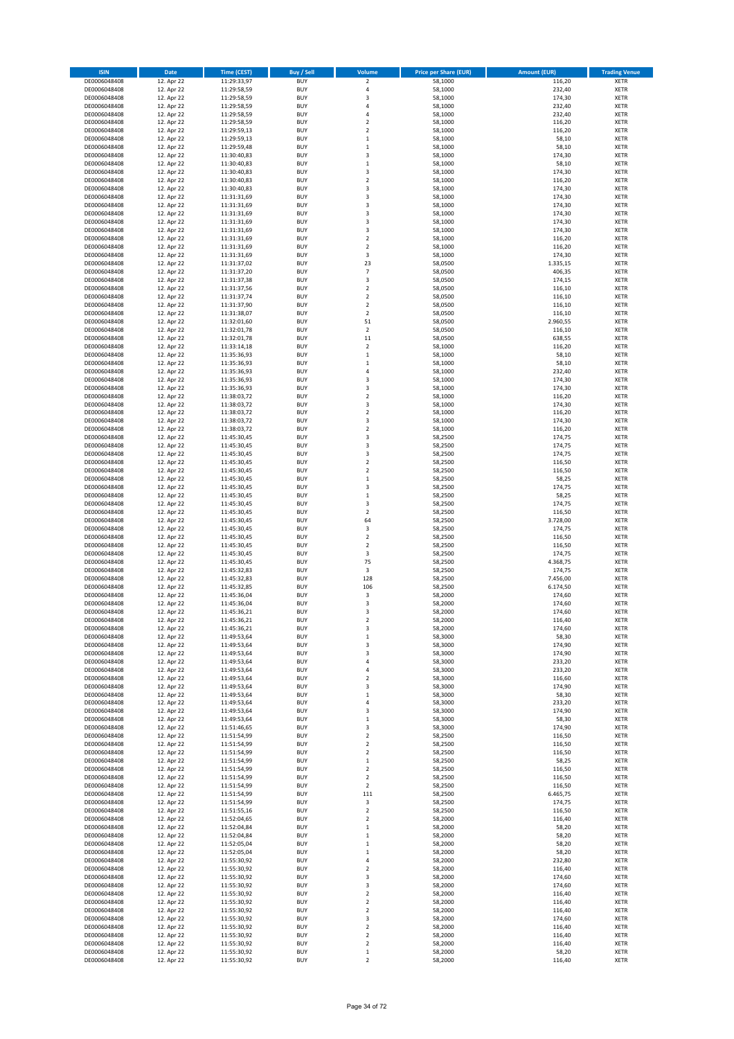| ISIN | Date | Time (CEST) | Buy / Sell | Volume | Price per Share (EUR) | Amount (EUR) | Trading Venue |
|---|---|---|---|---|---|---|---|
| DE0006048408 | 12. Apr 22 | 11:29:33,97 | BUY | 2 | 58,1000 | 116,20 | XETR |
| DE0006048408 | 12. Apr 22 | 11:29:58,59 | BUY | 4 | 58,1000 | 232,40 | XETR |
| DE0006048408 | 12. Apr 22 | 11:29:58,59 | BUY | 3 | 58,1000 | 174,30 | XETR |
| DE0006048408 | 12. Apr 22 | 11:29:58,59 | BUY | 4 | 58,1000 | 232,40 | XETR |
| DE0006048408 | 12. Apr 22 | 11:29:58,59 | BUY | 4 | 58,1000 | 232,40 | XETR |
| DE0006048408 | 12. Apr 22 | 11:29:58,59 | BUY | 2 | 58,1000 | 116,20 | XETR |
| DE0006048408 | 12. Apr 22 | 11:29:59,13 | BUY | 2 | 58,1000 | 116,20 | XETR |
| DE0006048408 | 12. Apr 22 | 11:29:59,13 | BUY | 1 | 58,1000 | 58,10 | XETR |
| DE0006048408 | 12. Apr 22 | 11:29:59,48 | BUY | 1 | 58,1000 | 58,10 | XETR |
| DE0006048408 | 12. Apr 22 | 11:30:40,83 | BUY | 3 | 58,1000 | 174,30 | XETR |
| DE0006048408 | 12. Apr 22 | 11:30:40,83 | BUY | 1 | 58,1000 | 58,10 | XETR |
| DE0006048408 | 12. Apr 22 | 11:30:40,83 | BUY | 3 | 58,1000 | 174,30 | XETR |
| DE0006048408 | 12. Apr 22 | 11:30:40,83 | BUY | 2 | 58,1000 | 116,20 | XETR |
| DE0006048408 | 12. Apr 22 | 11:30:40,83 | BUY | 3 | 58,1000 | 174,30 | XETR |
| DE0006048408 | 12. Apr 22 | 11:31:31,69 | BUY | 3 | 58,1000 | 174,30 | XETR |
| DE0006048408 | 12. Apr 22 | 11:31:31,69 | BUY | 3 | 58,1000 | 174,30 | XETR |
| DE0006048408 | 12. Apr 22 | 11:31:31,69 | BUY | 3 | 58,1000 | 174,30 | XETR |
| DE0006048408 | 12. Apr 22 | 11:31:31,69 | BUY | 3 | 58,1000 | 174,30 | XETR |
| DE0006048408 | 12. Apr 22 | 11:31:31,69 | BUY | 3 | 58,1000 | 174,30 | XETR |
| DE0006048408 | 12. Apr 22 | 11:31:31,69 | BUY | 2 | 58,1000 | 116,20 | XETR |
| DE0006048408 | 12. Apr 22 | 11:31:31,69 | BUY | 2 | 58,1000 | 116,20 | XETR |
| DE0006048408 | 12. Apr 22 | 11:31:31,69 | BUY | 3 | 58,1000 | 174,30 | XETR |
| DE0006048408 | 12. Apr 22 | 11:31:37,02 | BUY | 23 | 58,0500 | 1.335,15 | XETR |
| DE0006048408 | 12. Apr 22 | 11:31:37,20 | BUY | 7 | 58,0500 | 406,35 | XETR |
| DE0006048408 | 12. Apr 22 | 11:31:37,38 | BUY | 3 | 58,0500 | 174,15 | XETR |
| DE0006048408 | 12. Apr 22 | 11:31:37,56 | BUY | 2 | 58,0500 | 116,10 | XETR |
| DE0006048408 | 12. Apr 22 | 11:31:37,74 | BUY | 2 | 58,0500 | 116,10 | XETR |
| DE0006048408 | 12. Apr 22 | 11:31:37,90 | BUY | 2 | 58,0500 | 116,10 | XETR |
| DE0006048408 | 12. Apr 22 | 11:31:38,07 | BUY | 2 | 58,0500 | 116,10 | XETR |
| DE0006048408 | 12. Apr 22 | 11:32:01,60 | BUY | 51 | 58,0500 | 2.960,55 | XETR |
| DE0006048408 | 12. Apr 22 | 11:32:01,78 | BUY | 2 | 58,0500 | 116,10 | XETR |
| DE0006048408 | 12. Apr 22 | 11:32:01,78 | BUY | 11 | 58,0500 | 638,55 | XETR |
| DE0006048408 | 12. Apr 22 | 11:33:14,18 | BUY | 2 | 58,1000 | 116,20 | XETR |
| DE0006048408 | 12. Apr 22 | 11:35:36,93 | BUY | 1 | 58,1000 | 58,10 | XETR |
| DE0006048408 | 12. Apr 22 | 11:35:36,93 | BUY | 1 | 58,1000 | 58,10 | XETR |
| DE0006048408 | 12. Apr 22 | 11:35:36,93 | BUY | 4 | 58,1000 | 232,40 | XETR |
| DE0006048408 | 12. Apr 22 | 11:35:36,93 | BUY | 3 | 58,1000 | 174,30 | XETR |
| DE0006048408 | 12. Apr 22 | 11:35:36,93 | BUY | 3 | 58,1000 | 174,30 | XETR |
| DE0006048408 | 12. Apr 22 | 11:38:03,72 | BUY | 2 | 58,1000 | 116,20 | XETR |
| DE0006048408 | 12. Apr 22 | 11:38:03,72 | BUY | 3 | 58,1000 | 174,30 | XETR |
| DE0006048408 | 12. Apr 22 | 11:38:03,72 | BUY | 2 | 58,1000 | 116,20 | XETR |
| DE0006048408 | 12. Apr 22 | 11:38:03,72 | BUY | 3 | 58,1000 | 174,30 | XETR |
| DE0006048408 | 12. Apr 22 | 11:38:03,72 | BUY | 2 | 58,1000 | 116,20 | XETR |
| DE0006048408 | 12. Apr 22 | 11:45:30,45 | BUY | 3 | 58,2500 | 174,75 | XETR |
| DE0006048408 | 12. Apr 22 | 11:45:30,45 | BUY | 3 | 58,2500 | 174,75 | XETR |
| DE0006048408 | 12. Apr 22 | 11:45:30,45 | BUY | 3 | 58,2500 | 174,75 | XETR |
| DE0006048408 | 12. Apr 22 | 11:45:30,45 | BUY | 2 | 58,2500 | 116,50 | XETR |
| DE0006048408 | 12. Apr 22 | 11:45:30,45 | BUY | 2 | 58,2500 | 116,50 | XETR |
| DE0006048408 | 12. Apr 22 | 11:45:30,45 | BUY | 1 | 58,2500 | 58,25 | XETR |
| DE0006048408 | 12. Apr 22 | 11:45:30,45 | BUY | 3 | 58,2500 | 174,75 | XETR |
| DE0006048408 | 12. Apr 22 | 11:45:30,45 | BUY | 1 | 58,2500 | 58,25 | XETR |
| DE0006048408 | 12. Apr 22 | 11:45:30,45 | BUY | 3 | 58,2500 | 174,75 | XETR |
| DE0006048408 | 12. Apr 22 | 11:45:30,45 | BUY | 2 | 58,2500 | 116,50 | XETR |
| DE0006048408 | 12. Apr 22 | 11:45:30,45 | BUY | 64 | 58,2500 | 3.728,00 | XETR |
| DE0006048408 | 12. Apr 22 | 11:45:30,45 | BUY | 3 | 58,2500 | 174,75 | XETR |
| DE0006048408 | 12. Apr 22 | 11:45:30,45 | BUY | 2 | 58,2500 | 116,50 | XETR |
| DE0006048408 | 12. Apr 22 | 11:45:30,45 | BUY | 2 | 58,2500 | 116,50 | XETR |
| DE0006048408 | 12. Apr 22 | 11:45:30,45 | BUY | 3 | 58,2500 | 174,75 | XETR |
| DE0006048408 | 12. Apr 22 | 11:45:30,45 | BUY | 75 | 58,2500 | 4.368,75 | XETR |
| DE0006048408 | 12. Apr 22 | 11:45:32,83 | BUY | 3 | 58,2500 | 174,75 | XETR |
| DE0006048408 | 12. Apr 22 | 11:45:32,83 | BUY | 128 | 58,2500 | 7.456,00 | XETR |
| DE0006048408 | 12. Apr 22 | 11:45:32,85 | BUY | 106 | 58,2500 | 6.174,50 | XETR |
| DE0006048408 | 12. Apr 22 | 11:45:36,04 | BUY | 3 | 58,2000 | 174,60 | XETR |
| DE0006048408 | 12. Apr 22 | 11:45:36,04 | BUY | 3 | 58,2000 | 174,60 | XETR |
| DE0006048408 | 12. Apr 22 | 11:45:36,21 | BUY | 3 | 58,2000 | 174,60 | XETR |
| DE0006048408 | 12. Apr 22 | 11:45:36,21 | BUY | 2 | 58,2000 | 116,40 | XETR |
| DE0006048408 | 12. Apr 22 | 11:45:36,21 | BUY | 3 | 58,2000 | 174,60 | XETR |
| DE0006048408 | 12. Apr 22 | 11:49:53,64 | BUY | 1 | 58,3000 | 58,30 | XETR |
| DE0006048408 | 12. Apr 22 | 11:49:53,64 | BUY | 3 | 58,3000 | 174,90 | XETR |
| DE0006048408 | 12. Apr 22 | 11:49:53,64 | BUY | 3 | 58,3000 | 174,90 | XETR |
| DE0006048408 | 12. Apr 22 | 11:49:53,64 | BUY | 4 | 58,3000 | 233,20 | XETR |
| DE0006048408 | 12. Apr 22 | 11:49:53,64 | BUY | 4 | 58,3000 | 233,20 | XETR |
| DE0006048408 | 12. Apr 22 | 11:49:53,64 | BUY | 2 | 58,3000 | 116,60 | XETR |
| DE0006048408 | 12. Apr 22 | 11:49:53,64 | BUY | 3 | 58,3000 | 174,90 | XETR |
| DE0006048408 | 12. Apr 22 | 11:49:53,64 | BUY | 1 | 58,3000 | 58,30 | XETR |
| DE0006048408 | 12. Apr 22 | 11:49:53,64 | BUY | 4 | 58,3000 | 233,20 | XETR |
| DE0006048408 | 12. Apr 22 | 11:49:53,64 | BUY | 3 | 58,3000 | 174,90 | XETR |
| DE0006048408 | 12. Apr 22 | 11:49:53,64 | BUY | 1 | 58,3000 | 58,30 | XETR |
| DE0006048408 | 12. Apr 22 | 11:51:46,65 | BUY | 3 | 58,3000 | 174,90 | XETR |
| DE0006048408 | 12. Apr 22 | 11:51:54,99 | BUY | 2 | 58,2500 | 116,50 | XETR |
| DE0006048408 | 12. Apr 22 | 11:51:54,99 | BUY | 2 | 58,2500 | 116,50 | XETR |
| DE0006048408 | 12. Apr 22 | 11:51:54,99 | BUY | 2 | 58,2500 | 116,50 | XETR |
| DE0006048408 | 12. Apr 22 | 11:51:54,99 | BUY | 1 | 58,2500 | 58,25 | XETR |
| DE0006048408 | 12. Apr 22 | 11:51:54,99 | BUY | 2 | 58,2500 | 116,50 | XETR |
| DE0006048408 | 12. Apr 22 | 11:51:54,99 | BUY | 2 | 58,2500 | 116,50 | XETR |
| DE0006048408 | 12. Apr 22 | 11:51:54,99 | BUY | 2 | 58,2500 | 116,50 | XETR |
| DE0006048408 | 12. Apr 22 | 11:51:54,99 | BUY | 111 | 58,2500 | 6.465,75 | XETR |
| DE0006048408 | 12. Apr 22 | 11:51:54,99 | BUY | 3 | 58,2500 | 174,75 | XETR |
| DE0006048408 | 12. Apr 22 | 11:51:55,16 | BUY | 2 | 58,2500 | 116,50 | XETR |
| DE0006048408 | 12. Apr 22 | 11:52:04,65 | BUY | 2 | 58,2000 | 116,40 | XETR |
| DE0006048408 | 12. Apr 22 | 11:52:04,84 | BUY | 1 | 58,2000 | 58,20 | XETR |
| DE0006048408 | 12. Apr 22 | 11:52:04,84 | BUY | 1 | 58,2000 | 58,20 | XETR |
| DE0006048408 | 12. Apr 22 | 11:52:05,04 | BUY | 1 | 58,2000 | 58,20 | XETR |
| DE0006048408 | 12. Apr 22 | 11:52:05,04 | BUY | 1 | 58,2000 | 58,20 | XETR |
| DE0006048408 | 12. Apr 22 | 11:55:30,92 | BUY | 4 | 58,2000 | 232,80 | XETR |
| DE0006048408 | 12. Apr 22 | 11:55:30,92 | BUY | 2 | 58,2000 | 116,40 | XETR |
| DE0006048408 | 12. Apr 22 | 11:55:30,92 | BUY | 3 | 58,2000 | 174,60 | XETR |
| DE0006048408 | 12. Apr 22 | 11:55:30,92 | BUY | 3 | 58,2000 | 174,60 | XETR |
| DE0006048408 | 12. Apr 22 | 11:55:30,92 | BUY | 2 | 58,2000 | 116,40 | XETR |
| DE0006048408 | 12. Apr 22 | 11:55:30,92 | BUY | 2 | 58,2000 | 116,40 | XETR |
| DE0006048408 | 12. Apr 22 | 11:55:30,92 | BUY | 2 | 58,2000 | 116,40 | XETR |
| DE0006048408 | 12. Apr 22 | 11:55:30,92 | BUY | 3 | 58,2000 | 174,60 | XETR |
| DE0006048408 | 12. Apr 22 | 11:55:30,92 | BUY | 2 | 58,2000 | 116,40 | XETR |
| DE0006048408 | 12. Apr 22 | 11:55:30,92 | BUY | 2 | 58,2000 | 116,40 | XETR |
| DE0006048408 | 12. Apr 22 | 11:55:30,92 | BUY | 2 | 58,2000 | 116,40 | XETR |
| DE0006048408 | 12. Apr 22 | 11:55:30,92 | BUY | 1 | 58,2000 | 58,20 | XETR |
| DE0006048408 | 12. Apr 22 | 11:55:30,92 | BUY | 2 | 58,2000 | 116,40 | XETR |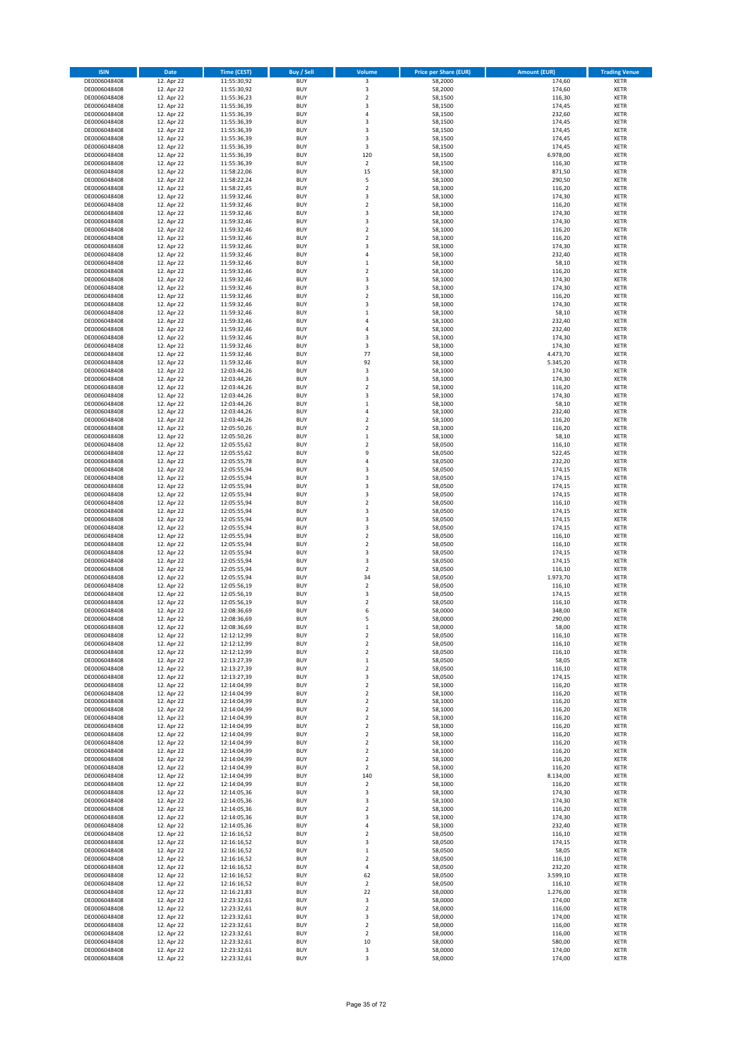| ISIN | Date | Time (CEST) | Buy / Sell | Volume | Price per Share (EUR) | Amount (EUR) | Trading Venue |
|---|---|---|---|---|---|---|---|
| DE0006048408 | 12. Apr 22 | 11:55:30,92 | BUY | 3 | 58,2000 | 174,60 | XETR |
| DE0006048408 | 12. Apr 22 | 11:55:30,92 | BUY | 3 | 58,2000 | 174,60 | XETR |
| DE0006048408 | 12. Apr 22 | 11:55:36,23 | BUY | 2 | 58,1500 | 116,30 | XETR |
| DE0006048408 | 12. Apr 22 | 11:55:36,39 | BUY | 3 | 58,1500 | 174,45 | XETR |
| DE0006048408 | 12. Apr 22 | 11:55:36,39 | BUY | 4 | 58,1500 | 232,60 | XETR |
| DE0006048408 | 12. Apr 22 | 11:55:36,39 | BUY | 3 | 58,1500 | 174,45 | XETR |
| DE0006048408 | 12. Apr 22 | 11:55:36,39 | BUY | 3 | 58,1500 | 174,45 | XETR |
| DE0006048408 | 12. Apr 22 | 11:55:36,39 | BUY | 3 | 58,1500 | 174,45 | XETR |
| DE0006048408 | 12. Apr 22 | 11:55:36,39 | BUY | 3 | 58,1500 | 174,45 | XETR |
| DE0006048408 | 12. Apr 22 | 11:55:36,39 | BUY | 120 | 58,1500 | 6.978,00 | XETR |
| DE0006048408 | 12. Apr 22 | 11:55:36,39 | BUY | 2 | 58,1500 | 116,30 | XETR |
| DE0006048408 | 12. Apr 22 | 11:58:22,06 | BUY | 15 | 58,1000 | 871,50 | XETR |
| DE0006048408 | 12. Apr 22 | 11:58:22,24 | BUY | 5 | 58,1000 | 290,50 | XETR |
| DE0006048408 | 12. Apr 22 | 11:58:22,45 | BUY | 2 | 58,1000 | 116,20 | XETR |
| DE0006048408 | 12. Apr 22 | 11:59:32,46 | BUY | 3 | 58,1000 | 174,30 | XETR |
| DE0006048408 | 12. Apr 22 | 11:59:32,46 | BUY | 2 | 58,1000 | 116,20 | XETR |
| DE0006048408 | 12. Apr 22 | 11:59:32,46 | BUY | 3 | 58,1000 | 174,30 | XETR |
| DE0006048408 | 12. Apr 22 | 11:59:32,46 | BUY | 3 | 58,1000 | 174,30 | XETR |
| DE0006048408 | 12. Apr 22 | 11:59:32,46 | BUY | 2 | 58,1000 | 116,20 | XETR |
| DE0006048408 | 12. Apr 22 | 11:59:32,46 | BUY | 2 | 58,1000 | 116,20 | XETR |
| DE0006048408 | 12. Apr 22 | 11:59:32,46 | BUY | 3 | 58,1000 | 174,30 | XETR |
| DE0006048408 | 12. Apr 22 | 11:59:32,46 | BUY | 4 | 58,1000 | 232,40 | XETR |
| DE0006048408 | 12. Apr 22 | 11:59:32,46 | BUY | 1 | 58,1000 | 58,10 | XETR |
| DE0006048408 | 12. Apr 22 | 11:59:32,46 | BUY | 2 | 58,1000 | 116,20 | XETR |
| DE0006048408 | 12. Apr 22 | 11:59:32,46 | BUY | 3 | 58,1000 | 174,30 | XETR |
| DE0006048408 | 12. Apr 22 | 11:59:32,46 | BUY | 3 | 58,1000 | 174,30 | XETR |
| DE0006048408 | 12. Apr 22 | 11:59:32,46 | BUY | 2 | 58,1000 | 116,20 | XETR |
| DE0006048408 | 12. Apr 22 | 11:59:32,46 | BUY | 3 | 58,1000 | 174,30 | XETR |
| DE0006048408 | 12. Apr 22 | 11:59:32,46 | BUY | 1 | 58,1000 | 58,10 | XETR |
| DE0006048408 | 12. Apr 22 | 11:59:32,46 | BUY | 4 | 58,1000 | 232,40 | XETR |
| DE0006048408 | 12. Apr 22 | 11:59:32,46 | BUY | 4 | 58,1000 | 232,40 | XETR |
| DE0006048408 | 12. Apr 22 | 11:59:32,46 | BUY | 3 | 58,1000 | 174,30 | XETR |
| DE0006048408 | 12. Apr 22 | 11:59:32,46 | BUY | 3 | 58,1000 | 174,30 | XETR |
| DE0006048408 | 12. Apr 22 | 11:59:32,46 | BUY | 77 | 58,1000 | 4.473,70 | XETR |
| DE0006048408 | 12. Apr 22 | 11:59:32,46 | BUY | 92 | 58,1000 | 5.345,20 | XETR |
| DE0006048408 | 12. Apr 22 | 12:03:44,26 | BUY | 3 | 58,1000 | 174,30 | XETR |
| DE0006048408 | 12. Apr 22 | 12:03:44,26 | BUY | 3 | 58,1000 | 174,30 | XETR |
| DE0006048408 | 12. Apr 22 | 12:03:44,26 | BUY | 2 | 58,1000 | 116,20 | XETR |
| DE0006048408 | 12. Apr 22 | 12:03:44,26 | BUY | 3 | 58,1000 | 174,30 | XETR |
| DE0006048408 | 12. Apr 22 | 12:03:44,26 | BUY | 1 | 58,1000 | 58,10 | XETR |
| DE0006048408 | 12. Apr 22 | 12:03:44,26 | BUY | 4 | 58,1000 | 232,40 | XETR |
| DE0006048408 | 12. Apr 22 | 12:03:44,26 | BUY | 2 | 58,1000 | 116,20 | XETR |
| DE0006048408 | 12. Apr 22 | 12:05:50,26 | BUY | 2 | 58,1000 | 116,20 | XETR |
| DE0006048408 | 12. Apr 22 | 12:05:50,26 | BUY | 1 | 58,1000 | 58,10 | XETR |
| DE0006048408 | 12. Apr 22 | 12:05:55,62 | BUY | 2 | 58,0500 | 116,10 | XETR |
| DE0006048408 | 12. Apr 22 | 12:05:55,62 | BUY | 9 | 58,0500 | 522,45 | XETR |
| DE0006048408 | 12. Apr 22 | 12:05:55,78 | BUY | 4 | 58,0500 | 232,20 | XETR |
| DE0006048408 | 12. Apr 22 | 12:05:55,94 | BUY | 3 | 58,0500 | 174,15 | XETR |
| DE0006048408 | 12. Apr 22 | 12:05:55,94 | BUY | 3 | 58,0500 | 174,15 | XETR |
| DE0006048408 | 12. Apr 22 | 12:05:55,94 | BUY | 3 | 58,0500 | 174,15 | XETR |
| DE0006048408 | 12. Apr 22 | 12:05:55,94 | BUY | 3 | 58,0500 | 174,15 | XETR |
| DE0006048408 | 12. Apr 22 | 12:05:55,94 | BUY | 2 | 58,0500 | 116,10 | XETR |
| DE0006048408 | 12. Apr 22 | 12:05:55,94 | BUY | 3 | 58,0500 | 174,15 | XETR |
| DE0006048408 | 12. Apr 22 | 12:05:55,94 | BUY | 3 | 58,0500 | 174,15 | XETR |
| DE0006048408 | 12. Apr 22 | 12:05:55,94 | BUY | 3 | 58,0500 | 174,15 | XETR |
| DE0006048408 | 12. Apr 22 | 12:05:55,94 | BUY | 2 | 58,0500 | 116,10 | XETR |
| DE0006048408 | 12. Apr 22 | 12:05:55,94 | BUY | 2 | 58,0500 | 116,10 | XETR |
| DE0006048408 | 12. Apr 22 | 12:05:55,94 | BUY | 3 | 58,0500 | 174,15 | XETR |
| DE0006048408 | 12. Apr 22 | 12:05:55,94 | BUY | 3 | 58,0500 | 174,15 | XETR |
| DE0006048408 | 12. Apr 22 | 12:05:55,94 | BUY | 2 | 58,0500 | 116,10 | XETR |
| DE0006048408 | 12. Apr 22 | 12:05:55,94 | BUY | 34 | 58,0500 | 1.973,70 | XETR |
| DE0006048408 | 12. Apr 22 | 12:05:56,19 | BUY | 2 | 58,0500 | 116,10 | XETR |
| DE0006048408 | 12. Apr 22 | 12:05:56,19 | BUY | 3 | 58,0500 | 174,15 | XETR |
| DE0006048408 | 12. Apr 22 | 12:05:56,19 | BUY | 2 | 58,0500 | 116,10 | XETR |
| DE0006048408 | 12. Apr 22 | 12:08:36,69 | BUY | 6 | 58,0000 | 348,00 | XETR |
| DE0006048408 | 12. Apr 22 | 12:08:36,69 | BUY | 5 | 58,0000 | 290,00 | XETR |
| DE0006048408 | 12. Apr 22 | 12:08:36,69 | BUY | 1 | 58,0000 | 58,00 | XETR |
| DE0006048408 | 12. Apr 22 | 12:12:12,99 | BUY | 2 | 58,0500 | 116,10 | XETR |
| DE0006048408 | 12. Apr 22 | 12:12:12,99 | BUY | 2 | 58,0500 | 116,10 | XETR |
| DE0006048408 | 12. Apr 22 | 12:12:12,99 | BUY | 2 | 58,0500 | 116,10 | XETR |
| DE0006048408 | 12. Apr 22 | 12:13:27,39 | BUY | 1 | 58,0500 | 58,05 | XETR |
| DE0006048408 | 12. Apr 22 | 12:13:27,39 | BUY | 2 | 58,0500 | 116,10 | XETR |
| DE0006048408 | 12. Apr 22 | 12:13:27,39 | BUY | 3 | 58,0500 | 174,15 | XETR |
| DE0006048408 | 12. Apr 22 | 12:14:04,99 | BUY | 2 | 58,1000 | 116,20 | XETR |
| DE0006048408 | 12. Apr 22 | 12:14:04,99 | BUY | 2 | 58,1000 | 116,20 | XETR |
| DE0006048408 | 12. Apr 22 | 12:14:04,99 | BUY | 2 | 58,1000 | 116,20 | XETR |
| DE0006048408 | 12. Apr 22 | 12:14:04,99 | BUY | 2 | 58,1000 | 116,20 | XETR |
| DE0006048408 | 12. Apr 22 | 12:14:04,99 | BUY | 2 | 58,1000 | 116,20 | XETR |
| DE0006048408 | 12. Apr 22 | 12:14:04,99 | BUY | 2 | 58,1000 | 116,20 | XETR |
| DE0006048408 | 12. Apr 22 | 12:14:04,99 | BUY | 2 | 58,1000 | 116,20 | XETR |
| DE0006048408 | 12. Apr 22 | 12:14:04,99 | BUY | 2 | 58,1000 | 116,20 | XETR |
| DE0006048408 | 12. Apr 22 | 12:14:04,99 | BUY | 2 | 58,1000 | 116,20 | XETR |
| DE0006048408 | 12. Apr 22 | 12:14:04,99 | BUY | 2 | 58,1000 | 116,20 | XETR |
| DE0006048408 | 12. Apr 22 | 12:14:04,99 | BUY | 2 | 58,1000 | 116,20 | XETR |
| DE0006048408 | 12. Apr 22 | 12:14:04,99 | BUY | 140 | 58,1000 | 8.134,00 | XETR |
| DE0006048408 | 12. Apr 22 | 12:14:04,99 | BUY | 2 | 58,1000 | 116,20 | XETR |
| DE0006048408 | 12. Apr 22 | 12:14:05,36 | BUY | 3 | 58,1000 | 174,30 | XETR |
| DE0006048408 | 12. Apr 22 | 12:14:05,36 | BUY | 3 | 58,1000 | 174,30 | XETR |
| DE0006048408 | 12. Apr 22 | 12:14:05,36 | BUY | 2 | 58,1000 | 116,20 | XETR |
| DE0006048408 | 12. Apr 22 | 12:14:05,36 | BUY | 3 | 58,1000 | 174,30 | XETR |
| DE0006048408 | 12. Apr 22 | 12:14:05,36 | BUY | 4 | 58,1000 | 232,40 | XETR |
| DE0006048408 | 12. Apr 22 | 12:16:16,52 | BUY | 2 | 58,0500 | 116,10 | XETR |
| DE0006048408 | 12. Apr 22 | 12:16:16,52 | BUY | 3 | 58,0500 | 174,15 | XETR |
| DE0006048408 | 12. Apr 22 | 12:16:16,52 | BUY | 1 | 58,0500 | 58,05 | XETR |
| DE0006048408 | 12. Apr 22 | 12:16:16,52 | BUY | 2 | 58,0500 | 116,10 | XETR |
| DE0006048408 | 12. Apr 22 | 12:16:16,52 | BUY | 4 | 58,0500 | 232,20 | XETR |
| DE0006048408 | 12. Apr 22 | 12:16:16,52 | BUY | 62 | 58,0500 | 3.599,10 | XETR |
| DE0006048408 | 12. Apr 22 | 12:16:16,52 | BUY | 2 | 58,0500 | 116,10 | XETR |
| DE0006048408 | 12. Apr 22 | 12:16:21,83 | BUY | 22 | 58,0000 | 1.276,00 | XETR |
| DE0006048408 | 12. Apr 22 | 12:23:32,61 | BUY | 3 | 58,0000 | 174,00 | XETR |
| DE0006048408 | 12. Apr 22 | 12:23:32,61 | BUY | 2 | 58,0000 | 116,00 | XETR |
| DE0006048408 | 12. Apr 22 | 12:23:32,61 | BUY | 3 | 58,0000 | 174,00 | XETR |
| DE0006048408 | 12. Apr 22 | 12:23:32,61 | BUY | 2 | 58,0000 | 116,00 | XETR |
| DE0006048408 | 12. Apr 22 | 12:23:32,61 | BUY | 2 | 58,0000 | 116,00 | XETR |
| DE0006048408 | 12. Apr 22 | 12:23:32,61 | BUY | 10 | 58,0000 | 580,00 | XETR |
| DE0006048408 | 12. Apr 22 | 12:23:32,61 | BUY | 3 | 58,0000 | 174,00 | XETR |
| DE0006048408 | 12. Apr 22 | 12:23:32,61 | BUY | 3 | 58,0000 | 174,00 | XETR |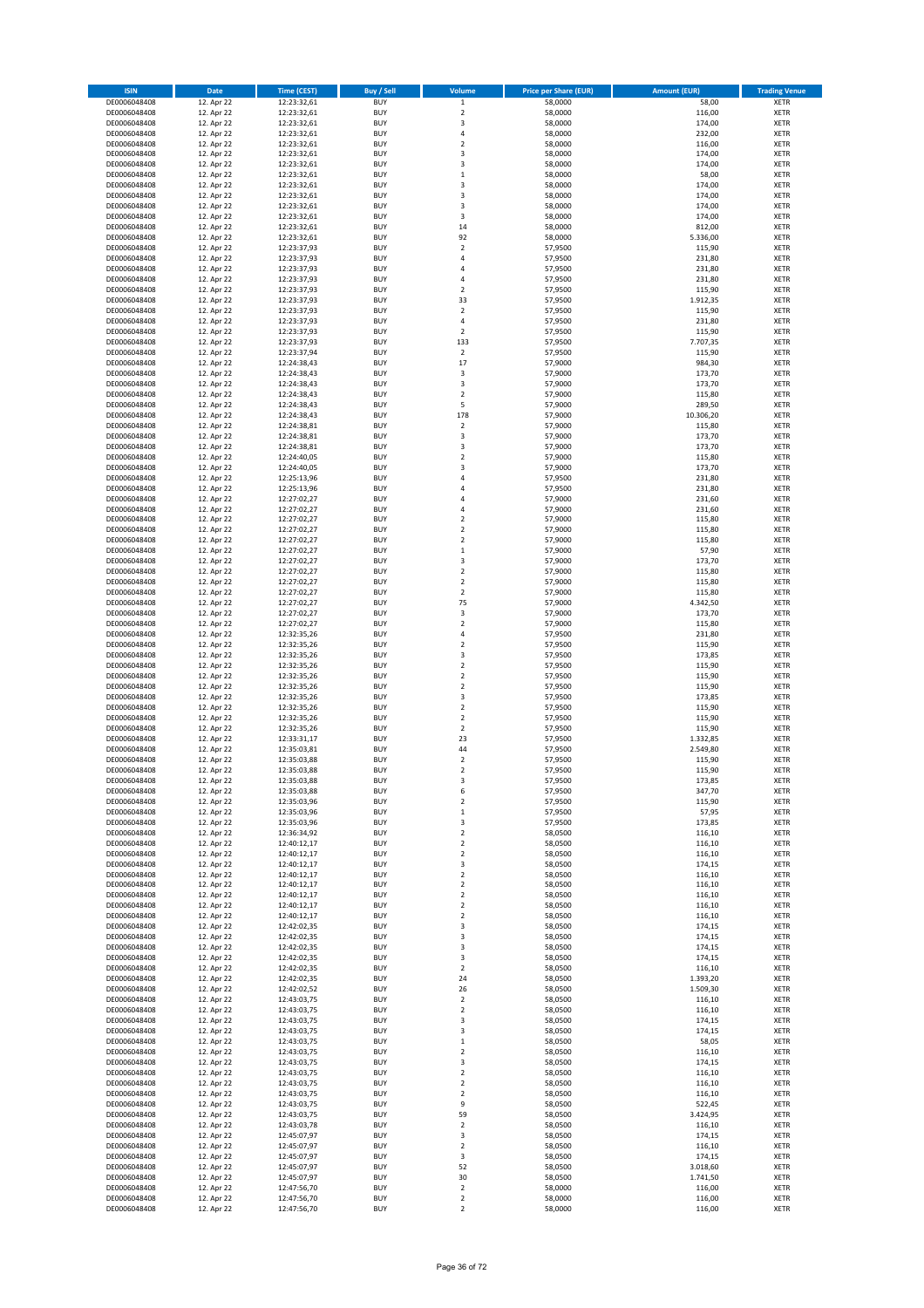| ISIN | Date | Time (CEST) | Buy / Sell | Volume | Price per Share (EUR) | Amount (EUR) | Trading Venue |
|---|---|---|---|---|---|---|---|
| DE0006048408 | 12. Apr 22 | 12:23:32,61 | BUY | 1 | 58,0000 | 58,00 | XETR |
| DE0006048408 | 12. Apr 22 | 12:23:32,61 | BUY | 2 | 58,0000 | 116,00 | XETR |
| DE0006048408 | 12. Apr 22 | 12:23:32,61 | BUY | 3 | 58,0000 | 174,00 | XETR |
| DE0006048408 | 12. Apr 22 | 12:23:32,61 | BUY | 4 | 58,0000 | 232,00 | XETR |
| DE0006048408 | 12. Apr 22 | 12:23:32,61 | BUY | 2 | 58,0000 | 116,00 | XETR |
| DE0006048408 | 12. Apr 22 | 12:23:32,61 | BUY | 3 | 58,0000 | 174,00 | XETR |
| DE0006048408 | 12. Apr 22 | 12:23:32,61 | BUY | 3 | 58,0000 | 174,00 | XETR |
| DE0006048408 | 12. Apr 22 | 12:23:32,61 | BUY | 1 | 58,0000 | 58,00 | XETR |
| DE0006048408 | 12. Apr 22 | 12:23:32,61 | BUY | 3 | 58,0000 | 174,00 | XETR |
| DE0006048408 | 12. Apr 22 | 12:23:32,61 | BUY | 3 | 58,0000 | 174,00 | XETR |
| DE0006048408 | 12. Apr 22 | 12:23:32,61 | BUY | 3 | 58,0000 | 174,00 | XETR |
| DE0006048408 | 12. Apr 22 | 12:23:32,61 | BUY | 3 | 58,0000 | 174,00 | XETR |
| DE0006048408 | 12. Apr 22 | 12:23:32,61 | BUY | 14 | 58,0000 | 812,00 | XETR |
| DE0006048408 | 12. Apr 22 | 12:23:32,61 | BUY | 92 | 58,0000 | 5.336,00 | XETR |
| DE0006048408 | 12. Apr 22 | 12:23:37,93 | BUY | 2 | 57,9500 | 115,90 | XETR |
| DE0006048408 | 12. Apr 22 | 12:23:37,93 | BUY | 4 | 57,9500 | 231,80 | XETR |
| DE0006048408 | 12. Apr 22 | 12:23:37,93 | BUY | 4 | 57,9500 | 231,80 | XETR |
| DE0006048408 | 12. Apr 22 | 12:23:37,93 | BUY | 4 | 57,9500 | 231,80 | XETR |
| DE0006048408 | 12. Apr 22 | 12:23:37,93 | BUY | 2 | 57,9500 | 115,90 | XETR |
| DE0006048408 | 12. Apr 22 | 12:23:37,93 | BUY | 33 | 57,9500 | 1.912,35 | XETR |
| DE0006048408 | 12. Apr 22 | 12:23:37,93 | BUY | 2 | 57,9500 | 115,90 | XETR |
| DE0006048408 | 12. Apr 22 | 12:23:37,93 | BUY | 4 | 57,9500 | 231,80 | XETR |
| DE0006048408 | 12. Apr 22 | 12:23:37,93 | BUY | 2 | 57,9500 | 115,90 | XETR |
| DE0006048408 | 12. Apr 22 | 12:23:37,93 | BUY | 133 | 57,9500 | 7.707,35 | XETR |
| DE0006048408 | 12. Apr 22 | 12:23:37,94 | BUY | 2 | 57,9500 | 115,90 | XETR |
| DE0006048408 | 12. Apr 22 | 12:24:38,43 | BUY | 17 | 57,9000 | 984,30 | XETR |
| DE0006048408 | 12. Apr 22 | 12:24:38,43 | BUY | 3 | 57,9000 | 173,70 | XETR |
| DE0006048408 | 12. Apr 22 | 12:24:38,43 | BUY | 3 | 57,9000 | 173,70 | XETR |
| DE0006048408 | 12. Apr 22 | 12:24:38,43 | BUY | 2 | 57,9000 | 115,80 | XETR |
| DE0006048408 | 12. Apr 22 | 12:24:38,43 | BUY | 5 | 57,9000 | 289,50 | XETR |
| DE0006048408 | 12. Apr 22 | 12:24:38,43 | BUY | 178 | 57,9000 | 10.306,20 | XETR |
| DE0006048408 | 12. Apr 22 | 12:24:38,81 | BUY | 2 | 57,9000 | 115,80 | XETR |
| DE0006048408 | 12. Apr 22 | 12:24:38,81 | BUY | 3 | 57,9000 | 173,70 | XETR |
| DE0006048408 | 12. Apr 22 | 12:24:38,81 | BUY | 3 | 57,9000 | 173,70 | XETR |
| DE0006048408 | 12. Apr 22 | 12:24:40,05 | BUY | 2 | 57,9000 | 115,80 | XETR |
| DE0006048408 | 12. Apr 22 | 12:24:40,05 | BUY | 3 | 57,9000 | 173,70 | XETR |
| DE0006048408 | 12. Apr 22 | 12:25:13,96 | BUY | 4 | 57,9500 | 231,80 | XETR |
| DE0006048408 | 12. Apr 22 | 12:25:13,96 | BUY | 4 | 57,9500 | 231,80 | XETR |
| DE0006048408 | 12. Apr 22 | 12:27:02,27 | BUY | 4 | 57,9000 | 231,60 | XETR |
| DE0006048408 | 12. Apr 22 | 12:27:02,27 | BUY | 4 | 57,9000 | 231,60 | XETR |
| DE0006048408 | 12. Apr 22 | 12:27:02,27 | BUY | 2 | 57,9000 | 115,80 | XETR |
| DE0006048408 | 12. Apr 22 | 12:27:02,27 | BUY | 2 | 57,9000 | 115,80 | XETR |
| DE0006048408 | 12. Apr 22 | 12:27:02,27 | BUY | 2 | 57,9000 | 115,80 | XETR |
| DE0006048408 | 12. Apr 22 | 12:27:02,27 | BUY | 1 | 57,9000 | 57,90 | XETR |
| DE0006048408 | 12. Apr 22 | 12:27:02,27 | BUY | 3 | 57,9000 | 173,70 | XETR |
| DE0006048408 | 12. Apr 22 | 12:27:02,27 | BUY | 2 | 57,9000 | 115,80 | XETR |
| DE0006048408 | 12. Apr 22 | 12:27:02,27 | BUY | 2 | 57,9000 | 115,80 | XETR |
| DE0006048408 | 12. Apr 22 | 12:27:02,27 | BUY | 2 | 57,9000 | 115,80 | XETR |
| DE0006048408 | 12. Apr 22 | 12:27:02,27 | BUY | 75 | 57,9000 | 4.342,50 | XETR |
| DE0006048408 | 12. Apr 22 | 12:27:02,27 | BUY | 3 | 57,9000 | 173,70 | XETR |
| DE0006048408 | 12. Apr 22 | 12:27:02,27 | BUY | 2 | 57,9000 | 115,80 | XETR |
| DE0006048408 | 12. Apr 22 | 12:32:35,26 | BUY | 4 | 57,9500 | 231,80 | XETR |
| DE0006048408 | 12. Apr 22 | 12:32:35,26 | BUY | 2 | 57,9500 | 115,90 | XETR |
| DE0006048408 | 12. Apr 22 | 12:32:35,26 | BUY | 3 | 57,9500 | 173,85 | XETR |
| DE0006048408 | 12. Apr 22 | 12:32:35,26 | BUY | 2 | 57,9500 | 115,90 | XETR |
| DE0006048408 | 12. Apr 22 | 12:32:35,26 | BUY | 2 | 57,9500 | 115,90 | XETR |
| DE0006048408 | 12. Apr 22 | 12:32:35,26 | BUY | 2 | 57,9500 | 115,90 | XETR |
| DE0006048408 | 12. Apr 22 | 12:32:35,26 | BUY | 3 | 57,9500 | 173,85 | XETR |
| DE0006048408 | 12. Apr 22 | 12:32:35,26 | BUY | 2 | 57,9500 | 115,90 | XETR |
| DE0006048408 | 12. Apr 22 | 12:32:35,26 | BUY | 2 | 57,9500 | 115,90 | XETR |
| DE0006048408 | 12. Apr 22 | 12:32:35,26 | BUY | 2 | 57,9500 | 115,90 | XETR |
| DE0006048408 | 12. Apr 22 | 12:33:31,17 | BUY | 23 | 57,9500 | 1.332,85 | XETR |
| DE0006048408 | 12. Apr 22 | 12:35:03,81 | BUY | 44 | 57,9500 | 2.549,80 | XETR |
| DE0006048408 | 12. Apr 22 | 12:35:03,88 | BUY | 2 | 57,9500 | 115,90 | XETR |
| DE0006048408 | 12. Apr 22 | 12:35:03,88 | BUY | 2 | 57,9500 | 115,90 | XETR |
| DE0006048408 | 12. Apr 22 | 12:35:03,88 | BUY | 3 | 57,9500 | 173,85 | XETR |
| DE0006048408 | 12. Apr 22 | 12:35:03,88 | BUY | 6 | 57,9500 | 347,70 | XETR |
| DE0006048408 | 12. Apr 22 | 12:35:03,96 | BUY | 2 | 57,9500 | 115,90 | XETR |
| DE0006048408 | 12. Apr 22 | 12:35:03,96 | BUY | 1 | 57,9500 | 57,95 | XETR |
| DE0006048408 | 12. Apr 22 | 12:35:03,96 | BUY | 3 | 57,9500 | 173,85 | XETR |
| DE0006048408 | 12. Apr 22 | 12:36:34,92 | BUY | 2 | 58,0500 | 116,10 | XETR |
| DE0006048408 | 12. Apr 22 | 12:40:12,17 | BUY | 2 | 58,0500 | 116,10 | XETR |
| DE0006048408 | 12. Apr 22 | 12:40:12,17 | BUY | 2 | 58,0500 | 116,10 | XETR |
| DE0006048408 | 12. Apr 22 | 12:40:12,17 | BUY | 3 | 58,0500 | 174,15 | XETR |
| DE0006048408 | 12. Apr 22 | 12:40:12,17 | BUY | 2 | 58,0500 | 116,10 | XETR |
| DE0006048408 | 12. Apr 22 | 12:40:12,17 | BUY | 2 | 58,0500 | 116,10 | XETR |
| DE0006048408 | 12. Apr 22 | 12:40:12,17 | BUY | 2 | 58,0500 | 116,10 | XETR |
| DE0006048408 | 12. Apr 22 | 12:40:12,17 | BUY | 2 | 58,0500 | 116,10 | XETR |
| DE0006048408 | 12. Apr 22 | 12:40:12,17 | BUY | 2 | 58,0500 | 116,10 | XETR |
| DE0006048408 | 12. Apr 22 | 12:42:02,35 | BUY | 3 | 58,0500 | 174,15 | XETR |
| DE0006048408 | 12. Apr 22 | 12:42:02,35 | BUY | 3 | 58,0500 | 174,15 | XETR |
| DE0006048408 | 12. Apr 22 | 12:42:02,35 | BUY | 3 | 58,0500 | 174,15 | XETR |
| DE0006048408 | 12. Apr 22 | 12:42:02,35 | BUY | 3 | 58,0500 | 174,15 | XETR |
| DE0006048408 | 12. Apr 22 | 12:42:02,35 | BUY | 2 | 58,0500 | 116,10 | XETR |
| DE0006048408 | 12. Apr 22 | 12:42:02,35 | BUY | 24 | 58,0500 | 1.393,20 | XETR |
| DE0006048408 | 12. Apr 22 | 12:42:02,52 | BUY | 26 | 58,0500 | 1.509,30 | XETR |
| DE0006048408 | 12. Apr 22 | 12:43:03,75 | BUY | 2 | 58,0500 | 116,10 | XETR |
| DE0006048408 | 12. Apr 22 | 12:43:03,75 | BUY | 2 | 58,0500 | 116,10 | XETR |
| DE0006048408 | 12. Apr 22 | 12:43:03,75 | BUY | 3 | 58,0500 | 174,15 | XETR |
| DE0006048408 | 12. Apr 22 | 12:43:03,75 | BUY | 3 | 58,0500 | 174,15 | XETR |
| DE0006048408 | 12. Apr 22 | 12:43:03,75 | BUY | 1 | 58,0500 | 58,05 | XETR |
| DE0006048408 | 12. Apr 22 | 12:43:03,75 | BUY | 2 | 58,0500 | 116,10 | XETR |
| DE0006048408 | 12. Apr 22 | 12:43:03,75 | BUY | 3 | 58,0500 | 174,15 | XETR |
| DE0006048408 | 12. Apr 22 | 12:43:03,75 | BUY | 2 | 58,0500 | 116,10 | XETR |
| DE0006048408 | 12. Apr 22 | 12:43:03,75 | BUY | 2 | 58,0500 | 116,10 | XETR |
| DE0006048408 | 12. Apr 22 | 12:43:03,75 | BUY | 2 | 58,0500 | 116,10 | XETR |
| DE0006048408 | 12. Apr 22 | 12:43:03,75 | BUY | 9 | 58,0500 | 522,45 | XETR |
| DE0006048408 | 12. Apr 22 | 12:43:03,75 | BUY | 59 | 58,0500 | 3.424,95 | XETR |
| DE0006048408 | 12. Apr 22 | 12:43:03,78 | BUY | 2 | 58,0500 | 116,10 | XETR |
| DE0006048408 | 12. Apr 22 | 12:45:07,97 | BUY | 3 | 58,0500 | 174,15 | XETR |
| DE0006048408 | 12. Apr 22 | 12:45:07,97 | BUY | 2 | 58,0500 | 116,10 | XETR |
| DE0006048408 | 12. Apr 22 | 12:45:07,97 | BUY | 3 | 58,0500 | 174,15 | XETR |
| DE0006048408 | 12. Apr 22 | 12:45:07,97 | BUY | 52 | 58,0500 | 3.018,60 | XETR |
| DE0006048408 | 12. Apr 22 | 12:45:07,97 | BUY | 30 | 58,0500 | 1.741,50 | XETR |
| DE0006048408 | 12. Apr 22 | 12:47:56,70 | BUY | 2 | 58,0000 | 116,00 | XETR |
| DE0006048408 | 12. Apr 22 | 12:47:56,70 | BUY | 2 | 58,0000 | 116,00 | XETR |
| DE0006048408 | 12. Apr 22 | 12:47:56,70 | BUY | 2 | 58,0000 | 116,00 | XETR |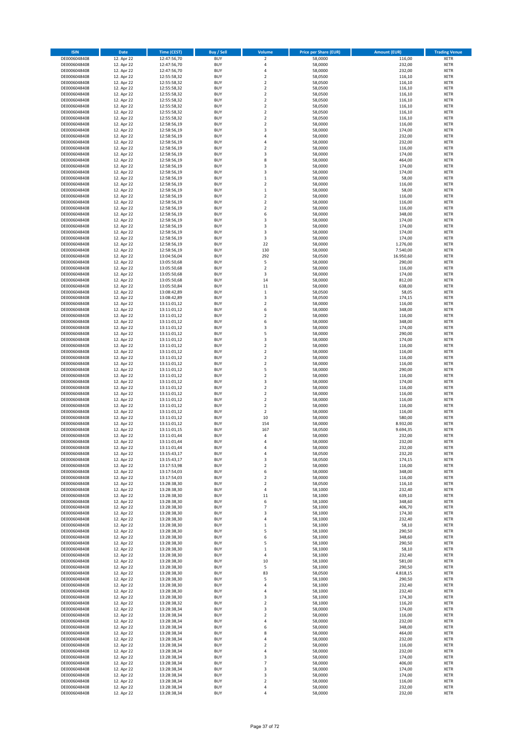| ISIN | Date | Time (CEST) | Buy / Sell | Volume | Price per Share (EUR) | Amount (EUR) | Trading Venue |
|---|---|---|---|---|---|---|---|
| DE0006048408 | 12. Apr 22 | 12:47:56,70 | BUY | 2 | 58,0000 | 116,00 | XETR |
| DE0006048408 | 12. Apr 22 | 12:47:56,70 | BUY | 4 | 58,0000 | 232,00 | XETR |
| DE0006048408 | 12. Apr 22 | 12:47:56,70 | BUY | 4 | 58,0000 | 232,00 | XETR |
| DE0006048408 | 12. Apr 22 | 12:55:58,32 | BUY | 2 | 58,0500 | 116,10 | XETR |
| DE0006048408 | 12. Apr 22 | 12:55:58,32 | BUY | 2 | 58,0500 | 116,10 | XETR |
| DE0006048408 | 12. Apr 22 | 12:55:58,32 | BUY | 2 | 58,0500 | 116,10 | XETR |
| DE0006048408 | 12. Apr 22 | 12:55:58,32 | BUY | 2 | 58,0500 | 116,10 | XETR |
| DE0006048408 | 12. Apr 22 | 12:55:58,32 | BUY | 2 | 58,0500 | 116,10 | XETR |
| DE0006048408 | 12. Apr 22 | 12:55:58,32 | BUY | 2 | 58,0500 | 116,10 | XETR |
| DE0006048408 | 12. Apr 22 | 12:55:58,32 | BUY | 2 | 58,0500 | 116,10 | XETR |
| DE0006048408 | 12. Apr 22 | 12:55:58,32 | BUY | 2 | 58,0500 | 116,10 | XETR |
| DE0006048408 | 12. Apr 22 | 12:58:56,19 | BUY | 2 | 58,0000 | 116,00 | XETR |
| DE0006048408 | 12. Apr 22 | 12:58:56,19 | BUY | 3 | 58,0000 | 174,00 | XETR |
| DE0006048408 | 12. Apr 22 | 12:58:56,19 | BUY | 4 | 58,0000 | 232,00 | XETR |
| DE0006048408 | 12. Apr 22 | 12:58:56,19 | BUY | 4 | 58,0000 | 232,00 | XETR |
| DE0006048408 | 12. Apr 22 | 12:58:56,19 | BUY | 2 | 58,0000 | 116,00 | XETR |
| DE0006048408 | 12. Apr 22 | 12:58:56,19 | BUY | 3 | 58,0000 | 174,00 | XETR |
| DE0006048408 | 12. Apr 22 | 12:58:56,19 | BUY | 8 | 58,0000 | 464,00 | XETR |
| DE0006048408 | 12. Apr 22 | 12:58:56,19 | BUY | 3 | 58,0000 | 174,00 | XETR |
| DE0006048408 | 12. Apr 22 | 12:58:56,19 | BUY | 3 | 58,0000 | 174,00 | XETR |
| DE0006048408 | 12. Apr 22 | 12:58:56,19 | BUY | 1 | 58,0000 | 58,00 | XETR |
| DE0006048408 | 12. Apr 22 | 12:58:56,19 | BUY | 2 | 58,0000 | 116,00 | XETR |
| DE0006048408 | 12. Apr 22 | 12:58:56,19 | BUY | 1 | 58,0000 | 58,00 | XETR |
| DE0006048408 | 12. Apr 22 | 12:58:56,19 | BUY | 2 | 58,0000 | 116,00 | XETR |
| DE0006048408 | 12. Apr 22 | 12:58:56,19 | BUY | 2 | 58,0000 | 116,00 | XETR |
| DE0006048408 | 12. Apr 22 | 12:58:56,19 | BUY | 2 | 58,0000 | 116,00 | XETR |
| DE0006048408 | 12. Apr 22 | 12:58:56,19 | BUY | 6 | 58,0000 | 348,00 | XETR |
| DE0006048408 | 12. Apr 22 | 12:58:56,19 | BUY | 3 | 58,0000 | 174,00 | XETR |
| DE0006048408 | 12. Apr 22 | 12:58:56,19 | BUY | 3 | 58,0000 | 174,00 | XETR |
| DE0006048408 | 12. Apr 22 | 12:58:56,19 | BUY | 3 | 58,0000 | 174,00 | XETR |
| DE0006048408 | 12. Apr 22 | 12:58:56,19 | BUY | 3 | 58,0000 | 174,00 | XETR |
| DE0006048408 | 12. Apr 22 | 12:58:56,19 | BUY | 22 | 58,0000 | 1.276,00 | XETR |
| DE0006048408 | 12. Apr 22 | 12:58:56,19 | BUY | 130 | 58,0000 | 7.540,00 | XETR |
| DE0006048408 | 12. Apr 22 | 13:04:56,04 | BUY | 292 | 58,0500 | 16.950,60 | XETR |
| DE0006048408 | 12. Apr 22 | 13:05:50,68 | BUY | 5 | 58,0000 | 290,00 | XETR |
| DE0006048408 | 12. Apr 22 | 13:05:50,68 | BUY | 2 | 58,0000 | 116,00 | XETR |
| DE0006048408 | 12. Apr 22 | 13:05:50,68 | BUY | 3 | 58,0000 | 174,00 | XETR |
| DE0006048408 | 12. Apr 22 | 13:05:50,68 | BUY | 14 | 58,0000 | 812,00 | XETR |
| DE0006048408 | 12. Apr 22 | 13:05:50,84 | BUY | 11 | 58,0000 | 638,00 | XETR |
| DE0006048408 | 12. Apr 22 | 13:08:42,89 | BUY | 1 | 58,0500 | 58,05 | XETR |
| DE0006048408 | 12. Apr 22 | 13:08:42,89 | BUY | 3 | 58,0500 | 174,15 | XETR |
| DE0006048408 | 12. Apr 22 | 13:11:01,12 | BUY | 2 | 58,0000 | 116,00 | XETR |
| DE0006048408 | 12. Apr 22 | 13:11:01,12 | BUY | 6 | 58,0000 | 348,00 | XETR |
| DE0006048408 | 12. Apr 22 | 13:11:01,12 | BUY | 2 | 58,0000 | 116,00 | XETR |
| DE0006048408 | 12. Apr 22 | 13:11:01,12 | BUY | 6 | 58,0000 | 348,00 | XETR |
| DE0006048408 | 12. Apr 22 | 13:11:01,12 | BUY | 3 | 58,0000 | 174,00 | XETR |
| DE0006048408 | 12. Apr 22 | 13:11:01,12 | BUY | 5 | 58,0000 | 290,00 | XETR |
| DE0006048408 | 12. Apr 22 | 13:11:01,12 | BUY | 3 | 58,0000 | 174,00 | XETR |
| DE0006048408 | 12. Apr 22 | 13:11:01,12 | BUY | 2 | 58,0000 | 116,00 | XETR |
| DE0006048408 | 12. Apr 22 | 13:11:01,12 | BUY | 2 | 58,0000 | 116,00 | XETR |
| DE0006048408 | 12. Apr 22 | 13:11:01,12 | BUY | 2 | 58,0000 | 116,00 | XETR |
| DE0006048408 | 12. Apr 22 | 13:11:01,12 | BUY | 2 | 58,0000 | 116,00 | XETR |
| DE0006048408 | 12. Apr 22 | 13:11:01,12 | BUY | 5 | 58,0000 | 290,00 | XETR |
| DE0006048408 | 12. Apr 22 | 13:11:01,12 | BUY | 2 | 58,0000 | 116,00 | XETR |
| DE0006048408 | 12. Apr 22 | 13:11:01,12 | BUY | 3 | 58,0000 | 174,00 | XETR |
| DE0006048408 | 12. Apr 22 | 13:11:01,12 | BUY | 2 | 58,0000 | 116,00 | XETR |
| DE0006048408 | 12. Apr 22 | 13:11:01,12 | BUY | 2 | 58,0000 | 116,00 | XETR |
| DE0006048408 | 12. Apr 22 | 13:11:01,12 | BUY | 2 | 58,0000 | 116,00 | XETR |
| DE0006048408 | 12. Apr 22 | 13:11:01,12 | BUY | 2 | 58,0000 | 116,00 | XETR |
| DE0006048408 | 12. Apr 22 | 13:11:01,12 | BUY | 2 | 58,0000 | 116,00 | XETR |
| DE0006048408 | 12. Apr 22 | 13:11:01,12 | BUY | 10 | 58,0000 | 580,00 | XETR |
| DE0006048408 | 12. Apr 22 | 13:11:01,12 | BUY | 154 | 58,0000 | 8.932,00 | XETR |
| DE0006048408 | 12. Apr 22 | 13:11:01,15 | BUY | 167 | 58,0500 | 9.694,35 | XETR |
| DE0006048408 | 12. Apr 22 | 13:11:01,44 | BUY | 4 | 58,0000 | 232,00 | XETR |
| DE0006048408 | 12. Apr 22 | 13:11:01,44 | BUY | 4 | 58,0000 | 232,00 | XETR |
| DE0006048408 | 12. Apr 22 | 13:11:01,44 | BUY | 4 | 58,0000 | 232,00 | XETR |
| DE0006048408 | 12. Apr 22 | 13:15:43,17 | BUY | 4 | 58,0500 | 232,20 | XETR |
| DE0006048408 | 12. Apr 22 | 13:15:43,17 | BUY | 3 | 58,0500 | 174,15 | XETR |
| DE0006048408 | 12. Apr 22 | 13:17:53,98 | BUY | 2 | 58,0000 | 116,00 | XETR |
| DE0006048408 | 12. Apr 22 | 13:17:54,03 | BUY | 6 | 58,0000 | 348,00 | XETR |
| DE0006048408 | 12. Apr 22 | 13:17:54,03 | BUY | 2 | 58,0000 | 116,00 | XETR |
| DE0006048408 | 12. Apr 22 | 13:28:38,30 | BUY | 2 | 58,0500 | 116,10 | XETR |
| DE0006048408 | 12. Apr 22 | 13:28:38,30 | BUY | 4 | 58,1000 | 232,40 | XETR |
| DE0006048408 | 12. Apr 22 | 13:28:38,30 | BUY | 11 | 58,1000 | 639,10 | XETR |
| DE0006048408 | 12. Apr 22 | 13:28:38,30 | BUY | 6 | 58,1000 | 348,60 | XETR |
| DE0006048408 | 12. Apr 22 | 13:28:38,30 | BUY | 7 | 58,1000 | 406,70 | XETR |
| DE0006048408 | 12. Apr 22 | 13:28:38,30 | BUY | 3 | 58,1000 | 174,30 | XETR |
| DE0006048408 | 12. Apr 22 | 13:28:38,30 | BUY | 4 | 58,1000 | 232,40 | XETR |
| DE0006048408 | 12. Apr 22 | 13:28:38,30 | BUY | 1 | 58,1000 | 58,10 | XETR |
| DE0006048408 | 12. Apr 22 | 13:28:38,30 | BUY | 5 | 58,1000 | 290,50 | XETR |
| DE0006048408 | 12. Apr 22 | 13:28:38,30 | BUY | 6 | 58,1000 | 348,60 | XETR |
| DE0006048408 | 12. Apr 22 | 13:28:38,30 | BUY | 5 | 58,1000 | 290,50 | XETR |
| DE0006048408 | 12. Apr 22 | 13:28:38,30 | BUY | 1 | 58,1000 | 58,10 | XETR |
| DE0006048408 | 12. Apr 22 | 13:28:38,30 | BUY | 4 | 58,1000 | 232,40 | XETR |
| DE0006048408 | 12. Apr 22 | 13:28:38,30 | BUY | 10 | 58,1000 | 581,00 | XETR |
| DE0006048408 | 12. Apr 22 | 13:28:38,30 | BUY | 5 | 58,1000 | 290,50 | XETR |
| DE0006048408 | 12. Apr 22 | 13:28:38,30 | BUY | 83 | 58,0500 | 4.818,15 | XETR |
| DE0006048408 | 12. Apr 22 | 13:28:38,30 | BUY | 5 | 58,1000 | 290,50 | XETR |
| DE0006048408 | 12. Apr 22 | 13:28:38,30 | BUY | 4 | 58,1000 | 232,40 | XETR |
| DE0006048408 | 12. Apr 22 | 13:28:38,30 | BUY | 4 | 58,1000 | 232,40 | XETR |
| DE0006048408 | 12. Apr 22 | 13:28:38,30 | BUY | 3 | 58,1000 | 174,30 | XETR |
| DE0006048408 | 12. Apr 22 | 13:28:38,32 | BUY | 2 | 58,1000 | 116,20 | XETR |
| DE0006048408 | 12. Apr 22 | 13:28:38,34 | BUY | 3 | 58,0000 | 174,00 | XETR |
| DE0006048408 | 12. Apr 22 | 13:28:38,34 | BUY | 2 | 58,0000 | 116,00 | XETR |
| DE0006048408 | 12. Apr 22 | 13:28:38,34 | BUY | 4 | 58,0000 | 232,00 | XETR |
| DE0006048408 | 12. Apr 22 | 13:28:38,34 | BUY | 6 | 58,0000 | 348,00 | XETR |
| DE0006048408 | 12. Apr 22 | 13:28:38,34 | BUY | 8 | 58,0000 | 464,00 | XETR |
| DE0006048408 | 12. Apr 22 | 13:28:38,34 | BUY | 4 | 58,0000 | 232,00 | XETR |
| DE0006048408 | 12. Apr 22 | 13:28:38,34 | BUY | 2 | 58,0000 | 116,00 | XETR |
| DE0006048408 | 12. Apr 22 | 13:28:38,34 | BUY | 4 | 58,0000 | 232,00 | XETR |
| DE0006048408 | 12. Apr 22 | 13:28:38,34 | BUY | 3 | 58,0000 | 174,00 | XETR |
| DE0006048408 | 12. Apr 22 | 13:28:38,34 | BUY | 7 | 58,0000 | 406,00 | XETR |
| DE0006048408 | 12. Apr 22 | 13:28:38,34 | BUY | 3 | 58,0000 | 174,00 | XETR |
| DE0006048408 | 12. Apr 22 | 13:28:38,34 | BUY | 3 | 58,0000 | 174,00 | XETR |
| DE0006048408 | 12. Apr 22 | 13:28:38,34 | BUY | 2 | 58,0000 | 116,00 | XETR |
| DE0006048408 | 12. Apr 22 | 13:28:38,34 | BUY | 4 | 58,0000 | 232,00 | XETR |
| DE0006048408 | 12. Apr 22 | 13:28:38,34 | BUY | 4 | 58,0000 | 232,00 | XETR |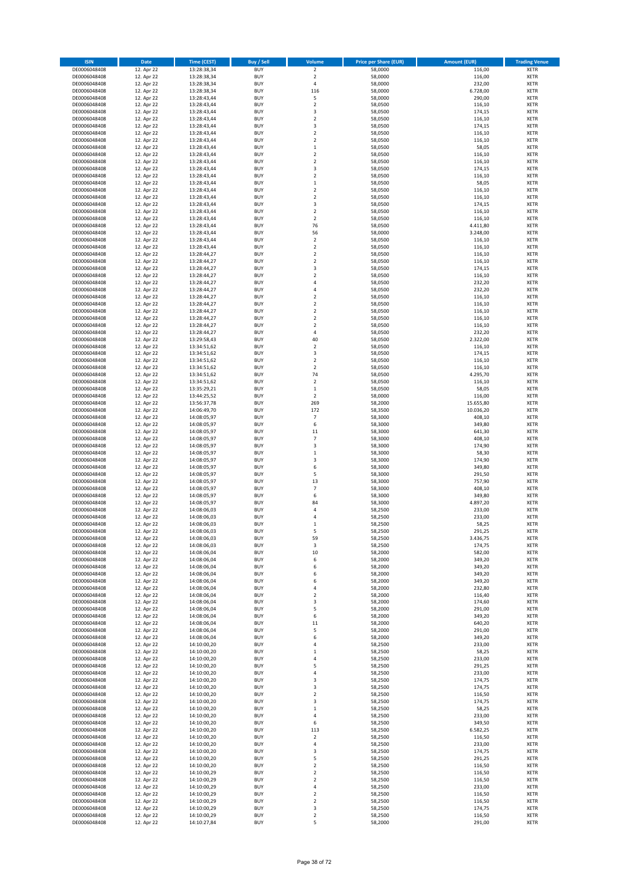| ISIN | Date | Time (CEST) | Buy / Sell | Volume | Price per Share (EUR) | Amount (EUR) | Trading Venue |
|---|---|---|---|---|---|---|---|
| DE0006048408 | 12. Apr 22 | 13:28:38,34 | BUY | 2 | 58,0000 | 116,00 | XETR |
| DE0006048408 | 12. Apr 22 | 13:28:38,34 | BUY | 2 | 58,0000 | 116,00 | XETR |
| DE0006048408 | 12. Apr 22 | 13:28:38,34 | BUY | 4 | 58,0000 | 232,00 | XETR |
| DE0006048408 | 12. Apr 22 | 13:28:38,34 | BUY | 116 | 58,0000 | 6.728,00 | XETR |
| DE0006048408 | 12. Apr 22 | 13:28:43,44 | BUY | 5 | 58,0000 | 290,00 | XETR |
| DE0006048408 | 12. Apr 22 | 13:28:43,44 | BUY | 2 | 58,0500 | 116,10 | XETR |
| DE0006048408 | 12. Apr 22 | 13:28:43,44 | BUY | 3 | 58,0500 | 174,15 | XETR |
| DE0006048408 | 12. Apr 22 | 13:28:43,44 | BUY | 2 | 58,0500 | 116,10 | XETR |
| DE0006048408 | 12. Apr 22 | 13:28:43,44 | BUY | 3 | 58,0500 | 174,15 | XETR |
| DE0006048408 | 12. Apr 22 | 13:28:43,44 | BUY | 2 | 58,0500 | 116,10 | XETR |
| DE0006048408 | 12. Apr 22 | 13:28:43,44 | BUY | 2 | 58,0500 | 116,10 | XETR |
| DE0006048408 | 12. Apr 22 | 13:28:43,44 | BUY | 1 | 58,0500 | 58,05 | XETR |
| DE0006048408 | 12. Apr 22 | 13:28:43,44 | BUY | 2 | 58,0500 | 116,10 | XETR |
| DE0006048408 | 12. Apr 22 | 13:28:43,44 | BUY | 2 | 58,0500 | 116,10 | XETR |
| DE0006048408 | 12. Apr 22 | 13:28:43,44 | BUY | 3 | 58,0500 | 174,15 | XETR |
| DE0006048408 | 12. Apr 22 | 13:28:43,44 | BUY | 2 | 58,0500 | 116,10 | XETR |
| DE0006048408 | 12. Apr 22 | 13:28:43,44 | BUY | 1 | 58,0500 | 58,05 | XETR |
| DE0006048408 | 12. Apr 22 | 13:28:43,44 | BUY | 2 | 58,0500 | 116,10 | XETR |
| DE0006048408 | 12. Apr 22 | 13:28:43,44 | BUY | 2 | 58,0500 | 116,10 | XETR |
| DE0006048408 | 12. Apr 22 | 13:28:43,44 | BUY | 3 | 58,0500 | 174,15 | XETR |
| DE0006048408 | 12. Apr 22 | 13:28:43,44 | BUY | 2 | 58,0500 | 116,10 | XETR |
| DE0006048408 | 12. Apr 22 | 13:28:43,44 | BUY | 2 | 58,0500 | 116,10 | XETR |
| DE0006048408 | 12. Apr 22 | 13:28:43,44 | BUY | 76 | 58,0500 | 4.411,80 | XETR |
| DE0006048408 | 12. Apr 22 | 13:28:43,44 | BUY | 56 | 58,0000 | 3.248,00 | XETR |
| DE0006048408 | 12. Apr 22 | 13:28:43,44 | BUY | 2 | 58,0500 | 116,10 | XETR |
| DE0006048408 | 12. Apr 22 | 13:28:43,44 | BUY | 2 | 58,0500 | 116,10 | XETR |
| DE0006048408 | 12. Apr 22 | 13:28:44,27 | BUY | 2 | 58,0500 | 116,10 | XETR |
| DE0006048408 | 12. Apr 22 | 13:28:44,27 | BUY | 2 | 58,0500 | 116,10 | XETR |
| DE0006048408 | 12. Apr 22 | 13:28:44,27 | BUY | 3 | 58,0500 | 174,15 | XETR |
| DE0006048408 | 12. Apr 22 | 13:28:44,27 | BUY | 2 | 58,0500 | 116,10 | XETR |
| DE0006048408 | 12. Apr 22 | 13:28:44,27 | BUY | 4 | 58,0500 | 232,20 | XETR |
| DE0006048408 | 12. Apr 22 | 13:28:44,27 | BUY | 4 | 58,0500 | 232,20 | XETR |
| DE0006048408 | 12. Apr 22 | 13:28:44,27 | BUY | 2 | 58,0500 | 116,10 | XETR |
| DE0006048408 | 12. Apr 22 | 13:28:44,27 | BUY | 2 | 58,0500 | 116,10 | XETR |
| DE0006048408 | 12. Apr 22 | 13:28:44,27 | BUY | 2 | 58,0500 | 116,10 | XETR |
| DE0006048408 | 12. Apr 22 | 13:28:44,27 | BUY | 2 | 58,0500 | 116,10 | XETR |
| DE0006048408 | 12. Apr 22 | 13:28:44,27 | BUY | 2 | 58,0500 | 116,10 | XETR |
| DE0006048408 | 12. Apr 22 | 13:28:44,27 | BUY | 4 | 58,0500 | 232,20 | XETR |
| DE0006048408 | 12. Apr 22 | 13:29:58,43 | BUY | 40 | 58,0500 | 2.322,00 | XETR |
| DE0006048408 | 12. Apr 22 | 13:34:51,62 | BUY | 2 | 58,0500 | 116,10 | XETR |
| DE0006048408 | 12. Apr 22 | 13:34:51,62 | BUY | 3 | 58,0500 | 174,15 | XETR |
| DE0006048408 | 12. Apr 22 | 13:34:51,62 | BUY | 2 | 58,0500 | 116,10 | XETR |
| DE0006048408 | 12. Apr 22 | 13:34:51,62 | BUY | 2 | 58,0500 | 116,10 | XETR |
| DE0006048408 | 12. Apr 22 | 13:34:51,62 | BUY | 74 | 58,0500 | 4.295,70 | XETR |
| DE0006048408 | 12. Apr 22 | 13:34:51,62 | BUY | 2 | 58,0500 | 116,10 | XETR |
| DE0006048408 | 12. Apr 22 | 13:35:29,21 | BUY | 1 | 58,0500 | 58,05 | XETR |
| DE0006048408 | 12. Apr 22 | 13:44:25,52 | BUY | 2 | 58,0000 | 116,00 | XETR |
| DE0006048408 | 12. Apr 22 | 13:56:37,78 | BUY | 269 | 58,2000 | 15.655,80 | XETR |
| DE0006048408 | 12. Apr 22 | 14:06:49,70 | BUY | 172 | 58,3500 | 10.036,20 | XETR |
| DE0006048408 | 12. Apr 22 | 14:08:05,97 | BUY | 7 | 58,3000 | 408,10 | XETR |
| DE0006048408 | 12. Apr 22 | 14:08:05,97 | BUY | 6 | 58,3000 | 349,80 | XETR |
| DE0006048408 | 12. Apr 22 | 14:08:05,97 | BUY | 11 | 58,3000 | 641,30 | XETR |
| DE0006048408 | 12. Apr 22 | 14:08:05,97 | BUY | 7 | 58,3000 | 408,10 | XETR |
| DE0006048408 | 12. Apr 22 | 14:08:05,97 | BUY | 3 | 58,3000 | 174,90 | XETR |
| DE0006048408 | 12. Apr 22 | 14:08:05,97 | BUY | 1 | 58,3000 | 58,30 | XETR |
| DE0006048408 | 12. Apr 22 | 14:08:05,97 | BUY | 3 | 58,3000 | 174,90 | XETR |
| DE0006048408 | 12. Apr 22 | 14:08:05,97 | BUY | 6 | 58,3000 | 349,80 | XETR |
| DE0006048408 | 12. Apr 22 | 14:08:05,97 | BUY | 5 | 58,3000 | 291,50 | XETR |
| DE0006048408 | 12. Apr 22 | 14:08:05,97 | BUY | 13 | 58,3000 | 757,90 | XETR |
| DE0006048408 | 12. Apr 22 | 14:08:05,97 | BUY | 7 | 58,3000 | 408,10 | XETR |
| DE0006048408 | 12. Apr 22 | 14:08:05,97 | BUY | 6 | 58,3000 | 349,80 | XETR |
| DE0006048408 | 12. Apr 22 | 14:08:05,97 | BUY | 84 | 58,3000 | 4.897,20 | XETR |
| DE0006048408 | 12. Apr 22 | 14:08:06,03 | BUY | 4 | 58,2500 | 233,00 | XETR |
| DE0006048408 | 12. Apr 22 | 14:08:06,03 | BUY | 4 | 58,2500 | 233,00 | XETR |
| DE0006048408 | 12. Apr 22 | 14:08:06,03 | BUY | 1 | 58,2500 | 58,25 | XETR |
| DE0006048408 | 12. Apr 22 | 14:08:06,03 | BUY | 5 | 58,2500 | 291,25 | XETR |
| DE0006048408 | 12. Apr 22 | 14:08:06,03 | BUY | 59 | 58,2500 | 3.436,75 | XETR |
| DE0006048408 | 12. Apr 22 | 14:08:06,03 | BUY | 3 | 58,2500 | 174,75 | XETR |
| DE0006048408 | 12. Apr 22 | 14:08:06,04 | BUY | 10 | 58,2000 | 582,00 | XETR |
| DE0006048408 | 12. Apr 22 | 14:08:06,04 | BUY | 6 | 58,2000 | 349,20 | XETR |
| DE0006048408 | 12. Apr 22 | 14:08:06,04 | BUY | 6 | 58,2000 | 349,20 | XETR |
| DE0006048408 | 12. Apr 22 | 14:08:06,04 | BUY | 6 | 58,2000 | 349,20 | XETR |
| DE0006048408 | 12. Apr 22 | 14:08:06,04 | BUY | 6 | 58,2000 | 349,20 | XETR |
| DE0006048408 | 12. Apr 22 | 14:08:06,04 | BUY | 4 | 58,2000 | 232,80 | XETR |
| DE0006048408 | 12. Apr 22 | 14:08:06,04 | BUY | 2 | 58,2000 | 116,40 | XETR |
| DE0006048408 | 12. Apr 22 | 14:08:06,04 | BUY | 3 | 58,2000 | 174,60 | XETR |
| DE0006048408 | 12. Apr 22 | 14:08:06,04 | BUY | 5 | 58,2000 | 291,00 | XETR |
| DE0006048408 | 12. Apr 22 | 14:08:06,04 | BUY | 6 | 58,2000 | 349,20 | XETR |
| DE0006048408 | 12. Apr 22 | 14:08:06,04 | BUY | 11 | 58,2000 | 640,20 | XETR |
| DE0006048408 | 12. Apr 22 | 14:08:06,04 | BUY | 5 | 58,2000 | 291,00 | XETR |
| DE0006048408 | 12. Apr 22 | 14:08:06,04 | BUY | 6 | 58,2000 | 349,20 | XETR |
| DE0006048408 | 12. Apr 22 | 14:10:00,20 | BUY | 4 | 58,2500 | 233,00 | XETR |
| DE0006048408 | 12. Apr 22 | 14:10:00,20 | BUY | 1 | 58,2500 | 58,25 | XETR |
| DE0006048408 | 12. Apr 22 | 14:10:00,20 | BUY | 4 | 58,2500 | 233,00 | XETR |
| DE0006048408 | 12. Apr 22 | 14:10:00,20 | BUY | 5 | 58,2500 | 291,25 | XETR |
| DE0006048408 | 12. Apr 22 | 14:10:00,20 | BUY | 4 | 58,2500 | 233,00 | XETR |
| DE0006048408 | 12. Apr 22 | 14:10:00,20 | BUY | 3 | 58,2500 | 174,75 | XETR |
| DE0006048408 | 12. Apr 22 | 14:10:00,20 | BUY | 3 | 58,2500 | 174,75 | XETR |
| DE0006048408 | 12. Apr 22 | 14:10:00,20 | BUY | 2 | 58,2500 | 116,50 | XETR |
| DE0006048408 | 12. Apr 22 | 14:10:00,20 | BUY | 3 | 58,2500 | 174,75 | XETR |
| DE0006048408 | 12. Apr 22 | 14:10:00,20 | BUY | 1 | 58,2500 | 58,25 | XETR |
| DE0006048408 | 12. Apr 22 | 14:10:00,20 | BUY | 4 | 58,2500 | 233,00 | XETR |
| DE0006048408 | 12. Apr 22 | 14:10:00,20 | BUY | 6 | 58,2500 | 349,50 | XETR |
| DE0006048408 | 12. Apr 22 | 14:10:00,20 | BUY | 113 | 58,2500 | 6.582,25 | XETR |
| DE0006048408 | 12. Apr 22 | 14:10:00,20 | BUY | 2 | 58,2500 | 116,50 | XETR |
| DE0006048408 | 12. Apr 22 | 14:10:00,20 | BUY | 4 | 58,2500 | 233,00 | XETR |
| DE0006048408 | 12. Apr 22 | 14:10:00,20 | BUY | 3 | 58,2500 | 174,75 | XETR |
| DE0006048408 | 12. Apr 22 | 14:10:00,20 | BUY | 5 | 58,2500 | 291,25 | XETR |
| DE0006048408 | 12. Apr 22 | 14:10:00,20 | BUY | 2 | 58,2500 | 116,50 | XETR |
| DE0006048408 | 12. Apr 22 | 14:10:00,29 | BUY | 2 | 58,2500 | 116,50 | XETR |
| DE0006048408 | 12. Apr 22 | 14:10:00,29 | BUY | 2 | 58,2500 | 116,50 | XETR |
| DE0006048408 | 12. Apr 22 | 14:10:00,29 | BUY | 4 | 58,2500 | 233,00 | XETR |
| DE0006048408 | 12. Apr 22 | 14:10:00,29 | BUY | 2 | 58,2500 | 116,50 | XETR |
| DE0006048408 | 12. Apr 22 | 14:10:00,29 | BUY | 2 | 58,2500 | 116,50 | XETR |
| DE0006048408 | 12. Apr 22 | 14:10:00,29 | BUY | 3 | 58,2500 | 174,75 | XETR |
| DE0006048408 | 12. Apr 22 | 14:10:00,29 | BUY | 2 | 58,2500 | 116,50 | XETR |
| DE0006048408 | 12. Apr 22 | 14:10:27,84 | BUY | 5 | 58,2000 | 291,00 | XETR |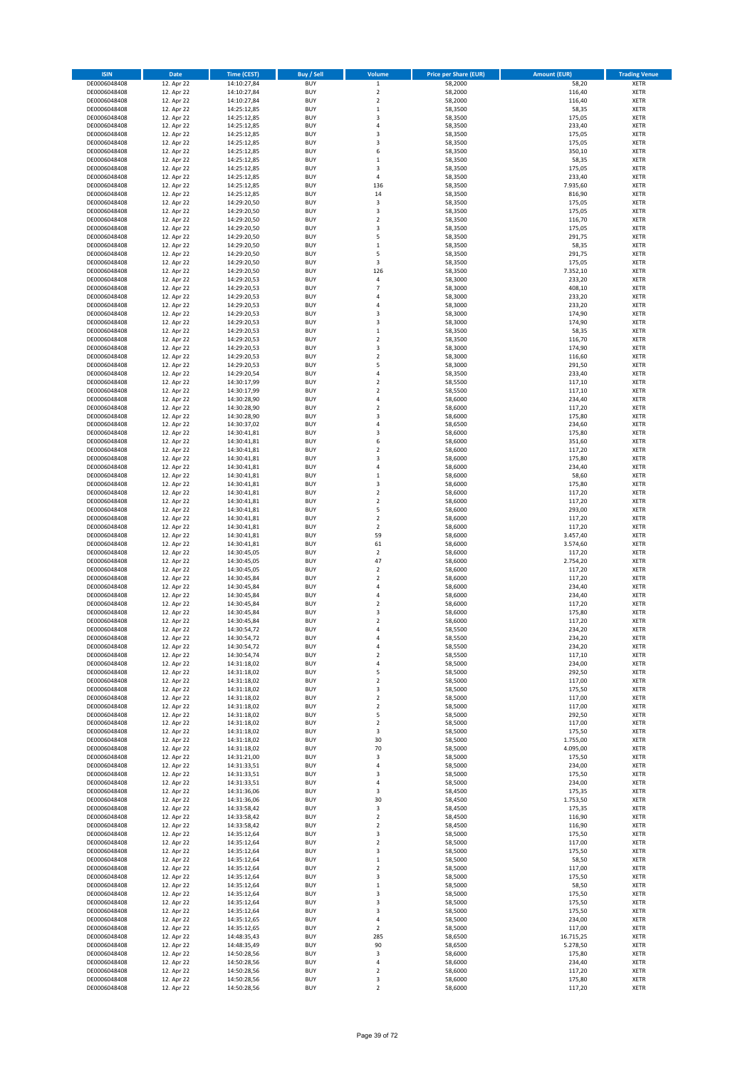| ISIN | Date | Time (CEST) | Buy / Sell | Volume | Price per Share (EUR) | Amount (EUR) | Trading Venue |
|---|---|---|---|---|---|---|---|
| DE0006048408 | 12. Apr 22 | 14:10:27,84 | BUY | 1 | 58,2000 | 58,20 | XETR |
| DE0006048408 | 12. Apr 22 | 14:10:27,84 | BUY | 2 | 58,2000 | 116,40 | XETR |
| DE0006048408 | 12. Apr 22 | 14:10:27,84 | BUY | 2 | 58,2000 | 116,40 | XETR |
| DE0006048408 | 12. Apr 22 | 14:25:12,85 | BUY | 1 | 58,3500 | 58,35 | XETR |
| DE0006048408 | 12. Apr 22 | 14:25:12,85 | BUY | 3 | 58,3500 | 175,05 | XETR |
| DE0006048408 | 12. Apr 22 | 14:25:12,85 | BUY | 4 | 58,3500 | 233,40 | XETR |
| DE0006048408 | 12. Apr 22 | 14:25:12,85 | BUY | 3 | 58,3500 | 175,05 | XETR |
| DE0006048408 | 12. Apr 22 | 14:25:12,85 | BUY | 3 | 58,3500 | 175,05 | XETR |
| DE0006048408 | 12. Apr 22 | 14:25:12,85 | BUY | 6 | 58,3500 | 350,10 | XETR |
| DE0006048408 | 12. Apr 22 | 14:25:12,85 | BUY | 1 | 58,3500 | 58,35 | XETR |
| DE0006048408 | 12. Apr 22 | 14:25:12,85 | BUY | 3 | 58,3500 | 175,05 | XETR |
| DE0006048408 | 12. Apr 22 | 14:25:12,85 | BUY | 4 | 58,3500 | 233,40 | XETR |
| DE0006048408 | 12. Apr 22 | 14:25:12,85 | BUY | 136 | 58,3500 | 7.935,60 | XETR |
| DE0006048408 | 12. Apr 22 | 14:25:12,85 | BUY | 14 | 58,3500 | 816,90 | XETR |
| DE0006048408 | 12. Apr 22 | 14:29:20,50 | BUY | 3 | 58,3500 | 175,05 | XETR |
| DE0006048408 | 12. Apr 22 | 14:29:20,50 | BUY | 3 | 58,3500 | 175,05 | XETR |
| DE0006048408 | 12. Apr 22 | 14:29:20,50 | BUY | 2 | 58,3500 | 116,70 | XETR |
| DE0006048408 | 12. Apr 22 | 14:29:20,50 | BUY | 3 | 58,3500 | 175,05 | XETR |
| DE0006048408 | 12. Apr 22 | 14:29:20,50 | BUY | 5 | 58,3500 | 291,75 | XETR |
| DE0006048408 | 12. Apr 22 | 14:29:20,50 | BUY | 1 | 58,3500 | 58,35 | XETR |
| DE0006048408 | 12. Apr 22 | 14:29:20,50 | BUY | 5 | 58,3500 | 291,75 | XETR |
| DE0006048408 | 12. Apr 22 | 14:29:20,50 | BUY | 3 | 58,3500 | 175,05 | XETR |
| DE0006048408 | 12. Apr 22 | 14:29:20,50 | BUY | 126 | 58,3500 | 7.352,10 | XETR |
| DE0006048408 | 12. Apr 22 | 14:29:20,53 | BUY | 4 | 58,3000 | 233,20 | XETR |
| DE0006048408 | 12. Apr 22 | 14:29:20,53 | BUY | 7 | 58,3000 | 408,10 | XETR |
| DE0006048408 | 12. Apr 22 | 14:29:20,53 | BUY | 4 | 58,3000 | 233,20 | XETR |
| DE0006048408 | 12. Apr 22 | 14:29:20,53 | BUY | 4 | 58,3000 | 233,20 | XETR |
| DE0006048408 | 12. Apr 22 | 14:29:20,53 | BUY | 3 | 58,3000 | 174,90 | XETR |
| DE0006048408 | 12. Apr 22 | 14:29:20,53 | BUY | 3 | 58,3000 | 174,90 | XETR |
| DE0006048408 | 12. Apr 22 | 14:29:20,53 | BUY | 1 | 58,3500 | 58,35 | XETR |
| DE0006048408 | 12. Apr 22 | 14:29:20,53 | BUY | 2 | 58,3500 | 116,70 | XETR |
| DE0006048408 | 12. Apr 22 | 14:29:20,53 | BUY | 3 | 58,3000 | 174,90 | XETR |
| DE0006048408 | 12. Apr 22 | 14:29:20,53 | BUY | 2 | 58,3000 | 116,60 | XETR |
| DE0006048408 | 12. Apr 22 | 14:29:20,53 | BUY | 5 | 58,3000 | 291,50 | XETR |
| DE0006048408 | 12. Apr 22 | 14:29:20,54 | BUY | 4 | 58,3500 | 233,40 | XETR |
| DE0006048408 | 12. Apr 22 | 14:30:17,99 | BUY | 2 | 58,5500 | 117,10 | XETR |
| DE0006048408 | 12. Apr 22 | 14:30:17,99 | BUY | 2 | 58,5500 | 117,10 | XETR |
| DE0006048408 | 12. Apr 22 | 14:30:28,90 | BUY | 4 | 58,6000 | 234,40 | XETR |
| DE0006048408 | 12. Apr 22 | 14:30:28,90 | BUY | 2 | 58,6000 | 117,20 | XETR |
| DE0006048408 | 12. Apr 22 | 14:30:28,90 | BUY | 3 | 58,6000 | 175,80 | XETR |
| DE0006048408 | 12. Apr 22 | 14:30:37,02 | BUY | 4 | 58,6500 | 234,60 | XETR |
| DE0006048408 | 12. Apr 22 | 14:30:41,81 | BUY | 3 | 58,6000 | 175,80 | XETR |
| DE0006048408 | 12. Apr 22 | 14:30:41,81 | BUY | 6 | 58,6000 | 351,60 | XETR |
| DE0006048408 | 12. Apr 22 | 14:30:41,81 | BUY | 2 | 58,6000 | 117,20 | XETR |
| DE0006048408 | 12. Apr 22 | 14:30:41,81 | BUY | 3 | 58,6000 | 175,80 | XETR |
| DE0006048408 | 12. Apr 22 | 14:30:41,81 | BUY | 4 | 58,6000 | 234,40 | XETR |
| DE0006048408 | 12. Apr 22 | 14:30:41,81 | BUY | 1 | 58,6000 | 58,60 | XETR |
| DE0006048408 | 12. Apr 22 | 14:30:41,81 | BUY | 3 | 58,6000 | 175,80 | XETR |
| DE0006048408 | 12. Apr 22 | 14:30:41,81 | BUY | 2 | 58,6000 | 117,20 | XETR |
| DE0006048408 | 12. Apr 22 | 14:30:41,81 | BUY | 2 | 58,6000 | 117,20 | XETR |
| DE0006048408 | 12. Apr 22 | 14:30:41,81 | BUY | 5 | 58,6000 | 293,00 | XETR |
| DE0006048408 | 12. Apr 22 | 14:30:41,81 | BUY | 2 | 58,6000 | 117,20 | XETR |
| DE0006048408 | 12. Apr 22 | 14:30:41,81 | BUY | 2 | 58,6000 | 117,20 | XETR |
| DE0006048408 | 12. Apr 22 | 14:30:41,81 | BUY | 59 | 58,6000 | 3.457,40 | XETR |
| DE0006048408 | 12. Apr 22 | 14:30:41,81 | BUY | 61 | 58,6000 | 3.574,60 | XETR |
| DE0006048408 | 12. Apr 22 | 14:30:45,05 | BUY | 2 | 58,6000 | 117,20 | XETR |
| DE0006048408 | 12. Apr 22 | 14:30:45,05 | BUY | 47 | 58,6000 | 2.754,20 | XETR |
| DE0006048408 | 12. Apr 22 | 14:30:45,05 | BUY | 2 | 58,6000 | 117,20 | XETR |
| DE0006048408 | 12. Apr 22 | 14:30:45,84 | BUY | 2 | 58,6000 | 117,20 | XETR |
| DE0006048408 | 12. Apr 22 | 14:30:45,84 | BUY | 4 | 58,6000 | 234,40 | XETR |
| DE0006048408 | 12. Apr 22 | 14:30:45,84 | BUY | 4 | 58,6000 | 234,40 | XETR |
| DE0006048408 | 12. Apr 22 | 14:30:45,84 | BUY | 2 | 58,6000 | 117,20 | XETR |
| DE0006048408 | 12. Apr 22 | 14:30:45,84 | BUY | 3 | 58,6000 | 175,80 | XETR |
| DE0006048408 | 12. Apr 22 | 14:30:45,84 | BUY | 2 | 58,6000 | 117,20 | XETR |
| DE0006048408 | 12. Apr 22 | 14:30:54,72 | BUY | 4 | 58,5500 | 234,20 | XETR |
| DE0006048408 | 12. Apr 22 | 14:30:54,72 | BUY | 4 | 58,5500 | 234,20 | XETR |
| DE0006048408 | 12. Apr 22 | 14:30:54,72 | BUY | 4 | 58,5500 | 234,20 | XETR |
| DE0006048408 | 12. Apr 22 | 14:30:54,74 | BUY | 2 | 58,5500 | 117,10 | XETR |
| DE0006048408 | 12. Apr 22 | 14:31:18,02 | BUY | 4 | 58,5000 | 234,00 | XETR |
| DE0006048408 | 12. Apr 22 | 14:31:18,02 | BUY | 5 | 58,5000 | 292,50 | XETR |
| DE0006048408 | 12. Apr 22 | 14:31:18,02 | BUY | 2 | 58,5000 | 117,00 | XETR |
| DE0006048408 | 12. Apr 22 | 14:31:18,02 | BUY | 3 | 58,5000 | 175,50 | XETR |
| DE0006048408 | 12. Apr 22 | 14:31:18,02 | BUY | 2 | 58,5000 | 117,00 | XETR |
| DE0006048408 | 12. Apr 22 | 14:31:18,02 | BUY | 2 | 58,5000 | 117,00 | XETR |
| DE0006048408 | 12. Apr 22 | 14:31:18,02 | BUY | 5 | 58,5000 | 292,50 | XETR |
| DE0006048408 | 12. Apr 22 | 14:31:18,02 | BUY | 2 | 58,5000 | 117,00 | XETR |
| DE0006048408 | 12. Apr 22 | 14:31:18,02 | BUY | 3 | 58,5000 | 175,50 | XETR |
| DE0006048408 | 12. Apr 22 | 14:31:18,02 | BUY | 30 | 58,5000 | 1.755,00 | XETR |
| DE0006048408 | 12. Apr 22 | 14:31:18,02 | BUY | 70 | 58,5000 | 4.095,00 | XETR |
| DE0006048408 | 12. Apr 22 | 14:31:21,00 | BUY | 3 | 58,5000 | 175,50 | XETR |
| DE0006048408 | 12. Apr 22 | 14:31:33,51 | BUY | 4 | 58,5000 | 234,00 | XETR |
| DE0006048408 | 12. Apr 22 | 14:31:33,51 | BUY | 3 | 58,5000 | 175,50 | XETR |
| DE0006048408 | 12. Apr 22 | 14:31:33,51 | BUY | 4 | 58,5000 | 234,00 | XETR |
| DE0006048408 | 12. Apr 22 | 14:31:36,06 | BUY | 3 | 58,4500 | 175,35 | XETR |
| DE0006048408 | 12. Apr 22 | 14:31:36,06 | BUY | 30 | 58,4500 | 1.753,50 | XETR |
| DE0006048408 | 12. Apr 22 | 14:33:58,42 | BUY | 3 | 58,4500 | 175,35 | XETR |
| DE0006048408 | 12. Apr 22 | 14:33:58,42 | BUY | 2 | 58,4500 | 116,90 | XETR |
| DE0006048408 | 12. Apr 22 | 14:33:58,42 | BUY | 2 | 58,4500 | 116,90 | XETR |
| DE0006048408 | 12. Apr 22 | 14:35:12,64 | BUY | 3 | 58,5000 | 175,50 | XETR |
| DE0006048408 | 12. Apr 22 | 14:35:12,64 | BUY | 2 | 58,5000 | 117,00 | XETR |
| DE0006048408 | 12. Apr 22 | 14:35:12,64 | BUY | 3 | 58,5000 | 175,50 | XETR |
| DE0006048408 | 12. Apr 22 | 14:35:12,64 | BUY | 1 | 58,5000 | 58,50 | XETR |
| DE0006048408 | 12. Apr 22 | 14:35:12,64 | BUY | 2 | 58,5000 | 117,00 | XETR |
| DE0006048408 | 12. Apr 22 | 14:35:12,64 | BUY | 3 | 58,5000 | 175,50 | XETR |
| DE0006048408 | 12. Apr 22 | 14:35:12,64 | BUY | 1 | 58,5000 | 58,50 | XETR |
| DE0006048408 | 12. Apr 22 | 14:35:12,64 | BUY | 3 | 58,5000 | 175,50 | XETR |
| DE0006048408 | 12. Apr 22 | 14:35:12,64 | BUY | 3 | 58,5000 | 175,50 | XETR |
| DE0006048408 | 12. Apr 22 | 14:35:12,64 | BUY | 3 | 58,5000 | 175,50 | XETR |
| DE0006048408 | 12. Apr 22 | 14:35:12,65 | BUY | 4 | 58,5000 | 234,00 | XETR |
| DE0006048408 | 12. Apr 22 | 14:35:12,65 | BUY | 2 | 58,5000 | 117,00 | XETR |
| DE0006048408 | 12. Apr 22 | 14:48:35,43 | BUY | 285 | 58,6500 | 16.715,25 | XETR |
| DE0006048408 | 12. Apr 22 | 14:48:35,49 | BUY | 90 | 58,6500 | 5.278,50 | XETR |
| DE0006048408 | 12. Apr 22 | 14:50:28,56 | BUY | 3 | 58,6000 | 175,80 | XETR |
| DE0006048408 | 12. Apr 22 | 14:50:28,56 | BUY | 4 | 58,6000 | 234,40 | XETR |
| DE0006048408 | 12. Apr 22 | 14:50:28,56 | BUY | 2 | 58,6000 | 117,20 | XETR |
| DE0006048408 | 12. Apr 22 | 14:50:28,56 | BUY | 3 | 58,6000 | 175,80 | XETR |
| DE0006048408 | 12. Apr 22 | 14:50:28,56 | BUY | 2 | 58,6000 | 117,20 | XETR |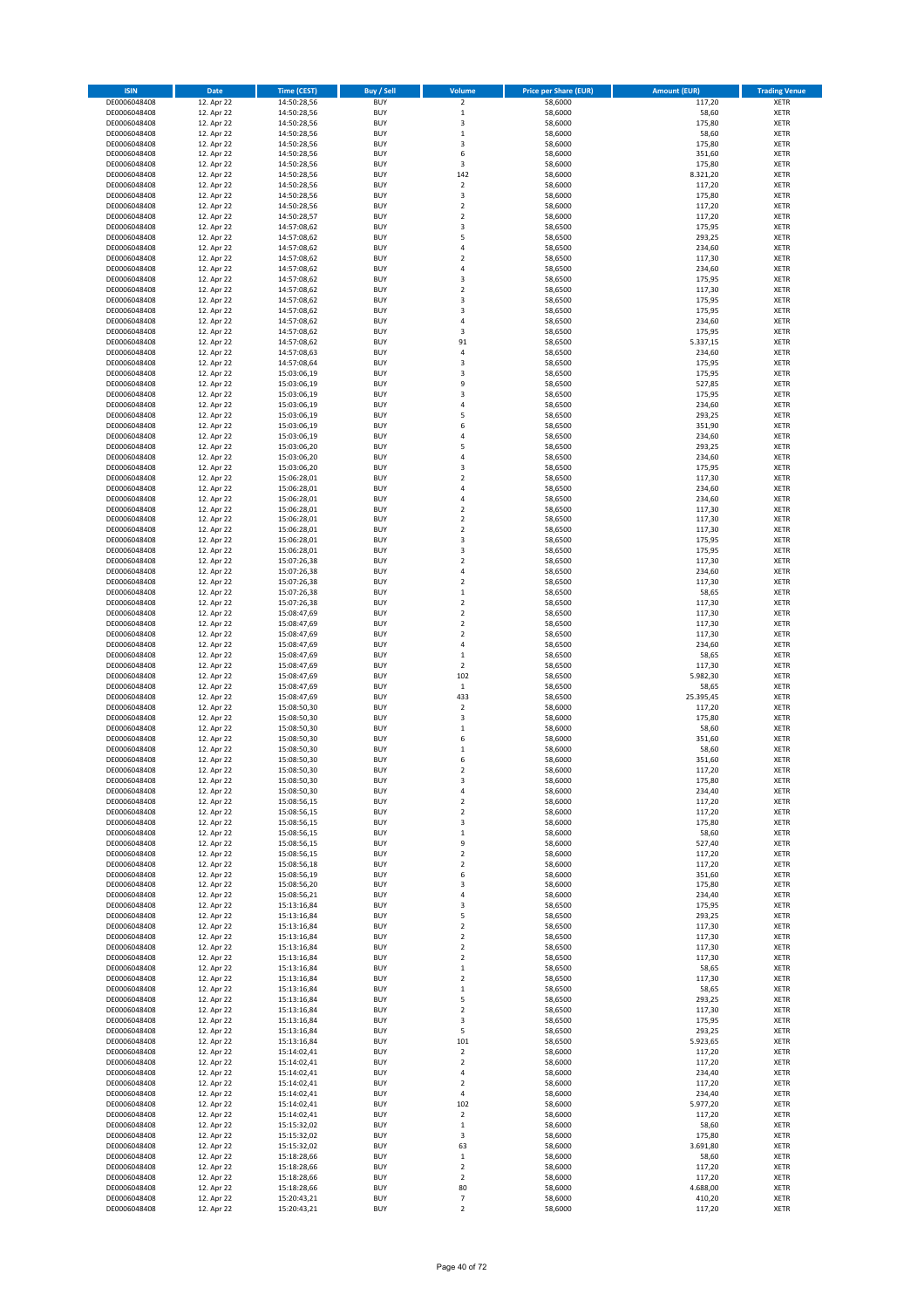| ISIN | Date | Time (CEST) | Buy / Sell | Volume | Price per Share (EUR) | Amount (EUR) | Trading Venue |
|---|---|---|---|---|---|---|---|
| DE0006048408 | 12. Apr 22 | 14:50:28,56 | BUY | 2 | 58,6000 | 117,20 | XETR |
| DE0006048408 | 12. Apr 22 | 14:50:28,56 | BUY | 1 | 58,6000 | 58,60 | XETR |
| DE0006048408 | 12. Apr 22 | 14:50:28,56 | BUY | 3 | 58,6000 | 175,80 | XETR |
| DE0006048408 | 12. Apr 22 | 14:50:28,56 | BUY | 1 | 58,6000 | 58,60 | XETR |
| DE0006048408 | 12. Apr 22 | 14:50:28,56 | BUY | 3 | 58,6000 | 175,80 | XETR |
| DE0006048408 | 12. Apr 22 | 14:50:28,56 | BUY | 6 | 58,6000 | 351,60 | XETR |
| DE0006048408 | 12. Apr 22 | 14:50:28,56 | BUY | 3 | 58,6000 | 175,80 | XETR |
| DE0006048408 | 12. Apr 22 | 14:50:28,56 | BUY | 142 | 58,6000 | 8.321,20 | XETR |
| DE0006048408 | 12. Apr 22 | 14:50:28,56 | BUY | 2 | 58,6000 | 117,20 | XETR |
| DE0006048408 | 12. Apr 22 | 14:50:28,56 | BUY | 3 | 58,6000 | 175,80 | XETR |
| DE0006048408 | 12. Apr 22 | 14:50:28,56 | BUY | 2 | 58,6000 | 117,20 | XETR |
| DE0006048408 | 12. Apr 22 | 14:50:28,57 | BUY | 2 | 58,6000 | 117,20 | XETR |
| DE0006048408 | 12. Apr 22 | 14:57:08,62 | BUY | 3 | 58,6500 | 175,95 | XETR |
| DE0006048408 | 12. Apr 22 | 14:57:08,62 | BUY | 5 | 58,6500 | 293,25 | XETR |
| DE0006048408 | 12. Apr 22 | 14:57:08,62 | BUY | 4 | 58,6500 | 234,60 | XETR |
| DE0006048408 | 12. Apr 22 | 14:57:08,62 | BUY | 2 | 58,6500 | 117,30 | XETR |
| DE0006048408 | 12. Apr 22 | 14:57:08,62 | BUY | 4 | 58,6500 | 234,60 | XETR |
| DE0006048408 | 12. Apr 22 | 14:57:08,62 | BUY | 3 | 58,6500 | 175,95 | XETR |
| DE0006048408 | 12. Apr 22 | 14:57:08,62 | BUY | 2 | 58,6500 | 117,30 | XETR |
| DE0006048408 | 12. Apr 22 | 14:57:08,62 | BUY | 3 | 58,6500 | 175,95 | XETR |
| DE0006048408 | 12. Apr 22 | 14:57:08,62 | BUY | 3 | 58,6500 | 175,95 | XETR |
| DE0006048408 | 12. Apr 22 | 14:57:08,62 | BUY | 4 | 58,6500 | 234,60 | XETR |
| DE0006048408 | 12. Apr 22 | 14:57:08,62 | BUY | 3 | 58,6500 | 175,95 | XETR |
| DE0006048408 | 12. Apr 22 | 14:57:08,62 | BUY | 91 | 58,6500 | 5.337,15 | XETR |
| DE0006048408 | 12. Apr 22 | 14:57:08,63 | BUY | 4 | 58,6500 | 234,60 | XETR |
| DE0006048408 | 12. Apr 22 | 14:57:08,64 | BUY | 3 | 58,6500 | 175,95 | XETR |
| DE0006048408 | 12. Apr 22 | 15:03:06,19 | BUY | 3 | 58,6500 | 175,95 | XETR |
| DE0006048408 | 12. Apr 22 | 15:03:06,19 | BUY | 9 | 58,6500 | 527,85 | XETR |
| DE0006048408 | 12. Apr 22 | 15:03:06,19 | BUY | 3 | 58,6500 | 175,95 | XETR |
| DE0006048408 | 12. Apr 22 | 15:03:06,19 | BUY | 4 | 58,6500 | 234,60 | XETR |
| DE0006048408 | 12. Apr 22 | 15:03:06,19 | BUY | 5 | 58,6500 | 293,25 | XETR |
| DE0006048408 | 12. Apr 22 | 15:03:06,19 | BUY | 6 | 58,6500 | 351,90 | XETR |
| DE0006048408 | 12. Apr 22 | 15:03:06,19 | BUY | 4 | 58,6500 | 234,60 | XETR |
| DE0006048408 | 12. Apr 22 | 15:03:06,20 | BUY | 5 | 58,6500 | 293,25 | XETR |
| DE0006048408 | 12. Apr 22 | 15:03:06,20 | BUY | 4 | 58,6500 | 234,60 | XETR |
| DE0006048408 | 12. Apr 22 | 15:03:06,20 | BUY | 3 | 58,6500 | 175,95 | XETR |
| DE0006048408 | 12. Apr 22 | 15:06:28,01 | BUY | 2 | 58,6500 | 117,30 | XETR |
| DE0006048408 | 12. Apr 22 | 15:06:28,01 | BUY | 4 | 58,6500 | 234,60 | XETR |
| DE0006048408 | 12. Apr 22 | 15:06:28,01 | BUY | 4 | 58,6500 | 234,60 | XETR |
| DE0006048408 | 12. Apr 22 | 15:06:28,01 | BUY | 2 | 58,6500 | 117,30 | XETR |
| DE0006048408 | 12. Apr 22 | 15:06:28,01 | BUY | 2 | 58,6500 | 117,30 | XETR |
| DE0006048408 | 12. Apr 22 | 15:06:28,01 | BUY | 2 | 58,6500 | 117,30 | XETR |
| DE0006048408 | 12. Apr 22 | 15:06:28,01 | BUY | 3 | 58,6500 | 175,95 | XETR |
| DE0006048408 | 12. Apr 22 | 15:06:28,01 | BUY | 3 | 58,6500 | 175,95 | XETR |
| DE0006048408 | 12. Apr 22 | 15:07:26,38 | BUY | 2 | 58,6500 | 117,30 | XETR |
| DE0006048408 | 12. Apr 22 | 15:07:26,38 | BUY | 4 | 58,6500 | 234,60 | XETR |
| DE0006048408 | 12. Apr 22 | 15:07:26,38 | BUY | 2 | 58,6500 | 117,30 | XETR |
| DE0006048408 | 12. Apr 22 | 15:07:26,38 | BUY | 1 | 58,6500 | 58,65 | XETR |
| DE0006048408 | 12. Apr 22 | 15:07:26,38 | BUY | 2 | 58,6500 | 117,30 | XETR |
| DE0006048408 | 12. Apr 22 | 15:08:47,69 | BUY | 2 | 58,6500 | 117,30 | XETR |
| DE0006048408 | 12. Apr 22 | 15:08:47,69 | BUY | 2 | 58,6500 | 117,30 | XETR |
| DE0006048408 | 12. Apr 22 | 15:08:47,69 | BUY | 2 | 58,6500 | 117,30 | XETR |
| DE0006048408 | 12. Apr 22 | 15:08:47,69 | BUY | 4 | 58,6500 | 234,60 | XETR |
| DE0006048408 | 12. Apr 22 | 15:08:47,69 | BUY | 1 | 58,6500 | 58,65 | XETR |
| DE0006048408 | 12. Apr 22 | 15:08:47,69 | BUY | 2 | 58,6500 | 117,30 | XETR |
| DE0006048408 | 12. Apr 22 | 15:08:47,69 | BUY | 102 | 58,6500 | 5.982,30 | XETR |
| DE0006048408 | 12. Apr 22 | 15:08:47,69 | BUY | 1 | 58,6500 | 58,65 | XETR |
| DE0006048408 | 12. Apr 22 | 15:08:47,69 | BUY | 433 | 58,6500 | 25.395,45 | XETR |
| DE0006048408 | 12. Apr 22 | 15:08:50,30 | BUY | 2 | 58,6000 | 117,20 | XETR |
| DE0006048408 | 12. Apr 22 | 15:08:50,30 | BUY | 3 | 58,6000 | 175,80 | XETR |
| DE0006048408 | 12. Apr 22 | 15:08:50,30 | BUY | 1 | 58,6000 | 58,60 | XETR |
| DE0006048408 | 12. Apr 22 | 15:08:50,30 | BUY | 6 | 58,6000 | 351,60 | XETR |
| DE0006048408 | 12. Apr 22 | 15:08:50,30 | BUY | 1 | 58,6000 | 58,60 | XETR |
| DE0006048408 | 12. Apr 22 | 15:08:50,30 | BUY | 6 | 58,6000 | 351,60 | XETR |
| DE0006048408 | 12. Apr 22 | 15:08:50,30 | BUY | 2 | 58,6000 | 117,20 | XETR |
| DE0006048408 | 12. Apr 22 | 15:08:50,30 | BUY | 3 | 58,6000 | 175,80 | XETR |
| DE0006048408 | 12. Apr 22 | 15:08:50,30 | BUY | 4 | 58,6000 | 234,40 | XETR |
| DE0006048408 | 12. Apr 22 | 15:08:56,15 | BUY | 2 | 58,6000 | 117,20 | XETR |
| DE0006048408 | 12. Apr 22 | 15:08:56,15 | BUY | 2 | 58,6000 | 117,20 | XETR |
| DE0006048408 | 12. Apr 22 | 15:08:56,15 | BUY | 3 | 58,6000 | 175,80 | XETR |
| DE0006048408 | 12. Apr 22 | 15:08:56,15 | BUY | 1 | 58,6000 | 58,60 | XETR |
| DE0006048408 | 12. Apr 22 | 15:08:56,15 | BUY | 9 | 58,6000 | 527,40 | XETR |
| DE0006048408 | 12. Apr 22 | 15:08:56,15 | BUY | 2 | 58,6000 | 117,20 | XETR |
| DE0006048408 | 12. Apr 22 | 15:08:56,18 | BUY | 2 | 58,6000 | 117,20 | XETR |
| DE0006048408 | 12. Apr 22 | 15:08:56,19 | BUY | 6 | 58,6000 | 351,60 | XETR |
| DE0006048408 | 12. Apr 22 | 15:08:56,20 | BUY | 3 | 58,6000 | 175,80 | XETR |
| DE0006048408 | 12. Apr 22 | 15:08:56,21 | BUY | 4 | 58,6000 | 234,40 | XETR |
| DE0006048408 | 12. Apr 22 | 15:13:16,84 | BUY | 3 | 58,6500 | 175,95 | XETR |
| DE0006048408 | 12. Apr 22 | 15:13:16,84 | BUY | 5 | 58,6500 | 293,25 | XETR |
| DE0006048408 | 12. Apr 22 | 15:13:16,84 | BUY | 2 | 58,6500 | 117,30 | XETR |
| DE0006048408 | 12. Apr 22 | 15:13:16,84 | BUY | 2 | 58,6500 | 117,30 | XETR |
| DE0006048408 | 12. Apr 22 | 15:13:16,84 | BUY | 2 | 58,6500 | 117,30 | XETR |
| DE0006048408 | 12. Apr 22 | 15:13:16,84 | BUY | 2 | 58,6500 | 117,30 | XETR |
| DE0006048408 | 12. Apr 22 | 15:13:16,84 | BUY | 1 | 58,6500 | 58,65 | XETR |
| DE0006048408 | 12. Apr 22 | 15:13:16,84 | BUY | 2 | 58,6500 | 117,30 | XETR |
| DE0006048408 | 12. Apr 22 | 15:13:16,84 | BUY | 1 | 58,6500 | 58,65 | XETR |
| DE0006048408 | 12. Apr 22 | 15:13:16,84 | BUY | 5 | 58,6500 | 293,25 | XETR |
| DE0006048408 | 12. Apr 22 | 15:13:16,84 | BUY | 2 | 58,6500 | 117,30 | XETR |
| DE0006048408 | 12. Apr 22 | 15:13:16,84 | BUY | 3 | 58,6500 | 175,95 | XETR |
| DE0006048408 | 12. Apr 22 | 15:13:16,84 | BUY | 5 | 58,6500 | 293,25 | XETR |
| DE0006048408 | 12. Apr 22 | 15:13:16,84 | BUY | 101 | 58,6500 | 5.923,65 | XETR |
| DE0006048408 | 12. Apr 22 | 15:14:02,41 | BUY | 2 | 58,6000 | 117,20 | XETR |
| DE0006048408 | 12. Apr 22 | 15:14:02,41 | BUY | 2 | 58,6000 | 117,20 | XETR |
| DE0006048408 | 12. Apr 22 | 15:14:02,41 | BUY | 4 | 58,6000 | 234,40 | XETR |
| DE0006048408 | 12. Apr 22 | 15:14:02,41 | BUY | 2 | 58,6000 | 117,20 | XETR |
| DE0006048408 | 12. Apr 22 | 15:14:02,41 | BUY | 4 | 58,6000 | 234,40 | XETR |
| DE0006048408 | 12. Apr 22 | 15:14:02,41 | BUY | 102 | 58,6000 | 5.977,20 | XETR |
| DE0006048408 | 12. Apr 22 | 15:14:02,41 | BUY | 2 | 58,6000 | 117,20 | XETR |
| DE0006048408 | 12. Apr 22 | 15:15:32,02 | BUY | 1 | 58,6000 | 58,60 | XETR |
| DE0006048408 | 12. Apr 22 | 15:15:32,02 | BUY | 3 | 58,6000 | 175,80 | XETR |
| DE0006048408 | 12. Apr 22 | 15:15:32,02 | BUY | 63 | 58,6000 | 3.691,80 | XETR |
| DE0006048408 | 12. Apr 22 | 15:18:28,66 | BUY | 1 | 58,6000 | 58,60 | XETR |
| DE0006048408 | 12. Apr 22 | 15:18:28,66 | BUY | 2 | 58,6000 | 117,20 | XETR |
| DE0006048408 | 12. Apr 22 | 15:18:28,66 | BUY | 2 | 58,6000 | 117,20 | XETR |
| DE0006048408 | 12. Apr 22 | 15:18:28,66 | BUY | 80 | 58,6000 | 4.688,00 | XETR |
| DE0006048408 | 12. Apr 22 | 15:20:43,21 | BUY | 7 | 58,6000 | 410,20 | XETR |
| DE0006048408 | 12. Apr 22 | 15:20:43,21 | BUY | 2 | 58,6000 | 117,20 | XETR |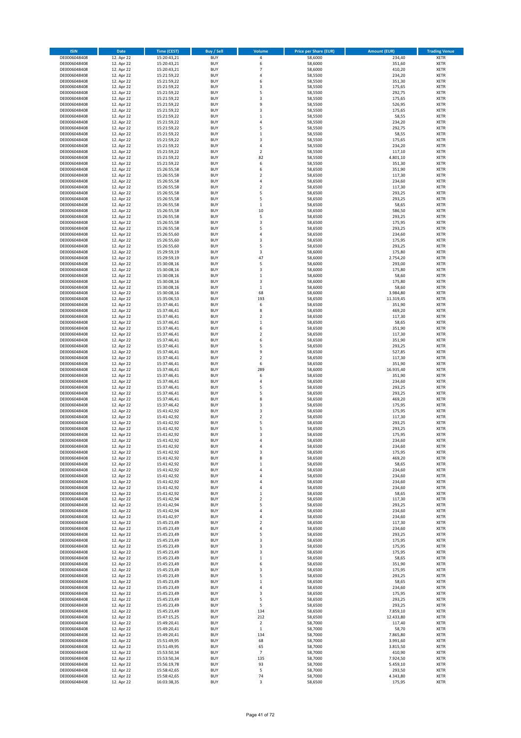| ISIN | Date | Time (CEST) | Buy / Sell | Volume | Price per Share (EUR) | Amount (EUR) | Trading Venue |
|---|---|---|---|---|---|---|---|
| DE0006048408 | 12. Apr 22 | 15:20:43,21 | BUY | 4 | 58,6000 | 234,40 | XETR |
| DE0006048408 | 12. Apr 22 | 15:20:43,21 | BUY | 6 | 58,6000 | 351,60 | XETR |
| DE0006048408 | 12. Apr 22 | 15:20:43,21 | BUY | 7 | 58,6000 | 410,20 | XETR |
| DE0006048408 | 12. Apr 22 | 15:21:59,22 | BUY | 4 | 58,5500 | 234,20 | XETR |
| DE0006048408 | 12. Apr 22 | 15:21:59,22 | BUY | 6 | 58,5500 | 351,30 | XETR |
| DE0006048408 | 12. Apr 22 | 15:21:59,22 | BUY | 3 | 58,5500 | 175,65 | XETR |
| DE0006048408 | 12. Apr 22 | 15:21:59,22 | BUY | 5 | 58,5500 | 292,75 | XETR |
| DE0006048408 | 12. Apr 22 | 15:21:59,22 | BUY | 3 | 58,5500 | 175,65 | XETR |
| DE0006048408 | 12. Apr 22 | 15:21:59,22 | BUY | 9 | 58,5500 | 526,95 | XETR |
| DE0006048408 | 12. Apr 22 | 15:21:59,22 | BUY | 3 | 58,5500 | 175,65 | XETR |
| DE0006048408 | 12. Apr 22 | 15:21:59,22 | BUY | 1 | 58,5500 | 58,55 | XETR |
| DE0006048408 | 12. Apr 22 | 15:21:59,22 | BUY | 4 | 58,5500 | 234,20 | XETR |
| DE0006048408 | 12. Apr 22 | 15:21:59,22 | BUY | 5 | 58,5500 | 292,75 | XETR |
| DE0006048408 | 12. Apr 22 | 15:21:59,22 | BUY | 1 | 58,5500 | 58,55 | XETR |
| DE0006048408 | 12. Apr 22 | 15:21:59,22 | BUY | 3 | 58,5500 | 175,65 | XETR |
| DE0006048408 | 12. Apr 22 | 15:21:59,22 | BUY | 4 | 58,5500 | 234,20 | XETR |
| DE0006048408 | 12. Apr 22 | 15:21:59,22 | BUY | 2 | 58,5500 | 117,10 | XETR |
| DE0006048408 | 12. Apr 22 | 15:21:59,22 | BUY | 82 | 58,5500 | 4.801,10 | XETR |
| DE0006048408 | 12. Apr 22 | 15:21:59,22 | BUY | 6 | 58,5500 | 351,30 | XETR |
| DE0006048408 | 12. Apr 22 | 15:26:55,58 | BUY | 6 | 58,6500 | 351,90 | XETR |
| DE0006048408 | 12. Apr 22 | 15:26:55,58 | BUY | 2 | 58,6500 | 117,30 | XETR |
| DE0006048408 | 12. Apr 22 | 15:26:55,58 | BUY | 4 | 58,6500 | 234,60 | XETR |
| DE0006048408 | 12. Apr 22 | 15:26:55,58 | BUY | 2 | 58,6500 | 117,30 | XETR |
| DE0006048408 | 12. Apr 22 | 15:26:55,58 | BUY | 5 | 58,6500 | 293,25 | XETR |
| DE0006048408 | 12. Apr 22 | 15:26:55,58 | BUY | 5 | 58,6500 | 293,25 | XETR |
| DE0006048408 | 12. Apr 22 | 15:26:55,58 | BUY | 1 | 58,6500 | 58,65 | XETR |
| DE0006048408 | 12. Apr 22 | 15:26:55,58 | BUY | 10 | 58,6500 | 586,50 | XETR |
| DE0006048408 | 12. Apr 22 | 15:26:55,58 | BUY | 5 | 58,6500 | 293,25 | XETR |
| DE0006048408 | 12. Apr 22 | 15:26:55,58 | BUY | 3 | 58,6500 | 175,95 | XETR |
| DE0006048408 | 12. Apr 22 | 15:26:55,58 | BUY | 5 | 58,6500 | 293,25 | XETR |
| DE0006048408 | 12. Apr 22 | 15:26:55,60 | BUY | 4 | 58,6500 | 234,60 | XETR |
| DE0006048408 | 12. Apr 22 | 15:26:55,60 | BUY | 3 | 58,6500 | 175,95 | XETR |
| DE0006048408 | 12. Apr 22 | 15:26:55,60 | BUY | 5 | 58,6500 | 293,25 | XETR |
| DE0006048408 | 12. Apr 22 | 15:29:59,19 | BUY | 3 | 58,6000 | 175,80 | XETR |
| DE0006048408 | 12. Apr 22 | 15:29:59,19 | BUY | 47 | 58,6000 | 2.754,20 | XETR |
| DE0006048408 | 12. Apr 22 | 15:30:08,16 | BUY | 5 | 58,6000 | 293,00 | XETR |
| DE0006048408 | 12. Apr 22 | 15:30:08,16 | BUY | 3 | 58,6000 | 175,80 | XETR |
| DE0006048408 | 12. Apr 22 | 15:30:08,16 | BUY | 1 | 58,6000 | 58,60 | XETR |
| DE0006048408 | 12. Apr 22 | 15:30:08,16 | BUY | 3 | 58,6000 | 175,80 | XETR |
| DE0006048408 | 12. Apr 22 | 15:30:08,16 | BUY | 1 | 58,6000 | 58,60 | XETR |
| DE0006048408 | 12. Apr 22 | 15:30:08,16 | BUY | 68 | 58,6000 | 3.984,80 | XETR |
| DE0006048408 | 12. Apr 22 | 15:35:06,53 | BUY | 193 | 58,6500 | 11.319,45 | XETR |
| DE0006048408 | 12. Apr 22 | 15:37:46,41 | BUY | 6 | 58,6500 | 351,90 | XETR |
| DE0006048408 | 12. Apr 22 | 15:37:46,41 | BUY | 8 | 58,6500 | 469,20 | XETR |
| DE0006048408 | 12. Apr 22 | 15:37:46,41 | BUY | 2 | 58,6500 | 117,30 | XETR |
| DE0006048408 | 12. Apr 22 | 15:37:46,41 | BUY | 1 | 58,6500 | 58,65 | XETR |
| DE0006048408 | 12. Apr 22 | 15:37:46,41 | BUY | 6 | 58,6500 | 351,90 | XETR |
| DE0006048408 | 12. Apr 22 | 15:37:46,41 | BUY | 2 | 58,6500 | 117,30 | XETR |
| DE0006048408 | 12. Apr 22 | 15:37:46,41 | BUY | 6 | 58,6500 | 351,90 | XETR |
| DE0006048408 | 12. Apr 22 | 15:37:46,41 | BUY | 5 | 58,6500 | 293,25 | XETR |
| DE0006048408 | 12. Apr 22 | 15:37:46,41 | BUY | 9 | 58,6500 | 527,85 | XETR |
| DE0006048408 | 12. Apr 22 | 15:37:46,41 | BUY | 2 | 58,6500 | 117,30 | XETR |
| DE0006048408 | 12. Apr 22 | 15:37:46,41 | BUY | 6 | 58,6500 | 351,90 | XETR |
| DE0006048408 | 12. Apr 22 | 15:37:46,41 | BUY | 289 | 58,6000 | 16.935,40 | XETR |
| DE0006048408 | 12. Apr 22 | 15:37:46,41 | BUY | 6 | 58,6500 | 351,90 | XETR |
| DE0006048408 | 12. Apr 22 | 15:37:46,41 | BUY | 4 | 58,6500 | 234,60 | XETR |
| DE0006048408 | 12. Apr 22 | 15:37:46,41 | BUY | 5 | 58,6500 | 293,25 | XETR |
| DE0006048408 | 12. Apr 22 | 15:37:46,41 | BUY | 5 | 58,6500 | 293,25 | XETR |
| DE0006048408 | 12. Apr 22 | 15:37:46,41 | BUY | 8 | 58,6500 | 469,20 | XETR |
| DE0006048408 | 12. Apr 22 | 15:37:46,42 | BUY | 3 | 58,6500 | 175,95 | XETR |
| DE0006048408 | 12. Apr 22 | 15:41:42,92 | BUY | 3 | 58,6500 | 175,95 | XETR |
| DE0006048408 | 12. Apr 22 | 15:41:42,92 | BUY | 2 | 58,6500 | 117,30 | XETR |
| DE0006048408 | 12. Apr 22 | 15:41:42,92 | BUY | 5 | 58,6500 | 293,25 | XETR |
| DE0006048408 | 12. Apr 22 | 15:41:42,92 | BUY | 5 | 58,6500 | 293,25 | XETR |
| DE0006048408 | 12. Apr 22 | 15:41:42,92 | BUY | 3 | 58,6500 | 175,95 | XETR |
| DE0006048408 | 12. Apr 22 | 15:41:42,92 | BUY | 4 | 58,6500 | 234,60 | XETR |
| DE0006048408 | 12. Apr 22 | 15:41:42,92 | BUY | 4 | 58,6500 | 234,60 | XETR |
| DE0006048408 | 12. Apr 22 | 15:41:42,92 | BUY | 3 | 58,6500 | 175,95 | XETR |
| DE0006048408 | 12. Apr 22 | 15:41:42,92 | BUY | 8 | 58,6500 | 469,20 | XETR |
| DE0006048408 | 12. Apr 22 | 15:41:42,92 | BUY | 1 | 58,6500 | 58,65 | XETR |
| DE0006048408 | 12. Apr 22 | 15:41:42,92 | BUY | 4 | 58,6500 | 234,60 | XETR |
| DE0006048408 | 12. Apr 22 | 15:41:42,92 | BUY | 4 | 58,6500 | 234,60 | XETR |
| DE0006048408 | 12. Apr 22 | 15:41:42,92 | BUY | 4 | 58,6500 | 234,60 | XETR |
| DE0006048408 | 12. Apr 22 | 15:41:42,92 | BUY | 4 | 58,6500 | 234,60 | XETR |
| DE0006048408 | 12. Apr 22 | 15:41:42,92 | BUY | 1 | 58,6500 | 58,65 | XETR |
| DE0006048408 | 12. Apr 22 | 15:41:42,94 | BUY | 2 | 58,6500 | 117,30 | XETR |
| DE0006048408 | 12. Apr 22 | 15:41:42,94 | BUY | 5 | 58,6500 | 293,25 | XETR |
| DE0006048408 | 12. Apr 22 | 15:41:42,94 | BUY | 4 | 58,6500 | 234,60 | XETR |
| DE0006048408 | 12. Apr 22 | 15:41:42,97 | BUY | 4 | 58,6500 | 234,60 | XETR |
| DE0006048408 | 12. Apr 22 | 15:45:23,49 | BUY | 2 | 58,6500 | 117,30 | XETR |
| DE0006048408 | 12. Apr 22 | 15:45:23,49 | BUY | 4 | 58,6500 | 234,60 | XETR |
| DE0006048408 | 12. Apr 22 | 15:45:23,49 | BUY | 5 | 58,6500 | 293,25 | XETR |
| DE0006048408 | 12. Apr 22 | 15:45:23,49 | BUY | 3 | 58,6500 | 175,95 | XETR |
| DE0006048408 | 12. Apr 22 | 15:45:23,49 | BUY | 3 | 58,6500 | 175,95 | XETR |
| DE0006048408 | 12. Apr 22 | 15:45:23,49 | BUY | 3 | 58,6500 | 175,95 | XETR |
| DE0006048408 | 12. Apr 22 | 15:45:23,49 | BUY | 1 | 58,6500 | 58,65 | XETR |
| DE0006048408 | 12. Apr 22 | 15:45:23,49 | BUY | 6 | 58,6500 | 351,90 | XETR |
| DE0006048408 | 12. Apr 22 | 15:45:23,49 | BUY | 3 | 58,6500 | 175,95 | XETR |
| DE0006048408 | 12. Apr 22 | 15:45:23,49 | BUY | 5 | 58,6500 | 293,25 | XETR |
| DE0006048408 | 12. Apr 22 | 15:45:23,49 | BUY | 1 | 58,6500 | 58,65 | XETR |
| DE0006048408 | 12. Apr 22 | 15:45:23,49 | BUY | 4 | 58,6500 | 234,60 | XETR |
| DE0006048408 | 12. Apr 22 | 15:45:23,49 | BUY | 3 | 58,6500 | 175,95 | XETR |
| DE0006048408 | 12. Apr 22 | 15:45:23,49 | BUY | 5 | 58,6500 | 293,25 | XETR |
| DE0006048408 | 12. Apr 22 | 15:45:23,49 | BUY | 5 | 58,6500 | 293,25 | XETR |
| DE0006048408 | 12. Apr 22 | 15:45:23,49 | BUY | 134 | 58,6500 | 7.859,10 | XETR |
| DE0006048408 | 12. Apr 22 | 15:47:15,25 | BUY | 212 | 58,6500 | 12.433,80 | XETR |
| DE0006048408 | 12. Apr 22 | 15:49:20,41 | BUY | 2 | 58,7000 | 117,40 | XETR |
| DE0006048408 | 12. Apr 22 | 15:49:20,41 | BUY | 1 | 58,7000 | 58,70 | XETR |
| DE0006048408 | 12. Apr 22 | 15:49:20,41 | BUY | 134 | 58,7000 | 7.865,80 | XETR |
| DE0006048408 | 12. Apr 22 | 15:51:49,95 | BUY | 68 | 58,7000 | 3.991,60 | XETR |
| DE0006048408 | 12. Apr 22 | 15:51:49,95 | BUY | 65 | 58,7000 | 3.815,50 | XETR |
| DE0006048408 | 12. Apr 22 | 15:53:50,34 | BUY | 7 | 58,7000 | 410,90 | XETR |
| DE0006048408 | 12. Apr 22 | 15:53:50,34 | BUY | 135 | 58,7000 | 7.924,50 | XETR |
| DE0006048408 | 12. Apr 22 | 15:56:19,78 | BUY | 93 | 58,7000 | 5.459,10 | XETR |
| DE0006048408 | 12. Apr 22 | 15:58:42,65 | BUY | 5 | 58,7000 | 293,50 | XETR |
| DE0006048408 | 12. Apr 22 | 15:58:42,65 | BUY | 74 | 58,7000 | 4.343,80 | XETR |
| DE0006048408 | 12. Apr 22 | 16:03:38,35 | BUY | 3 | 58,6500 | 175,95 | XETR |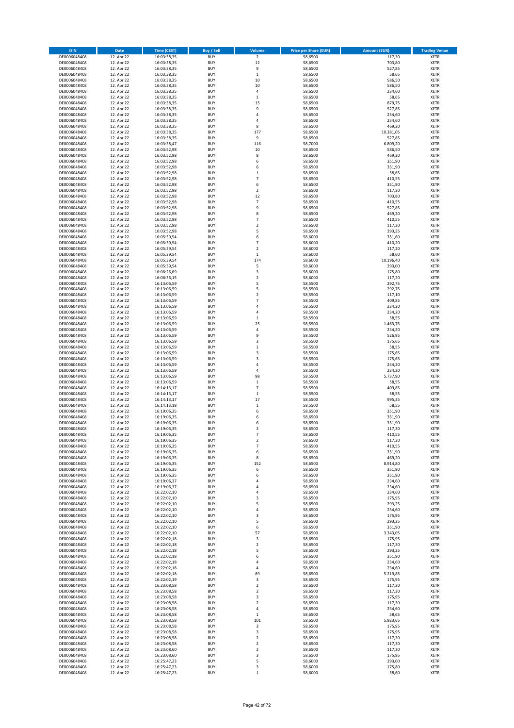| ISIN | Date | Time (CEST) | Buy / Sell | Volume | Price per Share (EUR) | Amount (EUR) | Trading Venue |
|---|---|---|---|---|---|---|---|
| DE0006048408 | 12. Apr 22 | 16:03:38,35 | BUY | 2 | 58,6500 | 117,30 | XETR |
| DE0006048408 | 12. Apr 22 | 16:03:38,35 | BUY | 12 | 58,6500 | 703,80 | XETR |
| DE0006048408 | 12. Apr 22 | 16:03:38,35 | BUY | 9 | 58,6500 | 527,85 | XETR |
| DE0006048408 | 12. Apr 22 | 16:03:38,35 | BUY | 1 | 58,6500 | 58,65 | XETR |
| DE0006048408 | 12. Apr 22 | 16:03:38,35 | BUY | 10 | 58,6500 | 586,50 | XETR |
| DE0006048408 | 12. Apr 22 | 16:03:38,35 | BUY | 10 | 58,6500 | 586,50 | XETR |
| DE0006048408 | 12. Apr 22 | 16:03:38,35 | BUY | 4 | 58,6500 | 234,60 | XETR |
| DE0006048408 | 12. Apr 22 | 16:03:38,35 | BUY | 1 | 58,6500 | 58,65 | XETR |
| DE0006048408 | 12. Apr 22 | 16:03:38,35 | BUY | 15 | 58,6500 | 879,75 | XETR |
| DE0006048408 | 12. Apr 22 | 16:03:38,35 | BUY | 9 | 58,6500 | 527,85 | XETR |
| DE0006048408 | 12. Apr 22 | 16:03:38,35 | BUY | 4 | 58,6500 | 234,60 | XETR |
| DE0006048408 | 12. Apr 22 | 16:03:38,35 | BUY | 4 | 58,6500 | 234,60 | XETR |
| DE0006048408 | 12. Apr 22 | 16:03:38,35 | BUY | 8 | 58,6500 | 469,20 | XETR |
| DE0006048408 | 12. Apr 22 | 16:03:38,35 | BUY | 177 | 58,6500 | 10.381,05 | XETR |
| DE0006048408 | 12. Apr 22 | 16:03:38,35 | BUY | 9 | 58,6500 | 527,85 | XETR |
| DE0006048408 | 12. Apr 22 | 16:03:38,47 | BUY | 116 | 58,7000 | 6.809,20 | XETR |
| DE0006048408 | 12. Apr 22 | 16:03:52,98 | BUY | 10 | 58,6500 | 586,50 | XETR |
| DE0006048408 | 12. Apr 22 | 16:03:52,98 | BUY | 8 | 58,6500 | 469,20 | XETR |
| DE0006048408 | 12. Apr 22 | 16:03:52,98 | BUY | 6 | 58,6500 | 351,90 | XETR |
| DE0006048408 | 12. Apr 22 | 16:03:52,98 | BUY | 6 | 58,6500 | 351,90 | XETR |
| DE0006048408 | 12. Apr 22 | 16:03:52,98 | BUY | 1 | 58,6500 | 58,65 | XETR |
| DE0006048408 | 12. Apr 22 | 16:03:52,98 | BUY | 7 | 58,6500 | 410,55 | XETR |
| DE0006048408 | 12. Apr 22 | 16:03:52,98 | BUY | 6 | 58,6500 | 351,90 | XETR |
| DE0006048408 | 12. Apr 22 | 16:03:52,98 | BUY | 2 | 58,6500 | 117,30 | XETR |
| DE0006048408 | 12. Apr 22 | 16:03:52,98 | BUY | 12 | 58,6500 | 703,80 | XETR |
| DE0006048408 | 12. Apr 22 | 16:03:52,98 | BUY | 7 | 58,6500 | 410,55 | XETR |
| DE0006048408 | 12. Apr 22 | 16:03:52,98 | BUY | 9 | 58,6500 | 527,85 | XETR |
| DE0006048408 | 12. Apr 22 | 16:03:52,98 | BUY | 8 | 58,6500 | 469,20 | XETR |
| DE0006048408 | 12. Apr 22 | 16:03:52,98 | BUY | 7 | 58,6500 | 410,55 | XETR |
| DE0006048408 | 12. Apr 22 | 16:03:52,98 | BUY | 2 | 58,6500 | 117,30 | XETR |
| DE0006048408 | 12. Apr 22 | 16:03:52,98 | BUY | 5 | 58,6500 | 293,25 | XETR |
| DE0006048408 | 12. Apr 22 | 16:05:39,54 | BUY | 6 | 58,6000 | 351,60 | XETR |
| DE0006048408 | 12. Apr 22 | 16:05:39,54 | BUY | 7 | 58,6000 | 410,20 | XETR |
| DE0006048408 | 12. Apr 22 | 16:05:39,54 | BUY | 2 | 58,6000 | 117,20 | XETR |
| DE0006048408 | 12. Apr 22 | 16:05:39,54 | BUY | 1 | 58,6000 | 58,60 | XETR |
| DE0006048408 | 12. Apr 22 | 16:05:39,54 | BUY | 174 | 58,6000 | 10.196,40 | XETR |
| DE0006048408 | 12. Apr 22 | 16:05:39,54 | BUY | 5 | 58,6000 | 293,00 | XETR |
| DE0006048408 | 12. Apr 22 | 16:06:26,69 | BUY | 3 | 58,6000 | 175,80 | XETR |
| DE0006048408 | 12. Apr 22 | 16:06:36,15 | BUY | 2 | 58,6000 | 117,20 | XETR |
| DE0006048408 | 12. Apr 22 | 16:13:06,59 | BUY | 5 | 58,5500 | 292,75 | XETR |
| DE0006048408 | 12. Apr 22 | 16:13:06,59 | BUY | 5 | 58,5500 | 292,75 | XETR |
| DE0006048408 | 12. Apr 22 | 16:13:06,59 | BUY | 2 | 58,5500 | 117,10 | XETR |
| DE0006048408 | 12. Apr 22 | 16:13:06,59 | BUY | 7 | 58,5500 | 409,85 | XETR |
| DE0006048408 | 12. Apr 22 | 16:13:06,59 | BUY | 4 | 58,5500 | 234,20 | XETR |
| DE0006048408 | 12. Apr 22 | 16:13:06,59 | BUY | 4 | 58,5500 | 234,20 | XETR |
| DE0006048408 | 12. Apr 22 | 16:13:06,59 | BUY | 1 | 58,5500 | 58,55 | XETR |
| DE0006048408 | 12. Apr 22 | 16:13:06,59 | BUY | 25 | 58,5500 | 1.463,75 | XETR |
| DE0006048408 | 12. Apr 22 | 16:13:06,59 | BUY | 4 | 58,5500 | 234,20 | XETR |
| DE0006048408 | 12. Apr 22 | 16:13:06,59 | BUY | 9 | 58,5500 | 526,95 | XETR |
| DE0006048408 | 12. Apr 22 | 16:13:06,59 | BUY | 3 | 58,5500 | 175,65 | XETR |
| DE0006048408 | 12. Apr 22 | 16:13:06,59 | BUY | 1 | 58,5500 | 58,55 | XETR |
| DE0006048408 | 12. Apr 22 | 16:13:06,59 | BUY | 3 | 58,5500 | 175,65 | XETR |
| DE0006048408 | 12. Apr 22 | 16:13:06,59 | BUY | 3 | 58,5500 | 175,65 | XETR |
| DE0006048408 | 12. Apr 22 | 16:13:06,59 | BUY | 4 | 58,5500 | 234,20 | XETR |
| DE0006048408 | 12. Apr 22 | 16:13:06,59 | BUY | 4 | 58,5500 | 234,20 | XETR |
| DE0006048408 | 12. Apr 22 | 16:13:06,59 | BUY | 98 | 58,5500 | 5.737,90 | XETR |
| DE0006048408 | 12. Apr 22 | 16:13:06,59 | BUY | 1 | 58,5500 | 58,55 | XETR |
| DE0006048408 | 12. Apr 22 | 16:14:13,17 | BUY | 7 | 58,5500 | 409,85 | XETR |
| DE0006048408 | 12. Apr 22 | 16:14:13,17 | BUY | 1 | 58,5500 | 58,55 | XETR |
| DE0006048408 | 12. Apr 22 | 16:14:13,17 | BUY | 17 | 58,5500 | 995,35 | XETR |
| DE0006048408 | 12. Apr 22 | 16:14:13,18 | BUY | 1 | 58,5500 | 58,55 | XETR |
| DE0006048408 | 12. Apr 22 | 16:19:06,35 | BUY | 6 | 58,6500 | 351,90 | XETR |
| DE0006048408 | 12. Apr 22 | 16:19:06,35 | BUY | 6 | 58,6500 | 351,90 | XETR |
| DE0006048408 | 12. Apr 22 | 16:19:06,35 | BUY | 6 | 58,6500 | 351,90 | XETR |
| DE0006048408 | 12. Apr 22 | 16:19:06,35 | BUY | 2 | 58,6500 | 117,30 | XETR |
| DE0006048408 | 12. Apr 22 | 16:19:06,35 | BUY | 7 | 58,6500 | 410,55 | XETR |
| DE0006048408 | 12. Apr 22 | 16:19:06,35 | BUY | 2 | 58,6500 | 117,30 | XETR |
| DE0006048408 | 12. Apr 22 | 16:19:06,35 | BUY | 7 | 58,6500 | 410,55 | XETR |
| DE0006048408 | 12. Apr 22 | 16:19:06,35 | BUY | 6 | 58,6500 | 351,90 | XETR |
| DE0006048408 | 12. Apr 22 | 16:19:06,35 | BUY | 8 | 58,6500 | 469,20 | XETR |
| DE0006048408 | 12. Apr 22 | 16:19:06,35 | BUY | 152 | 58,6500 | 8.914,80 | XETR |
| DE0006048408 | 12. Apr 22 | 16:19:06,35 | BUY | 6 | 58,6500 | 351,90 | XETR |
| DE0006048408 | 12. Apr 22 | 16:19:06,35 | BUY | 6 | 58,6500 | 351,90 | XETR |
| DE0006048408 | 12. Apr 22 | 16:19:06,37 | BUY | 4 | 58,6500 | 234,60 | XETR |
| DE0006048408 | 12. Apr 22 | 16:19:06,37 | BUY | 4 | 58,6500 | 234,60 | XETR |
| DE0006048408 | 12. Apr 22 | 16:22:02,10 | BUY | 4 | 58,6500 | 234,60 | XETR |
| DE0006048408 | 12. Apr 22 | 16:22:02,10 | BUY | 3 | 58,6500 | 175,95 | XETR |
| DE0006048408 | 12. Apr 22 | 16:22:02,10 | BUY | 5 | 58,6500 | 293,25 | XETR |
| DE0006048408 | 12. Apr 22 | 16:22:02,10 | BUY | 4 | 58,6500 | 234,60 | XETR |
| DE0006048408 | 12. Apr 22 | 16:22:02,10 | BUY | 3 | 58,6500 | 175,95 | XETR |
| DE0006048408 | 12. Apr 22 | 16:22:02,10 | BUY | 5 | 58,6500 | 293,25 | XETR |
| DE0006048408 | 12. Apr 22 | 16:22:02,10 | BUY | 6 | 58,6500 | 351,90 | XETR |
| DE0006048408 | 12. Apr 22 | 16:22:02,10 | BUY | 57 | 58,6500 | 3.343,05 | XETR |
| DE0006048408 | 12. Apr 22 | 16:22:02,18 | BUY | 3 | 58,6500 | 175,95 | XETR |
| DE0006048408 | 12. Apr 22 | 16:22:02,18 | BUY | 2 | 58,6500 | 117,30 | XETR |
| DE0006048408 | 12. Apr 22 | 16:22:02,18 | BUY | 5 | 58,6500 | 293,25 | XETR |
| DE0006048408 | 12. Apr 22 | 16:22:02,18 | BUY | 6 | 58,6500 | 351,90 | XETR |
| DE0006048408 | 12. Apr 22 | 16:22:02,18 | BUY | 4 | 58,6500 | 234,60 | XETR |
| DE0006048408 | 12. Apr 22 | 16:22:02,18 | BUY | 4 | 58,6500 | 234,60 | XETR |
| DE0006048408 | 12. Apr 22 | 16:22:02,18 | BUY | 89 | 58,6500 | 5.219,85 | XETR |
| DE0006048408 | 12. Apr 22 | 16:22:02,19 | BUY | 3 | 58,6500 | 175,95 | XETR |
| DE0006048408 | 12. Apr 22 | 16:23:08,58 | BUY | 2 | 58,6500 | 117,30 | XETR |
| DE0006048408 | 12. Apr 22 | 16:23:08,58 | BUY | 2 | 58,6500 | 117,30 | XETR |
| DE0006048408 | 12. Apr 22 | 16:23:08,58 | BUY | 3 | 58,6500 | 175,95 | XETR |
| DE0006048408 | 12. Apr 22 | 16:23:08,58 | BUY | 2 | 58,6500 | 117,30 | XETR |
| DE0006048408 | 12. Apr 22 | 16:23:08,58 | BUY | 4 | 58,6500 | 234,60 | XETR |
| DE0006048408 | 12. Apr 22 | 16:23:08,58 | BUY | 1 | 58,6500 | 58,65 | XETR |
| DE0006048408 | 12. Apr 22 | 16:23:08,58 | BUY | 101 | 58,6500 | 5.923,65 | XETR |
| DE0006048408 | 12. Apr 22 | 16:23:08,58 | BUY | 3 | 58,6500 | 175,95 | XETR |
| DE0006048408 | 12. Apr 22 | 16:23:08,58 | BUY | 3 | 58,6500 | 175,95 | XETR |
| DE0006048408 | 12. Apr 22 | 16:23:08,58 | BUY | 2 | 58,6500 | 117,30 | XETR |
| DE0006048408 | 12. Apr 22 | 16:23:08,58 | BUY | 2 | 58,6500 | 117,30 | XETR |
| DE0006048408 | 12. Apr 22 | 16:23:08,60 | BUY | 2 | 58,6500 | 117,30 | XETR |
| DE0006048408 | 12. Apr 22 | 16:23:08,60 | BUY | 3 | 58,6500 | 175,95 | XETR |
| DE0006048408 | 12. Apr 22 | 16:25:47,23 | BUY | 5 | 58,6000 | 293,00 | XETR |
| DE0006048408 | 12. Apr 22 | 16:25:47,23 | BUY | 3 | 58,6000 | 175,80 | XETR |
| DE0006048408 | 12. Apr 22 | 16:25:47,23 | BUY | 1 | 58,6000 | 58,60 | XETR |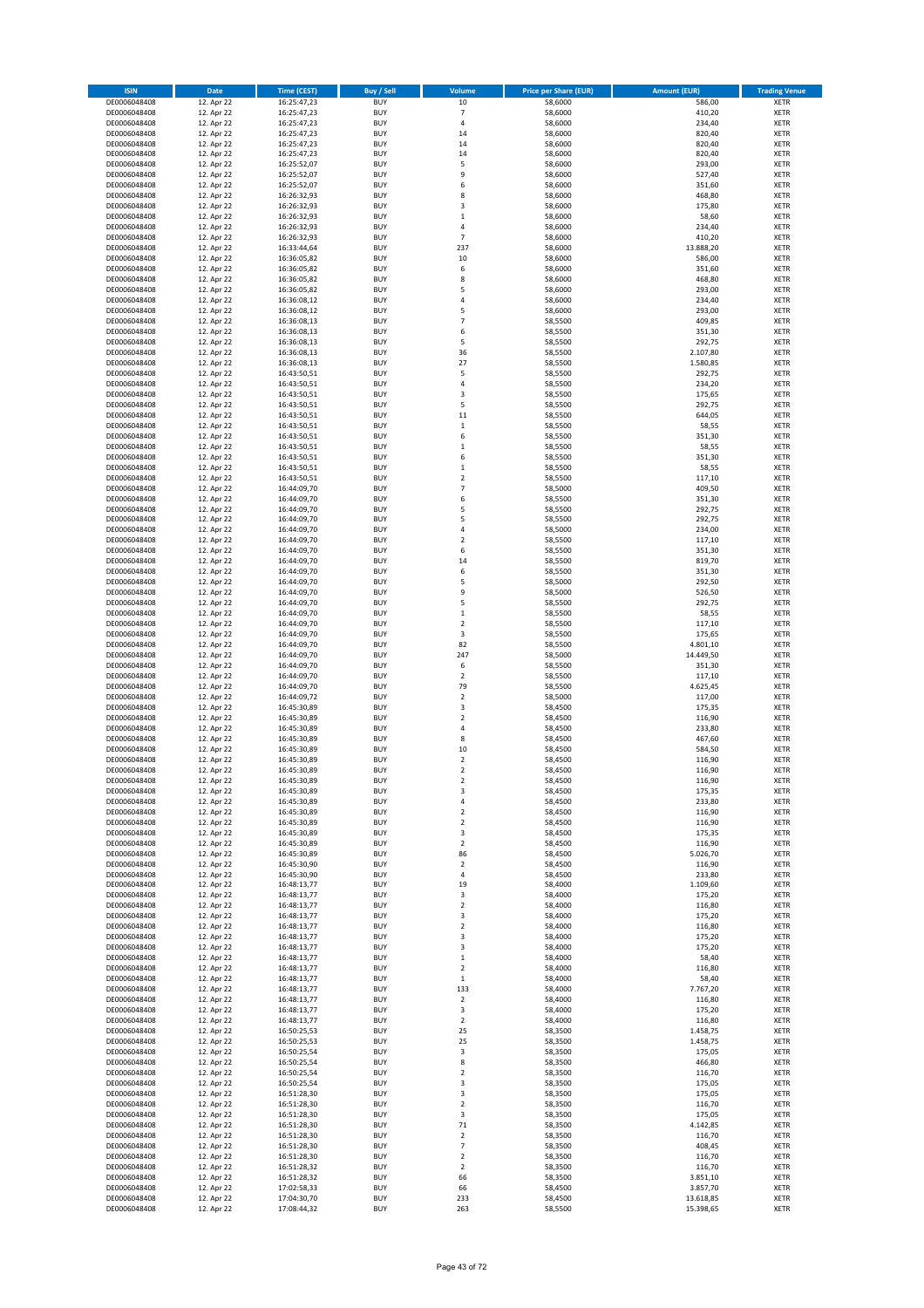| ISIN | Date | Time (CEST) | Buy / Sell | Volume | Price per Share (EUR) | Amount (EUR) | Trading Venue |
|---|---|---|---|---|---|---|---|
| DE0006048408 | 12. Apr 22 | 16:25:47,23 | BUY | 10 | 58,6000 | 586,00 | XETR |
| DE0006048408 | 12. Apr 22 | 16:25:47,23 | BUY | 7 | 58,6000 | 410,20 | XETR |
| DE0006048408 | 12. Apr 22 | 16:25:47,23 | BUY | 4 | 58,6000 | 234,40 | XETR |
| DE0006048408 | 12. Apr 22 | 16:25:47,23 | BUY | 14 | 58,6000 | 820,40 | XETR |
| DE0006048408 | 12. Apr 22 | 16:25:47,23 | BUY | 14 | 58,6000 | 820,40 | XETR |
| DE0006048408 | 12. Apr 22 | 16:25:47,23 | BUY | 14 | 58,6000 | 820,40 | XETR |
| DE0006048408 | 12. Apr 22 | 16:25:52,07 | BUY | 5 | 58,6000 | 293,00 | XETR |
| DE0006048408 | 12. Apr 22 | 16:25:52,07 | BUY | 9 | 58,6000 | 527,40 | XETR |
| DE0006048408 | 12. Apr 22 | 16:25:52,07 | BUY | 6 | 58,6000 | 351,60 | XETR |
| DE0006048408 | 12. Apr 22 | 16:26:32,93 | BUY | 8 | 58,6000 | 468,80 | XETR |
| DE0006048408 | 12. Apr 22 | 16:26:32,93 | BUY | 3 | 58,6000 | 175,80 | XETR |
| DE0006048408 | 12. Apr 22 | 16:26:32,93 | BUY | 1 | 58,6000 | 58,60 | XETR |
| DE0006048408 | 12. Apr 22 | 16:26:32,93 | BUY | 4 | 58,6000 | 234,40 | XETR |
| DE0006048408 | 12. Apr 22 | 16:26:32,93 | BUY | 7 | 58,6000 | 410,20 | XETR |
| DE0006048408 | 12. Apr 22 | 16:33:44,64 | BUY | 237 | 58,6000 | 13.888,20 | XETR |
| DE0006048408 | 12. Apr 22 | 16:36:05,82 | BUY | 10 | 58,6000 | 586,00 | XETR |
| DE0006048408 | 12. Apr 22 | 16:36:05,82 | BUY | 6 | 58,6000 | 351,60 | XETR |
| DE0006048408 | 12. Apr 22 | 16:36:05,82 | BUY | 8 | 58,6000 | 468,80 | XETR |
| DE0006048408 | 12. Apr 22 | 16:36:05,82 | BUY | 5 | 58,6000 | 293,00 | XETR |
| DE0006048408 | 12. Apr 22 | 16:36:08,12 | BUY | 4 | 58,6000 | 234,40 | XETR |
| DE0006048408 | 12. Apr 22 | 16:36:08,12 | BUY | 5 | 58,6000 | 293,00 | XETR |
| DE0006048408 | 12. Apr 22 | 16:36:08,13 | BUY | 7 | 58,5500 | 409,85 | XETR |
| DE0006048408 | 12. Apr 22 | 16:36:08,13 | BUY | 6 | 58,5500 | 351,30 | XETR |
| DE0006048408 | 12. Apr 22 | 16:36:08,13 | BUY | 5 | 58,5500 | 292,75 | XETR |
| DE0006048408 | 12. Apr 22 | 16:36:08,13 | BUY | 36 | 58,5500 | 2.107,80 | XETR |
| DE0006048408 | 12. Apr 22 | 16:36:08,13 | BUY | 27 | 58,5500 | 1.580,85 | XETR |
| DE0006048408 | 12. Apr 22 | 16:43:50,51 | BUY | 5 | 58,5500 | 292,75 | XETR |
| DE0006048408 | 12. Apr 22 | 16:43:50,51 | BUY | 4 | 58,5500 | 234,20 | XETR |
| DE0006048408 | 12. Apr 22 | 16:43:50,51 | BUY | 3 | 58,5500 | 175,65 | XETR |
| DE0006048408 | 12. Apr 22 | 16:43:50,51 | BUY | 5 | 58,5500 | 292,75 | XETR |
| DE0006048408 | 12. Apr 22 | 16:43:50,51 | BUY | 11 | 58,5500 | 644,05 | XETR |
| DE0006048408 | 12. Apr 22 | 16:43:50,51 | BUY | 1 | 58,5500 | 58,55 | XETR |
| DE0006048408 | 12. Apr 22 | 16:43:50,51 | BUY | 6 | 58,5500 | 351,30 | XETR |
| DE0006048408 | 12. Apr 22 | 16:43:50,51 | BUY | 1 | 58,5500 | 58,55 | XETR |
| DE0006048408 | 12. Apr 22 | 16:43:50,51 | BUY | 6 | 58,5500 | 351,30 | XETR |
| DE0006048408 | 12. Apr 22 | 16:43:50,51 | BUY | 1 | 58,5500 | 58,55 | XETR |
| DE0006048408 | 12. Apr 22 | 16:43:50,51 | BUY | 2 | 58,5500 | 117,10 | XETR |
| DE0006048408 | 12. Apr 22 | 16:44:09,70 | BUY | 7 | 58,5000 | 409,50 | XETR |
| DE0006048408 | 12. Apr 22 | 16:44:09,70 | BUY | 6 | 58,5500 | 351,30 | XETR |
| DE0006048408 | 12. Apr 22 | 16:44:09,70 | BUY | 5 | 58,5500 | 292,75 | XETR |
| DE0006048408 | 12. Apr 22 | 16:44:09,70 | BUY | 5 | 58,5500 | 292,75 | XETR |
| DE0006048408 | 12. Apr 22 | 16:44:09,70 | BUY | 4 | 58,5000 | 234,00 | XETR |
| DE0006048408 | 12. Apr 22 | 16:44:09,70 | BUY | 2 | 58,5500 | 117,10 | XETR |
| DE0006048408 | 12. Apr 22 | 16:44:09,70 | BUY | 6 | 58,5500 | 351,30 | XETR |
| DE0006048408 | 12. Apr 22 | 16:44:09,70 | BUY | 14 | 58,5500 | 819,70 | XETR |
| DE0006048408 | 12. Apr 22 | 16:44:09,70 | BUY | 6 | 58,5500 | 351,30 | XETR |
| DE0006048408 | 12. Apr 22 | 16:44:09,70 | BUY | 5 | 58,5000 | 292,50 | XETR |
| DE0006048408 | 12. Apr 22 | 16:44:09,70 | BUY | 9 | 58,5000 | 526,50 | XETR |
| DE0006048408 | 12. Apr 22 | 16:44:09,70 | BUY | 5 | 58,5500 | 292,75 | XETR |
| DE0006048408 | 12. Apr 22 | 16:44:09,70 | BUY | 1 | 58,5500 | 58,55 | XETR |
| DE0006048408 | 12. Apr 22 | 16:44:09,70 | BUY | 2 | 58,5500 | 117,10 | XETR |
| DE0006048408 | 12. Apr 22 | 16:44:09,70 | BUY | 3 | 58,5500 | 175,65 | XETR |
| DE0006048408 | 12. Apr 22 | 16:44:09,70 | BUY | 82 | 58,5500 | 4.801,10 | XETR |
| DE0006048408 | 12. Apr 22 | 16:44:09,70 | BUY | 247 | 58,5000 | 14.449,50 | XETR |
| DE0006048408 | 12. Apr 22 | 16:44:09,70 | BUY | 6 | 58,5500 | 351,30 | XETR |
| DE0006048408 | 12. Apr 22 | 16:44:09,70 | BUY | 2 | 58,5500 | 117,10 | XETR |
| DE0006048408 | 12. Apr 22 | 16:44:09,70 | BUY | 79 | 58,5500 | 4.625,45 | XETR |
| DE0006048408 | 12. Apr 22 | 16:44:09,72 | BUY | 2 | 58,5000 | 117,00 | XETR |
| DE0006048408 | 12. Apr 22 | 16:45:30,89 | BUY | 3 | 58,4500 | 175,35 | XETR |
| DE0006048408 | 12. Apr 22 | 16:45:30,89 | BUY | 2 | 58,4500 | 116,90 | XETR |
| DE0006048408 | 12. Apr 22 | 16:45:30,89 | BUY | 4 | 58,4500 | 233,80 | XETR |
| DE0006048408 | 12. Apr 22 | 16:45:30,89 | BUY | 8 | 58,4500 | 467,60 | XETR |
| DE0006048408 | 12. Apr 22 | 16:45:30,89 | BUY | 10 | 58,4500 | 584,50 | XETR |
| DE0006048408 | 12. Apr 22 | 16:45:30,89 | BUY | 2 | 58,4500 | 116,90 | XETR |
| DE0006048408 | 12. Apr 22 | 16:45:30,89 | BUY | 2 | 58,4500 | 116,90 | XETR |
| DE0006048408 | 12. Apr 22 | 16:45:30,89 | BUY | 2 | 58,4500 | 116,90 | XETR |
| DE0006048408 | 12. Apr 22 | 16:45:30,89 | BUY | 3 | 58,4500 | 175,35 | XETR |
| DE0006048408 | 12. Apr 22 | 16:45:30,89 | BUY | 4 | 58,4500 | 233,80 | XETR |
| DE0006048408 | 12. Apr 22 | 16:45:30,89 | BUY | 2 | 58,4500 | 116,90 | XETR |
| DE0006048408 | 12. Apr 22 | 16:45:30,89 | BUY | 2 | 58,4500 | 116,90 | XETR |
| DE0006048408 | 12. Apr 22 | 16:45:30,89 | BUY | 3 | 58,4500 | 175,35 | XETR |
| DE0006048408 | 12. Apr 22 | 16:45:30,89 | BUY | 2 | 58,4500 | 116,90 | XETR |
| DE0006048408 | 12. Apr 22 | 16:45:30,89 | BUY | 86 | 58,4500 | 5.026,70 | XETR |
| DE0006048408 | 12. Apr 22 | 16:45:30,90 | BUY | 2 | 58,4500 | 116,90 | XETR |
| DE0006048408 | 12. Apr 22 | 16:45:30,90 | BUY | 4 | 58,4500 | 233,80 | XETR |
| DE0006048408 | 12. Apr 22 | 16:48:13,77 | BUY | 19 | 58,4000 | 1.109,60 | XETR |
| DE0006048408 | 12. Apr 22 | 16:48:13,77 | BUY | 3 | 58,4000 | 175,20 | XETR |
| DE0006048408 | 12. Apr 22 | 16:48:13,77 | BUY | 2 | 58,4000 | 116,80 | XETR |
| DE0006048408 | 12. Apr 22 | 16:48:13,77 | BUY | 3 | 58,4000 | 175,20 | XETR |
| DE0006048408 | 12. Apr 22 | 16:48:13,77 | BUY | 2 | 58,4000 | 116,80 | XETR |
| DE0006048408 | 12. Apr 22 | 16:48:13,77 | BUY | 3 | 58,4000 | 175,20 | XETR |
| DE0006048408 | 12. Apr 22 | 16:48:13,77 | BUY | 3 | 58,4000 | 175,20 | XETR |
| DE0006048408 | 12. Apr 22 | 16:48:13,77 | BUY | 1 | 58,4000 | 58,40 | XETR |
| DE0006048408 | 12. Apr 22 | 16:48:13,77 | BUY | 2 | 58,4000 | 116,80 | XETR |
| DE0006048408 | 12. Apr 22 | 16:48:13,77 | BUY | 1 | 58,4000 | 58,40 | XETR |
| DE0006048408 | 12. Apr 22 | 16:48:13,77 | BUY | 133 | 58,4000 | 7.767,20 | XETR |
| DE0006048408 | 12. Apr 22 | 16:48:13,77 | BUY | 2 | 58,4000 | 116,80 | XETR |
| DE0006048408 | 12. Apr 22 | 16:48:13,77 | BUY | 3 | 58,4000 | 175,20 | XETR |
| DE0006048408 | 12. Apr 22 | 16:48:13,77 | BUY | 2 | 58,4000 | 116,80 | XETR |
| DE0006048408 | 12. Apr 22 | 16:50:25,53 | BUY | 25 | 58,3500 | 1.458,75 | XETR |
| DE0006048408 | 12. Apr 22 | 16:50:25,53 | BUY | 25 | 58,3500 | 1.458,75 | XETR |
| DE0006048408 | 12. Apr 22 | 16:50:25,54 | BUY | 3 | 58,3500 | 175,05 | XETR |
| DE0006048408 | 12. Apr 22 | 16:50:25,54 | BUY | 8 | 58,3500 | 466,80 | XETR |
| DE0006048408 | 12. Apr 22 | 16:50:25,54 | BUY | 2 | 58,3500 | 116,70 | XETR |
| DE0006048408 | 12. Apr 22 | 16:50:25,54 | BUY | 3 | 58,3500 | 175,05 | XETR |
| DE0006048408 | 12. Apr 22 | 16:51:28,30 | BUY | 3 | 58,3500 | 175,05 | XETR |
| DE0006048408 | 12. Apr 22 | 16:51:28,30 | BUY | 2 | 58,3500 | 116,70 | XETR |
| DE0006048408 | 12. Apr 22 | 16:51:28,30 | BUY | 3 | 58,3500 | 175,05 | XETR |
| DE0006048408 | 12. Apr 22 | 16:51:28,30 | BUY | 71 | 58,3500 | 4.142,85 | XETR |
| DE0006048408 | 12. Apr 22 | 16:51:28,30 | BUY | 2 | 58,3500 | 116,70 | XETR |
| DE0006048408 | 12. Apr 22 | 16:51:28,30 | BUY | 7 | 58,3500 | 408,45 | XETR |
| DE0006048408 | 12. Apr 22 | 16:51:28,30 | BUY | 2 | 58,3500 | 116,70 | XETR |
| DE0006048408 | 12. Apr 22 | 16:51:28,32 | BUY | 2 | 58,3500 | 116,70 | XETR |
| DE0006048408 | 12. Apr 22 | 16:51:28,32 | BUY | 66 | 58,3500 | 3.851,10 | XETR |
| DE0006048408 | 12. Apr 22 | 17:02:58,33 | BUY | 66 | 58,4500 | 3.857,70 | XETR |
| DE0006048408 | 12. Apr 22 | 17:04:30,70 | BUY | 233 | 58,4500 | 13.618,85 | XETR |
| DE0006048408 | 12. Apr 22 | 17:08:44,32 | BUY | 263 | 58,5500 | 15.398,65 | XETR |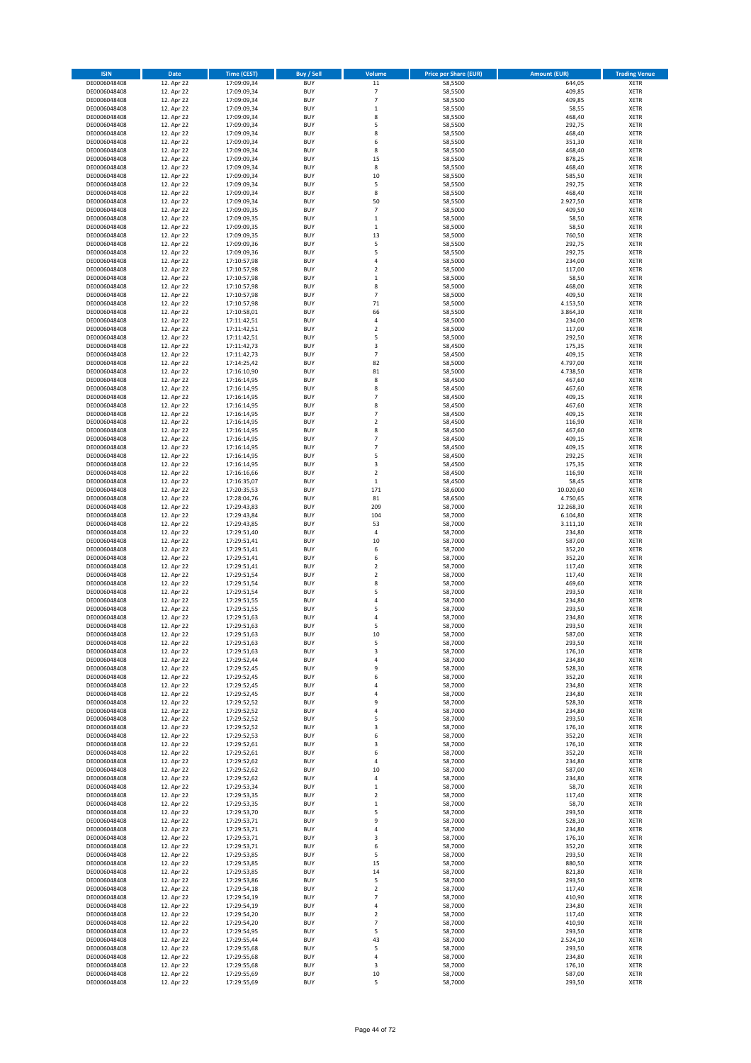| ISIN | Date | Time (CEST) | Buy / Sell | Volume | Price per Share (EUR) | Amount (EUR) | Trading Venue |
|---|---|---|---|---|---|---|---|
| DE0006048408 | 12. Apr 22 | 17:09:09,34 | BUY | 11 | 58,5500 | 644,05 | XETR |
| DE0006048408 | 12. Apr 22 | 17:09:09,34 | BUY | 7 | 58,5500 | 409,85 | XETR |
| DE0006048408 | 12. Apr 22 | 17:09:09,34 | BUY | 7 | 58,5500 | 409,85 | XETR |
| DE0006048408 | 12. Apr 22 | 17:09:09,34 | BUY | 1 | 58,5500 | 58,55 | XETR |
| DE0006048408 | 12. Apr 22 | 17:09:09,34 | BUY | 8 | 58,5500 | 468,40 | XETR |
| DE0006048408 | 12. Apr 22 | 17:09:09,34 | BUY | 5 | 58,5500 | 292,75 | XETR |
| DE0006048408 | 12. Apr 22 | 17:09:09,34 | BUY | 8 | 58,5500 | 468,40 | XETR |
| DE0006048408 | 12. Apr 22 | 17:09:09,34 | BUY | 6 | 58,5500 | 351,30 | XETR |
| DE0006048408 | 12. Apr 22 | 17:09:09,34 | BUY | 8 | 58,5500 | 468,40 | XETR |
| DE0006048408 | 12. Apr 22 | 17:09:09,34 | BUY | 15 | 58,5500 | 878,25 | XETR |
| DE0006048408 | 12. Apr 22 | 17:09:09,34 | BUY | 8 | 58,5500 | 468,40 | XETR |
| DE0006048408 | 12. Apr 22 | 17:09:09,34 | BUY | 10 | 58,5500 | 585,50 | XETR |
| DE0006048408 | 12. Apr 22 | 17:09:09,34 | BUY | 5 | 58,5500 | 292,75 | XETR |
| DE0006048408 | 12. Apr 22 | 17:09:09,34 | BUY | 8 | 58,5500 | 468,40 | XETR |
| DE0006048408 | 12. Apr 22 | 17:09:09,34 | BUY | 50 | 58,5500 | 2.927,50 | XETR |
| DE0006048408 | 12. Apr 22 | 17:09:09,35 | BUY | 7 | 58,5000 | 409,50 | XETR |
| DE0006048408 | 12. Apr 22 | 17:09:09,35 | BUY | 1 | 58,5000 | 58,50 | XETR |
| DE0006048408 | 12. Apr 22 | 17:09:09,35 | BUY | 1 | 58,5000 | 58,50 | XETR |
| DE0006048408 | 12. Apr 22 | 17:09:09,35 | BUY | 13 | 58,5000 | 760,50 | XETR |
| DE0006048408 | 12. Apr 22 | 17:09:09,36 | BUY | 5 | 58,5500 | 292,75 | XETR |
| DE0006048408 | 12. Apr 22 | 17:09:09,36 | BUY | 5 | 58,5500 | 292,75 | XETR |
| DE0006048408 | 12. Apr 22 | 17:10:57,98 | BUY | 4 | 58,5000 | 234,00 | XETR |
| DE0006048408 | 12. Apr 22 | 17:10:57,98 | BUY | 2 | 58,5000 | 117,00 | XETR |
| DE0006048408 | 12. Apr 22 | 17:10:57,98 | BUY | 1 | 58,5000 | 58,50 | XETR |
| DE0006048408 | 12. Apr 22 | 17:10:57,98 | BUY | 8 | 58,5000 | 468,00 | XETR |
| DE0006048408 | 12. Apr 22 | 17:10:57,98 | BUY | 7 | 58,5000 | 409,50 | XETR |
| DE0006048408 | 12. Apr 22 | 17:10:57,98 | BUY | 71 | 58,5000 | 4.153,50 | XETR |
| DE0006048408 | 12. Apr 22 | 17:10:58,01 | BUY | 66 | 58,5500 | 3.864,30 | XETR |
| DE0006048408 | 12. Apr 22 | 17:11:42,51 | BUY | 4 | 58,5000 | 234,00 | XETR |
| DE0006048408 | 12. Apr 22 | 17:11:42,51 | BUY | 2 | 58,5000 | 117,00 | XETR |
| DE0006048408 | 12. Apr 22 | 17:11:42,51 | BUY | 5 | 58,5000 | 292,50 | XETR |
| DE0006048408 | 12. Apr 22 | 17:11:42,73 | BUY | 3 | 58,4500 | 175,35 | XETR |
| DE0006048408 | 12. Apr 22 | 17:11:42,73 | BUY | 7 | 58,4500 | 409,15 | XETR |
| DE0006048408 | 12. Apr 22 | 17:14:25,42 | BUY | 82 | 58,5000 | 4.797,00 | XETR |
| DE0006048408 | 12. Apr 22 | 17:16:10,90 | BUY | 81 | 58,5000 | 4.738,50 | XETR |
| DE0006048408 | 12. Apr 22 | 17:16:14,95 | BUY | 8 | 58,4500 | 467,60 | XETR |
| DE0006048408 | 12. Apr 22 | 17:16:14,95 | BUY | 8 | 58,4500 | 467,60 | XETR |
| DE0006048408 | 12. Apr 22 | 17:16:14,95 | BUY | 7 | 58,4500 | 409,15 | XETR |
| DE0006048408 | 12. Apr 22 | 17:16:14,95 | BUY | 8 | 58,4500 | 467,60 | XETR |
| DE0006048408 | 12. Apr 22 | 17:16:14,95 | BUY | 7 | 58,4500 | 409,15 | XETR |
| DE0006048408 | 12. Apr 22 | 17:16:14,95 | BUY | 2 | 58,4500 | 116,90 | XETR |
| DE0006048408 | 12. Apr 22 | 17:16:14,95 | BUY | 8 | 58,4500 | 467,60 | XETR |
| DE0006048408 | 12. Apr 22 | 17:16:14,95 | BUY | 7 | 58,4500 | 409,15 | XETR |
| DE0006048408 | 12. Apr 22 | 17:16:14,95 | BUY | 7 | 58,4500 | 409,15 | XETR |
| DE0006048408 | 12. Apr 22 | 17:16:14,95 | BUY | 5 | 58,4500 | 292,25 | XETR |
| DE0006048408 | 12. Apr 22 | 17:16:14,95 | BUY | 3 | 58,4500 | 175,35 | XETR |
| DE0006048408 | 12. Apr 22 | 17:16:16,66 | BUY | 2 | 58,4500 | 116,90 | XETR |
| DE0006048408 | 12. Apr 22 | 17:16:35,07 | BUY | 1 | 58,4500 | 58,45 | XETR |
| DE0006048408 | 12. Apr 22 | 17:20:35,53 | BUY | 171 | 58,6000 | 10.020,60 | XETR |
| DE0006048408 | 12. Apr 22 | 17:28:04,76 | BUY | 81 | 58,6500 | 4.750,65 | XETR |
| DE0006048408 | 12. Apr 22 | 17:29:43,83 | BUY | 209 | 58,7000 | 12.268,30 | XETR |
| DE0006048408 | 12. Apr 22 | 17:29:43,84 | BUY | 104 | 58,7000 | 6.104,80 | XETR |
| DE0006048408 | 12. Apr 22 | 17:29:43,85 | BUY | 53 | 58,7000 | 3.111,10 | XETR |
| DE0006048408 | 12. Apr 22 | 17:29:51,40 | BUY | 4 | 58,7000 | 234,80 | XETR |
| DE0006048408 | 12. Apr 22 | 17:29:51,41 | BUY | 10 | 58,7000 | 587,00 | XETR |
| DE0006048408 | 12. Apr 22 | 17:29:51,41 | BUY | 6 | 58,7000 | 352,20 | XETR |
| DE0006048408 | 12. Apr 22 | 17:29:51,41 | BUY | 6 | 58,7000 | 352,20 | XETR |
| DE0006048408 | 12. Apr 22 | 17:29:51,41 | BUY | 2 | 58,7000 | 117,40 | XETR |
| DE0006048408 | 12. Apr 22 | 17:29:51,54 | BUY | 2 | 58,7000 | 117,40 | XETR |
| DE0006048408 | 12. Apr 22 | 17:29:51,54 | BUY | 8 | 58,7000 | 469,60 | XETR |
| DE0006048408 | 12. Apr 22 | 17:29:51,54 | BUY | 5 | 58,7000 | 293,50 | XETR |
| DE0006048408 | 12. Apr 22 | 17:29:51,55 | BUY | 4 | 58,7000 | 234,80 | XETR |
| DE0006048408 | 12. Apr 22 | 17:29:51,55 | BUY | 5 | 58,7000 | 293,50 | XETR |
| DE0006048408 | 12. Apr 22 | 17:29:51,63 | BUY | 4 | 58,7000 | 234,80 | XETR |
| DE0006048408 | 12. Apr 22 | 17:29:51,63 | BUY | 5 | 58,7000 | 293,50 | XETR |
| DE0006048408 | 12. Apr 22 | 17:29:51,63 | BUY | 10 | 58,7000 | 587,00 | XETR |
| DE0006048408 | 12. Apr 22 | 17:29:51,63 | BUY | 5 | 58,7000 | 293,50 | XETR |
| DE0006048408 | 12. Apr 22 | 17:29:51,63 | BUY | 3 | 58,7000 | 176,10 | XETR |
| DE0006048408 | 12. Apr 22 | 17:29:52,44 | BUY | 4 | 58,7000 | 234,80 | XETR |
| DE0006048408 | 12. Apr 22 | 17:29:52,45 | BUY | 9 | 58,7000 | 528,30 | XETR |
| DE0006048408 | 12. Apr 22 | 17:29:52,45 | BUY | 6 | 58,7000 | 352,20 | XETR |
| DE0006048408 | 12. Apr 22 | 17:29:52,45 | BUY | 4 | 58,7000 | 234,80 | XETR |
| DE0006048408 | 12. Apr 22 | 17:29:52,45 | BUY | 4 | 58,7000 | 234,80 | XETR |
| DE0006048408 | 12. Apr 22 | 17:29:52,52 | BUY | 9 | 58,7000 | 528,30 | XETR |
| DE0006048408 | 12. Apr 22 | 17:29:52,52 | BUY | 4 | 58,7000 | 234,80 | XETR |
| DE0006048408 | 12. Apr 22 | 17:29:52,52 | BUY | 5 | 58,7000 | 293,50 | XETR |
| DE0006048408 | 12. Apr 22 | 17:29:52,52 | BUY | 3 | 58,7000 | 176,10 | XETR |
| DE0006048408 | 12. Apr 22 | 17:29:52,53 | BUY | 6 | 58,7000 | 352,20 | XETR |
| DE0006048408 | 12. Apr 22 | 17:29:52,61 | BUY | 3 | 58,7000 | 176,10 | XETR |
| DE0006048408 | 12. Apr 22 | 17:29:52,61 | BUY | 6 | 58,7000 | 352,20 | XETR |
| DE0006048408 | 12. Apr 22 | 17:29:52,62 | BUY | 4 | 58,7000 | 234,80 | XETR |
| DE0006048408 | 12. Apr 22 | 17:29:52,62 | BUY | 10 | 58,7000 | 587,00 | XETR |
| DE0006048408 | 12. Apr 22 | 17:29:52,62 | BUY | 4 | 58,7000 | 234,80 | XETR |
| DE0006048408 | 12. Apr 22 | 17:29:53,34 | BUY | 1 | 58,7000 | 58,70 | XETR |
| DE0006048408 | 12. Apr 22 | 17:29:53,35 | BUY | 2 | 58,7000 | 117,40 | XETR |
| DE0006048408 | 12. Apr 22 | 17:29:53,35 | BUY | 1 | 58,7000 | 58,70 | XETR |
| DE0006048408 | 12. Apr 22 | 17:29:53,70 | BUY | 5 | 58,7000 | 293,50 | XETR |
| DE0006048408 | 12. Apr 22 | 17:29:53,71 | BUY | 9 | 58,7000 | 528,30 | XETR |
| DE0006048408 | 12. Apr 22 | 17:29:53,71 | BUY | 4 | 58,7000 | 234,80 | XETR |
| DE0006048408 | 12. Apr 22 | 17:29:53,71 | BUY | 3 | 58,7000 | 176,10 | XETR |
| DE0006048408 | 12. Apr 22 | 17:29:53,71 | BUY | 6 | 58,7000 | 352,20 | XETR |
| DE0006048408 | 12. Apr 22 | 17:29:53,85 | BUY | 5 | 58,7000 | 293,50 | XETR |
| DE0006048408 | 12. Apr 22 | 17:29:53,85 | BUY | 15 | 58,7000 | 880,50 | XETR |
| DE0006048408 | 12. Apr 22 | 17:29:53,85 | BUY | 14 | 58,7000 | 821,80 | XETR |
| DE0006048408 | 12. Apr 22 | 17:29:53,86 | BUY | 5 | 58,7000 | 293,50 | XETR |
| DE0006048408 | 12. Apr 22 | 17:29:54,18 | BUY | 2 | 58,7000 | 117,40 | XETR |
| DE0006048408 | 12. Apr 22 | 17:29:54,19 | BUY | 7 | 58,7000 | 410,90 | XETR |
| DE0006048408 | 12. Apr 22 | 17:29:54,19 | BUY | 4 | 58,7000 | 234,80 | XETR |
| DE0006048408 | 12. Apr 22 | 17:29:54,20 | BUY | 2 | 58,7000 | 117,40 | XETR |
| DE0006048408 | 12. Apr 22 | 17:29:54,20 | BUY | 7 | 58,7000 | 410,90 | XETR |
| DE0006048408 | 12. Apr 22 | 17:29:54,95 | BUY | 5 | 58,7000 | 293,50 | XETR |
| DE0006048408 | 12. Apr 22 | 17:29:55,44 | BUY | 43 | 58,7000 | 2.524,10 | XETR |
| DE0006048408 | 12. Apr 22 | 17:29:55,68 | BUY | 5 | 58,7000 | 293,50 | XETR |
| DE0006048408 | 12. Apr 22 | 17:29:55,68 | BUY | 4 | 58,7000 | 234,80 | XETR |
| DE0006048408 | 12. Apr 22 | 17:29:55,68 | BUY | 3 | 58,7000 | 176,10 | XETR |
| DE0006048408 | 12. Apr 22 | 17:29:55,69 | BUY | 10 | 58,7000 | 587,00 | XETR |
| DE0006048408 | 12. Apr 22 | 17:29:55,69 | BUY | 5 | 58,7000 | 293,50 | XETR |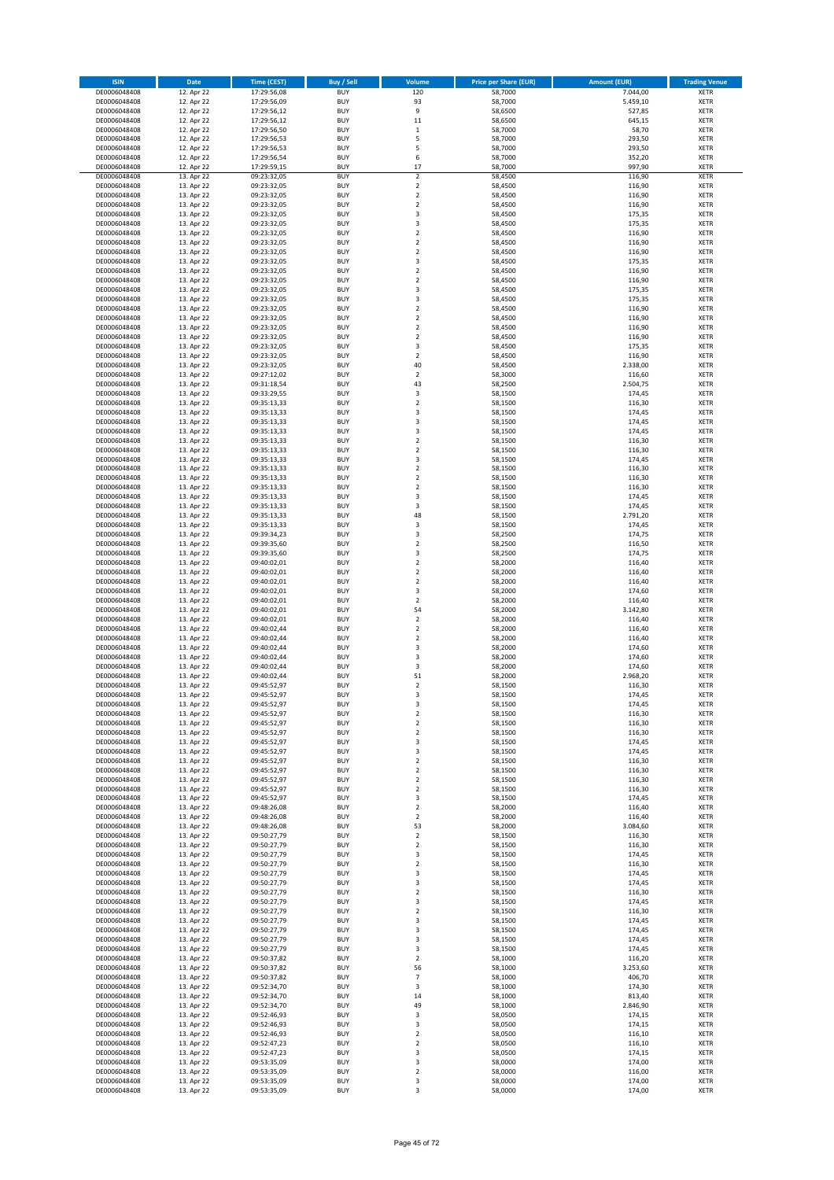| ISIN | Date | Time (CEST) | Buy / Sell | Volume | Price per Share (EUR) | Amount (EUR) | Trading Venue |
|---|---|---|---|---|---|---|---|
| DE0006048408 | 12. Apr 22 | 17:29:56,08 | BUY | 120 | 58,7000 | 7.044,00 | XETR |
| DE0006048408 | 12. Apr 22 | 17:29:56,09 | BUY | 93 | 58,7000 | 5.459,10 | XETR |
| DE0006048408 | 12. Apr 22 | 17:29:56,12 | BUY | 9 | 58,6500 | 527,85 | XETR |
| DE0006048408 | 12. Apr 22 | 17:29:56,12 | BUY | 11 | 58,6500 | 645,15 | XETR |
| DE0006048408 | 12. Apr 22 | 17:29:56,50 | BUY | 1 | 58,7000 | 58,70 | XETR |
| DE0006048408 | 12. Apr 22 | 17:29:56,53 | BUY | 5 | 58,7000 | 293,50 | XETR |
| DE0006048408 | 12. Apr 22 | 17:29:56,53 | BUY | 5 | 58,7000 | 293,50 | XETR |
| DE0006048408 | 12. Apr 22 | 17:29:56,54 | BUY | 6 | 58,7000 | 352,20 | XETR |
| DE0006048408 | 12. Apr 22 | 17:29:59,15 | BUY | 17 | 58,7000 | 997,90 | XETR |
| DE0006048408 | 13. Apr 22 | 09:23:32,05 | BUY | 2 | 58,4500 | 116,90 | XETR |
| DE0006048408 | 13. Apr 22 | 09:23:32,05 | BUY | 2 | 58,4500 | 116,90 | XETR |
| DE0006048408 | 13. Apr 22 | 09:23:32,05 | BUY | 2 | 58,4500 | 116,90 | XETR |
| DE0006048408 | 13. Apr 22 | 09:23:32,05 | BUY | 2 | 58,4500 | 116,90 | XETR |
| DE0006048408 | 13. Apr 22 | 09:23:32,05 | BUY | 3 | 58,4500 | 175,35 | XETR |
| DE0006048408 | 13. Apr 22 | 09:23:32,05 | BUY | 3 | 58,4500 | 175,35 | XETR |
| DE0006048408 | 13. Apr 22 | 09:23:32,05 | BUY | 2 | 58,4500 | 116,90 | XETR |
| DE0006048408 | 13. Apr 22 | 09:23:32,05 | BUY | 2 | 58,4500 | 116,90 | XETR |
| DE0006048408 | 13. Apr 22 | 09:23:32,05 | BUY | 2 | 58,4500 | 116,90 | XETR |
| DE0006048408 | 13. Apr 22 | 09:23:32,05 | BUY | 3 | 58,4500 | 175,35 | XETR |
| DE0006048408 | 13. Apr 22 | 09:23:32,05 | BUY | 2 | 58,4500 | 116,90 | XETR |
| DE0006048408 | 13. Apr 22 | 09:23:32,05 | BUY | 2 | 58,4500 | 116,90 | XETR |
| DE0006048408 | 13. Apr 22 | 09:23:32,05 | BUY | 3 | 58,4500 | 175,35 | XETR |
| DE0006048408 | 13. Apr 22 | 09:23:32,05 | BUY | 3 | 58,4500 | 175,35 | XETR |
| DE0006048408 | 13. Apr 22 | 09:23:32,05 | BUY | 2 | 58,4500 | 116,90 | XETR |
| DE0006048408 | 13. Apr 22 | 09:23:32,05 | BUY | 2 | 58,4500 | 116,90 | XETR |
| DE0006048408 | 13. Apr 22 | 09:23:32,05 | BUY | 2 | 58,4500 | 116,90 | XETR |
| DE0006048408 | 13. Apr 22 | 09:23:32,05 | BUY | 2 | 58,4500 | 116,90 | XETR |
| DE0006048408 | 13. Apr 22 | 09:23:32,05 | BUY | 3 | 58,4500 | 175,35 | XETR |
| DE0006048408 | 13. Apr 22 | 09:23:32,05 | BUY | 2 | 58,4500 | 116,90 | XETR |
| DE0006048408 | 13. Apr 22 | 09:23:32,05 | BUY | 40 | 58,4500 | 2.338,00 | XETR |
| DE0006048408 | 13. Apr 22 | 09:27:12,02 | BUY | 2 | 58,3000 | 116,60 | XETR |
| DE0006048408 | 13. Apr 22 | 09:31:18,54 | BUY | 43 | 58,2500 | 2.504,75 | XETR |
| DE0006048408 | 13. Apr 22 | 09:33:29,55 | BUY | 3 | 58,1500 | 174,45 | XETR |
| DE0006048408 | 13. Apr 22 | 09:35:13,33 | BUY | 2 | 58,1500 | 116,30 | XETR |
| DE0006048408 | 13. Apr 22 | 09:35:13,33 | BUY | 3 | 58,1500 | 174,45 | XETR |
| DE0006048408 | 13. Apr 22 | 09:35:13,33 | BUY | 3 | 58,1500 | 174,45 | XETR |
| DE0006048408 | 13. Apr 22 | 09:35:13,33 | BUY | 3 | 58,1500 | 174,45 | XETR |
| DE0006048408 | 13. Apr 22 | 09:35:13,33 | BUY | 2 | 58,1500 | 116,30 | XETR |
| DE0006048408 | 13. Apr 22 | 09:35:13,33 | BUY | 2 | 58,1500 | 116,30 | XETR |
| DE0006048408 | 13. Apr 22 | 09:35:13,33 | BUY | 3 | 58,1500 | 174,45 | XETR |
| DE0006048408 | 13. Apr 22 | 09:35:13,33 | BUY | 2 | 58,1500 | 116,30 | XETR |
| DE0006048408 | 13. Apr 22 | 09:35:13,33 | BUY | 2 | 58,1500 | 116,30 | XETR |
| DE0006048408 | 13. Apr 22 | 09:35:13,33 | BUY | 2 | 58,1500 | 116,30 | XETR |
| DE0006048408 | 13. Apr 22 | 09:35:13,33 | BUY | 3 | 58,1500 | 174,45 | XETR |
| DE0006048408 | 13. Apr 22 | 09:35:13,33 | BUY | 3 | 58,1500 | 174,45 | XETR |
| DE0006048408 | 13. Apr 22 | 09:35:13,33 | BUY | 48 | 58,1500 | 2.791,20 | XETR |
| DE0006048408 | 13. Apr 22 | 09:35:13,33 | BUY | 3 | 58,1500 | 174,45 | XETR |
| DE0006048408 | 13. Apr 22 | 09:39:34,23 | BUY | 3 | 58,2500 | 174,75 | XETR |
| DE0006048408 | 13. Apr 22 | 09:39:35,60 | BUY | 2 | 58,2500 | 116,50 | XETR |
| DE0006048408 | 13. Apr 22 | 09:39:35,60 | BUY | 3 | 58,2500 | 174,75 | XETR |
| DE0006048408 | 13. Apr 22 | 09:40:02,01 | BUY | 2 | 58,2000 | 116,40 | XETR |
| DE0006048408 | 13. Apr 22 | 09:40:02,01 | BUY | 2 | 58,2000 | 116,40 | XETR |
| DE0006048408 | 13. Apr 22 | 09:40:02,01 | BUY | 2 | 58,2000 | 116,40 | XETR |
| DE0006048408 | 13. Apr 22 | 09:40:02,01 | BUY | 3 | 58,2000 | 174,60 | XETR |
| DE0006048408 | 13. Apr 22 | 09:40:02,01 | BUY | 2 | 58,2000 | 116,40 | XETR |
| DE0006048408 | 13. Apr 22 | 09:40:02,01 | BUY | 54 | 58,2000 | 3.142,80 | XETR |
| DE0006048408 | 13. Apr 22 | 09:40:02,01 | BUY | 2 | 58,2000 | 116,40 | XETR |
| DE0006048408 | 13. Apr 22 | 09:40:02,44 | BUY | 2 | 58,2000 | 116,40 | XETR |
| DE0006048408 | 13. Apr 22 | 09:40:02,44 | BUY | 2 | 58,2000 | 116,40 | XETR |
| DE0006048408 | 13. Apr 22 | 09:40:02,44 | BUY | 3 | 58,2000 | 174,60 | XETR |
| DE0006048408 | 13. Apr 22 | 09:40:02,44 | BUY | 3 | 58,2000 | 174,60 | XETR |
| DE0006048408 | 13. Apr 22 | 09:40:02,44 | BUY | 3 | 58,2000 | 174,60 | XETR |
| DE0006048408 | 13. Apr 22 | 09:40:02,44 | BUY | 51 | 58,2000 | 2.968,20 | XETR |
| DE0006048408 | 13. Apr 22 | 09:45:52,97 | BUY | 2 | 58,1500 | 116,30 | XETR |
| DE0006048408 | 13. Apr 22 | 09:45:52,97 | BUY | 3 | 58,1500 | 174,45 | XETR |
| DE0006048408 | 13. Apr 22 | 09:45:52,97 | BUY | 3 | 58,1500 | 174,45 | XETR |
| DE0006048408 | 13. Apr 22 | 09:45:52,97 | BUY | 2 | 58,1500 | 116,30 | XETR |
| DE0006048408 | 13. Apr 22 | 09:45:52,97 | BUY | 2 | 58,1500 | 116,30 | XETR |
| DE0006048408 | 13. Apr 22 | 09:45:52,97 | BUY | 2 | 58,1500 | 116,30 | XETR |
| DE0006048408 | 13. Apr 22 | 09:45:52,97 | BUY | 3 | 58,1500 | 174,45 | XETR |
| DE0006048408 | 13. Apr 22 | 09:45:52,97 | BUY | 3 | 58,1500 | 174,45 | XETR |
| DE0006048408 | 13. Apr 22 | 09:45:52,97 | BUY | 2 | 58,1500 | 116,30 | XETR |
| DE0006048408 | 13. Apr 22 | 09:45:52,97 | BUY | 2 | 58,1500 | 116,30 | XETR |
| DE0006048408 | 13. Apr 22 | 09:45:52,97 | BUY | 2 | 58,1500 | 116,30 | XETR |
| DE0006048408 | 13. Apr 22 | 09:45:52,97 | BUY | 2 | 58,1500 | 116,30 | XETR |
| DE0006048408 | 13. Apr 22 | 09:45:52,97 | BUY | 3 | 58,1500 | 174,45 | XETR |
| DE0006048408 | 13. Apr 22 | 09:48:26,08 | BUY | 2 | 58,2000 | 116,40 | XETR |
| DE0006048408 | 13. Apr 22 | 09:48:26,08 | BUY | 2 | 58,2000 | 116,40 | XETR |
| DE0006048408 | 13. Apr 22 | 09:48:26,08 | BUY | 53 | 58,2000 | 3.084,60 | XETR |
| DE0006048408 | 13. Apr 22 | 09:50:27,79 | BUY | 2 | 58,1500 | 116,30 | XETR |
| DE0006048408 | 13. Apr 22 | 09:50:27,79 | BUY | 2 | 58,1500 | 116,30 | XETR |
| DE0006048408 | 13. Apr 22 | 09:50:27,79 | BUY | 3 | 58,1500 | 174,45 | XETR |
| DE0006048408 | 13. Apr 22 | 09:50:27,79 | BUY | 2 | 58,1500 | 116,30 | XETR |
| DE0006048408 | 13. Apr 22 | 09:50:27,79 | BUY | 3 | 58,1500 | 174,45 | XETR |
| DE0006048408 | 13. Apr 22 | 09:50:27,79 | BUY | 3 | 58,1500 | 174,45 | XETR |
| DE0006048408 | 13. Apr 22 | 09:50:27,79 | BUY | 2 | 58,1500 | 116,30 | XETR |
| DE0006048408 | 13. Apr 22 | 09:50:27,79 | BUY | 3 | 58,1500 | 174,45 | XETR |
| DE0006048408 | 13. Apr 22 | 09:50:27,79 | BUY | 2 | 58,1500 | 116,30 | XETR |
| DE0006048408 | 13. Apr 22 | 09:50:27,79 | BUY | 3 | 58,1500 | 174,45 | XETR |
| DE0006048408 | 13. Apr 22 | 09:50:27,79 | BUY | 3 | 58,1500 | 174,45 | XETR |
| DE0006048408 | 13. Apr 22 | 09:50:27,79 | BUY | 3 | 58,1500 | 174,45 | XETR |
| DE0006048408 | 13. Apr 22 | 09:50:27,79 | BUY | 3 | 58,1500 | 174,45 | XETR |
| DE0006048408 | 13. Apr 22 | 09:50:37,82 | BUY | 2 | 58,1000 | 116,20 | XETR |
| DE0006048408 | 13. Apr 22 | 09:50:37,82 | BUY | 56 | 58,1000 | 3.253,60 | XETR |
| DE0006048408 | 13. Apr 22 | 09:50:37,82 | BUY | 7 | 58,1000 | 406,70 | XETR |
| DE0006048408 | 13. Apr 22 | 09:52:34,70 | BUY | 3 | 58,1000 | 174,30 | XETR |
| DE0006048408 | 13. Apr 22 | 09:52:34,70 | BUY | 14 | 58,1000 | 813,40 | XETR |
| DE0006048408 | 13. Apr 22 | 09:52:34,70 | BUY | 49 | 58,1000 | 2.846,90 | XETR |
| DE0006048408 | 13. Apr 22 | 09:52:46,93 | BUY | 3 | 58,0500 | 174,15 | XETR |
| DE0006048408 | 13. Apr 22 | 09:52:46,93 | BUY | 3 | 58,0500 | 174,15 | XETR |
| DE0006048408 | 13. Apr 22 | 09:52:46,93 | BUY | 2 | 58,0500 | 116,10 | XETR |
| DE0006048408 | 13. Apr 22 | 09:52:47,23 | BUY | 2 | 58,0500 | 116,10 | XETR |
| DE0006048408 | 13. Apr 22 | 09:52:47,23 | BUY | 3 | 58,0500 | 174,15 | XETR |
| DE0006048408 | 13. Apr 22 | 09:53:35,09 | BUY | 3 | 58,0000 | 174,00 | XETR |
| DE0006048408 | 13. Apr 22 | 09:53:35,09 | BUY | 2 | 58,0000 | 116,00 | XETR |
| DE0006048408 | 13. Apr 22 | 09:53:35,09 | BUY | 3 | 58,0000 | 174,00 | XETR |
| DE0006048408 | 13. Apr 22 | 09:53:35,09 | BUY | 3 | 58,0000 | 174,00 | XETR |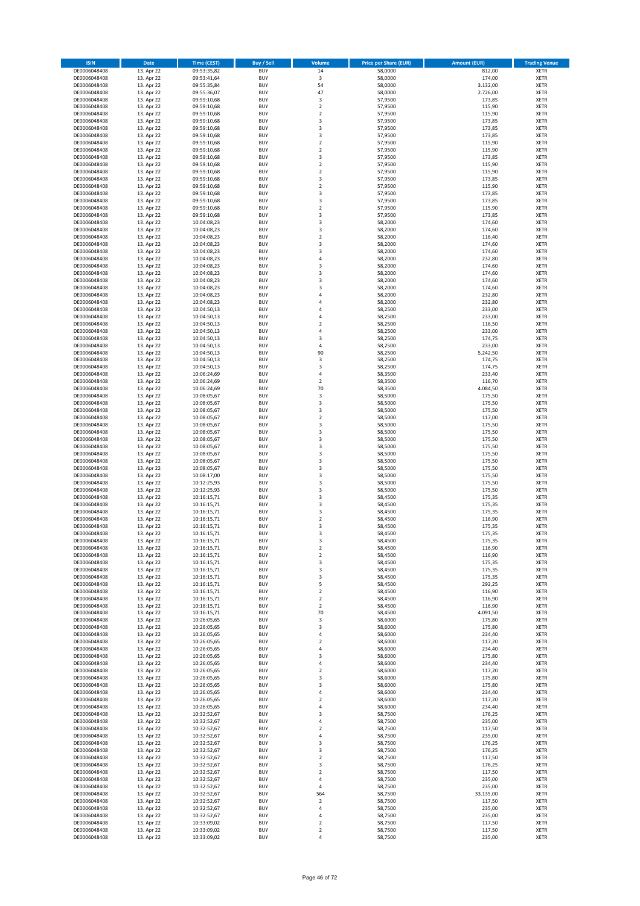| ISIN | Date | Time (CEST) | Buy / Sell | Volume | Price per Share (EUR) | Amount (EUR) | Trading Venue |
|---|---|---|---|---|---|---|---|
| DE0006048408 | 13. Apr 22 | 09:53:35,82 | BUY | 14 | 58,0000 | 812,00 | XETR |
| DE0006048408 | 13. Apr 22 | 09:53:41,64 | BUY | 3 | 58,0000 | 174,00 | XETR |
| DE0006048408 | 13. Apr 22 | 09:55:35,84 | BUY | 54 | 58,0000 | 3.132,00 | XETR |
| DE0006048408 | 13. Apr 22 | 09:55:36,07 | BUY | 47 | 58,0000 | 2.726,00 | XETR |
| DE0006048408 | 13. Apr 22 | 09:59:10,68 | BUY | 3 | 57,9500 | 173,85 | XETR |
| DE0006048408 | 13. Apr 22 | 09:59:10,68 | BUY | 2 | 57,9500 | 115,90 | XETR |
| DE0006048408 | 13. Apr 22 | 09:59:10,68 | BUY | 2 | 57,9500 | 115,90 | XETR |
| DE0006048408 | 13. Apr 22 | 09:59:10,68 | BUY | 3 | 57,9500 | 173,85 | XETR |
| DE0006048408 | 13. Apr 22 | 09:59:10,68 | BUY | 3 | 57,9500 | 173,85 | XETR |
| DE0006048408 | 13. Apr 22 | 09:59:10,68 | BUY | 3 | 57,9500 | 173,85 | XETR |
| DE0006048408 | 13. Apr 22 | 09:59:10,68 | BUY | 2 | 57,9500 | 115,90 | XETR |
| DE0006048408 | 13. Apr 22 | 09:59:10,68 | BUY | 2 | 57,9500 | 115,90 | XETR |
| DE0006048408 | 13. Apr 22 | 09:59:10,68 | BUY | 3 | 57,9500 | 173,85 | XETR |
| DE0006048408 | 13. Apr 22 | 09:59:10,68 | BUY | 2 | 57,9500 | 115,90 | XETR |
| DE0006048408 | 13. Apr 22 | 09:59:10,68 | BUY | 2 | 57,9500 | 115,90 | XETR |
| DE0006048408 | 13. Apr 22 | 09:59:10,68 | BUY | 3 | 57,9500 | 173,85 | XETR |
| DE0006048408 | 13. Apr 22 | 09:59:10,68 | BUY | 2 | 57,9500 | 115,90 | XETR |
| DE0006048408 | 13. Apr 22 | 09:59:10,68 | BUY | 3 | 57,9500 | 173,85 | XETR |
| DE0006048408 | 13. Apr 22 | 09:59:10,68 | BUY | 3 | 57,9500 | 173,85 | XETR |
| DE0006048408 | 13. Apr 22 | 09:59:10,68 | BUY | 2 | 57,9500 | 115,90 | XETR |
| DE0006048408 | 13. Apr 22 | 09:59:10,68 | BUY | 3 | 57,9500 | 173,85 | XETR |
| DE0006048408 | 13. Apr 22 | 10:04:08,23 | BUY | 3 | 58,2000 | 174,60 | XETR |
| DE0006048408 | 13. Apr 22 | 10:04:08,23 | BUY | 3 | 58,2000 | 174,60 | XETR |
| DE0006048408 | 13. Apr 22 | 10:04:08,23 | BUY | 2 | 58,2000 | 116,40 | XETR |
| DE0006048408 | 13. Apr 22 | 10:04:08,23 | BUY | 3 | 58,2000 | 174,60 | XETR |
| DE0006048408 | 13. Apr 22 | 10:04:08,23 | BUY | 3 | 58,2000 | 174,60 | XETR |
| DE0006048408 | 13. Apr 22 | 10:04:08,23 | BUY | 4 | 58,2000 | 232,80 | XETR |
| DE0006048408 | 13. Apr 22 | 10:04:08,23 | BUY | 3 | 58,2000 | 174,60 | XETR |
| DE0006048408 | 13. Apr 22 | 10:04:08,23 | BUY | 3 | 58,2000 | 174,60 | XETR |
| DE0006048408 | 13. Apr 22 | 10:04:08,23 | BUY | 3 | 58,2000 | 174,60 | XETR |
| DE0006048408 | 13. Apr 22 | 10:04:08,23 | BUY | 3 | 58,2000 | 174,60 | XETR |
| DE0006048408 | 13. Apr 22 | 10:04:08,23 | BUY | 4 | 58,2000 | 232,80 | XETR |
| DE0006048408 | 13. Apr 22 | 10:04:08,23 | BUY | 4 | 58,2000 | 232,80 | XETR |
| DE0006048408 | 13. Apr 22 | 10:04:50,13 | BUY | 4 | 58,2500 | 233,00 | XETR |
| DE0006048408 | 13. Apr 22 | 10:04:50,13 | BUY | 4 | 58,2500 | 233,00 | XETR |
| DE0006048408 | 13. Apr 22 | 10:04:50,13 | BUY | 2 | 58,2500 | 116,50 | XETR |
| DE0006048408 | 13. Apr 22 | 10:04:50,13 | BUY | 4 | 58,2500 | 233,00 | XETR |
| DE0006048408 | 13. Apr 22 | 10:04:50,13 | BUY | 3 | 58,2500 | 174,75 | XETR |
| DE0006048408 | 13. Apr 22 | 10:04:50,13 | BUY | 4 | 58,2500 | 233,00 | XETR |
| DE0006048408 | 13. Apr 22 | 10:04:50,13 | BUY | 90 | 58,2500 | 5.242,50 | XETR |
| DE0006048408 | 13. Apr 22 | 10:04:50,13 | BUY | 3 | 58,2500 | 174,75 | XETR |
| DE0006048408 | 13. Apr 22 | 10:04:50,13 | BUY | 3 | 58,2500 | 174,75 | XETR |
| DE0006048408 | 13. Apr 22 | 10:06:24,69 | BUY | 4 | 58,3500 | 233,40 | XETR |
| DE0006048408 | 13. Apr 22 | 10:06:24,69 | BUY | 2 | 58,3500 | 116,70 | XETR |
| DE0006048408 | 13. Apr 22 | 10:06:24,69 | BUY | 70 | 58,3500 | 4.084,50 | XETR |
| DE0006048408 | 13. Apr 22 | 10:08:05,67 | BUY | 3 | 58,5000 | 175,50 | XETR |
| DE0006048408 | 13. Apr 22 | 10:08:05,67 | BUY | 3 | 58,5000 | 175,50 | XETR |
| DE0006048408 | 13. Apr 22 | 10:08:05,67 | BUY | 3 | 58,5000 | 175,50 | XETR |
| DE0006048408 | 13. Apr 22 | 10:08:05,67 | BUY | 2 | 58,5000 | 117,00 | XETR |
| DE0006048408 | 13. Apr 22 | 10:08:05,67 | BUY | 3 | 58,5000 | 175,50 | XETR |
| DE0006048408 | 13. Apr 22 | 10:08:05,67 | BUY | 3 | 58,5000 | 175,50 | XETR |
| DE0006048408 | 13. Apr 22 | 10:08:05,67 | BUY | 3 | 58,5000 | 175,50 | XETR |
| DE0006048408 | 13. Apr 22 | 10:08:05,67 | BUY | 3 | 58,5000 | 175,50 | XETR |
| DE0006048408 | 13. Apr 22 | 10:08:05,67 | BUY | 3 | 58,5000 | 175,50 | XETR |
| DE0006048408 | 13. Apr 22 | 10:08:05,67 | BUY | 3 | 58,5000 | 175,50 | XETR |
| DE0006048408 | 13. Apr 22 | 10:08:05,67 | BUY | 3 | 58,5000 | 175,50 | XETR |
| DE0006048408 | 13. Apr 22 | 10:08:17,00 | BUY | 3 | 58,5000 | 175,50 | XETR |
| DE0006048408 | 13. Apr 22 | 10:12:25,93 | BUY | 3 | 58,5000 | 175,50 | XETR |
| DE0006048408 | 13. Apr 22 | 10:12:25,93 | BUY | 3 | 58,5000 | 175,50 | XETR |
| DE0006048408 | 13. Apr 22 | 10:16:15,71 | BUY | 3 | 58,4500 | 175,35 | XETR |
| DE0006048408 | 13. Apr 22 | 10:16:15,71 | BUY | 3 | 58,4500 | 175,35 | XETR |
| DE0006048408 | 13. Apr 22 | 10:16:15,71 | BUY | 3 | 58,4500 | 175,35 | XETR |
| DE0006048408 | 13. Apr 22 | 10:16:15,71 | BUY | 2 | 58,4500 | 116,90 | XETR |
| DE0006048408 | 13. Apr 22 | 10:16:15,71 | BUY | 3 | 58,4500 | 175,35 | XETR |
| DE0006048408 | 13. Apr 22 | 10:16:15,71 | BUY | 3 | 58,4500 | 175,35 | XETR |
| DE0006048408 | 13. Apr 22 | 10:16:15,71 | BUY | 3 | 58,4500 | 175,35 | XETR |
| DE0006048408 | 13. Apr 22 | 10:16:15,71 | BUY | 2 | 58,4500 | 116,90 | XETR |
| DE0006048408 | 13. Apr 22 | 10:16:15,71 | BUY | 2 | 58,4500 | 116,90 | XETR |
| DE0006048408 | 13. Apr 22 | 10:16:15,71 | BUY | 3 | 58,4500 | 175,35 | XETR |
| DE0006048408 | 13. Apr 22 | 10:16:15,71 | BUY | 3 | 58,4500 | 175,35 | XETR |
| DE0006048408 | 13. Apr 22 | 10:16:15,71 | BUY | 3 | 58,4500 | 175,35 | XETR |
| DE0006048408 | 13. Apr 22 | 10:16:15,71 | BUY | 5 | 58,4500 | 292,25 | XETR |
| DE0006048408 | 13. Apr 22 | 10:16:15,71 | BUY | 2 | 58,4500 | 116,90 | XETR |
| DE0006048408 | 13. Apr 22 | 10:16:15,71 | BUY | 2 | 58,4500 | 116,90 | XETR |
| DE0006048408 | 13. Apr 22 | 10:16:15,71 | BUY | 2 | 58,4500 | 116,90 | XETR |
| DE0006048408 | 13. Apr 22 | 10:16:15,71 | BUY | 70 | 58,4500 | 4.091,50 | XETR |
| DE0006048408 | 13. Apr 22 | 10:26:05,65 | BUY | 3 | 58,6000 | 175,80 | XETR |
| DE0006048408 | 13. Apr 22 | 10:26:05,65 | BUY | 3 | 58,6000 | 175,80 | XETR |
| DE0006048408 | 13. Apr 22 | 10:26:05,65 | BUY | 4 | 58,6000 | 234,40 | XETR |
| DE0006048408 | 13. Apr 22 | 10:26:05,65 | BUY | 2 | 58,6000 | 117,20 | XETR |
| DE0006048408 | 13. Apr 22 | 10:26:05,65 | BUY | 4 | 58,6000 | 234,40 | XETR |
| DE0006048408 | 13. Apr 22 | 10:26:05,65 | BUY | 3 | 58,6000 | 175,80 | XETR |
| DE0006048408 | 13. Apr 22 | 10:26:05,65 | BUY | 4 | 58,6000 | 234,40 | XETR |
| DE0006048408 | 13. Apr 22 | 10:26:05,65 | BUY | 2 | 58,6000 | 117,20 | XETR |
| DE0006048408 | 13. Apr 22 | 10:26:05,65 | BUY | 3 | 58,6000 | 175,80 | XETR |
| DE0006048408 | 13. Apr 22 | 10:26:05,65 | BUY | 3 | 58,6000 | 175,80 | XETR |
| DE0006048408 | 13. Apr 22 | 10:26:05,65 | BUY | 4 | 58,6000 | 234,40 | XETR |
| DE0006048408 | 13. Apr 22 | 10:26:05,65 | BUY | 2 | 58,6000 | 117,20 | XETR |
| DE0006048408 | 13. Apr 22 | 10:26:05,65 | BUY | 4 | 58,6000 | 234,40 | XETR |
| DE0006048408 | 13. Apr 22 | 10:32:52,67 | BUY | 3 | 58,7500 | 176,25 | XETR |
| DE0006048408 | 13. Apr 22 | 10:32:52,67 | BUY | 4 | 58,7500 | 235,00 | XETR |
| DE0006048408 | 13. Apr 22 | 10:32:52,67 | BUY | 2 | 58,7500 | 117,50 | XETR |
| DE0006048408 | 13. Apr 22 | 10:32:52,67 | BUY | 4 | 58,7500 | 235,00 | XETR |
| DE0006048408 | 13. Apr 22 | 10:32:52,67 | BUY | 3 | 58,7500 | 176,25 | XETR |
| DE0006048408 | 13. Apr 22 | 10:32:52,67 | BUY | 3 | 58,7500 | 176,25 | XETR |
| DE0006048408 | 13. Apr 22 | 10:32:52,67 | BUY | 2 | 58,7500 | 117,50 | XETR |
| DE0006048408 | 13. Apr 22 | 10:32:52,67 | BUY | 3 | 58,7500 | 176,25 | XETR |
| DE0006048408 | 13. Apr 22 | 10:32:52,67 | BUY | 2 | 58,7500 | 117,50 | XETR |
| DE0006048408 | 13. Apr 22 | 10:32:52,67 | BUY | 4 | 58,7500 | 235,00 | XETR |
| DE0006048408 | 13. Apr 22 | 10:32:52,67 | BUY | 4 | 58,7500 | 235,00 | XETR |
| DE0006048408 | 13. Apr 22 | 10:32:52,67 | BUY | 564 | 58,7500 | 33.135,00 | XETR |
| DE0006048408 | 13. Apr 22 | 10:32:52,67 | BUY | 2 | 58,7500 | 117,50 | XETR |
| DE0006048408 | 13. Apr 22 | 10:32:52,67 | BUY | 4 | 58,7500 | 235,00 | XETR |
| DE0006048408 | 13. Apr 22 | 10:32:52,67 | BUY | 4 | 58,7500 | 235,00 | XETR |
| DE0006048408 | 13. Apr 22 | 10:33:09,02 | BUY | 2 | 58,7500 | 117,50 | XETR |
| DE0006048408 | 13. Apr 22 | 10:33:09,02 | BUY | 2 | 58,7500 | 117,50 | XETR |
| DE0006048408 | 13. Apr 22 | 10:33:09,02 | BUY | 4 | 58,7500 | 235,00 | XETR |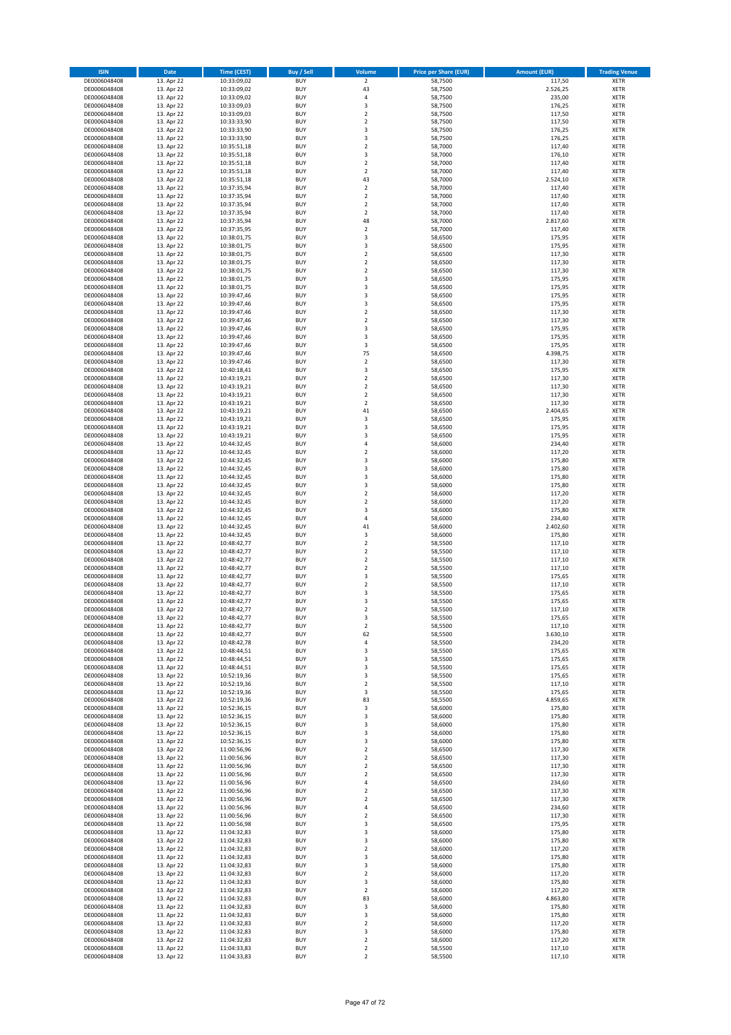| ISIN | Date | Time (CEST) | Buy / Sell | Volume | Price per Share (EUR) | Amount (EUR) | Trading Venue |
|---|---|---|---|---|---|---|---|
| DE0006048408 | 13. Apr 22 | 10:33:09,02 | BUY | 2 | 58,7500 | 117,50 | XETR |
| DE0006048408 | 13. Apr 22 | 10:33:09,02 | BUY | 43 | 58,7500 | 2.526,25 | XETR |
| DE0006048408 | 13. Apr 22 | 10:33:09,02 | BUY | 4 | 58,7500 | 235,00 | XETR |
| DE0006048408 | 13. Apr 22 | 10:33:09,03 | BUY | 3 | 58,7500 | 176,25 | XETR |
| DE0006048408 | 13. Apr 22 | 10:33:09,03 | BUY | 2 | 58,7500 | 117,50 | XETR |
| DE0006048408 | 13. Apr 22 | 10:33:33,90 | BUY | 2 | 58,7500 | 117,50 | XETR |
| DE0006048408 | 13. Apr 22 | 10:33:33,90 | BUY | 3 | 58,7500 | 176,25 | XETR |
| DE0006048408 | 13. Apr 22 | 10:33:33,90 | BUY | 3 | 58,7500 | 176,25 | XETR |
| DE0006048408 | 13. Apr 22 | 10:35:51,18 | BUY | 2 | 58,7000 | 117,40 | XETR |
| DE0006048408 | 13. Apr 22 | 10:35:51,18 | BUY | 3 | 58,7000 | 176,10 | XETR |
| DE0006048408 | 13. Apr 22 | 10:35:51,18 | BUY | 2 | 58,7000 | 117,40 | XETR |
| DE0006048408 | 13. Apr 22 | 10:35:51,18 | BUY | 2 | 58,7000 | 117,40 | XETR |
| DE0006048408 | 13. Apr 22 | 10:35:51,18 | BUY | 43 | 58,7000 | 2.524,10 | XETR |
| DE0006048408 | 13. Apr 22 | 10:37:35,94 | BUY | 2 | 58,7000 | 117,40 | XETR |
| DE0006048408 | 13. Apr 22 | 10:37:35,94 | BUY | 2 | 58,7000 | 117,40 | XETR |
| DE0006048408 | 13. Apr 22 | 10:37:35,94 | BUY | 2 | 58,7000 | 117,40 | XETR |
| DE0006048408 | 13. Apr 22 | 10:37:35,94 | BUY | 2 | 58,7000 | 117,40 | XETR |
| DE0006048408 | 13. Apr 22 | 10:37:35,94 | BUY | 48 | 58,7000 | 2.817,60 | XETR |
| DE0006048408 | 13. Apr 22 | 10:37:35,95 | BUY | 2 | 58,7000 | 117,40 | XETR |
| DE0006048408 | 13. Apr 22 | 10:38:01,75 | BUY | 3 | 58,6500 | 175,95 | XETR |
| DE0006048408 | 13. Apr 22 | 10:38:01,75 | BUY | 3 | 58,6500 | 175,95 | XETR |
| DE0006048408 | 13. Apr 22 | 10:38:01,75 | BUY | 2 | 58,6500 | 117,30 | XETR |
| DE0006048408 | 13. Apr 22 | 10:38:01,75 | BUY | 2 | 58,6500 | 117,30 | XETR |
| DE0006048408 | 13. Apr 22 | 10:38:01,75 | BUY | 2 | 58,6500 | 117,30 | XETR |
| DE0006048408 | 13. Apr 22 | 10:38:01,75 | BUY | 3 | 58,6500 | 175,95 | XETR |
| DE0006048408 | 13. Apr 22 | 10:38:01,75 | BUY | 3 | 58,6500 | 175,95 | XETR |
| DE0006048408 | 13. Apr 22 | 10:39:47,46 | BUY | 3 | 58,6500 | 175,95 | XETR |
| DE0006048408 | 13. Apr 22 | 10:39:47,46 | BUY | 3 | 58,6500 | 175,95 | XETR |
| DE0006048408 | 13. Apr 22 | 10:39:47,46 | BUY | 2 | 58,6500 | 117,30 | XETR |
| DE0006048408 | 13. Apr 22 | 10:39:47,46 | BUY | 2 | 58,6500 | 117,30 | XETR |
| DE0006048408 | 13. Apr 22 | 10:39:47,46 | BUY | 3 | 58,6500 | 175,95 | XETR |
| DE0006048408 | 13. Apr 22 | 10:39:47,46 | BUY | 3 | 58,6500 | 175,95 | XETR |
| DE0006048408 | 13. Apr 22 | 10:39:47,46 | BUY | 3 | 58,6500 | 175,95 | XETR |
| DE0006048408 | 13. Apr 22 | 10:39:47,46 | BUY | 75 | 58,6500 | 4.398,75 | XETR |
| DE0006048408 | 13. Apr 22 | 10:39:47,46 | BUY | 2 | 58,6500 | 117,30 | XETR |
| DE0006048408 | 13. Apr 22 | 10:40:18,41 | BUY | 3 | 58,6500 | 175,95 | XETR |
| DE0006048408 | 13. Apr 22 | 10:43:19,21 | BUY | 2 | 58,6500 | 117,30 | XETR |
| DE0006048408 | 13. Apr 22 | 10:43:19,21 | BUY | 2 | 58,6500 | 117,30 | XETR |
| DE0006048408 | 13. Apr 22 | 10:43:19,21 | BUY | 2 | 58,6500 | 117,30 | XETR |
| DE0006048408 | 13. Apr 22 | 10:43:19,21 | BUY | 2 | 58,6500 | 117,30 | XETR |
| DE0006048408 | 13. Apr 22 | 10:43:19,21 | BUY | 41 | 58,6500 | 2.404,65 | XETR |
| DE0006048408 | 13. Apr 22 | 10:43:19,21 | BUY | 3 | 58,6500 | 175,95 | XETR |
| DE0006048408 | 13. Apr 22 | 10:43:19,21 | BUY | 3 | 58,6500 | 175,95 | XETR |
| DE0006048408 | 13. Apr 22 | 10:43:19,21 | BUY | 3 | 58,6500 | 175,95 | XETR |
| DE0006048408 | 13. Apr 22 | 10:44:32,45 | BUY | 4 | 58,6000 | 234,40 | XETR |
| DE0006048408 | 13. Apr 22 | 10:44:32,45 | BUY | 2 | 58,6000 | 117,20 | XETR |
| DE0006048408 | 13. Apr 22 | 10:44:32,45 | BUY | 3 | 58,6000 | 175,80 | XETR |
| DE0006048408 | 13. Apr 22 | 10:44:32,45 | BUY | 3 | 58,6000 | 175,80 | XETR |
| DE0006048408 | 13. Apr 22 | 10:44:32,45 | BUY | 3 | 58,6000 | 175,80 | XETR |
| DE0006048408 | 13. Apr 22 | 10:44:32,45 | BUY | 3 | 58,6000 | 175,80 | XETR |
| DE0006048408 | 13. Apr 22 | 10:44:32,45 | BUY | 2 | 58,6000 | 117,20 | XETR |
| DE0006048408 | 13. Apr 22 | 10:44:32,45 | BUY | 2 | 58,6000 | 117,20 | XETR |
| DE0006048408 | 13. Apr 22 | 10:44:32,45 | BUY | 3 | 58,6000 | 175,80 | XETR |
| DE0006048408 | 13. Apr 22 | 10:44:32,45 | BUY | 4 | 58,6000 | 234,40 | XETR |
| DE0006048408 | 13. Apr 22 | 10:44:32,45 | BUY | 41 | 58,6000 | 2.402,60 | XETR |
| DE0006048408 | 13. Apr 22 | 10:44:32,45 | BUY | 3 | 58,6000 | 175,80 | XETR |
| DE0006048408 | 13. Apr 22 | 10:48:42,77 | BUY | 2 | 58,5500 | 117,10 | XETR |
| DE0006048408 | 13. Apr 22 | 10:48:42,77 | BUY | 2 | 58,5500 | 117,10 | XETR |
| DE0006048408 | 13. Apr 22 | 10:48:42,77 | BUY | 2 | 58,5500 | 117,10 | XETR |
| DE0006048408 | 13. Apr 22 | 10:48:42,77 | BUY | 2 | 58,5500 | 117,10 | XETR |
| DE0006048408 | 13. Apr 22 | 10:48:42,77 | BUY | 3 | 58,5500 | 175,65 | XETR |
| DE0006048408 | 13. Apr 22 | 10:48:42,77 | BUY | 2 | 58,5500 | 117,10 | XETR |
| DE0006048408 | 13. Apr 22 | 10:48:42,77 | BUY | 3 | 58,5500 | 175,65 | XETR |
| DE0006048408 | 13. Apr 22 | 10:48:42,77 | BUY | 3 | 58,5500 | 175,65 | XETR |
| DE0006048408 | 13. Apr 22 | 10:48:42,77 | BUY | 2 | 58,5500 | 117,10 | XETR |
| DE0006048408 | 13. Apr 22 | 10:48:42,77 | BUY | 3 | 58,5500 | 175,65 | XETR |
| DE0006048408 | 13. Apr 22 | 10:48:42,77 | BUY | 2 | 58,5500 | 117,10 | XETR |
| DE0006048408 | 13. Apr 22 | 10:48:42,77 | BUY | 62 | 58,5500 | 3.630,10 | XETR |
| DE0006048408 | 13. Apr 22 | 10:48:42,78 | BUY | 4 | 58,5500 | 234,20 | XETR |
| DE0006048408 | 13. Apr 22 | 10:48:44,51 | BUY | 3 | 58,5500 | 175,65 | XETR |
| DE0006048408 | 13. Apr 22 | 10:48:44,51 | BUY | 3 | 58,5500 | 175,65 | XETR |
| DE0006048408 | 13. Apr 22 | 10:48:44,51 | BUY | 3 | 58,5500 | 175,65 | XETR |
| DE0006048408 | 13. Apr 22 | 10:52:19,36 | BUY | 3 | 58,5500 | 175,65 | XETR |
| DE0006048408 | 13. Apr 22 | 10:52:19,36 | BUY | 2 | 58,5500 | 117,10 | XETR |
| DE0006048408 | 13. Apr 22 | 10:52:19,36 | BUY | 3 | 58,5500 | 175,65 | XETR |
| DE0006048408 | 13. Apr 22 | 10:52:19,36 | BUY | 83 | 58,5500 | 4.859,65 | XETR |
| DE0006048408 | 13. Apr 22 | 10:52:36,15 | BUY | 3 | 58,6000 | 175,80 | XETR |
| DE0006048408 | 13. Apr 22 | 10:52:36,15 | BUY | 3 | 58,6000 | 175,80 | XETR |
| DE0006048408 | 13. Apr 22 | 10:52:36,15 | BUY | 3 | 58,6000 | 175,80 | XETR |
| DE0006048408 | 13. Apr 22 | 10:52:36,15 | BUY | 3 | 58,6000 | 175,80 | XETR |
| DE0006048408 | 13. Apr 22 | 10:52:36,15 | BUY | 3 | 58,6000 | 175,80 | XETR |
| DE0006048408 | 13. Apr 22 | 11:00:56,96 | BUY | 2 | 58,6500 | 117,30 | XETR |
| DE0006048408 | 13. Apr 22 | 11:00:56,96 | BUY | 2 | 58,6500 | 117,30 | XETR |
| DE0006048408 | 13. Apr 22 | 11:00:56,96 | BUY | 2 | 58,6500 | 117,30 | XETR |
| DE0006048408 | 13. Apr 22 | 11:00:56,96 | BUY | 2 | 58,6500 | 117,30 | XETR |
| DE0006048408 | 13. Apr 22 | 11:00:56,96 | BUY | 4 | 58,6500 | 234,60 | XETR |
| DE0006048408 | 13. Apr 22 | 11:00:56,96 | BUY | 2 | 58,6500 | 117,30 | XETR |
| DE0006048408 | 13. Apr 22 | 11:00:56,96 | BUY | 2 | 58,6500 | 117,30 | XETR |
| DE0006048408 | 13. Apr 22 | 11:00:56,96 | BUY | 4 | 58,6500 | 234,60 | XETR |
| DE0006048408 | 13. Apr 22 | 11:00:56,96 | BUY | 2 | 58,6500 | 117,30 | XETR |
| DE0006048408 | 13. Apr 22 | 11:00:56,98 | BUY | 3 | 58,6500 | 175,95 | XETR |
| DE0006048408 | 13. Apr 22 | 11:04:32,83 | BUY | 3 | 58,6000 | 175,80 | XETR |
| DE0006048408 | 13. Apr 22 | 11:04:32,83 | BUY | 3 | 58,6000 | 175,80 | XETR |
| DE0006048408 | 13. Apr 22 | 11:04:32,83 | BUY | 2 | 58,6000 | 117,20 | XETR |
| DE0006048408 | 13. Apr 22 | 11:04:32,83 | BUY | 3 | 58,6000 | 175,80 | XETR |
| DE0006048408 | 13. Apr 22 | 11:04:32,83 | BUY | 3 | 58,6000 | 175,80 | XETR |
| DE0006048408 | 13. Apr 22 | 11:04:32,83 | BUY | 2 | 58,6000 | 117,20 | XETR |
| DE0006048408 | 13. Apr 22 | 11:04:32,83 | BUY | 3 | 58,6000 | 175,80 | XETR |
| DE0006048408 | 13. Apr 22 | 11:04:32,83 | BUY | 2 | 58,6000 | 117,20 | XETR |
| DE0006048408 | 13. Apr 22 | 11:04:32,83 | BUY | 83 | 58,6000 | 4.863,80 | XETR |
| DE0006048408 | 13. Apr 22 | 11:04:32,83 | BUY | 3 | 58,6000 | 175,80 | XETR |
| DE0006048408 | 13. Apr 22 | 11:04:32,83 | BUY | 3 | 58,6000 | 175,80 | XETR |
| DE0006048408 | 13. Apr 22 | 11:04:32,83 | BUY | 2 | 58,6000 | 117,20 | XETR |
| DE0006048408 | 13. Apr 22 | 11:04:32,83 | BUY | 3 | 58,6000 | 175,80 | XETR |
| DE0006048408 | 13. Apr 22 | 11:04:32,83 | BUY | 2 | 58,6000 | 117,20 | XETR |
| DE0006048408 | 13. Apr 22 | 11:04:33,83 | BUY | 2 | 58,5500 | 117,10 | XETR |
| DE0006048408 | 13. Apr 22 | 11:04:33,83 | BUY | 2 | 58,5500 | 117,10 | XETR |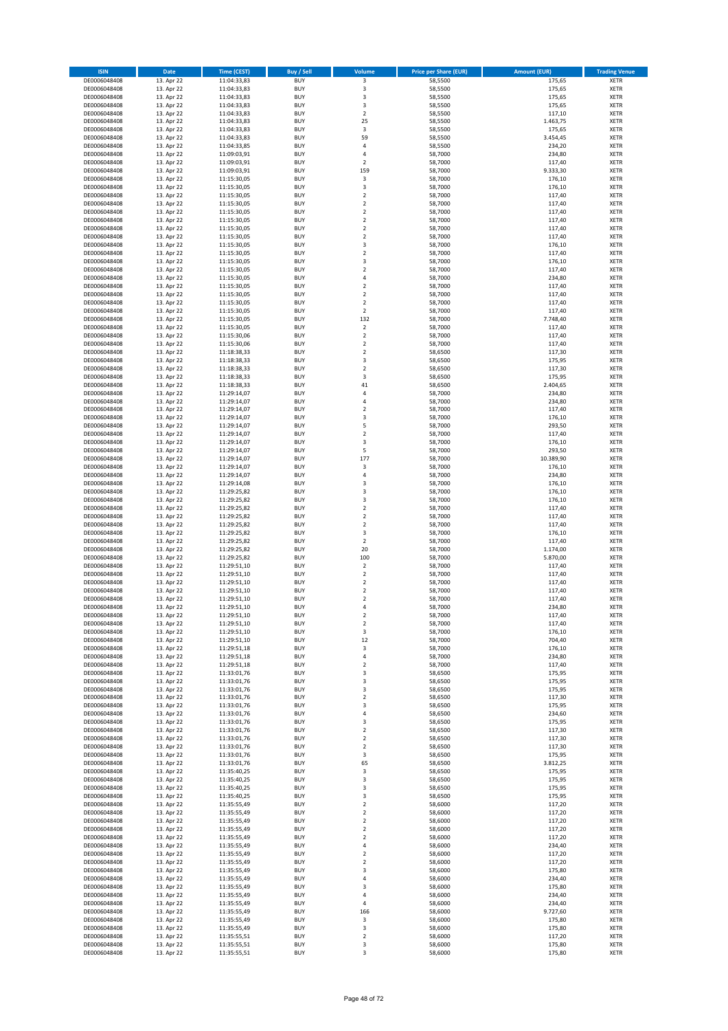| ISIN | Date | Time (CEST) | Buy / Sell | Volume | Price per Share (EUR) | Amount (EUR) | Trading Venue |
|---|---|---|---|---|---|---|---|
| DE0006048408 | 13. Apr 22 | 11:04:33,83 | BUY | 3 | 58,5500 | 175,65 | XETR |
| DE0006048408 | 13. Apr 22 | 11:04:33,83 | BUY | 3 | 58,5500 | 175,65 | XETR |
| DE0006048408 | 13. Apr 22 | 11:04:33,83 | BUY | 3 | 58,5500 | 175,65 | XETR |
| DE0006048408 | 13. Apr 22 | 11:04:33,83 | BUY | 3 | 58,5500 | 175,65 | XETR |
| DE0006048408 | 13. Apr 22 | 11:04:33,83 | BUY | 2 | 58,5500 | 117,10 | XETR |
| DE0006048408 | 13. Apr 22 | 11:04:33,83 | BUY | 25 | 58,5500 | 1.463,75 | XETR |
| DE0006048408 | 13. Apr 22 | 11:04:33,83 | BUY | 3 | 58,5500 | 175,65 | XETR |
| DE0006048408 | 13. Apr 22 | 11:04:33,83 | BUY | 59 | 58,5500 | 3.454,45 | XETR |
| DE0006048408 | 13. Apr 22 | 11:04:33,85 | BUY | 4 | 58,5500 | 234,20 | XETR |
| DE0006048408 | 13. Apr 22 | 11:09:03,91 | BUY | 4 | 58,7000 | 234,80 | XETR |
| DE0006048408 | 13. Apr 22 | 11:09:03,91 | BUY | 2 | 58,7000 | 117,40 | XETR |
| DE0006048408 | 13. Apr 22 | 11:09:03,91 | BUY | 159 | 58,7000 | 9.333,30 | XETR |
| DE0006048408 | 13. Apr 22 | 11:15:30,05 | BUY | 3 | 58,7000 | 176,10 | XETR |
| DE0006048408 | 13. Apr 22 | 11:15:30,05 | BUY | 3 | 58,7000 | 176,10 | XETR |
| DE0006048408 | 13. Apr 22 | 11:15:30,05 | BUY | 2 | 58,7000 | 117,40 | XETR |
| DE0006048408 | 13. Apr 22 | 11:15:30,05 | BUY | 2 | 58,7000 | 117,40 | XETR |
| DE0006048408 | 13. Apr 22 | 11:15:30,05 | BUY | 2 | 58,7000 | 117,40 | XETR |
| DE0006048408 | 13. Apr 22 | 11:15:30,05 | BUY | 2 | 58,7000 | 117,40 | XETR |
| DE0006048408 | 13. Apr 22 | 11:15:30,05 | BUY | 2 | 58,7000 | 117,40 | XETR |
| DE0006048408 | 13. Apr 22 | 11:15:30,05 | BUY | 2 | 58,7000 | 117,40 | XETR |
| DE0006048408 | 13. Apr 22 | 11:15:30,05 | BUY | 3 | 58,7000 | 176,10 | XETR |
| DE0006048408 | 13. Apr 22 | 11:15:30,05 | BUY | 2 | 58,7000 | 117,40 | XETR |
| DE0006048408 | 13. Apr 22 | 11:15:30,05 | BUY | 3 | 58,7000 | 176,10 | XETR |
| DE0006048408 | 13. Apr 22 | 11:15:30,05 | BUY | 2 | 58,7000 | 117,40 | XETR |
| DE0006048408 | 13. Apr 22 | 11:15:30,05 | BUY | 4 | 58,7000 | 234,80 | XETR |
| DE0006048408 | 13. Apr 22 | 11:15:30,05 | BUY | 2 | 58,7000 | 117,40 | XETR |
| DE0006048408 | 13. Apr 22 | 11:15:30,05 | BUY | 2 | 58,7000 | 117,40 | XETR |
| DE0006048408 | 13. Apr 22 | 11:15:30,05 | BUY | 2 | 58,7000 | 117,40 | XETR |
| DE0006048408 | 13. Apr 22 | 11:15:30,05 | BUY | 2 | 58,7000 | 117,40 | XETR |
| DE0006048408 | 13. Apr 22 | 11:15:30,05 | BUY | 132 | 58,7000 | 7.748,40 | XETR |
| DE0006048408 | 13. Apr 22 | 11:15:30,05 | BUY | 2 | 58,7000 | 117,40 | XETR |
| DE0006048408 | 13. Apr 22 | 11:15:30,06 | BUY | 2 | 58,7000 | 117,40 | XETR |
| DE0006048408 | 13. Apr 22 | 11:15:30,06 | BUY | 2 | 58,7000 | 117,40 | XETR |
| DE0006048408 | 13. Apr 22 | 11:18:38,33 | BUY | 2 | 58,6500 | 117,30 | XETR |
| DE0006048408 | 13. Apr 22 | 11:18:38,33 | BUY | 3 | 58,6500 | 175,95 | XETR |
| DE0006048408 | 13. Apr 22 | 11:18:38,33 | BUY | 2 | 58,6500 | 117,30 | XETR |
| DE0006048408 | 13. Apr 22 | 11:18:38,33 | BUY | 3 | 58,6500 | 175,95 | XETR |
| DE0006048408 | 13. Apr 22 | 11:18:38,33 | BUY | 41 | 58,6500 | 2.404,65 | XETR |
| DE0006048408 | 13. Apr 22 | 11:29:14,07 | BUY | 4 | 58,7000 | 234,80 | XETR |
| DE0006048408 | 13. Apr 22 | 11:29:14,07 | BUY | 4 | 58,7000 | 234,80 | XETR |
| DE0006048408 | 13. Apr 22 | 11:29:14,07 | BUY | 2 | 58,7000 | 117,40 | XETR |
| DE0006048408 | 13. Apr 22 | 11:29:14,07 | BUY | 3 | 58,7000 | 176,10 | XETR |
| DE0006048408 | 13. Apr 22 | 11:29:14,07 | BUY | 5 | 58,7000 | 293,50 | XETR |
| DE0006048408 | 13. Apr 22 | 11:29:14,07 | BUY | 2 | 58,7000 | 117,40 | XETR |
| DE0006048408 | 13. Apr 22 | 11:29:14,07 | BUY | 3 | 58,7000 | 176,10 | XETR |
| DE0006048408 | 13. Apr 22 | 11:29:14,07 | BUY | 5 | 58,7000 | 293,50 | XETR |
| DE0006048408 | 13. Apr 22 | 11:29:14,07 | BUY | 177 | 58,7000 | 10.389,90 | XETR |
| DE0006048408 | 13. Apr 22 | 11:29:14,07 | BUY | 3 | 58,7000 | 176,10 | XETR |
| DE0006048408 | 13. Apr 22 | 11:29:14,07 | BUY | 4 | 58,7000 | 234,80 | XETR |
| DE0006048408 | 13. Apr 22 | 11:29:14,08 | BUY | 3 | 58,7000 | 176,10 | XETR |
| DE0006048408 | 13. Apr 22 | 11:29:25,82 | BUY | 3 | 58,7000 | 176,10 | XETR |
| DE0006048408 | 13. Apr 22 | 11:29:25,82 | BUY | 3 | 58,7000 | 176,10 | XETR |
| DE0006048408 | 13. Apr 22 | 11:29:25,82 | BUY | 2 | 58,7000 | 117,40 | XETR |
| DE0006048408 | 13. Apr 22 | 11:29:25,82 | BUY | 2 | 58,7000 | 117,40 | XETR |
| DE0006048408 | 13. Apr 22 | 11:29:25,82 | BUY | 2 | 58,7000 | 117,40 | XETR |
| DE0006048408 | 13. Apr 22 | 11:29:25,82 | BUY | 3 | 58,7000 | 176,10 | XETR |
| DE0006048408 | 13. Apr 22 | 11:29:25,82 | BUY | 2 | 58,7000 | 117,40 | XETR |
| DE0006048408 | 13. Apr 22 | 11:29:25,82 | BUY | 20 | 58,7000 | 1.174,00 | XETR |
| DE0006048408 | 13. Apr 22 | 11:29:25,82 | BUY | 100 | 58,7000 | 5.870,00 | XETR |
| DE0006048408 | 13. Apr 22 | 11:29:51,10 | BUY | 2 | 58,7000 | 117,40 | XETR |
| DE0006048408 | 13. Apr 22 | 11:29:51,10 | BUY | 2 | 58,7000 | 117,40 | XETR |
| DE0006048408 | 13. Apr 22 | 11:29:51,10 | BUY | 2 | 58,7000 | 117,40 | XETR |
| DE0006048408 | 13. Apr 22 | 11:29:51,10 | BUY | 2 | 58,7000 | 117,40 | XETR |
| DE0006048408 | 13. Apr 22 | 11:29:51,10 | BUY | 2 | 58,7000 | 117,40 | XETR |
| DE0006048408 | 13. Apr 22 | 11:29:51,10 | BUY | 4 | 58,7000 | 234,80 | XETR |
| DE0006048408 | 13. Apr 22 | 11:29:51,10 | BUY | 2 | 58,7000 | 117,40 | XETR |
| DE0006048408 | 13. Apr 22 | 11:29:51,10 | BUY | 2 | 58,7000 | 117,40 | XETR |
| DE0006048408 | 13. Apr 22 | 11:29:51,10 | BUY | 3 | 58,7000 | 176,10 | XETR |
| DE0006048408 | 13. Apr 22 | 11:29:51,10 | BUY | 12 | 58,7000 | 704,40 | XETR |
| DE0006048408 | 13. Apr 22 | 11:29:51,18 | BUY | 3 | 58,7000 | 176,10 | XETR |
| DE0006048408 | 13. Apr 22 | 11:29:51,18 | BUY | 4 | 58,7000 | 234,80 | XETR |
| DE0006048408 | 13. Apr 22 | 11:29:51,18 | BUY | 2 | 58,7000 | 117,40 | XETR |
| DE0006048408 | 13. Apr 22 | 11:33:01,76 | BUY | 3 | 58,6500 | 175,95 | XETR |
| DE0006048408 | 13. Apr 22 | 11:33:01,76 | BUY | 3 | 58,6500 | 175,95 | XETR |
| DE0006048408 | 13. Apr 22 | 11:33:01,76 | BUY | 3 | 58,6500 | 175,95 | XETR |
| DE0006048408 | 13. Apr 22 | 11:33:01,76 | BUY | 2 | 58,6500 | 117,30 | XETR |
| DE0006048408 | 13. Apr 22 | 11:33:01,76 | BUY | 3 | 58,6500 | 175,95 | XETR |
| DE0006048408 | 13. Apr 22 | 11:33:01,76 | BUY | 4 | 58,6500 | 234,60 | XETR |
| DE0006048408 | 13. Apr 22 | 11:33:01,76 | BUY | 3 | 58,6500 | 175,95 | XETR |
| DE0006048408 | 13. Apr 22 | 11:33:01,76 | BUY | 2 | 58,6500 | 117,30 | XETR |
| DE0006048408 | 13. Apr 22 | 11:33:01,76 | BUY | 2 | 58,6500 | 117,30 | XETR |
| DE0006048408 | 13. Apr 22 | 11:33:01,76 | BUY | 2 | 58,6500 | 117,30 | XETR |
| DE0006048408 | 13. Apr 22 | 11:33:01,76 | BUY | 3 | 58,6500 | 175,95 | XETR |
| DE0006048408 | 13. Apr 22 | 11:33:01,76 | BUY | 65 | 58,6500 | 3.812,25 | XETR |
| DE0006048408 | 13. Apr 22 | 11:35:40,25 | BUY | 3 | 58,6500 | 175,95 | XETR |
| DE0006048408 | 13. Apr 22 | 11:35:40,25 | BUY | 3 | 58,6500 | 175,95 | XETR |
| DE0006048408 | 13. Apr 22 | 11:35:40,25 | BUY | 3 | 58,6500 | 175,95 | XETR |
| DE0006048408 | 13. Apr 22 | 11:35:40,25 | BUY | 3 | 58,6500 | 175,95 | XETR |
| DE0006048408 | 13. Apr 22 | 11:35:55,49 | BUY | 2 | 58,6000 | 117,20 | XETR |
| DE0006048408 | 13. Apr 22 | 11:35:55,49 | BUY | 2 | 58,6000 | 117,20 | XETR |
| DE0006048408 | 13. Apr 22 | 11:35:55,49 | BUY | 2 | 58,6000 | 117,20 | XETR |
| DE0006048408 | 13. Apr 22 | 11:35:55,49 | BUY | 2 | 58,6000 | 117,20 | XETR |
| DE0006048408 | 13. Apr 22 | 11:35:55,49 | BUY | 2 | 58,6000 | 117,20 | XETR |
| DE0006048408 | 13. Apr 22 | 11:35:55,49 | BUY | 4 | 58,6000 | 234,40 | XETR |
| DE0006048408 | 13. Apr 22 | 11:35:55,49 | BUY | 2 | 58,6000 | 117,20 | XETR |
| DE0006048408 | 13. Apr 22 | 11:35:55,49 | BUY | 2 | 58,6000 | 117,20 | XETR |
| DE0006048408 | 13. Apr 22 | 11:35:55,49 | BUY | 3 | 58,6000 | 175,80 | XETR |
| DE0006048408 | 13. Apr 22 | 11:35:55,49 | BUY | 4 | 58,6000 | 234,40 | XETR |
| DE0006048408 | 13. Apr 22 | 11:35:55,49 | BUY | 3 | 58,6000 | 175,80 | XETR |
| DE0006048408 | 13. Apr 22 | 11:35:55,49 | BUY | 4 | 58,6000 | 234,40 | XETR |
| DE0006048408 | 13. Apr 22 | 11:35:55,49 | BUY | 4 | 58,6000 | 234,40 | XETR |
| DE0006048408 | 13. Apr 22 | 11:35:55,49 | BUY | 166 | 58,6000 | 9.727,60 | XETR |
| DE0006048408 | 13. Apr 22 | 11:35:55,49 | BUY | 3 | 58,6000 | 175,80 | XETR |
| DE0006048408 | 13. Apr 22 | 11:35:55,49 | BUY | 3 | 58,6000 | 175,80 | XETR |
| DE0006048408 | 13. Apr 22 | 11:35:55,51 | BUY | 2 | 58,6000 | 117,20 | XETR |
| DE0006048408 | 13. Apr 22 | 11:35:55,51 | BUY | 3 | 58,6000 | 175,80 | XETR |
| DE0006048408 | 13. Apr 22 | 11:35:55,51 | BUY | 3 | 58,6000 | 175,80 | XETR |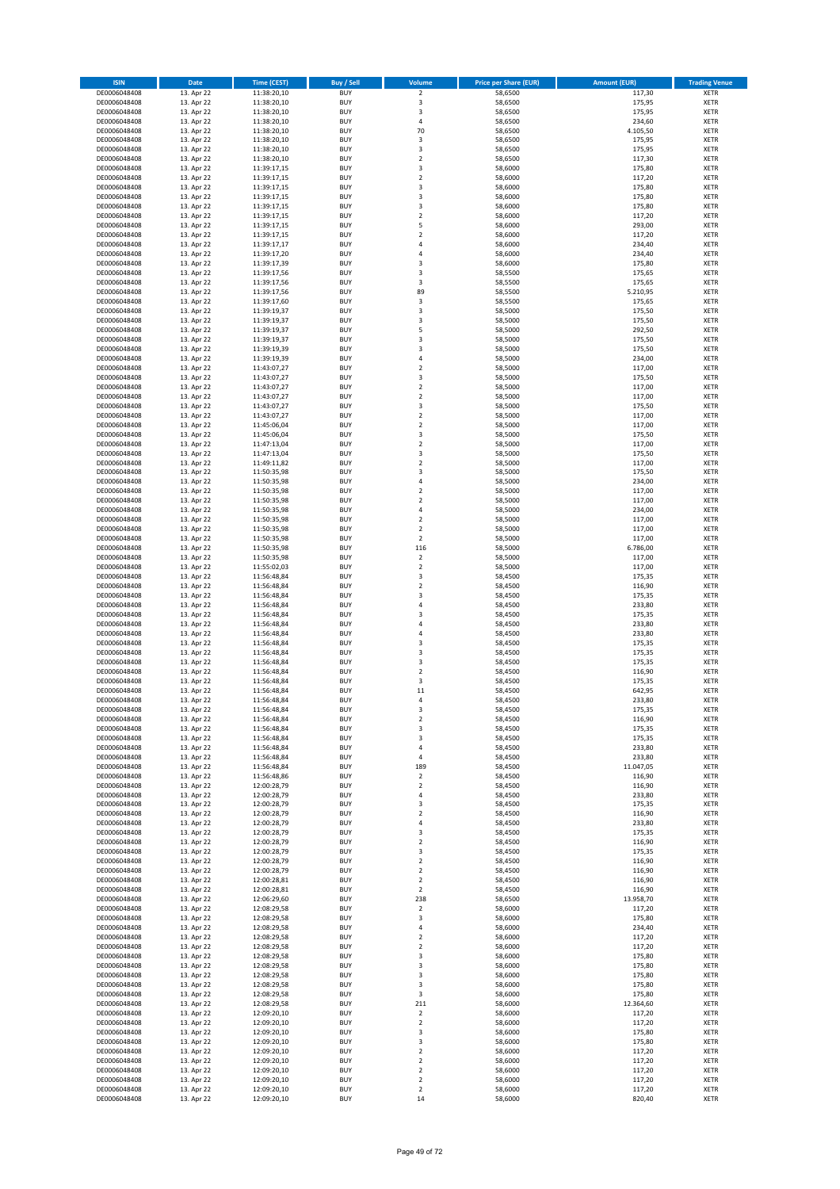| ISIN | Date | Time (CEST) | Buy / Sell | Volume | Price per Share (EUR) | Amount (EUR) | Trading Venue |
|---|---|---|---|---|---|---|---|
| DE0006048408 | 13. Apr 22 | 11:38:20,10 | BUY | 2 | 58,6500 | 117,30 | XETR |
| DE0006048408 | 13. Apr 22 | 11:38:20,10 | BUY | 3 | 58,6500 | 175,95 | XETR |
| DE0006048408 | 13. Apr 22 | 11:38:20,10 | BUY | 3 | 58,6500 | 175,95 | XETR |
| DE0006048408 | 13. Apr 22 | 11:38:20,10 | BUY | 4 | 58,6500 | 234,60 | XETR |
| DE0006048408 | 13. Apr 22 | 11:38:20,10 | BUY | 70 | 58,6500 | 4.105,50 | XETR |
| DE0006048408 | 13. Apr 22 | 11:38:20,10 | BUY | 3 | 58,6500 | 175,95 | XETR |
| DE0006048408 | 13. Apr 22 | 11:38:20,10 | BUY | 3 | 58,6500 | 175,95 | XETR |
| DE0006048408 | 13. Apr 22 | 11:38:20,10 | BUY | 2 | 58,6500 | 117,30 | XETR |
| DE0006048408 | 13. Apr 22 | 11:39:17,15 | BUY | 3 | 58,6000 | 175,80 | XETR |
| DE0006048408 | 13. Apr 22 | 11:39:17,15 | BUY | 2 | 58,6000 | 117,20 | XETR |
| DE0006048408 | 13. Apr 22 | 11:39:17,15 | BUY | 3 | 58,6000 | 175,80 | XETR |
| DE0006048408 | 13. Apr 22 | 11:39:17,15 | BUY | 3 | 58,6000 | 175,80 | XETR |
| DE0006048408 | 13. Apr 22 | 11:39:17,15 | BUY | 3 | 58,6000 | 175,80 | XETR |
| DE0006048408 | 13. Apr 22 | 11:39:17,15 | BUY | 2 | 58,6000 | 117,20 | XETR |
| DE0006048408 | 13. Apr 22 | 11:39:17,15 | BUY | 5 | 58,6000 | 293,00 | XETR |
| DE0006048408 | 13. Apr 22 | 11:39:17,15 | BUY | 2 | 58,6000 | 117,20 | XETR |
| DE0006048408 | 13. Apr 22 | 11:39:17,17 | BUY | 4 | 58,6000 | 234,40 | XETR |
| DE0006048408 | 13. Apr 22 | 11:39:17,20 | BUY | 4 | 58,6000 | 234,40 | XETR |
| DE0006048408 | 13. Apr 22 | 11:39:17,39 | BUY | 3 | 58,6000 | 175,80 | XETR |
| DE0006048408 | 13. Apr 22 | 11:39:17,56 | BUY | 3 | 58,5500 | 175,65 | XETR |
| DE0006048408 | 13. Apr 22 | 11:39:17,56 | BUY | 3 | 58,5500 | 175,65 | XETR |
| DE0006048408 | 13. Apr 22 | 11:39:17,56 | BUY | 89 | 58,5500 | 5.210,95 | XETR |
| DE0006048408 | 13. Apr 22 | 11:39:17,60 | BUY | 3 | 58,5500 | 175,65 | XETR |
| DE0006048408 | 13. Apr 22 | 11:39:19,37 | BUY | 3 | 58,5000 | 175,50 | XETR |
| DE0006048408 | 13. Apr 22 | 11:39:19,37 | BUY | 3 | 58,5000 | 175,50 | XETR |
| DE0006048408 | 13. Apr 22 | 11:39:19,37 | BUY | 5 | 58,5000 | 292,50 | XETR |
| DE0006048408 | 13. Apr 22 | 11:39:19,37 | BUY | 3 | 58,5000 | 175,50 | XETR |
| DE0006048408 | 13. Apr 22 | 11:39:19,39 | BUY | 3 | 58,5000 | 175,50 | XETR |
| DE0006048408 | 13. Apr 22 | 11:39:19,39 | BUY | 4 | 58,5000 | 234,00 | XETR |
| DE0006048408 | 13. Apr 22 | 11:43:07,27 | BUY | 2 | 58,5000 | 117,00 | XETR |
| DE0006048408 | 13. Apr 22 | 11:43:07,27 | BUY | 3 | 58,5000 | 175,50 | XETR |
| DE0006048408 | 13. Apr 22 | 11:43:07,27 | BUY | 2 | 58,5000 | 117,00 | XETR |
| DE0006048408 | 13. Apr 22 | 11:43:07,27 | BUY | 2 | 58,5000 | 117,00 | XETR |
| DE0006048408 | 13. Apr 22 | 11:43:07,27 | BUY | 3 | 58,5000 | 175,50 | XETR |
| DE0006048408 | 13. Apr 22 | 11:43:07,27 | BUY | 2 | 58,5000 | 117,00 | XETR |
| DE0006048408 | 13. Apr 22 | 11:45:06,04 | BUY | 2 | 58,5000 | 117,00 | XETR |
| DE0006048408 | 13. Apr 22 | 11:45:06,04 | BUY | 3 | 58,5000 | 175,50 | XETR |
| DE0006048408 | 13. Apr 22 | 11:47:13,04 | BUY | 2 | 58,5000 | 117,00 | XETR |
| DE0006048408 | 13. Apr 22 | 11:47:13,04 | BUY | 3 | 58,5000 | 175,50 | XETR |
| DE0006048408 | 13. Apr 22 | 11:49:11,82 | BUY | 2 | 58,5000 | 117,00 | XETR |
| DE0006048408 | 13. Apr 22 | 11:50:35,98 | BUY | 3 | 58,5000 | 175,50 | XETR |
| DE0006048408 | 13. Apr 22 | 11:50:35,98 | BUY | 4 | 58,5000 | 234,00 | XETR |
| DE0006048408 | 13. Apr 22 | 11:50:35,98 | BUY | 2 | 58,5000 | 117,00 | XETR |
| DE0006048408 | 13. Apr 22 | 11:50:35,98 | BUY | 2 | 58,5000 | 117,00 | XETR |
| DE0006048408 | 13. Apr 22 | 11:50:35,98 | BUY | 4 | 58,5000 | 234,00 | XETR |
| DE0006048408 | 13. Apr 22 | 11:50:35,98 | BUY | 2 | 58,5000 | 117,00 | XETR |
| DE0006048408 | 13. Apr 22 | 11:50:35,98 | BUY | 2 | 58,5000 | 117,00 | XETR |
| DE0006048408 | 13. Apr 22 | 11:50:35,98 | BUY | 2 | 58,5000 | 117,00 | XETR |
| DE0006048408 | 13. Apr 22 | 11:50:35,98 | BUY | 116 | 58,5000 | 6.786,00 | XETR |
| DE0006048408 | 13. Apr 22 | 11:50:35,98 | BUY | 2 | 58,5000 | 117,00 | XETR |
| DE0006048408 | 13. Apr 22 | 11:55:02,03 | BUY | 2 | 58,5000 | 117,00 | XETR |
| DE0006048408 | 13. Apr 22 | 11:56:48,84 | BUY | 3 | 58,4500 | 175,35 | XETR |
| DE0006048408 | 13. Apr 22 | 11:56:48,84 | BUY | 2 | 58,4500 | 116,90 | XETR |
| DE0006048408 | 13. Apr 22 | 11:56:48,84 | BUY | 3 | 58,4500 | 175,35 | XETR |
| DE0006048408 | 13. Apr 22 | 11:56:48,84 | BUY | 4 | 58,4500 | 233,80 | XETR |
| DE0006048408 | 13. Apr 22 | 11:56:48,84 | BUY | 3 | 58,4500 | 175,35 | XETR |
| DE0006048408 | 13. Apr 22 | 11:56:48,84 | BUY | 4 | 58,4500 | 233,80 | XETR |
| DE0006048408 | 13. Apr 22 | 11:56:48,84 | BUY | 4 | 58,4500 | 233,80 | XETR |
| DE0006048408 | 13. Apr 22 | 11:56:48,84 | BUY | 3 | 58,4500 | 175,35 | XETR |
| DE0006048408 | 13. Apr 22 | 11:56:48,84 | BUY | 3 | 58,4500 | 175,35 | XETR |
| DE0006048408 | 13. Apr 22 | 11:56:48,84 | BUY | 3 | 58,4500 | 175,35 | XETR |
| DE0006048408 | 13. Apr 22 | 11:56:48,84 | BUY | 2 | 58,4500 | 116,90 | XETR |
| DE0006048408 | 13. Apr 22 | 11:56:48,84 | BUY | 3 | 58,4500 | 175,35 | XETR |
| DE0006048408 | 13. Apr 22 | 11:56:48,84 | BUY | 11 | 58,4500 | 642,95 | XETR |
| DE0006048408 | 13. Apr 22 | 11:56:48,84 | BUY | 4 | 58,4500 | 233,80 | XETR |
| DE0006048408 | 13. Apr 22 | 11:56:48,84 | BUY | 3 | 58,4500 | 175,35 | XETR |
| DE0006048408 | 13. Apr 22 | 11:56:48,84 | BUY | 2 | 58,4500 | 116,90 | XETR |
| DE0006048408 | 13. Apr 22 | 11:56:48,84 | BUY | 3 | 58,4500 | 175,35 | XETR |
| DE0006048408 | 13. Apr 22 | 11:56:48,84 | BUY | 3 | 58,4500 | 175,35 | XETR |
| DE0006048408 | 13. Apr 22 | 11:56:48,84 | BUY | 4 | 58,4500 | 233,80 | XETR |
| DE0006048408 | 13. Apr 22 | 11:56:48,84 | BUY | 4 | 58,4500 | 233,80 | XETR |
| DE0006048408 | 13. Apr 22 | 11:56:48,84 | BUY | 189 | 58,4500 | 11.047,05 | XETR |
| DE0006048408 | 13. Apr 22 | 11:56:48,86 | BUY | 2 | 58,4500 | 116,90 | XETR |
| DE0006048408 | 13. Apr 22 | 12:00:28,79 | BUY | 2 | 58,4500 | 116,90 | XETR |
| DE0006048408 | 13. Apr 22 | 12:00:28,79 | BUY | 4 | 58,4500 | 233,80 | XETR |
| DE0006048408 | 13. Apr 22 | 12:00:28,79 | BUY | 3 | 58,4500 | 175,35 | XETR |
| DE0006048408 | 13. Apr 22 | 12:00:28,79 | BUY | 2 | 58,4500 | 116,90 | XETR |
| DE0006048408 | 13. Apr 22 | 12:00:28,79 | BUY | 4 | 58,4500 | 233,80 | XETR |
| DE0006048408 | 13. Apr 22 | 12:00:28,79 | BUY | 3 | 58,4500 | 175,35 | XETR |
| DE0006048408 | 13. Apr 22 | 12:00:28,79 | BUY | 2 | 58,4500 | 116,90 | XETR |
| DE0006048408 | 13. Apr 22 | 12:00:28,79 | BUY | 3 | 58,4500 | 175,35 | XETR |
| DE0006048408 | 13. Apr 22 | 12:00:28,79 | BUY | 2 | 58,4500 | 116,90 | XETR |
| DE0006048408 | 13. Apr 22 | 12:00:28,79 | BUY | 2 | 58,4500 | 116,90 | XETR |
| DE0006048408 | 13. Apr 22 | 12:00:28,81 | BUY | 2 | 58,4500 | 116,90 | XETR |
| DE0006048408 | 13. Apr 22 | 12:00:28,81 | BUY | 2 | 58,4500 | 116,90 | XETR |
| DE0006048408 | 13. Apr 22 | 12:06:29,60 | BUY | 238 | 58,6500 | 13.958,70 | XETR |
| DE0006048408 | 13. Apr 22 | 12:08:29,58 | BUY | 2 | 58,6000 | 117,20 | XETR |
| DE0006048408 | 13. Apr 22 | 12:08:29,58 | BUY | 3 | 58,6000 | 175,80 | XETR |
| DE0006048408 | 13. Apr 22 | 12:08:29,58 | BUY | 4 | 58,6000 | 234,40 | XETR |
| DE0006048408 | 13. Apr 22 | 12:08:29,58 | BUY | 2 | 58,6000 | 117,20 | XETR |
| DE0006048408 | 13. Apr 22 | 12:08:29,58 | BUY | 2 | 58,6000 | 117,20 | XETR |
| DE0006048408 | 13. Apr 22 | 12:08:29,58 | BUY | 3 | 58,6000 | 175,80 | XETR |
| DE0006048408 | 13. Apr 22 | 12:08:29,58 | BUY | 3 | 58,6000 | 175,80 | XETR |
| DE0006048408 | 13. Apr 22 | 12:08:29,58 | BUY | 3 | 58,6000 | 175,80 | XETR |
| DE0006048408 | 13. Apr 22 | 12:08:29,58 | BUY | 3 | 58,6000 | 175,80 | XETR |
| DE0006048408 | 13. Apr 22 | 12:08:29,58 | BUY | 3 | 58,6000 | 175,80 | XETR |
| DE0006048408 | 13. Apr 22 | 12:08:29,58 | BUY | 211 | 58,6000 | 12.364,60 | XETR |
| DE0006048408 | 13. Apr 22 | 12:09:20,10 | BUY | 2 | 58,6000 | 117,20 | XETR |
| DE0006048408 | 13. Apr 22 | 12:09:20,10 | BUY | 2 | 58,6000 | 117,20 | XETR |
| DE0006048408 | 13. Apr 22 | 12:09:20,10 | BUY | 3 | 58,6000 | 175,80 | XETR |
| DE0006048408 | 13. Apr 22 | 12:09:20,10 | BUY | 3 | 58,6000 | 175,80 | XETR |
| DE0006048408 | 13. Apr 22 | 12:09:20,10 | BUY | 2 | 58,6000 | 117,20 | XETR |
| DE0006048408 | 13. Apr 22 | 12:09:20,10 | BUY | 2 | 58,6000 | 117,20 | XETR |
| DE0006048408 | 13. Apr 22 | 12:09:20,10 | BUY | 2 | 58,6000 | 117,20 | XETR |
| DE0006048408 | 13. Apr 22 | 12:09:20,10 | BUY | 2 | 58,6000 | 117,20 | XETR |
| DE0006048408 | 13. Apr 22 | 12:09:20,10 | BUY | 2 | 58,6000 | 117,20 | XETR |
| DE0006048408 | 13. Apr 22 | 12:09:20,10 | BUY | 14 | 58,6000 | 820,40 | XETR |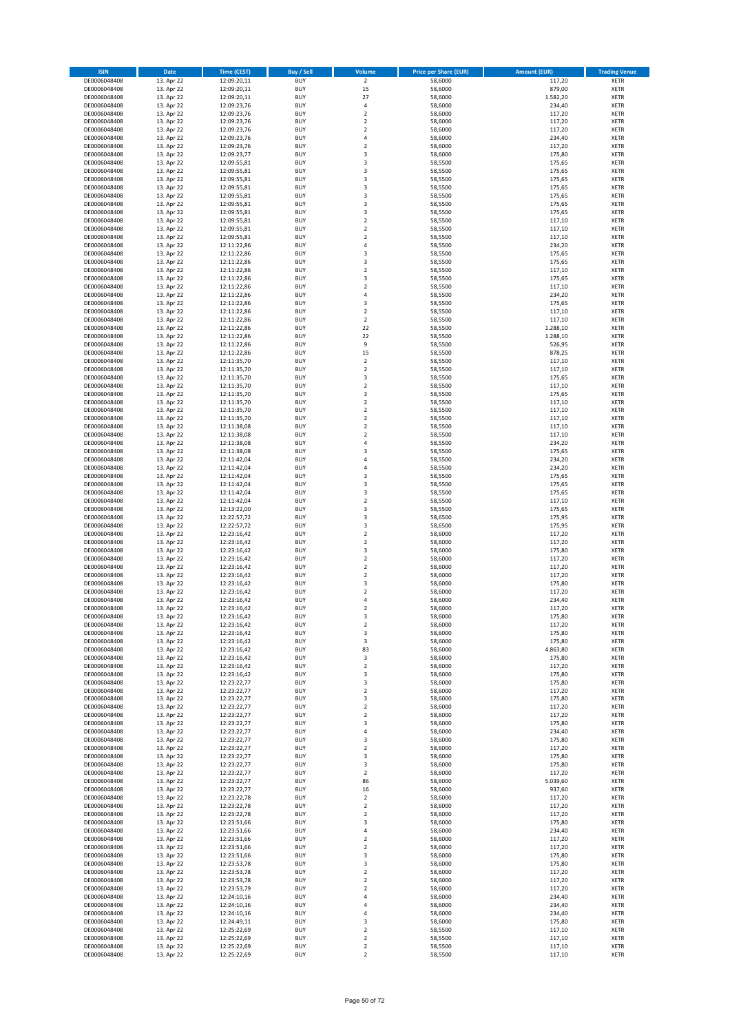| ISIN | Date | Time (CEST) | Buy / Sell | Volume | Price per Share (EUR) | Amount (EUR) | Trading Venue |
|---|---|---|---|---|---|---|---|
| DE0006048408 | 13. Apr 22 | 12:09:20,11 | BUY | 2 | 58,6000 | 117,20 | XETR |
| DE0006048408 | 13. Apr 22 | 12:09:20,11 | BUY | 15 | 58,6000 | 879,00 | XETR |
| DE0006048408 | 13. Apr 22 | 12:09:20,11 | BUY | 27 | 58,6000 | 1.582,20 | XETR |
| DE0006048408 | 13. Apr 22 | 12:09:23,76 | BUY | 4 | 58,6000 | 234,40 | XETR |
| DE0006048408 | 13. Apr 22 | 12:09:23,76 | BUY | 2 | 58,6000 | 117,20 | XETR |
| DE0006048408 | 13. Apr 22 | 12:09:23,76 | BUY | 2 | 58,6000 | 117,20 | XETR |
| DE0006048408 | 13. Apr 22 | 12:09:23,76 | BUY | 2 | 58,6000 | 117,20 | XETR |
| DE0006048408 | 13. Apr 22 | 12:09:23,76 | BUY | 4 | 58,6000 | 234,40 | XETR |
| DE0006048408 | 13. Apr 22 | 12:09:23,76 | BUY | 2 | 58,6000 | 117,20 | XETR |
| DE0006048408 | 13. Apr 22 | 12:09:23,77 | BUY | 3 | 58,6000 | 175,80 | XETR |
| DE0006048408 | 13. Apr 22 | 12:09:55,81 | BUY | 3 | 58,5500 | 175,65 | XETR |
| DE0006048408 | 13. Apr 22 | 12:09:55,81 | BUY | 3 | 58,5500 | 175,65 | XETR |
| DE0006048408 | 13. Apr 22 | 12:09:55,81 | BUY | 3 | 58,5500 | 175,65 | XETR |
| DE0006048408 | 13. Apr 22 | 12:09:55,81 | BUY | 3 | 58,5500 | 175,65 | XETR |
| DE0006048408 | 13. Apr 22 | 12:09:55,81 | BUY | 3 | 58,5500 | 175,65 | XETR |
| DE0006048408 | 13. Apr 22 | 12:09:55,81 | BUY | 3 | 58,5500 | 175,65 | XETR |
| DE0006048408 | 13. Apr 22 | 12:09:55,81 | BUY | 3 | 58,5500 | 175,65 | XETR |
| DE0006048408 | 13. Apr 22 | 12:09:55,81 | BUY | 2 | 58,5500 | 117,10 | XETR |
| DE0006048408 | 13. Apr 22 | 12:09:55,81 | BUY | 2 | 58,5500 | 117,10 | XETR |
| DE0006048408 | 13. Apr 22 | 12:09:55,81 | BUY | 2 | 58,5500 | 117,10 | XETR |
| DE0006048408 | 13. Apr 22 | 12:11:22,86 | BUY | 4 | 58,5500 | 234,20 | XETR |
| DE0006048408 | 13. Apr 22 | 12:11:22,86 | BUY | 3 | 58,5500 | 175,65 | XETR |
| DE0006048408 | 13. Apr 22 | 12:11:22,86 | BUY | 3 | 58,5500 | 175,65 | XETR |
| DE0006048408 | 13. Apr 22 | 12:11:22,86 | BUY | 2 | 58,5500 | 117,10 | XETR |
| DE0006048408 | 13. Apr 22 | 12:11:22,86 | BUY | 3 | 58,5500 | 175,65 | XETR |
| DE0006048408 | 13. Apr 22 | 12:11:22,86 | BUY | 2 | 58,5500 | 117,10 | XETR |
| DE0006048408 | 13. Apr 22 | 12:11:22,86 | BUY | 4 | 58,5500 | 234,20 | XETR |
| DE0006048408 | 13. Apr 22 | 12:11:22,86 | BUY | 3 | 58,5500 | 175,65 | XETR |
| DE0006048408 | 13. Apr 22 | 12:11:22,86 | BUY | 2 | 58,5500 | 117,10 | XETR |
| DE0006048408 | 13. Apr 22 | 12:11:22,86 | BUY | 2 | 58,5500 | 117,10 | XETR |
| DE0006048408 | 13. Apr 22 | 12:11:22,86 | BUY | 22 | 58,5500 | 1.288,10 | XETR |
| DE0006048408 | 13. Apr 22 | 12:11:22,86 | BUY | 22 | 58,5500 | 1.288,10 | XETR |
| DE0006048408 | 13. Apr 22 | 12:11:22,86 | BUY | 9 | 58,5500 | 526,95 | XETR |
| DE0006048408 | 13. Apr 22 | 12:11:22,86 | BUY | 15 | 58,5500 | 878,25 | XETR |
| DE0006048408 | 13. Apr 22 | 12:11:35,70 | BUY | 2 | 58,5500 | 117,10 | XETR |
| DE0006048408 | 13. Apr 22 | 12:11:35,70 | BUY | 2 | 58,5500 | 117,10 | XETR |
| DE0006048408 | 13. Apr 22 | 12:11:35,70 | BUY | 3 | 58,5500 | 175,65 | XETR |
| DE0006048408 | 13. Apr 22 | 12:11:35,70 | BUY | 2 | 58,5500 | 117,10 | XETR |
| DE0006048408 | 13. Apr 22 | 12:11:35,70 | BUY | 3 | 58,5500 | 175,65 | XETR |
| DE0006048408 | 13. Apr 22 | 12:11:35,70 | BUY | 2 | 58,5500 | 117,10 | XETR |
| DE0006048408 | 13. Apr 22 | 12:11:35,70 | BUY | 2 | 58,5500 | 117,10 | XETR |
| DE0006048408 | 13. Apr 22 | 12:11:35,70 | BUY | 2 | 58,5500 | 117,10 | XETR |
| DE0006048408 | 13. Apr 22 | 12:11:38,08 | BUY | 2 | 58,5500 | 117,10 | XETR |
| DE0006048408 | 13. Apr 22 | 12:11:38,08 | BUY | 2 | 58,5500 | 117,10 | XETR |
| DE0006048408 | 13. Apr 22 | 12:11:38,08 | BUY | 4 | 58,5500 | 234,20 | XETR |
| DE0006048408 | 13. Apr 22 | 12:11:38,08 | BUY | 3 | 58,5500 | 175,65 | XETR |
| DE0006048408 | 13. Apr 22 | 12:11:42,04 | BUY | 4 | 58,5500 | 234,20 | XETR |
| DE0006048408 | 13. Apr 22 | 12:11:42,04 | BUY | 4 | 58,5500 | 234,20 | XETR |
| DE0006048408 | 13. Apr 22 | 12:11:42,04 | BUY | 3 | 58,5500 | 175,65 | XETR |
| DE0006048408 | 13. Apr 22 | 12:11:42,04 | BUY | 3 | 58,5500 | 175,65 | XETR |
| DE0006048408 | 13. Apr 22 | 12:11:42,04 | BUY | 3 | 58,5500 | 175,65 | XETR |
| DE0006048408 | 13. Apr 22 | 12:11:42,04 | BUY | 2 | 58,5500 | 117,10 | XETR |
| DE0006048408 | 13. Apr 22 | 12:13:22,00 | BUY | 3 | 58,5500 | 175,65 | XETR |
| DE0006048408 | 13. Apr 22 | 12:22:57,72 | BUY | 3 | 58,6500 | 175,95 | XETR |
| DE0006048408 | 13. Apr 22 | 12:22:57,72 | BUY | 3 | 58,6500 | 175,95 | XETR |
| DE0006048408 | 13. Apr 22 | 12:23:16,42 | BUY | 2 | 58,6000 | 117,20 | XETR |
| DE0006048408 | 13. Apr 22 | 12:23:16,42 | BUY | 2 | 58,6000 | 117,20 | XETR |
| DE0006048408 | 13. Apr 22 | 12:23:16,42 | BUY | 3 | 58,6000 | 175,80 | XETR |
| DE0006048408 | 13. Apr 22 | 12:23:16,42 | BUY | 2 | 58,6000 | 117,20 | XETR |
| DE0006048408 | 13. Apr 22 | 12:23:16,42 | BUY | 2 | 58,6000 | 117,20 | XETR |
| DE0006048408 | 13. Apr 22 | 12:23:16,42 | BUY | 2 | 58,6000 | 117,20 | XETR |
| DE0006048408 | 13. Apr 22 | 12:23:16,42 | BUY | 3 | 58,6000 | 175,80 | XETR |
| DE0006048408 | 13. Apr 22 | 12:23:16,42 | BUY | 2 | 58,6000 | 117,20 | XETR |
| DE0006048408 | 13. Apr 22 | 12:23:16,42 | BUY | 4 | 58,6000 | 234,40 | XETR |
| DE0006048408 | 13. Apr 22 | 12:23:16,42 | BUY | 2 | 58,6000 | 117,20 | XETR |
| DE0006048408 | 13. Apr 22 | 12:23:16,42 | BUY | 3 | 58,6000 | 175,80 | XETR |
| DE0006048408 | 13. Apr 22 | 12:23:16,42 | BUY | 2 | 58,6000 | 117,20 | XETR |
| DE0006048408 | 13. Apr 22 | 12:23:16,42 | BUY | 3 | 58,6000 | 175,80 | XETR |
| DE0006048408 | 13. Apr 22 | 12:23:16,42 | BUY | 3 | 58,6000 | 175,80 | XETR |
| DE0006048408 | 13. Apr 22 | 12:23:16,42 | BUY | 83 | 58,6000 | 4.863,80 | XETR |
| DE0006048408 | 13. Apr 22 | 12:23:16,42 | BUY | 3 | 58,6000 | 175,80 | XETR |
| DE0006048408 | 13. Apr 22 | 12:23:16,42 | BUY | 2 | 58,6000 | 117,20 | XETR |
| DE0006048408 | 13. Apr 22 | 12:23:16,42 | BUY | 3 | 58,6000 | 175,80 | XETR |
| DE0006048408 | 13. Apr 22 | 12:23:22,77 | BUY | 3 | 58,6000 | 175,80 | XETR |
| DE0006048408 | 13. Apr 22 | 12:23:22,77 | BUY | 2 | 58,6000 | 117,20 | XETR |
| DE0006048408 | 13. Apr 22 | 12:23:22,77 | BUY | 3 | 58,6000 | 175,80 | XETR |
| DE0006048408 | 13. Apr 22 | 12:23:22,77 | BUY | 2 | 58,6000 | 117,20 | XETR |
| DE0006048408 | 13. Apr 22 | 12:23:22,77 | BUY | 2 | 58,6000 | 117,20 | XETR |
| DE0006048408 | 13. Apr 22 | 12:23:22,77 | BUY | 3 | 58,6000 | 175,80 | XETR |
| DE0006048408 | 13. Apr 22 | 12:23:22,77 | BUY | 4 | 58,6000 | 234,40 | XETR |
| DE0006048408 | 13. Apr 22 | 12:23:22,77 | BUY | 3 | 58,6000 | 175,80 | XETR |
| DE0006048408 | 13. Apr 22 | 12:23:22,77 | BUY | 2 | 58,6000 | 117,20 | XETR |
| DE0006048408 | 13. Apr 22 | 12:23:22,77 | BUY | 3 | 58,6000 | 175,80 | XETR |
| DE0006048408 | 13. Apr 22 | 12:23:22,77 | BUY | 3 | 58,6000 | 175,80 | XETR |
| DE0006048408 | 13. Apr 22 | 12:23:22,77 | BUY | 2 | 58,6000 | 117,20 | XETR |
| DE0006048408 | 13. Apr 22 | 12:23:22,77 | BUY | 86 | 58,6000 | 5.039,60 | XETR |
| DE0006048408 | 13. Apr 22 | 12:23:22,77 | BUY | 16 | 58,6000 | 937,60 | XETR |
| DE0006048408 | 13. Apr 22 | 12:23:22,78 | BUY | 2 | 58,6000 | 117,20 | XETR |
| DE0006048408 | 13. Apr 22 | 12:23:22,78 | BUY | 2 | 58,6000 | 117,20 | XETR |
| DE0006048408 | 13. Apr 22 | 12:23:22,78 | BUY | 2 | 58,6000 | 117,20 | XETR |
| DE0006048408 | 13. Apr 22 | 12:23:51,66 | BUY | 3 | 58,6000 | 175,80 | XETR |
| DE0006048408 | 13. Apr 22 | 12:23:51,66 | BUY | 4 | 58,6000 | 234,40 | XETR |
| DE0006048408 | 13. Apr 22 | 12:23:51,66 | BUY | 2 | 58,6000 | 117,20 | XETR |
| DE0006048408 | 13. Apr 22 | 12:23:51,66 | BUY | 2 | 58,6000 | 117,20 | XETR |
| DE0006048408 | 13. Apr 22 | 12:23:51,66 | BUY | 3 | 58,6000 | 175,80 | XETR |
| DE0006048408 | 13. Apr 22 | 12:23:53,78 | BUY | 3 | 58,6000 | 175,80 | XETR |
| DE0006048408 | 13. Apr 22 | 12:23:53,78 | BUY | 2 | 58,6000 | 117,20 | XETR |
| DE0006048408 | 13. Apr 22 | 12:23:53,78 | BUY | 2 | 58,6000 | 117,20 | XETR |
| DE0006048408 | 13. Apr 22 | 12:23:53,79 | BUY | 2 | 58,6000 | 117,20 | XETR |
| DE0006048408 | 13. Apr 22 | 12:24:10,16 | BUY | 4 | 58,6000 | 234,40 | XETR |
| DE0006048408 | 13. Apr 22 | 12:24:10,16 | BUY | 4 | 58,6000 | 234,40 | XETR |
| DE0006048408 | 13. Apr 22 | 12:24:10,16 | BUY | 4 | 58,6000 | 234,40 | XETR |
| DE0006048408 | 13. Apr 22 | 12:24:49,11 | BUY | 3 | 58,6000 | 175,80 | XETR |
| DE0006048408 | 13. Apr 22 | 12:25:22,69 | BUY | 2 | 58,5500 | 117,10 | XETR |
| DE0006048408 | 13. Apr 22 | 12:25:22,69 | BUY | 2 | 58,5500 | 117,10 | XETR |
| DE0006048408 | 13. Apr 22 | 12:25:22,69 | BUY | 2 | 58,5500 | 117,10 | XETR |
| DE0006048408 | 13. Apr 22 | 12:25:22,69 | BUY | 2 | 58,5500 | 117,10 | XETR |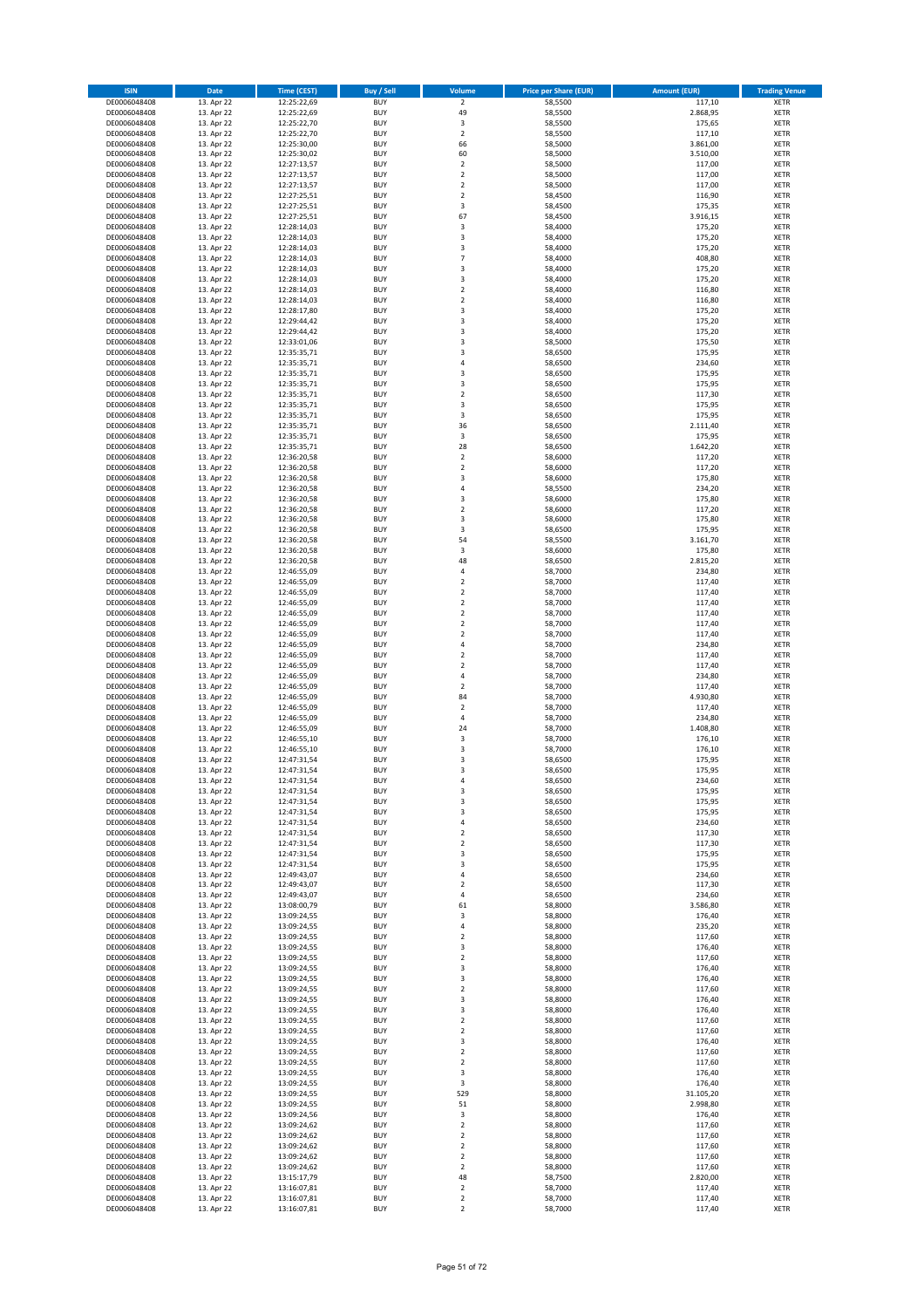| ISIN | Date | Time (CEST) | Buy / Sell | Volume | Price per Share (EUR) | Amount (EUR) | Trading Venue |
|---|---|---|---|---|---|---|---|
| DE0006048408 | 13. Apr 22 | 12:25:22,69 | BUY | 2 | 58,5500 | 117,10 | XETR |
| DE0006048408 | 13. Apr 22 | 12:25:22,69 | BUY | 49 | 58,5500 | 2.868,95 | XETR |
| DE0006048408 | 13. Apr 22 | 12:25:22,70 | BUY | 3 | 58,5500 | 175,65 | XETR |
| DE0006048408 | 13. Apr 22 | 12:25:22,70 | BUY | 2 | 58,5500 | 117,10 | XETR |
| DE0006048408 | 13. Apr 22 | 12:25:30,00 | BUY | 66 | 58,5000 | 3.861,00 | XETR |
| DE0006048408 | 13. Apr 22 | 12:25:30,02 | BUY | 60 | 58,5000 | 3.510,00 | XETR |
| DE0006048408 | 13. Apr 22 | 12:27:13,57 | BUY | 2 | 58,5000 | 117,00 | XETR |
| DE0006048408 | 13. Apr 22 | 12:27:13,57 | BUY | 2 | 58,5000 | 117,00 | XETR |
| DE0006048408 | 13. Apr 22 | 12:27:13,57 | BUY | 2 | 58,5000 | 117,00 | XETR |
| DE0006048408 | 13. Apr 22 | 12:27:25,51 | BUY | 2 | 58,4500 | 116,90 | XETR |
| DE0006048408 | 13. Apr 22 | 12:27:25,51 | BUY | 3 | 58,4500 | 175,35 | XETR |
| DE0006048408 | 13. Apr 22 | 12:27:25,51 | BUY | 67 | 58,4500 | 3.916,15 | XETR |
| DE0006048408 | 13. Apr 22 | 12:28:14,03 | BUY | 3 | 58,4000 | 175,20 | XETR |
| DE0006048408 | 13. Apr 22 | 12:28:14,03 | BUY | 3 | 58,4000 | 175,20 | XETR |
| DE0006048408 | 13. Apr 22 | 12:28:14,03 | BUY | 3 | 58,4000 | 175,20 | XETR |
| DE0006048408 | 13. Apr 22 | 12:28:14,03 | BUY | 7 | 58,4000 | 408,80 | XETR |
| DE0006048408 | 13. Apr 22 | 12:28:14,03 | BUY | 3 | 58,4000 | 175,20 | XETR |
| DE0006048408 | 13. Apr 22 | 12:28:14,03 | BUY | 3 | 58,4000 | 175,20 | XETR |
| DE0006048408 | 13. Apr 22 | 12:28:14,03 | BUY | 2 | 58,4000 | 116,80 | XETR |
| DE0006048408 | 13. Apr 22 | 12:28:14,03 | BUY | 2 | 58,4000 | 116,80 | XETR |
| DE0006048408 | 13. Apr 22 | 12:28:17,80 | BUY | 3 | 58,4000 | 175,20 | XETR |
| DE0006048408 | 13. Apr 22 | 12:29:44,42 | BUY | 3 | 58,4000 | 175,20 | XETR |
| DE0006048408 | 13. Apr 22 | 12:29:44,42 | BUY | 3 | 58,4000 | 175,20 | XETR |
| DE0006048408 | 13. Apr 22 | 12:33:01,06 | BUY | 3 | 58,5000 | 175,50 | XETR |
| DE0006048408 | 13. Apr 22 | 12:35:35,71 | BUY | 3 | 58,6500 | 175,95 | XETR |
| DE0006048408 | 13. Apr 22 | 12:35:35,71 | BUY | 4 | 58,6500 | 234,60 | XETR |
| DE0006048408 | 13. Apr 22 | 12:35:35,71 | BUY | 3 | 58,6500 | 175,95 | XETR |
| DE0006048408 | 13. Apr 22 | 12:35:35,71 | BUY | 3 | 58,6500 | 175,95 | XETR |
| DE0006048408 | 13. Apr 22 | 12:35:35,71 | BUY | 2 | 58,6500 | 117,30 | XETR |
| DE0006048408 | 13. Apr 22 | 12:35:35,71 | BUY | 3 | 58,6500 | 175,95 | XETR |
| DE0006048408 | 13. Apr 22 | 12:35:35,71 | BUY | 3 | 58,6500 | 175,95 | XETR |
| DE0006048408 | 13. Apr 22 | 12:35:35,71 | BUY | 36 | 58,6500 | 2.111,40 | XETR |
| DE0006048408 | 13. Apr 22 | 12:35:35,71 | BUY | 3 | 58,6500 | 175,95 | XETR |
| DE0006048408 | 13. Apr 22 | 12:35:35,71 | BUY | 28 | 58,6500 | 1.642,20 | XETR |
| DE0006048408 | 13. Apr 22 | 12:36:20,58 | BUY | 2 | 58,6000 | 117,20 | XETR |
| DE0006048408 | 13. Apr 22 | 12:36:20,58 | BUY | 2 | 58,6000 | 117,20 | XETR |
| DE0006048408 | 13. Apr 22 | 12:36:20,58 | BUY | 3 | 58,6000 | 175,80 | XETR |
| DE0006048408 | 13. Apr 22 | 12:36:20,58 | BUY | 4 | 58,5500 | 234,20 | XETR |
| DE0006048408 | 13. Apr 22 | 12:36:20,58 | BUY | 3 | 58,6000 | 175,80 | XETR |
| DE0006048408 | 13. Apr 22 | 12:36:20,58 | BUY | 2 | 58,6000 | 117,20 | XETR |
| DE0006048408 | 13. Apr 22 | 12:36:20,58 | BUY | 3 | 58,6000 | 175,80 | XETR |
| DE0006048408 | 13. Apr 22 | 12:36:20,58 | BUY | 3 | 58,6500 | 175,95 | XETR |
| DE0006048408 | 13. Apr 22 | 12:36:20,58 | BUY | 54 | 58,5500 | 3.161,70 | XETR |
| DE0006048408 | 13. Apr 22 | 12:36:20,58 | BUY | 3 | 58,6000 | 175,80 | XETR |
| DE0006048408 | 13. Apr 22 | 12:36:20,58 | BUY | 48 | 58,6500 | 2.815,20 | XETR |
| DE0006048408 | 13. Apr 22 | 12:46:55,09 | BUY | 4 | 58,7000 | 234,80 | XETR |
| DE0006048408 | 13. Apr 22 | 12:46:55,09 | BUY | 2 | 58,7000 | 117,40 | XETR |
| DE0006048408 | 13. Apr 22 | 12:46:55,09 | BUY | 2 | 58,7000 | 117,40 | XETR |
| DE0006048408 | 13. Apr 22 | 12:46:55,09 | BUY | 2 | 58,7000 | 117,40 | XETR |
| DE0006048408 | 13. Apr 22 | 12:46:55,09 | BUY | 2 | 58,7000 | 117,40 | XETR |
| DE0006048408 | 13. Apr 22 | 12:46:55,09 | BUY | 2 | 58,7000 | 117,40 | XETR |
| DE0006048408 | 13. Apr 22 | 12:46:55,09 | BUY | 2 | 58,7000 | 117,40 | XETR |
| DE0006048408 | 13. Apr 22 | 12:46:55,09 | BUY | 4 | 58,7000 | 234,80 | XETR |
| DE0006048408 | 13. Apr 22 | 12:46:55,09 | BUY | 2 | 58,7000 | 117,40 | XETR |
| DE0006048408 | 13. Apr 22 | 12:46:55,09 | BUY | 2 | 58,7000 | 117,40 | XETR |
| DE0006048408 | 13. Apr 22 | 12:46:55,09 | BUY | 4 | 58,7000 | 234,80 | XETR |
| DE0006048408 | 13. Apr 22 | 12:46:55,09 | BUY | 2 | 58,7000 | 117,40 | XETR |
| DE0006048408 | 13. Apr 22 | 12:46:55,09 | BUY | 84 | 58,7000 | 4.930,80 | XETR |
| DE0006048408 | 13. Apr 22 | 12:46:55,09 | BUY | 2 | 58,7000 | 117,40 | XETR |
| DE0006048408 | 13. Apr 22 | 12:46:55,09 | BUY | 4 | 58,7000 | 234,80 | XETR |
| DE0006048408 | 13. Apr 22 | 12:46:55,09 | BUY | 24 | 58,7000 | 1.408,80 | XETR |
| DE0006048408 | 13. Apr 22 | 12:46:55,10 | BUY | 3 | 58,7000 | 176,10 | XETR |
| DE0006048408 | 13. Apr 22 | 12:46:55,10 | BUY | 3 | 58,7000 | 176,10 | XETR |
| DE0006048408 | 13. Apr 22 | 12:47:31,54 | BUY | 3 | 58,6500 | 175,95 | XETR |
| DE0006048408 | 13. Apr 22 | 12:47:31,54 | BUY | 3 | 58,6500 | 175,95 | XETR |
| DE0006048408 | 13. Apr 22 | 12:47:31,54 | BUY | 4 | 58,6500 | 234,60 | XETR |
| DE0006048408 | 13. Apr 22 | 12:47:31,54 | BUY | 3 | 58,6500 | 175,95 | XETR |
| DE0006048408 | 13. Apr 22 | 12:47:31,54 | BUY | 3 | 58,6500 | 175,95 | XETR |
| DE0006048408 | 13. Apr 22 | 12:47:31,54 | BUY | 3 | 58,6500 | 175,95 | XETR |
| DE0006048408 | 13. Apr 22 | 12:47:31,54 | BUY | 4 | 58,6500 | 234,60 | XETR |
| DE0006048408 | 13. Apr 22 | 12:47:31,54 | BUY | 2 | 58,6500 | 117,30 | XETR |
| DE0006048408 | 13. Apr 22 | 12:47:31,54 | BUY | 2 | 58,6500 | 117,30 | XETR |
| DE0006048408 | 13. Apr 22 | 12:47:31,54 | BUY | 3 | 58,6500 | 175,95 | XETR |
| DE0006048408 | 13. Apr 22 | 12:47:31,54 | BUY | 3 | 58,6500 | 175,95 | XETR |
| DE0006048408 | 13. Apr 22 | 12:49:43,07 | BUY | 4 | 58,6500 | 234,60 | XETR |
| DE0006048408 | 13. Apr 22 | 12:49:43,07 | BUY | 2 | 58,6500 | 117,30 | XETR |
| DE0006048408 | 13. Apr 22 | 12:49:43,07 | BUY | 4 | 58,6500 | 234,60 | XETR |
| DE0006048408 | 13. Apr 22 | 13:08:00,79 | BUY | 61 | 58,8000 | 3.586,80 | XETR |
| DE0006048408 | 13. Apr 22 | 13:09:24,55 | BUY | 3 | 58,8000 | 176,40 | XETR |
| DE0006048408 | 13. Apr 22 | 13:09:24,55 | BUY | 4 | 58,8000 | 235,20 | XETR |
| DE0006048408 | 13. Apr 22 | 13:09:24,55 | BUY | 2 | 58,8000 | 117,60 | XETR |
| DE0006048408 | 13. Apr 22 | 13:09:24,55 | BUY | 3 | 58,8000 | 176,40 | XETR |
| DE0006048408 | 13. Apr 22 | 13:09:24,55 | BUY | 2 | 58,8000 | 117,60 | XETR |
| DE0006048408 | 13. Apr 22 | 13:09:24,55 | BUY | 3 | 58,8000 | 176,40 | XETR |
| DE0006048408 | 13. Apr 22 | 13:09:24,55 | BUY | 3 | 58,8000 | 176,40 | XETR |
| DE0006048408 | 13. Apr 22 | 13:09:24,55 | BUY | 2 | 58,8000 | 117,60 | XETR |
| DE0006048408 | 13. Apr 22 | 13:09:24,55 | BUY | 3 | 58,8000 | 176,40 | XETR |
| DE0006048408 | 13. Apr 22 | 13:09:24,55 | BUY | 3 | 58,8000 | 176,40 | XETR |
| DE0006048408 | 13. Apr 22 | 13:09:24,55 | BUY | 2 | 58,8000 | 117,60 | XETR |
| DE0006048408 | 13. Apr 22 | 13:09:24,55 | BUY | 2 | 58,8000 | 117,60 | XETR |
| DE0006048408 | 13. Apr 22 | 13:09:24,55 | BUY | 3 | 58,8000 | 176,40 | XETR |
| DE0006048408 | 13. Apr 22 | 13:09:24,55 | BUY | 2 | 58,8000 | 117,60 | XETR |
| DE0006048408 | 13. Apr 22 | 13:09:24,55 | BUY | 2 | 58,8000 | 117,60 | XETR |
| DE0006048408 | 13. Apr 22 | 13:09:24,55 | BUY | 3 | 58,8000 | 176,40 | XETR |
| DE0006048408 | 13. Apr 22 | 13:09:24,55 | BUY | 3 | 58,8000 | 176,40 | XETR |
| DE0006048408 | 13. Apr 22 | 13:09:24,55 | BUY | 529 | 58,8000 | 31.105,20 | XETR |
| DE0006048408 | 13. Apr 22 | 13:09:24,55 | BUY | 51 | 58,8000 | 2.998,80 | XETR |
| DE0006048408 | 13. Apr 22 | 13:09:24,56 | BUY | 3 | 58,8000 | 176,40 | XETR |
| DE0006048408 | 13. Apr 22 | 13:09:24,62 | BUY | 2 | 58,8000 | 117,60 | XETR |
| DE0006048408 | 13. Apr 22 | 13:09:24,62 | BUY | 2 | 58,8000 | 117,60 | XETR |
| DE0006048408 | 13. Apr 22 | 13:09:24,62 | BUY | 2 | 58,8000 | 117,60 | XETR |
| DE0006048408 | 13. Apr 22 | 13:09:24,62 | BUY | 2 | 58,8000 | 117,60 | XETR |
| DE0006048408 | 13. Apr 22 | 13:09:24,62 | BUY | 2 | 58,8000 | 117,60 | XETR |
| DE0006048408 | 13. Apr 22 | 13:15:17,79 | BUY | 48 | 58,7500 | 2.820,00 | XETR |
| DE0006048408 | 13. Apr 22 | 13:16:07,81 | BUY | 2 | 58,7000 | 117,40 | XETR |
| DE0006048408 | 13. Apr 22 | 13:16:07,81 | BUY | 2 | 58,7000 | 117,40 | XETR |
| DE0006048408 | 13. Apr 22 | 13:16:07,81 | BUY | 2 | 58,7000 | 117,40 | XETR |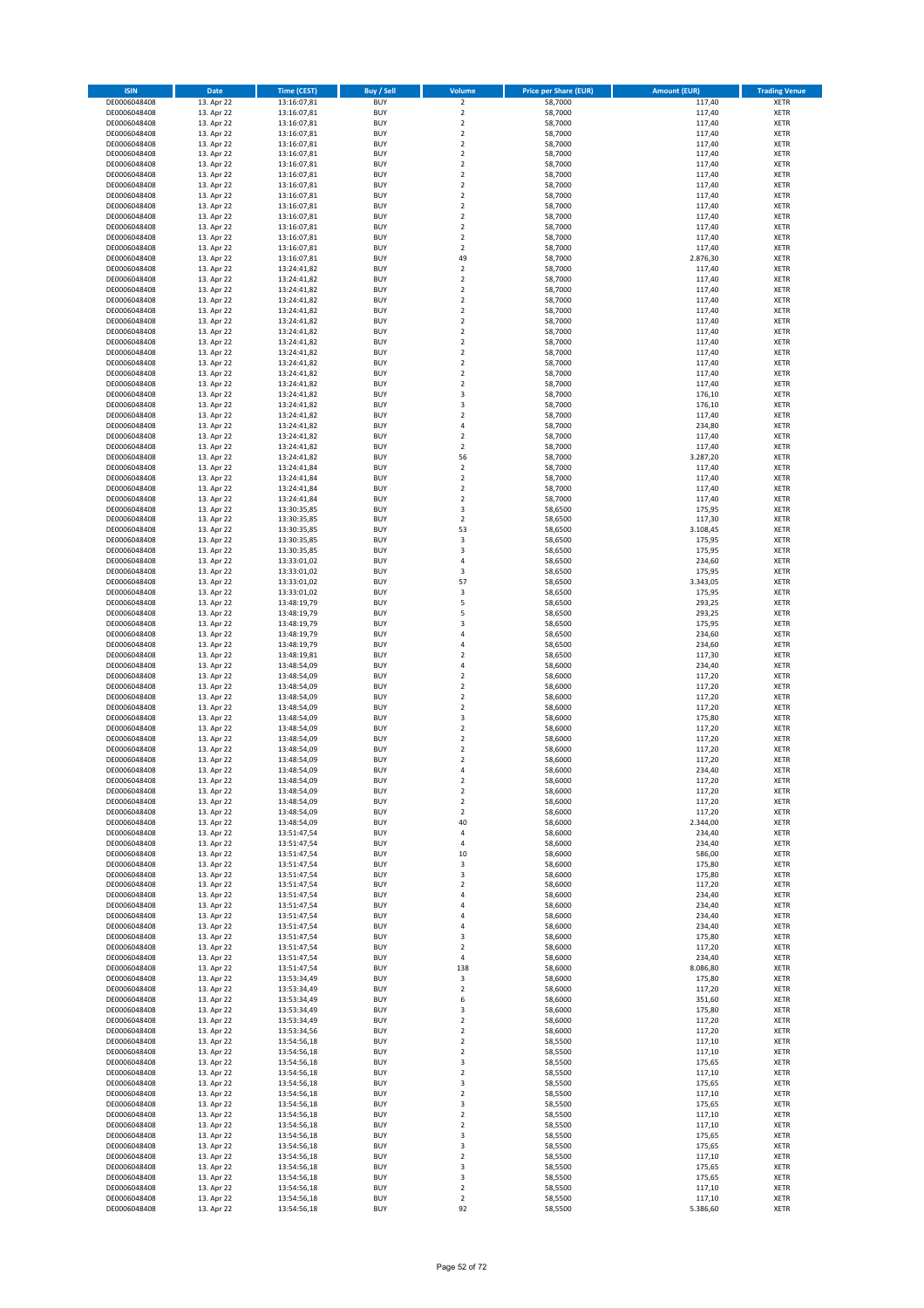| ISIN | Date | Time (CEST) | Buy / Sell | Volume | Price per Share (EUR) | Amount (EUR) | Trading Venue |
|---|---|---|---|---|---|---|---|
| DE0006048408 | 13. Apr 22 | 13:16:07,81 | BUY | 2 | 58,7000 | 117,40 | XETR |
| DE0006048408 | 13. Apr 22 | 13:16:07,81 | BUY | 2 | 58,7000 | 117,40 | XETR |
| DE0006048408 | 13. Apr 22 | 13:16:07,81 | BUY | 2 | 58,7000 | 117,40 | XETR |
| DE0006048408 | 13. Apr 22 | 13:16:07,81 | BUY | 2 | 58,7000 | 117,40 | XETR |
| DE0006048408 | 13. Apr 22 | 13:16:07,81 | BUY | 2 | 58,7000 | 117,40 | XETR |
| DE0006048408 | 13. Apr 22 | 13:16:07,81 | BUY | 2 | 58,7000 | 117,40 | XETR |
| DE0006048408 | 13. Apr 22 | 13:16:07,81 | BUY | 2 | 58,7000 | 117,40 | XETR |
| DE0006048408 | 13. Apr 22 | 13:16:07,81 | BUY | 2 | 58,7000 | 117,40 | XETR |
| DE0006048408 | 13. Apr 22 | 13:16:07,81 | BUY | 2 | 58,7000 | 117,40 | XETR |
| DE0006048408 | 13. Apr 22 | 13:16:07,81 | BUY | 2 | 58,7000 | 117,40 | XETR |
| DE0006048408 | 13. Apr 22 | 13:16:07,81 | BUY | 2 | 58,7000 | 117,40 | XETR |
| DE0006048408 | 13. Apr 22 | 13:16:07,81 | BUY | 2 | 58,7000 | 117,40 | XETR |
| DE0006048408 | 13. Apr 22 | 13:16:07,81 | BUY | 2 | 58,7000 | 117,40 | XETR |
| DE0006048408 | 13. Apr 22 | 13:16:07,81 | BUY | 2 | 58,7000 | 117,40 | XETR |
| DE0006048408 | 13. Apr 22 | 13:16:07,81 | BUY | 2 | 58,7000 | 117,40 | XETR |
| DE0006048408 | 13. Apr 22 | 13:16:07,81 | BUY | 49 | 58,7000 | 2.876,30 | XETR |
| DE0006048408 | 13. Apr 22 | 13:24:41,82 | BUY | 2 | 58,7000 | 117,40 | XETR |
| DE0006048408 | 13. Apr 22 | 13:24:41,82 | BUY | 2 | 58,7000 | 117,40 | XETR |
| DE0006048408 | 13. Apr 22 | 13:24:41,82 | BUY | 2 | 58,7000 | 117,40 | XETR |
| DE0006048408 | 13. Apr 22 | 13:24:41,82 | BUY | 2 | 58,7000 | 117,40 | XETR |
| DE0006048408 | 13. Apr 22 | 13:24:41,82 | BUY | 2 | 58,7000 | 117,40 | XETR |
| DE0006048408 | 13. Apr 22 | 13:24:41,82 | BUY | 2 | 58,7000 | 117,40 | XETR |
| DE0006048408 | 13. Apr 22 | 13:24:41,82 | BUY | 2 | 58,7000 | 117,40 | XETR |
| DE0006048408 | 13. Apr 22 | 13:24:41,82 | BUY | 2 | 58,7000 | 117,40 | XETR |
| DE0006048408 | 13. Apr 22 | 13:24:41,82 | BUY | 2 | 58,7000 | 117,40 | XETR |
| DE0006048408 | 13. Apr 22 | 13:24:41,82 | BUY | 2 | 58,7000 | 117,40 | XETR |
| DE0006048408 | 13. Apr 22 | 13:24:41,82 | BUY | 2 | 58,7000 | 117,40 | XETR |
| DE0006048408 | 13. Apr 22 | 13:24:41,82 | BUY | 2 | 58,7000 | 117,40 | XETR |
| DE0006048408 | 13. Apr 22 | 13:24:41,82 | BUY | 3 | 58,7000 | 176,10 | XETR |
| DE0006048408 | 13. Apr 22 | 13:24:41,82 | BUY | 3 | 58,7000 | 176,10 | XETR |
| DE0006048408 | 13. Apr 22 | 13:24:41,82 | BUY | 2 | 58,7000 | 117,40 | XETR |
| DE0006048408 | 13. Apr 22 | 13:24:41,82 | BUY | 4 | 58,7000 | 234,80 | XETR |
| DE0006048408 | 13. Apr 22 | 13:24:41,82 | BUY | 2 | 58,7000 | 117,40 | XETR |
| DE0006048408 | 13. Apr 22 | 13:24:41,82 | BUY | 2 | 58,7000 | 117,40 | XETR |
| DE0006048408 | 13. Apr 22 | 13:24:41,82 | BUY | 56 | 58,7000 | 3.287,20 | XETR |
| DE0006048408 | 13. Apr 22 | 13:24:41,84 | BUY | 2 | 58,7000 | 117,40 | XETR |
| DE0006048408 | 13. Apr 22 | 13:24:41,84 | BUY | 2 | 58,7000 | 117,40 | XETR |
| DE0006048408 | 13. Apr 22 | 13:24:41,84 | BUY | 2 | 58,7000 | 117,40 | XETR |
| DE0006048408 | 13. Apr 22 | 13:24:41,84 | BUY | 2 | 58,7000 | 117,40 | XETR |
| DE0006048408 | 13. Apr 22 | 13:30:35,85 | BUY | 3 | 58,6500 | 175,95 | XETR |
| DE0006048408 | 13. Apr 22 | 13:30:35,85 | BUY | 2 | 58,6500 | 117,30 | XETR |
| DE0006048408 | 13. Apr 22 | 13:30:35,85 | BUY | 53 | 58,6500 | 3.108,45 | XETR |
| DE0006048408 | 13. Apr 22 | 13:30:35,85 | BUY | 3 | 58,6500 | 175,95 | XETR |
| DE0006048408 | 13. Apr 22 | 13:30:35,85 | BUY | 3 | 58,6500 | 175,95 | XETR |
| DE0006048408 | 13. Apr 22 | 13:33:01,02 | BUY | 4 | 58,6500 | 234,60 | XETR |
| DE0006048408 | 13. Apr 22 | 13:33:01,02 | BUY | 3 | 58,6500 | 175,95 | XETR |
| DE0006048408 | 13. Apr 22 | 13:33:01,02 | BUY | 57 | 58,6500 | 3.343,05 | XETR |
| DE0006048408 | 13. Apr 22 | 13:33:01,02 | BUY | 3 | 58,6500 | 175,95 | XETR |
| DE0006048408 | 13. Apr 22 | 13:48:19,79 | BUY | 5 | 58,6500 | 293,25 | XETR |
| DE0006048408 | 13. Apr 22 | 13:48:19,79 | BUY | 5 | 58,6500 | 293,25 | XETR |
| DE0006048408 | 13. Apr 22 | 13:48:19,79 | BUY | 3 | 58,6500 | 175,95 | XETR |
| DE0006048408 | 13. Apr 22 | 13:48:19,79 | BUY | 4 | 58,6500 | 234,60 | XETR |
| DE0006048408 | 13. Apr 22 | 13:48:19,79 | BUY | 4 | 58,6500 | 234,60 | XETR |
| DE0006048408 | 13. Apr 22 | 13:48:19,81 | BUY | 2 | 58,6500 | 117,30 | XETR |
| DE0006048408 | 13. Apr 22 | 13:48:54,09 | BUY | 4 | 58,6000 | 234,40 | XETR |
| DE0006048408 | 13. Apr 22 | 13:48:54,09 | BUY | 2 | 58,6000 | 117,20 | XETR |
| DE0006048408 | 13. Apr 22 | 13:48:54,09 | BUY | 2 | 58,6000 | 117,20 | XETR |
| DE0006048408 | 13. Apr 22 | 13:48:54,09 | BUY | 2 | 58,6000 | 117,20 | XETR |
| DE0006048408 | 13. Apr 22 | 13:48:54,09 | BUY | 2 | 58,6000 | 117,20 | XETR |
| DE0006048408 | 13. Apr 22 | 13:48:54,09 | BUY | 3 | 58,6000 | 175,80 | XETR |
| DE0006048408 | 13. Apr 22 | 13:48:54,09 | BUY | 2 | 58,6000 | 117,20 | XETR |
| DE0006048408 | 13. Apr 22 | 13:48:54,09 | BUY | 2 | 58,6000 | 117,20 | XETR |
| DE0006048408 | 13. Apr 22 | 13:48:54,09 | BUY | 2 | 58,6000 | 117,20 | XETR |
| DE0006048408 | 13. Apr 22 | 13:48:54,09 | BUY | 2 | 58,6000 | 117,20 | XETR |
| DE0006048408 | 13. Apr 22 | 13:48:54,09 | BUY | 4 | 58,6000 | 234,40 | XETR |
| DE0006048408 | 13. Apr 22 | 13:48:54,09 | BUY | 2 | 58,6000 | 117,20 | XETR |
| DE0006048408 | 13. Apr 22 | 13:48:54,09 | BUY | 2 | 58,6000 | 117,20 | XETR |
| DE0006048408 | 13. Apr 22 | 13:48:54,09 | BUY | 2 | 58,6000 | 117,20 | XETR |
| DE0006048408 | 13. Apr 22 | 13:48:54,09 | BUY | 2 | 58,6000 | 117,20 | XETR |
| DE0006048408 | 13. Apr 22 | 13:48:54,09 | BUY | 40 | 58,6000 | 2.344,00 | XETR |
| DE0006048408 | 13. Apr 22 | 13:51:47,54 | BUY | 4 | 58,6000 | 234,40 | XETR |
| DE0006048408 | 13. Apr 22 | 13:51:47,54 | BUY | 4 | 58,6000 | 234,40 | XETR |
| DE0006048408 | 13. Apr 22 | 13:51:47,54 | BUY | 10 | 58,6000 | 586,00 | XETR |
| DE0006048408 | 13. Apr 22 | 13:51:47,54 | BUY | 3 | 58,6000 | 175,80 | XETR |
| DE0006048408 | 13. Apr 22 | 13:51:47,54 | BUY | 3 | 58,6000 | 175,80 | XETR |
| DE0006048408 | 13. Apr 22 | 13:51:47,54 | BUY | 2 | 58,6000 | 117,20 | XETR |
| DE0006048408 | 13. Apr 22 | 13:51:47,54 | BUY | 4 | 58,6000 | 234,40 | XETR |
| DE0006048408 | 13. Apr 22 | 13:51:47,54 | BUY | 4 | 58,6000 | 234,40 | XETR |
| DE0006048408 | 13. Apr 22 | 13:51:47,54 | BUY | 4 | 58,6000 | 234,40 | XETR |
| DE0006048408 | 13. Apr 22 | 13:51:47,54 | BUY | 4 | 58,6000 | 234,40 | XETR |
| DE0006048408 | 13. Apr 22 | 13:51:47,54 | BUY | 3 | 58,6000 | 175,80 | XETR |
| DE0006048408 | 13. Apr 22 | 13:51:47,54 | BUY | 2 | 58,6000 | 117,20 | XETR |
| DE0006048408 | 13. Apr 22 | 13:51:47,54 | BUY | 4 | 58,6000 | 234,40 | XETR |
| DE0006048408 | 13. Apr 22 | 13:51:47,54 | BUY | 138 | 58,6000 | 8.086,80 | XETR |
| DE0006048408 | 13. Apr 22 | 13:53:34,49 | BUY | 3 | 58,6000 | 175,80 | XETR |
| DE0006048408 | 13. Apr 22 | 13:53:34,49 | BUY | 2 | 58,6000 | 117,20 | XETR |
| DE0006048408 | 13. Apr 22 | 13:53:34,49 | BUY | 6 | 58,6000 | 351,60 | XETR |
| DE0006048408 | 13. Apr 22 | 13:53:34,49 | BUY | 3 | 58,6000 | 175,80 | XETR |
| DE0006048408 | 13. Apr 22 | 13:53:34,49 | BUY | 2 | 58,6000 | 117,20 | XETR |
| DE0006048408 | 13. Apr 22 | 13:53:34,56 | BUY | 2 | 58,6000 | 117,20 | XETR |
| DE0006048408 | 13. Apr 22 | 13:54:56,18 | BUY | 2 | 58,5500 | 117,10 | XETR |
| DE0006048408 | 13. Apr 22 | 13:54:56,18 | BUY | 2 | 58,5500 | 117,10 | XETR |
| DE0006048408 | 13. Apr 22 | 13:54:56,18 | BUY | 3 | 58,5500 | 175,65 | XETR |
| DE0006048408 | 13. Apr 22 | 13:54:56,18 | BUY | 2 | 58,5500 | 117,10 | XETR |
| DE0006048408 | 13. Apr 22 | 13:54:56,18 | BUY | 3 | 58,5500 | 175,65 | XETR |
| DE0006048408 | 13. Apr 22 | 13:54:56,18 | BUY | 2 | 58,5500 | 117,10 | XETR |
| DE0006048408 | 13. Apr 22 | 13:54:56,18 | BUY | 3 | 58,5500 | 175,65 | XETR |
| DE0006048408 | 13. Apr 22 | 13:54:56,18 | BUY | 2 | 58,5500 | 117,10 | XETR |
| DE0006048408 | 13. Apr 22 | 13:54:56,18 | BUY | 2 | 58,5500 | 117,10 | XETR |
| DE0006048408 | 13. Apr 22 | 13:54:56,18 | BUY | 3 | 58,5500 | 175,65 | XETR |
| DE0006048408 | 13. Apr 22 | 13:54:56,18 | BUY | 3 | 58,5500 | 175,65 | XETR |
| DE0006048408 | 13. Apr 22 | 13:54:56,18 | BUY | 2 | 58,5500 | 117,10 | XETR |
| DE0006048408 | 13. Apr 22 | 13:54:56,18 | BUY | 3 | 58,5500 | 175,65 | XETR |
| DE0006048408 | 13. Apr 22 | 13:54:56,18 | BUY | 3 | 58,5500 | 175,65 | XETR |
| DE0006048408 | 13. Apr 22 | 13:54:56,18 | BUY | 2 | 58,5500 | 117,10 | XETR |
| DE0006048408 | 13. Apr 22 | 13:54:56,18 | BUY | 2 | 58,5500 | 117,10 | XETR |
| DE0006048408 | 13. Apr 22 | 13:54:56,18 | BUY | 92 | 58,5500 | 5.386,60 | XETR |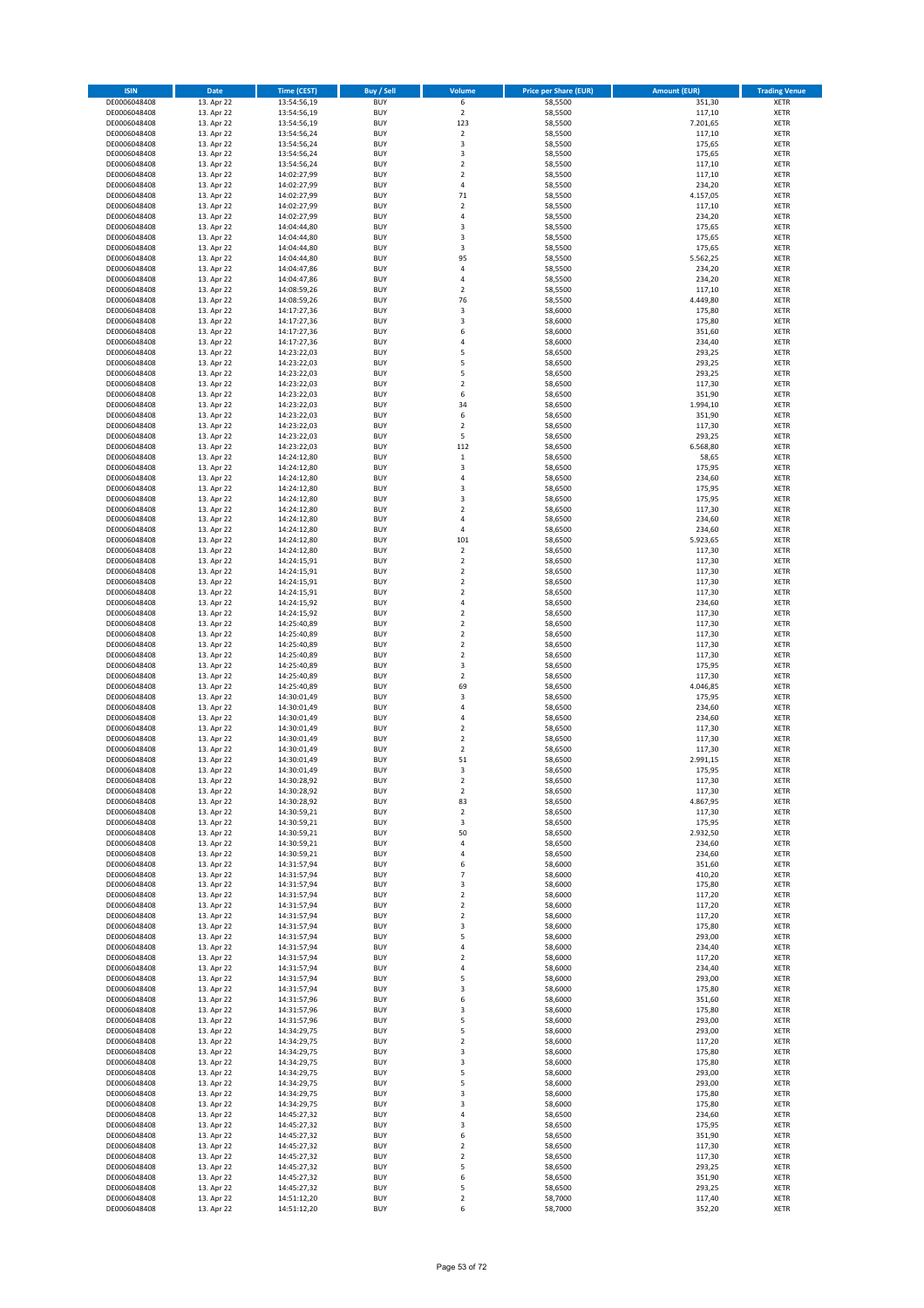| ISIN | Date | Time (CEST) | Buy / Sell | Volume | Price per Share (EUR) | Amount (EUR) | Trading Venue |
|---|---|---|---|---|---|---|---|
| DE0006048408 | 13. Apr 22 | 13:54:56,19 | BUY | 6 | 58,5500 | 351,30 | XETR |
| DE0006048408 | 13. Apr 22 | 13:54:56,19 | BUY | 2 | 58,5500 | 117,10 | XETR |
| DE0006048408 | 13. Apr 22 | 13:54:56,19 | BUY | 123 | 58,5500 | 7.201,65 | XETR |
| DE0006048408 | 13. Apr 22 | 13:54:56,24 | BUY | 2 | 58,5500 | 117,10 | XETR |
| DE0006048408 | 13. Apr 22 | 13:54:56,24 | BUY | 3 | 58,5500 | 175,65 | XETR |
| DE0006048408 | 13. Apr 22 | 13:54:56,24 | BUY | 3 | 58,5500 | 175,65 | XETR |
| DE0006048408 | 13. Apr 22 | 13:54:56,24 | BUY | 2 | 58,5500 | 117,10 | XETR |
| DE0006048408 | 13. Apr 22 | 14:02:27,99 | BUY | 2 | 58,5500 | 117,10 | XETR |
| DE0006048408 | 13. Apr 22 | 14:02:27,99 | BUY | 4 | 58,5500 | 234,20 | XETR |
| DE0006048408 | 13. Apr 22 | 14:02:27,99 | BUY | 71 | 58,5500 | 4.157,05 | XETR |
| DE0006048408 | 13. Apr 22 | 14:02:27,99 | BUY | 2 | 58,5500 | 117,10 | XETR |
| DE0006048408 | 13. Apr 22 | 14:02:27,99 | BUY | 4 | 58,5500 | 234,20 | XETR |
| DE0006048408 | 13. Apr 22 | 14:04:44,80 | BUY | 3 | 58,5500 | 175,65 | XETR |
| DE0006048408 | 13. Apr 22 | 14:04:44,80 | BUY | 3 | 58,5500 | 175,65 | XETR |
| DE0006048408 | 13. Apr 22 | 14:04:44,80 | BUY | 3 | 58,5500 | 175,65 | XETR |
| DE0006048408 | 13. Apr 22 | 14:04:44,80 | BUY | 95 | 58,5500 | 5.562,25 | XETR |
| DE0006048408 | 13. Apr 22 | 14:04:47,86 | BUY | 4 | 58,5500 | 234,20 | XETR |
| DE0006048408 | 13. Apr 22 | 14:04:47,86 | BUY | 4 | 58,5500 | 234,20 | XETR |
| DE0006048408 | 13. Apr 22 | 14:08:59,26 | BUY | 2 | 58,5500 | 117,10 | XETR |
| DE0006048408 | 13. Apr 22 | 14:08:59,26 | BUY | 76 | 58,5500 | 4.449,80 | XETR |
| DE0006048408 | 13. Apr 22 | 14:17:27,36 | BUY | 3 | 58,6000 | 175,80 | XETR |
| DE0006048408 | 13. Apr 22 | 14:17:27,36 | BUY | 3 | 58,6000 | 175,80 | XETR |
| DE0006048408 | 13. Apr 22 | 14:17:27,36 | BUY | 6 | 58,6000 | 351,60 | XETR |
| DE0006048408 | 13. Apr 22 | 14:17:27,36 | BUY | 4 | 58,6000 | 234,40 | XETR |
| DE0006048408 | 13. Apr 22 | 14:23:22,03 | BUY | 5 | 58,6500 | 293,25 | XETR |
| DE0006048408 | 13. Apr 22 | 14:23:22,03 | BUY | 5 | 58,6500 | 293,25 | XETR |
| DE0006048408 | 13. Apr 22 | 14:23:22,03 | BUY | 5 | 58,6500 | 293,25 | XETR |
| DE0006048408 | 13. Apr 22 | 14:23:22,03 | BUY | 2 | 58,6500 | 117,30 | XETR |
| DE0006048408 | 13. Apr 22 | 14:23:22,03 | BUY | 6 | 58,6500 | 351,90 | XETR |
| DE0006048408 | 13. Apr 22 | 14:23:22,03 | BUY | 34 | 58,6500 | 1.994,10 | XETR |
| DE0006048408 | 13. Apr 22 | 14:23:22,03 | BUY | 6 | 58,6500 | 351,90 | XETR |
| DE0006048408 | 13. Apr 22 | 14:23:22,03 | BUY | 2 | 58,6500 | 117,30 | XETR |
| DE0006048408 | 13. Apr 22 | 14:23:22,03 | BUY | 5 | 58,6500 | 293,25 | XETR |
| DE0006048408 | 13. Apr 22 | 14:23:22,03 | BUY | 112 | 58,6500 | 6.568,80 | XETR |
| DE0006048408 | 13. Apr 22 | 14:24:12,80 | BUY | 1 | 58,6500 | 58,65 | XETR |
| DE0006048408 | 13. Apr 22 | 14:24:12,80 | BUY | 3 | 58,6500 | 175,95 | XETR |
| DE0006048408 | 13. Apr 22 | 14:24:12,80 | BUY | 4 | 58,6500 | 234,60 | XETR |
| DE0006048408 | 13. Apr 22 | 14:24:12,80 | BUY | 3 | 58,6500 | 175,95 | XETR |
| DE0006048408 | 13. Apr 22 | 14:24:12,80 | BUY | 3 | 58,6500 | 175,95 | XETR |
| DE0006048408 | 13. Apr 22 | 14:24:12,80 | BUY | 2 | 58,6500 | 117,30 | XETR |
| DE0006048408 | 13. Apr 22 | 14:24:12,80 | BUY | 4 | 58,6500 | 234,60 | XETR |
| DE0006048408 | 13. Apr 22 | 14:24:12,80 | BUY | 4 | 58,6500 | 234,60 | XETR |
| DE0006048408 | 13. Apr 22 | 14:24:12,80 | BUY | 101 | 58,6500 | 5.923,65 | XETR |
| DE0006048408 | 13. Apr 22 | 14:24:12,80 | BUY | 2 | 58,6500 | 117,30 | XETR |
| DE0006048408 | 13. Apr 22 | 14:24:15,91 | BUY | 2 | 58,6500 | 117,30 | XETR |
| DE0006048408 | 13. Apr 22 | 14:24:15,91 | BUY | 2 | 58,6500 | 117,30 | XETR |
| DE0006048408 | 13. Apr 22 | 14:24:15,91 | BUY | 2 | 58,6500 | 117,30 | XETR |
| DE0006048408 | 13. Apr 22 | 14:24:15,91 | BUY | 2 | 58,6500 | 117,30 | XETR |
| DE0006048408 | 13. Apr 22 | 14:24:15,92 | BUY | 4 | 58,6500 | 234,60 | XETR |
| DE0006048408 | 13. Apr 22 | 14:24:15,92 | BUY | 2 | 58,6500 | 117,30 | XETR |
| DE0006048408 | 13. Apr 22 | 14:25:40,89 | BUY | 2 | 58,6500 | 117,30 | XETR |
| DE0006048408 | 13. Apr 22 | 14:25:40,89 | BUY | 2 | 58,6500 | 117,30 | XETR |
| DE0006048408 | 13. Apr 22 | 14:25:40,89 | BUY | 2 | 58,6500 | 117,30 | XETR |
| DE0006048408 | 13. Apr 22 | 14:25:40,89 | BUY | 2 | 58,6500 | 117,30 | XETR |
| DE0006048408 | 13. Apr 22 | 14:25:40,89 | BUY | 3 | 58,6500 | 175,95 | XETR |
| DE0006048408 | 13. Apr 22 | 14:25:40,89 | BUY | 2 | 58,6500 | 117,30 | XETR |
| DE0006048408 | 13. Apr 22 | 14:25:40,89 | BUY | 69 | 58,6500 | 4.046,85 | XETR |
| DE0006048408 | 13. Apr 22 | 14:30:01,49 | BUY | 3 | 58,6500 | 175,95 | XETR |
| DE0006048408 | 13. Apr 22 | 14:30:01,49 | BUY | 4 | 58,6500 | 234,60 | XETR |
| DE0006048408 | 13. Apr 22 | 14:30:01,49 | BUY | 4 | 58,6500 | 234,60 | XETR |
| DE0006048408 | 13. Apr 22 | 14:30:01,49 | BUY | 2 | 58,6500 | 117,30 | XETR |
| DE0006048408 | 13. Apr 22 | 14:30:01,49 | BUY | 2 | 58,6500 | 117,30 | XETR |
| DE0006048408 | 13. Apr 22 | 14:30:01,49 | BUY | 2 | 58,6500 | 117,30 | XETR |
| DE0006048408 | 13. Apr 22 | 14:30:01,49 | BUY | 51 | 58,6500 | 2.991,15 | XETR |
| DE0006048408 | 13. Apr 22 | 14:30:01,49 | BUY | 3 | 58,6500 | 175,95 | XETR |
| DE0006048408 | 13. Apr 22 | 14:30:28,92 | BUY | 2 | 58,6500 | 117,30 | XETR |
| DE0006048408 | 13. Apr 22 | 14:30:28,92 | BUY | 2 | 58,6500 | 117,30 | XETR |
| DE0006048408 | 13. Apr 22 | 14:30:28,92 | BUY | 83 | 58,6500 | 4.867,95 | XETR |
| DE0006048408 | 13. Apr 22 | 14:30:59,21 | BUY | 2 | 58,6500 | 117,30 | XETR |
| DE0006048408 | 13. Apr 22 | 14:30:59,21 | BUY | 3 | 58,6500 | 175,95 | XETR |
| DE0006048408 | 13. Apr 22 | 14:30:59,21 | BUY | 50 | 58,6500 | 2.932,50 | XETR |
| DE0006048408 | 13. Apr 22 | 14:30:59,21 | BUY | 4 | 58,6500 | 234,60 | XETR |
| DE0006048408 | 13. Apr 22 | 14:30:59,21 | BUY | 4 | 58,6500 | 234,60 | XETR |
| DE0006048408 | 13. Apr 22 | 14:31:57,94 | BUY | 6 | 58,6000 | 351,60 | XETR |
| DE0006048408 | 13. Apr 22 | 14:31:57,94 | BUY | 7 | 58,6000 | 410,20 | XETR |
| DE0006048408 | 13. Apr 22 | 14:31:57,94 | BUY | 3 | 58,6000 | 175,80 | XETR |
| DE0006048408 | 13. Apr 22 | 14:31:57,94 | BUY | 2 | 58,6000 | 117,20 | XETR |
| DE0006048408 | 13. Apr 22 | 14:31:57,94 | BUY | 2 | 58,6000 | 117,20 | XETR |
| DE0006048408 | 13. Apr 22 | 14:31:57,94 | BUY | 2 | 58,6000 | 117,20 | XETR |
| DE0006048408 | 13. Apr 22 | 14:31:57,94 | BUY | 3 | 58,6000 | 175,80 | XETR |
| DE0006048408 | 13. Apr 22 | 14:31:57,94 | BUY | 5 | 58,6000 | 293,00 | XETR |
| DE0006048408 | 13. Apr 22 | 14:31:57,94 | BUY | 4 | 58,6000 | 234,40 | XETR |
| DE0006048408 | 13. Apr 22 | 14:31:57,94 | BUY | 2 | 58,6000 | 117,20 | XETR |
| DE0006048408 | 13. Apr 22 | 14:31:57,94 | BUY | 4 | 58,6000 | 234,40 | XETR |
| DE0006048408 | 13. Apr 22 | 14:31:57,94 | BUY | 5 | 58,6000 | 293,00 | XETR |
| DE0006048408 | 13. Apr 22 | 14:31:57,94 | BUY | 3 | 58,6000 | 175,80 | XETR |
| DE0006048408 | 13. Apr 22 | 14:31:57,96 | BUY | 6 | 58,6000 | 351,60 | XETR |
| DE0006048408 | 13. Apr 22 | 14:31:57,96 | BUY | 3 | 58,6000 | 175,80 | XETR |
| DE0006048408 | 13. Apr 22 | 14:31:57,96 | BUY | 5 | 58,6000 | 293,00 | XETR |
| DE0006048408 | 13. Apr 22 | 14:34:29,75 | BUY | 5 | 58,6000 | 293,00 | XETR |
| DE0006048408 | 13. Apr 22 | 14:34:29,75 | BUY | 2 | 58,6000 | 117,20 | XETR |
| DE0006048408 | 13. Apr 22 | 14:34:29,75 | BUY | 3 | 58,6000 | 175,80 | XETR |
| DE0006048408 | 13. Apr 22 | 14:34:29,75 | BUY | 3 | 58,6000 | 175,80 | XETR |
| DE0006048408 | 13. Apr 22 | 14:34:29,75 | BUY | 5 | 58,6000 | 293,00 | XETR |
| DE0006048408 | 13. Apr 22 | 14:34:29,75 | BUY | 5 | 58,6000 | 293,00 | XETR |
| DE0006048408 | 13. Apr 22 | 14:34:29,75 | BUY | 3 | 58,6000 | 175,80 | XETR |
| DE0006048408 | 13. Apr 22 | 14:34:29,75 | BUY | 3 | 58,6000 | 175,80 | XETR |
| DE0006048408 | 13. Apr 22 | 14:45:27,32 | BUY | 4 | 58,6500 | 234,60 | XETR |
| DE0006048408 | 13. Apr 22 | 14:45:27,32 | BUY | 3 | 58,6500 | 175,95 | XETR |
| DE0006048408 | 13. Apr 22 | 14:45:27,32 | BUY | 6 | 58,6500 | 351,90 | XETR |
| DE0006048408 | 13. Apr 22 | 14:45:27,32 | BUY | 2 | 58,6500 | 117,30 | XETR |
| DE0006048408 | 13. Apr 22 | 14:45:27,32 | BUY | 2 | 58,6500 | 117,30 | XETR |
| DE0006048408 | 13. Apr 22 | 14:45:27,32 | BUY | 5 | 58,6500 | 293,25 | XETR |
| DE0006048408 | 13. Apr 22 | 14:45:27,32 | BUY | 6 | 58,6500 | 351,90 | XETR |
| DE0006048408 | 13. Apr 22 | 14:45:27,32 | BUY | 5 | 58,6500 | 293,25 | XETR |
| DE0006048408 | 13. Apr 22 | 14:51:12,20 | BUY | 2 | 58,7000 | 117,40 | XETR |
| DE0006048408 | 13. Apr 22 | 14:51:12,20 | BUY | 6 | 58,7000 | 352,20 | XETR |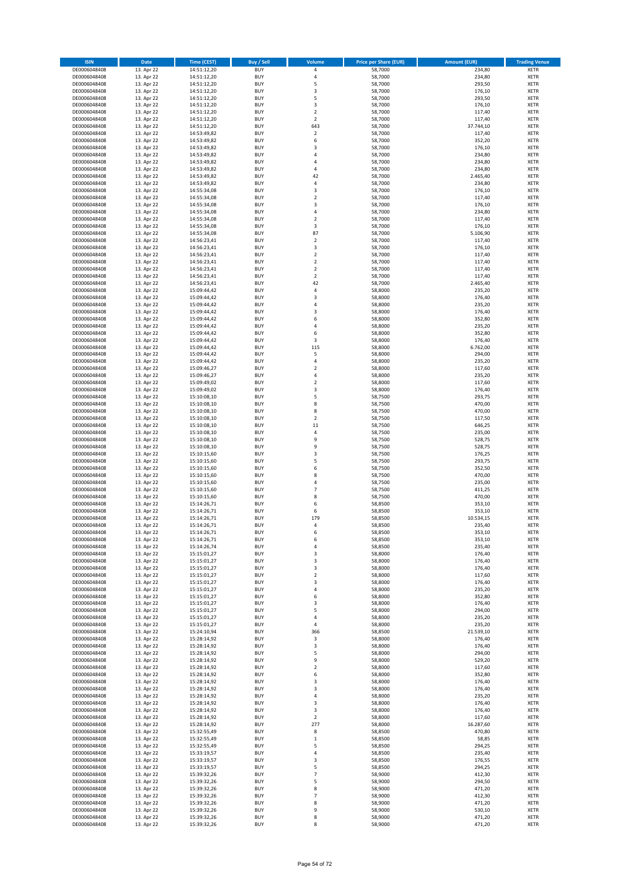| ISIN | Date | Time (CEST) | Buy / Sell | Volume | Price per Share (EUR) | Amount (EUR) | Trading Venue |
|---|---|---|---|---|---|---|---|
| DE0006048408 | 13. Apr 22 | 14:51:12,20 | BUY | 4 | 58,7000 | 234,80 | XETR |
| DE0006048408 | 13. Apr 22 | 14:51:12,20 | BUY | 4 | 58,7000 | 234,80 | XETR |
| DE0006048408 | 13. Apr 22 | 14:51:12,20 | BUY | 5 | 58,7000 | 293,50 | XETR |
| DE0006048408 | 13. Apr 22 | 14:51:12,20 | BUY | 3 | 58,7000 | 176,10 | XETR |
| DE0006048408 | 13. Apr 22 | 14:51:12,20 | BUY | 5 | 58,7000 | 293,50 | XETR |
| DE0006048408 | 13. Apr 22 | 14:51:12,20 | BUY | 3 | 58,7000 | 176,10 | XETR |
| DE0006048408 | 13. Apr 22 | 14:51:12,20 | BUY | 2 | 58,7000 | 117,40 | XETR |
| DE0006048408 | 13. Apr 22 | 14:51:12,20 | BUY | 2 | 58,7000 | 117,40 | XETR |
| DE0006048408 | 13. Apr 22 | 14:51:12,20 | BUY | 643 | 58,7000 | 37.744,10 | XETR |
| DE0006048408 | 13. Apr 22 | 14:53:49,82 | BUY | 2 | 58,7000 | 117,40 | XETR |
| DE0006048408 | 13. Apr 22 | 14:53:49,82 | BUY | 6 | 58,7000 | 352,20 | XETR |
| DE0006048408 | 13. Apr 22 | 14:53:49,82 | BUY | 3 | 58,7000 | 176,10 | XETR |
| DE0006048408 | 13. Apr 22 | 14:53:49,82 | BUY | 4 | 58,7000 | 234,80 | XETR |
| DE0006048408 | 13. Apr 22 | 14:53:49,82 | BUY | 4 | 58,7000 | 234,80 | XETR |
| DE0006048408 | 13. Apr 22 | 14:53:49,82 | BUY | 4 | 58,7000 | 234,80 | XETR |
| DE0006048408 | 13. Apr 22 | 14:53:49,82 | BUY | 42 | 58,7000 | 2.465,40 | XETR |
| DE0006048408 | 13. Apr 22 | 14:53:49,82 | BUY | 4 | 58,7000 | 234,80 | XETR |
| DE0006048408 | 13. Apr 22 | 14:55:34,08 | BUY | 3 | 58,7000 | 176,10 | XETR |
| DE0006048408 | 13. Apr 22 | 14:55:34,08 | BUY | 2 | 58,7000 | 117,40 | XETR |
| DE0006048408 | 13. Apr 22 | 14:55:34,08 | BUY | 3 | 58,7000 | 176,10 | XETR |
| DE0006048408 | 13. Apr 22 | 14:55:34,08 | BUY | 4 | 58,7000 | 234,80 | XETR |
| DE0006048408 | 13. Apr 22 | 14:55:34,08 | BUY | 2 | 58,7000 | 117,40 | XETR |
| DE0006048408 | 13. Apr 22 | 14:55:34,08 | BUY | 3 | 58,7000 | 176,10 | XETR |
| DE0006048408 | 13. Apr 22 | 14:55:34,08 | BUY | 87 | 58,7000 | 5.106,90 | XETR |
| DE0006048408 | 13. Apr 22 | 14:56:23,41 | BUY | 2 | 58,7000 | 117,40 | XETR |
| DE0006048408 | 13. Apr 22 | 14:56:23,41 | BUY | 3 | 58,7000 | 176,10 | XETR |
| DE0006048408 | 13. Apr 22 | 14:56:23,41 | BUY | 2 | 58,7000 | 117,40 | XETR |
| DE0006048408 | 13. Apr 22 | 14:56:23,41 | BUY | 2 | 58,7000 | 117,40 | XETR |
| DE0006048408 | 13. Apr 22 | 14:56:23,41 | BUY | 2 | 58,7000 | 117,40 | XETR |
| DE0006048408 | 13. Apr 22 | 14:56:23,41 | BUY | 2 | 58,7000 | 117,40 | XETR |
| DE0006048408 | 13. Apr 22 | 14:56:23,41 | BUY | 42 | 58,7000 | 2.465,40 | XETR |
| DE0006048408 | 13. Apr 22 | 15:09:44,42 | BUY | 4 | 58,8000 | 235,20 | XETR |
| DE0006048408 | 13. Apr 22 | 15:09:44,42 | BUY | 3 | 58,8000 | 176,40 | XETR |
| DE0006048408 | 13. Apr 22 | 15:09:44,42 | BUY | 4 | 58,8000 | 235,20 | XETR |
| DE0006048408 | 13. Apr 22 | 15:09:44,42 | BUY | 3 | 58,8000 | 176,40 | XETR |
| DE0006048408 | 13. Apr 22 | 15:09:44,42 | BUY | 6 | 58,8000 | 352,80 | XETR |
| DE0006048408 | 13. Apr 22 | 15:09:44,42 | BUY | 4 | 58,8000 | 235,20 | XETR |
| DE0006048408 | 13. Apr 22 | 15:09:44,42 | BUY | 6 | 58,8000 | 352,80 | XETR |
| DE0006048408 | 13. Apr 22 | 15:09:44,42 | BUY | 3 | 58,8000 | 176,40 | XETR |
| DE0006048408 | 13. Apr 22 | 15:09:44,42 | BUY | 115 | 58,8000 | 6.762,00 | XETR |
| DE0006048408 | 13. Apr 22 | 15:09:44,42 | BUY | 5 | 58,8000 | 294,00 | XETR |
| DE0006048408 | 13. Apr 22 | 15:09:44,42 | BUY | 4 | 58,8000 | 235,20 | XETR |
| DE0006048408 | 13. Apr 22 | 15:09:46,27 | BUY | 2 | 58,8000 | 117,60 | XETR |
| DE0006048408 | 13. Apr 22 | 15:09:46,27 | BUY | 4 | 58,8000 | 235,20 | XETR |
| DE0006048408 | 13. Apr 22 | 15:09:49,02 | BUY | 2 | 58,8000 | 117,60 | XETR |
| DE0006048408 | 13. Apr 22 | 15:09:49,02 | BUY | 3 | 58,8000 | 176,40 | XETR |
| DE0006048408 | 13. Apr 22 | 15:10:08,10 | BUY | 5 | 58,7500 | 293,75 | XETR |
| DE0006048408 | 13. Apr 22 | 15:10:08,10 | BUY | 8 | 58,7500 | 470,00 | XETR |
| DE0006048408 | 13. Apr 22 | 15:10:08,10 | BUY | 8 | 58,7500 | 470,00 | XETR |
| DE0006048408 | 13. Apr 22 | 15:10:08,10 | BUY | 2 | 58,7500 | 117,50 | XETR |
| DE0006048408 | 13. Apr 22 | 15:10:08,10 | BUY | 11 | 58,7500 | 646,25 | XETR |
| DE0006048408 | 13. Apr 22 | 15:10:08,10 | BUY | 4 | 58,7500 | 235,00 | XETR |
| DE0006048408 | 13. Apr 22 | 15:10:08,10 | BUY | 9 | 58,7500 | 528,75 | XETR |
| DE0006048408 | 13. Apr 22 | 15:10:08,10 | BUY | 9 | 58,7500 | 528,75 | XETR |
| DE0006048408 | 13. Apr 22 | 15:10:15,60 | BUY | 3 | 58,7500 | 176,25 | XETR |
| DE0006048408 | 13. Apr 22 | 15:10:15,60 | BUY | 5 | 58,7500 | 293,75 | XETR |
| DE0006048408 | 13. Apr 22 | 15:10:15,60 | BUY | 6 | 58,7500 | 352,50 | XETR |
| DE0006048408 | 13. Apr 22 | 15:10:15,60 | BUY | 8 | 58,7500 | 470,00 | XETR |
| DE0006048408 | 13. Apr 22 | 15:10:15,60 | BUY | 4 | 58,7500 | 235,00 | XETR |
| DE0006048408 | 13. Apr 22 | 15:10:15,60 | BUY | 7 | 58,7500 | 411,25 | XETR |
| DE0006048408 | 13. Apr 22 | 15:10:15,60 | BUY | 8 | 58,7500 | 470,00 | XETR |
| DE0006048408 | 13. Apr 22 | 15:14:26,71 | BUY | 6 | 58,8500 | 353,10 | XETR |
| DE0006048408 | 13. Apr 22 | 15:14:26,71 | BUY | 6 | 58,8500 | 353,10 | XETR |
| DE0006048408 | 13. Apr 22 | 15:14:26,71 | BUY | 179 | 58,8500 | 10.534,15 | XETR |
| DE0006048408 | 13. Apr 22 | 15:14:26,71 | BUY | 4 | 58,8500 | 235,40 | XETR |
| DE0006048408 | 13. Apr 22 | 15:14:26,71 | BUY | 6 | 58,8500 | 353,10 | XETR |
| DE0006048408 | 13. Apr 22 | 15:14:26,71 | BUY | 6 | 58,8500 | 353,10 | XETR |
| DE0006048408 | 13. Apr 22 | 15:14:26,74 | BUY | 4 | 58,8500 | 235,40 | XETR |
| DE0006048408 | 13. Apr 22 | 15:15:01,27 | BUY | 3 | 58,8000 | 176,40 | XETR |
| DE0006048408 | 13. Apr 22 | 15:15:01,27 | BUY | 3 | 58,8000 | 176,40 | XETR |
| DE0006048408 | 13. Apr 22 | 15:15:01,27 | BUY | 3 | 58,8000 | 176,40 | XETR |
| DE0006048408 | 13. Apr 22 | 15:15:01,27 | BUY | 2 | 58,8000 | 117,60 | XETR |
| DE0006048408 | 13. Apr 22 | 15:15:01,27 | BUY | 3 | 58,8000 | 176,40 | XETR |
| DE0006048408 | 13. Apr 22 | 15:15:01,27 | BUY | 4 | 58,8000 | 235,20 | XETR |
| DE0006048408 | 13. Apr 22 | 15:15:01,27 | BUY | 6 | 58,8000 | 352,80 | XETR |
| DE0006048408 | 13. Apr 22 | 15:15:01,27 | BUY | 3 | 58,8000 | 176,40 | XETR |
| DE0006048408 | 13. Apr 22 | 15:15:01,27 | BUY | 5 | 58,8000 | 294,00 | XETR |
| DE0006048408 | 13. Apr 22 | 15:15:01,27 | BUY | 4 | 58,8000 | 235,20 | XETR |
| DE0006048408 | 13. Apr 22 | 15:15:01,27 | BUY | 4 | 58,8000 | 235,20 | XETR |
| DE0006048408 | 13. Apr 22 | 15:24:10,94 | BUY | 366 | 58,8500 | 21.539,10 | XETR |
| DE0006048408 | 13. Apr 22 | 15:28:14,92 | BUY | 3 | 58,8000 | 176,40 | XETR |
| DE0006048408 | 13. Apr 22 | 15:28:14,92 | BUY | 3 | 58,8000 | 176,40 | XETR |
| DE0006048408 | 13. Apr 22 | 15:28:14,92 | BUY | 5 | 58,8000 | 294,00 | XETR |
| DE0006048408 | 13. Apr 22 | 15:28:14,92 | BUY | 9 | 58,8000 | 529,20 | XETR |
| DE0006048408 | 13. Apr 22 | 15:28:14,92 | BUY | 2 | 58,8000 | 117,60 | XETR |
| DE0006048408 | 13. Apr 22 | 15:28:14,92 | BUY | 6 | 58,8000 | 352,80 | XETR |
| DE0006048408 | 13. Apr 22 | 15:28:14,92 | BUY | 3 | 58,8000 | 176,40 | XETR |
| DE0006048408 | 13. Apr 22 | 15:28:14,92 | BUY | 3 | 58,8000 | 176,40 | XETR |
| DE0006048408 | 13. Apr 22 | 15:28:14,92 | BUY | 4 | 58,8000 | 235,20 | XETR |
| DE0006048408 | 13. Apr 22 | 15:28:14,92 | BUY | 3 | 58,8000 | 176,40 | XETR |
| DE0006048408 | 13. Apr 22 | 15:28:14,92 | BUY | 3 | 58,8000 | 176,40 | XETR |
| DE0006048408 | 13. Apr 22 | 15:28:14,92 | BUY | 2 | 58,8000 | 117,60 | XETR |
| DE0006048408 | 13. Apr 22 | 15:28:14,92 | BUY | 277 | 58,8000 | 16.287,60 | XETR |
| DE0006048408 | 13. Apr 22 | 15:32:55,49 | BUY | 8 | 58,8500 | 470,80 | XETR |
| DE0006048408 | 13. Apr 22 | 15:32:55,49 | BUY | 1 | 58,8500 | 58,85 | XETR |
| DE0006048408 | 13. Apr 22 | 15:32:55,49 | BUY | 5 | 58,8500 | 294,25 | XETR |
| DE0006048408 | 13. Apr 22 | 15:33:19,57 | BUY | 4 | 58,8500 | 235,40 | XETR |
| DE0006048408 | 13. Apr 22 | 15:33:19,57 | BUY | 3 | 58,8500 | 176,55 | XETR |
| DE0006048408 | 13. Apr 22 | 15:33:19,57 | BUY | 5 | 58,8500 | 294,25 | XETR |
| DE0006048408 | 13. Apr 22 | 15:39:32,26 | BUY | 7 | 58,9000 | 412,30 | XETR |
| DE0006048408 | 13. Apr 22 | 15:39:32,26 | BUY | 5 | 58,9000 | 294,50 | XETR |
| DE0006048408 | 13. Apr 22 | 15:39:32,26 | BUY | 8 | 58,9000 | 471,20 | XETR |
| DE0006048408 | 13. Apr 22 | 15:39:32,26 | BUY | 7 | 58,9000 | 412,30 | XETR |
| DE0006048408 | 13. Apr 22 | 15:39:32,26 | BUY | 8 | 58,9000 | 471,20 | XETR |
| DE0006048408 | 13. Apr 22 | 15:39:32,26 | BUY | 9 | 58,9000 | 530,10 | XETR |
| DE0006048408 | 13. Apr 22 | 15:39:32,26 | BUY | 8 | 58,9000 | 471,20 | XETR |
| DE0006048408 | 13. Apr 22 | 15:39:32,26 | BUY | 8 | 58,9000 | 471,20 | XETR |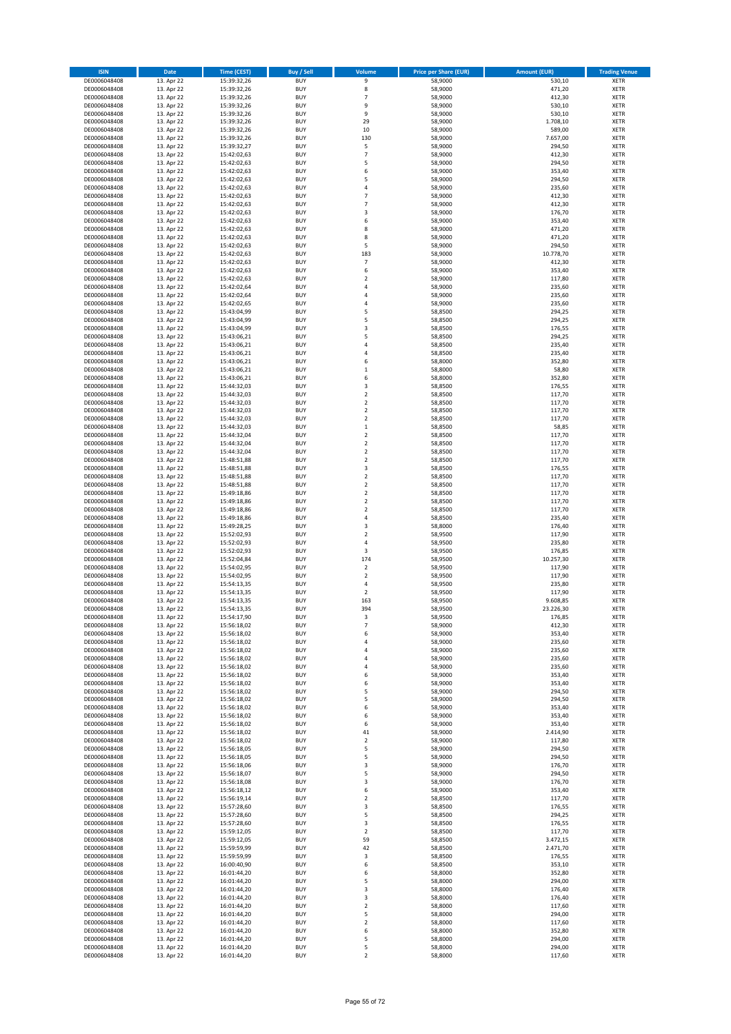| ISIN | Date | Time (CEST) | Buy / Sell | Volume | Price per Share (EUR) | Amount (EUR) | Trading Venue |
|---|---|---|---|---|---|---|---|
| DE0006048408 | 13. Apr 22 | 15:39:32,26 | BUY | 9 | 58,9000 | 530,10 | XETR |
| DE0006048408 | 13. Apr 22 | 15:39:32,26 | BUY | 8 | 58,9000 | 471,20 | XETR |
| DE0006048408 | 13. Apr 22 | 15:39:32,26 | BUY | 7 | 58,9000 | 412,30 | XETR |
| DE0006048408 | 13. Apr 22 | 15:39:32,26 | BUY | 9 | 58,9000 | 530,10 | XETR |
| DE0006048408 | 13. Apr 22 | 15:39:32,26 | BUY | 9 | 58,9000 | 530,10 | XETR |
| DE0006048408 | 13. Apr 22 | 15:39:32,26 | BUY | 29 | 58,9000 | 1.708,10 | XETR |
| DE0006048408 | 13. Apr 22 | 15:39:32,26 | BUY | 10 | 58,9000 | 589,00 | XETR |
| DE0006048408 | 13. Apr 22 | 15:39:32,26 | BUY | 130 | 58,9000 | 7.657,00 | XETR |
| DE0006048408 | 13. Apr 22 | 15:39:32,27 | BUY | 5 | 58,9000 | 294,50 | XETR |
| DE0006048408 | 13. Apr 22 | 15:42:02,63 | BUY | 7 | 58,9000 | 412,30 | XETR |
| DE0006048408 | 13. Apr 22 | 15:42:02,63 | BUY | 5 | 58,9000 | 294,50 | XETR |
| DE0006048408 | 13. Apr 22 | 15:42:02,63 | BUY | 6 | 58,9000 | 353,40 | XETR |
| DE0006048408 | 13. Apr 22 | 15:42:02,63 | BUY | 5 | 58,9000 | 294,50 | XETR |
| DE0006048408 | 13. Apr 22 | 15:42:02,63 | BUY | 4 | 58,9000 | 235,60 | XETR |
| DE0006048408 | 13. Apr 22 | 15:42:02,63 | BUY | 7 | 58,9000 | 412,30 | XETR |
| DE0006048408 | 13. Apr 22 | 15:42:02,63 | BUY | 7 | 58,9000 | 412,30 | XETR |
| DE0006048408 | 13. Apr 22 | 15:42:02,63 | BUY | 3 | 58,9000 | 176,70 | XETR |
| DE0006048408 | 13. Apr 22 | 15:42:02,63 | BUY | 6 | 58,9000 | 353,40 | XETR |
| DE0006048408 | 13. Apr 22 | 15:42:02,63 | BUY | 8 | 58,9000 | 471,20 | XETR |
| DE0006048408 | 13. Apr 22 | 15:42:02,63 | BUY | 8 | 58,9000 | 471,20 | XETR |
| DE0006048408 | 13. Apr 22 | 15:42:02,63 | BUY | 5 | 58,9000 | 294,50 | XETR |
| DE0006048408 | 13. Apr 22 | 15:42:02,63 | BUY | 183 | 58,9000 | 10.778,70 | XETR |
| DE0006048408 | 13. Apr 22 | 15:42:02,63 | BUY | 7 | 58,9000 | 412,30 | XETR |
| DE0006048408 | 13. Apr 22 | 15:42:02,63 | BUY | 6 | 58,9000 | 353,40 | XETR |
| DE0006048408 | 13. Apr 22 | 15:42:02,63 | BUY | 2 | 58,9000 | 117,80 | XETR |
| DE0006048408 | 13. Apr 22 | 15:42:02,64 | BUY | 4 | 58,9000 | 235,60 | XETR |
| DE0006048408 | 13. Apr 22 | 15:42:02,64 | BUY | 4 | 58,9000 | 235,60 | XETR |
| DE0006048408 | 13. Apr 22 | 15:42:02,65 | BUY | 4 | 58,9000 | 235,60 | XETR |
| DE0006048408 | 13. Apr 22 | 15:43:04,99 | BUY | 5 | 58,8500 | 294,25 | XETR |
| DE0006048408 | 13. Apr 22 | 15:43:04,99 | BUY | 5 | 58,8500 | 294,25 | XETR |
| DE0006048408 | 13. Apr 22 | 15:43:04,99 | BUY | 3 | 58,8500 | 176,55 | XETR |
| DE0006048408 | 13. Apr 22 | 15:43:06,21 | BUY | 5 | 58,8500 | 294,25 | XETR |
| DE0006048408 | 13. Apr 22 | 15:43:06,21 | BUY | 4 | 58,8500 | 235,40 | XETR |
| DE0006048408 | 13. Apr 22 | 15:43:06,21 | BUY | 4 | 58,8500 | 235,40 | XETR |
| DE0006048408 | 13. Apr 22 | 15:43:06,21 | BUY | 6 | 58,8000 | 352,80 | XETR |
| DE0006048408 | 13. Apr 22 | 15:43:06,21 | BUY | 1 | 58,8000 | 58,80 | XETR |
| DE0006048408 | 13. Apr 22 | 15:43:06,21 | BUY | 6 | 58,8000 | 352,80 | XETR |
| DE0006048408 | 13. Apr 22 | 15:44:32,03 | BUY | 3 | 58,8500 | 176,55 | XETR |
| DE0006048408 | 13. Apr 22 | 15:44:32,03 | BUY | 2 | 58,8500 | 117,70 | XETR |
| DE0006048408 | 13. Apr 22 | 15:44:32,03 | BUY | 2 | 58,8500 | 117,70 | XETR |
| DE0006048408 | 13. Apr 22 | 15:44:32,03 | BUY | 2 | 58,8500 | 117,70 | XETR |
| DE0006048408 | 13. Apr 22 | 15:44:32,03 | BUY | 2 | 58,8500 | 117,70 | XETR |
| DE0006048408 | 13. Apr 22 | 15:44:32,03 | BUY | 1 | 58,8500 | 58,85 | XETR |
| DE0006048408 | 13. Apr 22 | 15:44:32,04 | BUY | 2 | 58,8500 | 117,70 | XETR |
| DE0006048408 | 13. Apr 22 | 15:44:32,04 | BUY | 2 | 58,8500 | 117,70 | XETR |
| DE0006048408 | 13. Apr 22 | 15:44:32,04 | BUY | 2 | 58,8500 | 117,70 | XETR |
| DE0006048408 | 13. Apr 22 | 15:48:51,88 | BUY | 2 | 58,8500 | 117,70 | XETR |
| DE0006048408 | 13. Apr 22 | 15:48:51,88 | BUY | 3 | 58,8500 | 176,55 | XETR |
| DE0006048408 | 13. Apr 22 | 15:48:51,88 | BUY | 2 | 58,8500 | 117,70 | XETR |
| DE0006048408 | 13. Apr 22 | 15:48:51,88 | BUY | 2 | 58,8500 | 117,70 | XETR |
| DE0006048408 | 13. Apr 22 | 15:49:18,86 | BUY | 2 | 58,8500 | 117,70 | XETR |
| DE0006048408 | 13. Apr 22 | 15:49:18,86 | BUY | 2 | 58,8500 | 117,70 | XETR |
| DE0006048408 | 13. Apr 22 | 15:49:18,86 | BUY | 2 | 58,8500 | 117,70 | XETR |
| DE0006048408 | 13. Apr 22 | 15:49:18,86 | BUY | 4 | 58,8500 | 235,40 | XETR |
| DE0006048408 | 13. Apr 22 | 15:49:28,25 | BUY | 3 | 58,8000 | 176,40 | XETR |
| DE0006048408 | 13. Apr 22 | 15:52:02,93 | BUY | 2 | 58,9500 | 117,90 | XETR |
| DE0006048408 | 13. Apr 22 | 15:52:02,93 | BUY | 4 | 58,9500 | 235,80 | XETR |
| DE0006048408 | 13. Apr 22 | 15:52:02,93 | BUY | 3 | 58,9500 | 176,85 | XETR |
| DE0006048408 | 13. Apr 22 | 15:52:04,84 | BUY | 174 | 58,9500 | 10.257,30 | XETR |
| DE0006048408 | 13. Apr 22 | 15:54:02,95 | BUY | 2 | 58,9500 | 117,90 | XETR |
| DE0006048408 | 13. Apr 22 | 15:54:02,95 | BUY | 2 | 58,9500 | 117,90 | XETR |
| DE0006048408 | 13. Apr 22 | 15:54:13,35 | BUY | 4 | 58,9500 | 235,80 | XETR |
| DE0006048408 | 13. Apr 22 | 15:54:13,35 | BUY | 2 | 58,9500 | 117,90 | XETR |
| DE0006048408 | 13. Apr 22 | 15:54:13,35 | BUY | 163 | 58,9500 | 9.608,85 | XETR |
| DE0006048408 | 13. Apr 22 | 15:54:13,35 | BUY | 394 | 58,9500 | 23.226,30 | XETR |
| DE0006048408 | 13. Apr 22 | 15:54:17,90 | BUY | 3 | 58,9500 | 176,85 | XETR |
| DE0006048408 | 13. Apr 22 | 15:56:18,02 | BUY | 7 | 58,9000 | 412,30 | XETR |
| DE0006048408 | 13. Apr 22 | 15:56:18,02 | BUY | 6 | 58,9000 | 353,40 | XETR |
| DE0006048408 | 13. Apr 22 | 15:56:18,02 | BUY | 4 | 58,9000 | 235,60 | XETR |
| DE0006048408 | 13. Apr 22 | 15:56:18,02 | BUY | 4 | 58,9000 | 235,60 | XETR |
| DE0006048408 | 13. Apr 22 | 15:56:18,02 | BUY | 4 | 58,9000 | 235,60 | XETR |
| DE0006048408 | 13. Apr 22 | 15:56:18,02 | BUY | 4 | 58,9000 | 235,60 | XETR |
| DE0006048408 | 13. Apr 22 | 15:56:18,02 | BUY | 6 | 58,9000 | 353,40 | XETR |
| DE0006048408 | 13. Apr 22 | 15:56:18,02 | BUY | 6 | 58,9000 | 353,40 | XETR |
| DE0006048408 | 13. Apr 22 | 15:56:18,02 | BUY | 5 | 58,9000 | 294,50 | XETR |
| DE0006048408 | 13. Apr 22 | 15:56:18,02 | BUY | 5 | 58,9000 | 294,50 | XETR |
| DE0006048408 | 13. Apr 22 | 15:56:18,02 | BUY | 6 | 58,9000 | 353,40 | XETR |
| DE0006048408 | 13. Apr 22 | 15:56:18,02 | BUY | 6 | 58,9000 | 353,40 | XETR |
| DE0006048408 | 13. Apr 22 | 15:56:18,02 | BUY | 6 | 58,9000 | 353,40 | XETR |
| DE0006048408 | 13. Apr 22 | 15:56:18,02 | BUY | 41 | 58,9000 | 2.414,90 | XETR |
| DE0006048408 | 13. Apr 22 | 15:56:18,02 | BUY | 2 | 58,9000 | 117,80 | XETR |
| DE0006048408 | 13. Apr 22 | 15:56:18,05 | BUY | 5 | 58,9000 | 294,50 | XETR |
| DE0006048408 | 13. Apr 22 | 15:56:18,05 | BUY | 5 | 58,9000 | 294,50 | XETR |
| DE0006048408 | 13. Apr 22 | 15:56:18,06 | BUY | 3 | 58,9000 | 176,70 | XETR |
| DE0006048408 | 13. Apr 22 | 15:56:18,07 | BUY | 5 | 58,9000 | 294,50 | XETR |
| DE0006048408 | 13. Apr 22 | 15:56:18,08 | BUY | 3 | 58,9000 | 176,70 | XETR |
| DE0006048408 | 13. Apr 22 | 15:56:18,12 | BUY | 6 | 58,9000 | 353,40 | XETR |
| DE0006048408 | 13. Apr 22 | 15:56:19,14 | BUY | 2 | 58,8500 | 117,70 | XETR |
| DE0006048408 | 13. Apr 22 | 15:57:28,60 | BUY | 3 | 58,8500 | 176,55 | XETR |
| DE0006048408 | 13. Apr 22 | 15:57:28,60 | BUY | 5 | 58,8500 | 294,25 | XETR |
| DE0006048408 | 13. Apr 22 | 15:57:28,60 | BUY | 3 | 58,8500 | 176,55 | XETR |
| DE0006048408 | 13. Apr 22 | 15:59:12,05 | BUY | 2 | 58,8500 | 117,70 | XETR |
| DE0006048408 | 13. Apr 22 | 15:59:12,05 | BUY | 59 | 58,8500 | 3.472,15 | XETR |
| DE0006048408 | 13. Apr 22 | 15:59:59,99 | BUY | 42 | 58,8500 | 2.471,70 | XETR |
| DE0006048408 | 13. Apr 22 | 15:59:59,99 | BUY | 3 | 58,8500 | 176,55 | XETR |
| DE0006048408 | 13. Apr 22 | 16:00:40,90 | BUY | 6 | 58,8500 | 353,10 | XETR |
| DE0006048408 | 13. Apr 22 | 16:01:44,20 | BUY | 6 | 58,8000 | 352,80 | XETR |
| DE0006048408 | 13. Apr 22 | 16:01:44,20 | BUY | 5 | 58,8000 | 294,00 | XETR |
| DE0006048408 | 13. Apr 22 | 16:01:44,20 | BUY | 3 | 58,8000 | 176,40 | XETR |
| DE0006048408 | 13. Apr 22 | 16:01:44,20 | BUY | 3 | 58,8000 | 176,40 | XETR |
| DE0006048408 | 13. Apr 22 | 16:01:44,20 | BUY | 2 | 58,8000 | 117,60 | XETR |
| DE0006048408 | 13. Apr 22 | 16:01:44,20 | BUY | 5 | 58,8000 | 294,00 | XETR |
| DE0006048408 | 13. Apr 22 | 16:01:44,20 | BUY | 2 | 58,8000 | 117,60 | XETR |
| DE0006048408 | 13. Apr 22 | 16:01:44,20 | BUY | 6 | 58,8000 | 352,80 | XETR |
| DE0006048408 | 13. Apr 22 | 16:01:44,20 | BUY | 5 | 58,8000 | 294,00 | XETR |
| DE0006048408 | 13. Apr 22 | 16:01:44,20 | BUY | 5 | 58,8000 | 294,00 | XETR |
| DE0006048408 | 13. Apr 22 | 16:01:44,20 | BUY | 2 | 58,8000 | 117,60 | XETR |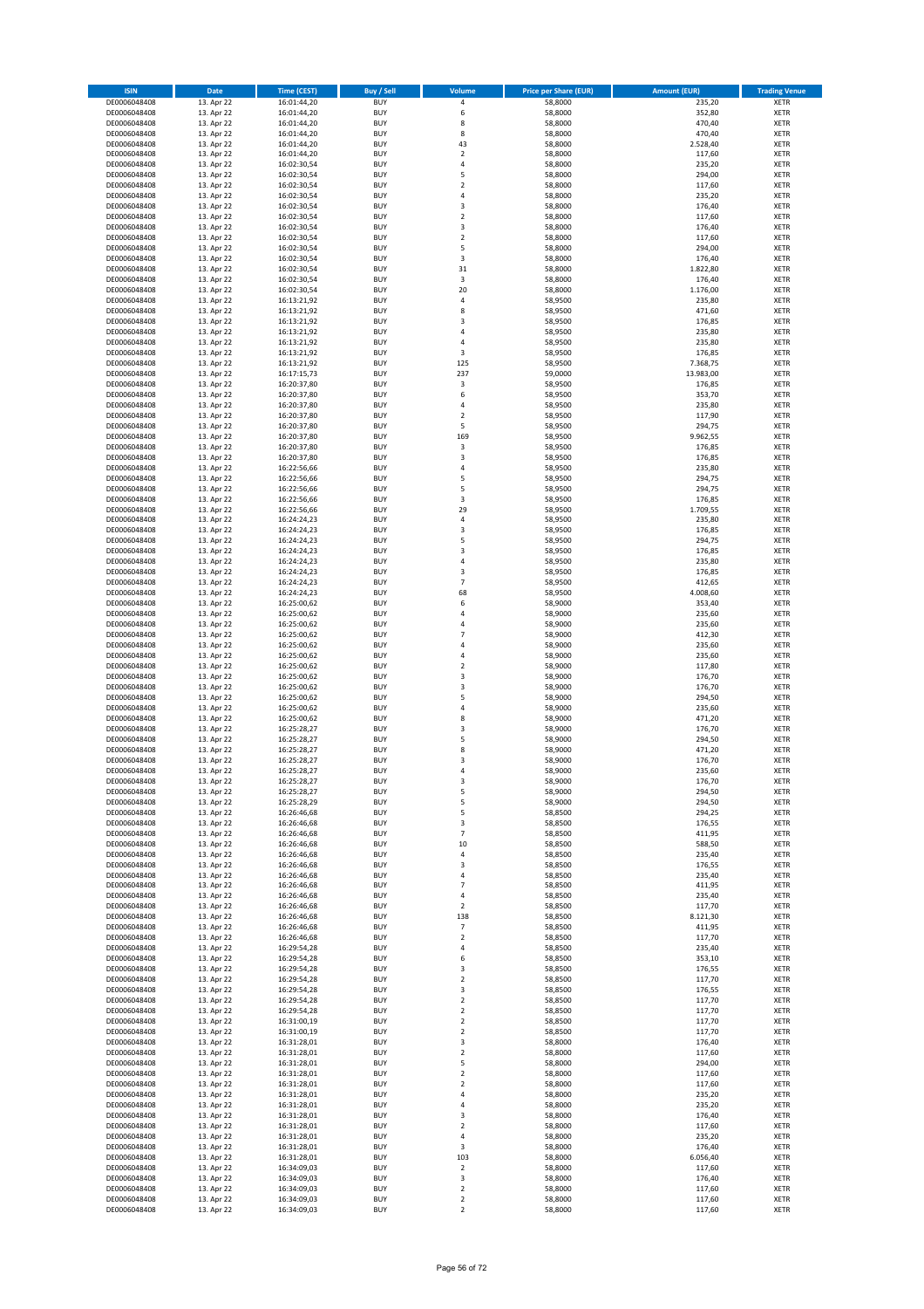| ISIN | Date | Time (CEST) | Buy / Sell | Volume | Price per Share (EUR) | Amount (EUR) | Trading Venue |
|---|---|---|---|---|---|---|---|
| DE0006048408 | 13. Apr 22 | 16:01:44,20 | BUY | 4 | 58,8000 | 235,20 | XETR |
| DE0006048408 | 13. Apr 22 | 16:01:44,20 | BUY | 6 | 58,8000 | 352,80 | XETR |
| DE0006048408 | 13. Apr 22 | 16:01:44,20 | BUY | 8 | 58,8000 | 470,40 | XETR |
| DE0006048408 | 13. Apr 22 | 16:01:44,20 | BUY | 8 | 58,8000 | 470,40 | XETR |
| DE0006048408 | 13. Apr 22 | 16:01:44,20 | BUY | 43 | 58,8000 | 2.528,40 | XETR |
| DE0006048408 | 13. Apr 22 | 16:01:44,20 | BUY | 2 | 58,8000 | 117,60 | XETR |
| DE0006048408 | 13. Apr 22 | 16:02:30,54 | BUY | 4 | 58,8000 | 235,20 | XETR |
| DE0006048408 | 13. Apr 22 | 16:02:30,54 | BUY | 5 | 58,8000 | 294,00 | XETR |
| DE0006048408 | 13. Apr 22 | 16:02:30,54 | BUY | 2 | 58,8000 | 117,60 | XETR |
| DE0006048408 | 13. Apr 22 | 16:02:30,54 | BUY | 4 | 58,8000 | 235,20 | XETR |
| DE0006048408 | 13. Apr 22 | 16:02:30,54 | BUY | 3 | 58,8000 | 176,40 | XETR |
| DE0006048408 | 13. Apr 22 | 16:02:30,54 | BUY | 2 | 58,8000 | 117,60 | XETR |
| DE0006048408 | 13. Apr 22 | 16:02:30,54 | BUY | 3 | 58,8000 | 176,40 | XETR |
| DE0006048408 | 13. Apr 22 | 16:02:30,54 | BUY | 2 | 58,8000 | 117,60 | XETR |
| DE0006048408 | 13. Apr 22 | 16:02:30,54 | BUY | 5 | 58,8000 | 294,00 | XETR |
| DE0006048408 | 13. Apr 22 | 16:02:30,54 | BUY | 3 | 58,8000 | 176,40 | XETR |
| DE0006048408 | 13. Apr 22 | 16:02:30,54 | BUY | 31 | 58,8000 | 1.822,80 | XETR |
| DE0006048408 | 13. Apr 22 | 16:02:30,54 | BUY | 3 | 58,8000 | 176,40 | XETR |
| DE0006048408 | 13. Apr 22 | 16:02:30,54 | BUY | 20 | 58,8000 | 1.176,00 | XETR |
| DE0006048408 | 13. Apr 22 | 16:13:21,92 | BUY | 4 | 58,9500 | 235,80 | XETR |
| DE0006048408 | 13. Apr 22 | 16:13:21,92 | BUY | 8 | 58,9500 | 471,60 | XETR |
| DE0006048408 | 13. Apr 22 | 16:13:21,92 | BUY | 3 | 58,9500 | 176,85 | XETR |
| DE0006048408 | 13. Apr 22 | 16:13:21,92 | BUY | 4 | 58,9500 | 235,80 | XETR |
| DE0006048408 | 13. Apr 22 | 16:13:21,92 | BUY | 4 | 58,9500 | 235,80 | XETR |
| DE0006048408 | 13. Apr 22 | 16:13:21,92 | BUY | 3 | 58,9500 | 176,85 | XETR |
| DE0006048408 | 13. Apr 22 | 16:13:21,92 | BUY | 125 | 58,9500 | 7.368,75 | XETR |
| DE0006048408 | 13. Apr 22 | 16:17:15,73 | BUY | 237 | 59,0000 | 13.983,00 | XETR |
| DE0006048408 | 13. Apr 22 | 16:20:37,80 | BUY | 3 | 58,9500 | 176,85 | XETR |
| DE0006048408 | 13. Apr 22 | 16:20:37,80 | BUY | 6 | 58,9500 | 353,70 | XETR |
| DE0006048408 | 13. Apr 22 | 16:20:37,80 | BUY | 4 | 58,9500 | 235,80 | XETR |
| DE0006048408 | 13. Apr 22 | 16:20:37,80 | BUY | 2 | 58,9500 | 117,90 | XETR |
| DE0006048408 | 13. Apr 22 | 16:20:37,80 | BUY | 5 | 58,9500 | 294,75 | XETR |
| DE0006048408 | 13. Apr 22 | 16:20:37,80 | BUY | 169 | 58,9500 | 9.962,55 | XETR |
| DE0006048408 | 13. Apr 22 | 16:20:37,80 | BUY | 3 | 58,9500 | 176,85 | XETR |
| DE0006048408 | 13. Apr 22 | 16:20:37,80 | BUY | 3 | 58,9500 | 176,85 | XETR |
| DE0006048408 | 13. Apr 22 | 16:22:56,66 | BUY | 4 | 58,9500 | 235,80 | XETR |
| DE0006048408 | 13. Apr 22 | 16:22:56,66 | BUY | 5 | 58,9500 | 294,75 | XETR |
| DE0006048408 | 13. Apr 22 | 16:22:56,66 | BUY | 5 | 58,9500 | 294,75 | XETR |
| DE0006048408 | 13. Apr 22 | 16:22:56,66 | BUY | 3 | 58,9500 | 176,85 | XETR |
| DE0006048408 | 13. Apr 22 | 16:22:56,66 | BUY | 29 | 58,9500 | 1.709,55 | XETR |
| DE0006048408 | 13. Apr 22 | 16:24:24,23 | BUY | 4 | 58,9500 | 235,80 | XETR |
| DE0006048408 | 13. Apr 22 | 16:24:24,23 | BUY | 3 | 58,9500 | 176,85 | XETR |
| DE0006048408 | 13. Apr 22 | 16:24:24,23 | BUY | 5 | 58,9500 | 294,75 | XETR |
| DE0006048408 | 13. Apr 22 | 16:24:24,23 | BUY | 3 | 58,9500 | 176,85 | XETR |
| DE0006048408 | 13. Apr 22 | 16:24:24,23 | BUY | 4 | 58,9500 | 235,80 | XETR |
| DE0006048408 | 13. Apr 22 | 16:24:24,23 | BUY | 3 | 58,9500 | 176,85 | XETR |
| DE0006048408 | 13. Apr 22 | 16:24:24,23 | BUY | 7 | 58,9500 | 412,65 | XETR |
| DE0006048408 | 13. Apr 22 | 16:24:24,23 | BUY | 68 | 58,9500 | 4.008,60 | XETR |
| DE0006048408 | 13. Apr 22 | 16:25:00,62 | BUY | 6 | 58,9000 | 353,40 | XETR |
| DE0006048408 | 13. Apr 22 | 16:25:00,62 | BUY | 4 | 58,9000 | 235,60 | XETR |
| DE0006048408 | 13. Apr 22 | 16:25:00,62 | BUY | 4 | 58,9000 | 235,60 | XETR |
| DE0006048408 | 13. Apr 22 | 16:25:00,62 | BUY | 7 | 58,9000 | 412,30 | XETR |
| DE0006048408 | 13. Apr 22 | 16:25:00,62 | BUY | 4 | 58,9000 | 235,60 | XETR |
| DE0006048408 | 13. Apr 22 | 16:25:00,62 | BUY | 4 | 58,9000 | 235,60 | XETR |
| DE0006048408 | 13. Apr 22 | 16:25:00,62 | BUY | 2 | 58,9000 | 117,80 | XETR |
| DE0006048408 | 13. Apr 22 | 16:25:00,62 | BUY | 3 | 58,9000 | 176,70 | XETR |
| DE0006048408 | 13. Apr 22 | 16:25:00,62 | BUY | 3 | 58,9000 | 176,70 | XETR |
| DE0006048408 | 13. Apr 22 | 16:25:00,62 | BUY | 5 | 58,9000 | 294,50 | XETR |
| DE0006048408 | 13. Apr 22 | 16:25:00,62 | BUY | 4 | 58,9000 | 235,60 | XETR |
| DE0006048408 | 13. Apr 22 | 16:25:00,62 | BUY | 8 | 58,9000 | 471,20 | XETR |
| DE0006048408 | 13. Apr 22 | 16:25:28,27 | BUY | 3 | 58,9000 | 176,70 | XETR |
| DE0006048408 | 13. Apr 22 | 16:25:28,27 | BUY | 5 | 58,9000 | 294,50 | XETR |
| DE0006048408 | 13. Apr 22 | 16:25:28,27 | BUY | 8 | 58,9000 | 471,20 | XETR |
| DE0006048408 | 13. Apr 22 | 16:25:28,27 | BUY | 3 | 58,9000 | 176,70 | XETR |
| DE0006048408 | 13. Apr 22 | 16:25:28,27 | BUY | 4 | 58,9000 | 235,60 | XETR |
| DE0006048408 | 13. Apr 22 | 16:25:28,27 | BUY | 3 | 58,9000 | 176,70 | XETR |
| DE0006048408 | 13. Apr 22 | 16:25:28,27 | BUY | 5 | 58,9000 | 294,50 | XETR |
| DE0006048408 | 13. Apr 22 | 16:25:28,29 | BUY | 5 | 58,9000 | 294,50 | XETR |
| DE0006048408 | 13. Apr 22 | 16:26:46,68 | BUY | 5 | 58,8500 | 294,25 | XETR |
| DE0006048408 | 13. Apr 22 | 16:26:46,68 | BUY | 3 | 58,8500 | 176,55 | XETR |
| DE0006048408 | 13. Apr 22 | 16:26:46,68 | BUY | 7 | 58,8500 | 411,95 | XETR |
| DE0006048408 | 13. Apr 22 | 16:26:46,68 | BUY | 10 | 58,8500 | 588,50 | XETR |
| DE0006048408 | 13. Apr 22 | 16:26:46,68 | BUY | 4 | 58,8500 | 235,40 | XETR |
| DE0006048408 | 13. Apr 22 | 16:26:46,68 | BUY | 3 | 58,8500 | 176,55 | XETR |
| DE0006048408 | 13. Apr 22 | 16:26:46,68 | BUY | 4 | 58,8500 | 235,40 | XETR |
| DE0006048408 | 13. Apr 22 | 16:26:46,68 | BUY | 7 | 58,8500 | 411,95 | XETR |
| DE0006048408 | 13. Apr 22 | 16:26:46,68 | BUY | 4 | 58,8500 | 235,40 | XETR |
| DE0006048408 | 13. Apr 22 | 16:26:46,68 | BUY | 2 | 58,8500 | 117,70 | XETR |
| DE0006048408 | 13. Apr 22 | 16:26:46,68 | BUY | 138 | 58,8500 | 8.121,30 | XETR |
| DE0006048408 | 13. Apr 22 | 16:26:46,68 | BUY | 7 | 58,8500 | 411,95 | XETR |
| DE0006048408 | 13. Apr 22 | 16:26:46,68 | BUY | 2 | 58,8500 | 117,70 | XETR |
| DE0006048408 | 13. Apr 22 | 16:29:54,28 | BUY | 4 | 58,8500 | 235,40 | XETR |
| DE0006048408 | 13. Apr 22 | 16:29:54,28 | BUY | 6 | 58,8500 | 353,10 | XETR |
| DE0006048408 | 13. Apr 22 | 16:29:54,28 | BUY | 3 | 58,8500 | 176,55 | XETR |
| DE0006048408 | 13. Apr 22 | 16:29:54,28 | BUY | 2 | 58,8500 | 117,70 | XETR |
| DE0006048408 | 13. Apr 22 | 16:29:54,28 | BUY | 3 | 58,8500 | 176,55 | XETR |
| DE0006048408 | 13. Apr 22 | 16:29:54,28 | BUY | 2 | 58,8500 | 117,70 | XETR |
| DE0006048408 | 13. Apr 22 | 16:29:54,28 | BUY | 2 | 58,8500 | 117,70 | XETR |
| DE0006048408 | 13. Apr 22 | 16:31:00,19 | BUY | 2 | 58,8500 | 117,70 | XETR |
| DE0006048408 | 13. Apr 22 | 16:31:00,19 | BUY | 2 | 58,8500 | 117,70 | XETR |
| DE0006048408 | 13. Apr 22 | 16:31:28,01 | BUY | 3 | 58,8000 | 176,40 | XETR |
| DE0006048408 | 13. Apr 22 | 16:31:28,01 | BUY | 2 | 58,8000 | 117,60 | XETR |
| DE0006048408 | 13. Apr 22 | 16:31:28,01 | BUY | 5 | 58,8000 | 294,00 | XETR |
| DE0006048408 | 13. Apr 22 | 16:31:28,01 | BUY | 2 | 58,8000 | 117,60 | XETR |
| DE0006048408 | 13. Apr 22 | 16:31:28,01 | BUY | 2 | 58,8000 | 117,60 | XETR |
| DE0006048408 | 13. Apr 22 | 16:31:28,01 | BUY | 4 | 58,8000 | 235,20 | XETR |
| DE0006048408 | 13. Apr 22 | 16:31:28,01 | BUY | 4 | 58,8000 | 235,20 | XETR |
| DE0006048408 | 13. Apr 22 | 16:31:28,01 | BUY | 3 | 58,8000 | 176,40 | XETR |
| DE0006048408 | 13. Apr 22 | 16:31:28,01 | BUY | 2 | 58,8000 | 117,60 | XETR |
| DE0006048408 | 13. Apr 22 | 16:31:28,01 | BUY | 4 | 58,8000 | 235,20 | XETR |
| DE0006048408 | 13. Apr 22 | 16:31:28,01 | BUY | 3 | 58,8000 | 176,40 | XETR |
| DE0006048408 | 13. Apr 22 | 16:31:28,01 | BUY | 103 | 58,8000 | 6.056,40 | XETR |
| DE0006048408 | 13. Apr 22 | 16:34:09,03 | BUY | 2 | 58,8000 | 117,60 | XETR |
| DE0006048408 | 13. Apr 22 | 16:34:09,03 | BUY | 3 | 58,8000 | 176,40 | XETR |
| DE0006048408 | 13. Apr 22 | 16:34:09,03 | BUY | 2 | 58,8000 | 117,60 | XETR |
| DE0006048408 | 13. Apr 22 | 16:34:09,03 | BUY | 2 | 58,8000 | 117,60 | XETR |
| DE0006048408 | 13. Apr 22 | 16:34:09,03 | BUY | 2 | 58,8000 | 117,60 | XETR |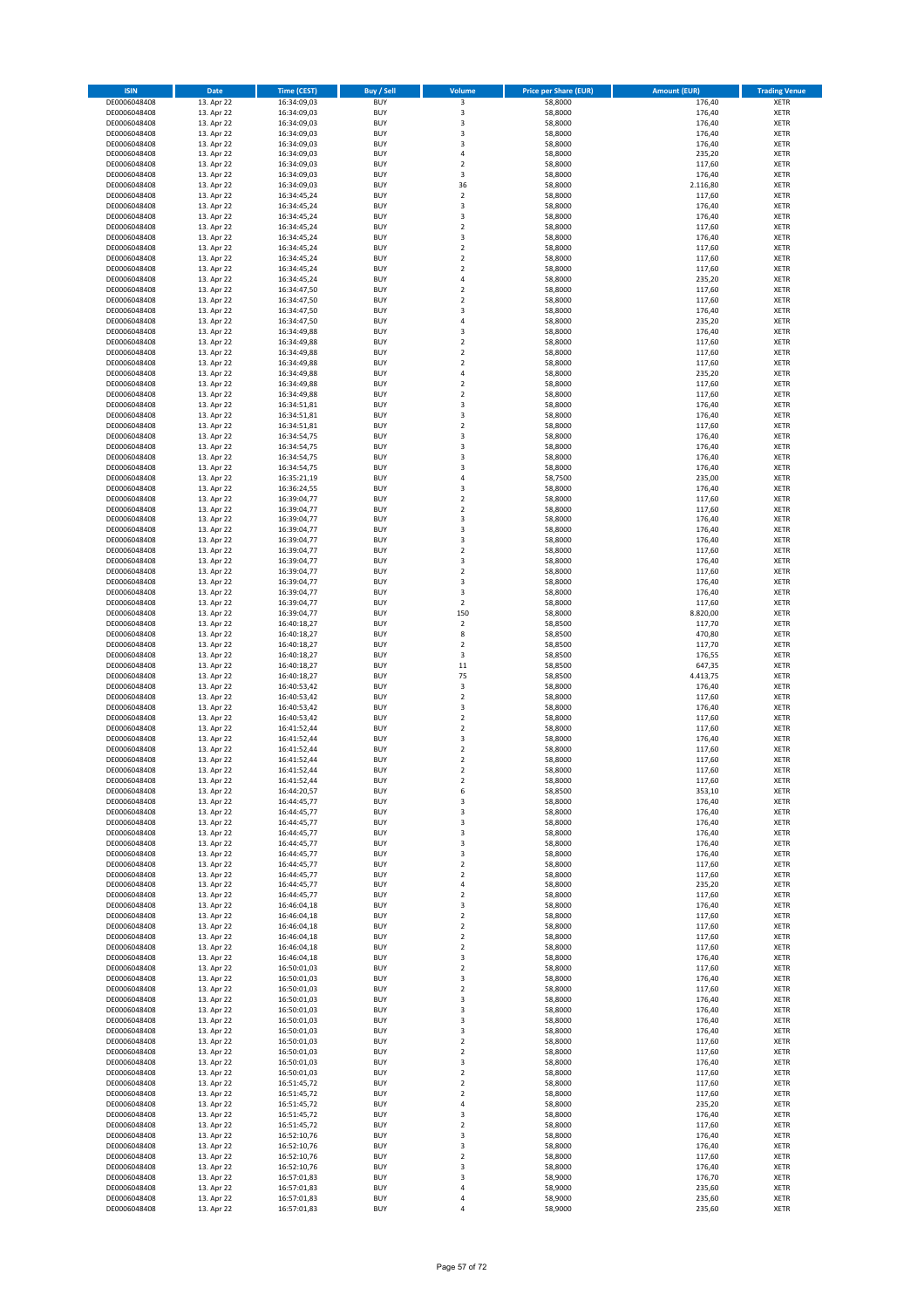| ISIN | Date | Time (CEST) | Buy / Sell | Volume | Price per Share (EUR) | Amount (EUR) | Trading Venue |
|---|---|---|---|---|---|---|---|
| DE0006048408 | 13. Apr 22 | 16:34:09,03 | BUY | 3 | 58,8000 | 176,40 | XETR |
| DE0006048408 | 13. Apr 22 | 16:34:09,03 | BUY | 3 | 58,8000 | 176,40 | XETR |
| DE0006048408 | 13. Apr 22 | 16:34:09,03 | BUY | 3 | 58,8000 | 176,40 | XETR |
| DE0006048408 | 13. Apr 22 | 16:34:09,03 | BUY | 3 | 58,8000 | 176,40 | XETR |
| DE0006048408 | 13. Apr 22 | 16:34:09,03 | BUY | 3 | 58,8000 | 176,40 | XETR |
| DE0006048408 | 13. Apr 22 | 16:34:09,03 | BUY | 4 | 58,8000 | 235,20 | XETR |
| DE0006048408 | 13. Apr 22 | 16:34:09,03 | BUY | 2 | 58,8000 | 117,60 | XETR |
| DE0006048408 | 13. Apr 22 | 16:34:09,03 | BUY | 3 | 58,8000 | 176,40 | XETR |
| DE0006048408 | 13. Apr 22 | 16:34:09,03 | BUY | 36 | 58,8000 | 2.116,80 | XETR |
| DE0006048408 | 13. Apr 22 | 16:34:45,24 | BUY | 2 | 58,8000 | 117,60 | XETR |
| DE0006048408 | 13. Apr 22 | 16:34:45,24 | BUY | 3 | 58,8000 | 176,40 | XETR |
| DE0006048408 | 13. Apr 22 | 16:34:45,24 | BUY | 3 | 58,8000 | 176,40 | XETR |
| DE0006048408 | 13. Apr 22 | 16:34:45,24 | BUY | 2 | 58,8000 | 117,60 | XETR |
| DE0006048408 | 13. Apr 22 | 16:34:45,24 | BUY | 3 | 58,8000 | 176,40 | XETR |
| DE0006048408 | 13. Apr 22 | 16:34:45,24 | BUY | 2 | 58,8000 | 117,60 | XETR |
| DE0006048408 | 13. Apr 22 | 16:34:45,24 | BUY | 2 | 58,8000 | 117,60 | XETR |
| DE0006048408 | 13. Apr 22 | 16:34:45,24 | BUY | 2 | 58,8000 | 117,60 | XETR |
| DE0006048408 | 13. Apr 22 | 16:34:45,24 | BUY | 4 | 58,8000 | 235,20 | XETR |
| DE0006048408 | 13. Apr 22 | 16:34:47,50 | BUY | 2 | 58,8000 | 117,60 | XETR |
| DE0006048408 | 13. Apr 22 | 16:34:47,50 | BUY | 2 | 58,8000 | 117,60 | XETR |
| DE0006048408 | 13. Apr 22 | 16:34:47,50 | BUY | 3 | 58,8000 | 176,40 | XETR |
| DE0006048408 | 13. Apr 22 | 16:34:47,50 | BUY | 4 | 58,8000 | 235,20 | XETR |
| DE0006048408 | 13. Apr 22 | 16:34:49,88 | BUY | 3 | 58,8000 | 176,40 | XETR |
| DE0006048408 | 13. Apr 22 | 16:34:49,88 | BUY | 2 | 58,8000 | 117,60 | XETR |
| DE0006048408 | 13. Apr 22 | 16:34:49,88 | BUY | 2 | 58,8000 | 117,60 | XETR |
| DE0006048408 | 13. Apr 22 | 16:34:49,88 | BUY | 2 | 58,8000 | 117,60 | XETR |
| DE0006048408 | 13. Apr 22 | 16:34:49,88 | BUY | 4 | 58,8000 | 235,20 | XETR |
| DE0006048408 | 13. Apr 22 | 16:34:49,88 | BUY | 2 | 58,8000 | 117,60 | XETR |
| DE0006048408 | 13. Apr 22 | 16:34:49,88 | BUY | 2 | 58,8000 | 117,60 | XETR |
| DE0006048408 | 13. Apr 22 | 16:34:51,81 | BUY | 3 | 58,8000 | 176,40 | XETR |
| DE0006048408 | 13. Apr 22 | 16:34:51,81 | BUY | 3 | 58,8000 | 176,40 | XETR |
| DE0006048408 | 13. Apr 22 | 16:34:51,81 | BUY | 2 | 58,8000 | 117,60 | XETR |
| DE0006048408 | 13. Apr 22 | 16:34:54,75 | BUY | 3 | 58,8000 | 176,40 | XETR |
| DE0006048408 | 13. Apr 22 | 16:34:54,75 | BUY | 3 | 58,8000 | 176,40 | XETR |
| DE0006048408 | 13. Apr 22 | 16:34:54,75 | BUY | 3 | 58,8000 | 176,40 | XETR |
| DE0006048408 | 13. Apr 22 | 16:34:54,75 | BUY | 3 | 58,8000 | 176,40 | XETR |
| DE0006048408 | 13. Apr 22 | 16:35:21,19 | BUY | 4 | 58,7500 | 235,00 | XETR |
| DE0006048408 | 13. Apr 22 | 16:36:24,55 | BUY | 3 | 58,8000 | 176,40 | XETR |
| DE0006048408 | 13. Apr 22 | 16:39:04,77 | BUY | 2 | 58,8000 | 117,60 | XETR |
| DE0006048408 | 13. Apr 22 | 16:39:04,77 | BUY | 2 | 58,8000 | 117,60 | XETR |
| DE0006048408 | 13. Apr 22 | 16:39:04,77 | BUY | 3 | 58,8000 | 176,40 | XETR |
| DE0006048408 | 13. Apr 22 | 16:39:04,77 | BUY | 3 | 58,8000 | 176,40 | XETR |
| DE0006048408 | 13. Apr 22 | 16:39:04,77 | BUY | 3 | 58,8000 | 176,40 | XETR |
| DE0006048408 | 13. Apr 22 | 16:39:04,77 | BUY | 2 | 58,8000 | 117,60 | XETR |
| DE0006048408 | 13. Apr 22 | 16:39:04,77 | BUY | 3 | 58,8000 | 176,40 | XETR |
| DE0006048408 | 13. Apr 22 | 16:39:04,77 | BUY | 2 | 58,8000 | 117,60 | XETR |
| DE0006048408 | 13. Apr 22 | 16:39:04,77 | BUY | 3 | 58,8000 | 176,40 | XETR |
| DE0006048408 | 13. Apr 22 | 16:39:04,77 | BUY | 3 | 58,8000 | 176,40 | XETR |
| DE0006048408 | 13. Apr 22 | 16:39:04,77 | BUY | 2 | 58,8000 | 117,60 | XETR |
| DE0006048408 | 13. Apr 22 | 16:39:04,77 | BUY | 150 | 58,8000 | 8.820,00 | XETR |
| DE0006048408 | 13. Apr 22 | 16:40:18,27 | BUY | 2 | 58,8500 | 117,70 | XETR |
| DE0006048408 | 13. Apr 22 | 16:40:18,27 | BUY | 8 | 58,8500 | 470,80 | XETR |
| DE0006048408 | 13. Apr 22 | 16:40:18,27 | BUY | 2 | 58,8500 | 117,70 | XETR |
| DE0006048408 | 13. Apr 22 | 16:40:18,27 | BUY | 3 | 58,8500 | 176,55 | XETR |
| DE0006048408 | 13. Apr 22 | 16:40:18,27 | BUY | 11 | 58,8500 | 647,35 | XETR |
| DE0006048408 | 13. Apr 22 | 16:40:18,27 | BUY | 75 | 58,8500 | 4.413,75 | XETR |
| DE0006048408 | 13. Apr 22 | 16:40:53,42 | BUY | 3 | 58,8000 | 176,40 | XETR |
| DE0006048408 | 13. Apr 22 | 16:40:53,42 | BUY | 2 | 58,8000 | 117,60 | XETR |
| DE0006048408 | 13. Apr 22 | 16:40:53,42 | BUY | 3 | 58,8000 | 176,40 | XETR |
| DE0006048408 | 13. Apr 22 | 16:40:53,42 | BUY | 2 | 58,8000 | 117,60 | XETR |
| DE0006048408 | 13. Apr 22 | 16:41:52,44 | BUY | 2 | 58,8000 | 117,60 | XETR |
| DE0006048408 | 13. Apr 22 | 16:41:52,44 | BUY | 3 | 58,8000 | 176,40 | XETR |
| DE0006048408 | 13. Apr 22 | 16:41:52,44 | BUY | 2 | 58,8000 | 117,60 | XETR |
| DE0006048408 | 13. Apr 22 | 16:41:52,44 | BUY | 2 | 58,8000 | 117,60 | XETR |
| DE0006048408 | 13. Apr 22 | 16:41:52,44 | BUY | 2 | 58,8000 | 117,60 | XETR |
| DE0006048408 | 13. Apr 22 | 16:41:52,44 | BUY | 2 | 58,8000 | 117,60 | XETR |
| DE0006048408 | 13. Apr 22 | 16:44:20,57 | BUY | 6 | 58,8500 | 353,10 | XETR |
| DE0006048408 | 13. Apr 22 | 16:44:45,77 | BUY | 3 | 58,8000 | 176,40 | XETR |
| DE0006048408 | 13. Apr 22 | 16:44:45,77 | BUY | 3 | 58,8000 | 176,40 | XETR |
| DE0006048408 | 13. Apr 22 | 16:44:45,77 | BUY | 3 | 58,8000 | 176,40 | XETR |
| DE0006048408 | 13. Apr 22 | 16:44:45,77 | BUY | 3 | 58,8000 | 176,40 | XETR |
| DE0006048408 | 13. Apr 22 | 16:44:45,77 | BUY | 3 | 58,8000 | 176,40 | XETR |
| DE0006048408 | 13. Apr 22 | 16:44:45,77 | BUY | 3 | 58,8000 | 176,40 | XETR |
| DE0006048408 | 13. Apr 22 | 16:44:45,77 | BUY | 2 | 58,8000 | 117,60 | XETR |
| DE0006048408 | 13. Apr 22 | 16:44:45,77 | BUY | 2 | 58,8000 | 117,60 | XETR |
| DE0006048408 | 13. Apr 22 | 16:44:45,77 | BUY | 4 | 58,8000 | 235,20 | XETR |
| DE0006048408 | 13. Apr 22 | 16:44:45,77 | BUY | 2 | 58,8000 | 117,60 | XETR |
| DE0006048408 | 13. Apr 22 | 16:46:04,18 | BUY | 3 | 58,8000 | 176,40 | XETR |
| DE0006048408 | 13. Apr 22 | 16:46:04,18 | BUY | 2 | 58,8000 | 117,60 | XETR |
| DE0006048408 | 13. Apr 22 | 16:46:04,18 | BUY | 2 | 58,8000 | 117,60 | XETR |
| DE0006048408 | 13. Apr 22 | 16:46:04,18 | BUY | 2 | 58,8000 | 117,60 | XETR |
| DE0006048408 | 13. Apr 22 | 16:46:04,18 | BUY | 2 | 58,8000 | 117,60 | XETR |
| DE0006048408 | 13. Apr 22 | 16:46:04,18 | BUY | 3 | 58,8000 | 176,40 | XETR |
| DE0006048408 | 13. Apr 22 | 16:50:01,03 | BUY | 2 | 58,8000 | 117,60 | XETR |
| DE0006048408 | 13. Apr 22 | 16:50:01,03 | BUY | 3 | 58,8000 | 176,40 | XETR |
| DE0006048408 | 13. Apr 22 | 16:50:01,03 | BUY | 2 | 58,8000 | 117,60 | XETR |
| DE0006048408 | 13. Apr 22 | 16:50:01,03 | BUY | 3 | 58,8000 | 176,40 | XETR |
| DE0006048408 | 13. Apr 22 | 16:50:01,03 | BUY | 3 | 58,8000 | 176,40 | XETR |
| DE0006048408 | 13. Apr 22 | 16:50:01,03 | BUY | 3 | 58,8000 | 176,40 | XETR |
| DE0006048408 | 13. Apr 22 | 16:50:01,03 | BUY | 3 | 58,8000 | 176,40 | XETR |
| DE0006048408 | 13. Apr 22 | 16:50:01,03 | BUY | 2 | 58,8000 | 117,60 | XETR |
| DE0006048408 | 13. Apr 22 | 16:50:01,03 | BUY | 2 | 58,8000 | 117,60 | XETR |
| DE0006048408 | 13. Apr 22 | 16:50:01,03 | BUY | 3 | 58,8000 | 176,40 | XETR |
| DE0006048408 | 13. Apr 22 | 16:50:01,03 | BUY | 2 | 58,8000 | 117,60 | XETR |
| DE0006048408 | 13. Apr 22 | 16:51:45,72 | BUY | 2 | 58,8000 | 117,60 | XETR |
| DE0006048408 | 13. Apr 22 | 16:51:45,72 | BUY | 2 | 58,8000 | 117,60 | XETR |
| DE0006048408 | 13. Apr 22 | 16:51:45,72 | BUY | 4 | 58,8000 | 235,20 | XETR |
| DE0006048408 | 13. Apr 22 | 16:51:45,72 | BUY | 3 | 58,8000 | 176,40 | XETR |
| DE0006048408 | 13. Apr 22 | 16:51:45,72 | BUY | 2 | 58,8000 | 117,60 | XETR |
| DE0006048408 | 13. Apr 22 | 16:52:10,76 | BUY | 3 | 58,8000 | 176,40 | XETR |
| DE0006048408 | 13. Apr 22 | 16:52:10,76 | BUY | 3 | 58,8000 | 176,40 | XETR |
| DE0006048408 | 13. Apr 22 | 16:52:10,76 | BUY | 2 | 58,8000 | 117,60 | XETR |
| DE0006048408 | 13. Apr 22 | 16:52:10,76 | BUY | 3 | 58,8000 | 176,40 | XETR |
| DE0006048408 | 13. Apr 22 | 16:57:01,83 | BUY | 3 | 58,9000 | 176,70 | XETR |
| DE0006048408 | 13. Apr 22 | 16:57:01,83 | BUY | 4 | 58,9000 | 235,60 | XETR |
| DE0006048408 | 13. Apr 22 | 16:57:01,83 | BUY | 4 | 58,9000 | 235,60 | XETR |
| DE0006048408 | 13. Apr 22 | 16:57:01,83 | BUY | 4 | 58,9000 | 235,60 | XETR |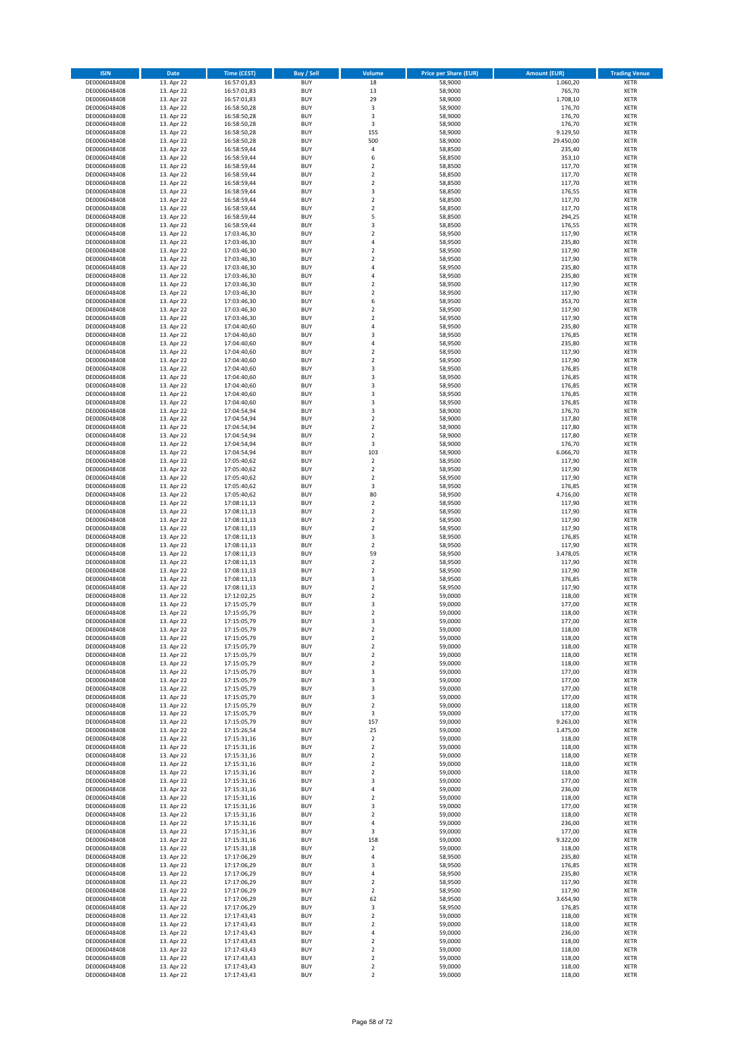| ISIN | Date | Time (CEST) | Buy / Sell | Volume | Price per Share (EUR) | Amount (EUR) | Trading Venue |
|---|---|---|---|---|---|---|---|
| DE0006048408 | 13. Apr 22 | 16:57:01,83 | BUY | 18 | 58,9000 | 1.060,20 | XETR |
| DE0006048408 | 13. Apr 22 | 16:57:01,83 | BUY | 13 | 58,9000 | 765,70 | XETR |
| DE0006048408 | 13. Apr 22 | 16:57:01,83 | BUY | 29 | 58,9000 | 1.708,10 | XETR |
| DE0006048408 | 13. Apr 22 | 16:58:50,28 | BUY | 3 | 58,9000 | 176,70 | XETR |
| DE0006048408 | 13. Apr 22 | 16:58:50,28 | BUY | 3 | 58,9000 | 176,70 | XETR |
| DE0006048408 | 13. Apr 22 | 16:58:50,28 | BUY | 3 | 58,9000 | 176,70 | XETR |
| DE0006048408 | 13. Apr 22 | 16:58:50,28 | BUY | 155 | 58,9000 | 9.129,50 | XETR |
| DE0006048408 | 13. Apr 22 | 16:58:50,28 | BUY | 500 | 58,9000 | 29.450,00 | XETR |
| DE0006048408 | 13. Apr 22 | 16:58:59,44 | BUY | 4 | 58,8500 | 235,40 | XETR |
| DE0006048408 | 13. Apr 22 | 16:58:59,44 | BUY | 6 | 58,8500 | 353,10 | XETR |
| DE0006048408 | 13. Apr 22 | 16:58:59,44 | BUY | 2 | 58,8500 | 117,70 | XETR |
| DE0006048408 | 13. Apr 22 | 16:58:59,44 | BUY | 2 | 58,8500 | 117,70 | XETR |
| DE0006048408 | 13. Apr 22 | 16:58:59,44 | BUY | 2 | 58,8500 | 117,70 | XETR |
| DE0006048408 | 13. Apr 22 | 16:58:59,44 | BUY | 3 | 58,8500 | 176,55 | XETR |
| DE0006048408 | 13. Apr 22 | 16:58:59,44 | BUY | 2 | 58,8500 | 117,70 | XETR |
| DE0006048408 | 13. Apr 22 | 16:58:59,44 | BUY | 2 | 58,8500 | 117,70 | XETR |
| DE0006048408 | 13. Apr 22 | 16:58:59,44 | BUY | 5 | 58,8500 | 294,25 | XETR |
| DE0006048408 | 13. Apr 22 | 16:58:59,44 | BUY | 3 | 58,8500 | 176,55 | XETR |
| DE0006048408 | 13. Apr 22 | 17:03:46,30 | BUY | 2 | 58,9500 | 117,90 | XETR |
| DE0006048408 | 13. Apr 22 | 17:03:46,30 | BUY | 4 | 58,9500 | 235,80 | XETR |
| DE0006048408 | 13. Apr 22 | 17:03:46,30 | BUY | 2 | 58,9500 | 117,90 | XETR |
| DE0006048408 | 13. Apr 22 | 17:03:46,30 | BUY | 2 | 58,9500 | 117,90 | XETR |
| DE0006048408 | 13. Apr 22 | 17:03:46,30 | BUY | 4 | 58,9500 | 235,80 | XETR |
| DE0006048408 | 13. Apr 22 | 17:03:46,30 | BUY | 4 | 58,9500 | 235,80 | XETR |
| DE0006048408 | 13. Apr 22 | 17:03:46,30 | BUY | 2 | 58,9500 | 117,90 | XETR |
| DE0006048408 | 13. Apr 22 | 17:03:46,30 | BUY | 2 | 58,9500 | 117,90 | XETR |
| DE0006048408 | 13. Apr 22 | 17:03:46,30 | BUY | 6 | 58,9500 | 353,70 | XETR |
| DE0006048408 | 13. Apr 22 | 17:03:46,30 | BUY | 2 | 58,9500 | 117,90 | XETR |
| DE0006048408 | 13. Apr 22 | 17:03:46,30 | BUY | 2 | 58,9500 | 117,90 | XETR |
| DE0006048408 | 13. Apr 22 | 17:04:40,60 | BUY | 4 | 58,9500 | 235,80 | XETR |
| DE0006048408 | 13. Apr 22 | 17:04:40,60 | BUY | 3 | 58,9500 | 176,85 | XETR |
| DE0006048408 | 13. Apr 22 | 17:04:40,60 | BUY | 4 | 58,9500 | 235,80 | XETR |
| DE0006048408 | 13. Apr 22 | 17:04:40,60 | BUY | 2 | 58,9500 | 117,90 | XETR |
| DE0006048408 | 13. Apr 22 | 17:04:40,60 | BUY | 2 | 58,9500 | 117,90 | XETR |
| DE0006048408 | 13. Apr 22 | 17:04:40,60 | BUY | 3 | 58,9500 | 176,85 | XETR |
| DE0006048408 | 13. Apr 22 | 17:04:40,60 | BUY | 3 | 58,9500 | 176,85 | XETR |
| DE0006048408 | 13. Apr 22 | 17:04:40,60 | BUY | 3 | 58,9500 | 176,85 | XETR |
| DE0006048408 | 13. Apr 22 | 17:04:40,60 | BUY | 3 | 58,9500 | 176,85 | XETR |
| DE0006048408 | 13. Apr 22 | 17:04:40,60 | BUY | 3 | 58,9500 | 176,85 | XETR |
| DE0006048408 | 13. Apr 22 | 17:04:54,94 | BUY | 3 | 58,9000 | 176,70 | XETR |
| DE0006048408 | 13. Apr 22 | 17:04:54,94 | BUY | 2 | 58,9000 | 117,80 | XETR |
| DE0006048408 | 13. Apr 22 | 17:04:54,94 | BUY | 2 | 58,9000 | 117,80 | XETR |
| DE0006048408 | 13. Apr 22 | 17:04:54,94 | BUY | 2 | 58,9000 | 117,80 | XETR |
| DE0006048408 | 13. Apr 22 | 17:04:54,94 | BUY | 3 | 58,9000 | 176,70 | XETR |
| DE0006048408 | 13. Apr 22 | 17:04:54,94 | BUY | 103 | 58,9000 | 6.066,70 | XETR |
| DE0006048408 | 13. Apr 22 | 17:05:40,62 | BUY | 2 | 58,9500 | 117,90 | XETR |
| DE0006048408 | 13. Apr 22 | 17:05:40,62 | BUY | 2 | 58,9500 | 117,90 | XETR |
| DE0006048408 | 13. Apr 22 | 17:05:40,62 | BUY | 2 | 58,9500 | 117,90 | XETR |
| DE0006048408 | 13. Apr 22 | 17:05:40,62 | BUY | 3 | 58,9500 | 176,85 | XETR |
| DE0006048408 | 13. Apr 22 | 17:05:40,62 | BUY | 80 | 58,9500 | 4.716,00 | XETR |
| DE0006048408 | 13. Apr 22 | 17:08:11,13 | BUY | 2 | 58,9500 | 117,90 | XETR |
| DE0006048408 | 13. Apr 22 | 17:08:11,13 | BUY | 2 | 58,9500 | 117,90 | XETR |
| DE0006048408 | 13. Apr 22 | 17:08:11,13 | BUY | 2 | 58,9500 | 117,90 | XETR |
| DE0006048408 | 13. Apr 22 | 17:08:11,13 | BUY | 2 | 58,9500 | 117,90 | XETR |
| DE0006048408 | 13. Apr 22 | 17:08:11,13 | BUY | 3 | 58,9500 | 176,85 | XETR |
| DE0006048408 | 13. Apr 22 | 17:08:11,13 | BUY | 2 | 58,9500 | 117,90 | XETR |
| DE0006048408 | 13. Apr 22 | 17:08:11,13 | BUY | 59 | 58,9500 | 3.478,05 | XETR |
| DE0006048408 | 13. Apr 22 | 17:08:11,13 | BUY | 2 | 58,9500 | 117,90 | XETR |
| DE0006048408 | 13. Apr 22 | 17:08:11,13 | BUY | 2 | 58,9500 | 117,90 | XETR |
| DE0006048408 | 13. Apr 22 | 17:08:11,13 | BUY | 3 | 58,9500 | 176,85 | XETR |
| DE0006048408 | 13. Apr 22 | 17:08:11,13 | BUY | 2 | 58,9500 | 117,90 | XETR |
| DE0006048408 | 13. Apr 22 | 17:12:02,25 | BUY | 2 | 59,0000 | 118,00 | XETR |
| DE0006048408 | 13. Apr 22 | 17:15:05,79 | BUY | 3 | 59,0000 | 177,00 | XETR |
| DE0006048408 | 13. Apr 22 | 17:15:05,79 | BUY | 2 | 59,0000 | 118,00 | XETR |
| DE0006048408 | 13. Apr 22 | 17:15:05,79 | BUY | 3 | 59,0000 | 177,00 | XETR |
| DE0006048408 | 13. Apr 22 | 17:15:05,79 | BUY | 2 | 59,0000 | 118,00 | XETR |
| DE0006048408 | 13. Apr 22 | 17:15:05,79 | BUY | 2 | 59,0000 | 118,00 | XETR |
| DE0006048408 | 13. Apr 22 | 17:15:05,79 | BUY | 2 | 59,0000 | 118,00 | XETR |
| DE0006048408 | 13. Apr 22 | 17:15:05,79 | BUY | 2 | 59,0000 | 118,00 | XETR |
| DE0006048408 | 13. Apr 22 | 17:15:05,79 | BUY | 2 | 59,0000 | 118,00 | XETR |
| DE0006048408 | 13. Apr 22 | 17:15:05,79 | BUY | 3 | 59,0000 | 177,00 | XETR |
| DE0006048408 | 13. Apr 22 | 17:15:05,79 | BUY | 3 | 59,0000 | 177,00 | XETR |
| DE0006048408 | 13. Apr 22 | 17:15:05,79 | BUY | 3 | 59,0000 | 177,00 | XETR |
| DE0006048408 | 13. Apr 22 | 17:15:05,79 | BUY | 3 | 59,0000 | 177,00 | XETR |
| DE0006048408 | 13. Apr 22 | 17:15:05,79 | BUY | 2 | 59,0000 | 118,00 | XETR |
| DE0006048408 | 13. Apr 22 | 17:15:05,79 | BUY | 3 | 59,0000 | 177,00 | XETR |
| DE0006048408 | 13. Apr 22 | 17:15:05,79 | BUY | 157 | 59,0000 | 9.263,00 | XETR |
| DE0006048408 | 13. Apr 22 | 17:15:26,54 | BUY | 25 | 59,0000 | 1.475,00 | XETR |
| DE0006048408 | 13. Apr 22 | 17:15:31,16 | BUY | 2 | 59,0000 | 118,00 | XETR |
| DE0006048408 | 13. Apr 22 | 17:15:31,16 | BUY | 2 | 59,0000 | 118,00 | XETR |
| DE0006048408 | 13. Apr 22 | 17:15:31,16 | BUY | 2 | 59,0000 | 118,00 | XETR |
| DE0006048408 | 13. Apr 22 | 17:15:31,16 | BUY | 2 | 59,0000 | 118,00 | XETR |
| DE0006048408 | 13. Apr 22 | 17:15:31,16 | BUY | 2 | 59,0000 | 118,00 | XETR |
| DE0006048408 | 13. Apr 22 | 17:15:31,16 | BUY | 3 | 59,0000 | 177,00 | XETR |
| DE0006048408 | 13. Apr 22 | 17:15:31,16 | BUY | 4 | 59,0000 | 236,00 | XETR |
| DE0006048408 | 13. Apr 22 | 17:15:31,16 | BUY | 2 | 59,0000 | 118,00 | XETR |
| DE0006048408 | 13. Apr 22 | 17:15:31,16 | BUY | 3 | 59,0000 | 177,00 | XETR |
| DE0006048408 | 13. Apr 22 | 17:15:31,16 | BUY | 2 | 59,0000 | 118,00 | XETR |
| DE0006048408 | 13. Apr 22 | 17:15:31,16 | BUY | 4 | 59,0000 | 236,00 | XETR |
| DE0006048408 | 13. Apr 22 | 17:15:31,16 | BUY | 3 | 59,0000 | 177,00 | XETR |
| DE0006048408 | 13. Apr 22 | 17:15:31,16 | BUY | 158 | 59,0000 | 9.322,00 | XETR |
| DE0006048408 | 13. Apr 22 | 17:15:31,18 | BUY | 2 | 59,0000 | 118,00 | XETR |
| DE0006048408 | 13. Apr 22 | 17:17:06,29 | BUY | 4 | 58,9500 | 235,80 | XETR |
| DE0006048408 | 13. Apr 22 | 17:17:06,29 | BUY | 3 | 58,9500 | 176,85 | XETR |
| DE0006048408 | 13. Apr 22 | 17:17:06,29 | BUY | 4 | 58,9500 | 235,80 | XETR |
| DE0006048408 | 13. Apr 22 | 17:17:06,29 | BUY | 2 | 58,9500 | 117,90 | XETR |
| DE0006048408 | 13. Apr 22 | 17:17:06,29 | BUY | 2 | 58,9500 | 117,90 | XETR |
| DE0006048408 | 13. Apr 22 | 17:17:06,29 | BUY | 62 | 58,9500 | 3.654,90 | XETR |
| DE0006048408 | 13. Apr 22 | 17:17:06,29 | BUY | 3 | 58,9500 | 176,85 | XETR |
| DE0006048408 | 13. Apr 22 | 17:17:43,43 | BUY | 2 | 59,0000 | 118,00 | XETR |
| DE0006048408 | 13. Apr 22 | 17:17:43,43 | BUY | 2 | 59,0000 | 118,00 | XETR |
| DE0006048408 | 13. Apr 22 | 17:17:43,43 | BUY | 4 | 59,0000 | 236,00 | XETR |
| DE0006048408 | 13. Apr 22 | 17:17:43,43 | BUY | 2 | 59,0000 | 118,00 | XETR |
| DE0006048408 | 13. Apr 22 | 17:17:43,43 | BUY | 2 | 59,0000 | 118,00 | XETR |
| DE0006048408 | 13. Apr 22 | 17:17:43,43 | BUY | 2 | 59,0000 | 118,00 | XETR |
| DE0006048408 | 13. Apr 22 | 17:17:43,43 | BUY | 2 | 59,0000 | 118,00 | XETR |
| DE0006048408 | 13. Apr 22 | 17:17:43,43 | BUY | 2 | 59,0000 | 118,00 | XETR |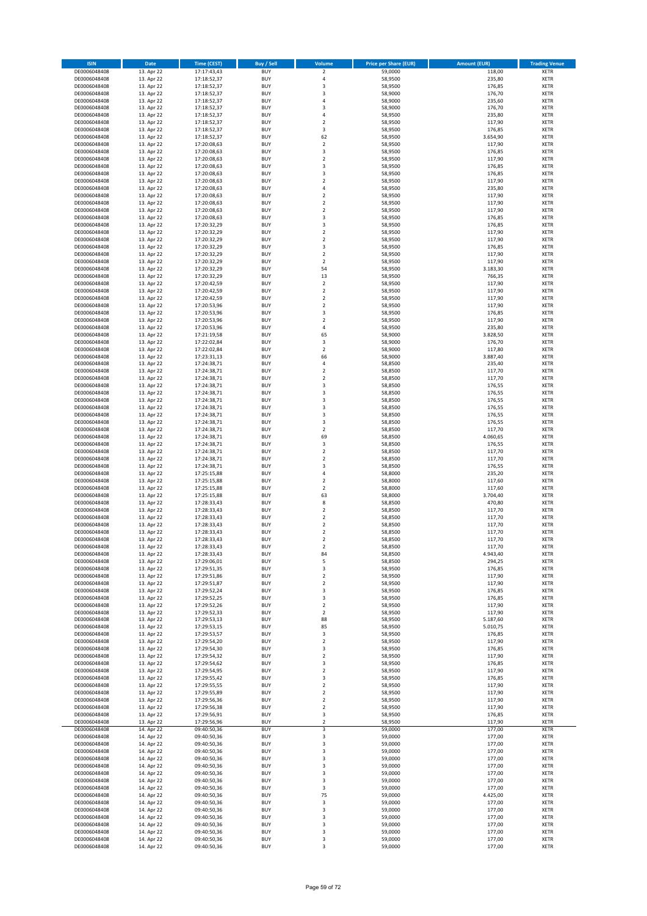| ISIN | Date | Time (CEST) | Buy / Sell | Volume | Price per Share (EUR) | Amount (EUR) | Trading Venue |
|---|---|---|---|---|---|---|---|
| DE0006048408 | 13. Apr 22 | 17:17:43,43 | BUY | 2 | 59,0000 | 118,00 | XETR |
| DE0006048408 | 13. Apr 22 | 17:18:52,37 | BUY | 4 | 58,9500 | 235,80 | XETR |
| DE0006048408 | 13. Apr 22 | 17:18:52,37 | BUY | 3 | 58,9500 | 176,85 | XETR |
| DE0006048408 | 13. Apr 22 | 17:18:52,37 | BUY | 3 | 58,9000 | 176,70 | XETR |
| DE0006048408 | 13. Apr 22 | 17:18:52,37 | BUY | 4 | 58,9000 | 235,60 | XETR |
| DE0006048408 | 13. Apr 22 | 17:18:52,37 | BUY | 3 | 58,9000 | 176,70 | XETR |
| DE0006048408 | 13. Apr 22 | 17:18:52,37 | BUY | 4 | 58,9500 | 235,80 | XETR |
| DE0006048408 | 13. Apr 22 | 17:18:52,37 | BUY | 2 | 58,9500 | 117,90 | XETR |
| DE0006048408 | 13. Apr 22 | 17:18:52,37 | BUY | 3 | 58,9500 | 176,85 | XETR |
| DE0006048408 | 13. Apr 22 | 17:18:52,37 | BUY | 62 | 58,9500 | 3.654,90 | XETR |
| DE0006048408 | 13. Apr 22 | 17:20:08,63 | BUY | 2 | 58,9500 | 117,90 | XETR |
| DE0006048408 | 13. Apr 22 | 17:20:08,63 | BUY | 3 | 58,9500 | 176,85 | XETR |
| DE0006048408 | 13. Apr 22 | 17:20:08,63 | BUY | 2 | 58,9500 | 117,90 | XETR |
| DE0006048408 | 13. Apr 22 | 17:20:08,63 | BUY | 3 | 58,9500 | 176,85 | XETR |
| DE0006048408 | 13. Apr 22 | 17:20:08,63 | BUY | 3 | 58,9500 | 176,85 | XETR |
| DE0006048408 | 13. Apr 22 | 17:20:08,63 | BUY | 2 | 58,9500 | 117,90 | XETR |
| DE0006048408 | 13. Apr 22 | 17:20:08,63 | BUY | 4 | 58,9500 | 235,80 | XETR |
| DE0006048408 | 13. Apr 22 | 17:20:08,63 | BUY | 2 | 58,9500 | 117,90 | XETR |
| DE0006048408 | 13. Apr 22 | 17:20:08,63 | BUY | 2 | 58,9500 | 117,90 | XETR |
| DE0006048408 | 13. Apr 22 | 17:20:08,63 | BUY | 2 | 58,9500 | 117,90 | XETR |
| DE0006048408 | 13. Apr 22 | 17:20:08,63 | BUY | 3 | 58,9500 | 176,85 | XETR |
| DE0006048408 | 13. Apr 22 | 17:20:32,29 | BUY | 3 | 58,9500 | 176,85 | XETR |
| DE0006048408 | 13. Apr 22 | 17:20:32,29 | BUY | 2 | 58,9500 | 117,90 | XETR |
| DE0006048408 | 13. Apr 22 | 17:20:32,29 | BUY | 2 | 58,9500 | 117,90 | XETR |
| DE0006048408 | 13. Apr 22 | 17:20:32,29 | BUY | 3 | 58,9500 | 176,85 | XETR |
| DE0006048408 | 13. Apr 22 | 17:20:32,29 | BUY | 2 | 58,9500 | 117,90 | XETR |
| DE0006048408 | 13. Apr 22 | 17:20:32,29 | BUY | 2 | 58,9500 | 117,90 | XETR |
| DE0006048408 | 13. Apr 22 | 17:20:32,29 | BUY | 54 | 58,9500 | 3.183,30 | XETR |
| DE0006048408 | 13. Apr 22 | 17:20:32,29 | BUY | 13 | 58,9500 | 766,35 | XETR |
| DE0006048408 | 13. Apr 22 | 17:20:42,59 | BUY | 2 | 58,9500 | 117,90 | XETR |
| DE0006048408 | 13. Apr 22 | 17:20:42,59 | BUY | 2 | 58,9500 | 117,90 | XETR |
| DE0006048408 | 13. Apr 22 | 17:20:42,59 | BUY | 2 | 58,9500 | 117,90 | XETR |
| DE0006048408 | 13. Apr 22 | 17:20:53,96 | BUY | 2 | 58,9500 | 117,90 | XETR |
| DE0006048408 | 13. Apr 22 | 17:20:53,96 | BUY | 3 | 58,9500 | 176,85 | XETR |
| DE0006048408 | 13. Apr 22 | 17:20:53,96 | BUY | 2 | 58,9500 | 117,90 | XETR |
| DE0006048408 | 13. Apr 22 | 17:20:53,96 | BUY | 4 | 58,9500 | 235,80 | XETR |
| DE0006048408 | 13. Apr 22 | 17:21:19,58 | BUY | 65 | 58,9000 | 3.828,50 | XETR |
| DE0006048408 | 13. Apr 22 | 17:22:02,84 | BUY | 3 | 58,9000 | 176,70 | XETR |
| DE0006048408 | 13. Apr 22 | 17:22:02,84 | BUY | 2 | 58,9000 | 117,80 | XETR |
| DE0006048408 | 13. Apr 22 | 17:23:31,13 | BUY | 66 | 58,9000 | 3.887,40 | XETR |
| DE0006048408 | 13. Apr 22 | 17:24:38,71 | BUY | 4 | 58,8500 | 235,40 | XETR |
| DE0006048408 | 13. Apr 22 | 17:24:38,71 | BUY | 2 | 58,8500 | 117,70 | XETR |
| DE0006048408 | 13. Apr 22 | 17:24:38,71 | BUY | 2 | 58,8500 | 117,70 | XETR |
| DE0006048408 | 13. Apr 22 | 17:24:38,71 | BUY | 3 | 58,8500 | 176,55 | XETR |
| DE0006048408 | 13. Apr 22 | 17:24:38,71 | BUY | 3 | 58,8500 | 176,55 | XETR |
| DE0006048408 | 13. Apr 22 | 17:24:38,71 | BUY | 3 | 58,8500 | 176,55 | XETR |
| DE0006048408 | 13. Apr 22 | 17:24:38,71 | BUY | 3 | 58,8500 | 176,55 | XETR |
| DE0006048408 | 13. Apr 22 | 17:24:38,71 | BUY | 3 | 58,8500 | 176,55 | XETR |
| DE0006048408 | 13. Apr 22 | 17:24:38,71 | BUY | 3 | 58,8500 | 176,55 | XETR |
| DE0006048408 | 13. Apr 22 | 17:24:38,71 | BUY | 2 | 58,8500 | 117,70 | XETR |
| DE0006048408 | 13. Apr 22 | 17:24:38,71 | BUY | 69 | 58,8500 | 4.060,65 | XETR |
| DE0006048408 | 13. Apr 22 | 17:24:38,71 | BUY | 3 | 58,8500 | 176,55 | XETR |
| DE0006048408 | 13. Apr 22 | 17:24:38,71 | BUY | 2 | 58,8500 | 117,70 | XETR |
| DE0006048408 | 13. Apr 22 | 17:24:38,71 | BUY | 2 | 58,8500 | 117,70 | XETR |
| DE0006048408 | 13. Apr 22 | 17:24:38,71 | BUY | 3 | 58,8500 | 176,55 | XETR |
| DE0006048408 | 13. Apr 22 | 17:25:15,88 | BUY | 4 | 58,8000 | 235,20 | XETR |
| DE0006048408 | 13. Apr 22 | 17:25:15,88 | BUY | 2 | 58,8000 | 117,60 | XETR |
| DE0006048408 | 13. Apr 22 | 17:25:15,88 | BUY | 2 | 58,8000 | 117,60 | XETR |
| DE0006048408 | 13. Apr 22 | 17:25:15,88 | BUY | 63 | 58,8000 | 3.704,40 | XETR |
| DE0006048408 | 13. Apr 22 | 17:28:33,43 | BUY | 8 | 58,8500 | 470,80 | XETR |
| DE0006048408 | 13. Apr 22 | 17:28:33,43 | BUY | 2 | 58,8500 | 117,70 | XETR |
| DE0006048408 | 13. Apr 22 | 17:28:33,43 | BUY | 2 | 58,8500 | 117,70 | XETR |
| DE0006048408 | 13. Apr 22 | 17:28:33,43 | BUY | 2 | 58,8500 | 117,70 | XETR |
| DE0006048408 | 13. Apr 22 | 17:28:33,43 | BUY | 2 | 58,8500 | 117,70 | XETR |
| DE0006048408 | 13. Apr 22 | 17:28:33,43 | BUY | 2 | 58,8500 | 117,70 | XETR |
| DE0006048408 | 13. Apr 22 | 17:28:33,43 | BUY | 2 | 58,8500 | 117,70 | XETR |
| DE0006048408 | 13. Apr 22 | 17:28:33,43 | BUY | 84 | 58,8500 | 4.943,40 | XETR |
| DE0006048408 | 13. Apr 22 | 17:29:06,01 | BUY | 5 | 58,8500 | 294,25 | XETR |
| DE0006048408 | 13. Apr 22 | 17:29:51,35 | BUY | 3 | 58,9500 | 176,85 | XETR |
| DE0006048408 | 13. Apr 22 | 17:29:51,86 | BUY | 2 | 58,9500 | 117,90 | XETR |
| DE0006048408 | 13. Apr 22 | 17:29:51,87 | BUY | 2 | 58,9500 | 117,90 | XETR |
| DE0006048408 | 13. Apr 22 | 17:29:52,24 | BUY | 3 | 58,9500 | 176,85 | XETR |
| DE0006048408 | 13. Apr 22 | 17:29:52,25 | BUY | 3 | 58,9500 | 176,85 | XETR |
| DE0006048408 | 13. Apr 22 | 17:29:52,26 | BUY | 2 | 58,9500 | 117,90 | XETR |
| DE0006048408 | 13. Apr 22 | 17:29:52,33 | BUY | 2 | 58,9500 | 117,90 | XETR |
| DE0006048408 | 13. Apr 22 | 17:29:53,13 | BUY | 88 | 58,9500 | 5.187,60 | XETR |
| DE0006048408 | 13. Apr 22 | 17:29:53,15 | BUY | 85 | 58,9500 | 5.010,75 | XETR |
| DE0006048408 | 13. Apr 22 | 17:29:53,57 | BUY | 3 | 58,9500 | 176,85 | XETR |
| DE0006048408 | 13. Apr 22 | 17:29:54,20 | BUY | 2 | 58,9500 | 117,90 | XETR |
| DE0006048408 | 13. Apr 22 | 17:29:54,30 | BUY | 3 | 58,9500 | 176,85 | XETR |
| DE0006048408 | 13. Apr 22 | 17:29:54,32 | BUY | 2 | 58,9500 | 117,90 | XETR |
| DE0006048408 | 13. Apr 22 | 17:29:54,62 | BUY | 3 | 58,9500 | 176,85 | XETR |
| DE0006048408 | 13. Apr 22 | 17:29:54,95 | BUY | 2 | 58,9500 | 117,90 | XETR |
| DE0006048408 | 13. Apr 22 | 17:29:55,42 | BUY | 3 | 58,9500 | 176,85 | XETR |
| DE0006048408 | 13. Apr 22 | 17:29:55,55 | BUY | 2 | 58,9500 | 117,90 | XETR |
| DE0006048408 | 13. Apr 22 | 17:29:55,89 | BUY | 2 | 58,9500 | 117,90 | XETR |
| DE0006048408 | 13. Apr 22 | 17:29:56,36 | BUY | 2 | 58,9500 | 117,90 | XETR |
| DE0006048408 | 13. Apr 22 | 17:29:56,38 | BUY | 2 | 58,9500 | 117,90 | XETR |
| DE0006048408 | 13. Apr 22 | 17:29:56,91 | BUY | 3 | 58,9500 | 176,85 | XETR |
| DE0006048408 | 13. Apr 22 | 17:29:56,96 | BUY | 2 | 58,9500 | 117,90 | XETR |
| DE0006048408 | 14. Apr 22 | 09:40:50,36 | BUY | 3 | 59,0000 | 177,00 | XETR |
| DE0006048408 | 14. Apr 22 | 09:40:50,36 | BUY | 3 | 59,0000 | 177,00 | XETR |
| DE0006048408 | 14. Apr 22 | 09:40:50,36 | BUY | 3 | 59,0000 | 177,00 | XETR |
| DE0006048408 | 14. Apr 22 | 09:40:50,36 | BUY | 3 | 59,0000 | 177,00 | XETR |
| DE0006048408 | 14. Apr 22 | 09:40:50,36 | BUY | 3 | 59,0000 | 177,00 | XETR |
| DE0006048408 | 14. Apr 22 | 09:40:50,36 | BUY | 3 | 59,0000 | 177,00 | XETR |
| DE0006048408 | 14. Apr 22 | 09:40:50,36 | BUY | 3 | 59,0000 | 177,00 | XETR |
| DE0006048408 | 14. Apr 22 | 09:40:50,36 | BUY | 3 | 59,0000 | 177,00 | XETR |
| DE0006048408 | 14. Apr 22 | 09:40:50,36 | BUY | 3 | 59,0000 | 177,00 | XETR |
| DE0006048408 | 14. Apr 22 | 09:40:50,36 | BUY | 75 | 59,0000 | 4.425,00 | XETR |
| DE0006048408 | 14. Apr 22 | 09:40:50,36 | BUY | 3 | 59,0000 | 177,00 | XETR |
| DE0006048408 | 14. Apr 22 | 09:40:50,36 | BUY | 3 | 59,0000 | 177,00 | XETR |
| DE0006048408 | 14. Apr 22 | 09:40:50,36 | BUY | 3 | 59,0000 | 177,00 | XETR |
| DE0006048408 | 14. Apr 22 | 09:40:50,36 | BUY | 3 | 59,0000 | 177,00 | XETR |
| DE0006048408 | 14. Apr 22 | 09:40:50,36 | BUY | 3 | 59,0000 | 177,00 | XETR |
| DE0006048408 | 14. Apr 22 | 09:40:50,36 | BUY | 3 | 59,0000 | 177,00 | XETR |
| DE0006048408 | 14. Apr 22 | 09:40:50,36 | BUY | 3 | 59,0000 | 177,00 | XETR |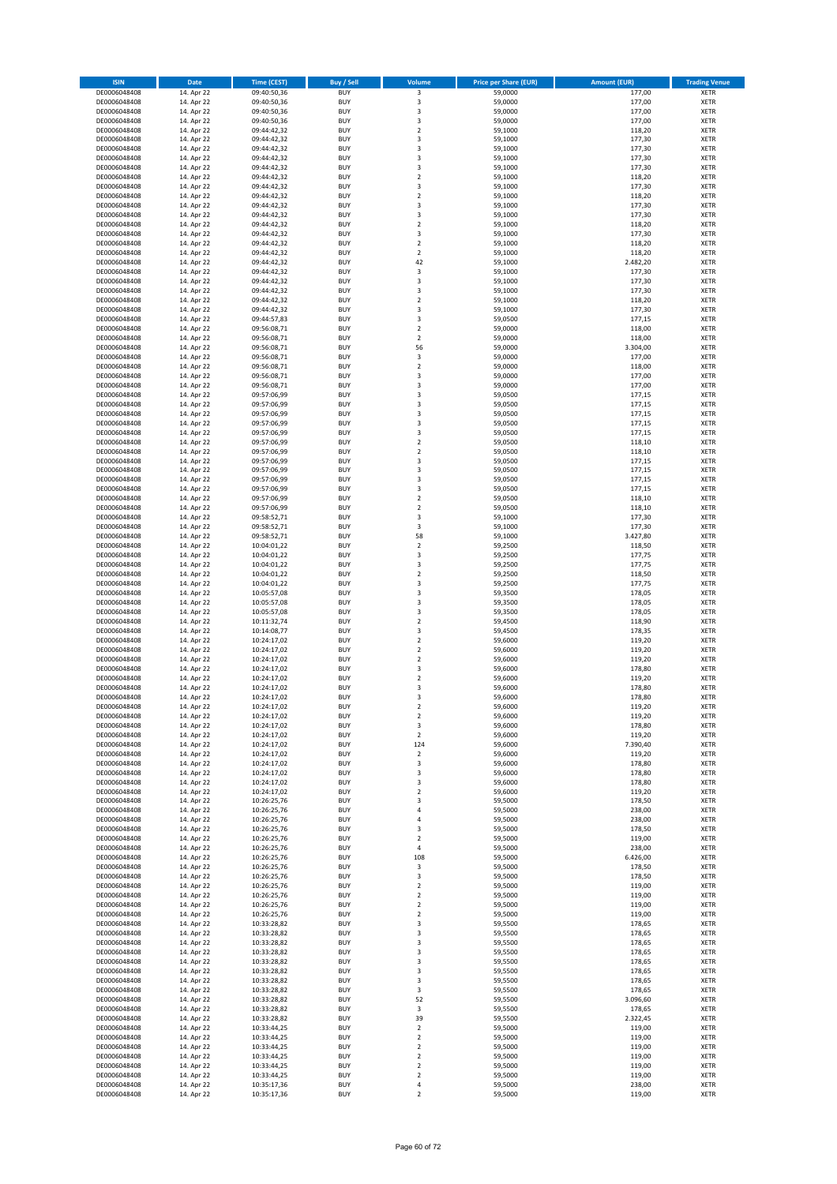| ISIN | Date | Time (CEST) | Buy / Sell | Volume | Price per Share (EUR) | Amount (EUR) | Trading Venue |
|---|---|---|---|---|---|---|---|
| DE0006048408 | 14. Apr 22 | 09:40:50,36 | BUY | 3 | 59,0000 | 177,00 | XETR |
| DE0006048408 | 14. Apr 22 | 09:40:50,36 | BUY | 3 | 59,0000 | 177,00 | XETR |
| DE0006048408 | 14. Apr 22 | 09:40:50,36 | BUY | 3 | 59,0000 | 177,00 | XETR |
| DE0006048408 | 14. Apr 22 | 09:40:50,36 | BUY | 3 | 59,0000 | 177,00 | XETR |
| DE0006048408 | 14. Apr 22 | 09:44:42,32 | BUY | 2 | 59,1000 | 118,20 | XETR |
| DE0006048408 | 14. Apr 22 | 09:44:42,32 | BUY | 3 | 59,1000 | 177,30 | XETR |
| DE0006048408 | 14. Apr 22 | 09:44:42,32 | BUY | 3 | 59,1000 | 177,30 | XETR |
| DE0006048408 | 14. Apr 22 | 09:44:42,32 | BUY | 3 | 59,1000 | 177,30 | XETR |
| DE0006048408 | 14. Apr 22 | 09:44:42,32 | BUY | 3 | 59,1000 | 177,30 | XETR |
| DE0006048408 | 14. Apr 22 | 09:44:42,32 | BUY | 2 | 59,1000 | 118,20 | XETR |
| DE0006048408 | 14. Apr 22 | 09:44:42,32 | BUY | 3 | 59,1000 | 177,30 | XETR |
| DE0006048408 | 14. Apr 22 | 09:44:42,32 | BUY | 2 | 59,1000 | 118,20 | XETR |
| DE0006048408 | 14. Apr 22 | 09:44:42,32 | BUY | 3 | 59,1000 | 177,30 | XETR |
| DE0006048408 | 14. Apr 22 | 09:44:42,32 | BUY | 3 | 59,1000 | 177,30 | XETR |
| DE0006048408 | 14. Apr 22 | 09:44:42,32 | BUY | 2 | 59,1000 | 118,20 | XETR |
| DE0006048408 | 14. Apr 22 | 09:44:42,32 | BUY | 3 | 59,1000 | 177,30 | XETR |
| DE0006048408 | 14. Apr 22 | 09:44:42,32 | BUY | 2 | 59,1000 | 118,20 | XETR |
| DE0006048408 | 14. Apr 22 | 09:44:42,32 | BUY | 2 | 59,1000 | 118,20 | XETR |
| DE0006048408 | 14. Apr 22 | 09:44:42,32 | BUY | 42 | 59,1000 | 2.482,20 | XETR |
| DE0006048408 | 14. Apr 22 | 09:44:42,32 | BUY | 3 | 59,1000 | 177,30 | XETR |
| DE0006048408 | 14. Apr 22 | 09:44:42,32 | BUY | 3 | 59,1000 | 177,30 | XETR |
| DE0006048408 | 14. Apr 22 | 09:44:42,32 | BUY | 3 | 59,1000 | 177,30 | XETR |
| DE0006048408 | 14. Apr 22 | 09:44:42,32 | BUY | 2 | 59,1000 | 118,20 | XETR |
| DE0006048408 | 14. Apr 22 | 09:44:42,32 | BUY | 3 | 59,1000 | 177,30 | XETR |
| DE0006048408 | 14. Apr 22 | 09:44:57,83 | BUY | 3 | 59,0500 | 177,15 | XETR |
| DE0006048408 | 14. Apr 22 | 09:56:08,71 | BUY | 2 | 59,0000 | 118,00 | XETR |
| DE0006048408 | 14. Apr 22 | 09:56:08,71 | BUY | 2 | 59,0000 | 118,00 | XETR |
| DE0006048408 | 14. Apr 22 | 09:56:08,71 | BUY | 56 | 59,0000 | 3.304,00 | XETR |
| DE0006048408 | 14. Apr 22 | 09:56:08,71 | BUY | 3 | 59,0000 | 177,00 | XETR |
| DE0006048408 | 14. Apr 22 | 09:56:08,71 | BUY | 2 | 59,0000 | 118,00 | XETR |
| DE0006048408 | 14. Apr 22 | 09:56:08,71 | BUY | 3 | 59,0000 | 177,00 | XETR |
| DE0006048408 | 14. Apr 22 | 09:56:08,71 | BUY | 3 | 59,0000 | 177,00 | XETR |
| DE0006048408 | 14. Apr 22 | 09:57:06,99 | BUY | 3 | 59,0500 | 177,15 | XETR |
| DE0006048408 | 14. Apr 22 | 09:57:06,99 | BUY | 3 | 59,0500 | 177,15 | XETR |
| DE0006048408 | 14. Apr 22 | 09:57:06,99 | BUY | 3 | 59,0500 | 177,15 | XETR |
| DE0006048408 | 14. Apr 22 | 09:57:06,99 | BUY | 3 | 59,0500 | 177,15 | XETR |
| DE0006048408 | 14. Apr 22 | 09:57:06,99 | BUY | 3 | 59,0500 | 177,15 | XETR |
| DE0006048408 | 14. Apr 22 | 09:57:06,99 | BUY | 2 | 59,0500 | 118,10 | XETR |
| DE0006048408 | 14. Apr 22 | 09:57:06,99 | BUY | 2 | 59,0500 | 118,10 | XETR |
| DE0006048408 | 14. Apr 22 | 09:57:06,99 | BUY | 3 | 59,0500 | 177,15 | XETR |
| DE0006048408 | 14. Apr 22 | 09:57:06,99 | BUY | 3 | 59,0500 | 177,15 | XETR |
| DE0006048408 | 14. Apr 22 | 09:57:06,99 | BUY | 3 | 59,0500 | 177,15 | XETR |
| DE0006048408 | 14. Apr 22 | 09:57:06,99 | BUY | 3 | 59,0500 | 177,15 | XETR |
| DE0006048408 | 14. Apr 22 | 09:57:06,99 | BUY | 2 | 59,0500 | 118,10 | XETR |
| DE0006048408 | 14. Apr 22 | 09:57:06,99 | BUY | 2 | 59,0500 | 118,10 | XETR |
| DE0006048408 | 14. Apr 22 | 09:58:52,71 | BUY | 3 | 59,1000 | 177,30 | XETR |
| DE0006048408 | 14. Apr 22 | 09:58:52,71 | BUY | 3 | 59,1000 | 177,30 | XETR |
| DE0006048408 | 14. Apr 22 | 09:58:52,71 | BUY | 58 | 59,1000 | 3.427,80 | XETR |
| DE0006048408 | 14. Apr 22 | 10:04:01,22 | BUY | 2 | 59,2500 | 118,50 | XETR |
| DE0006048408 | 14. Apr 22 | 10:04:01,22 | BUY | 3 | 59,2500 | 177,75 | XETR |
| DE0006048408 | 14. Apr 22 | 10:04:01,22 | BUY | 3 | 59,2500 | 177,75 | XETR |
| DE0006048408 | 14. Apr 22 | 10:04:01,22 | BUY | 2 | 59,2500 | 118,50 | XETR |
| DE0006048408 | 14. Apr 22 | 10:04:01,22 | BUY | 3 | 59,2500 | 177,75 | XETR |
| DE0006048408 | 14. Apr 22 | 10:05:57,08 | BUY | 3 | 59,3500 | 178,05 | XETR |
| DE0006048408 | 14. Apr 22 | 10:05:57,08 | BUY | 3 | 59,3500 | 178,05 | XETR |
| DE0006048408 | 14. Apr 22 | 10:05:57,08 | BUY | 3 | 59,3500 | 178,05 | XETR |
| DE0006048408 | 14. Apr 22 | 10:11:32,74 | BUY | 2 | 59,4500 | 118,90 | XETR |
| DE0006048408 | 14. Apr 22 | 10:14:08,77 | BUY | 3 | 59,4500 | 178,35 | XETR |
| DE0006048408 | 14. Apr 22 | 10:24:17,02 | BUY | 2 | 59,6000 | 119,20 | XETR |
| DE0006048408 | 14. Apr 22 | 10:24:17,02 | BUY | 2 | 59,6000 | 119,20 | XETR |
| DE0006048408 | 14. Apr 22 | 10:24:17,02 | BUY | 2 | 59,6000 | 119,20 | XETR |
| DE0006048408 | 14. Apr 22 | 10:24:17,02 | BUY | 3 | 59,6000 | 178,80 | XETR |
| DE0006048408 | 14. Apr 22 | 10:24:17,02 | BUY | 2 | 59,6000 | 119,20 | XETR |
| DE0006048408 | 14. Apr 22 | 10:24:17,02 | BUY | 3 | 59,6000 | 178,80 | XETR |
| DE0006048408 | 14. Apr 22 | 10:24:17,02 | BUY | 3 | 59,6000 | 178,80 | XETR |
| DE0006048408 | 14. Apr 22 | 10:24:17,02 | BUY | 2 | 59,6000 | 119,20 | XETR |
| DE0006048408 | 14. Apr 22 | 10:24:17,02 | BUY | 2 | 59,6000 | 119,20 | XETR |
| DE0006048408 | 14. Apr 22 | 10:24:17,02 | BUY | 3 | 59,6000 | 178,80 | XETR |
| DE0006048408 | 14. Apr 22 | 10:24:17,02 | BUY | 2 | 59,6000 | 119,20 | XETR |
| DE0006048408 | 14. Apr 22 | 10:24:17,02 | BUY | 124 | 59,6000 | 7.390,40 | XETR |
| DE0006048408 | 14. Apr 22 | 10:24:17,02 | BUY | 2 | 59,6000 | 119,20 | XETR |
| DE0006048408 | 14. Apr 22 | 10:24:17,02 | BUY | 3 | 59,6000 | 178,80 | XETR |
| DE0006048408 | 14. Apr 22 | 10:24:17,02 | BUY | 3 | 59,6000 | 178,80 | XETR |
| DE0006048408 | 14. Apr 22 | 10:24:17,02 | BUY | 3 | 59,6000 | 178,80 | XETR |
| DE0006048408 | 14. Apr 22 | 10:24:17,02 | BUY | 2 | 59,6000 | 119,20 | XETR |
| DE0006048408 | 14. Apr 22 | 10:26:25,76 | BUY | 3 | 59,5000 | 178,50 | XETR |
| DE0006048408 | 14. Apr 22 | 10:26:25,76 | BUY | 4 | 59,5000 | 238,00 | XETR |
| DE0006048408 | 14. Apr 22 | 10:26:25,76 | BUY | 4 | 59,5000 | 238,00 | XETR |
| DE0006048408 | 14. Apr 22 | 10:26:25,76 | BUY | 3 | 59,5000 | 178,50 | XETR |
| DE0006048408 | 14. Apr 22 | 10:26:25,76 | BUY | 2 | 59,5000 | 119,00 | XETR |
| DE0006048408 | 14. Apr 22 | 10:26:25,76 | BUY | 4 | 59,5000 | 238,00 | XETR |
| DE0006048408 | 14. Apr 22 | 10:26:25,76 | BUY | 108 | 59,5000 | 6.426,00 | XETR |
| DE0006048408 | 14. Apr 22 | 10:26:25,76 | BUY | 3 | 59,5000 | 178,50 | XETR |
| DE0006048408 | 14. Apr 22 | 10:26:25,76 | BUY | 3 | 59,5000 | 178,50 | XETR |
| DE0006048408 | 14. Apr 22 | 10:26:25,76 | BUY | 2 | 59,5000 | 119,00 | XETR |
| DE0006048408 | 14. Apr 22 | 10:26:25,76 | BUY | 2 | 59,5000 | 119,00 | XETR |
| DE0006048408 | 14. Apr 22 | 10:26:25,76 | BUY | 2 | 59,5000 | 119,00 | XETR |
| DE0006048408 | 14. Apr 22 | 10:26:25,76 | BUY | 2 | 59,5000 | 119,00 | XETR |
| DE0006048408 | 14. Apr 22 | 10:33:28,82 | BUY | 3 | 59,5500 | 178,65 | XETR |
| DE0006048408 | 14. Apr 22 | 10:33:28,82 | BUY | 3 | 59,5500 | 178,65 | XETR |
| DE0006048408 | 14. Apr 22 | 10:33:28,82 | BUY | 3 | 59,5500 | 178,65 | XETR |
| DE0006048408 | 14. Apr 22 | 10:33:28,82 | BUY | 3 | 59,5500 | 178,65 | XETR |
| DE0006048408 | 14. Apr 22 | 10:33:28,82 | BUY | 3 | 59,5500 | 178,65 | XETR |
| DE0006048408 | 14. Apr 22 | 10:33:28,82 | BUY | 3 | 59,5500 | 178,65 | XETR |
| DE0006048408 | 14. Apr 22 | 10:33:28,82 | BUY | 3 | 59,5500 | 178,65 | XETR |
| DE0006048408 | 14. Apr 22 | 10:33:28,82 | BUY | 3 | 59,5500 | 178,65 | XETR |
| DE0006048408 | 14. Apr 22 | 10:33:28,82 | BUY | 52 | 59,5500 | 3.096,60 | XETR |
| DE0006048408 | 14. Apr 22 | 10:33:28,82 | BUY | 3 | 59,5500 | 178,65 | XETR |
| DE0006048408 | 14. Apr 22 | 10:33:28,82 | BUY | 39 | 59,5500 | 2.322,45 | XETR |
| DE0006048408 | 14. Apr 22 | 10:33:44,25 | BUY | 2 | 59,5000 | 119,00 | XETR |
| DE0006048408 | 14. Apr 22 | 10:33:44,25 | BUY | 2 | 59,5000 | 119,00 | XETR |
| DE0006048408 | 14. Apr 22 | 10:33:44,25 | BUY | 2 | 59,5000 | 119,00 | XETR |
| DE0006048408 | 14. Apr 22 | 10:33:44,25 | BUY | 2 | 59,5000 | 119,00 | XETR |
| DE0006048408 | 14. Apr 22 | 10:33:44,25 | BUY | 2 | 59,5000 | 119,00 | XETR |
| DE0006048408 | 14. Apr 22 | 10:33:44,25 | BUY | 2 | 59,5000 | 119,00 | XETR |
| DE0006048408 | 14. Apr 22 | 10:35:17,36 | BUY | 4 | 59,5000 | 238,00 | XETR |
| DE0006048408 | 14. Apr 22 | 10:35:17,36 | BUY | 2 | 59,5000 | 119,00 | XETR |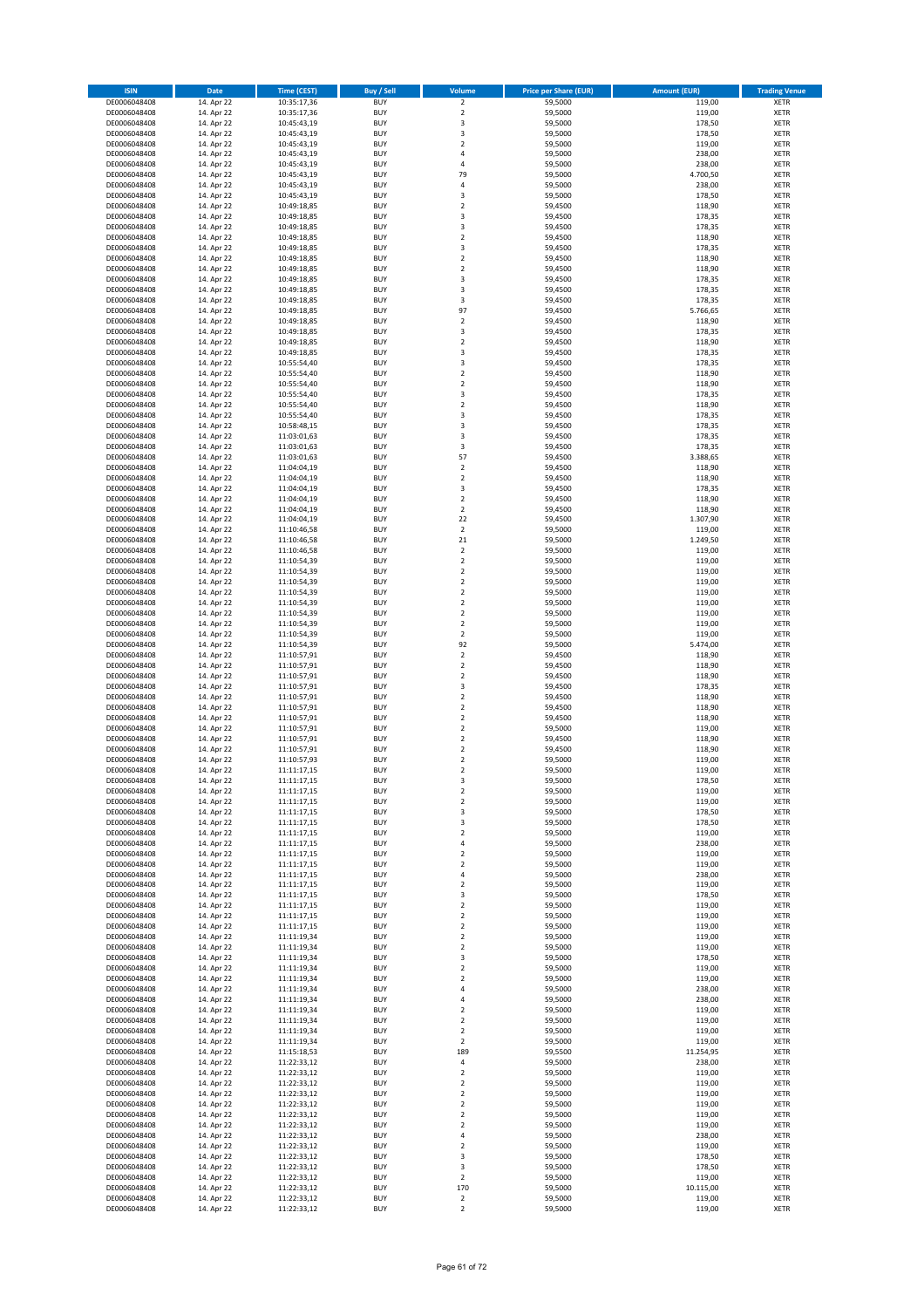| ISIN | Date | Time (CEST) | Buy / Sell | Volume | Price per Share (EUR) | Amount (EUR) | Trading Venue |
|---|---|---|---|---|---|---|---|
| DE0006048408 | 14. Apr 22 | 10:35:17,36 | BUY | 2 | 59,5000 | 119,00 | XETR |
| DE0006048408 | 14. Apr 22 | 10:35:17,36 | BUY | 2 | 59,5000 | 119,00 | XETR |
| DE0006048408 | 14. Apr 22 | 10:45:43,19 | BUY | 3 | 59,5000 | 178,50 | XETR |
| DE0006048408 | 14. Apr 22 | 10:45:43,19 | BUY | 3 | 59,5000 | 178,50 | XETR |
| DE0006048408 | 14. Apr 22 | 10:45:43,19 | BUY | 2 | 59,5000 | 119,00 | XETR |
| DE0006048408 | 14. Apr 22 | 10:45:43,19 | BUY | 4 | 59,5000 | 238,00 | XETR |
| DE0006048408 | 14. Apr 22 | 10:45:43,19 | BUY | 4 | 59,5000 | 238,00 | XETR |
| DE0006048408 | 14. Apr 22 | 10:45:43,19 | BUY | 79 | 59,5000 | 4.700,50 | XETR |
| DE0006048408 | 14. Apr 22 | 10:45:43,19 | BUY | 4 | 59,5000 | 238,00 | XETR |
| DE0006048408 | 14. Apr 22 | 10:45:43,19 | BUY | 3 | 59,5000 | 178,50 | XETR |
| DE0006048408 | 14. Apr 22 | 10:49:18,85 | BUY | 2 | 59,4500 | 118,90 | XETR |
| DE0006048408 | 14. Apr 22 | 10:49:18,85 | BUY | 3 | 59,4500 | 178,35 | XETR |
| DE0006048408 | 14. Apr 22 | 10:49:18,85 | BUY | 3 | 59,4500 | 178,35 | XETR |
| DE0006048408 | 14. Apr 22 | 10:49:18,85 | BUY | 2 | 59,4500 | 118,90 | XETR |
| DE0006048408 | 14. Apr 22 | 10:49:18,85 | BUY | 3 | 59,4500 | 178,35 | XETR |
| DE0006048408 | 14. Apr 22 | 10:49:18,85 | BUY | 2 | 59,4500 | 118,90 | XETR |
| DE0006048408 | 14. Apr 22 | 10:49:18,85 | BUY | 2 | 59,4500 | 118,90 | XETR |
| DE0006048408 | 14. Apr 22 | 10:49:18,85 | BUY | 3 | 59,4500 | 178,35 | XETR |
| DE0006048408 | 14. Apr 22 | 10:49:18,85 | BUY | 3 | 59,4500 | 178,35 | XETR |
| DE0006048408 | 14. Apr 22 | 10:49:18,85 | BUY | 3 | 59,4500 | 178,35 | XETR |
| DE0006048408 | 14. Apr 22 | 10:49:18,85 | BUY | 97 | 59,4500 | 5.766,65 | XETR |
| DE0006048408 | 14. Apr 22 | 10:49:18,85 | BUY | 2 | 59,4500 | 118,90 | XETR |
| DE0006048408 | 14. Apr 22 | 10:49:18,85 | BUY | 3 | 59,4500 | 178,35 | XETR |
| DE0006048408 | 14. Apr 22 | 10:49:18,85 | BUY | 2 | 59,4500 | 118,90 | XETR |
| DE0006048408 | 14. Apr 22 | 10:49:18,85 | BUY | 3 | 59,4500 | 178,35 | XETR |
| DE0006048408 | 14. Apr 22 | 10:55:54,40 | BUY | 3 | 59,4500 | 178,35 | XETR |
| DE0006048408 | 14. Apr 22 | 10:55:54,40 | BUY | 2 | 59,4500 | 118,90 | XETR |
| DE0006048408 | 14. Apr 22 | 10:55:54,40 | BUY | 2 | 59,4500 | 118,90 | XETR |
| DE0006048408 | 14. Apr 22 | 10:55:54,40 | BUY | 3 | 59,4500 | 178,35 | XETR |
| DE0006048408 | 14. Apr 22 | 10:55:54,40 | BUY | 2 | 59,4500 | 118,90 | XETR |
| DE0006048408 | 14. Apr 22 | 10:55:54,40 | BUY | 3 | 59,4500 | 178,35 | XETR |
| DE0006048408 | 14. Apr 22 | 10:58:48,15 | BUY | 3 | 59,4500 | 178,35 | XETR |
| DE0006048408 | 14. Apr 22 | 11:03:01,63 | BUY | 3 | 59,4500 | 178,35 | XETR |
| DE0006048408 | 14. Apr 22 | 11:03:01,63 | BUY | 3 | 59,4500 | 178,35 | XETR |
| DE0006048408 | 14. Apr 22 | 11:03:01,63 | BUY | 57 | 59,4500 | 3.388,65 | XETR |
| DE0006048408 | 14. Apr 22 | 11:04:04,19 | BUY | 2 | 59,4500 | 118,90 | XETR |
| DE0006048408 | 14. Apr 22 | 11:04:04,19 | BUY | 2 | 59,4500 | 118,90 | XETR |
| DE0006048408 | 14. Apr 22 | 11:04:04,19 | BUY | 3 | 59,4500 | 178,35 | XETR |
| DE0006048408 | 14. Apr 22 | 11:04:04,19 | BUY | 2 | 59,4500 | 118,90 | XETR |
| DE0006048408 | 14. Apr 22 | 11:04:04,19 | BUY | 2 | 59,4500 | 118,90 | XETR |
| DE0006048408 | 14. Apr 22 | 11:04:04,19 | BUY | 22 | 59,4500 | 1.307,90 | XETR |
| DE0006048408 | 14. Apr 22 | 11:10:46,58 | BUY | 2 | 59,5000 | 119,00 | XETR |
| DE0006048408 | 14. Apr 22 | 11:10:46,58 | BUY | 21 | 59,5000 | 1.249,50 | XETR |
| DE0006048408 | 14. Apr 22 | 11:10:46,58 | BUY | 2 | 59,5000 | 119,00 | XETR |
| DE0006048408 | 14. Apr 22 | 11:10:54,39 | BUY | 2 | 59,5000 | 119,00 | XETR |
| DE0006048408 | 14. Apr 22 | 11:10:54,39 | BUY | 2 | 59,5000 | 119,00 | XETR |
| DE0006048408 | 14. Apr 22 | 11:10:54,39 | BUY | 2 | 59,5000 | 119,00 | XETR |
| DE0006048408 | 14. Apr 22 | 11:10:54,39 | BUY | 2 | 59,5000 | 119,00 | XETR |
| DE0006048408 | 14. Apr 22 | 11:10:54,39 | BUY | 2 | 59,5000 | 119,00 | XETR |
| DE0006048408 | 14. Apr 22 | 11:10:54,39 | BUY | 2 | 59,5000 | 119,00 | XETR |
| DE0006048408 | 14. Apr 22 | 11:10:54,39 | BUY | 2 | 59,5000 | 119,00 | XETR |
| DE0006048408 | 14. Apr 22 | 11:10:54,39 | BUY | 2 | 59,5000 | 119,00 | XETR |
| DE0006048408 | 14. Apr 22 | 11:10:54,39 | BUY | 92 | 59,5000 | 5.474,00 | XETR |
| DE0006048408 | 14. Apr 22 | 11:10:57,91 | BUY | 2 | 59,4500 | 118,90 | XETR |
| DE0006048408 | 14. Apr 22 | 11:10:57,91 | BUY | 2 | 59,4500 | 118,90 | XETR |
| DE0006048408 | 14. Apr 22 | 11:10:57,91 | BUY | 2 | 59,4500 | 118,90 | XETR |
| DE0006048408 | 14. Apr 22 | 11:10:57,91 | BUY | 3 | 59,4500 | 178,35 | XETR |
| DE0006048408 | 14. Apr 22 | 11:10:57,91 | BUY | 2 | 59,4500 | 118,90 | XETR |
| DE0006048408 | 14. Apr 22 | 11:10:57,91 | BUY | 2 | 59,4500 | 118,90 | XETR |
| DE0006048408 | 14. Apr 22 | 11:10:57,91 | BUY | 2 | 59,4500 | 118,90 | XETR |
| DE0006048408 | 14. Apr 22 | 11:10:57,91 | BUY | 2 | 59,5000 | 119,00 | XETR |
| DE0006048408 | 14. Apr 22 | 11:10:57,91 | BUY | 2 | 59,4500 | 118,90 | XETR |
| DE0006048408 | 14. Apr 22 | 11:10:57,91 | BUY | 2 | 59,4500 | 118,90 | XETR |
| DE0006048408 | 14. Apr 22 | 11:10:57,93 | BUY | 2 | 59,5000 | 119,00 | XETR |
| DE0006048408 | 14. Apr 22 | 11:11:17,15 | BUY | 2 | 59,5000 | 119,00 | XETR |
| DE0006048408 | 14. Apr 22 | 11:11:17,15 | BUY | 3 | 59,5000 | 178,50 | XETR |
| DE0006048408 | 14. Apr 22 | 11:11:17,15 | BUY | 2 | 59,5000 | 119,00 | XETR |
| DE0006048408 | 14. Apr 22 | 11:11:17,15 | BUY | 2 | 59,5000 | 119,00 | XETR |
| DE0006048408 | 14. Apr 22 | 11:11:17,15 | BUY | 3 | 59,5000 | 178,50 | XETR |
| DE0006048408 | 14. Apr 22 | 11:11:17,15 | BUY | 3 | 59,5000 | 178,50 | XETR |
| DE0006048408 | 14. Apr 22 | 11:11:17,15 | BUY | 2 | 59,5000 | 119,00 | XETR |
| DE0006048408 | 14. Apr 22 | 11:11:17,15 | BUY | 4 | 59,5000 | 238,00 | XETR |
| DE0006048408 | 14. Apr 22 | 11:11:17,15 | BUY | 2 | 59,5000 | 119,00 | XETR |
| DE0006048408 | 14. Apr 22 | 11:11:17,15 | BUY | 2 | 59,5000 | 119,00 | XETR |
| DE0006048408 | 14. Apr 22 | 11:11:17,15 | BUY | 4 | 59,5000 | 238,00 | XETR |
| DE0006048408 | 14. Apr 22 | 11:11:17,15 | BUY | 2 | 59,5000 | 119,00 | XETR |
| DE0006048408 | 14. Apr 22 | 11:11:17,15 | BUY | 3 | 59,5000 | 178,50 | XETR |
| DE0006048408 | 14. Apr 22 | 11:11:17,15 | BUY | 2 | 59,5000 | 119,00 | XETR |
| DE0006048408 | 14. Apr 22 | 11:11:17,15 | BUY | 2 | 59,5000 | 119,00 | XETR |
| DE0006048408 | 14. Apr 22 | 11:11:17,15 | BUY | 2 | 59,5000 | 119,00 | XETR |
| DE0006048408 | 14. Apr 22 | 11:11:19,34 | BUY | 2 | 59,5000 | 119,00 | XETR |
| DE0006048408 | 14. Apr 22 | 11:11:19,34 | BUY | 2 | 59,5000 | 119,00 | XETR |
| DE0006048408 | 14. Apr 22 | 11:11:19,34 | BUY | 3 | 59,5000 | 178,50 | XETR |
| DE0006048408 | 14. Apr 22 | 11:11:19,34 | BUY | 2 | 59,5000 | 119,00 | XETR |
| DE0006048408 | 14. Apr 22 | 11:11:19,34 | BUY | 2 | 59,5000 | 119,00 | XETR |
| DE0006048408 | 14. Apr 22 | 11:11:19,34 | BUY | 4 | 59,5000 | 238,00 | XETR |
| DE0006048408 | 14. Apr 22 | 11:11:19,34 | BUY | 4 | 59,5000 | 238,00 | XETR |
| DE0006048408 | 14. Apr 22 | 11:11:19,34 | BUY | 2 | 59,5000 | 119,00 | XETR |
| DE0006048408 | 14. Apr 22 | 11:11:19,34 | BUY | 2 | 59,5000 | 119,00 | XETR |
| DE0006048408 | 14. Apr 22 | 11:11:19,34 | BUY | 2 | 59,5000 | 119,00 | XETR |
| DE0006048408 | 14. Apr 22 | 11:11:19,34 | BUY | 2 | 59,5000 | 119,00 | XETR |
| DE0006048408 | 14. Apr 22 | 11:15:18,53 | BUY | 189 | 59,5500 | 11.254,95 | XETR |
| DE0006048408 | 14. Apr 22 | 11:22:33,12 | BUY | 4 | 59,5000 | 238,00 | XETR |
| DE0006048408 | 14. Apr 22 | 11:22:33,12 | BUY | 2 | 59,5000 | 119,00 | XETR |
| DE0006048408 | 14. Apr 22 | 11:22:33,12 | BUY | 2 | 59,5000 | 119,00 | XETR |
| DE0006048408 | 14. Apr 22 | 11:22:33,12 | BUY | 2 | 59,5000 | 119,00 | XETR |
| DE0006048408 | 14. Apr 22 | 11:22:33,12 | BUY | 2 | 59,5000 | 119,00 | XETR |
| DE0006048408 | 14. Apr 22 | 11:22:33,12 | BUY | 2 | 59,5000 | 119,00 | XETR |
| DE0006048408 | 14. Apr 22 | 11:22:33,12 | BUY | 2 | 59,5000 | 119,00 | XETR |
| DE0006048408 | 14. Apr 22 | 11:22:33,12 | BUY | 4 | 59,5000 | 238,00 | XETR |
| DE0006048408 | 14. Apr 22 | 11:22:33,12 | BUY | 2 | 59,5000 | 119,00 | XETR |
| DE0006048408 | 14. Apr 22 | 11:22:33,12 | BUY | 3 | 59,5000 | 178,50 | XETR |
| DE0006048408 | 14. Apr 22 | 11:22:33,12 | BUY | 3 | 59,5000 | 178,50 | XETR |
| DE0006048408 | 14. Apr 22 | 11:22:33,12 | BUY | 2 | 59,5000 | 119,00 | XETR |
| DE0006048408 | 14. Apr 22 | 11:22:33,12 | BUY | 170 | 59,5000 | 10.115,00 | XETR |
| DE0006048408 | 14. Apr 22 | 11:22:33,12 | BUY | 2 | 59,5000 | 119,00 | XETR |
| DE0006048408 | 14. Apr 22 | 11:22:33,12 | BUY | 2 | 59,5000 | 119,00 | XETR |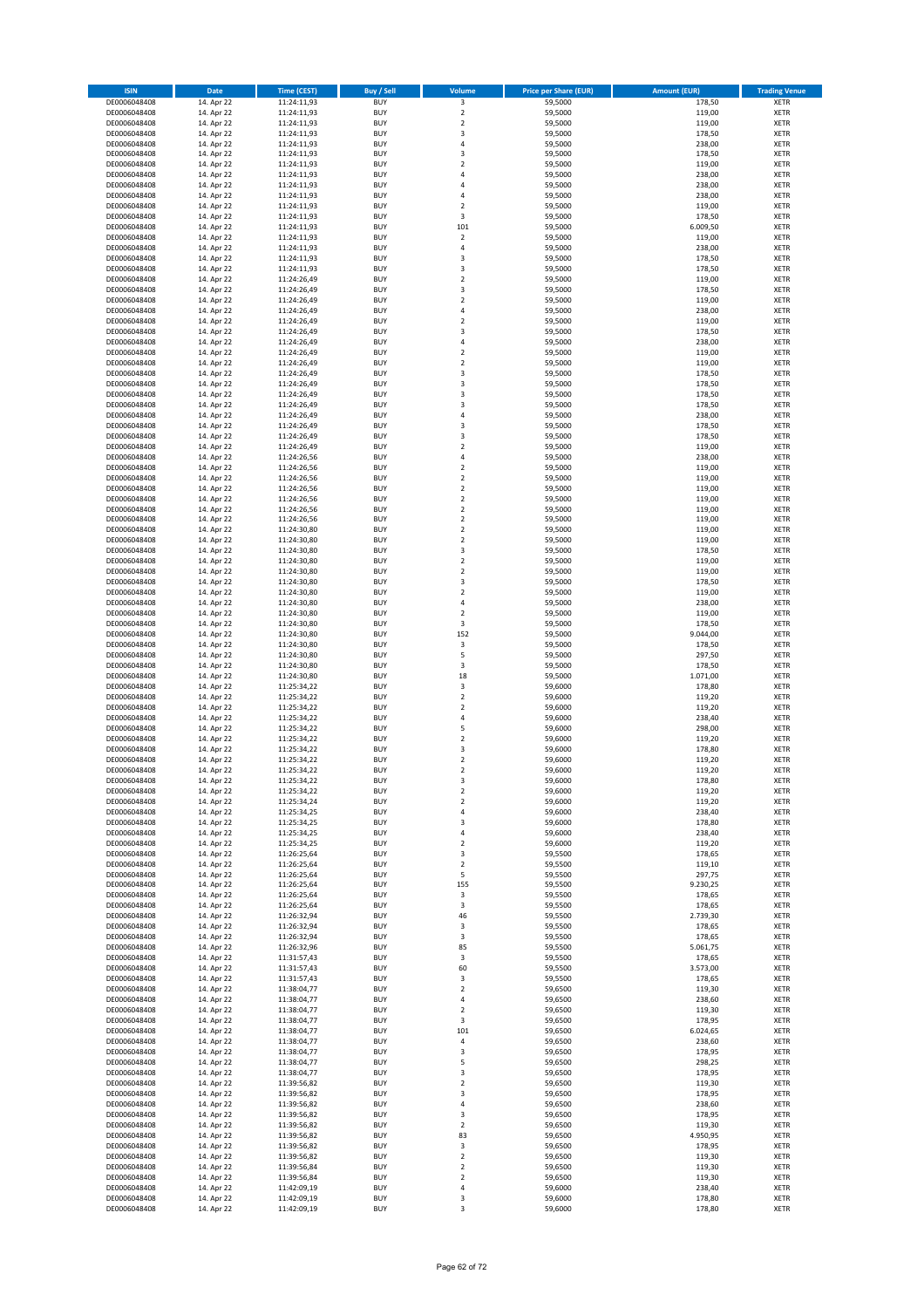| ISIN | Date | Time (CEST) | Buy / Sell | Volume | Price per Share (EUR) | Amount (EUR) | Trading Venue |
|---|---|---|---|---|---|---|---|
| DE0006048408 | 14. Apr 22 | 11:24:11,93 | BUY | 3 | 59,5000 | 178,50 | XETR |
| DE0006048408 | 14. Apr 22 | 11:24:11,93 | BUY | 2 | 59,5000 | 119,00 | XETR |
| DE0006048408 | 14. Apr 22 | 11:24:11,93 | BUY | 2 | 59,5000 | 119,00 | XETR |
| DE0006048408 | 14. Apr 22 | 11:24:11,93 | BUY | 3 | 59,5000 | 178,50 | XETR |
| DE0006048408 | 14. Apr 22 | 11:24:11,93 | BUY | 4 | 59,5000 | 238,00 | XETR |
| DE0006048408 | 14. Apr 22 | 11:24:11,93 | BUY | 3 | 59,5000 | 178,50 | XETR |
| DE0006048408 | 14. Apr 22 | 11:24:11,93 | BUY | 2 | 59,5000 | 119,00 | XETR |
| DE0006048408 | 14. Apr 22 | 11:24:11,93 | BUY | 4 | 59,5000 | 238,00 | XETR |
| DE0006048408 | 14. Apr 22 | 11:24:11,93 | BUY | 4 | 59,5000 | 238,00 | XETR |
| DE0006048408 | 14. Apr 22 | 11:24:11,93 | BUY | 4 | 59,5000 | 238,00 | XETR |
| DE0006048408 | 14. Apr 22 | 11:24:11,93 | BUY | 2 | 59,5000 | 119,00 | XETR |
| DE0006048408 | 14. Apr 22 | 11:24:11,93 | BUY | 3 | 59,5000 | 178,50 | XETR |
| DE0006048408 | 14. Apr 22 | 11:24:11,93 | BUY | 101 | 59,5000 | 6.009,50 | XETR |
| DE0006048408 | 14. Apr 22 | 11:24:11,93 | BUY | 2 | 59,5000 | 119,00 | XETR |
| DE0006048408 | 14. Apr 22 | 11:24:11,93 | BUY | 4 | 59,5000 | 238,00 | XETR |
| DE0006048408 | 14. Apr 22 | 11:24:11,93 | BUY | 3 | 59,5000 | 178,50 | XETR |
| DE0006048408 | 14. Apr 22 | 11:24:11,93 | BUY | 3 | 59,5000 | 178,50 | XETR |
| DE0006048408 | 14. Apr 22 | 11:24:26,49 | BUY | 2 | 59,5000 | 119,00 | XETR |
| DE0006048408 | 14. Apr 22 | 11:24:26,49 | BUY | 3 | 59,5000 | 178,50 | XETR |
| DE0006048408 | 14. Apr 22 | 11:24:26,49 | BUY | 2 | 59,5000 | 119,00 | XETR |
| DE0006048408 | 14. Apr 22 | 11:24:26,49 | BUY | 4 | 59,5000 | 238,00 | XETR |
| DE0006048408 | 14. Apr 22 | 11:24:26,49 | BUY | 2 | 59,5000 | 119,00 | XETR |
| DE0006048408 | 14. Apr 22 | 11:24:26,49 | BUY | 3 | 59,5000 | 178,50 | XETR |
| DE0006048408 | 14. Apr 22 | 11:24:26,49 | BUY | 4 | 59,5000 | 238,00 | XETR |
| DE0006048408 | 14. Apr 22 | 11:24:26,49 | BUY | 2 | 59,5000 | 119,00 | XETR |
| DE0006048408 | 14. Apr 22 | 11:24:26,49 | BUY | 2 | 59,5000 | 119,00 | XETR |
| DE0006048408 | 14. Apr 22 | 11:24:26,49 | BUY | 3 | 59,5000 | 178,50 | XETR |
| DE0006048408 | 14. Apr 22 | 11:24:26,49 | BUY | 3 | 59,5000 | 178,50 | XETR |
| DE0006048408 | 14. Apr 22 | 11:24:26,49 | BUY | 3 | 59,5000 | 178,50 | XETR |
| DE0006048408 | 14. Apr 22 | 11:24:26,49 | BUY | 3 | 59,5000 | 178,50 | XETR |
| DE0006048408 | 14. Apr 22 | 11:24:26,49 | BUY | 4 | 59,5000 | 238,00 | XETR |
| DE0006048408 | 14. Apr 22 | 11:24:26,49 | BUY | 3 | 59,5000 | 178,50 | XETR |
| DE0006048408 | 14. Apr 22 | 11:24:26,49 | BUY | 3 | 59,5000 | 178,50 | XETR |
| DE0006048408 | 14. Apr 22 | 11:24:26,49 | BUY | 2 | 59,5000 | 119,00 | XETR |
| DE0006048408 | 14. Apr 22 | 11:24:26,56 | BUY | 4 | 59,5000 | 238,00 | XETR |
| DE0006048408 | 14. Apr 22 | 11:24:26,56 | BUY | 2 | 59,5000 | 119,00 | XETR |
| DE0006048408 | 14. Apr 22 | 11:24:26,56 | BUY | 2 | 59,5000 | 119,00 | XETR |
| DE0006048408 | 14. Apr 22 | 11:24:26,56 | BUY | 2 | 59,5000 | 119,00 | XETR |
| DE0006048408 | 14. Apr 22 | 11:24:26,56 | BUY | 2 | 59,5000 | 119,00 | XETR |
| DE0006048408 | 14. Apr 22 | 11:24:26,56 | BUY | 2 | 59,5000 | 119,00 | XETR |
| DE0006048408 | 14. Apr 22 | 11:24:26,56 | BUY | 2 | 59,5000 | 119,00 | XETR |
| DE0006048408 | 14. Apr 22 | 11:24:30,80 | BUY | 2 | 59,5000 | 119,00 | XETR |
| DE0006048408 | 14. Apr 22 | 11:24:30,80 | BUY | 2 | 59,5000 | 119,00 | XETR |
| DE0006048408 | 14. Apr 22 | 11:24:30,80 | BUY | 3 | 59,5000 | 178,50 | XETR |
| DE0006048408 | 14. Apr 22 | 11:24:30,80 | BUY | 2 | 59,5000 | 119,00 | XETR |
| DE0006048408 | 14. Apr 22 | 11:24:30,80 | BUY | 2 | 59,5000 | 119,00 | XETR |
| DE0006048408 | 14. Apr 22 | 11:24:30,80 | BUY | 3 | 59,5000 | 178,50 | XETR |
| DE0006048408 | 14. Apr 22 | 11:24:30,80 | BUY | 2 | 59,5000 | 119,00 | XETR |
| DE0006048408 | 14. Apr 22 | 11:24:30,80 | BUY | 4 | 59,5000 | 238,00 | XETR |
| DE0006048408 | 14. Apr 22 | 11:24:30,80 | BUY | 2 | 59,5000 | 119,00 | XETR |
| DE0006048408 | 14. Apr 22 | 11:24:30,80 | BUY | 3 | 59,5000 | 178,50 | XETR |
| DE0006048408 | 14. Apr 22 | 11:24:30,80 | BUY | 152 | 59,5000 | 9.044,00 | XETR |
| DE0006048408 | 14. Apr 22 | 11:24:30,80 | BUY | 3 | 59,5000 | 178,50 | XETR |
| DE0006048408 | 14. Apr 22 | 11:24:30,80 | BUY | 5 | 59,5000 | 297,50 | XETR |
| DE0006048408 | 14. Apr 22 | 11:24:30,80 | BUY | 3 | 59,5000 | 178,50 | XETR |
| DE0006048408 | 14. Apr 22 | 11:24:30,80 | BUY | 18 | 59,5000 | 1.071,00 | XETR |
| DE0006048408 | 14. Apr 22 | 11:25:34,22 | BUY | 3 | 59,6000 | 178,80 | XETR |
| DE0006048408 | 14. Apr 22 | 11:25:34,22 | BUY | 2 | 59,6000 | 119,20 | XETR |
| DE0006048408 | 14. Apr 22 | 11:25:34,22 | BUY | 2 | 59,6000 | 119,20 | XETR |
| DE0006048408 | 14. Apr 22 | 11:25:34,22 | BUY | 4 | 59,6000 | 238,40 | XETR |
| DE0006048408 | 14. Apr 22 | 11:25:34,22 | BUY | 5 | 59,6000 | 298,00 | XETR |
| DE0006048408 | 14. Apr 22 | 11:25:34,22 | BUY | 2 | 59,6000 | 119,20 | XETR |
| DE0006048408 | 14. Apr 22 | 11:25:34,22 | BUY | 3 | 59,6000 | 178,80 | XETR |
| DE0006048408 | 14. Apr 22 | 11:25:34,22 | BUY | 2 | 59,6000 | 119,20 | XETR |
| DE0006048408 | 14. Apr 22 | 11:25:34,22 | BUY | 2 | 59,6000 | 119,20 | XETR |
| DE0006048408 | 14. Apr 22 | 11:25:34,22 | BUY | 3 | 59,6000 | 178,80 | XETR |
| DE0006048408 | 14. Apr 22 | 11:25:34,22 | BUY | 2 | 59,6000 | 119,20 | XETR |
| DE0006048408 | 14. Apr 22 | 11:25:34,24 | BUY | 2 | 59,6000 | 119,20 | XETR |
| DE0006048408 | 14. Apr 22 | 11:25:34,25 | BUY | 4 | 59,6000 | 238,40 | XETR |
| DE0006048408 | 14. Apr 22 | 11:25:34,25 | BUY | 3 | 59,6000 | 178,80 | XETR |
| DE0006048408 | 14. Apr 22 | 11:25:34,25 | BUY | 4 | 59,6000 | 238,40 | XETR |
| DE0006048408 | 14. Apr 22 | 11:25:34,25 | BUY | 2 | 59,6000 | 119,20 | XETR |
| DE0006048408 | 14. Apr 22 | 11:26:25,64 | BUY | 3 | 59,5500 | 178,65 | XETR |
| DE0006048408 | 14. Apr 22 | 11:26:25,64 | BUY | 2 | 59,5500 | 119,10 | XETR |
| DE0006048408 | 14. Apr 22 | 11:26:25,64 | BUY | 5 | 59,5500 | 297,75 | XETR |
| DE0006048408 | 14. Apr 22 | 11:26:25,64 | BUY | 155 | 59,5500 | 9.230,25 | XETR |
| DE0006048408 | 14. Apr 22 | 11:26:25,64 | BUY | 3 | 59,5500 | 178,65 | XETR |
| DE0006048408 | 14. Apr 22 | 11:26:25,64 | BUY | 3 | 59,5500 | 178,65 | XETR |
| DE0006048408 | 14. Apr 22 | 11:26:32,94 | BUY | 46 | 59,5500 | 2.739,30 | XETR |
| DE0006048408 | 14. Apr 22 | 11:26:32,94 | BUY | 3 | 59,5500 | 178,65 | XETR |
| DE0006048408 | 14. Apr 22 | 11:26:32,94 | BUY | 3 | 59,5500 | 178,65 | XETR |
| DE0006048408 | 14. Apr 22 | 11:26:32,96 | BUY | 85 | 59,5500 | 5.061,75 | XETR |
| DE0006048408 | 14. Apr 22 | 11:31:57,43 | BUY | 3 | 59,5500 | 178,65 | XETR |
| DE0006048408 | 14. Apr 22 | 11:31:57,43 | BUY | 60 | 59,5500 | 3.573,00 | XETR |
| DE0006048408 | 14. Apr 22 | 11:31:57,43 | BUY | 3 | 59,5500 | 178,65 | XETR |
| DE0006048408 | 14. Apr 22 | 11:38:04,77 | BUY | 2 | 59,6500 | 119,30 | XETR |
| DE0006048408 | 14. Apr 22 | 11:38:04,77 | BUY | 4 | 59,6500 | 238,60 | XETR |
| DE0006048408 | 14. Apr 22 | 11:38:04,77 | BUY | 2 | 59,6500 | 119,30 | XETR |
| DE0006048408 | 14. Apr 22 | 11:38:04,77 | BUY | 3 | 59,6500 | 178,95 | XETR |
| DE0006048408 | 14. Apr 22 | 11:38:04,77 | BUY | 101 | 59,6500 | 6.024,65 | XETR |
| DE0006048408 | 14. Apr 22 | 11:38:04,77 | BUY | 4 | 59,6500 | 238,60 | XETR |
| DE0006048408 | 14. Apr 22 | 11:38:04,77 | BUY | 3 | 59,6500 | 178,95 | XETR |
| DE0006048408 | 14. Apr 22 | 11:38:04,77 | BUY | 5 | 59,6500 | 298,25 | XETR |
| DE0006048408 | 14. Apr 22 | 11:38:04,77 | BUY | 3 | 59,6500 | 178,95 | XETR |
| DE0006048408 | 14. Apr 22 | 11:39:56,82 | BUY | 2 | 59,6500 | 119,30 | XETR |
| DE0006048408 | 14. Apr 22 | 11:39:56,82 | BUY | 3 | 59,6500 | 178,95 | XETR |
| DE0006048408 | 14. Apr 22 | 11:39:56,82 | BUY | 4 | 59,6500 | 238,60 | XETR |
| DE0006048408 | 14. Apr 22 | 11:39:56,82 | BUY | 3 | 59,6500 | 178,95 | XETR |
| DE0006048408 | 14. Apr 22 | 11:39:56,82 | BUY | 2 | 59,6500 | 119,30 | XETR |
| DE0006048408 | 14. Apr 22 | 11:39:56,82 | BUY | 83 | 59,6500 | 4.950,95 | XETR |
| DE0006048408 | 14. Apr 22 | 11:39:56,82 | BUY | 3 | 59,6500 | 178,95 | XETR |
| DE0006048408 | 14. Apr 22 | 11:39:56,82 | BUY | 2 | 59,6500 | 119,30 | XETR |
| DE0006048408 | 14. Apr 22 | 11:39:56,84 | BUY | 2 | 59,6500 | 119,30 | XETR |
| DE0006048408 | 14. Apr 22 | 11:39:56,84 | BUY | 2 | 59,6500 | 119,30 | XETR |
| DE0006048408 | 14. Apr 22 | 11:42:09,19 | BUY | 4 | 59,6000 | 238,40 | XETR |
| DE0006048408 | 14. Apr 22 | 11:42:09,19 | BUY | 3 | 59,6000 | 178,80 | XETR |
| DE0006048408 | 14. Apr 22 | 11:42:09,19 | BUY | 3 | 59,6000 | 178,80 | XETR |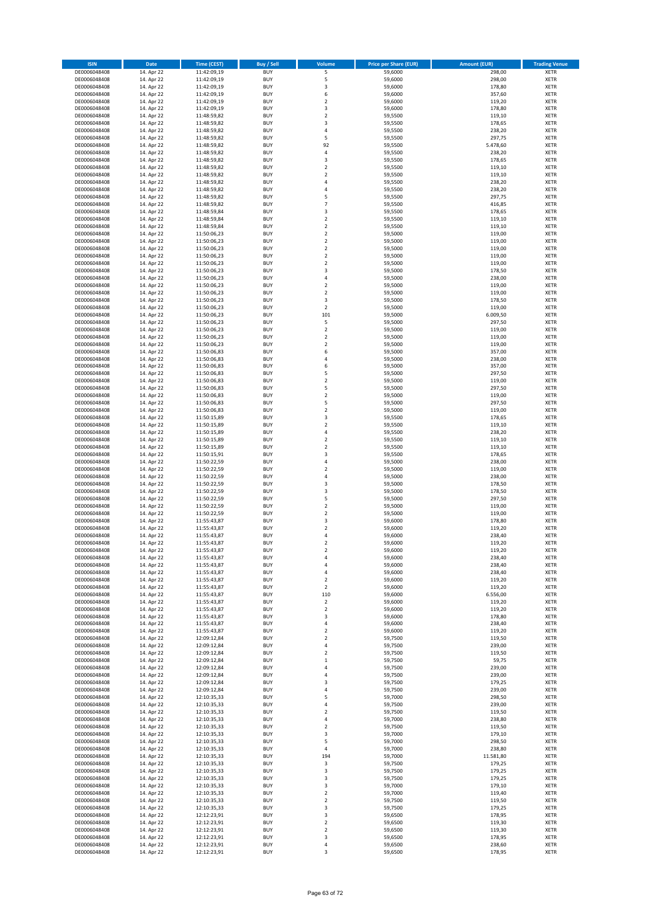| ISIN | Date | Time (CEST) | Buy / Sell | Volume | Price per Share (EUR) | Amount (EUR) | Trading Venue |
|---|---|---|---|---|---|---|---|
| DE0006048408 | 14. Apr 22 | 11:42:09,19 | BUY | 5 | 59,6000 | 298,00 | XETR |
| DE0006048408 | 14. Apr 22 | 11:42:09,19 | BUY | 5 | 59,6000 | 298,00 | XETR |
| DE0006048408 | 14. Apr 22 | 11:42:09,19 | BUY | 3 | 59,6000 | 178,80 | XETR |
| DE0006048408 | 14. Apr 22 | 11:42:09,19 | BUY | 6 | 59,6000 | 357,60 | XETR |
| DE0006048408 | 14. Apr 22 | 11:42:09,19 | BUY | 2 | 59,6000 | 119,20 | XETR |
| DE0006048408 | 14. Apr 22 | 11:42:09,19 | BUY | 3 | 59,6000 | 178,80 | XETR |
| DE0006048408 | 14. Apr 22 | 11:48:59,82 | BUY | 2 | 59,5500 | 119,10 | XETR |
| DE0006048408 | 14. Apr 22 | 11:48:59,82 | BUY | 3 | 59,5500 | 178,65 | XETR |
| DE0006048408 | 14. Apr 22 | 11:48:59,82 | BUY | 4 | 59,5500 | 238,20 | XETR |
| DE0006048408 | 14. Apr 22 | 11:48:59,82 | BUY | 5 | 59,5500 | 297,75 | XETR |
| DE0006048408 | 14. Apr 22 | 11:48:59,82 | BUY | 92 | 59,5500 | 5.478,60 | XETR |
| DE0006048408 | 14. Apr 22 | 11:48:59,82 | BUY | 4 | 59,5500 | 238,20 | XETR |
| DE0006048408 | 14. Apr 22 | 11:48:59,82 | BUY | 3 | 59,5500 | 178,65 | XETR |
| DE0006048408 | 14. Apr 22 | 11:48:59,82 | BUY | 2 | 59,5500 | 119,10 | XETR |
| DE0006048408 | 14. Apr 22 | 11:48:59,82 | BUY | 2 | 59,5500 | 119,10 | XETR |
| DE0006048408 | 14. Apr 22 | 11:48:59,82 | BUY | 4 | 59,5500 | 238,20 | XETR |
| DE0006048408 | 14. Apr 22 | 11:48:59,82 | BUY | 4 | 59,5500 | 238,20 | XETR |
| DE0006048408 | 14. Apr 22 | 11:48:59,82 | BUY | 5 | 59,5500 | 297,75 | XETR |
| DE0006048408 | 14. Apr 22 | 11:48:59,82 | BUY | 7 | 59,5500 | 416,85 | XETR |
| DE0006048408 | 14. Apr 22 | 11:48:59,84 | BUY | 3 | 59,5500 | 178,65 | XETR |
| DE0006048408 | 14. Apr 22 | 11:48:59,84 | BUY | 2 | 59,5500 | 119,10 | XETR |
| DE0006048408 | 14. Apr 22 | 11:48:59,84 | BUY | 2 | 59,5500 | 119,10 | XETR |
| DE0006048408 | 14. Apr 22 | 11:50:06,23 | BUY | 2 | 59,5000 | 119,00 | XETR |
| DE0006048408 | 14. Apr 22 | 11:50:06,23 | BUY | 2 | 59,5000 | 119,00 | XETR |
| DE0006048408 | 14. Apr 22 | 11:50:06,23 | BUY | 2 | 59,5000 | 119,00 | XETR |
| DE0006048408 | 14. Apr 22 | 11:50:06,23 | BUY | 2 | 59,5000 | 119,00 | XETR |
| DE0006048408 | 14. Apr 22 | 11:50:06,23 | BUY | 2 | 59,5000 | 119,00 | XETR |
| DE0006048408 | 14. Apr 22 | 11:50:06,23 | BUY | 3 | 59,5000 | 178,50 | XETR |
| DE0006048408 | 14. Apr 22 | 11:50:06,23 | BUY | 4 | 59,5000 | 238,00 | XETR |
| DE0006048408 | 14. Apr 22 | 11:50:06,23 | BUY | 2 | 59,5000 | 119,00 | XETR |
| DE0006048408 | 14. Apr 22 | 11:50:06,23 | BUY | 2 | 59,5000 | 119,00 | XETR |
| DE0006048408 | 14. Apr 22 | 11:50:06,23 | BUY | 3 | 59,5000 | 178,50 | XETR |
| DE0006048408 | 14. Apr 22 | 11:50:06,23 | BUY | 2 | 59,5000 | 119,00 | XETR |
| DE0006048408 | 14. Apr 22 | 11:50:06,23 | BUY | 101 | 59,5000 | 6.009,50 | XETR |
| DE0006048408 | 14. Apr 22 | 11:50:06,23 | BUY | 5 | 59,5000 | 297,50 | XETR |
| DE0006048408 | 14. Apr 22 | 11:50:06,23 | BUY | 2 | 59,5000 | 119,00 | XETR |
| DE0006048408 | 14. Apr 22 | 11:50:06,23 | BUY | 2 | 59,5000 | 119,00 | XETR |
| DE0006048408 | 14. Apr 22 | 11:50:06,23 | BUY | 2 | 59,5000 | 119,00 | XETR |
| DE0006048408 | 14. Apr 22 | 11:50:06,83 | BUY | 6 | 59,5000 | 357,00 | XETR |
| DE0006048408 | 14. Apr 22 | 11:50:06,83 | BUY | 4 | 59,5000 | 238,00 | XETR |
| DE0006048408 | 14. Apr 22 | 11:50:06,83 | BUY | 6 | 59,5000 | 357,00 | XETR |
| DE0006048408 | 14. Apr 22 | 11:50:06,83 | BUY | 5 | 59,5000 | 297,50 | XETR |
| DE0006048408 | 14. Apr 22 | 11:50:06,83 | BUY | 2 | 59,5000 | 119,00 | XETR |
| DE0006048408 | 14. Apr 22 | 11:50:06,83 | BUY | 5 | 59,5000 | 297,50 | XETR |
| DE0006048408 | 14. Apr 22 | 11:50:06,83 | BUY | 2 | 59,5000 | 119,00 | XETR |
| DE0006048408 | 14. Apr 22 | 11:50:06,83 | BUY | 5 | 59,5000 | 297,50 | XETR |
| DE0006048408 | 14. Apr 22 | 11:50:06,83 | BUY | 2 | 59,5000 | 119,00 | XETR |
| DE0006048408 | 14. Apr 22 | 11:50:15,89 | BUY | 3 | 59,5500 | 178,65 | XETR |
| DE0006048408 | 14. Apr 22 | 11:50:15,89 | BUY | 2 | 59,5500 | 119,10 | XETR |
| DE0006048408 | 14. Apr 22 | 11:50:15,89 | BUY | 4 | 59,5500 | 238,20 | XETR |
| DE0006048408 | 14. Apr 22 | 11:50:15,89 | BUY | 2 | 59,5500 | 119,10 | XETR |
| DE0006048408 | 14. Apr 22 | 11:50:15,89 | BUY | 2 | 59,5500 | 119,10 | XETR |
| DE0006048408 | 14. Apr 22 | 11:50:15,91 | BUY | 3 | 59,5500 | 178,65 | XETR |
| DE0006048408 | 14. Apr 22 | 11:50:22,59 | BUY | 4 | 59,5000 | 238,00 | XETR |
| DE0006048408 | 14. Apr 22 | 11:50:22,59 | BUY | 2 | 59,5000 | 119,00 | XETR |
| DE0006048408 | 14. Apr 22 | 11:50:22,59 | BUY | 4 | 59,5000 | 238,00 | XETR |
| DE0006048408 | 14. Apr 22 | 11:50:22,59 | BUY | 3 | 59,5000 | 178,50 | XETR |
| DE0006048408 | 14. Apr 22 | 11:50:22,59 | BUY | 3 | 59,5000 | 178,50 | XETR |
| DE0006048408 | 14. Apr 22 | 11:50:22,59 | BUY | 5 | 59,5000 | 297,50 | XETR |
| DE0006048408 | 14. Apr 22 | 11:50:22,59 | BUY | 2 | 59,5000 | 119,00 | XETR |
| DE0006048408 | 14. Apr 22 | 11:50:22,59 | BUY | 2 | 59,5000 | 119,00 | XETR |
| DE0006048408 | 14. Apr 22 | 11:55:43,87 | BUY | 3 | 59,6000 | 178,80 | XETR |
| DE0006048408 | 14. Apr 22 | 11:55:43,87 | BUY | 2 | 59,6000 | 119,20 | XETR |
| DE0006048408 | 14. Apr 22 | 11:55:43,87 | BUY | 4 | 59,6000 | 238,40 | XETR |
| DE0006048408 | 14. Apr 22 | 11:55:43,87 | BUY | 2 | 59,6000 | 119,20 | XETR |
| DE0006048408 | 14. Apr 22 | 11:55:43,87 | BUY | 2 | 59,6000 | 119,20 | XETR |
| DE0006048408 | 14. Apr 22 | 11:55:43,87 | BUY | 4 | 59,6000 | 238,40 | XETR |
| DE0006048408 | 14. Apr 22 | 11:55:43,87 | BUY | 4 | 59,6000 | 238,40 | XETR |
| DE0006048408 | 14. Apr 22 | 11:55:43,87 | BUY | 4 | 59,6000 | 238,40 | XETR |
| DE0006048408 | 14. Apr 22 | 11:55:43,87 | BUY | 2 | 59,6000 | 119,20 | XETR |
| DE0006048408 | 14. Apr 22 | 11:55:43,87 | BUY | 2 | 59,6000 | 119,20 | XETR |
| DE0006048408 | 14. Apr 22 | 11:55:43,87 | BUY | 110 | 59,6000 | 6.556,00 | XETR |
| DE0006048408 | 14. Apr 22 | 11:55:43,87 | BUY | 2 | 59,6000 | 119,20 | XETR |
| DE0006048408 | 14. Apr 22 | 11:55:43,87 | BUY | 2 | 59,6000 | 119,20 | XETR |
| DE0006048408 | 14. Apr 22 | 11:55:43,87 | BUY | 3 | 59,6000 | 178,80 | XETR |
| DE0006048408 | 14. Apr 22 | 11:55:43,87 | BUY | 4 | 59,6000 | 238,40 | XETR |
| DE0006048408 | 14. Apr 22 | 11:55:43,87 | BUY | 2 | 59,6000 | 119,20 | XETR |
| DE0006048408 | 14. Apr 22 | 12:09:12,84 | BUY | 2 | 59,7500 | 119,50 | XETR |
| DE0006048408 | 14. Apr 22 | 12:09:12,84 | BUY | 4 | 59,7500 | 239,00 | XETR |
| DE0006048408 | 14. Apr 22 | 12:09:12,84 | BUY | 2 | 59,7500 | 119,50 | XETR |
| DE0006048408 | 14. Apr 22 | 12:09:12,84 | BUY | 1 | 59,7500 | 59,75 | XETR |
| DE0006048408 | 14. Apr 22 | 12:09:12,84 | BUY | 4 | 59,7500 | 239,00 | XETR |
| DE0006048408 | 14. Apr 22 | 12:09:12,84 | BUY | 4 | 59,7500 | 239,00 | XETR |
| DE0006048408 | 14. Apr 22 | 12:09:12,84 | BUY | 3 | 59,7500 | 179,25 | XETR |
| DE0006048408 | 14. Apr 22 | 12:09:12,84 | BUY | 4 | 59,7500 | 239,00 | XETR |
| DE0006048408 | 14. Apr 22 | 12:10:35,33 | BUY | 5 | 59,7000 | 298,50 | XETR |
| DE0006048408 | 14. Apr 22 | 12:10:35,33 | BUY | 4 | 59,7500 | 239,00 | XETR |
| DE0006048408 | 14. Apr 22 | 12:10:35,33 | BUY | 2 | 59,7500 | 119,50 | XETR |
| DE0006048408 | 14. Apr 22 | 12:10:35,33 | BUY | 4 | 59,7000 | 238,80 | XETR |
| DE0006048408 | 14. Apr 22 | 12:10:35,33 | BUY | 2 | 59,7500 | 119,50 | XETR |
| DE0006048408 | 14. Apr 22 | 12:10:35,33 | BUY | 3 | 59,7000 | 179,10 | XETR |
| DE0006048408 | 14. Apr 22 | 12:10:35,33 | BUY | 5 | 59,7000 | 298,50 | XETR |
| DE0006048408 | 14. Apr 22 | 12:10:35,33 | BUY | 4 | 59,7000 | 238,80 | XETR |
| DE0006048408 | 14. Apr 22 | 12:10:35,33 | BUY | 194 | 59,7000 | 11.581,80 | XETR |
| DE0006048408 | 14. Apr 22 | 12:10:35,33 | BUY | 3 | 59,7500 | 179,25 | XETR |
| DE0006048408 | 14. Apr 22 | 12:10:35,33 | BUY | 3 | 59,7500 | 179,25 | XETR |
| DE0006048408 | 14. Apr 22 | 12:10:35,33 | BUY | 3 | 59,7500 | 179,25 | XETR |
| DE0006048408 | 14. Apr 22 | 12:10:35,33 | BUY | 3 | 59,7000 | 179,10 | XETR |
| DE0006048408 | 14. Apr 22 | 12:10:35,33 | BUY | 2 | 59,7000 | 119,40 | XETR |
| DE0006048408 | 14. Apr 22 | 12:10:35,33 | BUY | 2 | 59,7500 | 119,50 | XETR |
| DE0006048408 | 14. Apr 22 | 12:10:35,33 | BUY | 3 | 59,7500 | 179,25 | XETR |
| DE0006048408 | 14. Apr 22 | 12:12:23,91 | BUY | 3 | 59,6500 | 178,95 | XETR |
| DE0006048408 | 14. Apr 22 | 12:12:23,91 | BUY | 2 | 59,6500 | 119,30 | XETR |
| DE0006048408 | 14. Apr 22 | 12:12:23,91 | BUY | 2 | 59,6500 | 119,30 | XETR |
| DE0006048408 | 14. Apr 22 | 12:12:23,91 | BUY | 3 | 59,6500 | 178,95 | XETR |
| DE0006048408 | 14. Apr 22 | 12:12:23,91 | BUY | 4 | 59,6500 | 238,60 | XETR |
| DE0006048408 | 14. Apr 22 | 12:12:23,91 | BUY | 3 | 59,6500 | 178,95 | XETR |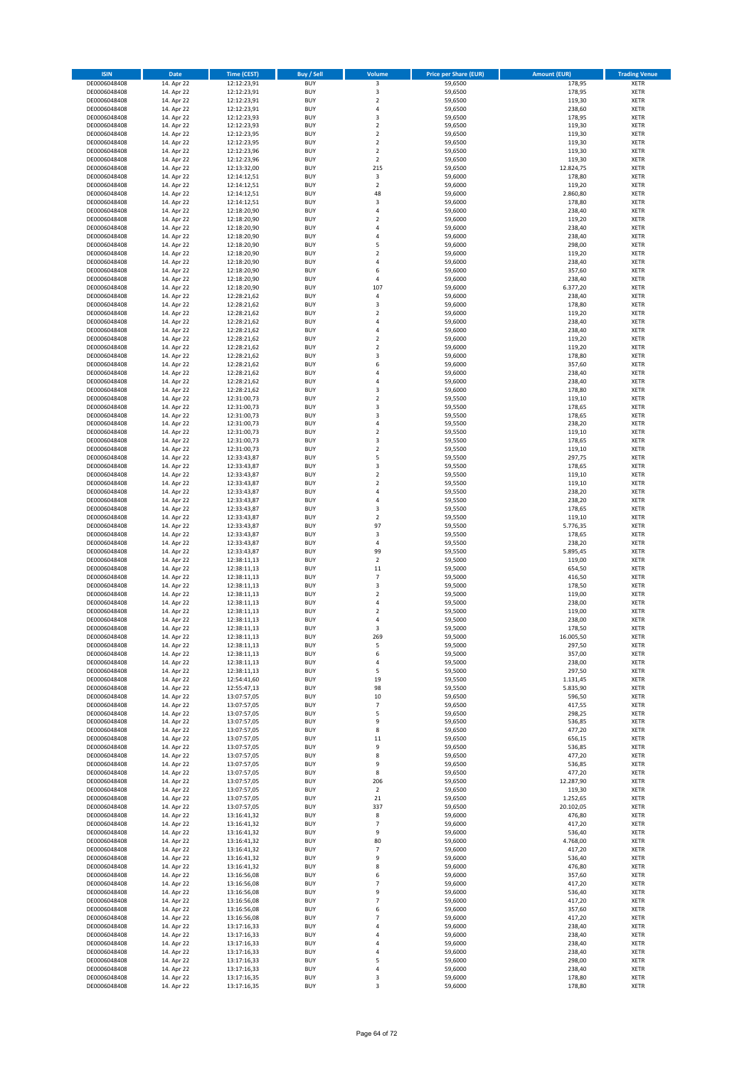| ISIN | Date | Time (CEST) | Buy / Sell | Volume | Price per Share (EUR) | Amount (EUR) | Trading Venue |
|---|---|---|---|---|---|---|---|
| DE0006048408 | 14. Apr 22 | 12:12:23,91 | BUY | 3 | 59,6500 | 178,95 | XETR |
| DE0006048408 | 14. Apr 22 | 12:12:23,91 | BUY | 3 | 59,6500 | 178,95 | XETR |
| DE0006048408 | 14. Apr 22 | 12:12:23,91 | BUY | 2 | 59,6500 | 119,30 | XETR |
| DE0006048408 | 14. Apr 22 | 12:12:23,91 | BUY | 4 | 59,6500 | 238,60 | XETR |
| DE0006048408 | 14. Apr 22 | 12:12:23,93 | BUY | 3 | 59,6500 | 178,95 | XETR |
| DE0006048408 | 14. Apr 22 | 12:12:23,93 | BUY | 2 | 59,6500 | 119,30 | XETR |
| DE0006048408 | 14. Apr 22 | 12:12:23,95 | BUY | 2 | 59,6500 | 119,30 | XETR |
| DE0006048408 | 14. Apr 22 | 12:12:23,95 | BUY | 2 | 59,6500 | 119,30 | XETR |
| DE0006048408 | 14. Apr 22 | 12:12:23,96 | BUY | 2 | 59,6500 | 119,30 | XETR |
| DE0006048408 | 14. Apr 22 | 12:12:23,96 | BUY | 2 | 59,6500 | 119,30 | XETR |
| DE0006048408 | 14. Apr 22 | 12:13:32,00 | BUY | 215 | 59,6500 | 12.824,75 | XETR |
| DE0006048408 | 14. Apr 22 | 12:14:12,51 | BUY | 3 | 59,6000 | 178,80 | XETR |
| DE0006048408 | 14. Apr 22 | 12:14:12,51 | BUY | 2 | 59,6000 | 119,20 | XETR |
| DE0006048408 | 14. Apr 22 | 12:14:12,51 | BUY | 48 | 59,6000 | 2.860,80 | XETR |
| DE0006048408 | 14. Apr 22 | 12:14:12,51 | BUY | 3 | 59,6000 | 178,80 | XETR |
| DE0006048408 | 14. Apr 22 | 12:18:20,90 | BUY | 4 | 59,6000 | 238,40 | XETR |
| DE0006048408 | 14. Apr 22 | 12:18:20,90 | BUY | 2 | 59,6000 | 119,20 | XETR |
| DE0006048408 | 14. Apr 22 | 12:18:20,90 | BUY | 4 | 59,6000 | 238,40 | XETR |
| DE0006048408 | 14. Apr 22 | 12:18:20,90 | BUY | 4 | 59,6000 | 238,40 | XETR |
| DE0006048408 | 14. Apr 22 | 12:18:20,90 | BUY | 5 | 59,6000 | 298,00 | XETR |
| DE0006048408 | 14. Apr 22 | 12:18:20,90 | BUY | 2 | 59,6000 | 119,20 | XETR |
| DE0006048408 | 14. Apr 22 | 12:18:20,90 | BUY | 4 | 59,6000 | 238,40 | XETR |
| DE0006048408 | 14. Apr 22 | 12:18:20,90 | BUY | 6 | 59,6000 | 357,60 | XETR |
| DE0006048408 | 14. Apr 22 | 12:18:20,90 | BUY | 4 | 59,6000 | 238,40 | XETR |
| DE0006048408 | 14. Apr 22 | 12:18:20,90 | BUY | 107 | 59,6000 | 6.377,20 | XETR |
| DE0006048408 | 14. Apr 22 | 12:28:21,62 | BUY | 4 | 59,6000 | 238,40 | XETR |
| DE0006048408 | 14. Apr 22 | 12:28:21,62 | BUY | 3 | 59,6000 | 178,80 | XETR |
| DE0006048408 | 14. Apr 22 | 12:28:21,62 | BUY | 2 | 59,6000 | 119,20 | XETR |
| DE0006048408 | 14. Apr 22 | 12:28:21,62 | BUY | 4 | 59,6000 | 238,40 | XETR |
| DE0006048408 | 14. Apr 22 | 12:28:21,62 | BUY | 4 | 59,6000 | 238,40 | XETR |
| DE0006048408 | 14. Apr 22 | 12:28:21,62 | BUY | 2 | 59,6000 | 119,20 | XETR |
| DE0006048408 | 14. Apr 22 | 12:28:21,62 | BUY | 2 | 59,6000 | 119,20 | XETR |
| DE0006048408 | 14. Apr 22 | 12:28:21,62 | BUY | 3 | 59,6000 | 178,80 | XETR |
| DE0006048408 | 14. Apr 22 | 12:28:21,62 | BUY | 6 | 59,6000 | 357,60 | XETR |
| DE0006048408 | 14. Apr 22 | 12:28:21,62 | BUY | 4 | 59,6000 | 238,40 | XETR |
| DE0006048408 | 14. Apr 22 | 12:28:21,62 | BUY | 4 | 59,6000 | 238,40 | XETR |
| DE0006048408 | 14. Apr 22 | 12:28:21,62 | BUY | 3 | 59,6000 | 178,80 | XETR |
| DE0006048408 | 14. Apr 22 | 12:31:00,73 | BUY | 2 | 59,5500 | 119,10 | XETR |
| DE0006048408 | 14. Apr 22 | 12:31:00,73 | BUY | 3 | 59,5500 | 178,65 | XETR |
| DE0006048408 | 14. Apr 22 | 12:31:00,73 | BUY | 3 | 59,5500 | 178,65 | XETR |
| DE0006048408 | 14. Apr 22 | 12:31:00,73 | BUY | 4 | 59,5500 | 238,20 | XETR |
| DE0006048408 | 14. Apr 22 | 12:31:00,73 | BUY | 2 | 59,5500 | 119,10 | XETR |
| DE0006048408 | 14. Apr 22 | 12:31:00,73 | BUY | 3 | 59,5500 | 178,65 | XETR |
| DE0006048408 | 14. Apr 22 | 12:31:00,73 | BUY | 2 | 59,5500 | 119,10 | XETR |
| DE0006048408 | 14. Apr 22 | 12:33:43,87 | BUY | 5 | 59,5500 | 297,75 | XETR |
| DE0006048408 | 14. Apr 22 | 12:33:43,87 | BUY | 3 | 59,5500 | 178,65 | XETR |
| DE0006048408 | 14. Apr 22 | 12:33:43,87 | BUY | 2 | 59,5500 | 119,10 | XETR |
| DE0006048408 | 14. Apr 22 | 12:33:43,87 | BUY | 2 | 59,5500 | 119,10 | XETR |
| DE0006048408 | 14. Apr 22 | 12:33:43,87 | BUY | 4 | 59,5500 | 238,20 | XETR |
| DE0006048408 | 14. Apr 22 | 12:33:43,87 | BUY | 4 | 59,5500 | 238,20 | XETR |
| DE0006048408 | 14. Apr 22 | 12:33:43,87 | BUY | 3 | 59,5500 | 178,65 | XETR |
| DE0006048408 | 14. Apr 22 | 12:33:43,87 | BUY | 2 | 59,5500 | 119,10 | XETR |
| DE0006048408 | 14. Apr 22 | 12:33:43,87 | BUY | 97 | 59,5500 | 5.776,35 | XETR |
| DE0006048408 | 14. Apr 22 | 12:33:43,87 | BUY | 3 | 59,5500 | 178,65 | XETR |
| DE0006048408 | 14. Apr 22 | 12:33:43,87 | BUY | 4 | 59,5500 | 238,20 | XETR |
| DE0006048408 | 14. Apr 22 | 12:33:43,87 | BUY | 99 | 59,5500 | 5.895,45 | XETR |
| DE0006048408 | 14. Apr 22 | 12:38:11,13 | BUY | 2 | 59,5000 | 119,00 | XETR |
| DE0006048408 | 14. Apr 22 | 12:38:11,13 | BUY | 11 | 59,5000 | 654,50 | XETR |
| DE0006048408 | 14. Apr 22 | 12:38:11,13 | BUY | 7 | 59,5000 | 416,50 | XETR |
| DE0006048408 | 14. Apr 22 | 12:38:11,13 | BUY | 3 | 59,5000 | 178,50 | XETR |
| DE0006048408 | 14. Apr 22 | 12:38:11,13 | BUY | 2 | 59,5000 | 119,00 | XETR |
| DE0006048408 | 14. Apr 22 | 12:38:11,13 | BUY | 4 | 59,5000 | 238,00 | XETR |
| DE0006048408 | 14. Apr 22 | 12:38:11,13 | BUY | 2 | 59,5000 | 119,00 | XETR |
| DE0006048408 | 14. Apr 22 | 12:38:11,13 | BUY | 4 | 59,5000 | 238,00 | XETR |
| DE0006048408 | 14. Apr 22 | 12:38:11,13 | BUY | 3 | 59,5000 | 178,50 | XETR |
| DE0006048408 | 14. Apr 22 | 12:38:11,13 | BUY | 269 | 59,5000 | 16.005,50 | XETR |
| DE0006048408 | 14. Apr 22 | 12:38:11,13 | BUY | 5 | 59,5000 | 297,50 | XETR |
| DE0006048408 | 14. Apr 22 | 12:38:11,13 | BUY | 6 | 59,5000 | 357,00 | XETR |
| DE0006048408 | 14. Apr 22 | 12:38:11,13 | BUY | 4 | 59,5000 | 238,00 | XETR |
| DE0006048408 | 14. Apr 22 | 12:38:11,13 | BUY | 5 | 59,5000 | 297,50 | XETR |
| DE0006048408 | 14. Apr 22 | 12:54:41,60 | BUY | 19 | 59,5500 | 1.131,45 | XETR |
| DE0006048408 | 14. Apr 22 | 12:55:47,13 | BUY | 98 | 59,5500 | 5.835,90 | XETR |
| DE0006048408 | 14. Apr 22 | 13:07:57,05 | BUY | 10 | 59,6500 | 596,50 | XETR |
| DE0006048408 | 14. Apr 22 | 13:07:57,05 | BUY | 7 | 59,6500 | 417,55 | XETR |
| DE0006048408 | 14. Apr 22 | 13:07:57,05 | BUY | 5 | 59,6500 | 298,25 | XETR |
| DE0006048408 | 14. Apr 22 | 13:07:57,05 | BUY | 9 | 59,6500 | 536,85 | XETR |
| DE0006048408 | 14. Apr 22 | 13:07:57,05 | BUY | 8 | 59,6500 | 477,20 | XETR |
| DE0006048408 | 14. Apr 22 | 13:07:57,05 | BUY | 11 | 59,6500 | 656,15 | XETR |
| DE0006048408 | 14. Apr 22 | 13:07:57,05 | BUY | 9 | 59,6500 | 536,85 | XETR |
| DE0006048408 | 14. Apr 22 | 13:07:57,05 | BUY | 8 | 59,6500 | 477,20 | XETR |
| DE0006048408 | 14. Apr 22 | 13:07:57,05 | BUY | 9 | 59,6500 | 536,85 | XETR |
| DE0006048408 | 14. Apr 22 | 13:07:57,05 | BUY | 8 | 59,6500 | 477,20 | XETR |
| DE0006048408 | 14. Apr 22 | 13:07:57,05 | BUY | 206 | 59,6500 | 12.287,90 | XETR |
| DE0006048408 | 14. Apr 22 | 13:07:57,05 | BUY | 2 | 59,6500 | 119,30 | XETR |
| DE0006048408 | 14. Apr 22 | 13:07:57,05 | BUY | 21 | 59,6500 | 1.252,65 | XETR |
| DE0006048408 | 14. Apr 22 | 13:07:57,05 | BUY | 337 | 59,6500 | 20.102,05 | XETR |
| DE0006048408 | 14. Apr 22 | 13:16:41,32 | BUY | 8 | 59,6000 | 476,80 | XETR |
| DE0006048408 | 14. Apr 22 | 13:16:41,32 | BUY | 7 | 59,6000 | 417,20 | XETR |
| DE0006048408 | 14. Apr 22 | 13:16:41,32 | BUY | 9 | 59,6000 | 536,40 | XETR |
| DE0006048408 | 14. Apr 22 | 13:16:41,32 | BUY | 80 | 59,6000 | 4.768,00 | XETR |
| DE0006048408 | 14. Apr 22 | 13:16:41,32 | BUY | 7 | 59,6000 | 417,20 | XETR |
| DE0006048408 | 14. Apr 22 | 13:16:41,32 | BUY | 9 | 59,6000 | 536,40 | XETR |
| DE0006048408 | 14. Apr 22 | 13:16:41,32 | BUY | 8 | 59,6000 | 476,80 | XETR |
| DE0006048408 | 14. Apr 22 | 13:16:56,08 | BUY | 6 | 59,6000 | 357,60 | XETR |
| DE0006048408 | 14. Apr 22 | 13:16:56,08 | BUY | 7 | 59,6000 | 417,20 | XETR |
| DE0006048408 | 14. Apr 22 | 13:16:56,08 | BUY | 9 | 59,6000 | 536,40 | XETR |
| DE0006048408 | 14. Apr 22 | 13:16:56,08 | BUY | 7 | 59,6000 | 417,20 | XETR |
| DE0006048408 | 14. Apr 22 | 13:16:56,08 | BUY | 6 | 59,6000 | 357,60 | XETR |
| DE0006048408 | 14. Apr 22 | 13:16:56,08 | BUY | 7 | 59,6000 | 417,20 | XETR |
| DE0006048408 | 14. Apr 22 | 13:17:16,33 | BUY | 4 | 59,6000 | 238,40 | XETR |
| DE0006048408 | 14. Apr 22 | 13:17:16,33 | BUY | 4 | 59,6000 | 238,40 | XETR |
| DE0006048408 | 14. Apr 22 | 13:17:16,33 | BUY | 4 | 59,6000 | 238,40 | XETR |
| DE0006048408 | 14. Apr 22 | 13:17:16,33 | BUY | 4 | 59,6000 | 238,40 | XETR |
| DE0006048408 | 14. Apr 22 | 13:17:16,33 | BUY | 5 | 59,6000 | 298,00 | XETR |
| DE0006048408 | 14. Apr 22 | 13:17:16,33 | BUY | 4 | 59,6000 | 238,40 | XETR |
| DE0006048408 | 14. Apr 22 | 13:17:16,35 | BUY | 3 | 59,6000 | 178,80 | XETR |
| DE0006048408 | 14. Apr 22 | 13:17:16,35 | BUY | 3 | 59,6000 | 178,80 | XETR |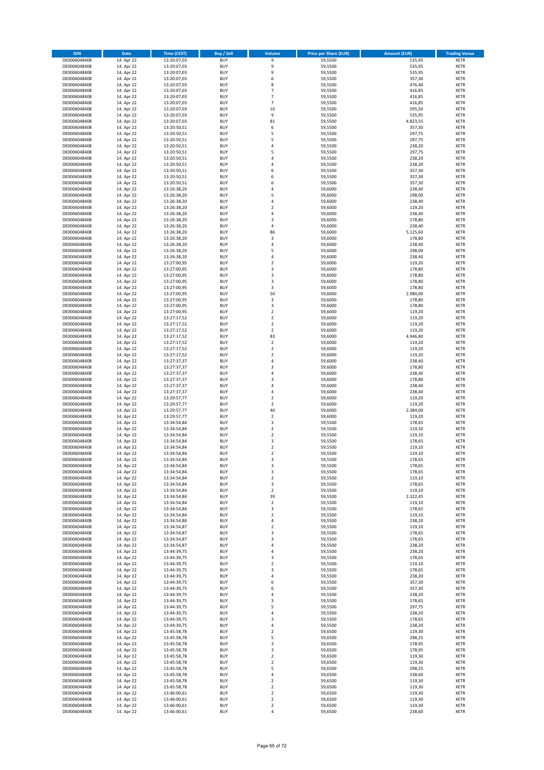| ISIN | Date | Time (CEST) | Buy / Sell | Volume | Price per Share (EUR) | Amount (EUR) | Trading Venue |
|---|---|---|---|---|---|---|---|
| DE0006048408 | 14. Apr 22 | 13:20:07,03 | BUY | 9 | 59,5500 | 535,95 | XETR |
| DE0006048408 | 14. Apr 22 | 13:20:07,03 | BUY | 9 | 59,5500 | 535,95 | XETR |
| DE0006048408 | 14. Apr 22 | 13:20:07,03 | BUY | 9 | 59,5500 | 535,95 | XETR |
| DE0006048408 | 14. Apr 22 | 13:20:07,03 | BUY | 6 | 59,5500 | 357,30 | XETR |
| DE0006048408 | 14. Apr 22 | 13:20:07,03 | BUY | 8 | 59,5500 | 476,40 | XETR |
| DE0006048408 | 14. Apr 22 | 13:20:07,03 | BUY | 7 | 59,5500 | 416,85 | XETR |
| DE0006048408 | 14. Apr 22 | 13:20:07,03 | BUY | 7 | 59,5500 | 416,85 | XETR |
| DE0006048408 | 14. Apr 22 | 13:20:07,03 | BUY | 7 | 59,5500 | 416,85 | XETR |
| DE0006048408 | 14. Apr 22 | 13:20:07,03 | BUY | 10 | 59,5500 | 595,50 | XETR |
| DE0006048408 | 14. Apr 22 | 13:20:07,03 | BUY | 9 | 59,5500 | 535,95 | XETR |
| DE0006048408 | 14. Apr 22 | 13:20:07,03 | BUY | 81 | 59,5500 | 4.823,55 | XETR |
| DE0006048408 | 14. Apr 22 | 13:20:50,51 | BUY | 6 | 59,5500 | 357,30 | XETR |
| DE0006048408 | 14. Apr 22 | 13:20:50,51 | BUY | 5 | 59,5500 | 297,75 | XETR |
| DE0006048408 | 14. Apr 22 | 13:20:50,51 | BUY | 5 | 59,5500 | 297,75 | XETR |
| DE0006048408 | 14. Apr 22 | 13:20:50,51 | BUY | 4 | 59,5500 | 238,20 | XETR |
| DE0006048408 | 14. Apr 22 | 13:20:50,51 | BUY | 5 | 59,5500 | 297,75 | XETR |
| DE0006048408 | 14. Apr 22 | 13:20:50,51 | BUY | 4 | 59,5500 | 238,20 | XETR |
| DE0006048408 | 14. Apr 22 | 13:20:50,51 | BUY | 4 | 59,5500 | 238,20 | XETR |
| DE0006048408 | 14. Apr 22 | 13:20:50,51 | BUY | 6 | 59,5500 | 357,30 | XETR |
| DE0006048408 | 14. Apr 22 | 13:20:50,51 | BUY | 6 | 59,5500 | 357,30 | XETR |
| DE0006048408 | 14. Apr 22 | 13:20:50,51 | BUY | 6 | 59,5500 | 357,30 | XETR |
| DE0006048408 | 14. Apr 22 | 13:26:38,20 | BUY | 4 | 59,6000 | 238,40 | XETR |
| DE0006048408 | 14. Apr 22 | 13:26:38,20 | BUY | 5 | 59,6000 | 298,00 | XETR |
| DE0006048408 | 14. Apr 22 | 13:26:38,20 | BUY | 4 | 59,6000 | 238,40 | XETR |
| DE0006048408 | 14. Apr 22 | 13:26:38,20 | BUY | 2 | 59,6000 | 119,20 | XETR |
| DE0006048408 | 14. Apr 22 | 13:26:38,20 | BUY | 4 | 59,6000 | 238,40 | XETR |
| DE0006048408 | 14. Apr 22 | 13:26:38,20 | BUY | 3 | 59,6000 | 178,80 | XETR |
| DE0006048408 | 14. Apr 22 | 13:26:38,20 | BUY | 4 | 59,6000 | 238,40 | XETR |
| DE0006048408 | 14. Apr 22 | 13:26:38,20 | BUY | 86 | 59,6000 | 5.125,60 | XETR |
| DE0006048408 | 14. Apr 22 | 13:26:38,20 | BUY | 3 | 59,6000 | 178,80 | XETR |
| DE0006048408 | 14. Apr 22 | 13:26:38,20 | BUY | 4 | 59,6000 | 238,40 | XETR |
| DE0006048408 | 14. Apr 22 | 13:26:38,20 | BUY | 5 | 59,6000 | 298,00 | XETR |
| DE0006048408 | 14. Apr 22 | 13:26:38,20 | BUY | 4 | 59,6000 | 238,40 | XETR |
| DE0006048408 | 14. Apr 22 | 13:27:00,95 | BUY | 2 | 59,6000 | 119,20 | XETR |
| DE0006048408 | 14. Apr 22 | 13:27:00,95 | BUY | 3 | 59,6000 | 178,80 | XETR |
| DE0006048408 | 14. Apr 22 | 13:27:00,95 | BUY | 3 | 59,6000 | 178,80 | XETR |
| DE0006048408 | 14. Apr 22 | 13:27:00,95 | BUY | 3 | 59,6000 | 178,80 | XETR |
| DE0006048408 | 14. Apr 22 | 13:27:00,95 | BUY | 3 | 59,6000 | 178,80 | XETR |
| DE0006048408 | 14. Apr 22 | 13:27:00,95 | BUY | 50 | 59,6000 | 2.980,00 | XETR |
| DE0006048408 | 14. Apr 22 | 13:27:00,95 | BUY | 3 | 59,6000 | 178,80 | XETR |
| DE0006048408 | 14. Apr 22 | 13:27:00,95 | BUY | 3 | 59,6000 | 178,80 | XETR |
| DE0006048408 | 14. Apr 22 | 13:27:00,95 | BUY | 2 | 59,6000 | 119,20 | XETR |
| DE0006048408 | 14. Apr 22 | 13:27:17,52 | BUY | 2 | 59,6000 | 119,20 | XETR |
| DE0006048408 | 14. Apr 22 | 13:27:17,52 | BUY | 2 | 59,6000 | 119,20 | XETR |
| DE0006048408 | 14. Apr 22 | 13:27:17,52 | BUY | 2 | 59,6000 | 119,20 | XETR |
| DE0006048408 | 14. Apr 22 | 13:27:17,52 | BUY | 83 | 59,6000 | 4.946,80 | XETR |
| DE0006048408 | 14. Apr 22 | 13:27:17,52 | BUY | 2 | 59,6000 | 119,20 | XETR |
| DE0006048408 | 14. Apr 22 | 13:27:17,52 | BUY | 2 | 59,6000 | 119,20 | XETR |
| DE0006048408 | 14. Apr 22 | 13:27:17,52 | BUY | 2 | 59,6000 | 119,20 | XETR |
| DE0006048408 | 14. Apr 22 | 13:27:37,37 | BUY | 4 | 59,6000 | 238,40 | XETR |
| DE0006048408 | 14. Apr 22 | 13:27:37,37 | BUY | 3 | 59,6000 | 178,80 | XETR |
| DE0006048408 | 14. Apr 22 | 13:27:37,37 | BUY | 4 | 59,6000 | 238,40 | XETR |
| DE0006048408 | 14. Apr 22 | 13:27:37,37 | BUY | 3 | 59,6000 | 178,80 | XETR |
| DE0006048408 | 14. Apr 22 | 13:27:37,37 | BUY | 4 | 59,6000 | 238,40 | XETR |
| DE0006048408 | 14. Apr 22 | 13:27:37,37 | BUY | 4 | 59,6000 | 238,40 | XETR |
| DE0006048408 | 14. Apr 22 | 13:29:57,77 | BUY | 2 | 59,6000 | 119,20 | XETR |
| DE0006048408 | 14. Apr 22 | 13:29:57,77 | BUY | 2 | 59,6000 | 119,20 | XETR |
| DE0006048408 | 14. Apr 22 | 13:29:57,77 | BUY | 40 | 59,6000 | 2.384,00 | XETR |
| DE0006048408 | 14. Apr 22 | 13:29:57,77 | BUY | 2 | 59,6000 | 119,20 | XETR |
| DE0006048408 | 14. Apr 22 | 13:34:54,84 | BUY | 3 | 59,5500 | 178,65 | XETR |
| DE0006048408 | 14. Apr 22 | 13:34:54,84 | BUY | 2 | 59,5500 | 119,10 | XETR |
| DE0006048408 | 14. Apr 22 | 13:34:54,84 | BUY | 2 | 59,5500 | 119,10 | XETR |
| DE0006048408 | 14. Apr 22 | 13:34:54,84 | BUY | 3 | 59,5500 | 178,65 | XETR |
| DE0006048408 | 14. Apr 22 | 13:34:54,84 | BUY | 2 | 59,5500 | 119,10 | XETR |
| DE0006048408 | 14. Apr 22 | 13:34:54,84 | BUY | 2 | 59,5500 | 119,10 | XETR |
| DE0006048408 | 14. Apr 22 | 13:34:54,84 | BUY | 3 | 59,5500 | 178,65 | XETR |
| DE0006048408 | 14. Apr 22 | 13:34:54,84 | BUY | 3 | 59,5500 | 178,65 | XETR |
| DE0006048408 | 14. Apr 22 | 13:34:54,84 | BUY | 3 | 59,5500 | 178,65 | XETR |
| DE0006048408 | 14. Apr 22 | 13:34:54,84 | BUY | 2 | 59,5500 | 119,10 | XETR |
| DE0006048408 | 14. Apr 22 | 13:34:54,84 | BUY | 3 | 59,5500 | 178,65 | XETR |
| DE0006048408 | 14. Apr 22 | 13:34:54,84 | BUY | 2 | 59,5500 | 119,10 | XETR |
| DE0006048408 | 14. Apr 22 | 13:34:54,84 | BUY | 39 | 59,5500 | 2.322,45 | XETR |
| DE0006048408 | 14. Apr 22 | 13:34:54,84 | BUY | 2 | 59,5500 | 119,10 | XETR |
| DE0006048408 | 14. Apr 22 | 13:34:54,84 | BUY | 3 | 59,5500 | 178,65 | XETR |
| DE0006048408 | 14. Apr 22 | 13:34:54,84 | BUY | 2 | 59,5500 | 119,10 | XETR |
| DE0006048408 | 14. Apr 22 | 13:34:54,86 | BUY | 4 | 59,5500 | 238,20 | XETR |
| DE0006048408 | 14. Apr 22 | 13:34:54,87 | BUY | 2 | 59,5500 | 119,10 | XETR |
| DE0006048408 | 14. Apr 22 | 13:34:54,87 | BUY | 3 | 59,5500 | 178,65 | XETR |
| DE0006048408 | 14. Apr 22 | 13:34:54,87 | BUY | 3 | 59,5500 | 178,65 | XETR |
| DE0006048408 | 14. Apr 22 | 13:34:54,87 | BUY | 4 | 59,5500 | 238,20 | XETR |
| DE0006048408 | 14. Apr 22 | 13:44:39,75 | BUY | 4 | 59,5500 | 238,20 | XETR |
| DE0006048408 | 14. Apr 22 | 13:44:39,75 | BUY | 3 | 59,5500 | 178,65 | XETR |
| DE0006048408 | 14. Apr 22 | 13:44:39,75 | BUY | 2 | 59,5500 | 119,10 | XETR |
| DE0006048408 | 14. Apr 22 | 13:44:39,75 | BUY | 3 | 59,5500 | 178,65 | XETR |
| DE0006048408 | 14. Apr 22 | 13:44:39,75 | BUY | 4 | 59,5500 | 238,20 | XETR |
| DE0006048408 | 14. Apr 22 | 13:44:39,75 | BUY | 6 | 59,5500 | 357,30 | XETR |
| DE0006048408 | 14. Apr 22 | 13:44:39,75 | BUY | 6 | 59,5500 | 357,30 | XETR |
| DE0006048408 | 14. Apr 22 | 13:44:39,75 | BUY | 4 | 59,5500 | 238,20 | XETR |
| DE0006048408 | 14. Apr 22 | 13:44:39,75 | BUY | 3 | 59,5500 | 178,65 | XETR |
| DE0006048408 | 14. Apr 22 | 13:44:39,75 | BUY | 5 | 59,5500 | 297,75 | XETR |
| DE0006048408 | 14. Apr 22 | 13:44:39,75 | BUY | 4 | 59,5500 | 238,20 | XETR |
| DE0006048408 | 14. Apr 22 | 13:44:39,75 | BUY | 3 | 59,5500 | 178,65 | XETR |
| DE0006048408 | 14. Apr 22 | 13:44:39,75 | BUY | 4 | 59,5500 | 238,20 | XETR |
| DE0006048408 | 14. Apr 22 | 13:45:58,78 | BUY | 2 | 59,6500 | 119,30 | XETR |
| DE0006048408 | 14. Apr 22 | 13:45:58,78 | BUY | 5 | 59,6500 | 298,25 | XETR |
| DE0006048408 | 14. Apr 22 | 13:45:58,78 | BUY | 3 | 59,6500 | 178,95 | XETR |
| DE0006048408 | 14. Apr 22 | 13:45:58,78 | BUY | 3 | 59,6500 | 178,95 | XETR |
| DE0006048408 | 14. Apr 22 | 13:45:58,78 | BUY | 2 | 59,6500 | 119,30 | XETR |
| DE0006048408 | 14. Apr 22 | 13:45:58,78 | BUY | 2 | 59,6500 | 119,30 | XETR |
| DE0006048408 | 14. Apr 22 | 13:45:58,78 | BUY | 5 | 59,6500 | 298,25 | XETR |
| DE0006048408 | 14. Apr 22 | 13:45:58,78 | BUY | 4 | 59,6500 | 238,60 | XETR |
| DE0006048408 | 14. Apr 22 | 13:45:58,78 | BUY | 2 | 59,6500 | 119,30 | XETR |
| DE0006048408 | 14. Apr 22 | 13:45:58,78 | BUY | 2 | 59,6500 | 119,30 | XETR |
| DE0006048408 | 14. Apr 22 | 13:46:00,61 | BUY | 2 | 59,6500 | 119,30 | XETR |
| DE0006048408 | 14. Apr 22 | 13:46:00,61 | BUY | 2 | 59,6500 | 119,30 | XETR |
| DE0006048408 | 14. Apr 22 | 13:46:00,61 | BUY | 2 | 59,6500 | 119,30 | XETR |
| DE0006048408 | 14. Apr 22 | 13:46:00,61 | BUY | 4 | 59,6500 | 238,60 | XETR |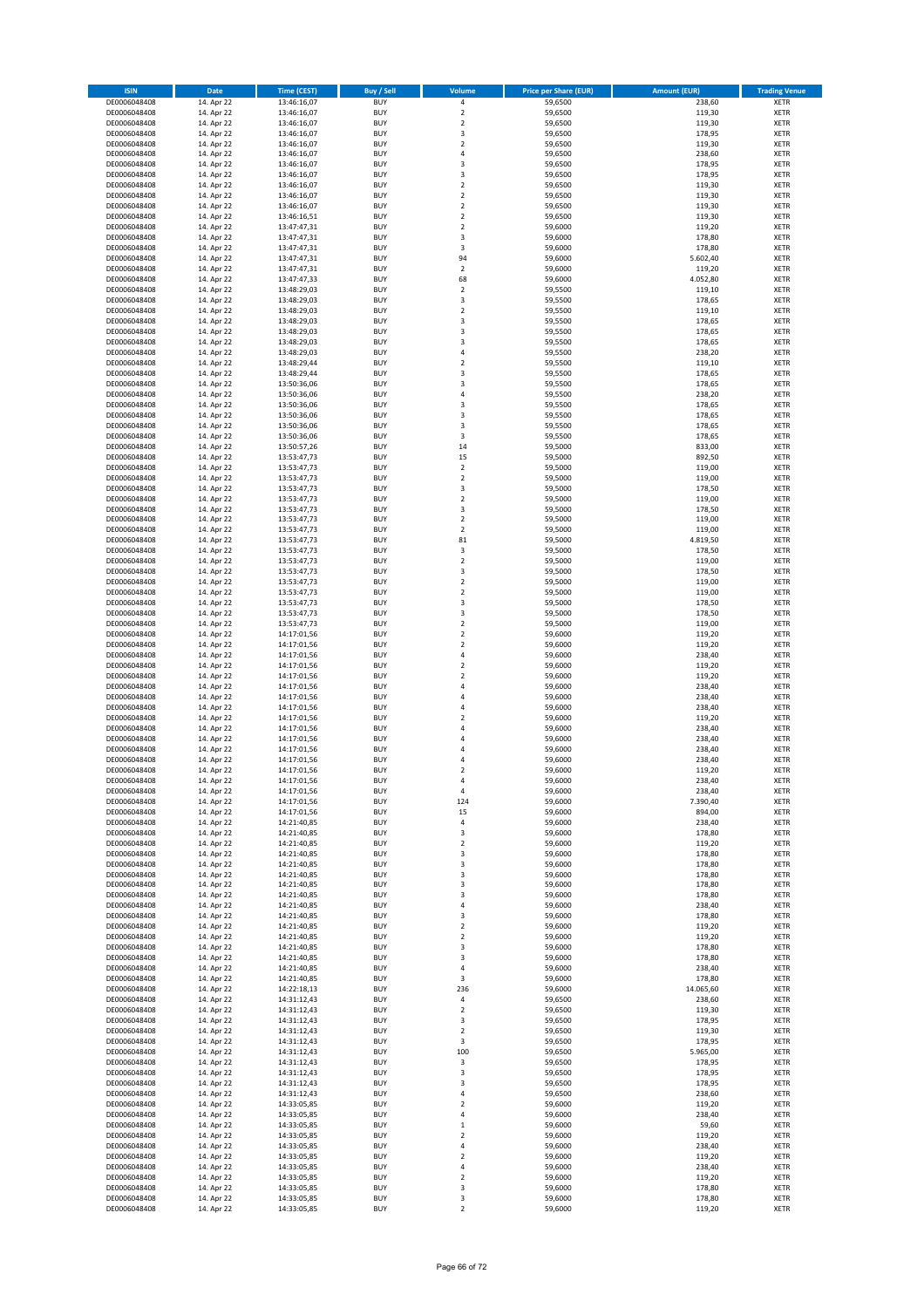| ISIN | Date | Time (CEST) | Buy / Sell | Volume | Price per Share (EUR) | Amount (EUR) | Trading Venue |
|---|---|---|---|---|---|---|---|
| DE0006048408 | 14. Apr 22 | 13:46:16,07 | BUY | 4 | 59,6500 | 238,60 | XETR |
| DE0006048408 | 14. Apr 22 | 13:46:16,07 | BUY | 2 | 59,6500 | 119,30 | XETR |
| DE0006048408 | 14. Apr 22 | 13:46:16,07 | BUY | 2 | 59,6500 | 119,30 | XETR |
| DE0006048408 | 14. Apr 22 | 13:46:16,07 | BUY | 3 | 59,6500 | 178,95 | XETR |
| DE0006048408 | 14. Apr 22 | 13:46:16,07 | BUY | 2 | 59,6500 | 119,30 | XETR |
| DE0006048408 | 14. Apr 22 | 13:46:16,07 | BUY | 4 | 59,6500 | 238,60 | XETR |
| DE0006048408 | 14. Apr 22 | 13:46:16,07 | BUY | 3 | 59,6500 | 178,95 | XETR |
| DE0006048408 | 14. Apr 22 | 13:46:16,07 | BUY | 3 | 59,6500 | 178,95 | XETR |
| DE0006048408 | 14. Apr 22 | 13:46:16,07 | BUY | 2 | 59,6500 | 119,30 | XETR |
| DE0006048408 | 14. Apr 22 | 13:46:16,07 | BUY | 2 | 59,6500 | 119,30 | XETR |
| DE0006048408 | 14. Apr 22 | 13:46:16,07 | BUY | 2 | 59,6500 | 119,30 | XETR |
| DE0006048408 | 14. Apr 22 | 13:46:16,51 | BUY | 2 | 59,6500 | 119,30 | XETR |
| DE0006048408 | 14. Apr 22 | 13:47:47,31 | BUY | 2 | 59,6000 | 119,20 | XETR |
| DE0006048408 | 14. Apr 22 | 13:47:47,31 | BUY | 3 | 59,6000 | 178,80 | XETR |
| DE0006048408 | 14. Apr 22 | 13:47:47,31 | BUY | 3 | 59,6000 | 178,80 | XETR |
| DE0006048408 | 14. Apr 22 | 13:47:47,31 | BUY | 94 | 59,6000 | 5.602,40 | XETR |
| DE0006048408 | 14. Apr 22 | 13:47:47,31 | BUY | 2 | 59,6000 | 119,20 | XETR |
| DE0006048408 | 14. Apr 22 | 13:47:47,33 | BUY | 68 | 59,6000 | 4.052,80 | XETR |
| DE0006048408 | 14. Apr 22 | 13:48:29,03 | BUY | 2 | 59,5500 | 119,10 | XETR |
| DE0006048408 | 14. Apr 22 | 13:48:29,03 | BUY | 3 | 59,5500 | 178,65 | XETR |
| DE0006048408 | 14. Apr 22 | 13:48:29,03 | BUY | 2 | 59,5500 | 119,10 | XETR |
| DE0006048408 | 14. Apr 22 | 13:48:29,03 | BUY | 3 | 59,5500 | 178,65 | XETR |
| DE0006048408 | 14. Apr 22 | 13:48:29,03 | BUY | 3 | 59,5500 | 178,65 | XETR |
| DE0006048408 | 14. Apr 22 | 13:48:29,03 | BUY | 3 | 59,5500 | 178,65 | XETR |
| DE0006048408 | 14. Apr 22 | 13:48:29,03 | BUY | 4 | 59,5500 | 238,20 | XETR |
| DE0006048408 | 14. Apr 22 | 13:48:29,44 | BUY | 2 | 59,5500 | 119,10 | XETR |
| DE0006048408 | 14. Apr 22 | 13:48:29,44 | BUY | 3 | 59,5500 | 178,65 | XETR |
| DE0006048408 | 14. Apr 22 | 13:50:36,06 | BUY | 3 | 59,5500 | 178,65 | XETR |
| DE0006048408 | 14. Apr 22 | 13:50:36,06 | BUY | 4 | 59,5500 | 238,20 | XETR |
| DE0006048408 | 14. Apr 22 | 13:50:36,06 | BUY | 3 | 59,5500 | 178,65 | XETR |
| DE0006048408 | 14. Apr 22 | 13:50:36,06 | BUY | 3 | 59,5500 | 178,65 | XETR |
| DE0006048408 | 14. Apr 22 | 13:50:36,06 | BUY | 3 | 59,5500 | 178,65 | XETR |
| DE0006048408 | 14. Apr 22 | 13:50:36,06 | BUY | 3 | 59,5500 | 178,65 | XETR |
| DE0006048408 | 14. Apr 22 | 13:50:57,26 | BUY | 14 | 59,5000 | 833,00 | XETR |
| DE0006048408 | 14. Apr 22 | 13:53:47,73 | BUY | 15 | 59,5000 | 892,50 | XETR |
| DE0006048408 | 14. Apr 22 | 13:53:47,73 | BUY | 2 | 59,5000 | 119,00 | XETR |
| DE0006048408 | 14. Apr 22 | 13:53:47,73 | BUY | 2 | 59,5000 | 119,00 | XETR |
| DE0006048408 | 14. Apr 22 | 13:53:47,73 | BUY | 3 | 59,5000 | 178,50 | XETR |
| DE0006048408 | 14. Apr 22 | 13:53:47,73 | BUY | 2 | 59,5000 | 119,00 | XETR |
| DE0006048408 | 14. Apr 22 | 13:53:47,73 | BUY | 3 | 59,5000 | 178,50 | XETR |
| DE0006048408 | 14. Apr 22 | 13:53:47,73 | BUY | 2 | 59,5000 | 119,00 | XETR |
| DE0006048408 | 14. Apr 22 | 13:53:47,73 | BUY | 2 | 59,5000 | 119,00 | XETR |
| DE0006048408 | 14. Apr 22 | 13:53:47,73 | BUY | 81 | 59,5000 | 4.819,50 | XETR |
| DE0006048408 | 14. Apr 22 | 13:53:47,73 | BUY | 3 | 59,5000 | 178,50 | XETR |
| DE0006048408 | 14. Apr 22 | 13:53:47,73 | BUY | 2 | 59,5000 | 119,00 | XETR |
| DE0006048408 | 14. Apr 22 | 13:53:47,73 | BUY | 3 | 59,5000 | 178,50 | XETR |
| DE0006048408 | 14. Apr 22 | 13:53:47,73 | BUY | 2 | 59,5000 | 119,00 | XETR |
| DE0006048408 | 14. Apr 22 | 13:53:47,73 | BUY | 2 | 59,5000 | 119,00 | XETR |
| DE0006048408 | 14. Apr 22 | 13:53:47,73 | BUY | 3 | 59,5000 | 178,50 | XETR |
| DE0006048408 | 14. Apr 22 | 13:53:47,73 | BUY | 3 | 59,5000 | 178,50 | XETR |
| DE0006048408 | 14. Apr 22 | 13:53:47,73 | BUY | 2 | 59,5000 | 119,00 | XETR |
| DE0006048408 | 14. Apr 22 | 14:17:01,56 | BUY | 2 | 59,6000 | 119,20 | XETR |
| DE0006048408 | 14. Apr 22 | 14:17:01,56 | BUY | 2 | 59,6000 | 119,20 | XETR |
| DE0006048408 | 14. Apr 22 | 14:17:01,56 | BUY | 4 | 59,6000 | 238,40 | XETR |
| DE0006048408 | 14. Apr 22 | 14:17:01,56 | BUY | 2 | 59,6000 | 119,20 | XETR |
| DE0006048408 | 14. Apr 22 | 14:17:01,56 | BUY | 2 | 59,6000 | 119,20 | XETR |
| DE0006048408 | 14. Apr 22 | 14:17:01,56 | BUY | 4 | 59,6000 | 238,40 | XETR |
| DE0006048408 | 14. Apr 22 | 14:17:01,56 | BUY | 4 | 59,6000 | 238,40 | XETR |
| DE0006048408 | 14. Apr 22 | 14:17:01,56 | BUY | 4 | 59,6000 | 238,40 | XETR |
| DE0006048408 | 14. Apr 22 | 14:17:01,56 | BUY | 2 | 59,6000 | 119,20 | XETR |
| DE0006048408 | 14. Apr 22 | 14:17:01,56 | BUY | 4 | 59,6000 | 238,40 | XETR |
| DE0006048408 | 14. Apr 22 | 14:17:01,56 | BUY | 4 | 59,6000 | 238,40 | XETR |
| DE0006048408 | 14. Apr 22 | 14:17:01,56 | BUY | 4 | 59,6000 | 238,40 | XETR |
| DE0006048408 | 14. Apr 22 | 14:17:01,56 | BUY | 4 | 59,6000 | 238,40 | XETR |
| DE0006048408 | 14. Apr 22 | 14:17:01,56 | BUY | 2 | 59,6000 | 119,20 | XETR |
| DE0006048408 | 14. Apr 22 | 14:17:01,56 | BUY | 4 | 59,6000 | 238,40 | XETR |
| DE0006048408 | 14. Apr 22 | 14:17:01,56 | BUY | 4 | 59,6000 | 238,40 | XETR |
| DE0006048408 | 14. Apr 22 | 14:17:01,56 | BUY | 124 | 59,6000 | 7.390,40 | XETR |
| DE0006048408 | 14. Apr 22 | 14:17:01,56 | BUY | 15 | 59,6000 | 894,00 | XETR |
| DE0006048408 | 14. Apr 22 | 14:21:40,85 | BUY | 4 | 59,6000 | 238,40 | XETR |
| DE0006048408 | 14. Apr 22 | 14:21:40,85 | BUY | 3 | 59,6000 | 178,80 | XETR |
| DE0006048408 | 14. Apr 22 | 14:21:40,85 | BUY | 2 | 59,6000 | 119,20 | XETR |
| DE0006048408 | 14. Apr 22 | 14:21:40,85 | BUY | 3 | 59,6000 | 178,80 | XETR |
| DE0006048408 | 14. Apr 22 | 14:21:40,85 | BUY | 3 | 59,6000 | 178,80 | XETR |
| DE0006048408 | 14. Apr 22 | 14:21:40,85 | BUY | 3 | 59,6000 | 178,80 | XETR |
| DE0006048408 | 14. Apr 22 | 14:21:40,85 | BUY | 3 | 59,6000 | 178,80 | XETR |
| DE0006048408 | 14. Apr 22 | 14:21:40,85 | BUY | 3 | 59,6000 | 178,80 | XETR |
| DE0006048408 | 14. Apr 22 | 14:21:40,85 | BUY | 4 | 59,6000 | 238,40 | XETR |
| DE0006048408 | 14. Apr 22 | 14:21:40,85 | BUY | 3 | 59,6000 | 178,80 | XETR |
| DE0006048408 | 14. Apr 22 | 14:21:40,85 | BUY | 2 | 59,6000 | 119,20 | XETR |
| DE0006048408 | 14. Apr 22 | 14:21:40,85 | BUY | 2 | 59,6000 | 119,20 | XETR |
| DE0006048408 | 14. Apr 22 | 14:21:40,85 | BUY | 3 | 59,6000 | 178,80 | XETR |
| DE0006048408 | 14. Apr 22 | 14:21:40,85 | BUY | 3 | 59,6000 | 178,80 | XETR |
| DE0006048408 | 14. Apr 22 | 14:21:40,85 | BUY | 4 | 59,6000 | 238,40 | XETR |
| DE0006048408 | 14. Apr 22 | 14:21:40,85 | BUY | 3 | 59,6000 | 178,80 | XETR |
| DE0006048408 | 14. Apr 22 | 14:22:18,13 | BUY | 236 | 59,6000 | 14.065,60 | XETR |
| DE0006048408 | 14. Apr 22 | 14:31:12,43 | BUY | 4 | 59,6500 | 238,60 | XETR |
| DE0006048408 | 14. Apr 22 | 14:31:12,43 | BUY | 2 | 59,6500 | 119,30 | XETR |
| DE0006048408 | 14. Apr 22 | 14:31:12,43 | BUY | 3 | 59,6500 | 178,95 | XETR |
| DE0006048408 | 14. Apr 22 | 14:31:12,43 | BUY | 2 | 59,6500 | 119,30 | XETR |
| DE0006048408 | 14. Apr 22 | 14:31:12,43 | BUY | 3 | 59,6500 | 178,95 | XETR |
| DE0006048408 | 14. Apr 22 | 14:31:12,43 | BUY | 100 | 59,6500 | 5.965,00 | XETR |
| DE0006048408 | 14. Apr 22 | 14:31:12,43 | BUY | 3 | 59,6500 | 178,95 | XETR |
| DE0006048408 | 14. Apr 22 | 14:31:12,43 | BUY | 3 | 59,6500 | 178,95 | XETR |
| DE0006048408 | 14. Apr 22 | 14:31:12,43 | BUY | 3 | 59,6500 | 178,95 | XETR |
| DE0006048408 | 14. Apr 22 | 14:31:12,43 | BUY | 4 | 59,6500 | 238,60 | XETR |
| DE0006048408 | 14. Apr 22 | 14:33:05,85 | BUY | 2 | 59,6000 | 119,20 | XETR |
| DE0006048408 | 14. Apr 22 | 14:33:05,85 | BUY | 4 | 59,6000 | 238,40 | XETR |
| DE0006048408 | 14. Apr 22 | 14:33:05,85 | BUY | 1 | 59,6000 | 59,60 | XETR |
| DE0006048408 | 14. Apr 22 | 14:33:05,85 | BUY | 2 | 59,6000 | 119,20 | XETR |
| DE0006048408 | 14. Apr 22 | 14:33:05,85 | BUY | 4 | 59,6000 | 238,40 | XETR |
| DE0006048408 | 14. Apr 22 | 14:33:05,85 | BUY | 2 | 59,6000 | 119,20 | XETR |
| DE0006048408 | 14. Apr 22 | 14:33:05,85 | BUY | 4 | 59,6000 | 238,40 | XETR |
| DE0006048408 | 14. Apr 22 | 14:33:05,85 | BUY | 2 | 59,6000 | 119,20 | XETR |
| DE0006048408 | 14. Apr 22 | 14:33:05,85 | BUY | 3 | 59,6000 | 178,80 | XETR |
| DE0006048408 | 14. Apr 22 | 14:33:05,85 | BUY | 3 | 59,6000 | 178,80 | XETR |
| DE0006048408 | 14. Apr 22 | 14:33:05,85 | BUY | 2 | 59,6000 | 119,20 | XETR |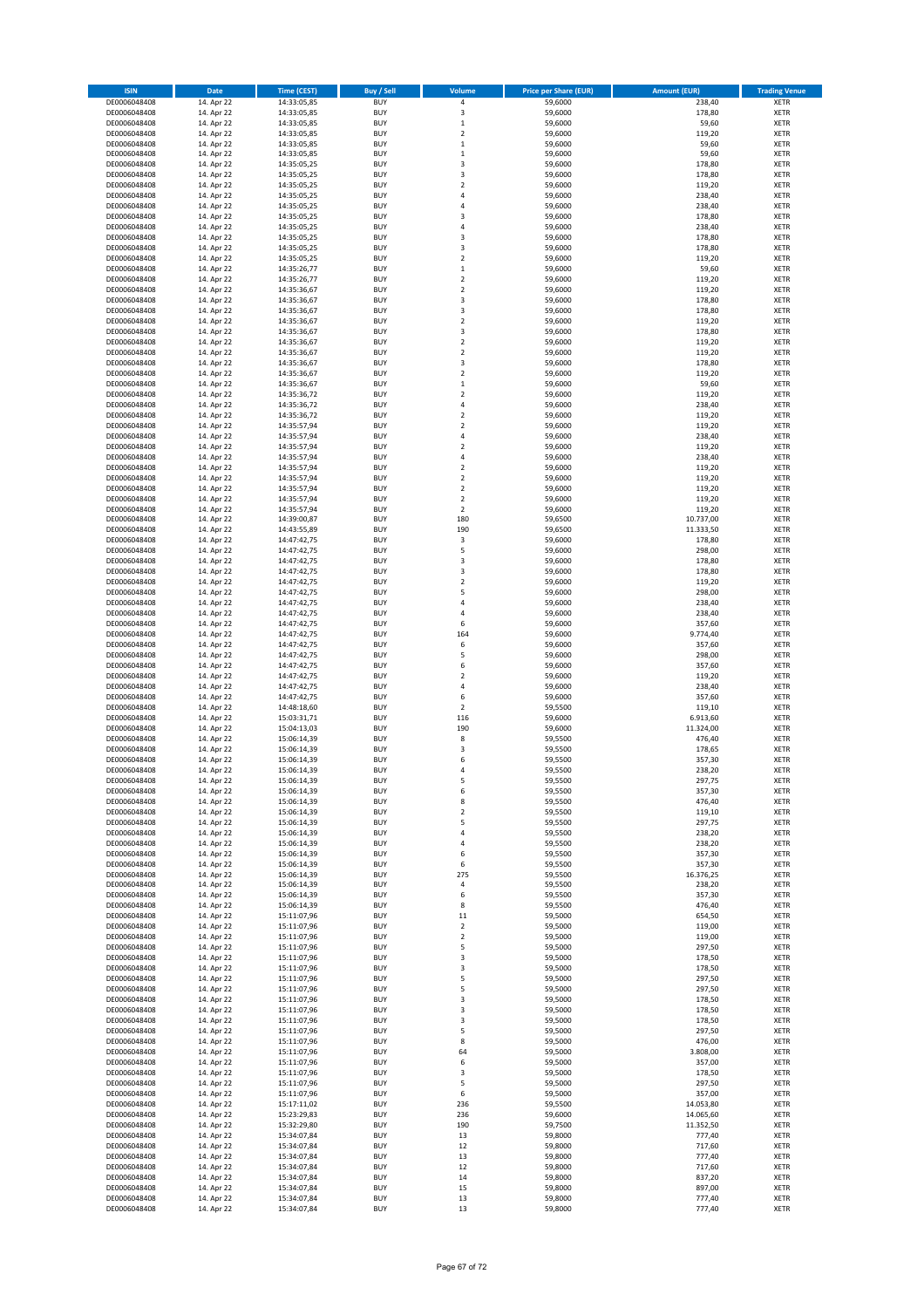| ISIN | Date | Time (CEST) | Buy / Sell | Volume | Price per Share (EUR) | Amount (EUR) | Trading Venue |
|---|---|---|---|---|---|---|---|
| DE0006048408 | 14. Apr 22 | 14:33:05,85 | BUY | 4 | 59,6000 | 238,40 | XETR |
| DE0006048408 | 14. Apr 22 | 14:33:05,85 | BUY | 3 | 59,6000 | 178,80 | XETR |
| DE0006048408 | 14. Apr 22 | 14:33:05,85 | BUY | 1 | 59,6000 | 59,60 | XETR |
| DE0006048408 | 14. Apr 22 | 14:33:05,85 | BUY | 2 | 59,6000 | 119,20 | XETR |
| DE0006048408 | 14. Apr 22 | 14:33:05,85 | BUY | 1 | 59,6000 | 59,60 | XETR |
| DE0006048408 | 14. Apr 22 | 14:33:05,85 | BUY | 1 | 59,6000 | 59,60 | XETR |
| DE0006048408 | 14. Apr 22 | 14:35:05,25 | BUY | 3 | 59,6000 | 178,80 | XETR |
| DE0006048408 | 14. Apr 22 | 14:35:05,25 | BUY | 3 | 59,6000 | 178,80 | XETR |
| DE0006048408 | 14. Apr 22 | 14:35:05,25 | BUY | 2 | 59,6000 | 119,20 | XETR |
| DE0006048408 | 14. Apr 22 | 14:35:05,25 | BUY | 4 | 59,6000 | 238,40 | XETR |
| DE0006048408 | 14. Apr 22 | 14:35:05,25 | BUY | 4 | 59,6000 | 238,40 | XETR |
| DE0006048408 | 14. Apr 22 | 14:35:05,25 | BUY | 3 | 59,6000 | 178,80 | XETR |
| DE0006048408 | 14. Apr 22 | 14:35:05,25 | BUY | 4 | 59,6000 | 238,40 | XETR |
| DE0006048408 | 14. Apr 22 | 14:35:05,25 | BUY | 3 | 59,6000 | 178,80 | XETR |
| DE0006048408 | 14. Apr 22 | 14:35:05,25 | BUY | 3 | 59,6000 | 178,80 | XETR |
| DE0006048408 | 14. Apr 22 | 14:35:05,25 | BUY | 2 | 59,6000 | 119,20 | XETR |
| DE0006048408 | 14. Apr 22 | 14:35:26,77 | BUY | 1 | 59,6000 | 59,60 | XETR |
| DE0006048408 | 14. Apr 22 | 14:35:26,77 | BUY | 2 | 59,6000 | 119,20 | XETR |
| DE0006048408 | 14. Apr 22 | 14:35:36,67 | BUY | 2 | 59,6000 | 119,20 | XETR |
| DE0006048408 | 14. Apr 22 | 14:35:36,67 | BUY | 3 | 59,6000 | 178,80 | XETR |
| DE0006048408 | 14. Apr 22 | 14:35:36,67 | BUY | 3 | 59,6000 | 178,80 | XETR |
| DE0006048408 | 14. Apr 22 | 14:35:36,67 | BUY | 2 | 59,6000 | 119,20 | XETR |
| DE0006048408 | 14. Apr 22 | 14:35:36,67 | BUY | 3 | 59,6000 | 178,80 | XETR |
| DE0006048408 | 14. Apr 22 | 14:35:36,67 | BUY | 2 | 59,6000 | 119,20 | XETR |
| DE0006048408 | 14. Apr 22 | 14:35:36,67 | BUY | 2 | 59,6000 | 119,20 | XETR |
| DE0006048408 | 14. Apr 22 | 14:35:36,67 | BUY | 3 | 59,6000 | 178,80 | XETR |
| DE0006048408 | 14. Apr 22 | 14:35:36,67 | BUY | 2 | 59,6000 | 119,20 | XETR |
| DE0006048408 | 14. Apr 22 | 14:35:36,67 | BUY | 1 | 59,6000 | 59,60 | XETR |
| DE0006048408 | 14. Apr 22 | 14:35:36,72 | BUY | 2 | 59,6000 | 119,20 | XETR |
| DE0006048408 | 14. Apr 22 | 14:35:36,72 | BUY | 4 | 59,6000 | 238,40 | XETR |
| DE0006048408 | 14. Apr 22 | 14:35:36,72 | BUY | 2 | 59,6000 | 119,20 | XETR |
| DE0006048408 | 14. Apr 22 | 14:35:57,94 | BUY | 2 | 59,6000 | 119,20 | XETR |
| DE0006048408 | 14. Apr 22 | 14:35:57,94 | BUY | 4 | 59,6000 | 238,40 | XETR |
| DE0006048408 | 14. Apr 22 | 14:35:57,94 | BUY | 2 | 59,6000 | 119,20 | XETR |
| DE0006048408 | 14. Apr 22 | 14:35:57,94 | BUY | 4 | 59,6000 | 238,40 | XETR |
| DE0006048408 | 14. Apr 22 | 14:35:57,94 | BUY | 2 | 59,6000 | 119,20 | XETR |
| DE0006048408 | 14. Apr 22 | 14:35:57,94 | BUY | 2 | 59,6000 | 119,20 | XETR |
| DE0006048408 | 14. Apr 22 | 14:35:57,94 | BUY | 2 | 59,6000 | 119,20 | XETR |
| DE0006048408 | 14. Apr 22 | 14:35:57,94 | BUY | 2 | 59,6000 | 119,20 | XETR |
| DE0006048408 | 14. Apr 22 | 14:35:57,94 | BUY | 2 | 59,6000 | 119,20 | XETR |
| DE0006048408 | 14. Apr 22 | 14:39:00,87 | BUY | 180 | 59,6500 | 10.737,00 | XETR |
| DE0006048408 | 14. Apr 22 | 14:43:55,89 | BUY | 190 | 59,6500 | 11.333,50 | XETR |
| DE0006048408 | 14. Apr 22 | 14:47:42,75 | BUY | 3 | 59,6000 | 178,80 | XETR |
| DE0006048408 | 14. Apr 22 | 14:47:42,75 | BUY | 5 | 59,6000 | 298,00 | XETR |
| DE0006048408 | 14. Apr 22 | 14:47:42,75 | BUY | 3 | 59,6000 | 178,80 | XETR |
| DE0006048408 | 14. Apr 22 | 14:47:42,75 | BUY | 3 | 59,6000 | 178,80 | XETR |
| DE0006048408 | 14. Apr 22 | 14:47:42,75 | BUY | 2 | 59,6000 | 119,20 | XETR |
| DE0006048408 | 14. Apr 22 | 14:47:42,75 | BUY | 5 | 59,6000 | 298,00 | XETR |
| DE0006048408 | 14. Apr 22 | 14:47:42,75 | BUY | 4 | 59,6000 | 238,40 | XETR |
| DE0006048408 | 14. Apr 22 | 14:47:42,75 | BUY | 4 | 59,6000 | 238,40 | XETR |
| DE0006048408 | 14. Apr 22 | 14:47:42,75 | BUY | 6 | 59,6000 | 357,60 | XETR |
| DE0006048408 | 14. Apr 22 | 14:47:42,75 | BUY | 164 | 59,6000 | 9.774,40 | XETR |
| DE0006048408 | 14. Apr 22 | 14:47:42,75 | BUY | 6 | 59,6000 | 357,60 | XETR |
| DE0006048408 | 14. Apr 22 | 14:47:42,75 | BUY | 5 | 59,6000 | 298,00 | XETR |
| DE0006048408 | 14. Apr 22 | 14:47:42,75 | BUY | 6 | 59,6000 | 357,60 | XETR |
| DE0006048408 | 14. Apr 22 | 14:47:42,75 | BUY | 2 | 59,6000 | 119,20 | XETR |
| DE0006048408 | 14. Apr 22 | 14:47:42,75 | BUY | 4 | 59,6000 | 238,40 | XETR |
| DE0006048408 | 14. Apr 22 | 14:47:42,75 | BUY | 6 | 59,6000 | 357,60 | XETR |
| DE0006048408 | 14. Apr 22 | 14:48:18,60 | BUY | 2 | 59,5500 | 119,10 | XETR |
| DE0006048408 | 14. Apr 22 | 15:03:31,71 | BUY | 116 | 59,6000 | 6.913,60 | XETR |
| DE0006048408 | 14. Apr 22 | 15:04:13,03 | BUY | 190 | 59,6000 | 11.324,00 | XETR |
| DE0006048408 | 14. Apr 22 | 15:06:14,39 | BUY | 8 | 59,5500 | 476,40 | XETR |
| DE0006048408 | 14. Apr 22 | 15:06:14,39 | BUY | 3 | 59,5500 | 178,65 | XETR |
| DE0006048408 | 14. Apr 22 | 15:06:14,39 | BUY | 6 | 59,5500 | 357,30 | XETR |
| DE0006048408 | 14. Apr 22 | 15:06:14,39 | BUY | 4 | 59,5500 | 238,20 | XETR |
| DE0006048408 | 14. Apr 22 | 15:06:14,39 | BUY | 5 | 59,5500 | 297,75 | XETR |
| DE0006048408 | 14. Apr 22 | 15:06:14,39 | BUY | 6 | 59,5500 | 357,30 | XETR |
| DE0006048408 | 14. Apr 22 | 15:06:14,39 | BUY | 8 | 59,5500 | 476,40 | XETR |
| DE0006048408 | 14. Apr 22 | 15:06:14,39 | BUY | 2 | 59,5500 | 119,10 | XETR |
| DE0006048408 | 14. Apr 22 | 15:06:14,39 | BUY | 5 | 59,5500 | 297,75 | XETR |
| DE0006048408 | 14. Apr 22 | 15:06:14,39 | BUY | 4 | 59,5500 | 238,20 | XETR |
| DE0006048408 | 14. Apr 22 | 15:06:14,39 | BUY | 4 | 59,5500 | 238,20 | XETR |
| DE0006048408 | 14. Apr 22 | 15:06:14,39 | BUY | 6 | 59,5500 | 357,30 | XETR |
| DE0006048408 | 14. Apr 22 | 15:06:14,39 | BUY | 6 | 59,5500 | 357,30 | XETR |
| DE0006048408 | 14. Apr 22 | 15:06:14,39 | BUY | 275 | 59,5500 | 16.376,25 | XETR |
| DE0006048408 | 14. Apr 22 | 15:06:14,39 | BUY | 4 | 59,5500 | 238,20 | XETR |
| DE0006048408 | 14. Apr 22 | 15:06:14,39 | BUY | 6 | 59,5500 | 357,30 | XETR |
| DE0006048408 | 14. Apr 22 | 15:06:14,39 | BUY | 8 | 59,5500 | 476,40 | XETR |
| DE0006048408 | 14. Apr 22 | 15:11:07,96 | BUY | 11 | 59,5000 | 654,50 | XETR |
| DE0006048408 | 14. Apr 22 | 15:11:07,96 | BUY | 2 | 59,5000 | 119,00 | XETR |
| DE0006048408 | 14. Apr 22 | 15:11:07,96 | BUY | 2 | 59,5000 | 119,00 | XETR |
| DE0006048408 | 14. Apr 22 | 15:11:07,96 | BUY | 5 | 59,5000 | 297,50 | XETR |
| DE0006048408 | 14. Apr 22 | 15:11:07,96 | BUY | 3 | 59,5000 | 178,50 | XETR |
| DE0006048408 | 14. Apr 22 | 15:11:07,96 | BUY | 3 | 59,5000 | 178,50 | XETR |
| DE0006048408 | 14. Apr 22 | 15:11:07,96 | BUY | 5 | 59,5000 | 297,50 | XETR |
| DE0006048408 | 14. Apr 22 | 15:11:07,96 | BUY | 5 | 59,5000 | 297,50 | XETR |
| DE0006048408 | 14. Apr 22 | 15:11:07,96 | BUY | 3 | 59,5000 | 178,50 | XETR |
| DE0006048408 | 14. Apr 22 | 15:11:07,96 | BUY | 3 | 59,5000 | 178,50 | XETR |
| DE0006048408 | 14. Apr 22 | 15:11:07,96 | BUY | 3 | 59,5000 | 178,50 | XETR |
| DE0006048408 | 14. Apr 22 | 15:11:07,96 | BUY | 5 | 59,5000 | 297,50 | XETR |
| DE0006048408 | 14. Apr 22 | 15:11:07,96 | BUY | 8 | 59,5000 | 476,00 | XETR |
| DE0006048408 | 14. Apr 22 | 15:11:07,96 | BUY | 64 | 59,5000 | 3.808,00 | XETR |
| DE0006048408 | 14. Apr 22 | 15:11:07,96 | BUY | 6 | 59,5000 | 357,00 | XETR |
| DE0006048408 | 14. Apr 22 | 15:11:07,96 | BUY | 3 | 59,5000 | 178,50 | XETR |
| DE0006048408 | 14. Apr 22 | 15:11:07,96 | BUY | 5 | 59,5000 | 297,50 | XETR |
| DE0006048408 | 14. Apr 22 | 15:11:07,96 | BUY | 6 | 59,5000 | 357,00 | XETR |
| DE0006048408 | 14. Apr 22 | 15:17:11,02 | BUY | 236 | 59,5500 | 14.053,80 | XETR |
| DE0006048408 | 14. Apr 22 | 15:23:29,83 | BUY | 236 | 59,6000 | 14.065,60 | XETR |
| DE0006048408 | 14. Apr 22 | 15:32:29,80 | BUY | 190 | 59,7500 | 11.352,50 | XETR |
| DE0006048408 | 14. Apr 22 | 15:34:07,84 | BUY | 13 | 59,8000 | 777,40 | XETR |
| DE0006048408 | 14. Apr 22 | 15:34:07,84 | BUY | 12 | 59,8000 | 717,60 | XETR |
| DE0006048408 | 14. Apr 22 | 15:34:07,84 | BUY | 13 | 59,8000 | 777,40 | XETR |
| DE0006048408 | 14. Apr 22 | 15:34:07,84 | BUY | 12 | 59,8000 | 717,60 | XETR |
| DE0006048408 | 14. Apr 22 | 15:34:07,84 | BUY | 14 | 59,8000 | 837,20 | XETR |
| DE0006048408 | 14. Apr 22 | 15:34:07,84 | BUY | 15 | 59,8000 | 897,00 | XETR |
| DE0006048408 | 14. Apr 22 | 15:34:07,84 | BUY | 13 | 59,8000 | 777,40 | XETR |
| DE0006048408 | 14. Apr 22 | 15:34:07,84 | BUY | 13 | 59,8000 | 777,40 | XETR |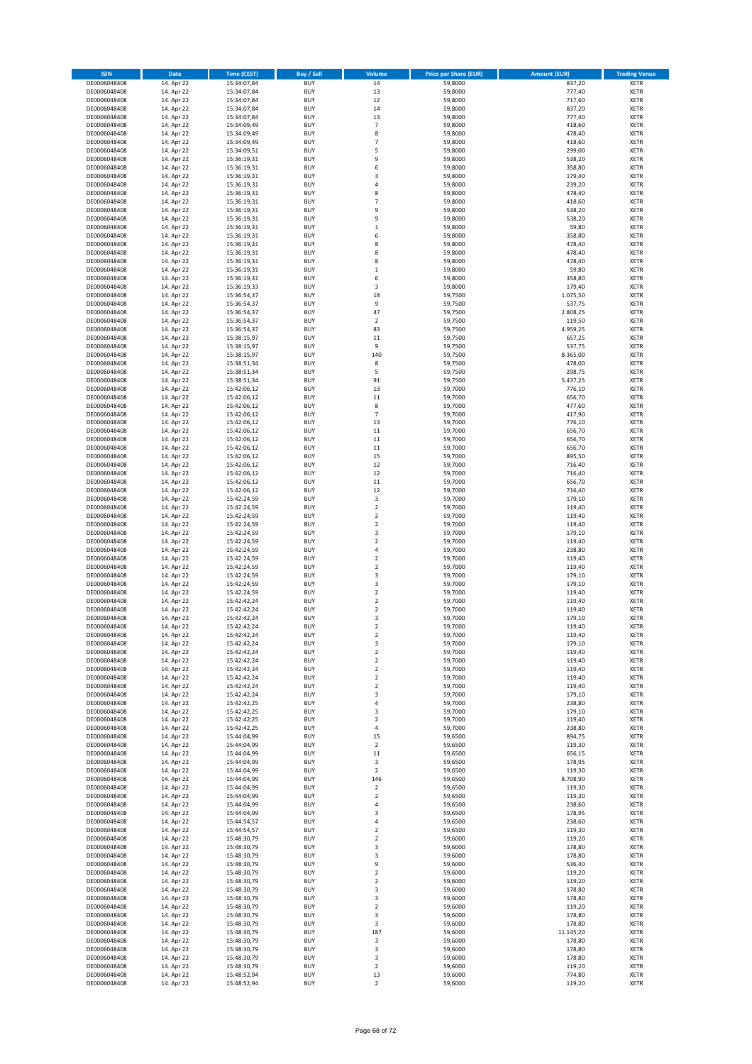| ISIN | Date | Time (CEST) | Buy / Sell | Volume | Price per Share (EUR) | Amount (EUR) | Trading Venue |
| --- | --- | --- | --- | --- | --- | --- | --- |
| DE0006048408 | 14. Apr 22 | 15:34:07,84 | BUY | 14 | 59,8000 | 837,20 | XETR |
| DE0006048408 | 14. Apr 22 | 15:34:07,84 | BUY | 13 | 59,8000 | 777,40 | XETR |
| DE0006048408 | 14. Apr 22 | 15:34:07,84 | BUY | 12 | 59,8000 | 717,60 | XETR |
| DE0006048408 | 14. Apr 22 | 15:34:07,84 | BUY | 14 | 59,8000 | 837,20 | XETR |
| DE0006048408 | 14. Apr 22 | 15:34:07,84 | BUY | 13 | 59,8000 | 777,40 | XETR |
| DE0006048408 | 14. Apr 22 | 15:34:09,49 | BUY | 7 | 59,8000 | 418,60 | XETR |
| DE0006048408 | 14. Apr 22 | 15:34:09,49 | BUY | 8 | 59,8000 | 478,40 | XETR |
| DE0006048408 | 14. Apr 22 | 15:34:09,49 | BUY | 7 | 59,8000 | 418,60 | XETR |
| DE0006048408 | 14. Apr 22 | 15:34:09,51 | BUY | 5 | 59,8000 | 299,00 | XETR |
| DE0006048408 | 14. Apr 22 | 15:36:19,31 | BUY | 9 | 59,8000 | 538,20 | XETR |
| DE0006048408 | 14. Apr 22 | 15:36:19,31 | BUY | 6 | 59,8000 | 358,80 | XETR |
| DE0006048408 | 14. Apr 22 | 15:36:19,31 | BUY | 3 | 59,8000 | 179,40 | XETR |
| DE0006048408 | 14. Apr 22 | 15:36:19,31 | BUY | 4 | 59,8000 | 239,20 | XETR |
| DE0006048408 | 14. Apr 22 | 15:36:19,31 | BUY | 8 | 59,8000 | 478,40 | XETR |
| DE0006048408 | 14. Apr 22 | 15:36:19,31 | BUY | 7 | 59,8000 | 418,60 | XETR |
| DE0006048408 | 14. Apr 22 | 15:36:19,31 | BUY | 9 | 59,8000 | 538,20 | XETR |
| DE0006048408 | 14. Apr 22 | 15:36:19,31 | BUY | 9 | 59,8000 | 538,20 | XETR |
| DE0006048408 | 14. Apr 22 | 15:36:19,31 | BUY | 1 | 59,8000 | 59,80 | XETR |
| DE0006048408 | 14. Apr 22 | 15:36:19,31 | BUY | 6 | 59,8000 | 358,80 | XETR |
| DE0006048408 | 14. Apr 22 | 15:36:19,31 | BUY | 8 | 59,8000 | 478,40 | XETR |
| DE0006048408 | 14. Apr 22 | 15:36:19,31 | BUY | 8 | 59,8000 | 478,40 | XETR |
| DE0006048408 | 14. Apr 22 | 15:36:19,31 | BUY | 8 | 59,8000 | 478,40 | XETR |
| DE0006048408 | 14. Apr 22 | 15:36:19,31 | BUY | 1 | 59,8000 | 59,80 | XETR |
| DE0006048408 | 14. Apr 22 | 15:36:19,31 | BUY | 6 | 59,8000 | 358,80 | XETR |
| DE0006048408 | 14. Apr 22 | 15:36:19,33 | BUY | 3 | 59,8000 | 179,40 | XETR |
| DE0006048408 | 14. Apr 22 | 15:36:54,37 | BUY | 18 | 59,7500 | 1.075,50 | XETR |
| DE0006048408 | 14. Apr 22 | 15:36:54,37 | BUY | 9 | 59,7500 | 537,75 | XETR |
| DE0006048408 | 14. Apr 22 | 15:36:54,37 | BUY | 47 | 59,7500 | 2.808,25 | XETR |
| DE0006048408 | 14. Apr 22 | 15:36:54,37 | BUY | 2 | 59,7500 | 119,50 | XETR |
| DE0006048408 | 14. Apr 22 | 15:36:54,37 | BUY | 83 | 59,7500 | 4.959,25 | XETR |
| DE0006048408 | 14. Apr 22 | 15:38:15,97 | BUY | 11 | 59,7500 | 657,25 | XETR |
| DE0006048408 | 14. Apr 22 | 15:38:15,97 | BUY | 9 | 59,7500 | 537,75 | XETR |
| DE0006048408 | 14. Apr 22 | 15:38:15,97 | BUY | 140 | 59,7500 | 8.365,00 | XETR |
| DE0006048408 | 14. Apr 22 | 15:38:51,34 | BUY | 8 | 59,7500 | 478,00 | XETR |
| DE0006048408 | 14. Apr 22 | 15:38:51,34 | BUY | 5 | 59,7500 | 298,75 | XETR |
| DE0006048408 | 14. Apr 22 | 15:38:51,34 | BUY | 91 | 59,7500 | 5.437,25 | XETR |
| DE0006048408 | 14. Apr 22 | 15:42:06,12 | BUY | 13 | 59,7000 | 776,10 | XETR |
| DE0006048408 | 14. Apr 22 | 15:42:06,12 | BUY | 11 | 59,7000 | 656,70 | XETR |
| DE0006048408 | 14. Apr 22 | 15:42:06,12 | BUY | 8 | 59,7000 | 477,60 | XETR |
| DE0006048408 | 14. Apr 22 | 15:42:06,12 | BUY | 7 | 59,7000 | 417,90 | XETR |
| DE0006048408 | 14. Apr 22 | 15:42:06,12 | BUY | 13 | 59,7000 | 776,10 | XETR |
| DE0006048408 | 14. Apr 22 | 15:42:06,12 | BUY | 11 | 59,7000 | 656,70 | XETR |
| DE0006048408 | 14. Apr 22 | 15:42:06,12 | BUY | 11 | 59,7000 | 656,70 | XETR |
| DE0006048408 | 14. Apr 22 | 15:42:06,12 | BUY | 11 | 59,7000 | 656,70 | XETR |
| DE0006048408 | 14. Apr 22 | 15:42:06,12 | BUY | 15 | 59,7000 | 895,50 | XETR |
| DE0006048408 | 14. Apr 22 | 15:42:06,12 | BUY | 12 | 59,7000 | 716,40 | XETR |
| DE0006048408 | 14. Apr 22 | 15:42:06,12 | BUY | 12 | 59,7000 | 716,40 | XETR |
| DE0006048408 | 14. Apr 22 | 15:42:06,12 | BUY | 11 | 59,7000 | 656,70 | XETR |
| DE0006048408 | 14. Apr 22 | 15:42:06,12 | BUY | 12 | 59,7000 | 716,40 | XETR |
| DE0006048408 | 14. Apr 22 | 15:42:24,59 | BUY | 3 | 59,7000 | 179,10 | XETR |
| DE0006048408 | 14. Apr 22 | 15:42:24,59 | BUY | 2 | 59,7000 | 119,40 | XETR |
| DE0006048408 | 14. Apr 22 | 15:42:24,59 | BUY | 2 | 59,7000 | 119,40 | XETR |
| DE0006048408 | 14. Apr 22 | 15:42:24,59 | BUY | 2 | 59,7000 | 119,40 | XETR |
| DE0006048408 | 14. Apr 22 | 15:42:24,59 | BUY | 3 | 59,7000 | 179,10 | XETR |
| DE0006048408 | 14. Apr 22 | 15:42:24,59 | BUY | 2 | 59,7000 | 119,40 | XETR |
| DE0006048408 | 14. Apr 22 | 15:42:24,59 | BUY | 4 | 59,7000 | 238,80 | XETR |
| DE0006048408 | 14. Apr 22 | 15:42:24,59 | BUY | 2 | 59,7000 | 119,40 | XETR |
| DE0006048408 | 14. Apr 22 | 15:42:24,59 | BUY | 2 | 59,7000 | 119,40 | XETR |
| DE0006048408 | 14. Apr 22 | 15:42:24,59 | BUY | 3 | 59,7000 | 179,10 | XETR |
| DE0006048408 | 14. Apr 22 | 15:42:24,59 | BUY | 3 | 59,7000 | 179,10 | XETR |
| DE0006048408 | 14. Apr 22 | 15:42:24,59 | BUY | 2 | 59,7000 | 119,40 | XETR |
| DE0006048408 | 14. Apr 22 | 15:42:42,24 | BUY | 2 | 59,7000 | 119,40 | XETR |
| DE0006048408 | 14. Apr 22 | 15:42:42,24 | BUY | 2 | 59,7000 | 119,40 | XETR |
| DE0006048408 | 14. Apr 22 | 15:42:42,24 | BUY | 3 | 59,7000 | 179,10 | XETR |
| DE0006048408 | 14. Apr 22 | 15:42:42,24 | BUY | 2 | 59,7000 | 119,40 | XETR |
| DE0006048408 | 14. Apr 22 | 15:42:42,24 | BUY | 2 | 59,7000 | 119,40 | XETR |
| DE0006048408 | 14. Apr 22 | 15:42:42,24 | BUY | 3 | 59,7000 | 179,10 | XETR |
| DE0006048408 | 14. Apr 22 | 15:42:42,24 | BUY | 2 | 59,7000 | 119,40 | XETR |
| DE0006048408 | 14. Apr 22 | 15:42:42,24 | BUY | 2 | 59,7000 | 119,40 | XETR |
| DE0006048408 | 14. Apr 22 | 15:42:42,24 | BUY | 2 | 59,7000 | 119,40 | XETR |
| DE0006048408 | 14. Apr 22 | 15:42:42,24 | BUY | 2 | 59,7000 | 119,40 | XETR |
| DE0006048408 | 14. Apr 22 | 15:42:42,24 | BUY | 2 | 59,7000 | 119,40 | XETR |
| DE0006048408 | 14. Apr 22 | 15:42:42,24 | BUY | 3 | 59,7000 | 179,10 | XETR |
| DE0006048408 | 14. Apr 22 | 15:42:42,25 | BUY | 4 | 59,7000 | 238,80 | XETR |
| DE0006048408 | 14. Apr 22 | 15:42:42,25 | BUY | 3 | 59,7000 | 179,10 | XETR |
| DE0006048408 | 14. Apr 22 | 15:42:42,25 | BUY | 2 | 59,7000 | 119,40 | XETR |
| DE0006048408 | 14. Apr 22 | 15:42:42,25 | BUY | 4 | 59,7000 | 238,80 | XETR |
| DE0006048408 | 14. Apr 22 | 15:44:04,99 | BUY | 15 | 59,6500 | 894,75 | XETR |
| DE0006048408 | 14. Apr 22 | 15:44:04,99 | BUY | 2 | 59,6500 | 119,30 | XETR |
| DE0006048408 | 14. Apr 22 | 15:44:04,99 | BUY | 11 | 59,6500 | 656,15 | XETR |
| DE0006048408 | 14. Apr 22 | 15:44:04,99 | BUY | 3 | 59,6500 | 178,95 | XETR |
| DE0006048408 | 14. Apr 22 | 15:44:04,99 | BUY | 2 | 59,6500 | 119,30 | XETR |
| DE0006048408 | 14. Apr 22 | 15:44:04,99 | BUY | 146 | 59,6500 | 8.708,90 | XETR |
| DE0006048408 | 14. Apr 22 | 15:44:04,99 | BUY | 2 | 59,6500 | 119,30 | XETR |
| DE0006048408 | 14. Apr 22 | 15:44:04,99 | BUY | 2 | 59,6500 | 119,30 | XETR |
| DE0006048408 | 14. Apr 22 | 15:44:04,99 | BUY | 4 | 59,6500 | 238,60 | XETR |
| DE0006048408 | 14. Apr 22 | 15:44:04,99 | BUY | 3 | 59,6500 | 178,95 | XETR |
| DE0006048408 | 14. Apr 22 | 15:44:54,57 | BUY | 4 | 59,6500 | 238,60 | XETR |
| DE0006048408 | 14. Apr 22 | 15:44:54,57 | BUY | 2 | 59,6500 | 119,30 | XETR |
| DE0006048408 | 14. Apr 22 | 15:48:30,79 | BUY | 2 | 59,6000 | 119,20 | XETR |
| DE0006048408 | 14. Apr 22 | 15:48:30,79 | BUY | 3 | 59,6000 | 178,80 | XETR |
| DE0006048408 | 14. Apr 22 | 15:48:30,79 | BUY | 3 | 59,6000 | 178,80 | XETR |
| DE0006048408 | 14. Apr 22 | 15:48:30,79 | BUY | 9 | 59,6000 | 536,40 | XETR |
| DE0006048408 | 14. Apr 22 | 15:48:30,79 | BUY | 2 | 59,6000 | 119,20 | XETR |
| DE0006048408 | 14. Apr 22 | 15:48:30,79 | BUY | 2 | 59,6000 | 119,20 | XETR |
| DE0006048408 | 14. Apr 22 | 15:48:30,79 | BUY | 3 | 59,6000 | 178,80 | XETR |
| DE0006048408 | 14. Apr 22 | 15:48:30,79 | BUY | 3 | 59,6000 | 178,80 | XETR |
| DE0006048408 | 14. Apr 22 | 15:48:30,79 | BUY | 2 | 59,6000 | 119,20 | XETR |
| DE0006048408 | 14. Apr 22 | 15:48:30,79 | BUY | 3 | 59,6000 | 178,80 | XETR |
| DE0006048408 | 14. Apr 22 | 15:48:30,79 | BUY | 3 | 59,6000 | 178,80 | XETR |
| DE0006048408 | 14. Apr 22 | 15:48:30,79 | BUY | 187 | 59,6000 | 11.145,20 | XETR |
| DE0006048408 | 14. Apr 22 | 15:48:30,79 | BUY | 3 | 59,6000 | 178,80 | XETR |
| DE0006048408 | 14. Apr 22 | 15:48:30,79 | BUY | 3 | 59,6000 | 178,80 | XETR |
| DE0006048408 | 14. Apr 22 | 15:48:30,79 | BUY | 3 | 59,6000 | 178,80 | XETR |
| DE0006048408 | 14. Apr 22 | 15:48:30,79 | BUY | 2 | 59,6000 | 119,20 | XETR |
| DE0006048408 | 14. Apr 22 | 15:48:52,94 | BUY | 13 | 59,6000 | 774,80 | XETR |
| DE0006048408 | 14. Apr 22 | 15:48:52,94 | BUY | 2 | 59,6000 | 119,20 | XETR |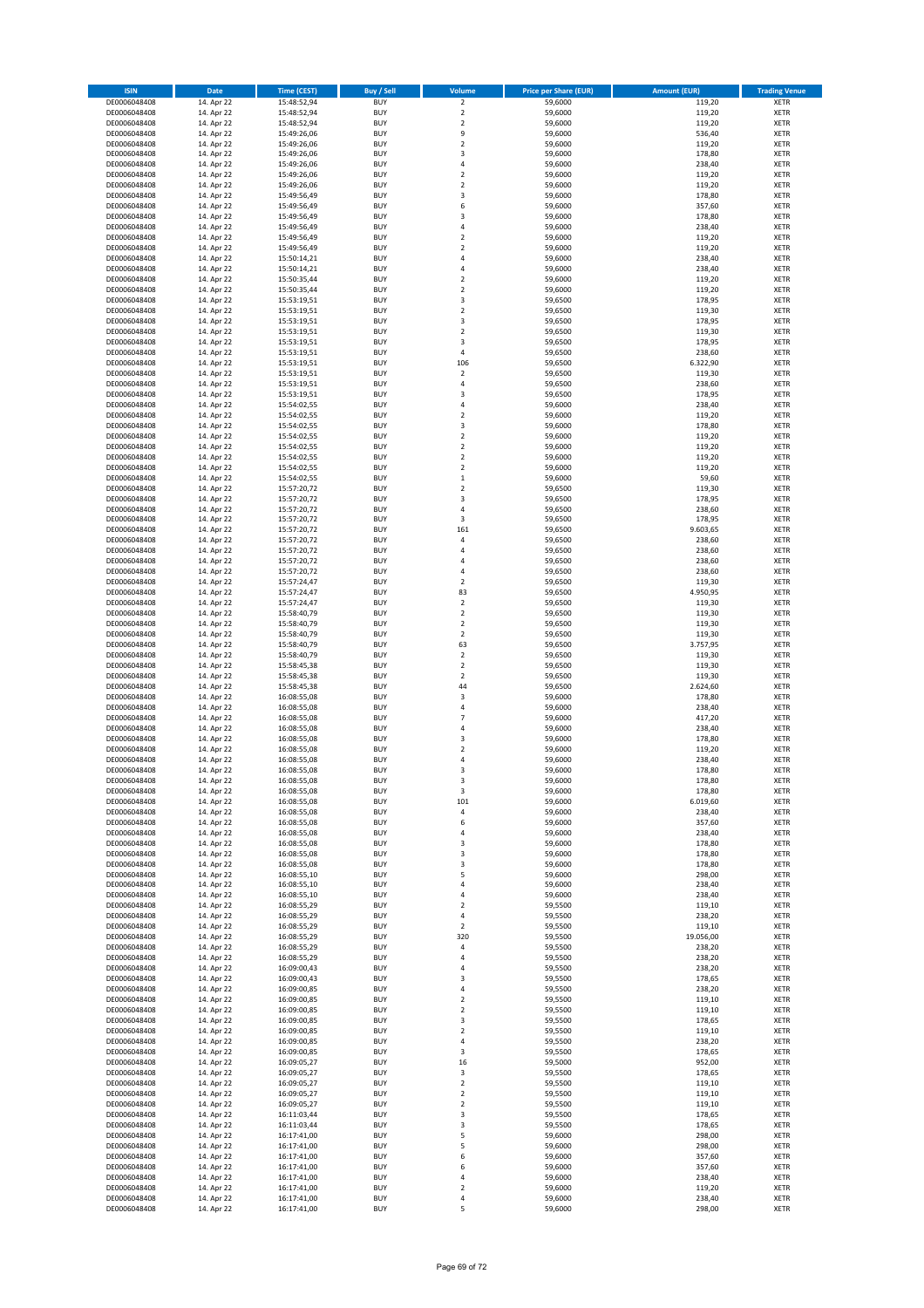| ISIN | Date | Time (CEST) | Buy / Sell | Volume | Price per Share (EUR) | Amount (EUR) | Trading Venue |
|---|---|---|---|---|---|---|---|
| DE0006048408 | 14. Apr 22 | 15:48:52,94 | BUY | 2 | 59,6000 | 119,20 | XETR |
| DE0006048408 | 14. Apr 22 | 15:48:52,94 | BUY | 2 | 59,6000 | 119,20 | XETR |
| DE0006048408 | 14. Apr 22 | 15:48:52,94 | BUY | 2 | 59,6000 | 119,20 | XETR |
| DE0006048408 | 14. Apr 22 | 15:49:26,06 | BUY | 9 | 59,6000 | 536,40 | XETR |
| DE0006048408 | 14. Apr 22 | 15:49:26,06 | BUY | 2 | 59,6000 | 119,20 | XETR |
| DE0006048408 | 14. Apr 22 | 15:49:26,06 | BUY | 3 | 59,6000 | 178,80 | XETR |
| DE0006048408 | 14. Apr 22 | 15:49:26,06 | BUY | 4 | 59,6000 | 238,40 | XETR |
| DE0006048408 | 14. Apr 22 | 15:49:26,06 | BUY | 2 | 59,6000 | 119,20 | XETR |
| DE0006048408 | 14. Apr 22 | 15:49:26,06 | BUY | 2 | 59,6000 | 119,20 | XETR |
| DE0006048408 | 14. Apr 22 | 15:49:56,49 | BUY | 3 | 59,6000 | 178,80 | XETR |
| DE0006048408 | 14. Apr 22 | 15:49:56,49 | BUY | 6 | 59,6000 | 357,60 | XETR |
| DE0006048408 | 14. Apr 22 | 15:49:56,49 | BUY | 3 | 59,6000 | 178,80 | XETR |
| DE0006048408 | 14. Apr 22 | 15:49:56,49 | BUY | 4 | 59,6000 | 238,40 | XETR |
| DE0006048408 | 14. Apr 22 | 15:49:56,49 | BUY | 2 | 59,6000 | 119,20 | XETR |
| DE0006048408 | 14. Apr 22 | 15:49:56,49 | BUY | 2 | 59,6000 | 119,20 | XETR |
| DE0006048408 | 14. Apr 22 | 15:50:14,21 | BUY | 4 | 59,6000 | 238,40 | XETR |
| DE0006048408 | 14. Apr 22 | 15:50:14,21 | BUY | 4 | 59,6000 | 238,40 | XETR |
| DE0006048408 | 14. Apr 22 | 15:50:35,44 | BUY | 2 | 59,6000 | 119,20 | XETR |
| DE0006048408 | 14. Apr 22 | 15:50:35,44 | BUY | 2 | 59,6000 | 119,20 | XETR |
| DE0006048408 | 14. Apr 22 | 15:53:19,51 | BUY | 3 | 59,6500 | 178,95 | XETR |
| DE0006048408 | 14. Apr 22 | 15:53:19,51 | BUY | 2 | 59,6500 | 119,30 | XETR |
| DE0006048408 | 14. Apr 22 | 15:53:19,51 | BUY | 3 | 59,6500 | 178,95 | XETR |
| DE0006048408 | 14. Apr 22 | 15:53:19,51 | BUY | 2 | 59,6500 | 119,30 | XETR |
| DE0006048408 | 14. Apr 22 | 15:53:19,51 | BUY | 3 | 59,6500 | 178,95 | XETR |
| DE0006048408 | 14. Apr 22 | 15:53:19,51 | BUY | 4 | 59,6500 | 238,60 | XETR |
| DE0006048408 | 14. Apr 22 | 15:53:19,51 | BUY | 106 | 59,6500 | 6.322,90 | XETR |
| DE0006048408 | 14. Apr 22 | 15:53:19,51 | BUY | 2 | 59,6500 | 119,30 | XETR |
| DE0006048408 | 14. Apr 22 | 15:53:19,51 | BUY | 4 | 59,6500 | 238,60 | XETR |
| DE0006048408 | 14. Apr 22 | 15:53:19,51 | BUY | 3 | 59,6500 | 178,95 | XETR |
| DE0006048408 | 14. Apr 22 | 15:54:02,55 | BUY | 4 | 59,6000 | 238,40 | XETR |
| DE0006048408 | 14. Apr 22 | 15:54:02,55 | BUY | 2 | 59,6000 | 119,20 | XETR |
| DE0006048408 | 14. Apr 22 | 15:54:02,55 | BUY | 3 | 59,6000 | 178,80 | XETR |
| DE0006048408 | 14. Apr 22 | 15:54:02,55 | BUY | 2 | 59,6000 | 119,20 | XETR |
| DE0006048408 | 14. Apr 22 | 15:54:02,55 | BUY | 2 | 59,6000 | 119,20 | XETR |
| DE0006048408 | 14. Apr 22 | 15:54:02,55 | BUY | 2 | 59,6000 | 119,20 | XETR |
| DE0006048408 | 14. Apr 22 | 15:54:02,55 | BUY | 2 | 59,6000 | 119,20 | XETR |
| DE0006048408 | 14. Apr 22 | 15:54:02,55 | BUY | 1 | 59,6000 | 59,60 | XETR |
| DE0006048408 | 14. Apr 22 | 15:57:20,72 | BUY | 2 | 59,6500 | 119,30 | XETR |
| DE0006048408 | 14. Apr 22 | 15:57:20,72 | BUY | 3 | 59,6500 | 178,95 | XETR |
| DE0006048408 | 14. Apr 22 | 15:57:20,72 | BUY | 4 | 59,6500 | 238,60 | XETR |
| DE0006048408 | 14. Apr 22 | 15:57:20,72 | BUY | 3 | 59,6500 | 178,95 | XETR |
| DE0006048408 | 14. Apr 22 | 15:57:20,72 | BUY | 161 | 59,6500 | 9.603,65 | XETR |
| DE0006048408 | 14. Apr 22 | 15:57:20,72 | BUY | 4 | 59,6500 | 238,60 | XETR |
| DE0006048408 | 14. Apr 22 | 15:57:20,72 | BUY | 4 | 59,6500 | 238,60 | XETR |
| DE0006048408 | 14. Apr 22 | 15:57:20,72 | BUY | 4 | 59,6500 | 238,60 | XETR |
| DE0006048408 | 14. Apr 22 | 15:57:20,72 | BUY | 4 | 59,6500 | 238,60 | XETR |
| DE0006048408 | 14. Apr 22 | 15:57:24,47 | BUY | 2 | 59,6500 | 119,30 | XETR |
| DE0006048408 | 14. Apr 22 | 15:57:24,47 | BUY | 83 | 59,6500 | 4.950,95 | XETR |
| DE0006048408 | 14. Apr 22 | 15:57:24,47 | BUY | 2 | 59,6500 | 119,30 | XETR |
| DE0006048408 | 14. Apr 22 | 15:58:40,79 | BUY | 2 | 59,6500 | 119,30 | XETR |
| DE0006048408 | 14. Apr 22 | 15:58:40,79 | BUY | 2 | 59,6500 | 119,30 | XETR |
| DE0006048408 | 14. Apr 22 | 15:58:40,79 | BUY | 2 | 59,6500 | 119,30 | XETR |
| DE0006048408 | 14. Apr 22 | 15:58:40,79 | BUY | 63 | 59,6500 | 3.757,95 | XETR |
| DE0006048408 | 14. Apr 22 | 15:58:40,79 | BUY | 2 | 59,6500 | 119,30 | XETR |
| DE0006048408 | 14. Apr 22 | 15:58:45,38 | BUY | 2 | 59,6500 | 119,30 | XETR |
| DE0006048408 | 14. Apr 22 | 15:58:45,38 | BUY | 2 | 59,6500 | 119,30 | XETR |
| DE0006048408 | 14. Apr 22 | 15:58:45,38 | BUY | 44 | 59,6500 | 2.624,60 | XETR |
| DE0006048408 | 14. Apr 22 | 16:08:55,08 | BUY | 3 | 59,6000 | 178,80 | XETR |
| DE0006048408 | 14. Apr 22 | 16:08:55,08 | BUY | 4 | 59,6000 | 238,40 | XETR |
| DE0006048408 | 14. Apr 22 | 16:08:55,08 | BUY | 7 | 59,6000 | 417,20 | XETR |
| DE0006048408 | 14. Apr 22 | 16:08:55,08 | BUY | 4 | 59,6000 | 238,40 | XETR |
| DE0006048408 | 14. Apr 22 | 16:08:55,08 | BUY | 3 | 59,6000 | 178,80 | XETR |
| DE0006048408 | 14. Apr 22 | 16:08:55,08 | BUY | 2 | 59,6000 | 119,20 | XETR |
| DE0006048408 | 14. Apr 22 | 16:08:55,08 | BUY | 4 | 59,6000 | 238,40 | XETR |
| DE0006048408 | 14. Apr 22 | 16:08:55,08 | BUY | 3 | 59,6000 | 178,80 | XETR |
| DE0006048408 | 14. Apr 22 | 16:08:55,08 | BUY | 3 | 59,6000 | 178,80 | XETR |
| DE0006048408 | 14. Apr 22 | 16:08:55,08 | BUY | 3 | 59,6000 | 178,80 | XETR |
| DE0006048408 | 14. Apr 22 | 16:08:55,08 | BUY | 101 | 59,6000 | 6.019,60 | XETR |
| DE0006048408 | 14. Apr 22 | 16:08:55,08 | BUY | 4 | 59,6000 | 238,40 | XETR |
| DE0006048408 | 14. Apr 22 | 16:08:55,08 | BUY | 6 | 59,6000 | 357,60 | XETR |
| DE0006048408 | 14. Apr 22 | 16:08:55,08 | BUY | 4 | 59,6000 | 238,40 | XETR |
| DE0006048408 | 14. Apr 22 | 16:08:55,08 | BUY | 3 | 59,6000 | 178,80 | XETR |
| DE0006048408 | 14. Apr 22 | 16:08:55,08 | BUY | 3 | 59,6000 | 178,80 | XETR |
| DE0006048408 | 14. Apr 22 | 16:08:55,08 | BUY | 3 | 59,6000 | 178,80 | XETR |
| DE0006048408 | 14. Apr 22 | 16:08:55,10 | BUY | 5 | 59,6000 | 298,00 | XETR |
| DE0006048408 | 14. Apr 22 | 16:08:55,10 | BUY | 4 | 59,6000 | 238,40 | XETR |
| DE0006048408 | 14. Apr 22 | 16:08:55,10 | BUY | 4 | 59,6000 | 238,40 | XETR |
| DE0006048408 | 14. Apr 22 | 16:08:55,29 | BUY | 2 | 59,5500 | 119,10 | XETR |
| DE0006048408 | 14. Apr 22 | 16:08:55,29 | BUY | 4 | 59,5500 | 238,20 | XETR |
| DE0006048408 | 14. Apr 22 | 16:08:55,29 | BUY | 2 | 59,5500 | 119,10 | XETR |
| DE0006048408 | 14. Apr 22 | 16:08:55,29 | BUY | 320 | 59,5500 | 19.056,00 | XETR |
| DE0006048408 | 14. Apr 22 | 16:08:55,29 | BUY | 4 | 59,5500 | 238,20 | XETR |
| DE0006048408 | 14. Apr 22 | 16:08:55,29 | BUY | 4 | 59,5500 | 238,20 | XETR |
| DE0006048408 | 14. Apr 22 | 16:09:00,43 | BUY | 4 | 59,5500 | 238,20 | XETR |
| DE0006048408 | 14. Apr 22 | 16:09:00,43 | BUY | 3 | 59,5500 | 178,65 | XETR |
| DE0006048408 | 14. Apr 22 | 16:09:00,85 | BUY | 4 | 59,5500 | 238,20 | XETR |
| DE0006048408 | 14. Apr 22 | 16:09:00,85 | BUY | 2 | 59,5500 | 119,10 | XETR |
| DE0006048408 | 14. Apr 22 | 16:09:00,85 | BUY | 2 | 59,5500 | 119,10 | XETR |
| DE0006048408 | 14. Apr 22 | 16:09:00,85 | BUY | 3 | 59,5500 | 178,65 | XETR |
| DE0006048408 | 14. Apr 22 | 16:09:00,85 | BUY | 2 | 59,5500 | 119,10 | XETR |
| DE0006048408 | 14. Apr 22 | 16:09:00,85 | BUY | 4 | 59,5500 | 238,20 | XETR |
| DE0006048408 | 14. Apr 22 | 16:09:00,85 | BUY | 3 | 59,5500 | 178,65 | XETR |
| DE0006048408 | 14. Apr 22 | 16:09:05,27 | BUY | 16 | 59,5000 | 952,00 | XETR |
| DE0006048408 | 14. Apr 22 | 16:09:05,27 | BUY | 3 | 59,5500 | 178,65 | XETR |
| DE0006048408 | 14. Apr 22 | 16:09:05,27 | BUY | 2 | 59,5500 | 119,10 | XETR |
| DE0006048408 | 14. Apr 22 | 16:09:05,27 | BUY | 2 | 59,5500 | 119,10 | XETR |
| DE0006048408 | 14. Apr 22 | 16:09:05,27 | BUY | 2 | 59,5500 | 119,10 | XETR |
| DE0006048408 | 14. Apr 22 | 16:11:03,44 | BUY | 3 | 59,5500 | 178,65 | XETR |
| DE0006048408 | 14. Apr 22 | 16:11:03,44 | BUY | 3 | 59,5500 | 178,65 | XETR |
| DE0006048408 | 14. Apr 22 | 16:17:41,00 | BUY | 5 | 59,6000 | 298,00 | XETR |
| DE0006048408 | 14. Apr 22 | 16:17:41,00 | BUY | 5 | 59,6000 | 298,00 | XETR |
| DE0006048408 | 14. Apr 22 | 16:17:41,00 | BUY | 6 | 59,6000 | 357,60 | XETR |
| DE0006048408 | 14. Apr 22 | 16:17:41,00 | BUY | 6 | 59,6000 | 357,60 | XETR |
| DE0006048408 | 14. Apr 22 | 16:17:41,00 | BUY | 4 | 59,6000 | 238,40 | XETR |
| DE0006048408 | 14. Apr 22 | 16:17:41,00 | BUY | 2 | 59,6000 | 119,20 | XETR |
| DE0006048408 | 14. Apr 22 | 16:17:41,00 | BUY | 4 | 59,6000 | 238,40 | XETR |
| DE0006048408 | 14. Apr 22 | 16:17:41,00 | BUY | 5 | 59,6000 | 298,00 | XETR |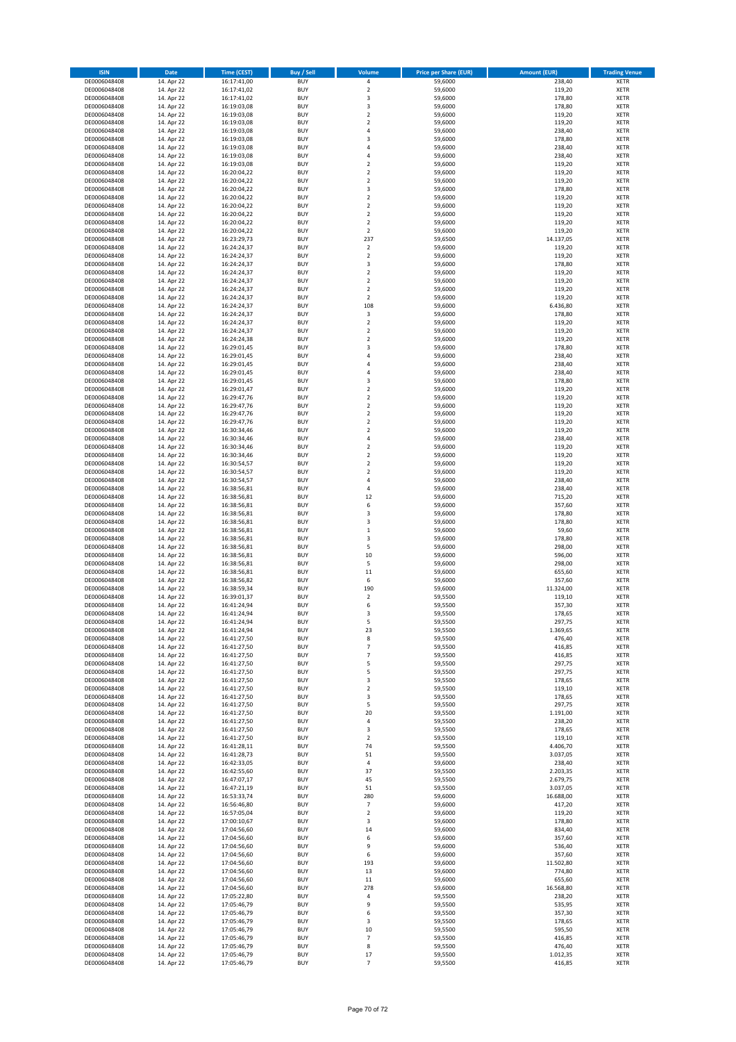| ISIN | Date | Time (CEST) | Buy / Sell | Volume | Price per Share (EUR) | Amount (EUR) | Trading Venue |
|---|---|---|---|---|---|---|---|
| DE0006048408 | 14. Apr 22 | 16:17:41,00 | BUY | 4 | 59,6000 | 238,40 | XETR |
| DE0006048408 | 14. Apr 22 | 16:17:41,02 | BUY | 2 | 59,6000 | 119,20 | XETR |
| DE0006048408 | 14. Apr 22 | 16:17:41,02 | BUY | 3 | 59,6000 | 178,80 | XETR |
| DE0006048408 | 14. Apr 22 | 16:19:03,08 | BUY | 3 | 59,6000 | 178,80 | XETR |
| DE0006048408 | 14. Apr 22 | 16:19:03,08 | BUY | 2 | 59,6000 | 119,20 | XETR |
| DE0006048408 | 14. Apr 22 | 16:19:03,08 | BUY | 2 | 59,6000 | 119,20 | XETR |
| DE0006048408 | 14. Apr 22 | 16:19:03,08 | BUY | 4 | 59,6000 | 238,40 | XETR |
| DE0006048408 | 14. Apr 22 | 16:19:03,08 | BUY | 3 | 59,6000 | 178,80 | XETR |
| DE0006048408 | 14. Apr 22 | 16:19:03,08 | BUY | 4 | 59,6000 | 238,40 | XETR |
| DE0006048408 | 14. Apr 22 | 16:19:03,08 | BUY | 4 | 59,6000 | 238,40 | XETR |
| DE0006048408 | 14. Apr 22 | 16:19:03,08 | BUY | 2 | 59,6000 | 119,20 | XETR |
| DE0006048408 | 14. Apr 22 | 16:20:04,22 | BUY | 2 | 59,6000 | 119,20 | XETR |
| DE0006048408 | 14. Apr 22 | 16:20:04,22 | BUY | 2 | 59,6000 | 119,20 | XETR |
| DE0006048408 | 14. Apr 22 | 16:20:04,22 | BUY | 3 | 59,6000 | 178,80 | XETR |
| DE0006048408 | 14. Apr 22 | 16:20:04,22 | BUY | 2 | 59,6000 | 119,20 | XETR |
| DE0006048408 | 14. Apr 22 | 16:20:04,22 | BUY | 2 | 59,6000 | 119,20 | XETR |
| DE0006048408 | 14. Apr 22 | 16:20:04,22 | BUY | 2 | 59,6000 | 119,20 | XETR |
| DE0006048408 | 14. Apr 22 | 16:20:04,22 | BUY | 2 | 59,6000 | 119,20 | XETR |
| DE0006048408 | 14. Apr 22 | 16:20:04,22 | BUY | 2 | 59,6000 | 119,20 | XETR |
| DE0006048408 | 14. Apr 22 | 16:23:29,73 | BUY | 237 | 59,6500 | 14.137,05 | XETR |
| DE0006048408 | 14. Apr 22 | 16:24:24,37 | BUY | 2 | 59,6000 | 119,20 | XETR |
| DE0006048408 | 14. Apr 22 | 16:24:24,37 | BUY | 2 | 59,6000 | 119,20 | XETR |
| DE0006048408 | 14. Apr 22 | 16:24:24,37 | BUY | 3 | 59,6000 | 178,80 | XETR |
| DE0006048408 | 14. Apr 22 | 16:24:24,37 | BUY | 2 | 59,6000 | 119,20 | XETR |
| DE0006048408 | 14. Apr 22 | 16:24:24,37 | BUY | 2 | 59,6000 | 119,20 | XETR |
| DE0006048408 | 14. Apr 22 | 16:24:24,37 | BUY | 2 | 59,6000 | 119,20 | XETR |
| DE0006048408 | 14. Apr 22 | 16:24:24,37 | BUY | 2 | 59,6000 | 119,20 | XETR |
| DE0006048408 | 14. Apr 22 | 16:24:24,37 | BUY | 108 | 59,6000 | 6.436,80 | XETR |
| DE0006048408 | 14. Apr 22 | 16:24:24,37 | BUY | 3 | 59,6000 | 178,80 | XETR |
| DE0006048408 | 14. Apr 22 | 16:24:24,37 | BUY | 2 | 59,6000 | 119,20 | XETR |
| DE0006048408 | 14. Apr 22 | 16:24:24,37 | BUY | 2 | 59,6000 | 119,20 | XETR |
| DE0006048408 | 14. Apr 22 | 16:24:24,38 | BUY | 2 | 59,6000 | 119,20 | XETR |
| DE0006048408 | 14. Apr 22 | 16:29:01,45 | BUY | 3 | 59,6000 | 178,80 | XETR |
| DE0006048408 | 14. Apr 22 | 16:29:01,45 | BUY | 4 | 59,6000 | 238,40 | XETR |
| DE0006048408 | 14. Apr 22 | 16:29:01,45 | BUY | 4 | 59,6000 | 238,40 | XETR |
| DE0006048408 | 14. Apr 22 | 16:29:01,45 | BUY | 4 | 59,6000 | 238,40 | XETR |
| DE0006048408 | 14. Apr 22 | 16:29:01,45 | BUY | 3 | 59,6000 | 178,80 | XETR |
| DE0006048408 | 14. Apr 22 | 16:29:01,47 | BUY | 2 | 59,6000 | 119,20 | XETR |
| DE0006048408 | 14. Apr 22 | 16:29:47,76 | BUY | 2 | 59,6000 | 119,20 | XETR |
| DE0006048408 | 14. Apr 22 | 16:29:47,76 | BUY | 2 | 59,6000 | 119,20 | XETR |
| DE0006048408 | 14. Apr 22 | 16:29:47,76 | BUY | 2 | 59,6000 | 119,20 | XETR |
| DE0006048408 | 14. Apr 22 | 16:29:47,76 | BUY | 2 | 59,6000 | 119,20 | XETR |
| DE0006048408 | 14. Apr 22 | 16:30:34,46 | BUY | 2 | 59,6000 | 119,20 | XETR |
| DE0006048408 | 14. Apr 22 | 16:30:34,46 | BUY | 4 | 59,6000 | 238,40 | XETR |
| DE0006048408 | 14. Apr 22 | 16:30:34,46 | BUY | 2 | 59,6000 | 119,20 | XETR |
| DE0006048408 | 14. Apr 22 | 16:30:34,46 | BUY | 2 | 59,6000 | 119,20 | XETR |
| DE0006048408 | 14. Apr 22 | 16:30:54,57 | BUY | 2 | 59,6000 | 119,20 | XETR |
| DE0006048408 | 14. Apr 22 | 16:30:54,57 | BUY | 2 | 59,6000 | 119,20 | XETR |
| DE0006048408 | 14. Apr 22 | 16:30:54,57 | BUY | 4 | 59,6000 | 238,40 | XETR |
| DE0006048408 | 14. Apr 22 | 16:38:56,81 | BUY | 4 | 59,6000 | 238,40 | XETR |
| DE0006048408 | 14. Apr 22 | 16:38:56,81 | BUY | 12 | 59,6000 | 715,20 | XETR |
| DE0006048408 | 14. Apr 22 | 16:38:56,81 | BUY | 6 | 59,6000 | 357,60 | XETR |
| DE0006048408 | 14. Apr 22 | 16:38:56,81 | BUY | 3 | 59,6000 | 178,80 | XETR |
| DE0006048408 | 14. Apr 22 | 16:38:56,81 | BUY | 3 | 59,6000 | 178,80 | XETR |
| DE0006048408 | 14. Apr 22 | 16:38:56,81 | BUY | 1 | 59,6000 | 59,60 | XETR |
| DE0006048408 | 14. Apr 22 | 16:38:56,81 | BUY | 3 | 59,6000 | 178,80 | XETR |
| DE0006048408 | 14. Apr 22 | 16:38:56,81 | BUY | 5 | 59,6000 | 298,00 | XETR |
| DE0006048408 | 14. Apr 22 | 16:38:56,81 | BUY | 10 | 59,6000 | 596,00 | XETR |
| DE0006048408 | 14. Apr 22 | 16:38:56,81 | BUY | 5 | 59,6000 | 298,00 | XETR |
| DE0006048408 | 14. Apr 22 | 16:38:56,81 | BUY | 11 | 59,6000 | 655,60 | XETR |
| DE0006048408 | 14. Apr 22 | 16:38:56,82 | BUY | 6 | 59,6000 | 357,60 | XETR |
| DE0006048408 | 14. Apr 22 | 16:38:59,34 | BUY | 190 | 59,6000 | 11.324,00 | XETR |
| DE0006048408 | 14. Apr 22 | 16:39:01,37 | BUY | 2 | 59,5500 | 119,10 | XETR |
| DE0006048408 | 14. Apr 22 | 16:41:24,94 | BUY | 6 | 59,5500 | 357,30 | XETR |
| DE0006048408 | 14. Apr 22 | 16:41:24,94 | BUY | 3 | 59,5500 | 178,65 | XETR |
| DE0006048408 | 14. Apr 22 | 16:41:24,94 | BUY | 5 | 59,5500 | 297,75 | XETR |
| DE0006048408 | 14. Apr 22 | 16:41:24,94 | BUY | 23 | 59,5500 | 1.369,65 | XETR |
| DE0006048408 | 14. Apr 22 | 16:41:27,50 | BUY | 8 | 59,5500 | 476,40 | XETR |
| DE0006048408 | 14. Apr 22 | 16:41:27,50 | BUY | 7 | 59,5500 | 416,85 | XETR |
| DE0006048408 | 14. Apr 22 | 16:41:27,50 | BUY | 7 | 59,5500 | 416,85 | XETR |
| DE0006048408 | 14. Apr 22 | 16:41:27,50 | BUY | 5 | 59,5500 | 297,75 | XETR |
| DE0006048408 | 14. Apr 22 | 16:41:27,50 | BUY | 5 | 59,5500 | 297,75 | XETR |
| DE0006048408 | 14. Apr 22 | 16:41:27,50 | BUY | 3 | 59,5500 | 178,65 | XETR |
| DE0006048408 | 14. Apr 22 | 16:41:27,50 | BUY | 2 | 59,5500 | 119,10 | XETR |
| DE0006048408 | 14. Apr 22 | 16:41:27,50 | BUY | 3 | 59,5500 | 178,65 | XETR |
| DE0006048408 | 14. Apr 22 | 16:41:27,50 | BUY | 5 | 59,5500 | 297,75 | XETR |
| DE0006048408 | 14. Apr 22 | 16:41:27,50 | BUY | 20 | 59,5500 | 1.191,00 | XETR |
| DE0006048408 | 14. Apr 22 | 16:41:27,50 | BUY | 4 | 59,5500 | 238,20 | XETR |
| DE0006048408 | 14. Apr 22 | 16:41:27,50 | BUY | 3 | 59,5500 | 178,65 | XETR |
| DE0006048408 | 14. Apr 22 | 16:41:27,50 | BUY | 2 | 59,5500 | 119,10 | XETR |
| DE0006048408 | 14. Apr 22 | 16:41:28,11 | BUY | 74 | 59,5500 | 4.406,70 | XETR |
| DE0006048408 | 14. Apr 22 | 16:41:28,73 | BUY | 51 | 59,5500 | 3.037,05 | XETR |
| DE0006048408 | 14. Apr 22 | 16:42:33,05 | BUY | 4 | 59,6000 | 238,40 | XETR |
| DE0006048408 | 14. Apr 22 | 16:42:55,60 | BUY | 37 | 59,5500 | 2.203,35 | XETR |
| DE0006048408 | 14. Apr 22 | 16:47:07,17 | BUY | 45 | 59,5500 | 2.679,75 | XETR |
| DE0006048408 | 14. Apr 22 | 16:47:21,19 | BUY | 51 | 59,5500 | 3.037,05 | XETR |
| DE0006048408 | 14. Apr 22 | 16:53:33,74 | BUY | 280 | 59,6000 | 16.688,00 | XETR |
| DE0006048408 | 14. Apr 22 | 16:56:46,80 | BUY | 7 | 59,6000 | 417,20 | XETR |
| DE0006048408 | 14. Apr 22 | 16:57:05,04 | BUY | 2 | 59,6000 | 119,20 | XETR |
| DE0006048408 | 14. Apr 22 | 17:00:10,67 | BUY | 3 | 59,6000 | 178,80 | XETR |
| DE0006048408 | 14. Apr 22 | 17:04:56,60 | BUY | 14 | 59,6000 | 834,40 | XETR |
| DE0006048408 | 14. Apr 22 | 17:04:56,60 | BUY | 6 | 59,6000 | 357,60 | XETR |
| DE0006048408 | 14. Apr 22 | 17:04:56,60 | BUY | 9 | 59,6000 | 536,40 | XETR |
| DE0006048408 | 14. Apr 22 | 17:04:56,60 | BUY | 6 | 59,6000 | 357,60 | XETR |
| DE0006048408 | 14. Apr 22 | 17:04:56,60 | BUY | 193 | 59,6000 | 11.502,80 | XETR |
| DE0006048408 | 14. Apr 22 | 17:04:56,60 | BUY | 13 | 59,6000 | 774,80 | XETR |
| DE0006048408 | 14. Apr 22 | 17:04:56,60 | BUY | 11 | 59,6000 | 655,60 | XETR |
| DE0006048408 | 14. Apr 22 | 17:04:56,60 | BUY | 278 | 59,6000 | 16.568,80 | XETR |
| DE0006048408 | 14. Apr 22 | 17:05:22,80 | BUY | 4 | 59,5500 | 238,20 | XETR |
| DE0006048408 | 14. Apr 22 | 17:05:46,79 | BUY | 9 | 59,5500 | 535,95 | XETR |
| DE0006048408 | 14. Apr 22 | 17:05:46,79 | BUY | 6 | 59,5500 | 357,30 | XETR |
| DE0006048408 | 14. Apr 22 | 17:05:46,79 | BUY | 3 | 59,5500 | 178,65 | XETR |
| DE0006048408 | 14. Apr 22 | 17:05:46,79 | BUY | 10 | 59,5500 | 595,50 | XETR |
| DE0006048408 | 14. Apr 22 | 17:05:46,79 | BUY | 7 | 59,5500 | 416,85 | XETR |
| DE0006048408 | 14. Apr 22 | 17:05:46,79 | BUY | 8 | 59,5500 | 476,40 | XETR |
| DE0006048408 | 14. Apr 22 | 17:05:46,79 | BUY | 17 | 59,5500 | 1.012,35 | XETR |
| DE0006048408 | 14. Apr 22 | 17:05:46,79 | BUY | 7 | 59,5500 | 416,85 | XETR |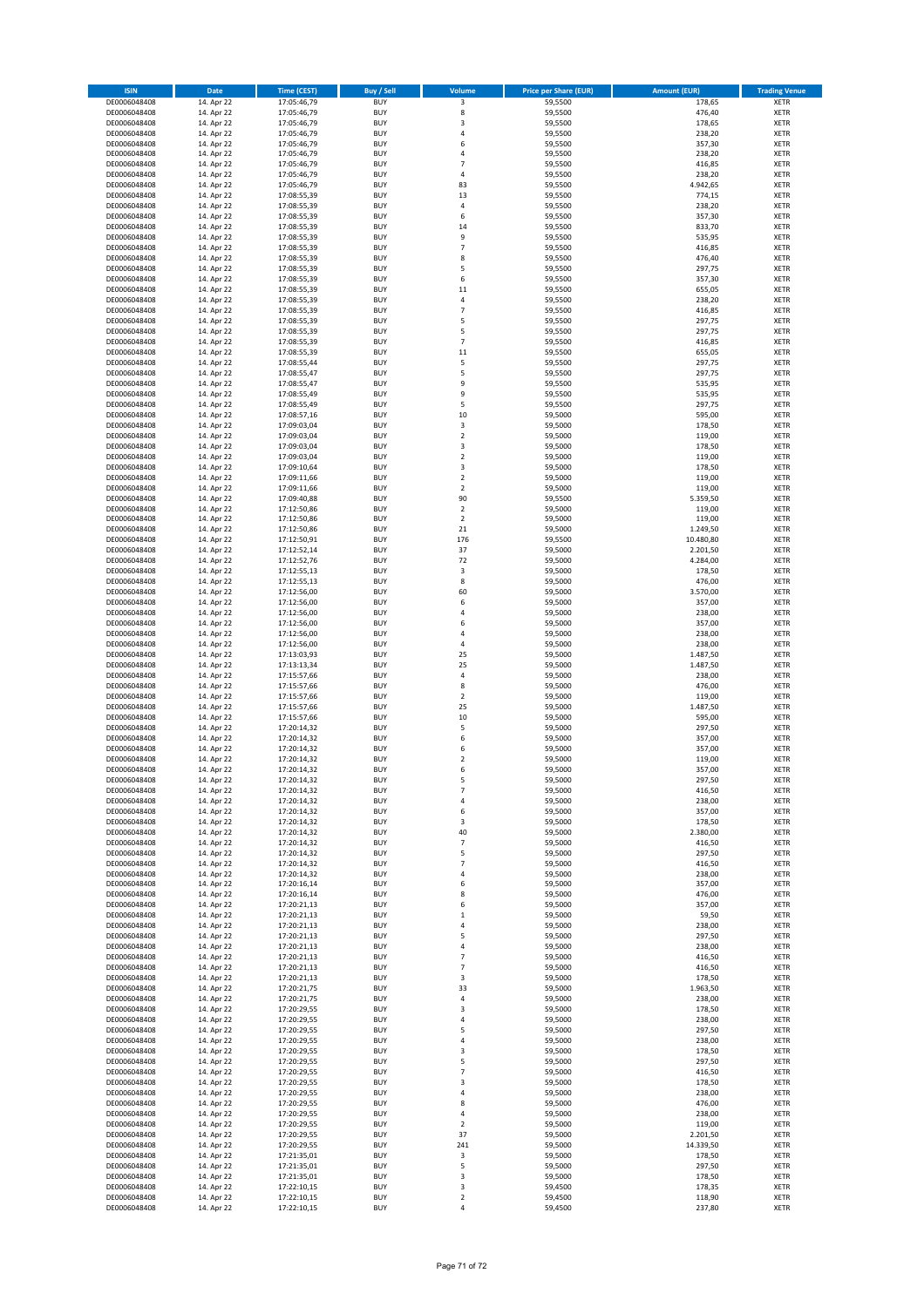| ISIN | Date | Time (CEST) | Buy / Sell | Volume | Price per Share (EUR) | Amount (EUR) | Trading Venue |
|---|---|---|---|---|---|---|---|
| DE0006048408 | 14. Apr 22 | 17:05:46,79 | BUY | 3 | 59,5500 | 178,65 | XETR |
| DE0006048408 | 14. Apr 22 | 17:05:46,79 | BUY | 8 | 59,5500 | 476,40 | XETR |
| DE0006048408 | 14. Apr 22 | 17:05:46,79 | BUY | 3 | 59,5500 | 178,65 | XETR |
| DE0006048408 | 14. Apr 22 | 17:05:46,79 | BUY | 4 | 59,5500 | 238,20 | XETR |
| DE0006048408 | 14. Apr 22 | 17:05:46,79 | BUY | 6 | 59,5500 | 357,30 | XETR |
| DE0006048408 | 14. Apr 22 | 17:05:46,79 | BUY | 4 | 59,5500 | 238,20 | XETR |
| DE0006048408 | 14. Apr 22 | 17:05:46,79 | BUY | 7 | 59,5500 | 416,85 | XETR |
| DE0006048408 | 14. Apr 22 | 17:05:46,79 | BUY | 4 | 59,5500 | 238,20 | XETR |
| DE0006048408 | 14. Apr 22 | 17:05:46,79 | BUY | 83 | 59,5500 | 4.942,65 | XETR |
| DE0006048408 | 14. Apr 22 | 17:08:55,39 | BUY | 13 | 59,5500 | 774,15 | XETR |
| DE0006048408 | 14. Apr 22 | 17:08:55,39 | BUY | 4 | 59,5500 | 238,20 | XETR |
| DE0006048408 | 14. Apr 22 | 17:08:55,39 | BUY | 6 | 59,5500 | 357,30 | XETR |
| DE0006048408 | 14. Apr 22 | 17:08:55,39 | BUY | 14 | 59,5500 | 833,70 | XETR |
| DE0006048408 | 14. Apr 22 | 17:08:55,39 | BUY | 9 | 59,5500 | 535,95 | XETR |
| DE0006048408 | 14. Apr 22 | 17:08:55,39 | BUY | 7 | 59,5500 | 416,85 | XETR |
| DE0006048408 | 14. Apr 22 | 17:08:55,39 | BUY | 8 | 59,5500 | 476,40 | XETR |
| DE0006048408 | 14. Apr 22 | 17:08:55,39 | BUY | 5 | 59,5500 | 297,75 | XETR |
| DE0006048408 | 14. Apr 22 | 17:08:55,39 | BUY | 6 | 59,5500 | 357,30 | XETR |
| DE0006048408 | 14. Apr 22 | 17:08:55,39 | BUY | 11 | 59,5500 | 655,05 | XETR |
| DE0006048408 | 14. Apr 22 | 17:08:55,39 | BUY | 4 | 59,5500 | 238,20 | XETR |
| DE0006048408 | 14. Apr 22 | 17:08:55,39 | BUY | 7 | 59,5500 | 416,85 | XETR |
| DE0006048408 | 14. Apr 22 | 17:08:55,39 | BUY | 5 | 59,5500 | 297,75 | XETR |
| DE0006048408 | 14. Apr 22 | 17:08:55,39 | BUY | 5 | 59,5500 | 297,75 | XETR |
| DE0006048408 | 14. Apr 22 | 17:08:55,39 | BUY | 7 | 59,5500 | 416,85 | XETR |
| DE0006048408 | 14. Apr 22 | 17:08:55,39 | BUY | 11 | 59,5500 | 655,05 | XETR |
| DE0006048408 | 14. Apr 22 | 17:08:55,44 | BUY | 5 | 59,5500 | 297,75 | XETR |
| DE0006048408 | 14. Apr 22 | 17:08:55,47 | BUY | 5 | 59,5500 | 297,75 | XETR |
| DE0006048408 | 14. Apr 22 | 17:08:55,47 | BUY | 9 | 59,5500 | 535,95 | XETR |
| DE0006048408 | 14. Apr 22 | 17:08:55,49 | BUY | 9 | 59,5500 | 535,95 | XETR |
| DE0006048408 | 14. Apr 22 | 17:08:55,49 | BUY | 5 | 59,5500 | 297,75 | XETR |
| DE0006048408 | 14. Apr 22 | 17:08:57,16 | BUY | 10 | 59,5000 | 595,00 | XETR |
| DE0006048408 | 14. Apr 22 | 17:09:03,04 | BUY | 3 | 59,5000 | 178,50 | XETR |
| DE0006048408 | 14. Apr 22 | 17:09:03,04 | BUY | 2 | 59,5000 | 119,00 | XETR |
| DE0006048408 | 14. Apr 22 | 17:09:03,04 | BUY | 3 | 59,5000 | 178,50 | XETR |
| DE0006048408 | 14. Apr 22 | 17:09:03,04 | BUY | 2 | 59,5000 | 119,00 | XETR |
| DE0006048408 | 14. Apr 22 | 17:09:10,64 | BUY | 3 | 59,5000 | 178,50 | XETR |
| DE0006048408 | 14. Apr 22 | 17:09:11,66 | BUY | 2 | 59,5000 | 119,00 | XETR |
| DE0006048408 | 14. Apr 22 | 17:09:11,66 | BUY | 2 | 59,5000 | 119,00 | XETR |
| DE0006048408 | 14. Apr 22 | 17:09:40,88 | BUY | 90 | 59,5500 | 5.359,50 | XETR |
| DE0006048408 | 14. Apr 22 | 17:12:50,86 | BUY | 2 | 59,5000 | 119,00 | XETR |
| DE0006048408 | 14. Apr 22 | 17:12:50,86 | BUY | 2 | 59,5000 | 119,00 | XETR |
| DE0006048408 | 14. Apr 22 | 17:12:50,86 | BUY | 21 | 59,5000 | 1.249,50 | XETR |
| DE0006048408 | 14. Apr 22 | 17:12:50,91 | BUY | 176 | 59,5500 | 10.480,80 | XETR |
| DE0006048408 | 14. Apr 22 | 17:12:52,14 | BUY | 37 | 59,5000 | 2.201,50 | XETR |
| DE0006048408 | 14. Apr 22 | 17:12:52,76 | BUY | 72 | 59,5000 | 4.284,00 | XETR |
| DE0006048408 | 14. Apr 22 | 17:12:55,13 | BUY | 3 | 59,5000 | 178,50 | XETR |
| DE0006048408 | 14. Apr 22 | 17:12:55,13 | BUY | 8 | 59,5000 | 476,00 | XETR |
| DE0006048408 | 14. Apr 22 | 17:12:56,00 | BUY | 60 | 59,5000 | 3.570,00 | XETR |
| DE0006048408 | 14. Apr 22 | 17:12:56,00 | BUY | 6 | 59,5000 | 357,00 | XETR |
| DE0006048408 | 14. Apr 22 | 17:12:56,00 | BUY | 4 | 59,5000 | 238,00 | XETR |
| DE0006048408 | 14. Apr 22 | 17:12:56,00 | BUY | 6 | 59,5000 | 357,00 | XETR |
| DE0006048408 | 14. Apr 22 | 17:12:56,00 | BUY | 4 | 59,5000 | 238,00 | XETR |
| DE0006048408 | 14. Apr 22 | 17:12:56,00 | BUY | 4 | 59,5000 | 238,00 | XETR |
| DE0006048408 | 14. Apr 22 | 17:13:03,93 | BUY | 25 | 59,5000 | 1.487,50 | XETR |
| DE0006048408 | 14. Apr 22 | 17:13:13,34 | BUY | 25 | 59,5000 | 1.487,50 | XETR |
| DE0006048408 | 14. Apr 22 | 17:15:57,66 | BUY | 4 | 59,5000 | 238,00 | XETR |
| DE0006048408 | 14. Apr 22 | 17:15:57,66 | BUY | 8 | 59,5000 | 476,00 | XETR |
| DE0006048408 | 14. Apr 22 | 17:15:57,66 | BUY | 2 | 59,5000 | 119,00 | XETR |
| DE0006048408 | 14. Apr 22 | 17:15:57,66 | BUY | 25 | 59,5000 | 1.487,50 | XETR |
| DE0006048408 | 14. Apr 22 | 17:15:57,66 | BUY | 10 | 59,5000 | 595,00 | XETR |
| DE0006048408 | 14. Apr 22 | 17:20:14,32 | BUY | 5 | 59,5000 | 297,50 | XETR |
| DE0006048408 | 14. Apr 22 | 17:20:14,32 | BUY | 6 | 59,5000 | 357,00 | XETR |
| DE0006048408 | 14. Apr 22 | 17:20:14,32 | BUY | 6 | 59,5000 | 357,00 | XETR |
| DE0006048408 | 14. Apr 22 | 17:20:14,32 | BUY | 2 | 59,5000 | 119,00 | XETR |
| DE0006048408 | 14. Apr 22 | 17:20:14,32 | BUY | 6 | 59,5000 | 357,00 | XETR |
| DE0006048408 | 14. Apr 22 | 17:20:14,32 | BUY | 5 | 59,5000 | 297,50 | XETR |
| DE0006048408 | 14. Apr 22 | 17:20:14,32 | BUY | 7 | 59,5000 | 416,50 | XETR |
| DE0006048408 | 14. Apr 22 | 17:20:14,32 | BUY | 4 | 59,5000 | 238,00 | XETR |
| DE0006048408 | 14. Apr 22 | 17:20:14,32 | BUY | 6 | 59,5000 | 357,00 | XETR |
| DE0006048408 | 14. Apr 22 | 17:20:14,32 | BUY | 3 | 59,5000 | 178,50 | XETR |
| DE0006048408 | 14. Apr 22 | 17:20:14,32 | BUY | 40 | 59,5000 | 2.380,00 | XETR |
| DE0006048408 | 14. Apr 22 | 17:20:14,32 | BUY | 7 | 59,5000 | 416,50 | XETR |
| DE0006048408 | 14. Apr 22 | 17:20:14,32 | BUY | 5 | 59,5000 | 297,50 | XETR |
| DE0006048408 | 14. Apr 22 | 17:20:14,32 | BUY | 7 | 59,5000 | 416,50 | XETR |
| DE0006048408 | 14. Apr 22 | 17:20:14,32 | BUY | 4 | 59,5000 | 238,00 | XETR |
| DE0006048408 | 14. Apr 22 | 17:20:16,14 | BUY | 6 | 59,5000 | 357,00 | XETR |
| DE0006048408 | 14. Apr 22 | 17:20:16,14 | BUY | 8 | 59,5000 | 476,00 | XETR |
| DE0006048408 | 14. Apr 22 | 17:20:21,13 | BUY | 6 | 59,5000 | 357,00 | XETR |
| DE0006048408 | 14. Apr 22 | 17:20:21,13 | BUY | 1 | 59,5000 | 59,50 | XETR |
| DE0006048408 | 14. Apr 22 | 17:20:21,13 | BUY | 4 | 59,5000 | 238,00 | XETR |
| DE0006048408 | 14. Apr 22 | 17:20:21,13 | BUY | 5 | 59,5000 | 297,50 | XETR |
| DE0006048408 | 14. Apr 22 | 17:20:21,13 | BUY | 4 | 59,5000 | 238,00 | XETR |
| DE0006048408 | 14. Apr 22 | 17:20:21,13 | BUY | 7 | 59,5000 | 416,50 | XETR |
| DE0006048408 | 14. Apr 22 | 17:20:21,13 | BUY | 7 | 59,5000 | 416,50 | XETR |
| DE0006048408 | 14. Apr 22 | 17:20:21,13 | BUY | 3 | 59,5000 | 178,50 | XETR |
| DE0006048408 | 14. Apr 22 | 17:20:21,75 | BUY | 33 | 59,5000 | 1.963,50 | XETR |
| DE0006048408 | 14. Apr 22 | 17:20:21,75 | BUY | 4 | 59,5000 | 238,00 | XETR |
| DE0006048408 | 14. Apr 22 | 17:20:29,55 | BUY | 3 | 59,5000 | 178,50 | XETR |
| DE0006048408 | 14. Apr 22 | 17:20:29,55 | BUY | 4 | 59,5000 | 238,00 | XETR |
| DE0006048408 | 14. Apr 22 | 17:20:29,55 | BUY | 5 | 59,5000 | 297,50 | XETR |
| DE0006048408 | 14. Apr 22 | 17:20:29,55 | BUY | 4 | 59,5000 | 238,00 | XETR |
| DE0006048408 | 14. Apr 22 | 17:20:29,55 | BUY | 3 | 59,5000 | 178,50 | XETR |
| DE0006048408 | 14. Apr 22 | 17:20:29,55 | BUY | 5 | 59,5000 | 297,50 | XETR |
| DE0006048408 | 14. Apr 22 | 17:20:29,55 | BUY | 7 | 59,5000 | 416,50 | XETR |
| DE0006048408 | 14. Apr 22 | 17:20:29,55 | BUY | 3 | 59,5000 | 178,50 | XETR |
| DE0006048408 | 14. Apr 22 | 17:20:29,55 | BUY | 4 | 59,5000 | 238,00 | XETR |
| DE0006048408 | 14. Apr 22 | 17:20:29,55 | BUY | 8 | 59,5000 | 476,00 | XETR |
| DE0006048408 | 14. Apr 22 | 17:20:29,55 | BUY | 4 | 59,5000 | 238,00 | XETR |
| DE0006048408 | 14. Apr 22 | 17:20:29,55 | BUY | 2 | 59,5000 | 119,00 | XETR |
| DE0006048408 | 14. Apr 22 | 17:20:29,55 | BUY | 37 | 59,5000 | 2.201,50 | XETR |
| DE0006048408 | 14. Apr 22 | 17:20:29,55 | BUY | 241 | 59,5000 | 14.339,50 | XETR |
| DE0006048408 | 14. Apr 22 | 17:21:35,01 | BUY | 3 | 59,5000 | 178,50 | XETR |
| DE0006048408 | 14. Apr 22 | 17:21:35,01 | BUY | 5 | 59,5000 | 297,50 | XETR |
| DE0006048408 | 14. Apr 22 | 17:21:35,01 | BUY | 3 | 59,5000 | 178,50 | XETR |
| DE0006048408 | 14. Apr 22 | 17:22:10,15 | BUY | 3 | 59,4500 | 178,35 | XETR |
| DE0006048408 | 14. Apr 22 | 17:22:10,15 | BUY | 2 | 59,4500 | 118,90 | XETR |
| DE0006048408 | 14. Apr 22 | 17:22:10,15 | BUY | 4 | 59,4500 | 237,80 | XETR |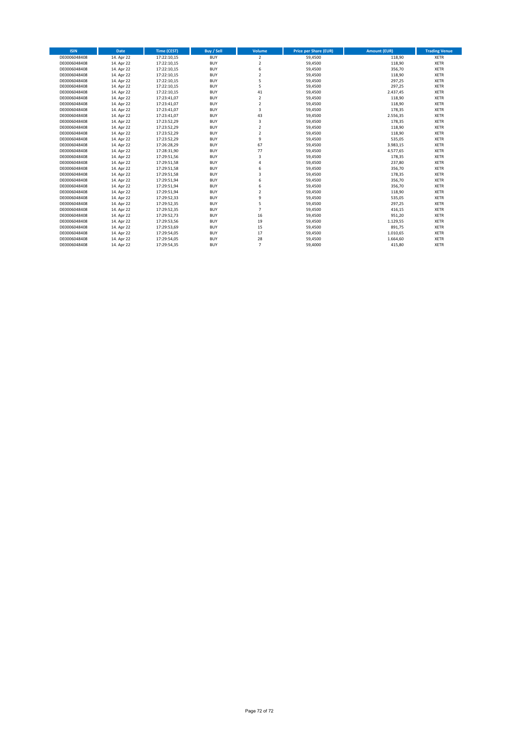| ISIN | Date | Time (CEST) | Buy / Sell | Volume | Price per Share (EUR) | Amount (EUR) | Trading Venue |
|---|---|---|---|---|---|---|---|
| DE0006048408 | 14. Apr 22 | 17:22:10,15 | BUY | 2 | 59,4500 | 118,90 | XETR |
| DE0006048408 | 14. Apr 22 | 17:22:10,15 | BUY | 2 | 59,4500 | 118,90 | XETR |
| DE0006048408 | 14. Apr 22 | 17:22:10,15 | BUY | 6 | 59,4500 | 356,70 | XETR |
| DE0006048408 | 14. Apr 22 | 17:22:10,15 | BUY | 2 | 59,4500 | 118,90 | XETR |
| DE0006048408 | 14. Apr 22 | 17:22:10,15 | BUY | 5 | 59,4500 | 297,25 | XETR |
| DE0006048408 | 14. Apr 22 | 17:22:10,15 | BUY | 5 | 59,4500 | 297,25 | XETR |
| DE0006048408 | 14. Apr 22 | 17:22:10,15 | BUY | 41 | 59,4500 | 2.437,45 | XETR |
| DE0006048408 | 14. Apr 22 | 17:23:41,07 | BUY | 2 | 59,4500 | 118,90 | XETR |
| DE0006048408 | 14. Apr 22 | 17:23:41,07 | BUY | 2 | 59,4500 | 118,90 | XETR |
| DE0006048408 | 14. Apr 22 | 17:23:41,07 | BUY | 3 | 59,4500 | 178,35 | XETR |
| DE0006048408 | 14. Apr 22 | 17:23:41,07 | BUY | 43 | 59,4500 | 2.556,35 | XETR |
| DE0006048408 | 14. Apr 22 | 17:23:52,29 | BUY | 3 | 59,4500 | 178,35 | XETR |
| DE0006048408 | 14. Apr 22 | 17:23:52,29 | BUY | 2 | 59,4500 | 118,90 | XETR |
| DE0006048408 | 14. Apr 22 | 17:23:52,29 | BUY | 2 | 59,4500 | 118,90 | XETR |
| DE0006048408 | 14. Apr 22 | 17:23:52,29 | BUY | 9 | 59,4500 | 535,05 | XETR |
| DE0006048408 | 14. Apr 22 | 17:26:28,29 | BUY | 67 | 59,4500 | 3.983,15 | XETR |
| DE0006048408 | 14. Apr 22 | 17:28:31,90 | BUY | 77 | 59,4500 | 4.577,65 | XETR |
| DE0006048408 | 14. Apr 22 | 17:29:51,56 | BUY | 3 | 59,4500 | 178,35 | XETR |
| DE0006048408 | 14. Apr 22 | 17:29:51,58 | BUY | 4 | 59,4500 | 237,80 | XETR |
| DE0006048408 | 14. Apr 22 | 17:29:51,58 | BUY | 6 | 59,4500 | 356,70 | XETR |
| DE0006048408 | 14. Apr 22 | 17:29:51,58 | BUY | 3 | 59,4500 | 178,35 | XETR |
| DE0006048408 | 14. Apr 22 | 17:29:51,94 | BUY | 6 | 59,4500 | 356,70 | XETR |
| DE0006048408 | 14. Apr 22 | 17:29:51,94 | BUY | 6 | 59,4500 | 356,70 | XETR |
| DE0006048408 | 14. Apr 22 | 17:29:51,94 | BUY | 2 | 59,4500 | 118,90 | XETR |
| DE0006048408 | 14. Apr 22 | 17:29:52,33 | BUY | 9 | 59,4500 | 535,05 | XETR |
| DE0006048408 | 14. Apr 22 | 17:29:52,35 | BUY | 5 | 59,4500 | 297,25 | XETR |
| DE0006048408 | 14. Apr 22 | 17:29:52,35 | BUY | 7 | 59,4500 | 416,15 | XETR |
| DE0006048408 | 14. Apr 22 | 17:29:52,73 | BUY | 16 | 59,4500 | 951,20 | XETR |
| DE0006048408 | 14. Apr 22 | 17:29:53,56 | BUY | 19 | 59,4500 | 1.129,55 | XETR |
| DE0006048408 | 14. Apr 22 | 17:29:53,69 | BUY | 15 | 59,4500 | 891,75 | XETR |
| DE0006048408 | 14. Apr 22 | 17:29:54,05 | BUY | 17 | 59,4500 | 1.010,65 | XETR |
| DE0006048408 | 14. Apr 22 | 17:29:54,05 | BUY | 28 | 59,4500 | 1.664,60 | XETR |
| DE0006048408 | 14. Apr 22 | 17:29:54,35 | BUY | 7 | 59,4000 | 415,80 | XETR |